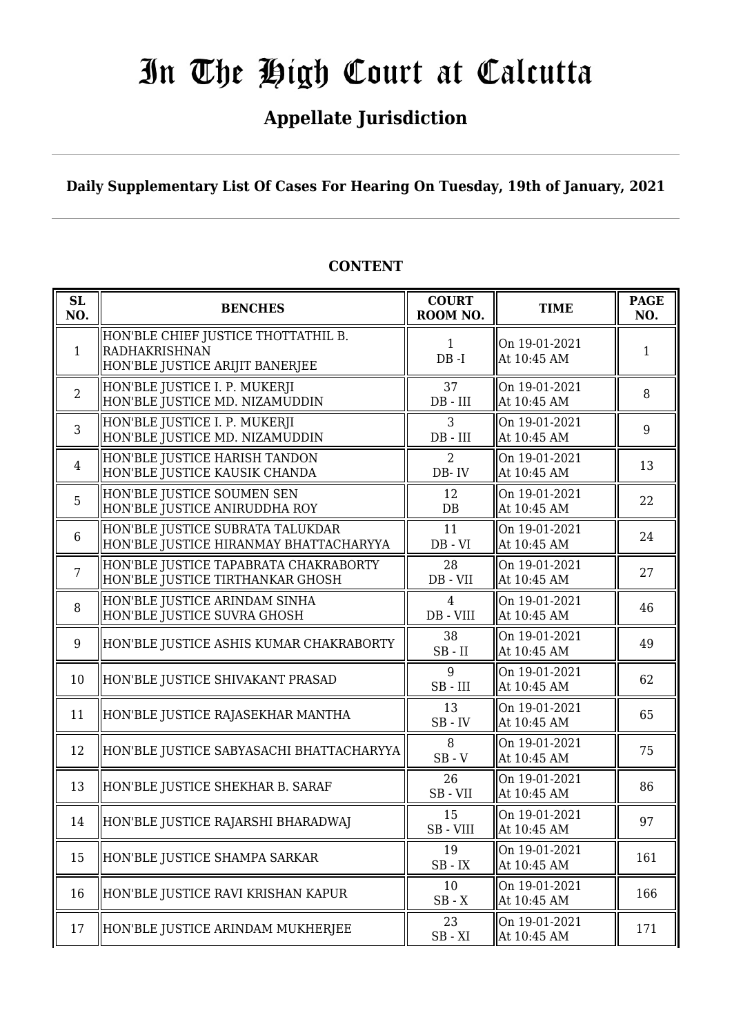# In The High Court at Calcutta

## Appellate Jurisdiction

**Daily Supplementary List Of Cases For Hearing On Tuesday, 19th of January, 2021**

**CONTENT**

| SL NO. | BENCHES | COURT ROOM NO. | TIME | PAGE NO. |
|---|---|---|---|---|
| 1 | HON'BLE CHIEF JUSTICE THOTTATHIL B. RADHAKRISHNAN<br>HON'BLE JUSTICE ARIJIT BANERJEE | 1<br>DB -I | On 19-01-2021<br>At 10:45 AM | 1 |
| 2 | HON'BLE JUSTICE I. P. MUKERJI<br>HON'BLE JUSTICE MD. NIZAMUDDIN | 37<br>DB - III | On 19-01-2021<br>At 10:45 AM | 8 |
| 3 | HON'BLE JUSTICE I. P. MUKERJI<br>HON'BLE JUSTICE MD. NIZAMUDDIN | 3<br>DB - III | On 19-01-2021<br>At 10:45 AM | 9 |
| 4 | HON'BLE JUSTICE HARISH TANDON<br>HON'BLE JUSTICE KAUSIK CHANDA | 2<br>DB- IV | On 19-01-2021<br>At 10:45 AM | 13 |
| 5 | HON'BLE JUSTICE SOUMEN SEN<br>HON'BLE JUSTICE ANIRUDDHA ROY | 12<br>DB | On 19-01-2021<br>At 10:45 AM | 22 |
| 6 | HON'BLE JUSTICE SUBRATA TALUKDAR<br>HON'BLE JUSTICE HIRANMAY BHATTACHARYYA | 11<br>DB - VI | On 19-01-2021<br>At 10:45 AM | 24 |
| 7 | HON'BLE JUSTICE TAPABRATA CHAKRABORTY<br>HON'BLE JUSTICE TIRTHANKAR GHOSH | 28<br>DB - VII | On 19-01-2021<br>At 10:45 AM | 27 |
| 8 | HON'BLE JUSTICE ARINDAM SINHA<br>HON'BLE JUSTICE SUVRA GHOSH | 4<br>DB - VIII | On 19-01-2021<br>At 10:45 AM | 46 |
| 9 | HON'BLE JUSTICE ASHIS KUMAR CHAKRABORTY | 38<br>SB - II | On 19-01-2021<br>At 10:45 AM | 49 |
| 10 | HON'BLE JUSTICE SHIVAKANT PRASAD | 9<br>SB - III | On 19-01-2021<br>At 10:45 AM | 62 |
| 11 | HON'BLE JUSTICE RAJASEKHAR MANTHA | 13<br>SB - IV | On 19-01-2021<br>At 10:45 AM | 65 |
| 12 | HON'BLE JUSTICE SABYASACHI BHATTACHARYYA | 8<br>SB - V | On 19-01-2021<br>At 10:45 AM | 75 |
| 13 | HON'BLE JUSTICE SHEKHAR B. SARAF | 26<br>SB - VII | On 19-01-2021<br>At 10:45 AM | 86 |
| 14 | HON'BLE JUSTICE RAJARSHI BHARADWAJ | 15<br>SB - VIII | On 19-01-2021<br>At 10:45 AM | 97 |
| 15 | HON'BLE JUSTICE SHAMPA SARKAR | 19<br>SB - IX | On 19-01-2021<br>At 10:45 AM | 161 |
| 16 | HON'BLE JUSTICE RAVI KRISHAN KAPUR | 10<br>SB - X | On 19-01-2021<br>At 10:45 AM | 166 |
| 17 | HON'BLE JUSTICE ARINDAM MUKHERJEE | 23<br>SB - XI | On 19-01-2021<br>At 10:45 AM | 171 |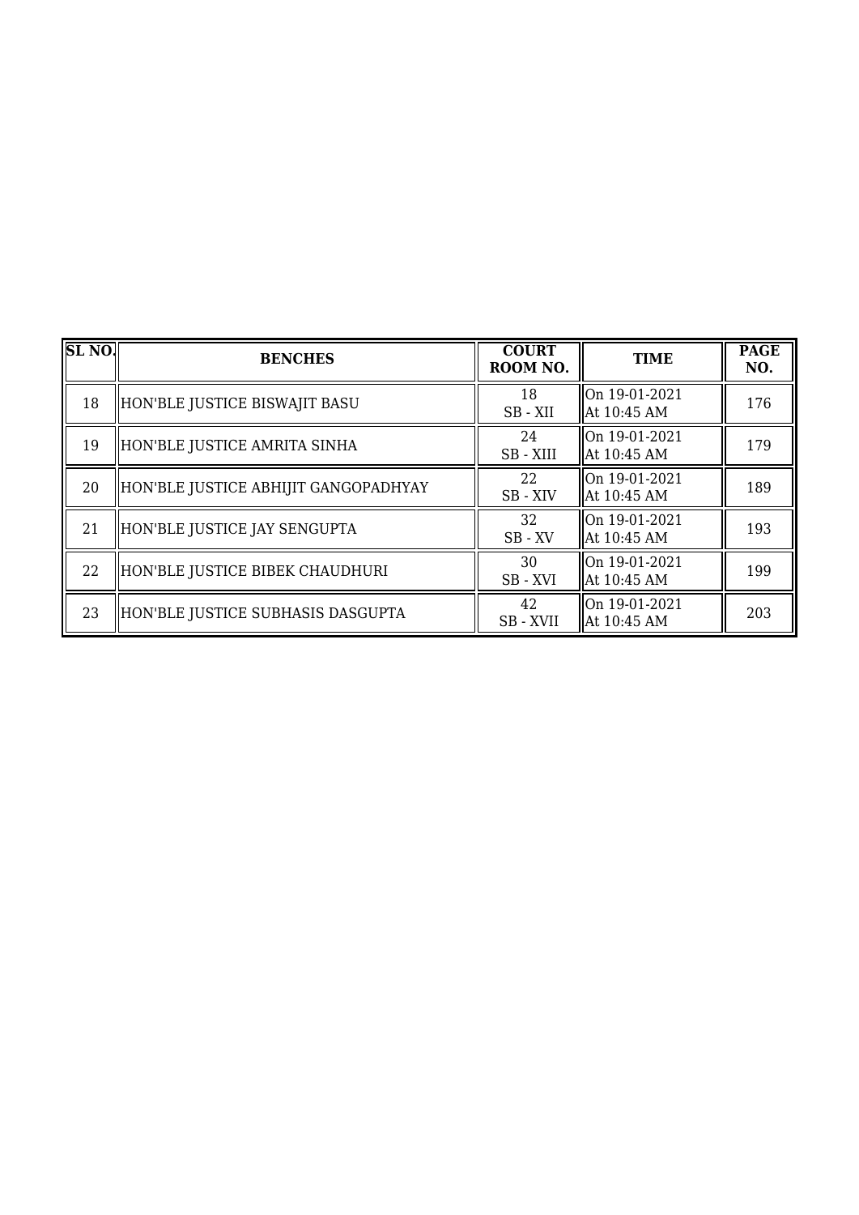| SL NO. | BENCHES | COURT ROOM NO. | TIME | PAGE NO. |
|---|---|---|---|---|
| 18 | HON'BLE JUSTICE BISWAJIT BASU | 18<br>SB - XII | On 19-01-2021<br>At 10:45 AM | 176 |
| 19 | HON'BLE JUSTICE AMRITA SINHA | 24<br>SB - XIII | On 19-01-2021<br>At 10:45 AM | 179 |
| 20 | HON'BLE JUSTICE ABHIJIT GANGOPADHYAY | 22<br>SB - XIV | On 19-01-2021<br>At 10:45 AM | 189 |
| 21 | HON'BLE JUSTICE JAY SENGUPTA | 32<br>SB - XV | On 19-01-2021<br>At 10:45 AM | 193 |
| 22 | HON'BLE JUSTICE BIBEK CHAUDHURI | 30<br>SB - XVI | On 19-01-2021<br>At 10:45 AM | 199 |
| 23 | HON'BLE JUSTICE SUBHASIS DASGUPTA | 42<br>SB - XVII | On 19-01-2021<br>At 10:45 AM | 203 |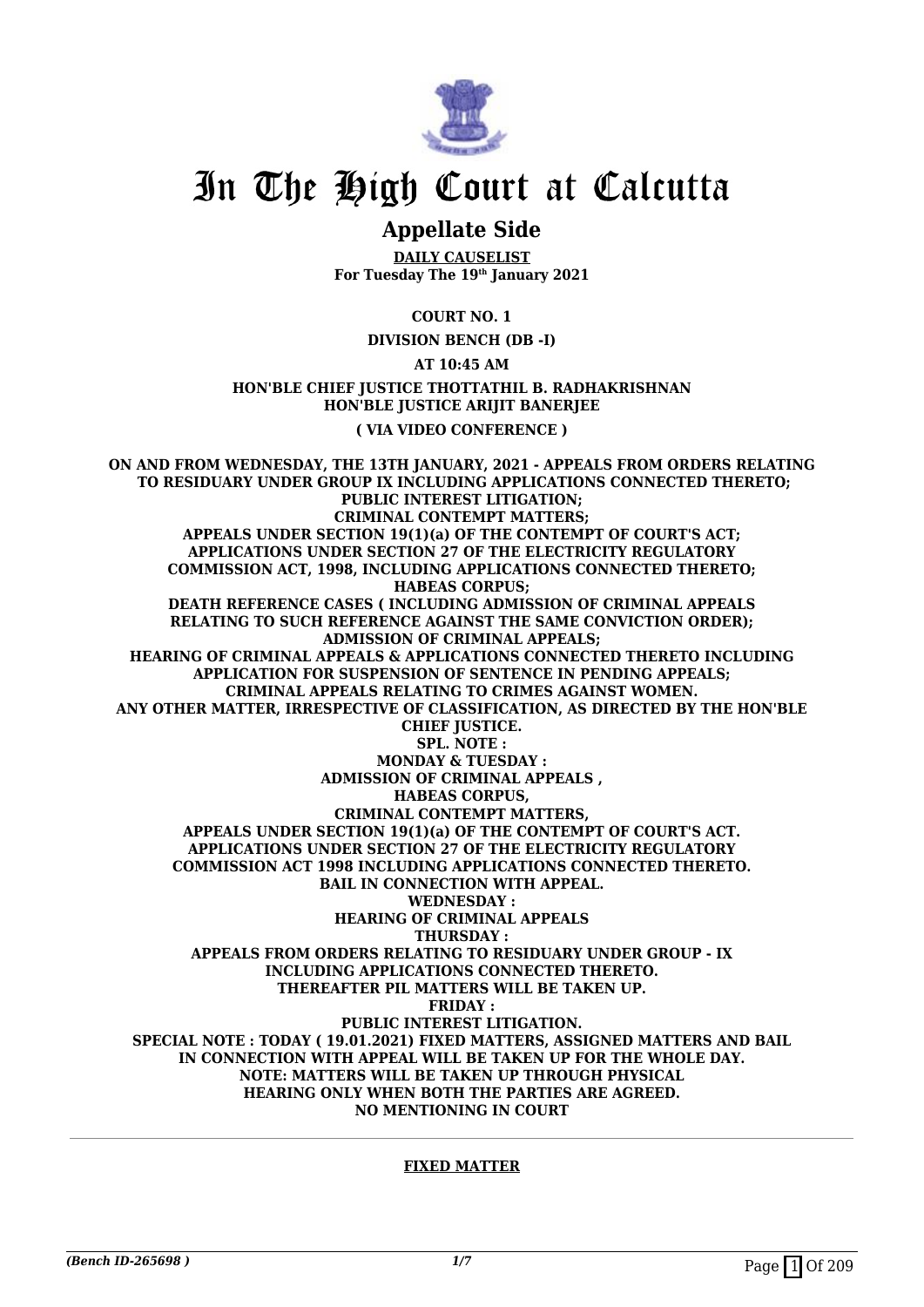# In The High Court at Calcutta

## Appellate Side

**DAILY CAUSELIST**
**For Tuesday The 19th January 2021**

**COURT NO. 1**

**DIVISION BENCH (DB -I)**

**AT 10:45 AM**

**HON'BLE CHIEF JUSTICE THOTTATHIL B. RADHAKRISHNAN**
**HON'BLE JUSTICE ARIJIT BANERJEE**

**( VIA VIDEO CONFERENCE )**

**ON AND FROM WEDNESDAY, THE 13TH JANUARY, 2021 - APPEALS FROM ORDERS RELATING TO RESIDUARY UNDER GROUP IX INCLUDING APPLICATIONS CONNECTED THERETO;**
**PUBLIC INTEREST LITIGATION;**
**CRIMINAL CONTEMPT MATTERS;**
**APPEALS UNDER SECTION 19(1)(a) OF THE CONTEMPT OF COURT'S ACT;**
**APPLICATIONS UNDER SECTION 27 OF THE ELECTRICITY REGULATORY COMMISSION ACT, 1998, INCLUDING APPLICATIONS CONNECTED THERETO;**
**HABEAS CORPUS;**
**DEATH REFERENCE CASES ( INCLUDING ADMISSION OF CRIMINAL APPEALS RELATING TO SUCH REFERENCE AGAINST THE SAME CONVICTION ORDER);**
**ADMISSION OF CRIMINAL APPEALS;**
**HEARING OF CRIMINAL APPEALS & APPLICATIONS CONNECTED THERETO INCLUDING APPLICATION FOR SUSPENSION OF SENTENCE IN PENDING APPEALS;**
**CRIMINAL APPEALS RELATING TO CRIMES AGAINST WOMEN.**
**ANY OTHER MATTER, IRRESPECTIVE OF CLASSIFICATION, AS DIRECTED BY THE HON'BLE CHIEF JUSTICE.**
**SPL. NOTE :**
**MONDAY & TUESDAY :**
**ADMISSION OF CRIMINAL APPEALS ,**
**HABEAS CORPUS,**
**CRIMINAL CONTEMPT MATTERS,**
**APPEALS UNDER SECTION 19(1)(a) OF THE CONTEMPT OF COURT'S ACT.**
**APPLICATIONS UNDER SECTION 27 OF THE ELECTRICITY REGULATORY COMMISSION ACT 1998 INCLUDING APPLICATIONS CONNECTED THERETO.**
**BAIL IN CONNECTION WITH APPEAL.**
**WEDNESDAY :**
**HEARING OF CRIMINAL APPEALS**
**THURSDAY :**
**APPEALS FROM ORDERS RELATING TO RESIDUARY UNDER GROUP - IX INCLUDING APPLICATIONS CONNECTED THERETO.**
**THEREAFTER PIL MATTERS WILL BE TAKEN UP.**
**FRIDAY :**
**PUBLIC INTEREST LITIGATION.**
**SPECIAL NOTE : TODAY ( 19.01.2021) FIXED MATTERS, ASSIGNED MATTERS AND BAIL IN CONNECTION WITH APPEAL WILL BE TAKEN UP FOR THE WHOLE DAY.**
**NOTE: MATTERS WILL BE TAKEN UP THROUGH PHYSICAL HEARING ONLY WHEN BOTH THE PARTIES ARE AGREED.**
**NO MENTIONING IN COURT**

---

**FIXED MATTER**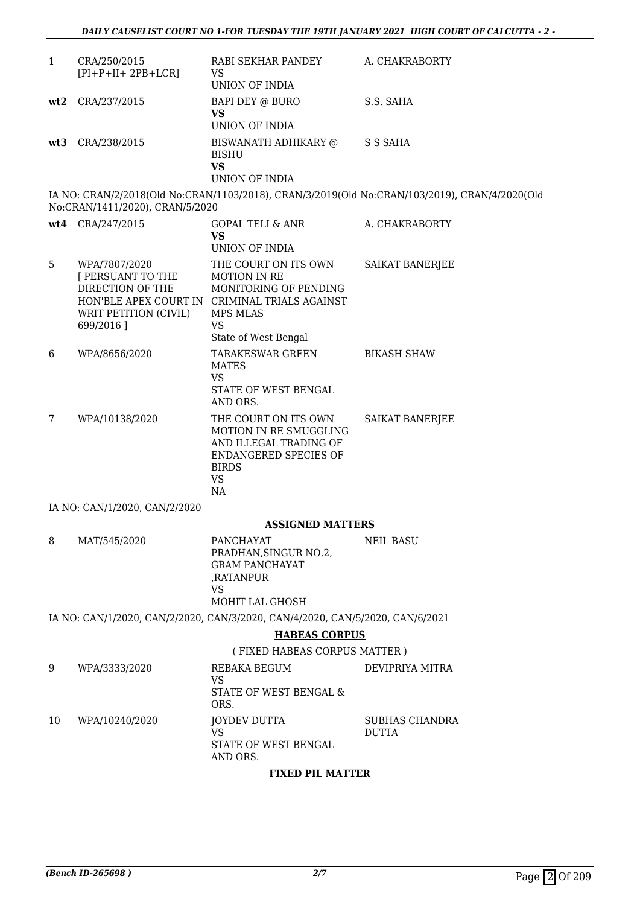| | | | |
|---|---|---|---|
| 1 | CRA/250/2015 [PI+P+II+ 2PB+LCR] | RABI SEKHAR PANDEY VS UNION OF INDIA | A. CHAKRABORTY |
| **wt2** | CRA/237/2015 | BAPI DEY @ BURO **VS** UNION OF INDIA | S.S. SAHA |
| **wt3** | CRA/238/2015 | BISWANATH ADHIKARY @ BISHU **VS** UNION OF INDIA | S S SAHA |

IA NO: CRAN/2/2018(Old No:CRAN/1103/2018), CRAN/3/2019(Old No:CRAN/103/2019), CRAN/4/2020(Old No:CRAN/1411/2020), CRAN/5/2020

| | | | |
|---|---|---|---|
| **wt4** | CRA/247/2015 | GOPAL TELI & ANR **VS** UNION OF INDIA | A. CHAKRABORTY |
| 5 | WPA/7807/2020 [ PERSUANT TO THE DIRECTION OF THE HON'BLE APEX COURT IN WRIT PETITION (CIVIL) 699/2016 ] | THE COURT ON ITS OWN MOTION IN RE MONITORING OF PENDING CRIMINAL TRIALS AGAINST MPS MLAS VS State of West Bengal | SAIKAT BANERJEE |
| 6 | WPA/8656/2020 | TARAKESWAR GREEN MATES VS STATE OF WEST BENGAL AND ORS. | BIKASH SHAW |
| 7 | WPA/10138/2020 | THE COURT ON ITS OWN MOTION IN RE SMUGGLING AND ILLEGAL TRADING OF ENDANGERED SPECIES OF BIRDS VS NA | SAIKAT BANERJEE |

IA NO: CAN/1/2020, CAN/2/2020

## ASSIGNED MATTERS

| | | | |
|---|---|---|---|
| 8 | MAT/545/2020 | PANCHAYAT PRADHAN,SINGUR NO.2, GRAM PANCHAYAT ,RATANPUR VS MOHIT LAL GHOSH | NEIL BASU |

IA NO: CAN/1/2020, CAN/2/2020, CAN/3/2020, CAN/4/2020, CAN/5/2020, CAN/6/2021

## HABEAS CORPUS

( FIXED HABEAS CORPUS MATTER )

| | | | |
|---|---|---|---|
| 9 | WPA/3333/2020 | REBAKA BEGUM VS STATE OF WEST BENGAL & ORS. | DEVIPRIYA MITRA |
| 10 | WPA/10240/2020 | JOYDEV DUTTA VS STATE OF WEST BENGAL AND ORS. | SUBHAS CHANDRA DUTTA |

## FIXED PIL MATTER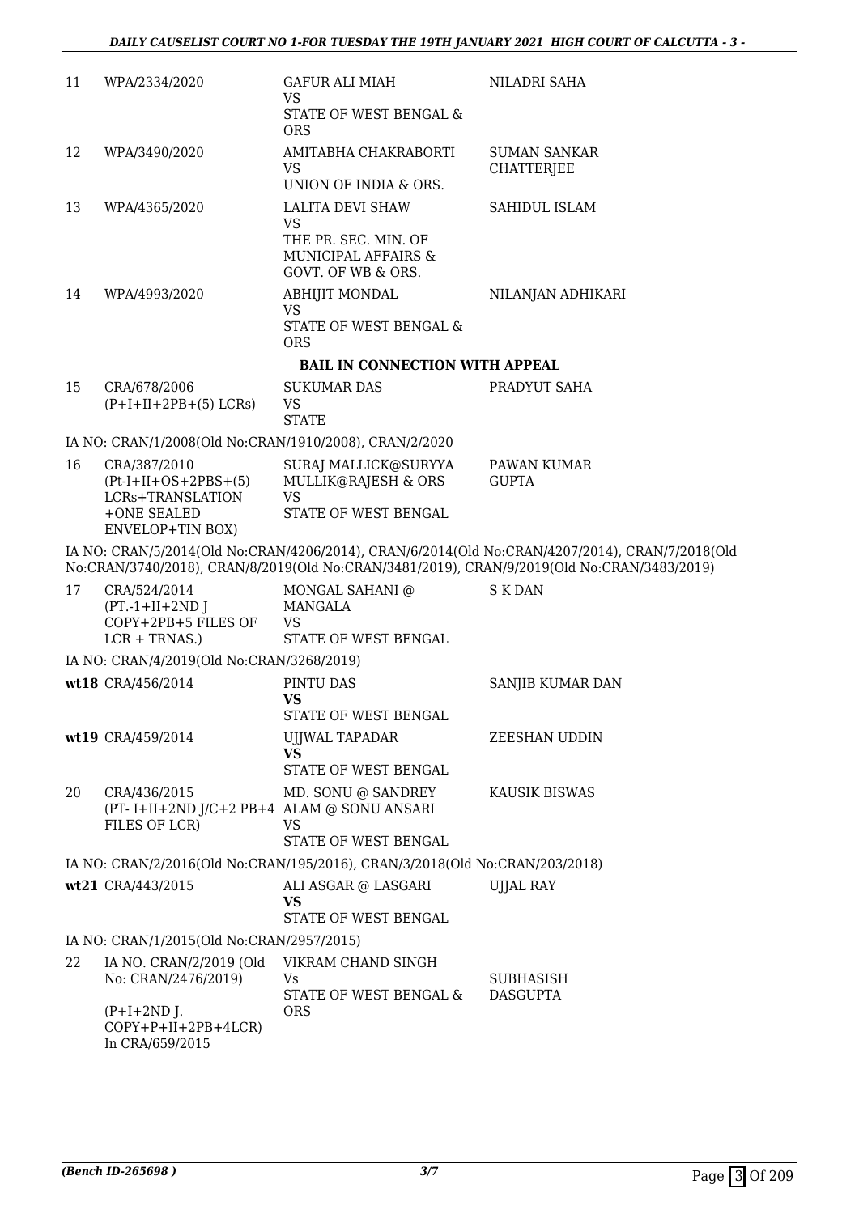| | | | |
|---|---|---|---|
| 11 | WPA/2334/2020 | GAFUR ALI MIAH<br>VS<br>STATE OF WEST BENGAL & ORS | NILADRI SAHA |
| 12 | WPA/3490/2020 | AMITABHA CHAKRABORTI<br>VS<br>UNION OF INDIA & ORS. | SUMAN SANKAR CHATTERJEE |
| 13 | WPA/4365/2020 | LALITA DEVI SHAW<br>VS<br>THE PR. SEC. MIN. OF MUNICIPAL AFFAIRS & GOVT. OF WB & ORS. | SAHIDUL ISLAM |
| 14 | WPA/4993/2020 | ABHIJIT MONDAL<br>VS<br>STATE OF WEST BENGAL & ORS | NILANJAN ADHIKARI |

**BAIL IN CONNECTION WITH APPEAL**

| | | | |
|---|---|---|---|
| 15 | CRA/678/2006<br>(P+I+II+2PB+(5) LCRs) | SUKUMAR DAS<br>VS<br>STATE | PRADYUT SAHA |

IA NO: CRAN/1/2008(Old No:CRAN/1910/2008), CRAN/2/2020

| | | | |
|---|---|---|---|
| 16 | CRA/387/2010<br>(Pt-I+II+OS+2PBS+(5) LCRs+TRANSLATION +ONE SEALED ENVELOP+TIN BOX) | SURAJ MALLICK@SURYYA MULLIK@RAJESH & ORS<br>VS<br>STATE OF WEST BENGAL | PAWAN KUMAR GUPTA |

IA NO: CRAN/5/2014(Old No:CRAN/4206/2014), CRAN/6/2014(Old No:CRAN/4207/2014), CRAN/7/2018(Old No:CRAN/3740/2018), CRAN/8/2019(Old No:CRAN/3481/2019), CRAN/9/2019(Old No:CRAN/3483/2019)

| | | | |
|---|---|---|---|
| 17 | CRA/524/2014<br>(PT.-1+II+2ND J COPY+2PB+5 FILES OF LCR + TRNAS.) | MONGAL SAHANI @ MANGALA<br>VS<br>STATE OF WEST BENGAL | S K DAN |

IA NO: CRAN/4/2019(Old No:CRAN/3268/2019)

| | | | |
|---|---|---|---|
| wt18 | CRA/456/2014 | PINTU DAS<br>**VS**<br>STATE OF WEST BENGAL | SANJIB KUMAR DAN |
| wt19 | CRA/459/2014 | UJJWAL TAPADAR<br>**VS**<br>STATE OF WEST BENGAL | ZEESHAN UDDIN |
| 20 | CRA/436/2015<br>(PT- I+II+2ND J/C+2 PB+4 FILES OF LCR) | MD. SONU @ SANDREY ALAM @ SONU ANSARI<br>VS<br>STATE OF WEST BENGAL | KAUSIK BISWAS |

IA NO: CRAN/2/2016(Old No:CRAN/195/2016), CRAN/3/2018(Old No:CRAN/203/2018)

| | | | |
|---|---|---|---|
| wt21 | CRA/443/2015 | ALI ASGAR @ LASGARI<br>**VS**<br>STATE OF WEST BENGAL | UJJAL RAY |

IA NO: CRAN/1/2015(Old No:CRAN/2957/2015)

| | | | |
|---|---|---|---|
| 22 | IA NO. CRAN/2/2019 (Old No: CRAN/2476/2019)<br>(P+I+2ND J. COPY+P+II+2PB+4LCR)<br>In CRA/659/2015 | VIKRAM CHAND SINGH<br>Vs<br>STATE OF WEST BENGAL & ORS | SUBHASISH DASGUPTA |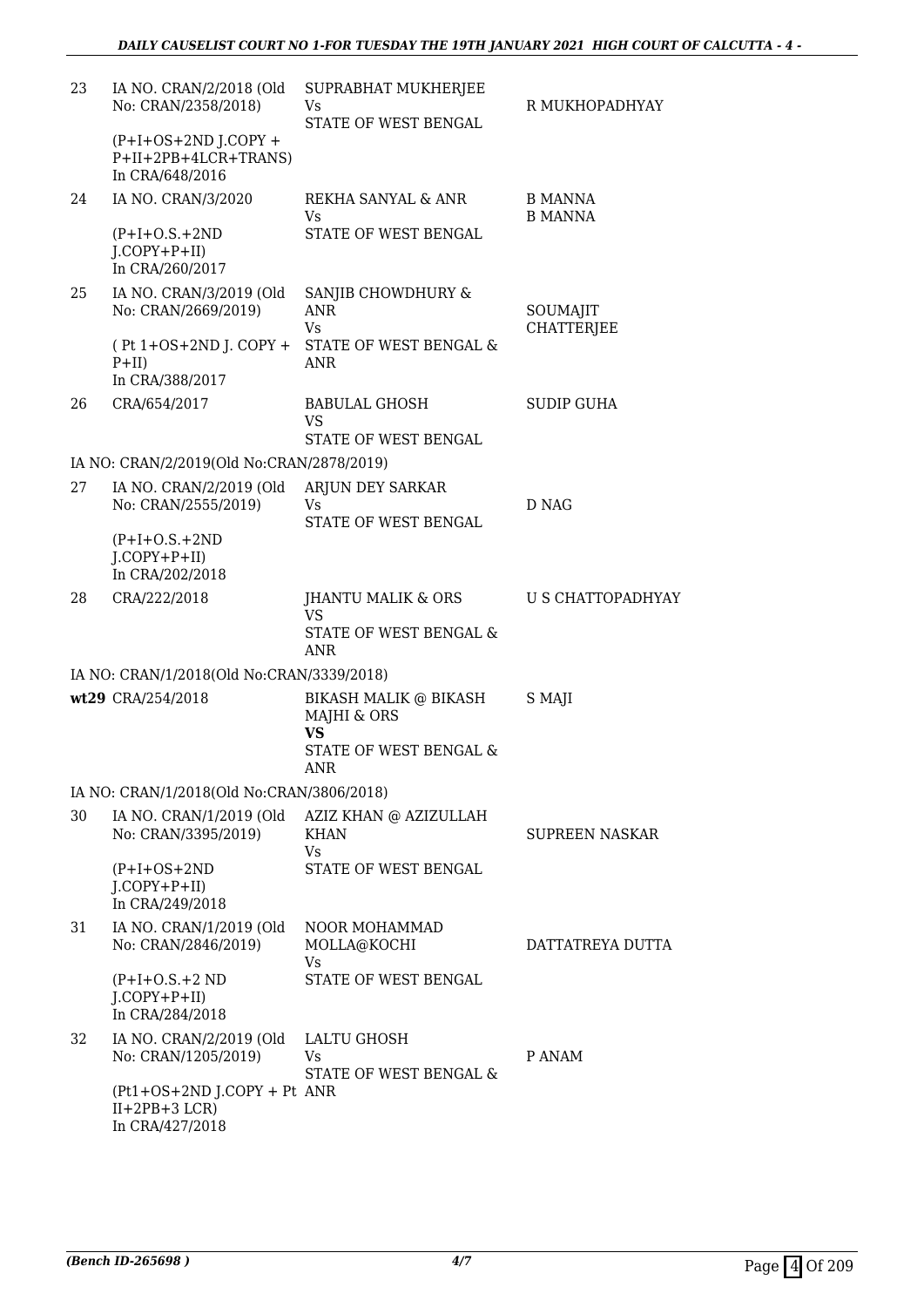| | | | |
|---|---|---|---|
| 23 | IA NO. CRAN/2/2018 (Old No: CRAN/2358/2018)<br>(P+I+OS+2ND J.COPY + P+II+2PB+4LCR+TRANS)<br>In CRA/648/2016 | SUPRABHAT MUKHERJEE<br>Vs<br>STATE OF WEST BENGAL | R MUKHOPADHYAY |
| 24 | IA NO. CRAN/3/2020<br>(P+I+O.S.+2ND J.COPY+P+II)<br>In CRA/260/2017 | REKHA SANYAL & ANR<br>Vs<br>STATE OF WEST BENGAL | B MANNA<br>B MANNA |
| 25 | IA NO. CRAN/3/2019 (Old No: CRAN/2669/2019)<br>( Pt 1+OS+2ND J. COPY + P+II)<br>In CRA/388/2017 | SANJIB CHOWDHURY & ANR<br>Vs<br>STATE OF WEST BENGAL & ANR | SOUMAJIT CHATTERJEE |
| 26 | CRA/654/2017 | BABULAL GHOSH<br>VS<br>STATE OF WEST BENGAL | SUDIP GUHA |
| | IA NO: CRAN/2/2019(Old No:CRAN/2878/2019) | | |
| 27 | IA NO. CRAN/2/2019 (Old No: CRAN/2555/2019)<br>(P+I+O.S.+2ND J.COPY+P+II)<br>In CRA/202/2018 | ARJUN DEY SARKAR<br>Vs<br>STATE OF WEST BENGAL | D NAG |
| 28 | CRA/222/2018 | JHANTU MALIK & ORS<br>VS<br>STATE OF WEST BENGAL & ANR | U S CHATTOPADHYAY |
| | IA NO: CRAN/1/2018(Old No:CRAN/3339/2018) | | |
| **wt29** | CRA/254/2018 | BIKASH MALIK @ BIKASH MAJHI & ORS<br>**VS**<br>STATE OF WEST BENGAL & ANR | S MAJI |
| | IA NO: CRAN/1/2018(Old No:CRAN/3806/2018) | | |
| 30 | IA NO. CRAN/1/2019 (Old No: CRAN/3395/2019)<br>(P+I+OS+2ND J.COPY+P+II)<br>In CRA/249/2018 | AZIZ KHAN @ AZIZULLAH KHAN<br>Vs<br>STATE OF WEST BENGAL | SUPREEN NASKAR |
| 31 | IA NO. CRAN/1/2019 (Old No: CRAN/2846/2019)<br>(P+I+O.S.+2 ND J.COPY+P+II)<br>In CRA/284/2018 | NOOR MOHAMMAD MOLLA@KOCHI<br>Vs<br>STATE OF WEST BENGAL | DATTATREYA DUTTA |
| 32 | IA NO. CRAN/2/2019 (Old No: CRAN/1205/2019)<br>(Pt1+OS+2ND J.COPY + Pt II+2PB+3 LCR)<br>In CRA/427/2018 | LALTU GHOSH<br>Vs<br>STATE OF WEST BENGAL & ANR | P ANAM |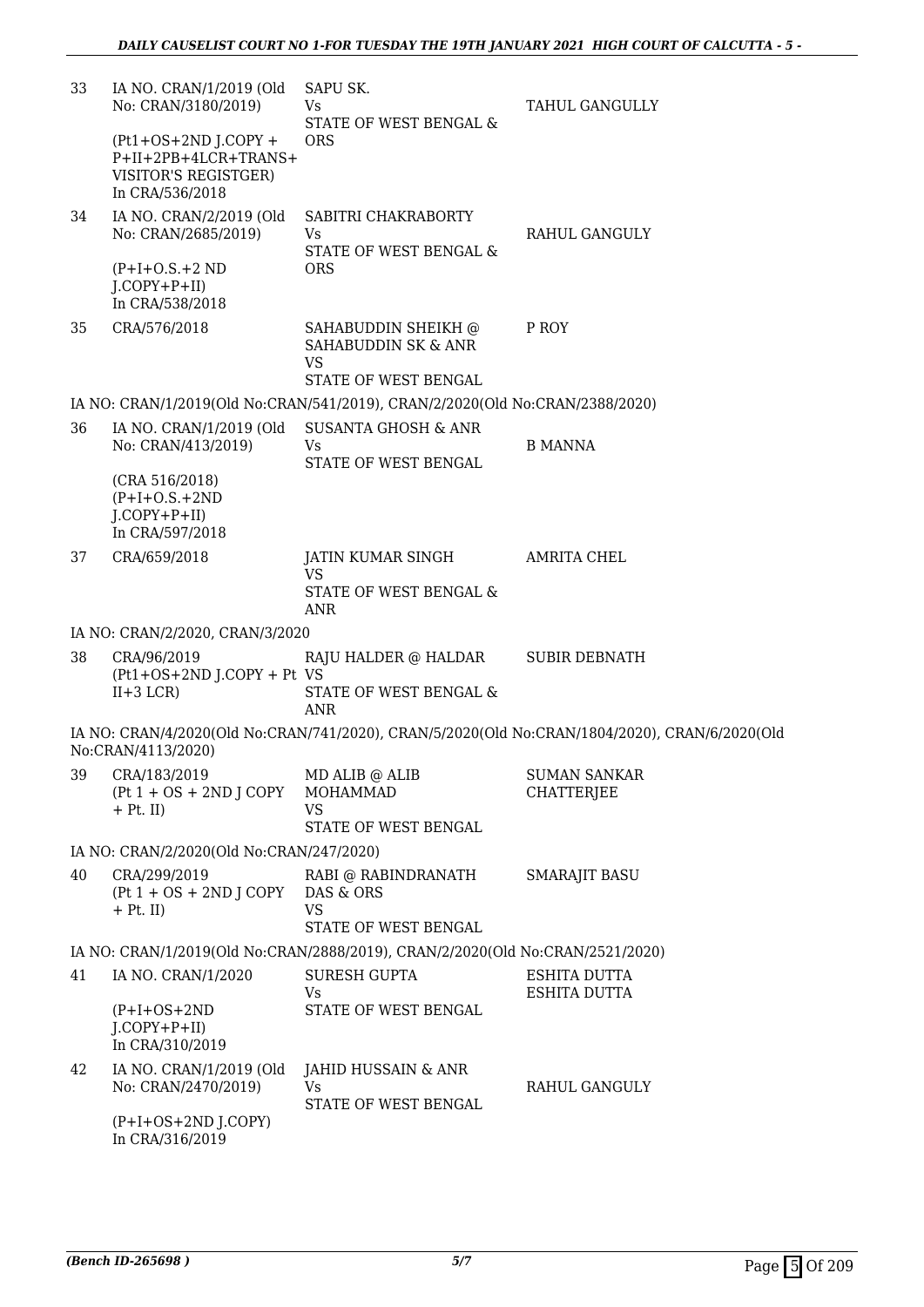| | | | |
|---|---|---|---|
| 33 | IA NO. CRAN/1/2019 (Old No: CRAN/3180/2019)<br><br>(Pt1+OS+2ND J.COPY + P+II+2PB+4LCR+TRANS+ VISITOR'S REGISTGER)<br>In CRA/536/2018 | SAPU SK.<br>Vs<br>STATE OF WEST BENGAL & ORS | TAHUL GANGULLY |
| 34 | IA NO. CRAN/2/2019 (Old No: CRAN/2685/2019)<br><br>(P+I+O.S.+2 ND J.COPY+P+II)<br>In CRA/538/2018 | SABITRI CHAKRABORTY<br>Vs<br>STATE OF WEST BENGAL & ORS | RAHUL GANGULY |
| 35 | CRA/576/2018 | SAHABUDDIN SHEIKH @ SAHABUDDIN SK & ANR<br>VS<br>STATE OF WEST BENGAL | P ROY |
| | IA NO: CRAN/1/2019(Old No:CRAN/541/2019), CRAN/2/2020(Old No:CRAN/2388/2020) | | |
| 36 | IA NO. CRAN/1/2019 (Old No: CRAN/413/2019)<br><br>(CRA 516/2018)<br>(P+I+O.S.+2ND J.COPY+P+II)<br>In CRA/597/2018 | SUSANTA GHOSH & ANR<br>Vs<br>STATE OF WEST BENGAL | B MANNA |
| 37 | CRA/659/2018 | JATIN KUMAR SINGH<br>VS<br>STATE OF WEST BENGAL & ANR | AMRITA CHEL |
| | IA NO: CRAN/2/2020, CRAN/3/2020 | | |
| 38 | CRA/96/2019<br>(Pt1+OS+2ND J.COPY + Pt II+3 LCR) | RAJU HALDER @ HALDAR<br>VS<br>STATE OF WEST BENGAL & ANR | SUBIR DEBNATH |
| | IA NO: CRAN/4/2020(Old No:CRAN/741/2020), CRAN/5/2020(Old No:CRAN/1804/2020), CRAN/6/2020(Old No:CRAN/4113/2020) | | |
| 39 | CRA/183/2019<br>(Pt 1 + OS + 2ND J COPY + Pt. II) | MD ALIB @ ALIB MOHAMMAD<br>VS<br>STATE OF WEST BENGAL | SUMAN SANKAR CHATTERJEE |
| | IA NO: CRAN/2/2020(Old No:CRAN/247/2020) | | |
| 40 | CRA/299/2019<br>(Pt 1 + OS + 2ND J COPY + Pt. II) | RABI @ RABINDRANATH DAS & ORS<br>VS<br>STATE OF WEST BENGAL | SMARAJIT BASU |
| | IA NO: CRAN/1/2019(Old No:CRAN/2888/2019), CRAN/2/2020(Old No:CRAN/2521/2020) | | |
| 41 | IA NO. CRAN/1/2020<br><br>(P+I+OS+2ND J.COPY+P+II)<br>In CRA/310/2019 | SURESH GUPTA<br>Vs<br>STATE OF WEST BENGAL | ESHITA DUTTA<br>ESHITA DUTTA |
| 42 | IA NO. CRAN/1/2019 (Old No: CRAN/2470/2019)<br><br>(P+I+OS+2ND J.COPY)<br>In CRA/316/2019 | JAHID HUSSAIN & ANR<br>Vs<br>STATE OF WEST BENGAL | RAHUL GANGULY |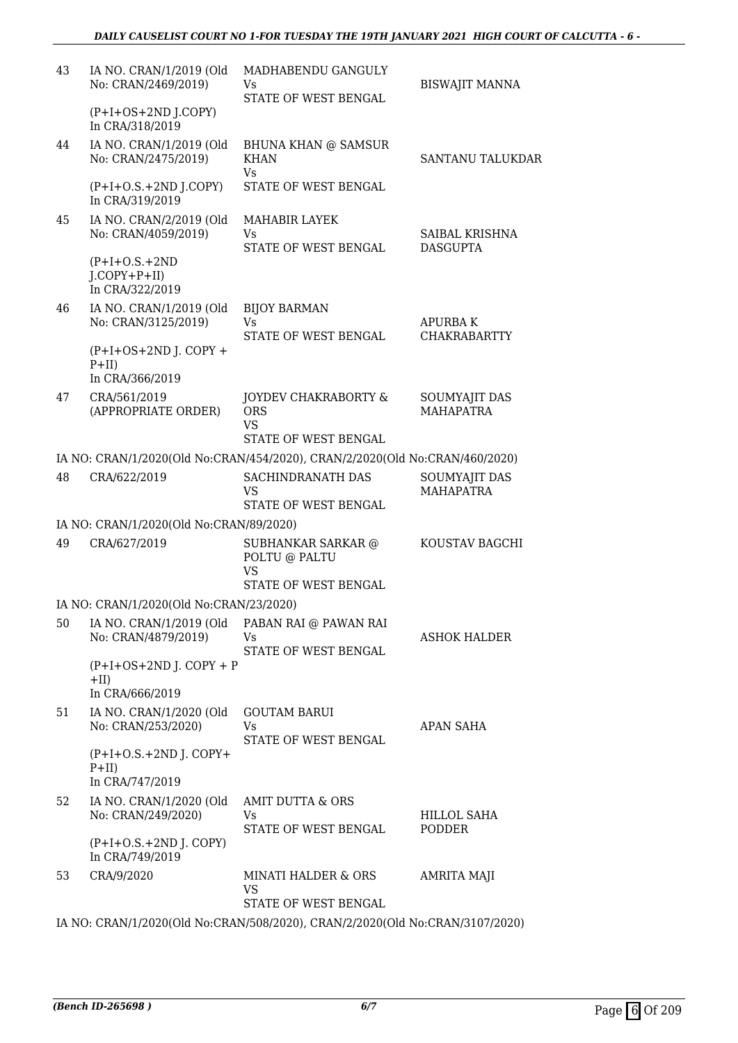| | | | |
|---|---|---|---|
| 43 | IA NO. CRAN/1/2019 (Old No: CRAN/2469/2019)<br><br>(P+I+OS+2ND J.COPY)<br>In CRA/318/2019 | MADHABENDU GANGULY<br>Vs<br>STATE OF WEST BENGAL | BISWAJIT MANNA |
| 44 | IA NO. CRAN/1/2019 (Old No: CRAN/2475/2019)<br><br>(P+I+O.S.+2ND J.COPY)<br>In CRA/319/2019 | BHUNA KHAN @ SAMSUR KHAN<br>Vs<br>STATE OF WEST BENGAL | SANTANU TALUKDAR |
| 45 | IA NO. CRAN/2/2019 (Old No: CRAN/4059/2019)<br><br>(P+I+O.S.+2ND J.COPY+P+II)<br>In CRA/322/2019 | MAHABIR LAYEK<br>Vs<br>STATE OF WEST BENGAL | SAIBAL KRISHNA DASGUPTA |
| 46 | IA NO. CRAN/1/2019 (Old No: CRAN/3125/2019)<br><br>(P+I+OS+2ND J. COPY + P+II)<br>In CRA/366/2019 | BIJOY BARMAN<br>Vs<br>STATE OF WEST BENGAL | APURBA K CHAKRABARTTY |
| 47 | CRA/561/2019<br>(APPROPRIATE ORDER) | JOYDEV CHAKRABORTY & ORS<br>VS<br>STATE OF WEST BENGAL | SOUMYAJIT DAS MAHAPATRA |
| | IA NO: CRAN/1/2020(Old No:CRAN/454/2020), CRAN/2/2020(Old No:CRAN/460/2020) | | |
| 48 | CRA/622/2019 | SACHINDRANATH DAS<br>VS<br>STATE OF WEST BENGAL | SOUMYAJIT DAS MAHAPATRA |
| | IA NO: CRAN/1/2020(Old No:CRAN/89/2020) | | |
| 49 | CRA/627/2019 | SUBHANKAR SARKAR @ POLTU @ PALTU<br>VS<br>STATE OF WEST BENGAL | KOUSTAV BAGCHI |
| | IA NO: CRAN/1/2020(Old No:CRAN/23/2020) | | |
| 50 | IA NO. CRAN/1/2019 (Old No: CRAN/4879/2019)<br><br>(P+I+OS+2ND J. COPY + P +II)<br>In CRA/666/2019 | PABAN RAI @ PAWAN RAI<br>Vs<br>STATE OF WEST BENGAL | ASHOK HALDER |
| 51 | IA NO. CRAN/1/2020 (Old No: CRAN/253/2020)<br><br>(P+I+O.S.+2ND J. COPY+ P+II)<br>In CRA/747/2019 | GOUTAM BARUI<br>Vs<br>STATE OF WEST BENGAL | APAN SAHA |
| 52 | IA NO. CRAN/1/2020 (Old No: CRAN/249/2020)<br><br>(P+I+O.S.+2ND J. COPY)<br>In CRA/749/2019 | AMIT DUTTA & ORS<br>Vs<br>STATE OF WEST BENGAL | HILLOL SAHA PODDER |
| 53 | CRA/9/2020 | MINATI HALDER & ORS<br>VS<br>STATE OF WEST BENGAL | AMRITA MAJI |
| | IA NO: CRAN/1/2020(Old No:CRAN/508/2020), CRAN/2/2020(Old No:CRAN/3107/2020) | | |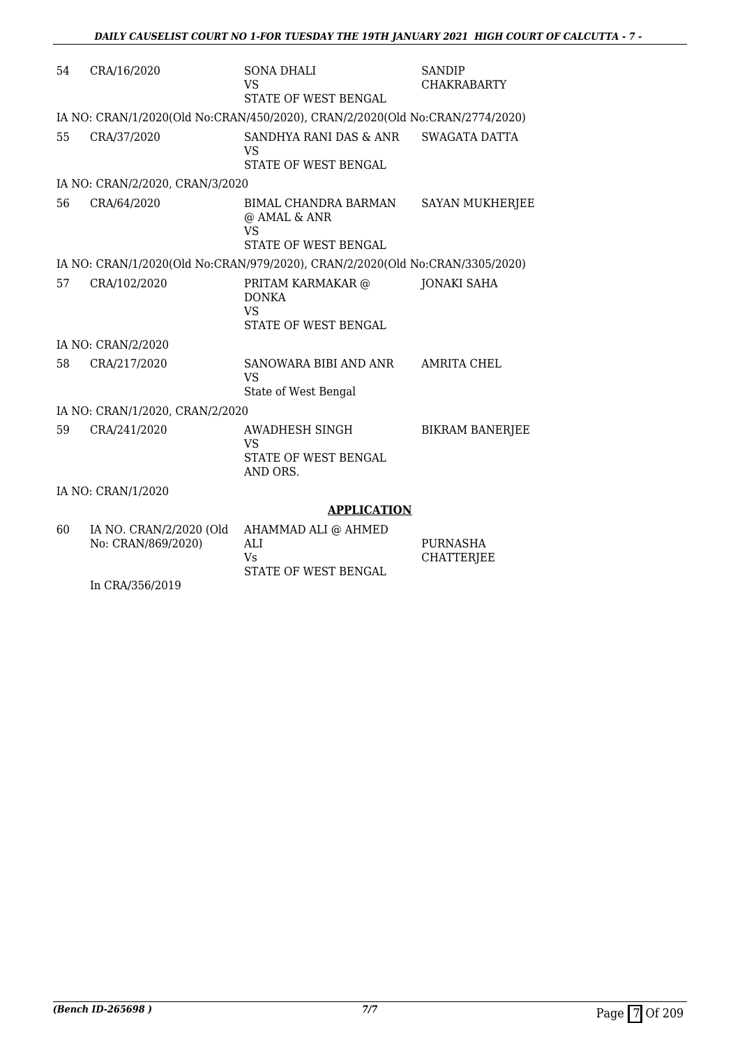| | | | |
|---|---|---|---|
| 54 | CRA/16/2020 | SONA DHALI<br>VS<br>STATE OF WEST BENGAL | SANDIP CHAKRABARTY |
| | IA NO: CRAN/1/2020(Old No:CRAN/450/2020), CRAN/2/2020(Old No:CRAN/2774/2020) | | |
| 55 | CRA/37/2020 | SANDHYA RANI DAS & ANR<br>VS<br>STATE OF WEST BENGAL | SWAGATA DATTA |
| | IA NO: CRAN/2/2020, CRAN/3/2020 | | |
| 56 | CRA/64/2020 | BIMAL CHANDRA BARMAN @ AMAL & ANR<br>VS<br>STATE OF WEST BENGAL | SAYAN MUKHERJEE |
| | IA NO: CRAN/1/2020(Old No:CRAN/979/2020), CRAN/2/2020(Old No:CRAN/3305/2020) | | |
| 57 | CRA/102/2020 | PRITAM KARMAKAR @ DONKA<br>VS<br>STATE OF WEST BENGAL | JONAKI SAHA |
| | IA NO: CRAN/2/2020 | | |
| 58 | CRA/217/2020 | SANOWARA BIBI AND ANR<br>VS<br>State of West Bengal | AMRITA CHEL |
| | IA NO: CRAN/1/2020, CRAN/2/2020 | | |
| 59 | CRA/241/2020 | AWADHESH SINGH<br>VS<br>STATE OF WEST BENGAL AND ORS. | BIKRAM BANERJEE |
| | IA NO: CRAN/1/2020 | | |

**APPLICATION**

| | | | |
|---|---|---|---|
| 60 | IA NO. CRAN/2/2020 (Old No: CRAN/869/2020)<br>In CRA/356/2019 | AHAMMAD ALI @ AHMED ALI<br>Vs<br>STATE OF WEST BENGAL | PURNASHA CHATTERJEE |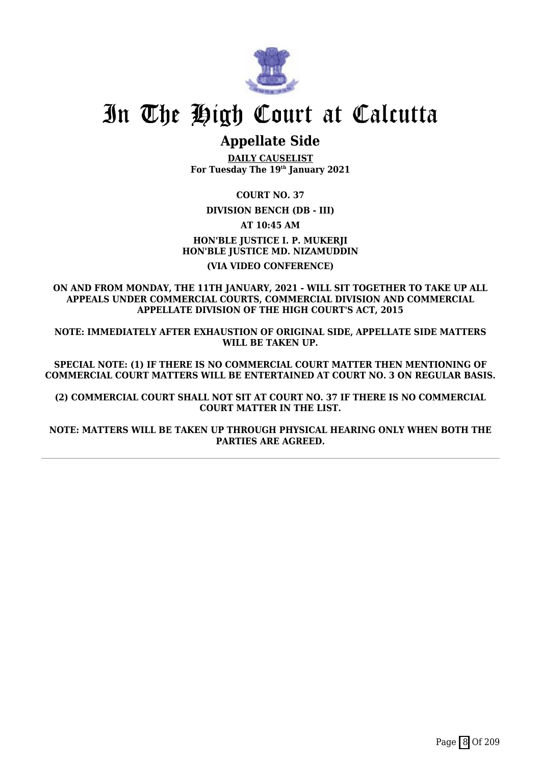# In The High Court at Calcutta

## Appellate Side

**DAILY CAUSELIST**
**For Tuesday The 19th January 2021**

**COURT NO. 37**

**DIVISION BENCH (DB - III)**

**AT 10:45 AM**

**HON'BLE JUSTICE I. P. MUKERJI**
**HON'BLE JUSTICE MD. NIZAMUDDIN**

**(VIA VIDEO CONFERENCE)**

**ON AND FROM MONDAY, THE 11TH JANUARY, 2021 - WILL SIT TOGETHER TO TAKE UP ALL APPEALS UNDER COMMERCIAL COURTS, COMMERCIAL DIVISION AND COMMERCIAL APPELLATE DIVISION OF THE HIGH COURT'S ACT, 2015**

**NOTE: IMMEDIATELY AFTER EXHAUSTION OF ORIGINAL SIDE, APPELLATE SIDE MATTERS WILL BE TAKEN UP.**

**SPECIAL NOTE: (1) IF THERE IS NO COMMERCIAL COURT MATTER THEN MENTIONING OF COMMERCIAL COURT MATTERS WILL BE ENTERTAINED AT COURT NO. 3 ON REGULAR BASIS.**

**(2) COMMERCIAL COURT SHALL NOT SIT AT COURT NO. 37 IF THERE IS NO COMMERCIAL COURT MATTER IN THE LIST.**

**NOTE: MATTERS WILL BE TAKEN UP THROUGH PHYSICAL HEARING ONLY WHEN BOTH THE PARTIES ARE AGREED.**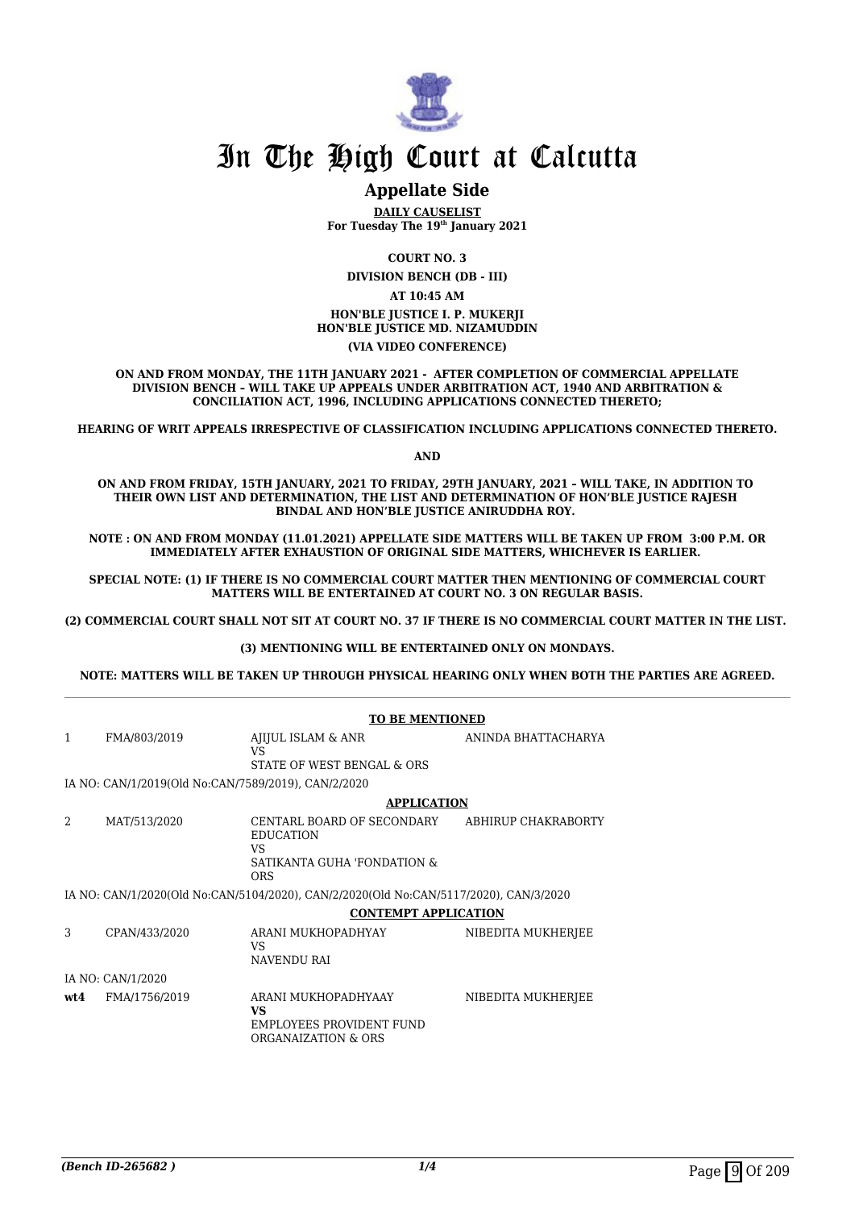# In The High Court at Calcutta

## Appellate Side

**DAILY CAUSELIST**
**For Tuesday The 19th January 2021**

**COURT NO. 3**

**DIVISION BENCH (DB - III)**

**AT 10:45 AM**

**HON'BLE JUSTICE I. P. MUKERJI**
**HON'BLE JUSTICE MD. NIZAMUDDIN**

**(VIA VIDEO CONFERENCE)**

**ON AND FROM MONDAY, THE 11TH JANUARY 2021 - AFTER COMPLETION OF COMMERCIAL APPELLATE DIVISION BENCH – WILL TAKE UP APPEALS UNDER ARBITRATION ACT, 1940 AND ARBITRATION & CONCILIATION ACT, 1996, INCLUDING APPLICATIONS CONNECTED THERETO;**

**HEARING OF WRIT APPEALS IRRESPECTIVE OF CLASSIFICATION INCLUDING APPLICATIONS CONNECTED THERETO.**

**AND**

**ON AND FROM FRIDAY, 15TH JANUARY, 2021 TO FRIDAY, 29TH JANUARY, 2021 – WILL TAKE, IN ADDITION TO THEIR OWN LIST AND DETERMINATION, THE LIST AND DETERMINATION OF HON'BLE JUSTICE RAJESH BINDAL AND HON'BLE JUSTICE ANIRUDDHA ROY.**

**NOTE : ON AND FROM MONDAY (11.01.2021) APPELLATE SIDE MATTERS WILL BE TAKEN UP FROM 3:00 P.M. OR IMMEDIATELY AFTER EXHAUSTION OF ORIGINAL SIDE MATTERS, WHICHEVER IS EARLIER.**

**SPECIAL NOTE: (1) IF THERE IS NO COMMERCIAL COURT MATTER THEN MENTIONING OF COMMERCIAL COURT MATTERS WILL BE ENTERTAINED AT COURT NO. 3 ON REGULAR BASIS.**

**(2) COMMERCIAL COURT SHALL NOT SIT AT COURT NO. 37 IF THERE IS NO COMMERCIAL COURT MATTER IN THE LIST.**

**(3) MENTIONING WILL BE ENTERTAINED ONLY ON MONDAYS.**

**NOTE: MATTERS WILL BE TAKEN UP THROUGH PHYSICAL HEARING ONLY WHEN BOTH THE PARTIES ARE AGREED.**

**TO BE MENTIONED**

| | | | |
|---|---|---|---|
| 1 | FMA/803/2019 | AJIJUL ISLAM & ANR<br>VS<br>STATE OF WEST BENGAL & ORS | ANINDA BHATTACHARYA |

IA NO: CAN/1/2019(Old No:CAN/7589/2019), CAN/2/2020

**APPLICATION**

| | | | |
|---|---|---|---|
| 2 | MAT/513/2020 | CENTARL BOARD OF SECONDARY EDUCATION<br>VS<br>SATIKANTA GUHA 'FONDATION & ORS | ABHIRUP CHAKRABORTY |

IA NO: CAN/1/2020(Old No:CAN/5104/2020), CAN/2/2020(Old No:CAN/5117/2020), CAN/3/2020

**CONTEMPT APPLICATION**

| | | | |
|---|---|---|---|
| 3 | CPAN/433/2020 | ARANI MUKHOPADHYAY<br>VS<br>NAVENDU RAI | NIBEDITA MUKHERJEE |

IA NO: CAN/1/2020

| | | | |
|---|---|---|---|
| **wt4** | FMA/1756/2019 | ARANI MUKHOPADHYAAY<br>**VS**<br>EMPLOYEES PROVIDENT FUND ORGANAIZATION & ORS | NIBEDITA MUKHERJEE |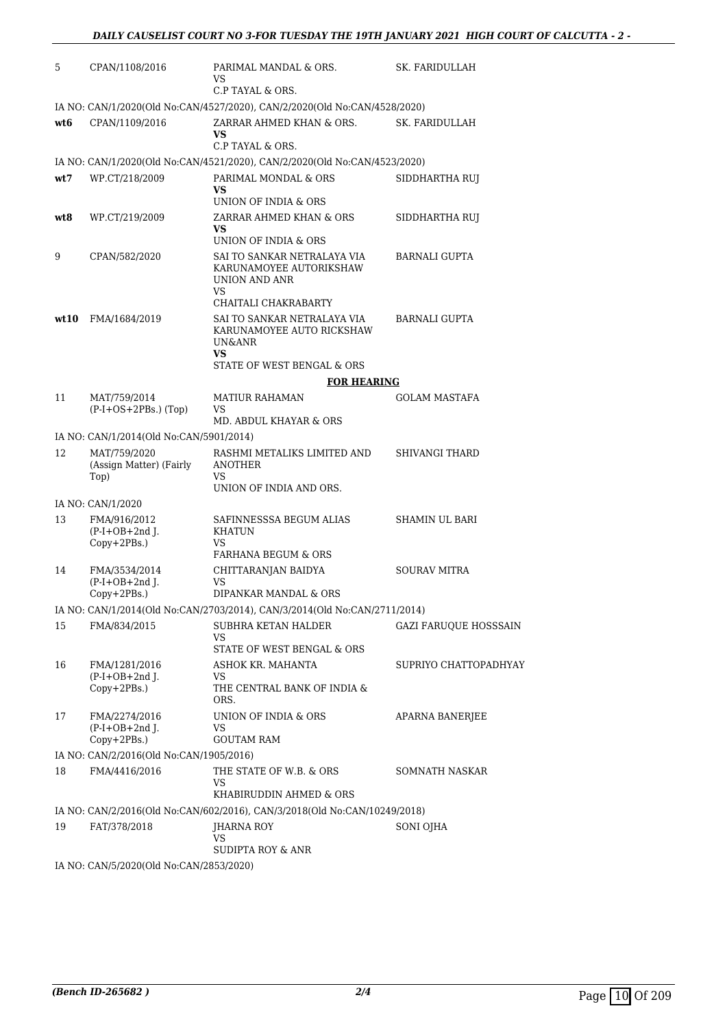| | | | |
|---|---|---|---|
| 5 | CPAN/1108/2016 | PARIMAL MANDAL & ORS.<br>VS<br>C.P TAYAL & ORS. | SK. FARIDULLAH |
| | IA NO: CAN/1/2020(Old No:CAN/4527/2020), CAN/2/2020(Old No:CAN/4528/2020) | | |
| wt6 | CPAN/1109/2016 | ZARRAR AHMED KHAN & ORS.<br>**VS**<br>C.P TAYAL & ORS. | SK. FARIDULLAH |
| | IA NO: CAN/1/2020(Old No:CAN/4521/2020), CAN/2/2020(Old No:CAN/4523/2020) | | |
| wt7 | WP.CT/218/2009 | PARIMAL MONDAL & ORS<br>**VS**<br>UNION OF INDIA & ORS | SIDDHARTHA RUJ |
| wt8 | WP.CT/219/2009 | ZARRAR AHMED KHAN & ORS<br>**VS**<br>UNION OF INDIA & ORS | SIDDHARTHA RUJ |
| 9 | CPAN/582/2020 | SAI TO SANKAR NETRALAYA VIA KARUNAMOYEE AUTORIKSHAW UNION AND ANR<br>VS<br>CHAITALI CHAKRABARTY | BARNALI GUPTA |
| wt10 | FMA/1684/2019 | SAI TO SANKAR NETRALAYA VIA KARUNAMOYEE AUTO RICKSHAW UN&ANR<br>**VS**<br>STATE OF WEST BENGAL & ORS | BARNALI GUPTA |

**FOR HEARING**

| | | | |
|---|---|---|---|
| 11 | MAT/759/2014<br>(P-I+OS+2PBs.) (Top) | MATIUR RAHAMAN<br>VS<br>MD. ABDUL KHAYAR & ORS | GOLAM MASTAFA |
| | IA NO: CAN/1/2014(Old No:CAN/5901/2014) | | |
| 12 | MAT/759/2020<br>(Assign Matter) (Fairly Top) | RASHMI METALIKS LIMITED AND ANOTHER<br>VS<br>UNION OF INDIA AND ORS. | SHIVANGI THARD |
| | IA NO: CAN/1/2020 | | |
| 13 | FMA/916/2012<br>(P-I+OB+2nd J. Copy+2PBs.) | SAFINNESSSA BEGUM ALIAS KHATUN<br>VS<br>FARHANA BEGUM & ORS | SHAMIN UL BARI |
| 14 | FMA/3534/2014<br>(P-I+OB+2nd J. Copy+2PBs.) | CHITTARANJAN BAIDYA<br>VS<br>DIPANKAR MANDAL & ORS | SOURAV MITRA |
| | IA NO: CAN/1/2014(Old No:CAN/2703/2014), CAN/3/2014(Old No:CAN/2711/2014) | | |
| 15 | FMA/834/2015 | SUBHRA KETAN HALDER<br>VS<br>STATE OF WEST BENGAL & ORS | GAZI FARUQUE HOSSSAIN |
| 16 | FMA/1281/2016<br>(P-I+OB+2nd J. Copy+2PBs.) | ASHOK KR. MAHANTA<br>VS<br>THE CENTRAL BANK OF INDIA & ORS. | SUPRIYO CHATTOPADHYAY |
| 17 | FMA/2274/2016<br>(P-I+OB+2nd J. Copy+2PBs.) | UNION OF INDIA & ORS<br>VS<br>GOUTAM RAM | APARNA BANERJEE |
| | IA NO: CAN/2/2016(Old No:CAN/1905/2016) | | |
| 18 | FMA/4416/2016 | THE STATE OF W.B. & ORS<br>VS<br>KHABIRUDDIN AHMED & ORS | SOMNATH NASKAR |
| | IA NO: CAN/2/2016(Old No:CAN/602/2016), CAN/3/2018(Old No:CAN/10249/2018) | | |
| 19 | FAT/378/2018 | JHARNA ROY<br>VS<br>SUDIPTA ROY & ANR | SONI OJHA |
| | IA NO: CAN/5/2020(Old No:CAN/2853/2020) | | |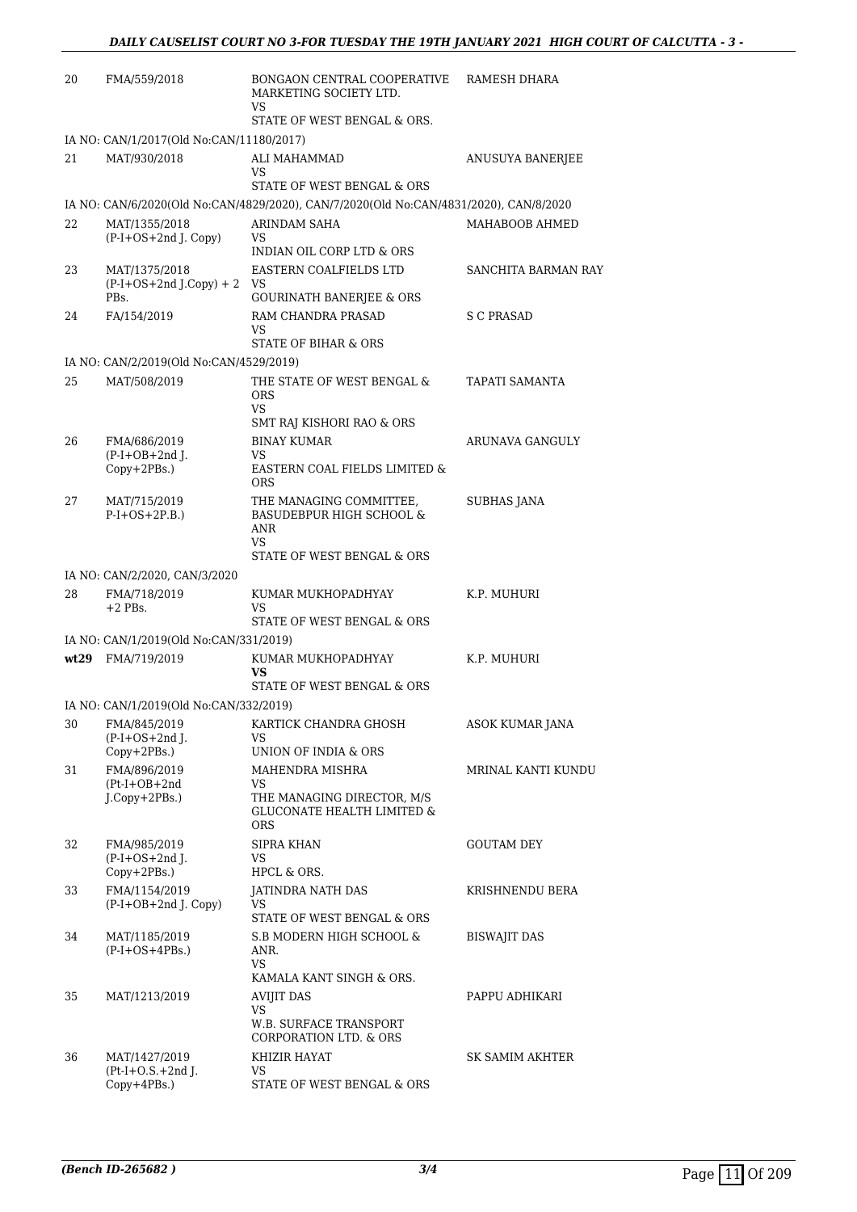| | | | |
|---|---|---|---|
| 20 | FMA/559/2018 | BONGAON CENTRAL COOPERATIVE MARKETING SOCIETY LTD.<br>VS<br>STATE OF WEST BENGAL & ORS. | RAMESH DHARA |
| | IA NO: CAN/1/2017(Old No:CAN/11180/2017) | | |
| 21 | MAT/930/2018 | ALI MAHAMMAD<br>VS<br>STATE OF WEST BENGAL & ORS | ANUSUYA BANERJEE |
| | IA NO: CAN/6/2020(Old No:CAN/4829/2020), CAN/7/2020(Old No:CAN/4831/2020), CAN/8/2020 | | |
| 22 | MAT/1355/2018<br>(P-I+OS+2nd J. Copy) | ARINDAM SAHA<br>VS<br>INDIAN OIL CORP LTD & ORS | MAHABOOB AHMED |
| 23 | MAT/1375/2018<br>(P-I+OS+2nd J.Copy) + 2 PBs. | EASTERN COALFIELDS LTD<br>VS<br>GOURINATH BANERJEE & ORS | SANCHITA BARMAN RAY |
| 24 | FA/154/2019 | RAM CHANDRA PRASAD<br>VS<br>STATE OF BIHAR & ORS | S C PRASAD |
| | IA NO: CAN/2/2019(Old No:CAN/4529/2019) | | |
| 25 | MAT/508/2019 | THE STATE OF WEST BENGAL & ORS<br>VS<br>SMT RAJ KISHORI RAO & ORS | TAPATI SAMANTA |
| 26 | FMA/686/2019<br>(P-I+OB+2nd J. Copy+2PBs.) | BINAY KUMAR<br>VS<br>EASTERN COAL FIELDS LIMITED & ORS | ARUNAVA GANGULY |
| 27 | MAT/715/2019<br>P-I+OS+2P.B.) | THE MANAGING COMMITTEE, BASUDEBPUR HIGH SCHOOL & ANR<br>VS<br>STATE OF WEST BENGAL & ORS | SUBHAS JANA |
| | IA NO: CAN/2/2020, CAN/3/2020 | | |
| 28 | FMA/718/2019<br>+2 PBs. | KUMAR MUKHOPADHYAY<br>VS<br>STATE OF WEST BENGAL & ORS | K.P. MUHURI |
| | IA NO: CAN/1/2019(Old No:CAN/331/2019) | | |
| **wt29** | FMA/719/2019 | KUMAR MUKHOPADHYAY<br>**VS**<br>STATE OF WEST BENGAL & ORS | K.P. MUHURI |
| | IA NO: CAN/1/2019(Old No:CAN/332/2019) | | |
| 30 | FMA/845/2019<br>(P-I+OS+2nd J. Copy+2PBs.) | KARTICK CHANDRA GHOSH<br>VS<br>UNION OF INDIA & ORS | ASOK KUMAR JANA |
| 31 | FMA/896/2019<br>(Pt-I+OB+2nd J.Copy+2PBs.) | MAHENDRA MISHRA<br>VS<br>THE MANAGING DIRECTOR, M/S GLUCONATE HEALTH LIMITED & ORS | MRINAL KANTI KUNDU |
| 32 | FMA/985/2019<br>(P-I+OS+2nd J. Copy+2PBs.) | SIPRA KHAN<br>VS<br>HPCL & ORS. | GOUTAM DEY |
| 33 | FMA/1154/2019<br>(P-I+OB+2nd J. Copy) | JATINDRA NATH DAS<br>VS<br>STATE OF WEST BENGAL & ORS | KRISHNENDU BERA |
| 34 | MAT/1185/2019<br>(P-I+OS+4PBs.) | S.B MODERN HIGH SCHOOL & ANR.<br>VS<br>KAMALA KANT SINGH & ORS. | BISWAJIT DAS |
| 35 | MAT/1213/2019 | AVIJIT DAS<br>VS<br>W.B. SURFACE TRANSPORT CORPORATION LTD. & ORS | PAPPU ADHIKARI |
| 36 | MAT/1427/2019<br>(Pt-I+O.S.+2nd J. Copy+4PBs.) | KHIZIR HAYAT<br>VS<br>STATE OF WEST BENGAL & ORS | SK SAMIM AKHTER |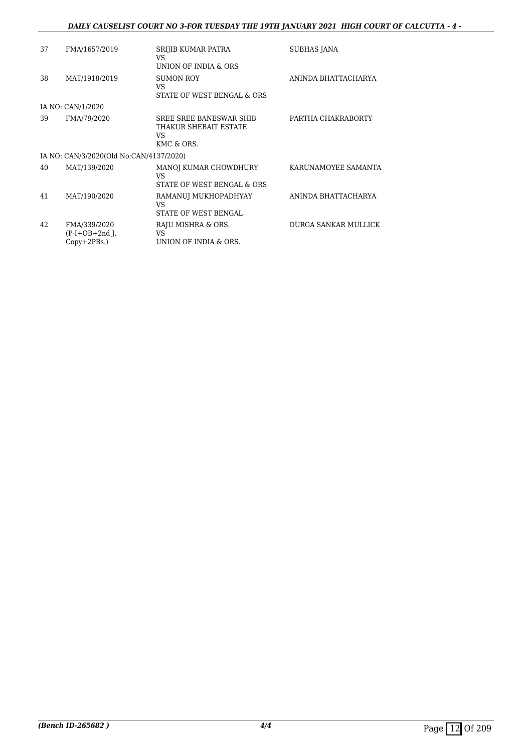| | | | |
|---|---|---|---|
| 37 | FMA/1657/2019 | SRIJIB KUMAR PATRA<br>VS<br>UNION OF INDIA & ORS | SUBHAS JANA |
| 38 | MAT/1918/2019 | SUMON ROY<br>VS<br>STATE OF WEST BENGAL & ORS | ANINDA BHATTACHARYA |
| IA NO: CAN/1/2020 | | | |
| 39 | FMA/79/2020 | SREE SREE BANESWAR SHIB THAKUR SHEBAIT ESTATE<br>VS<br>KMC & ORS. | PARTHA CHAKRABORTY |
| IA NO: CAN/3/2020(Old No:CAN/4137/2020) | | | |
| 40 | MAT/139/2020 | MANOJ KUMAR CHOWDHURY<br>VS<br>STATE OF WEST BENGAL & ORS | KARUNAMOYEE SAMANTA |
| 41 | MAT/190/2020 | RAMANUJ MUKHOPADHYAY<br>VS<br>STATE OF WEST BENGAL | ANINDA BHATTACHARYA |
| 42 | FMA/339/2020<br>(P-I+OB+2nd J. Copy+2PBs.) | RAJU MISHRA & ORS.<br>VS<br>UNION OF INDIA & ORS. | DURGA SANKAR MULLICK |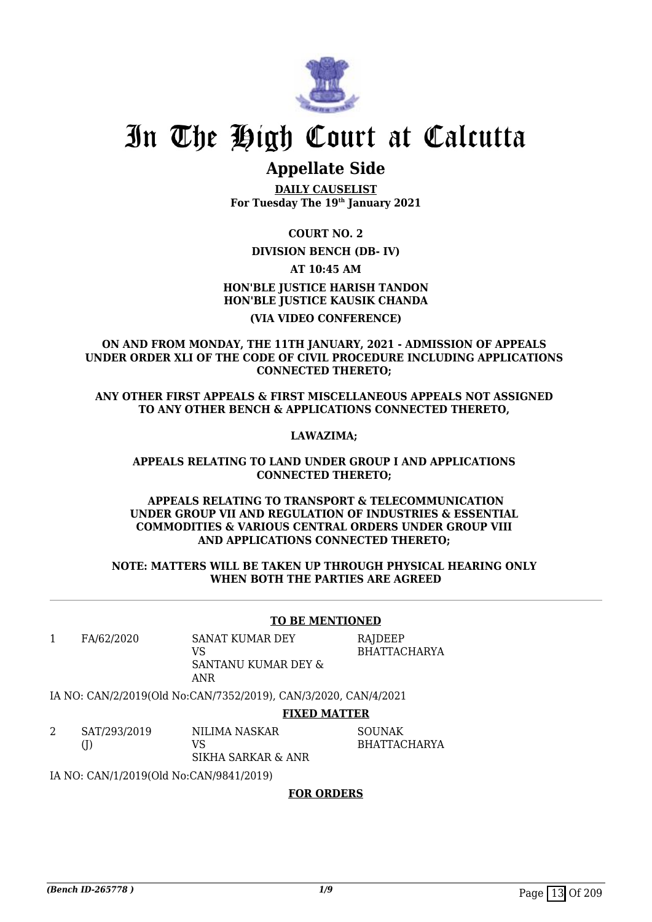# In The High Court at Calcutta

## Appellate Side

**DAILY CAUSELIST**
**For Tuesday The 19th January 2021**

**COURT NO. 2**

**DIVISION BENCH (DB- IV)**

**AT 10:45 AM**

**HON'BLE JUSTICE HARISH TANDON**
**HON'BLE JUSTICE KAUSIK CHANDA**

**(VIA VIDEO CONFERENCE)**

**ON AND FROM MONDAY, THE 11TH JANUARY, 2021 - ADMISSION OF APPEALS UNDER ORDER XLI OF THE CODE OF CIVIL PROCEDURE INCLUDING APPLICATIONS CONNECTED THERETO;**

**ANY OTHER FIRST APPEALS & FIRST MISCELLANEOUS APPEALS NOT ASSIGNED TO ANY OTHER BENCH & APPLICATIONS CONNECTED THERETO,**

**LAWAZIMA;**

**APPEALS RELATING TO LAND UNDER GROUP I AND APPLICATIONS CONNECTED THERETO;**

**APPEALS RELATING TO TRANSPORT & TELECOMMUNICATION UNDER GROUP VII AND REGULATION OF INDUSTRIES & ESSENTIAL COMMODITIES & VARIOUS CENTRAL ORDERS UNDER GROUP VIII AND APPLICATIONS CONNECTED THERETO;**

**NOTE: MATTERS WILL BE TAKEN UP THROUGH PHYSICAL HEARING ONLY WHEN BOTH THE PARTIES ARE AGREED**

---

**TO BE MENTIONED**

| | | | |
|---|---|---|---|
| 1 | FA/62/2020 | SANAT KUMAR DEY<br>VS<br>SANTANU KUMAR DEY & ANR | RAJDEEP BHATTACHARYA |

IA NO: CAN/2/2019(Old No:CAN/7352/2019), CAN/3/2020, CAN/4/2021

**FIXED MATTER**

| | | | |
|---|---|---|---|
| 2 | SAT/293/2019 (J) | NILIMA NASKAR<br>VS<br>SIKHA SARKAR & ANR | SOUNAK BHATTACHARYA |

IA NO: CAN/1/2019(Old No:CAN/9841/2019)

**FOR ORDERS**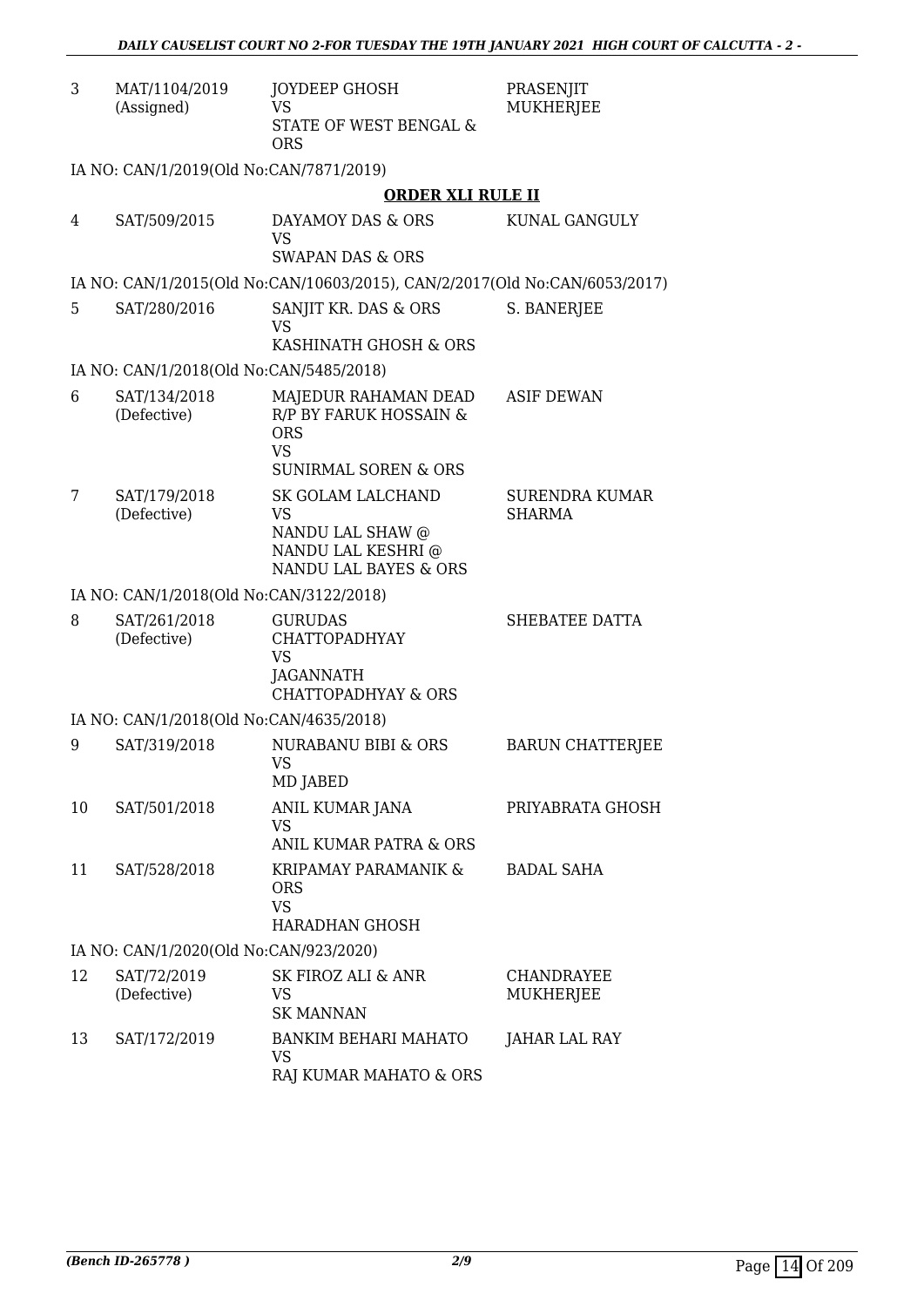| | | | |
|---|---|---|---|
| 3 | MAT/1104/2019 (Assigned) | JOYDEEP GHOSH VS STATE OF WEST BENGAL & ORS | PRASENJIT MUKHERJEE |

IA NO: CAN/1/2019(Old No:CAN/7871/2019)

**ORDER XLI RULE II**

| | | | |
|---|---|---|---|
| 4 | SAT/509/2015 | DAYAMOY DAS & ORS VS SWAPAN DAS & ORS | KUNAL GANGULY |

IA NO: CAN/1/2015(Old No:CAN/10603/2015), CAN/2/2017(Old No:CAN/6053/2017)

| | | | |
|---|---|---|---|
| 5 | SAT/280/2016 | SANJIT KR. DAS & ORS VS KASHINATH GHOSH & ORS | S. BANERJEE |

IA NO: CAN/1/2018(Old No:CAN/5485/2018)

| | | | |
|---|---|---|---|
| 6 | SAT/134/2018 (Defective) | MAJEDUR RAHAMAN DEAD R/P BY FARUK HOSSAIN & ORS VS SUNIRMAL SOREN & ORS | ASIF DEWAN |
| 7 | SAT/179/2018 (Defective) | SK GOLAM LALCHAND VS NANDU LAL SHAW @ NANDU LAL KESHRI @ NANDU LAL BAYES & ORS | SURENDRA KUMAR SHARMA |

IA NO: CAN/1/2018(Old No:CAN/3122/2018)

| | | | |
|---|---|---|---|
| 8 | SAT/261/2018 (Defective) | GURUDAS CHATTOPADHYAY VS JAGANNATH CHATTOPADHYAY & ORS | SHEBATEE DATTA |

IA NO: CAN/1/2018(Old No:CAN/4635/2018)

| | | | |
|---|---|---|---|
| 9 | SAT/319/2018 | NURABANU BIBI & ORS VS MD JABED | BARUN CHATTERJEE |
| 10 | SAT/501/2018 | ANIL KUMAR JANA VS ANIL KUMAR PATRA & ORS | PRIYABRATA GHOSH |
| 11 | SAT/528/2018 | KRIPAMAY PARAMANIK & ORS VS HARADHAN GHOSH | BADAL SAHA |

IA NO: CAN/1/2020(Old No:CAN/923/2020)

| | | | |
|---|---|---|---|
| 12 | SAT/72/2019 (Defective) | SK FIROZ ALI & ANR VS SK MANNAN | CHANDRAYEE MUKHERJEE |
| 13 | SAT/172/2019 | BANKIM BEHARI MAHATO VS RAJ KUMAR MAHATO & ORS | JAHAR LAL RAY |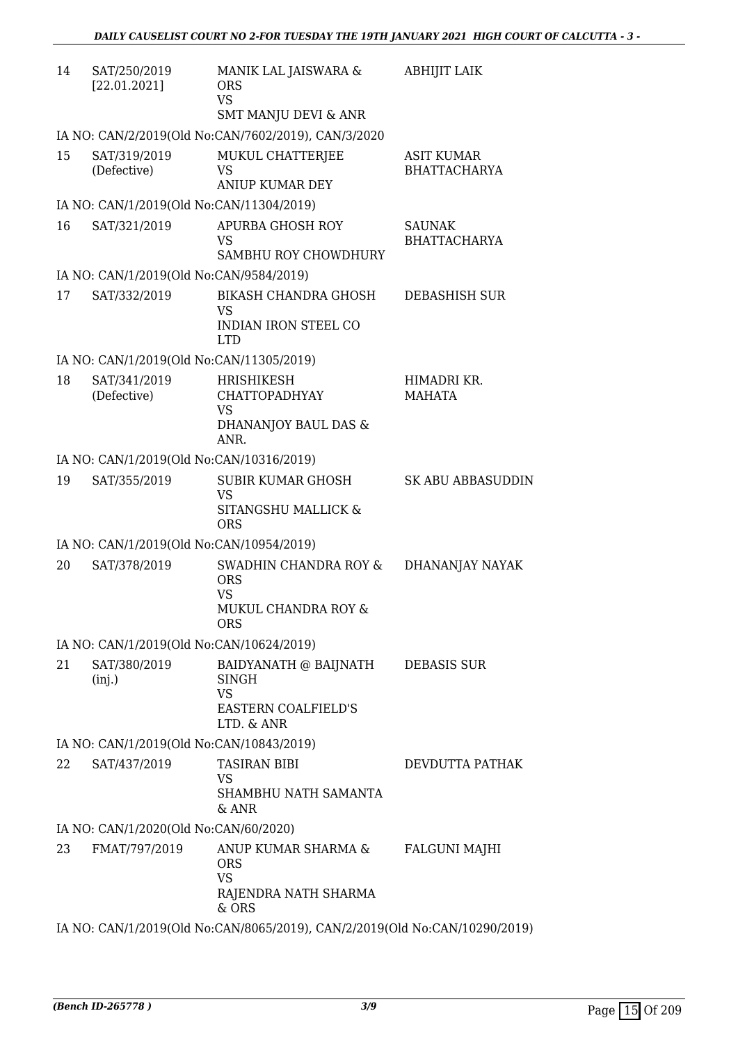| | | | |
|---|---|---|---|
| 14 | SAT/250/2019 [22.01.2021] | MANIK LAL JAISWARA & ORS<br>VS<br>SMT MANJU DEVI & ANR | ABHIJIT LAIK |
| | IA NO: CAN/2/2019(Old No:CAN/7602/2019), CAN/3/2020 | | |
| 15 | SAT/319/2019 (Defective) | MUKUL CHATTERJEE<br>VS<br>ANIUP KUMAR DEY | ASIT KUMAR BHATTACHARYA |
| | IA NO: CAN/1/2019(Old No:CAN/11304/2019) | | |
| 16 | SAT/321/2019 | APURBA GHOSH ROY<br>VS<br>SAMBHU ROY CHOWDHURY | SAUNAK BHATTACHARYA |
| | IA NO: CAN/1/2019(Old No:CAN/9584/2019) | | |
| 17 | SAT/332/2019 | BIKASH CHANDRA GHOSH<br>VS<br>INDIAN IRON STEEL CO LTD | DEBASHISH SUR |
| | IA NO: CAN/1/2019(Old No:CAN/11305/2019) | | |
| 18 | SAT/341/2019 (Defective) | HRISHIKESH CHATTOPADHYAY<br>VS<br>DHANANJOY BAUL DAS & ANR. | HIMADRI KR. MAHATA |
| | IA NO: CAN/1/2019(Old No:CAN/10316/2019) | | |
| 19 | SAT/355/2019 | SUBIR KUMAR GHOSH<br>VS<br>SITANGSHU MALLICK & ORS | SK ABU ABBASUDDIN |
| | IA NO: CAN/1/2019(Old No:CAN/10954/2019) | | |
| 20 | SAT/378/2019 | SWADHIN CHANDRA ROY & ORS<br>VS<br>MUKUL CHANDRA ROY & ORS | DHANANJAY NAYAK |
| | IA NO: CAN/1/2019(Old No:CAN/10624/2019) | | |
| 21 | SAT/380/2019 (inj.) | BAIDYANATH @ BAIJNATH SINGH<br>VS<br>EASTERN COALFIELD'S LTD. & ANR | DEBASIS SUR |
| | IA NO: CAN/1/2019(Old No:CAN/10843/2019) | | |
| 22 | SAT/437/2019 | TASIRAN BIBI<br>VS<br>SHAMBHU NATH SAMANTA & ANR | DEVDUTTA PATHAK |
| | IA NO: CAN/1/2020(Old No:CAN/60/2020) | | |
| 23 | FMAT/797/2019 | ANUP KUMAR SHARMA & ORS<br>VS<br>RAJENDRA NATH SHARMA & ORS | FALGUNI MAJHI |
| | IA NO: CAN/1/2019(Old No:CAN/8065/2019), CAN/2/2019(Old No:CAN/10290/2019) | | |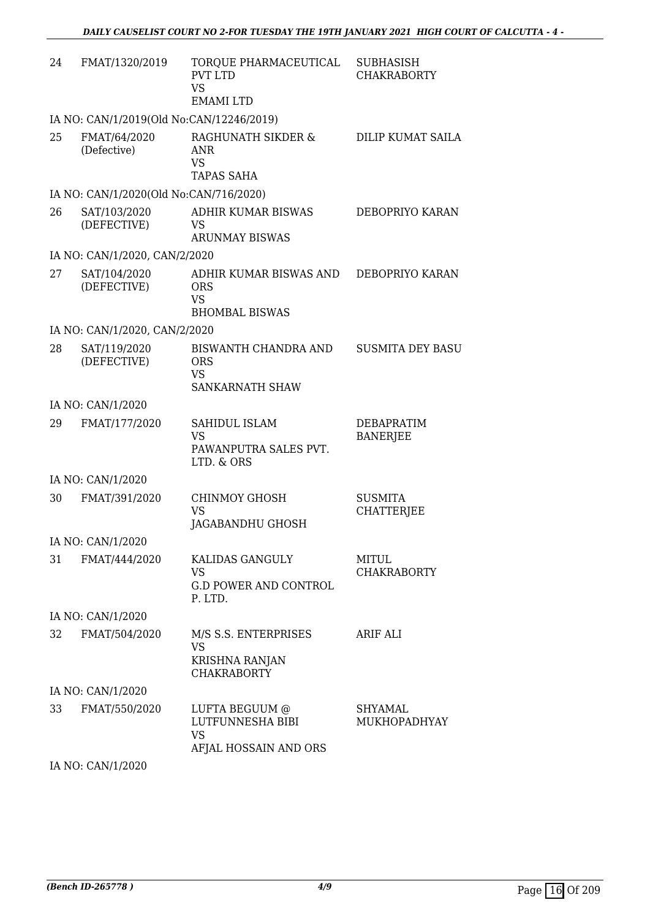| | | | |
|---|---|---|---|
| 24 | FMAT/1320/2019 | TORQUE PHARMACEUTICAL PVT LTD<br>VS<br>EMAMI LTD | SUBHASISH CHAKRABORTY |
| | IA NO: CAN/1/2019(Old No:CAN/12246/2019) | | |
| 25 | FMAT/64/2020<br>(Defective) | RAGHUNATH SIKDER & ANR<br>VS<br>TAPAS SAHA | DILIP KUMAT SAILA |
| | IA NO: CAN/1/2020(Old No:CAN/716/2020) | | |
| 26 | SAT/103/2020<br>(DEFECTIVE) | ADHIR KUMAR BISWAS<br>VS<br>ARUNMAY BISWAS | DEBOPRIYO KARAN |
| | IA NO: CAN/1/2020, CAN/2/2020 | | |
| 27 | SAT/104/2020<br>(DEFECTIVE) | ADHIR KUMAR BISWAS AND ORS<br>VS<br>BHOMBAL BISWAS | DEBOPRIYO KARAN |
| | IA NO: CAN/1/2020, CAN/2/2020 | | |
| 28 | SAT/119/2020<br>(DEFECTIVE) | BISWANTH CHANDRA AND ORS<br>VS<br>SANKARNATH SHAW | SUSMITA DEY BASU |
| | IA NO: CAN/1/2020 | | |
| 29 | FMAT/177/2020 | SAHIDUL ISLAM<br>VS<br>PAWANPUTRA SALES PVT. LTD. & ORS | DEBAPRATIM BANERJEE |
| | IA NO: CAN/1/2020 | | |
| 30 | FMAT/391/2020 | CHINMOY GHOSH<br>VS<br>JAGABANDHU GHOSH | SUSMITA CHATTERJEE |
| | IA NO: CAN/1/2020 | | |
| 31 | FMAT/444/2020 | KALIDAS GANGULY<br>VS<br>G.D POWER AND CONTROL P. LTD. | MITUL CHAKRABORTY |
| | IA NO: CAN/1/2020 | | |
| 32 | FMAT/504/2020 | M/S S.S. ENTERPRISES<br>VS<br>KRISHNA RANJAN CHAKRABORTY | ARIF ALI |
| | IA NO: CAN/1/2020 | | |
| 33 | FMAT/550/2020 | LUFTA BEGUUM @ LUTFUNNESHA BIBI<br>VS<br>AFJAL HOSSAIN AND ORS | SHYAMAL MUKHOPADHYAY |
| | IA NO: CAN/1/2020 | | |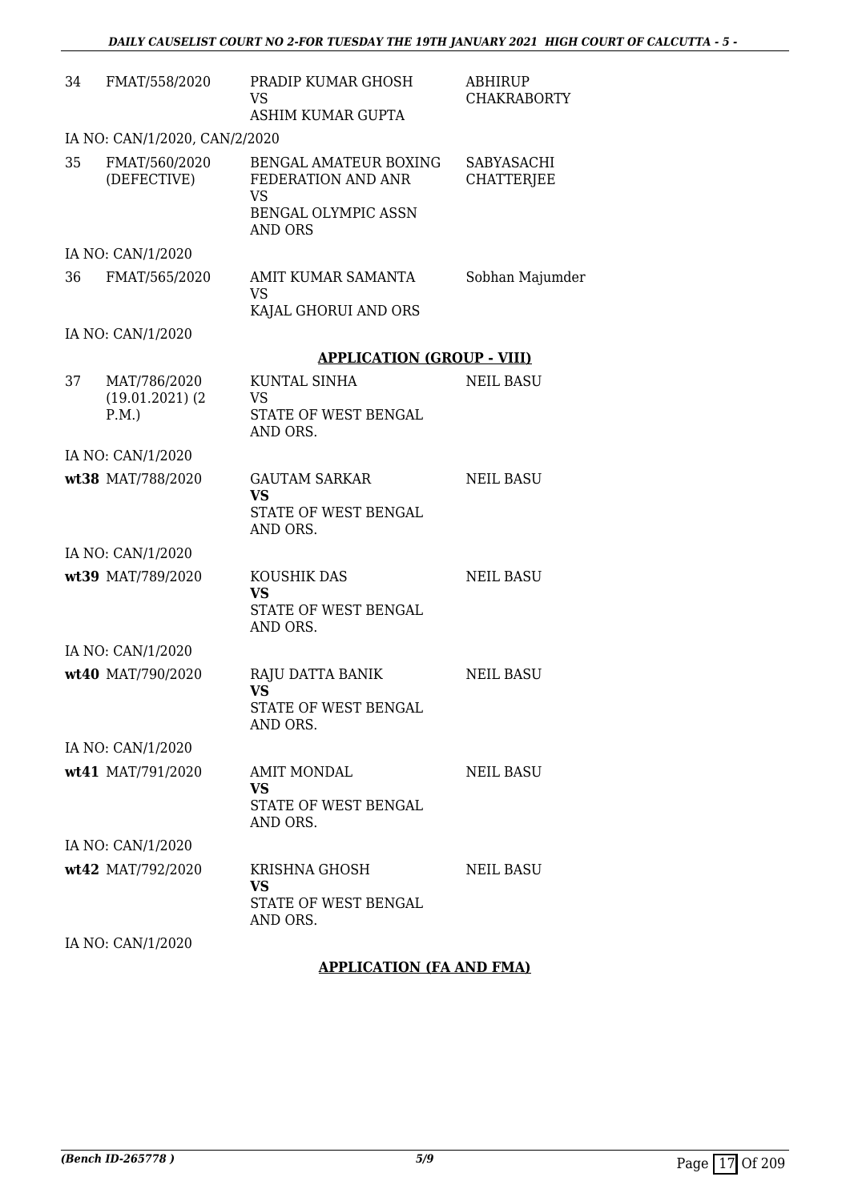| | | | |
|---|---|---|---|
| 34 | FMAT/558/2020 | PRADIP KUMAR GHOSH<br>VS<br>ASHIM KUMAR GUPTA | ABHIRUP CHAKRABORTY |
| IA NO: CAN/1/2020, CAN/2/2020 | | | |
| 35 | FMAT/560/2020 (DEFECTIVE) | BENGAL AMATEUR BOXING FEDERATION AND ANR<br>VS<br>BENGAL OLYMPIC ASSN AND ORS | SABYASACHI CHATTERJEE |
| IA NO: CAN/1/2020 | | | |
| 36 | FMAT/565/2020 | AMIT KUMAR SAMANTA<br>VS<br>KAJAL GHORUI AND ORS | Sobhan Majumder |
| IA NO: CAN/1/2020 | | | |

**APPLICATION (GROUP - VIII)**

| | | | |
|---|---|---|---|
| 37 | MAT/786/2020 (19.01.2021) (2 P.M.) | KUNTAL SINHA<br>VS<br>STATE OF WEST BENGAL AND ORS. | NEIL BASU |
| IA NO: CAN/1/2020 | | | |
| **wt38** | MAT/788/2020 | GAUTAM SARKAR<br>**VS**<br>STATE OF WEST BENGAL AND ORS. | NEIL BASU |
| IA NO: CAN/1/2020 | | | |
| **wt39** | MAT/789/2020 | KOUSHIK DAS<br>**VS**<br>STATE OF WEST BENGAL AND ORS. | NEIL BASU |
| IA NO: CAN/1/2020 | | | |
| **wt40** | MAT/790/2020 | RAJU DATTA BANIK<br>**VS**<br>STATE OF WEST BENGAL AND ORS. | NEIL BASU |
| IA NO: CAN/1/2020 | | | |
| **wt41** | MAT/791/2020 | AMIT MONDAL<br>**VS**<br>STATE OF WEST BENGAL AND ORS. | NEIL BASU |
| IA NO: CAN/1/2020 | | | |
| **wt42** | MAT/792/2020 | KRISHNA GHOSH<br>**VS**<br>STATE OF WEST BENGAL AND ORS. | NEIL BASU |
| IA NO: CAN/1/2020 | | | |

**APPLICATION (FA AND FMA)**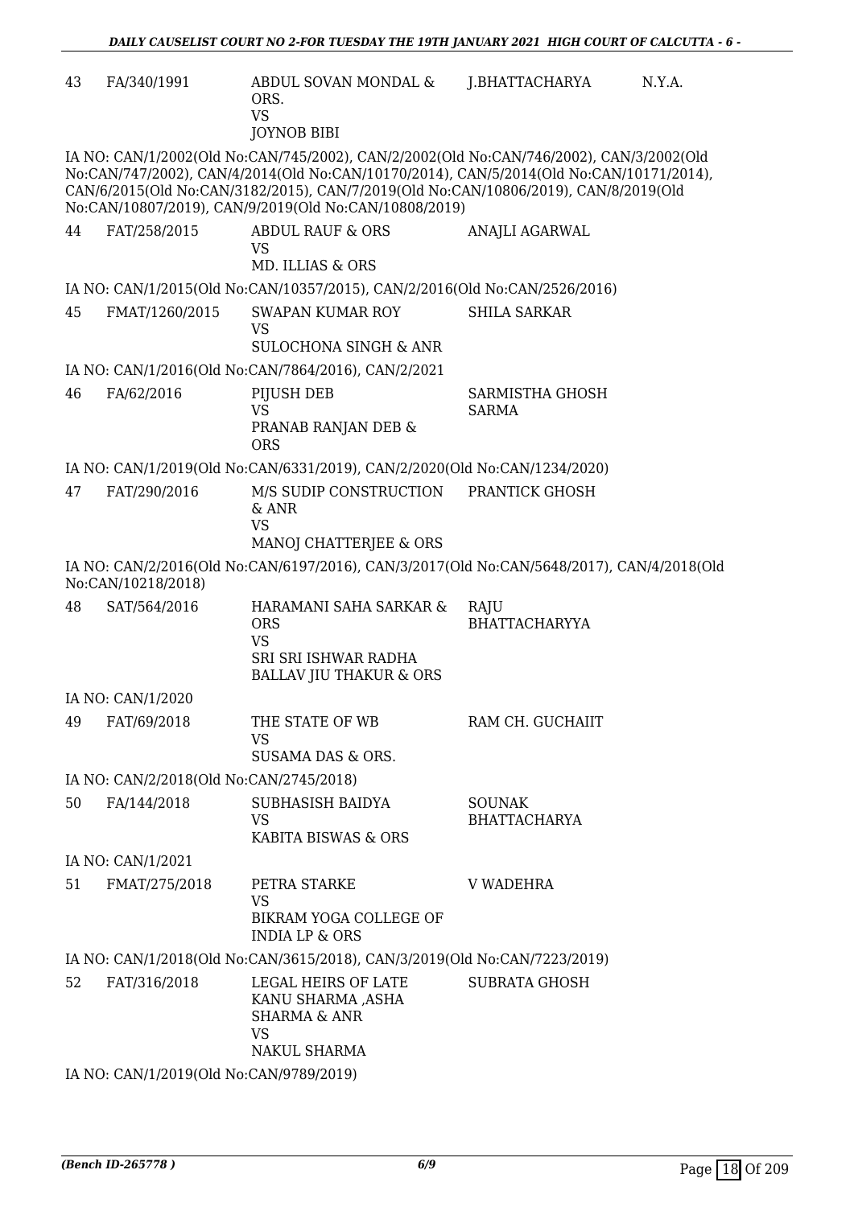| | | | | |
|---|---|---|---|---|
| 43 | FA/340/1991 | ABDUL SOVAN MONDAL & ORS.<br>VS<br>JOYNOB BIBI | J.BHATTACHARYA | N.Y.A. |

IA NO: CAN/1/2002(Old No:CAN/745/2002), CAN/2/2002(Old No:CAN/746/2002), CAN/3/2002(Old No:CAN/747/2002), CAN/4/2014(Old No:CAN/10170/2014), CAN/5/2014(Old No:CAN/10171/2014), CAN/6/2015(Old No:CAN/3182/2015), CAN/7/2019(Old No:CAN/10806/2019), CAN/8/2019(Old No:CAN/10807/2019), CAN/9/2019(Old No:CAN/10808/2019)

| | | | | |
|---|---|---|---|---|
| 44 | FAT/258/2015 | ABDUL RAUF & ORS<br>VS<br>MD. ILLIAS & ORS | ANAJLI AGARWAL | |

IA NO: CAN/1/2015(Old No:CAN/10357/2015), CAN/2/2016(Old No:CAN/2526/2016)

| | | | | |
|---|---|---|---|---|
| 45 | FMAT/1260/2015 | SWAPAN KUMAR ROY<br>VS<br>SULOCHONA SINGH & ANR | SHILA SARKAR | |

IA NO: CAN/1/2016(Old No:CAN/7864/2016), CAN/2/2021

| | | | | |
|---|---|---|---|---|
| 46 | FA/62/2016 | PIJUSH DEB<br>VS<br>PRANAB RANJAN DEB & ORS | SARMISTHA GHOSH SARMA | |

IA NO: CAN/1/2019(Old No:CAN/6331/2019), CAN/2/2020(Old No:CAN/1234/2020)

| | | | | |
|---|---|---|---|---|
| 47 | FAT/290/2016 | M/S SUDIP CONSTRUCTION & ANR<br>VS<br>MANOJ CHATTERJEE & ORS | PRANTICK GHOSH | |

IA NO: CAN/2/2016(Old No:CAN/6197/2016), CAN/3/2017(Old No:CAN/5648/2017), CAN/4/2018(Old No:CAN/10218/2018)

| | | | | |
|---|---|---|---|---|
| 48 | SAT/564/2016 | HARAMANI SAHA SARKAR & ORS<br>VS<br>SRI SRI ISHWAR RADHA BALLAV JIU THAKUR & ORS | RAJU BHATTACHARYYA | |

IA NO: CAN/1/2020

| | | | | |
|---|---|---|---|---|
| 49 | FAT/69/2018 | THE STATE OF WB<br>VS<br>SUSAMA DAS & ORS. | RAM CH. GUCHAIIT | |

IA NO: CAN/2/2018(Old No:CAN/2745/2018)

| | | | | |
|---|---|---|---|---|
| 50 | FA/144/2018 | SUBHASISH BAIDYA<br>VS<br>KABITA BISWAS & ORS | SOUNAK BHATTACHARYA | |

IA NO: CAN/1/2021

| | | | | |
|---|---|---|---|---|
| 51 | FMAT/275/2018 | PETRA STARKE<br>VS<br>BIKRAM YOGA COLLEGE OF INDIA LP & ORS | V WADEHRA | |

IA NO: CAN/1/2018(Old No:CAN/3615/2018), CAN/3/2019(Old No:CAN/7223/2019)

| | | | | |
|---|---|---|---|---|
| 52 | FAT/316/2018 | LEGAL HEIRS OF LATE KANU SHARMA ,ASHA SHARMA & ANR<br>VS<br>NAKUL SHARMA | SUBRATA GHOSH | |

IA NO: CAN/1/2019(Old No:CAN/9789/2019)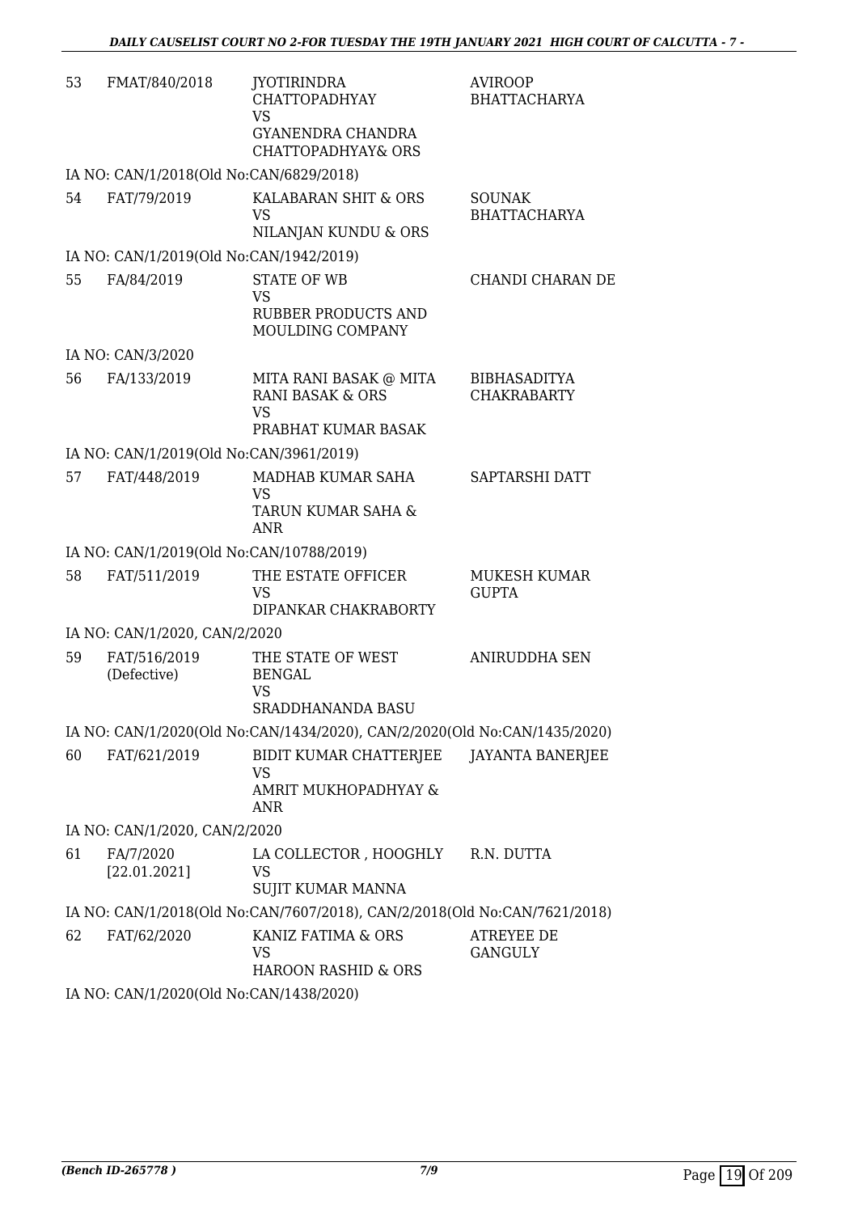| | | | |
|---|---|---|---|
| 53 | FMAT/840/2018 | JYOTIRINDRA CHATTOPADHYAY<br>VS<br>GYANENDRA CHANDRA CHATTOPADHYAY& ORS | AVIROOP BHATTACHARYA |
| IA NO: CAN/1/2018(Old No:CAN/6829/2018) | | | |
| 54 | FAT/79/2019 | KALABARAN SHIT & ORS<br>VS<br>NILANJAN KUNDU & ORS | SOUNAK BHATTACHARYA |
| IA NO: CAN/1/2019(Old No:CAN/1942/2019) | | | |
| 55 | FA/84/2019 | STATE OF WB<br>VS<br>RUBBER PRODUCTS AND MOULDING COMPANY | CHANDI CHARAN DE |
| IA NO: CAN/3/2020 | | | |
| 56 | FA/133/2019 | MITA RANI BASAK @ MITA RANI BASAK & ORS<br>VS<br>PRABHAT KUMAR BASAK | BIBHASADITYA CHAKRABARTY |
| IA NO: CAN/1/2019(Old No:CAN/3961/2019) | | | |
| 57 | FAT/448/2019 | MADHAB KUMAR SAHA<br>VS<br>TARUN KUMAR SAHA & ANR | SAPTARSHI DATT |
| IA NO: CAN/1/2019(Old No:CAN/10788/2019) | | | |
| 58 | FAT/511/2019 | THE ESTATE OFFICER<br>VS<br>DIPANKAR CHAKRABORTY | MUKESH KUMAR GUPTA |
| IA NO: CAN/1/2020, CAN/2/2020 | | | |
| 59 | FAT/516/2019 (Defective) | THE STATE OF WEST BENGAL<br>VS<br>SRADDHANANDA BASU | ANIRUDDHA SEN |
| IA NO: CAN/1/2020(Old No:CAN/1434/2020), CAN/2/2020(Old No:CAN/1435/2020) | | | |
| 60 | FAT/621/2019 | BIDIT KUMAR CHATTERJEE<br>VS<br>AMRIT MUKHOPADHYAY & ANR | JAYANTA BANERJEE |
| IA NO: CAN/1/2020, CAN/2/2020 | | | |
| 61 | FA/7/2020 [22.01.2021] | LA COLLECTOR , HOOGHLY<br>VS<br>SUJIT KUMAR MANNA | R.N. DUTTA |
| IA NO: CAN/1/2018(Old No:CAN/7607/2018), CAN/2/2018(Old No:CAN/7621/2018) | | | |
| 62 | FAT/62/2020 | KANIZ FATIMA & ORS<br>VS<br>HAROON RASHID & ORS | ATREYEE DE GANGULY |
| IA NO: CAN/1/2020(Old No:CAN/1438/2020) | | | |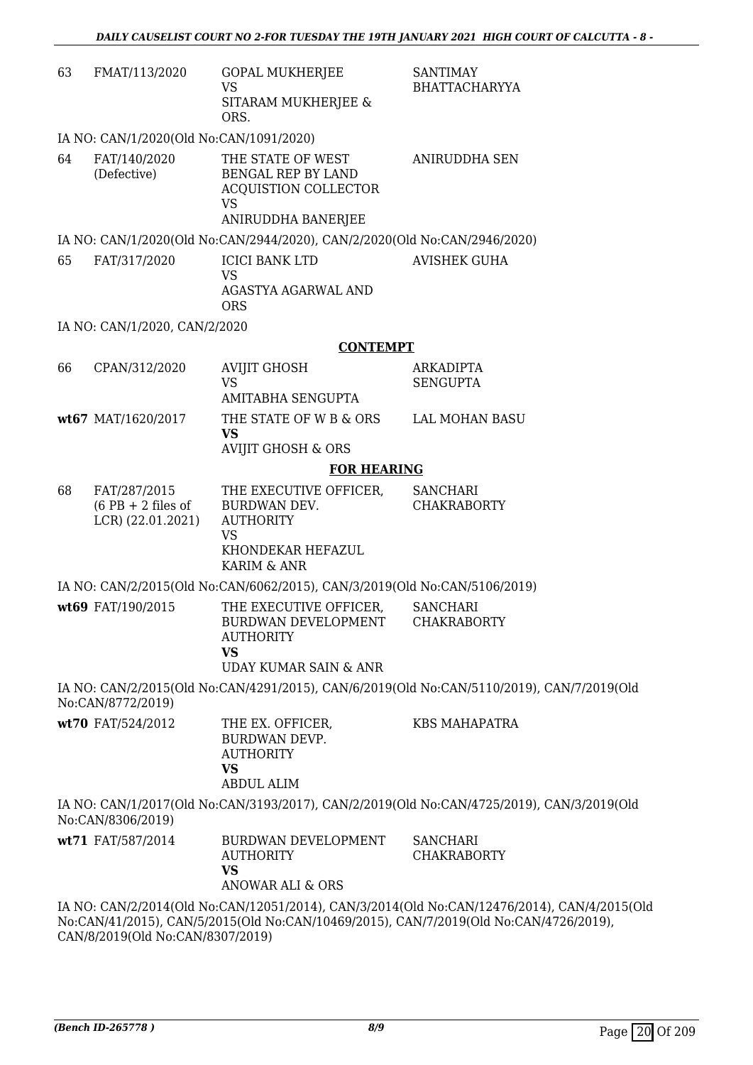| | | | |
|---|---|---|---|
| 63 | FMAT/113/2020 | GOPAL MUKHERJEE<br>VS<br>SITARAM MUKHERJEE & ORS. | SANTIMAY BHATTACHARYYA |

IA NO: CAN/1/2020(Old No:CAN/1091/2020)

| | | | |
|---|---|---|---|
| 64 | FAT/140/2020 (Defective) | THE STATE OF WEST BENGAL REP BY LAND ACQUISTION COLLECTOR<br>VS<br>ANIRUDDHA BANERJEE | ANIRUDDHA SEN |

IA NO: CAN/1/2020(Old No:CAN/2944/2020), CAN/2/2020(Old No:CAN/2946/2020)

| | | | |
|---|---|---|---|
| 65 | FAT/317/2020 | ICICI BANK LTD<br>VS<br>AGASTYA AGARWAL AND ORS | AVISHEK GUHA |

IA NO: CAN/1/2020, CAN/2/2020

## CONTEMPT

| | | | |
|---|---|---|---|
| 66 | CPAN/312/2020 | AVIJIT GHOSH<br>VS<br>AMITABHA SENGUPTA | ARKADIPTA SENGUPTA |
| wt67 | MAT/1620/2017 | THE STATE OF W B & ORS<br>**VS**<br>AVIJIT GHOSH & ORS | LAL MOHAN BASU |

## FOR HEARING

| | | | |
|---|---|---|---|
| 68 | FAT/287/2015 (6 PB + 2 files of LCR) (22.01.2021) | THE EXECUTIVE OFFICER, BURDWAN DEV. AUTHORITY<br>VS<br>KHONDEKAR HEFAZUL KARIM & ANR | SANCHARI CHAKRABORTY |

IA NO: CAN/2/2015(Old No:CAN/6062/2015), CAN/3/2019(Old No:CAN/5106/2019)

| | | | |
|---|---|---|---|
| wt69 | FAT/190/2015 | THE EXECUTIVE OFFICER, BURDWAN DEVELOPMENT AUTHORITY<br>**VS**<br>UDAY KUMAR SAIN & ANR | SANCHARI CHAKRABORTY |

IA NO: CAN/2/2015(Old No:CAN/4291/2015), CAN/6/2019(Old No:CAN/5110/2019), CAN/7/2019(Old No:CAN/8772/2019)

| | | | |
|---|---|---|---|
| wt70 | FAT/524/2012 | THE EX. OFFICER, BURDWAN DEVP. AUTHORITY<br>**VS**<br>ABDUL ALIM | KBS MAHAPATRA |

IA NO: CAN/1/2017(Old No:CAN/3193/2017), CAN/2/2019(Old No:CAN/4725/2019), CAN/3/2019(Old No:CAN/8306/2019)

| | | | |
|---|---|---|---|
| wt71 | FAT/587/2014 | BURDWAN DEVELOPMENT AUTHORITY<br>**VS**<br>ANOWAR ALI & ORS | SANCHARI CHAKRABORTY |

IA NO: CAN/2/2014(Old No:CAN/12051/2014), CAN/3/2014(Old No:CAN/12476/2014), CAN/4/2015(Old No:CAN/41/2015), CAN/5/2015(Old No:CAN/10469/2015), CAN/7/2019(Old No:CAN/4726/2019), CAN/8/2019(Old No:CAN/8307/2019)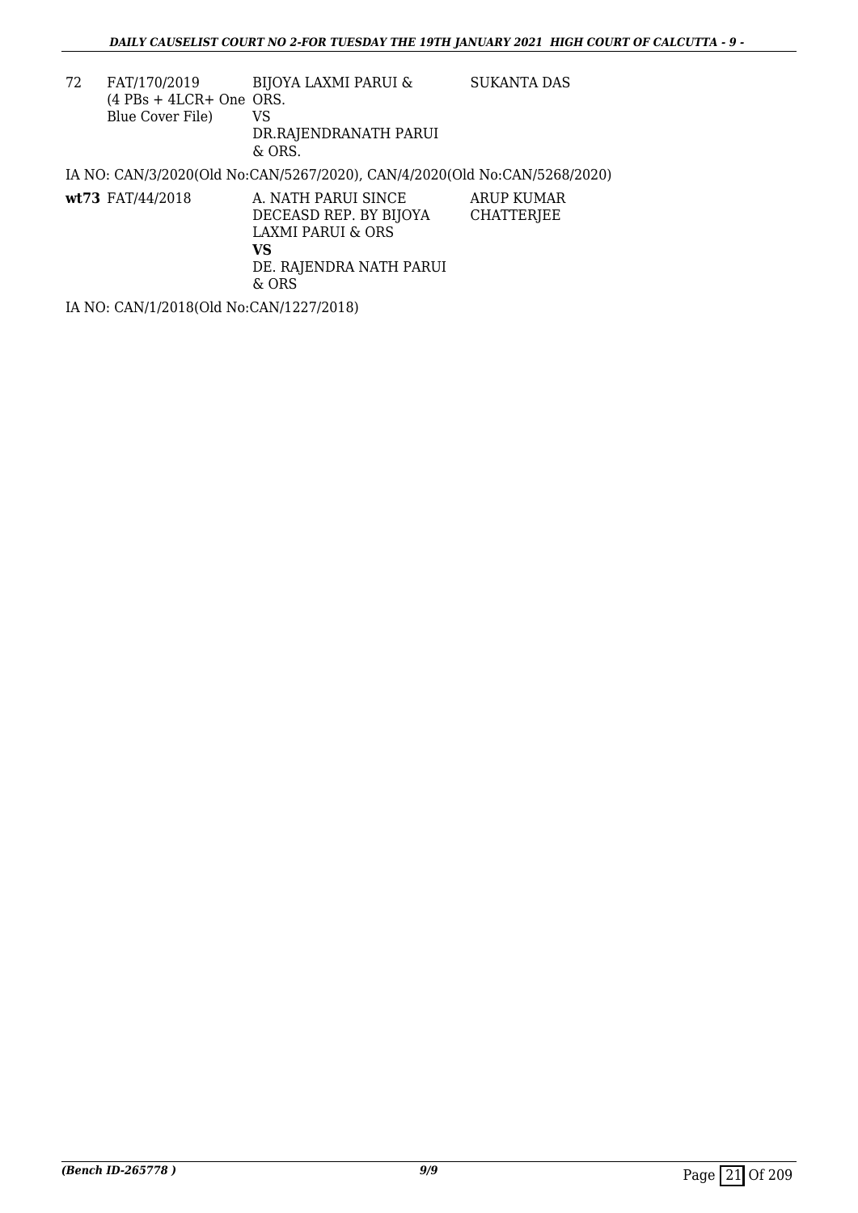| | | | |
|---|---|---|---|
| 72 | FAT/170/2019 (4 PBs + 4LCR+ One Blue Cover File) | BIJOYA LAXMI PARUI & ORS. VS DR.RAJENDRANATH PARUI & ORS. | SUKANTA DAS |

IA NO: CAN/3/2020(Old No:CAN/5267/2020), CAN/4/2020(Old No:CAN/5268/2020)

| | | | |
|---|---|---|---|
| **wt73** | FAT/44/2018 | A. NATH PARUI SINCE DECEASD REP. BY BIJOYA LAXMI PARUI & ORS **VS** DE. RAJENDRA NATH PARUI & ORS | ARUP KUMAR CHATTERJEE |

IA NO: CAN/1/2018(Old No:CAN/1227/2018)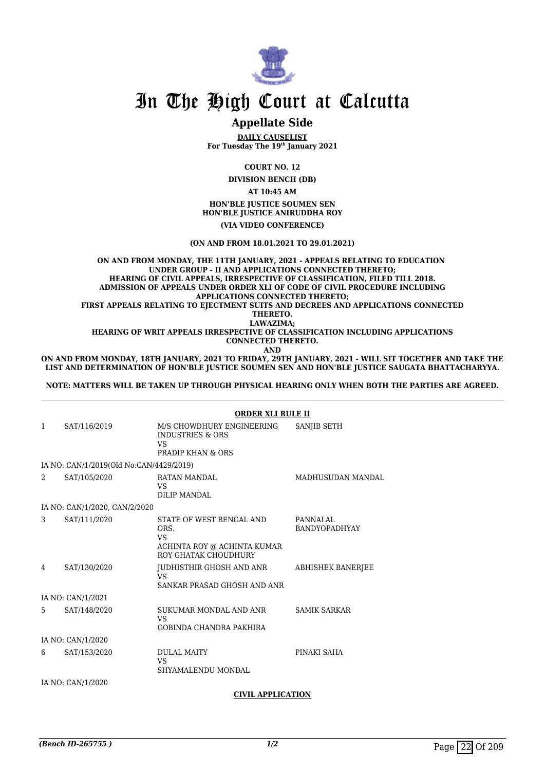# In The High Court at Calcutta

## Appellate Side

**DAILY CAUSELIST**
**For Tuesday The 19th January 2021**

**COURT NO. 12**

**DIVISION BENCH (DB)**

**AT 10:45 AM**

**HON'BLE JUSTICE SOUMEN SEN**
**HON'BLE JUSTICE ANIRUDDHA ROY**

**(VIA VIDEO CONFERENCE)**

**(ON AND FROM 18.01.2021 TO 29.01.2021)**

**ON AND FROM MONDAY, THE 11TH JANUARY, 2021 - APPEALS RELATING TO EDUCATION UNDER GROUP - II AND APPLICATIONS CONNECTED THERETO; HEARING OF CIVIL APPEALS, IRRESPECTIVE OF CLASSIFICATION, FILED TILL 2018. ADMISSION OF APPEALS UNDER ORDER XLI OF CODE OF CIVIL PROCEDURE INCLUDING APPLICATIONS CONNECTED THERETO; FIRST APPEALS RELATING TO EJECTMENT SUITS AND DECREES AND APPLICATIONS CONNECTED THERETO. LAWAZIMA; HEARING OF WRIT APPEALS IRRESPECTIVE OF CLASSIFICATION INCLUDING APPLICATIONS CONNECTED THERETO. AND**

**ON AND FROM MONDAY, 18TH JANUARY, 2021 TO FRIDAY, 29TH JANUARY, 2021 - WILL SIT TOGETHER AND TAKE THE LIST AND DETERMINATION OF HON'BLE JUSTICE SOUMEN SEN AND HON'BLE JUSTICE SAUGATA BHATTACHARYYA.**

**NOTE: MATTERS WILL BE TAKEN UP THROUGH PHYSICAL HEARING ONLY WHEN BOTH THE PARTIES ARE AGREED.**

**ORDER XLI RULE II**

| | | | |
|---|---|---|---|
| 1 | SAT/116/2019 | M/S CHOWDHURY ENGINEERING INDUSTRIES & ORS<br>VS<br>PRADIP KHAN & ORS | SANJIB SETH |
| | IA NO: CAN/1/2019(Old No:CAN/4429/2019) | | |
| 2 | SAT/105/2020 | RATAN MANDAL<br>VS<br>DILIP MANDAL | MADHUSUDAN MANDAL |
| | IA NO: CAN/1/2020, CAN/2/2020 | | |
| 3 | SAT/111/2020 | STATE OF WEST BENGAL AND ORS.<br>VS<br>ACHINTA ROY @ ACHINTA KUMAR ROY GHATAK CHOUDHURY | PANNALAL BANDYOPADHYAY |
| 4 | SAT/130/2020 | JUDHISTHIR GHOSH AND ANR<br>VS<br>SANKAR PRASAD GHOSH AND ANR | ABHISHEK BANERJEE |
| | IA NO: CAN/1/2021 | | |
| 5 | SAT/148/2020 | SUKUMAR MONDAL AND ANR<br>VS<br>GOBINDA CHANDRA PAKHIRA | SAMIK SARKAR |
| | IA NO: CAN/1/2020 | | |
| 6 | SAT/153/2020 | DULAL MAITY<br>VS<br>SHYAMALENDU MONDAL | PINAKI SAHA |
| | IA NO: CAN/1/2020 | | |

**CIVIL APPLICATION**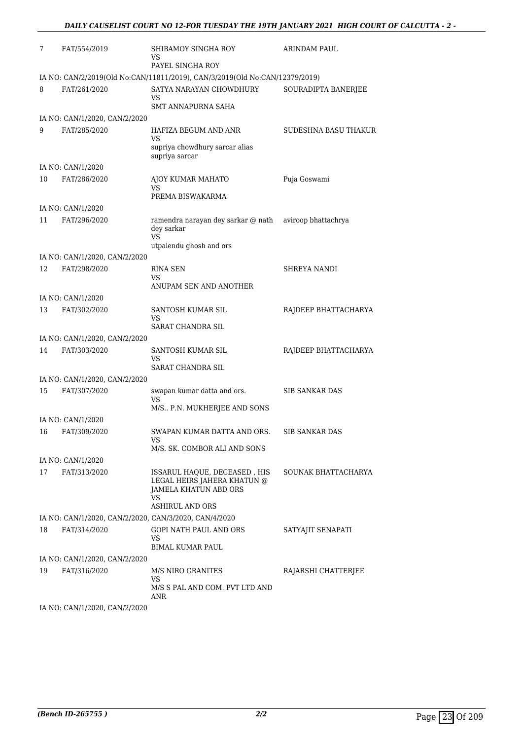| | | | |
|---|---|---|---|
| 7 | FAT/554/2019 | SHIBAMOY SINGHA ROY<br>VS<br>PAYEL SINGHA ROY | ARINDAM PAUL |
| | IA NO: CAN/2/2019(Old No:CAN/11811/2019), CAN/3/2019(Old No:CAN/12379/2019) | | |
| 8 | FAT/261/2020 | SATYA NARAYAN CHOWDHURY<br>VS<br>SMT ANNAPURNA SAHA | SOURADIPTA BANERJEE |
| | IA NO: CAN/1/2020, CAN/2/2020 | | |
| 9 | FAT/285/2020 | HAFIZA BEGUM AND ANR<br>VS<br>supriya chowdhury sarcar alias supriya sarcar | SUDESHNA BASU THAKUR |
| | IA NO: CAN/1/2020 | | |
| 10 | FAT/286/2020 | AJOY KUMAR MAHATO<br>VS<br>PREMA BISWAKARMA | Puja Goswami |
| | IA NO: CAN/1/2020 | | |
| 11 | FAT/296/2020 | ramendra narayan dey sarkar @ nath dey sarkar<br>VS<br>utpalendu ghosh and ors | aviroop bhattachrya |
| | IA NO: CAN/1/2020, CAN/2/2020 | | |
| 12 | FAT/298/2020 | RINA SEN<br>VS<br>ANUPAM SEN AND ANOTHER | SHREYA NANDI |
| | IA NO: CAN/1/2020 | | |
| 13 | FAT/302/2020 | SANTOSH KUMAR SIL<br>VS<br>SARAT CHANDRA SIL | RAJDEEP BHATTACHARYA |
| | IA NO: CAN/1/2020, CAN/2/2020 | | |
| 14 | FAT/303/2020 | SANTOSH KUMAR SIL<br>VS<br>SARAT CHANDRA SIL | RAJDEEP BHATTACHARYA |
| | IA NO: CAN/1/2020, CAN/2/2020 | | |
| 15 | FAT/307/2020 | swapan kumar datta and ors.<br>VS<br>M/S.. P.N. MUKHERJEE AND SONS | SIB SANKAR DAS |
| | IA NO: CAN/1/2020 | | |
| 16 | FAT/309/2020 | SWAPAN KUMAR DATTA AND ORS.<br>VS<br>M/S. SK. COMBOR ALI AND SONS | SIB SANKAR DAS |
| | IA NO: CAN/1/2020 | | |
| 17 | FAT/313/2020 | ISSARUL HAQUE, DECEASED , HIS LEGAL HEIRS JAHERA KHATUN @ JAMELA KHATUN ABD ORS<br>VS<br>ASHIRUL AND ORS | SOUNAK BHATTACHARYA |
| | IA NO: CAN/1/2020, CAN/2/2020, CAN/3/2020, CAN/4/2020 | | |
| 18 | FAT/314/2020 | GOPI NATH PAUL AND ORS<br>VS<br>BIMAL KUMAR PAUL | SATYAJIT SENAPATI |
| | IA NO: CAN/1/2020, CAN/2/2020 | | |
| 19 | FAT/316/2020 | M/S NIRO GRANITES<br>VS<br>M/S S PAL AND COM. PVT LTD AND ANR | RAJARSHI CHATTERJEE |
| | IA NO: CAN/1/2020, CAN/2/2020 | | |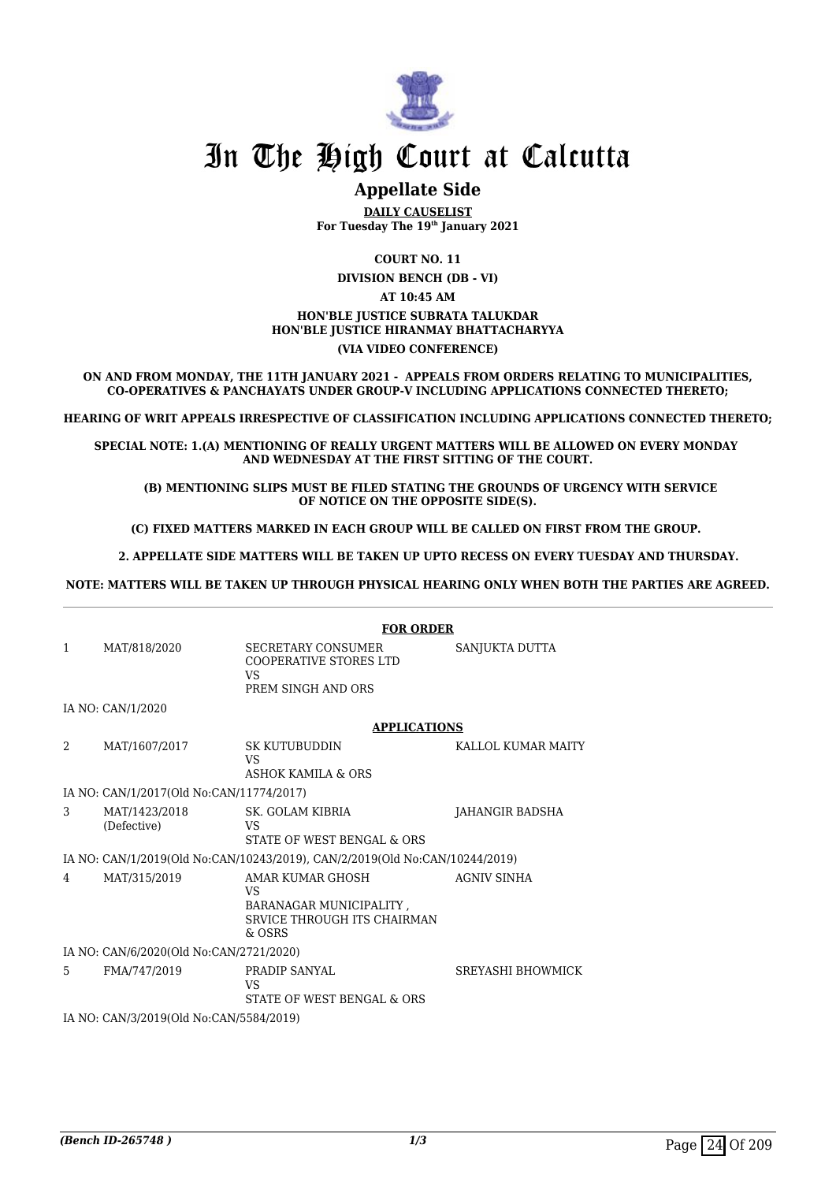# In The High Court at Calcutta

## Appellate Side

**DAILY CAUSELIST**
**For Tuesday The 19th January 2021**

**COURT NO. 11**

**DIVISION BENCH (DB - VI)**

**AT 10:45 AM**

**HON'BLE JUSTICE SUBRATA TALUKDAR**
**HON'BLE JUSTICE HIRANMAY BHATTACHARYYA**

**(VIA VIDEO CONFERENCE)**

**ON AND FROM MONDAY, THE 11TH JANUARY 2021 - APPEALS FROM ORDERS RELATING TO MUNICIPALITIES, CO-OPERATIVES & PANCHAYATS UNDER GROUP-V INCLUDING APPLICATIONS CONNECTED THERETO;**

**HEARING OF WRIT APPEALS IRRESPECTIVE OF CLASSIFICATION INCLUDING APPLICATIONS CONNECTED THERETO;**

**SPECIAL NOTE: 1.(A) MENTIONING OF REALLY URGENT MATTERS WILL BE ALLOWED ON EVERY MONDAY AND WEDNESDAY AT THE FIRST SITTING OF THE COURT.**

**(B) MENTIONING SLIPS MUST BE FILED STATING THE GROUNDS OF URGENCY WITH SERVICE OF NOTICE ON THE OPPOSITE SIDE(S).**

**(C) FIXED MATTERS MARKED IN EACH GROUP WILL BE CALLED ON FIRST FROM THE GROUP.**

**2. APPELLATE SIDE MATTERS WILL BE TAKEN UP UPTO RECESS ON EVERY TUESDAY AND THURSDAY.**

**NOTE: MATTERS WILL BE TAKEN UP THROUGH PHYSICAL HEARING ONLY WHEN BOTH THE PARTIES ARE AGREED.**

**FOR ORDER**

| | | | |
|---|---|---|---|
| 1 | MAT/818/2020 | SECRETARY CONSUMER COOPERATIVE STORES LTD<br>VS<br>PREM SINGH AND ORS | SANJUKTA DUTTA |

IA NO: CAN/1/2020

**APPLICATIONS**

| | | | |
|---|---|---|---|
| 2 | MAT/1607/2017 | SK KUTUBUDDIN<br>VS<br>ASHOK KAMILA & ORS | KALLOL KUMAR MAITY |

IA NO: CAN/1/2017(Old No:CAN/11774/2017)

| | | | |
|---|---|---|---|
| 3 | MAT/1423/2018 (Defective) | SK. GOLAM KIBRIA<br>VS<br>STATE OF WEST BENGAL & ORS | JAHANGIR BADSHA |

IA NO: CAN/1/2019(Old No:CAN/10243/2019), CAN/2/2019(Old No:CAN/10244/2019)

| | | | |
|---|---|---|---|
| 4 | MAT/315/2019 | AMAR KUMAR GHOSH<br>VS<br>BARANAGAR MUNICIPALITY , SRVICE THROUGH ITS CHAIRMAN & OSRS | AGNIV SINHA |

IA NO: CAN/6/2020(Old No:CAN/2721/2020)

| | | | |
|---|---|---|---|
| 5 | FMA/747/2019 | PRADIP SANYAL<br>VS<br>STATE OF WEST BENGAL & ORS | SREYASHI BHOWMICK |

IA NO: CAN/3/2019(Old No:CAN/5584/2019)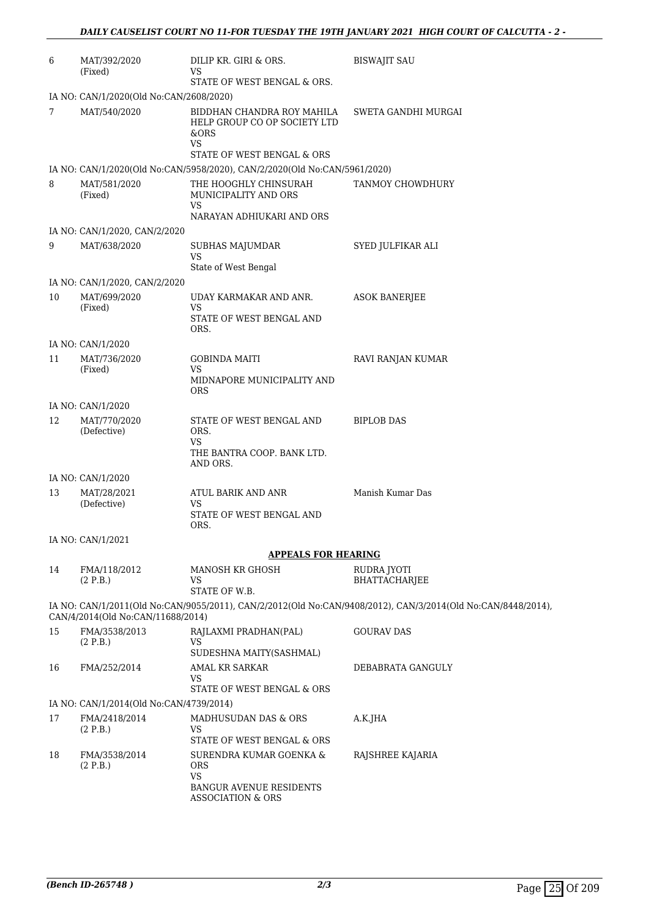| | | | |
|---|---|---|---|
| 6 | MAT/392/2020 (Fixed) | DILIP KR. GIRI & ORS. VS STATE OF WEST BENGAL & ORS. | BISWAJIT SAU |
| | IA NO: CAN/1/2020(Old No:CAN/2608/2020) | | |
| 7 | MAT/540/2020 | BIDDHAN CHANDRA ROY MAHILA HELP GROUP CO OP SOCIETY LTD &ORS VS STATE OF WEST BENGAL & ORS | SWETA GANDHI MURGAI |
| | IA NO: CAN/1/2020(Old No:CAN/5958/2020), CAN/2/2020(Old No:CAN/5961/2020) | | |
| 8 | MAT/581/2020 (Fixed) | THE HOOGHLY CHINSURAH MUNICIPALITY AND ORS VS NARAYAN ADHIUKARI AND ORS | TANMOY CHOWDHURY |
| | IA NO: CAN/1/2020, CAN/2/2020 | | |
| 9 | MAT/638/2020 | SUBHAS MAJUMDAR VS State of West Bengal | SYED JULFIKAR ALI |
| | IA NO: CAN/1/2020, CAN/2/2020 | | |
| 10 | MAT/699/2020 (Fixed) | UDAY KARMAKAR AND ANR. VS STATE OF WEST BENGAL AND ORS. | ASOK BANERJEE |
| | IA NO: CAN/1/2020 | | |
| 11 | MAT/736/2020 (Fixed) | GOBINDA MAITI VS MIDNAPORE MUNICIPALITY AND ORS | RAVI RANJAN KUMAR |
| | IA NO: CAN/1/2020 | | |
| 12 | MAT/770/2020 (Defective) | STATE OF WEST BENGAL AND ORS. VS THE BANTRA COOP. BANK LTD. AND ORS. | BIPLOB DAS |
| | IA NO: CAN/1/2020 | | |
| 13 | MAT/28/2021 (Defective) | ATUL BARIK AND ANR VS STATE OF WEST BENGAL AND ORS. | Manish Kumar Das |
| | IA NO: CAN/1/2021 | | |

**APPEALS FOR HEARING**

| | | | |
|---|---|---|---|
| 14 | FMA/118/2012 (2 P.B.) | MANOSH KR GHOSH VS STATE OF W.B. | RUDRA JYOTI BHATTACHARJEE |
| | IA NO: CAN/1/2011(Old No:CAN/9055/2011), CAN/2/2012(Old No:CAN/9408/2012), CAN/3/2014(Old No:CAN/8448/2014), CAN/4/2014(Old No:CAN/11688/2014) | | |
| 15 | FMA/3538/2013 (2 P.B.) | RAJLAXMI PRADHAN(PAL) VS SUDESHNA MAITY(SASHMAL) | GOURAV DAS |
| 16 | FMA/252/2014 | AMAL KR SARKAR VS STATE OF WEST BENGAL & ORS | DEBABRATA GANGULY |
| | IA NO: CAN/1/2014(Old No:CAN/4739/2014) | | |
| 17 | FMA/2418/2014 (2 P.B.) | MADHUSUDAN DAS & ORS VS STATE OF WEST BENGAL & ORS | A.K.JHA |
| 18 | FMA/3538/2014 (2 P.B.) | SURENDRA KUMAR GOENKA & ORS VS BANGUR AVENUE RESIDENTS ASSOCIATION & ORS | RAJSHREE KAJARIA |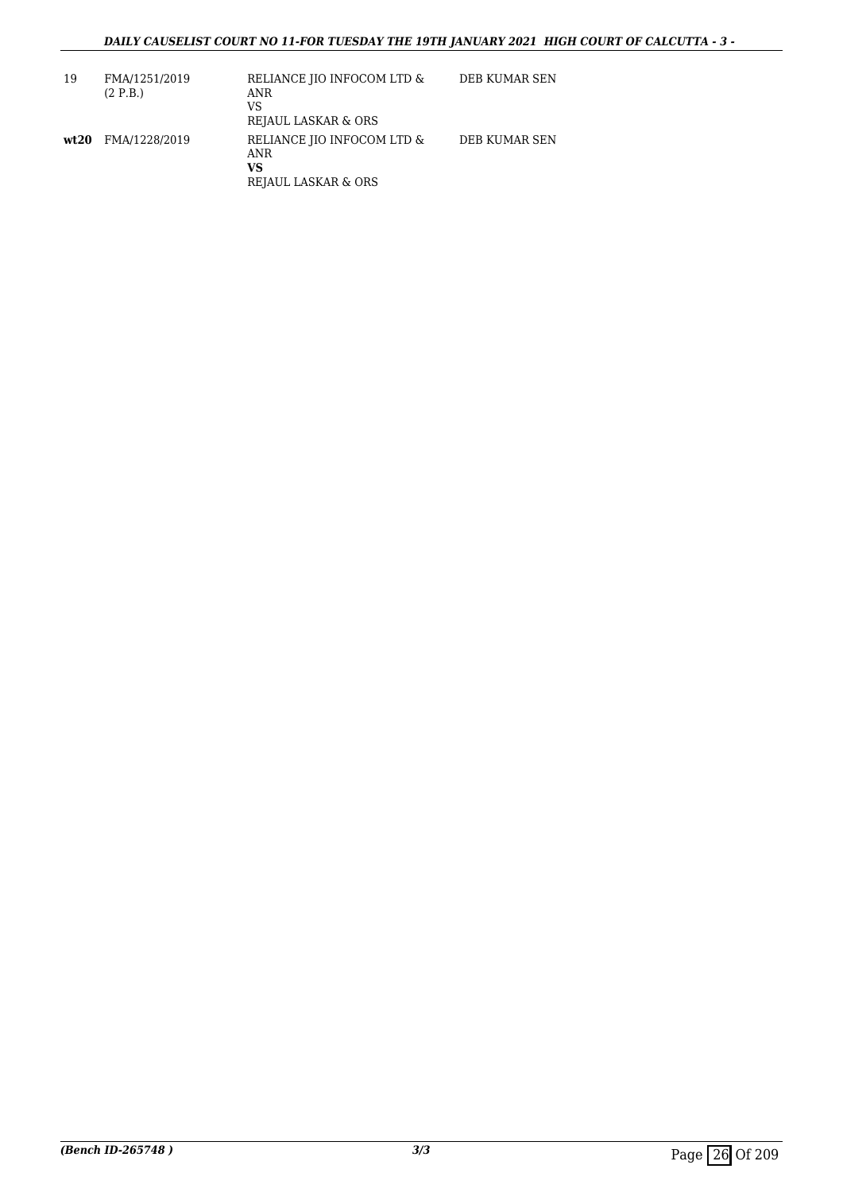| | | | |
|---|---|---|---|
| 19 | FMA/1251/2019 (2 P.B.) | RELIANCE JIO INFOCOM LTD & ANR VS REJAUL LASKAR & ORS | DEB KUMAR SEN |
| **wt20** | FMA/1228/2019 | RELIANCE JIO INFOCOM LTD & ANR **VS** REJAUL LASKAR & ORS | DEB KUMAR SEN |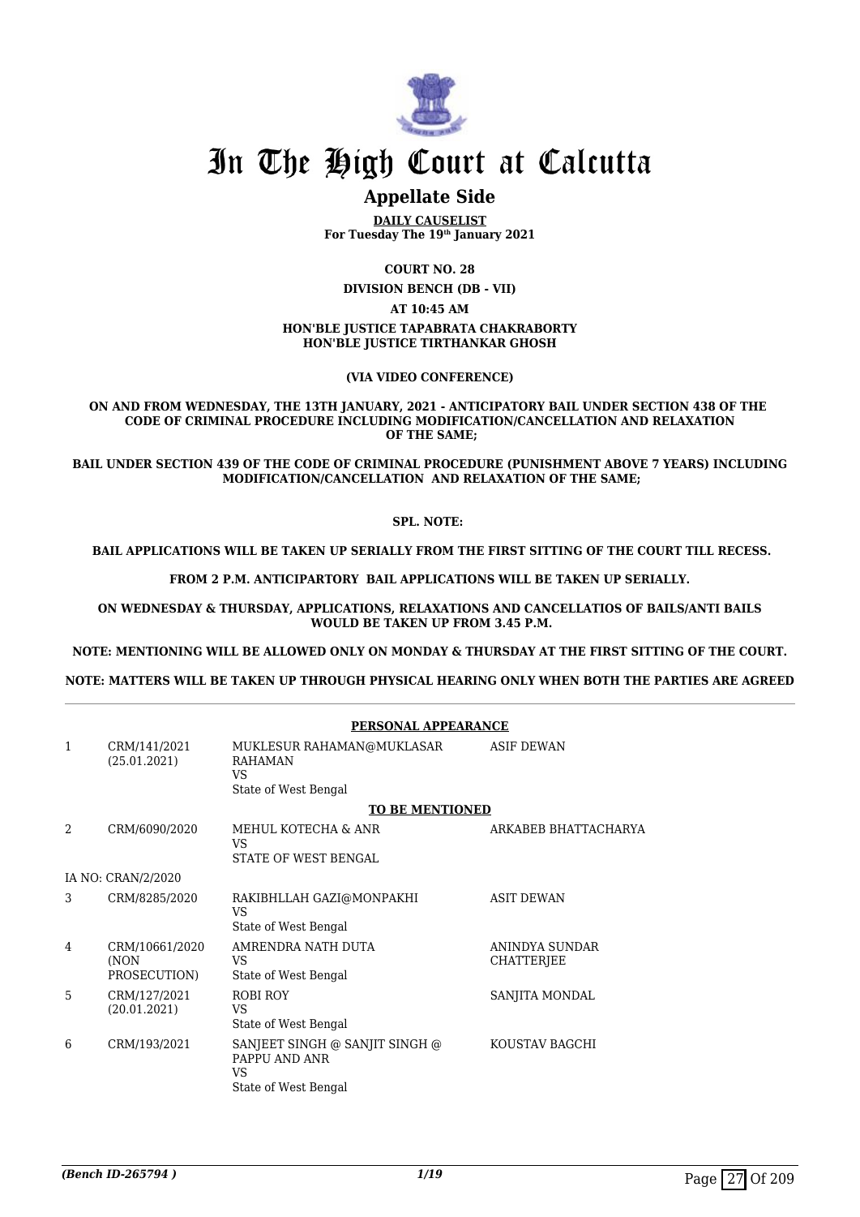# In The High Court at Calcutta

## Appellate Side

**DAILY CAUSELIST**
**For Tuesday The 19th January 2021**

**COURT NO. 28**

**DIVISION BENCH (DB - VII)**

**AT 10:45 AM**

**HON'BLE JUSTICE TAPABRATA CHAKRABORTY**
**HON'BLE JUSTICE TIRTHANKAR GHOSH**

**(VIA VIDEO CONFERENCE)**

**ON AND FROM WEDNESDAY, THE 13TH JANUARY, 2021 - ANTICIPATORY BAIL UNDER SECTION 438 OF THE CODE OF CRIMINAL PROCEDURE INCLUDING MODIFICATION/CANCELLATION AND RELAXATION OF THE SAME;**

**BAIL UNDER SECTION 439 OF THE CODE OF CRIMINAL PROCEDURE (PUNISHMENT ABOVE 7 YEARS) INCLUDING MODIFICATION/CANCELLATION AND RELAXATION OF THE SAME;**

**SPL. NOTE:**

**BAIL APPLICATIONS WILL BE TAKEN UP SERIALLY FROM THE FIRST SITTING OF THE COURT TILL RECESS.**

**FROM 2 P.M. ANTICIPARTORY BAIL APPLICATIONS WILL BE TAKEN UP SERIALLY.**

**ON WEDNESDAY & THURSDAY, APPLICATIONS, RELAXATIONS AND CANCELLATIOS OF BAILS/ANTI BAILS WOULD BE TAKEN UP FROM 3.45 P.M.**

**NOTE: MENTIONING WILL BE ALLOWED ONLY ON MONDAY & THURSDAY AT THE FIRST SITTING OF THE COURT.**

**NOTE: MATTERS WILL BE TAKEN UP THROUGH PHYSICAL HEARING ONLY WHEN BOTH THE PARTIES ARE AGREED**

**PERSONAL APPEARANCE**

| | | | |
|---|---|---|---|
| 1 | CRM/141/2021 (25.01.2021) | MUKLESUR RAHAMAN@MUKLASAR RAHAMAN VS State of West Bengal | ASIF DEWAN |

**TO BE MENTIONED**

| | | | |
|---|---|---|---|
| 2 | CRM/6090/2020 | MEHUL KOTECHA & ANR VS STATE OF WEST BENGAL | ARKABEB BHATTACHARYA |
| | IA NO: CRAN/2/2020 | | |
| 3 | CRM/8285/2020 | RAKIBHLLAH GAZI@MONPAKHI VS State of West Bengal | ASIT DEWAN |
| 4 | CRM/10661/2020 (NON PROSECUTION) | AMRENDRA NATH DUTA VS State of West Bengal | ANINDYA SUNDAR CHATTERJEE |
| 5 | CRM/127/2021 (20.01.2021) | ROBI ROY VS State of West Bengal | SANJITA MONDAL |
| 6 | CRM/193/2021 | SANJEET SINGH @ SANJIT SINGH @ PAPPU AND ANR VS State of West Bengal | KOUSTAV BAGCHI |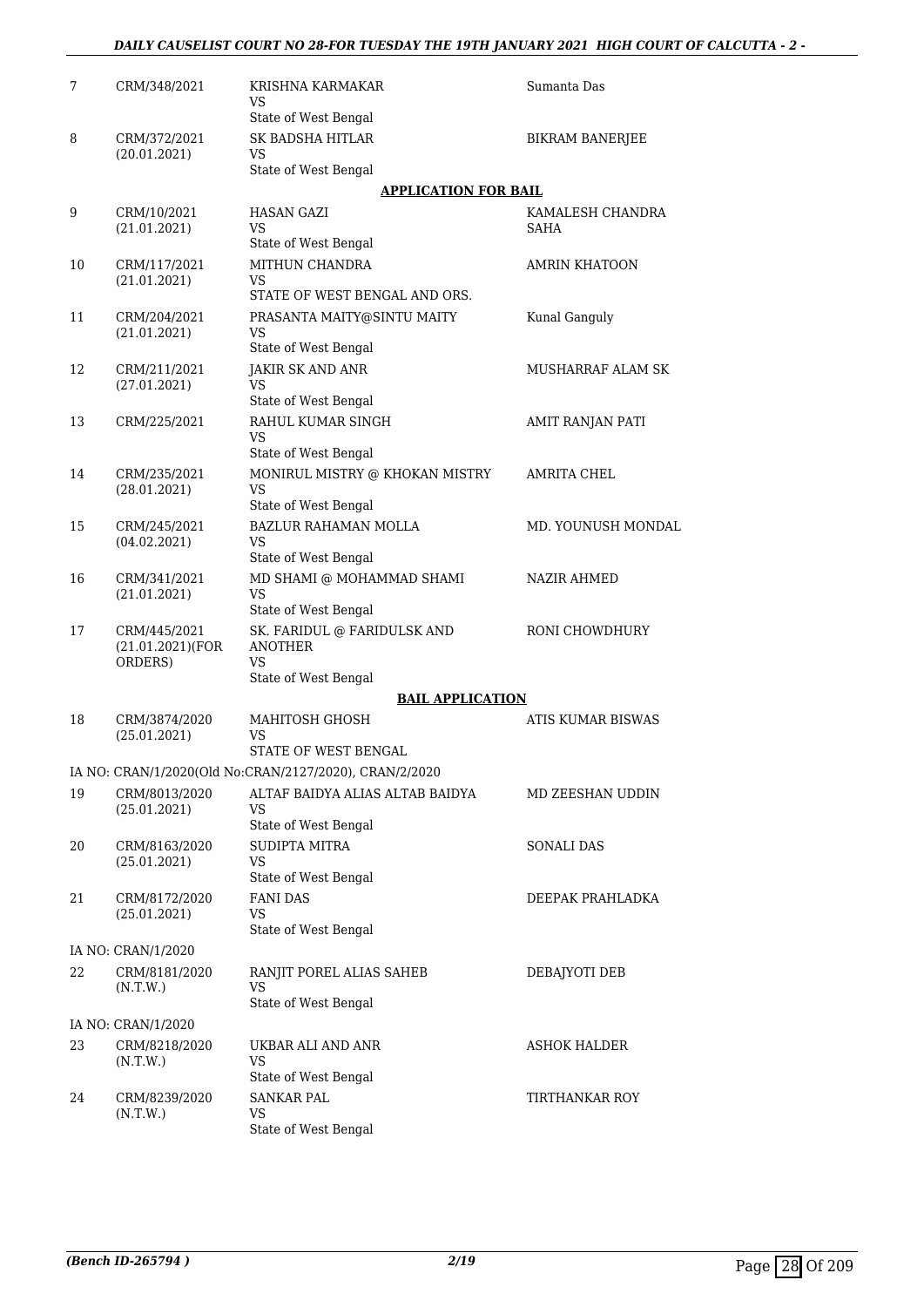| | | | |
|---|---|---|---|
| 7 | CRM/348/2021 | KRISHNA KARMAKAR<br>VS<br>State of West Bengal | Sumanta Das |
| 8 | CRM/372/2021<br>(20.01.2021) | SK BADSHA HITLAR<br>VS<br>State of West Bengal | BIKRAM BANERJEE |

**APPLICATION FOR BAIL**

| | | | |
|---|---|---|---|
| 9 | CRM/10/2021<br>(21.01.2021) | HASAN GAZI<br>VS<br>State of West Bengal | KAMALESH CHANDRA SAHA |
| 10 | CRM/117/2021<br>(21.01.2021) | MITHUN CHANDRA<br>VS<br>STATE OF WEST BENGAL AND ORS. | AMRIN KHATOON |
| 11 | CRM/204/2021<br>(21.01.2021) | PRASANTA MAITY@SINTU MAITY<br>VS<br>State of West Bengal | Kunal Ganguly |
| 12 | CRM/211/2021<br>(27.01.2021) | JAKIR SK AND ANR<br>VS<br>State of West Bengal | MUSHARRAF ALAM SK |
| 13 | CRM/225/2021 | RAHUL KUMAR SINGH<br>VS<br>State of West Bengal | AMIT RANJAN PATI |
| 14 | CRM/235/2021<br>(28.01.2021) | MONIRUL MISTRY @ KHOKAN MISTRY<br>VS<br>State of West Bengal | AMRITA CHEL |
| 15 | CRM/245/2021<br>(04.02.2021) | BAZLUR RAHAMAN MOLLA<br>VS<br>State of West Bengal | MD. YOUNUSH MONDAL |
| 16 | CRM/341/2021<br>(21.01.2021) | MD SHAMI @ MOHAMMAD SHAMI<br>VS<br>State of West Bengal | NAZIR AHMED |
| 17 | CRM/445/2021<br>(21.01.2021)(FOR ORDERS) | SK. FARIDUL @ FARIDULSK AND ANOTHER<br>VS<br>State of West Bengal | RONI CHOWDHURY |

**BAIL APPLICATION**

| | | | |
|---|---|---|---|
| 18 | CRM/3874/2020<br>(25.01.2021) | MAHITOSH GHOSH<br>VS<br>STATE OF WEST BENGAL | ATIS KUMAR BISWAS |

IA NO: CRAN/1/2020(Old No:CRAN/2127/2020), CRAN/2/2020

| | | | |
|---|---|---|---|
| 19 | CRM/8013/2020<br>(25.01.2021) | ALTAF BAIDYA ALIAS ALTAB BAIDYA<br>VS<br>State of West Bengal | MD ZEESHAN UDDIN |
| 20 | CRM/8163/2020<br>(25.01.2021) | SUDIPTA MITRA<br>VS<br>State of West Bengal | SONALI DAS |
| 21 | CRM/8172/2020<br>(25.01.2021) | FANI DAS<br>VS<br>State of West Bengal | DEEPAK PRAHLADKA |

IA NO: CRAN/1/2020

| | | | |
|---|---|---|---|
| 22 | CRM/8181/2020<br>(N.T.W.) | RANJIT POREL ALIAS SAHEB<br>VS<br>State of West Bengal | DEBAJYOTI DEB |

IA NO: CRAN/1/2020

| | | | |
|---|---|---|---|
| 23 | CRM/8218/2020<br>(N.T.W.) | UKBAR ALI AND ANR<br>VS<br>State of West Bengal | ASHOK HALDER |
| 24 | CRM/8239/2020<br>(N.T.W.) | SANKAR PAL<br>VS<br>State of West Bengal | TIRTHANKAR ROY |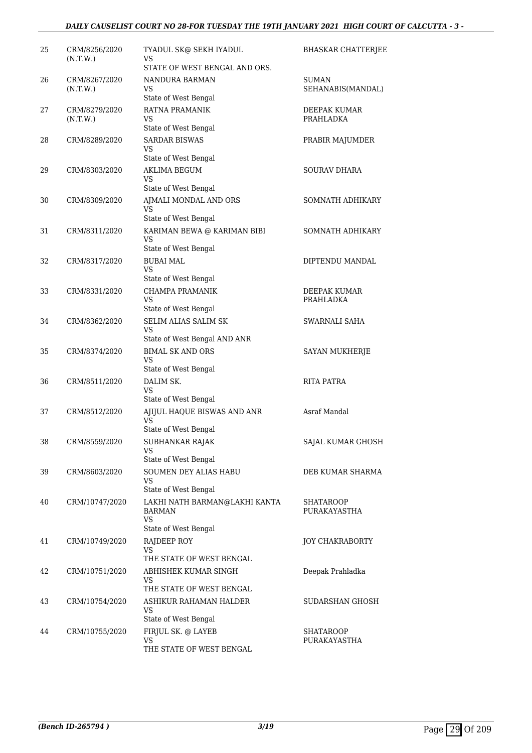| | | | |
|---|---|---|---|
| 25 | CRM/8256/2020 (N.T.W.) | TYADUL SK@ SEKH IYADUL<br>VS<br>STATE OF WEST BENGAL AND ORS. | BHASKAR CHATTERJEE |
| 26 | CRM/8267/2020 (N.T.W.) | NANDURA BARMAN<br>VS<br>State of West Bengal | SUMAN SEHANABIS(MANDAL) |
| 27 | CRM/8279/2020 (N.T.W.) | RATNA PRAMANIK<br>VS<br>State of West Bengal | DEEPAK KUMAR PRAHLADKA |
| 28 | CRM/8289/2020 | SARDAR BISWAS<br>VS<br>State of West Bengal | PRABIR MAJUMDER |
| 29 | CRM/8303/2020 | AKLIMA BEGUM<br>VS<br>State of West Bengal | SOURAV DHARA |
| 30 | CRM/8309/2020 | AJMALI MONDAL AND ORS<br>VS<br>State of West Bengal | SOMNATH ADHIKARY |
| 31 | CRM/8311/2020 | KARIMAN BEWA @ KARIMAN BIBI<br>VS<br>State of West Bengal | SOMNATH ADHIKARY |
| 32 | CRM/8317/2020 | BUBAI MAL<br>VS<br>State of West Bengal | DIPTENDU MANDAL |
| 33 | CRM/8331/2020 | CHAMPA PRAMANIK<br>VS<br>State of West Bengal | DEEPAK KUMAR PRAHLADKA |
| 34 | CRM/8362/2020 | SELIM ALIAS SALIM SK<br>VS<br>State of West Bengal AND ANR | SWARNALI SAHA |
| 35 | CRM/8374/2020 | BIMAL SK AND ORS<br>VS<br>State of West Bengal | SAYAN MUKHERJE |
| 36 | CRM/8511/2020 | DALIM SK.<br>VS<br>State of West Bengal | RITA PATRA |
| 37 | CRM/8512/2020 | AJIJUL HAQUE BISWAS AND ANR<br>VS<br>State of West Bengal | Asraf Mandal |
| 38 | CRM/8559/2020 | SUBHANKAR RAJAK<br>VS<br>State of West Bengal | SAJAL KUMAR GHOSH |
| 39 | CRM/8603/2020 | SOUMEN DEY ALIAS HABU<br>VS<br>State of West Bengal | DEB KUMAR SHARMA |
| 40 | CRM/10747/2020 | LAKHI NATH BARMAN@LAKHI KANTA BARMAN<br>VS<br>State of West Bengal | SHATAROOP PURAKAYASTHA |
| 41 | CRM/10749/2020 | RAJDEEP ROY<br>VS<br>THE STATE OF WEST BENGAL | JOY CHAKRABORTY |
| 42 | CRM/10751/2020 | ABHISHEK KUMAR SINGH<br>VS<br>THE STATE OF WEST BENGAL | Deepak Prahladka |
| 43 | CRM/10754/2020 | ASHIKUR RAHAMAN HALDER<br>VS<br>State of West Bengal | SUDARSHAN GHOSH |
| 44 | CRM/10755/2020 | FIRJUL SK. @ LAYEB<br>VS<br>THE STATE OF WEST BENGAL | SHATAROOP PURAKAYASTHA |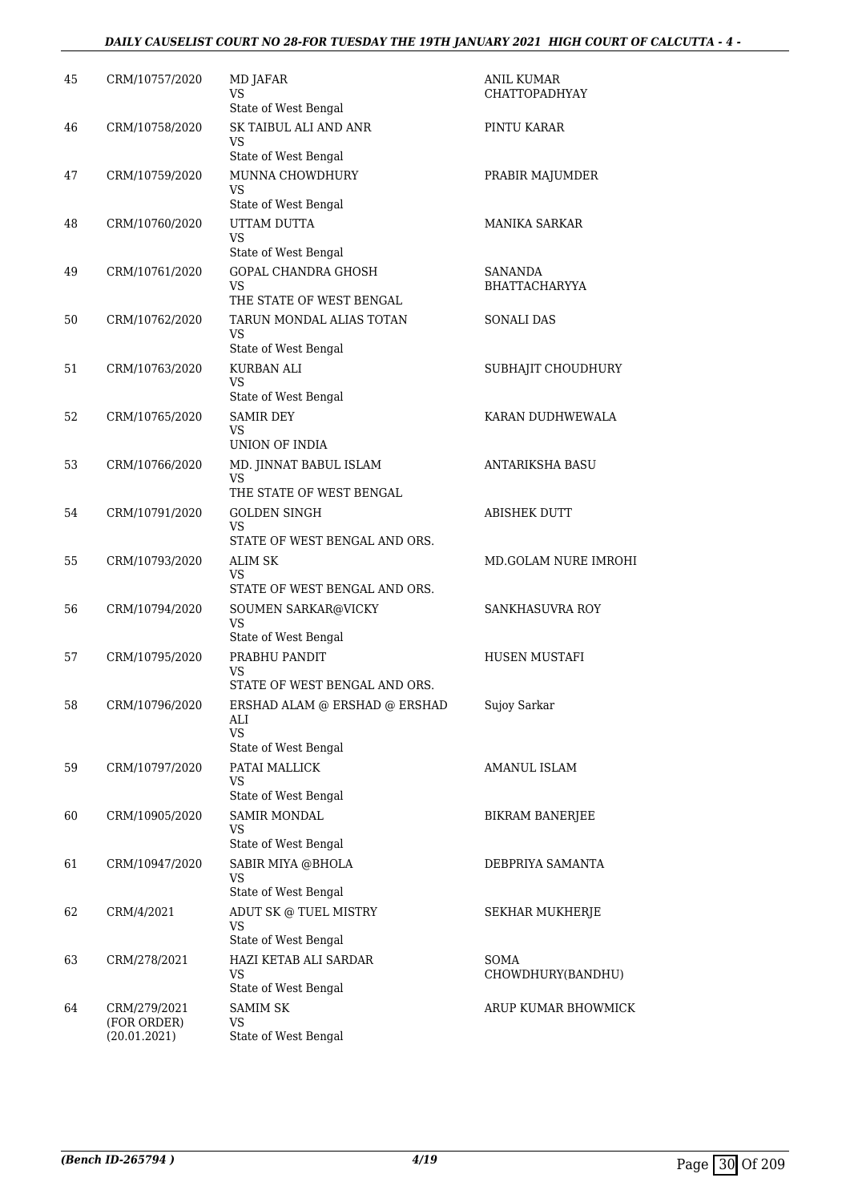| 45 | CRM/10757/2020 | MD JAFAR<br>VS<br>State of West Bengal | ANIL KUMAR CHATTOPADHYAY |
|---|---|---|---|
| 46 | CRM/10758/2020 | SK TAIBUL ALI AND ANR<br>VS<br>State of West Bengal | PINTU KARAR |
| 47 | CRM/10759/2020 | MUNNA CHOWDHURY<br>VS<br>State of West Bengal | PRABIR MAJUMDER |
| 48 | CRM/10760/2020 | UTTAM DUTTA<br>VS<br>State of West Bengal | MANIKA SARKAR |
| 49 | CRM/10761/2020 | GOPAL CHANDRA GHOSH<br>VS<br>THE STATE OF WEST BENGAL | SANANDA BHATTACHARYYA |
| 50 | CRM/10762/2020 | TARUN MONDAL ALIAS TOTAN<br>VS<br>State of West Bengal | SONALI DAS |
| 51 | CRM/10763/2020 | KURBAN ALI<br>VS<br>State of West Bengal | SUBHAJIT CHOUDHURY |
| 52 | CRM/10765/2020 | SAMIR DEY<br>VS<br>UNION OF INDIA | KARAN DUDHWEWALA |
| 53 | CRM/10766/2020 | MD. JINNAT BABUL ISLAM<br>VS<br>THE STATE OF WEST BENGAL | ANTARIKSHA BASU |
| 54 | CRM/10791/2020 | GOLDEN SINGH<br>VS<br>STATE OF WEST BENGAL AND ORS. | ABISHEK DUTT |
| 55 | CRM/10793/2020 | ALIM SK<br>VS<br>STATE OF WEST BENGAL AND ORS. | MD.GOLAM NURE IMROHI |
| 56 | CRM/10794/2020 | SOUMEN SARKAR@VICKY<br>VS<br>State of West Bengal | SANKHASUVRA ROY |
| 57 | CRM/10795/2020 | PRABHU PANDIT<br>VS<br>STATE OF WEST BENGAL AND ORS. | HUSEN MUSTAFI |
| 58 | CRM/10796/2020 | ERSHAD ALAM @ ERSHAD @ ERSHAD ALI<br>VS<br>State of West Bengal | Sujoy Sarkar |
| 59 | CRM/10797/2020 | PATAI MALLICK<br>VS<br>State of West Bengal | AMANUL ISLAM |
| 60 | CRM/10905/2020 | SAMIR MONDAL<br>VS<br>State of West Bengal | BIKRAM BANERJEE |
| 61 | CRM/10947/2020 | SABIR MIYA @BHOLA<br>VS<br>State of West Bengal | DEBPRIYA SAMANTA |
| 62 | CRM/4/2021 | ADUT SK @ TUEL MISTRY<br>VS<br>State of West Bengal | SEKHAR MUKHERJE |
| 63 | CRM/278/2021 | HAZI KETAB ALI SARDAR<br>VS<br>State of West Bengal | SOMA CHOWDHURY(BANDHU) |
| 64 | CRM/279/2021<br>(FOR ORDER)<br>(20.01.2021) | SAMIM SK<br>VS<br>State of West Bengal | ARUP KUMAR BHOWMICK |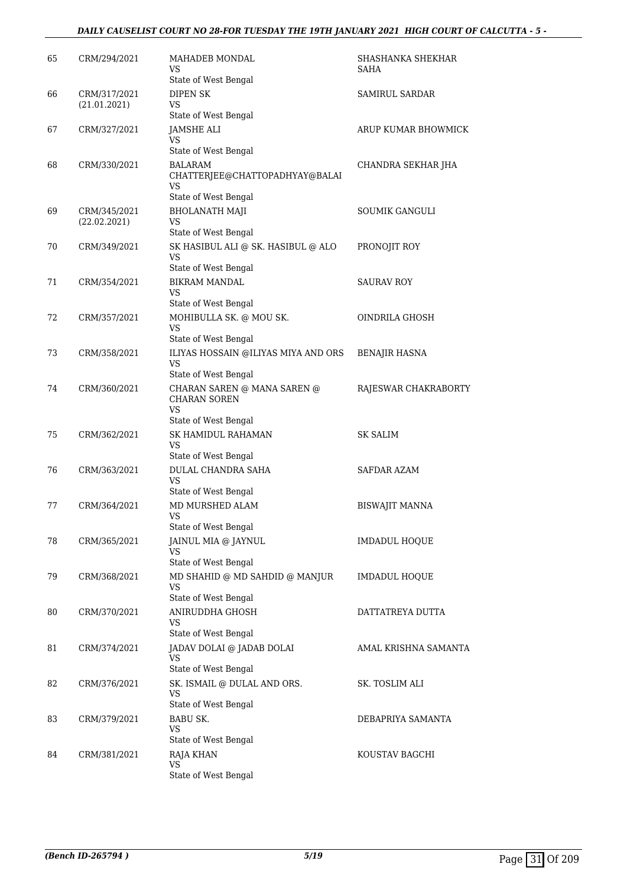| | | | |
|---|---|---|---|
| 65 | CRM/294/2021 | MAHADEB MONDAL<br>VS<br>State of West Bengal | SHASHANKA SHEKHAR SAHA |
| 66 | CRM/317/2021<br>(21.01.2021) | DIPEN SK<br>VS<br>State of West Bengal | SAMIRUL SARDAR |
| 67 | CRM/327/2021 | JAMSHE ALI<br>VS<br>State of West Bengal | ARUP KUMAR BHOWMICK |
| 68 | CRM/330/2021 | BALARAM CHATTERJEE@CHATTOPADHYAY@BALAI<br>VS<br>State of West Bengal | CHANDRA SEKHAR JHA |
| 69 | CRM/345/2021<br>(22.02.2021) | BHOLANATH MAJI<br>VS<br>State of West Bengal | SOUMIK GANGULI |
| 70 | CRM/349/2021 | SK HASIBUL ALI @ SK. HASIBUL @ ALO<br>VS<br>State of West Bengal | PRONOJIT ROY |
| 71 | CRM/354/2021 | BIKRAM MANDAL<br>VS<br>State of West Bengal | SAURAV ROY |
| 72 | CRM/357/2021 | MOHIBULLA SK. @ MOU SK.<br>VS<br>State of West Bengal | OINDRILA GHOSH |
| 73 | CRM/358/2021 | ILIYAS HOSSAIN @ILIYAS MIYA AND ORS<br>VS<br>State of West Bengal | BENAJIR HASNA |
| 74 | CRM/360/2021 | CHARAN SAREN @ MANA SAREN @ CHARAN SOREN<br>VS<br>State of West Bengal | RAJESWAR CHAKRABORTY |
| 75 | CRM/362/2021 | SK HAMIDUL RAHAMAN<br>VS<br>State of West Bengal | SK SALIM |
| 76 | CRM/363/2021 | DULAL CHANDRA SAHA<br>VS<br>State of West Bengal | SAFDAR AZAM |
| 77 | CRM/364/2021 | MD MURSHED ALAM<br>VS<br>State of West Bengal | BISWAJIT MANNA |
| 78 | CRM/365/2021 | JAINUL MIA @ JAYNUL<br>VS<br>State of West Bengal | IMDADUL HOQUE |
| 79 | CRM/368/2021 | MD SHAHID @ MD SAHDID @ MANJUR<br>VS<br>State of West Bengal | IMDADUL HOQUE |
| 80 | CRM/370/2021 | ANIRUDDHA GHOSH<br>VS<br>State of West Bengal | DATTATREYA DUTTA |
| 81 | CRM/374/2021 | JADAV DOLAI @ JADAB DOLAI<br>VS<br>State of West Bengal | AMAL KRISHNA SAMANTA |
| 82 | CRM/376/2021 | SK. ISMAIL @ DULAL AND ORS.<br>VS<br>State of West Bengal | SK. TOSLIM ALI |
| 83 | CRM/379/2021 | BABU SK.<br>VS<br>State of West Bengal | DEBAPRIYA SAMANTA |
| 84 | CRM/381/2021 | RAJA KHAN<br>VS<br>State of West Bengal | KOUSTAV BAGCHI |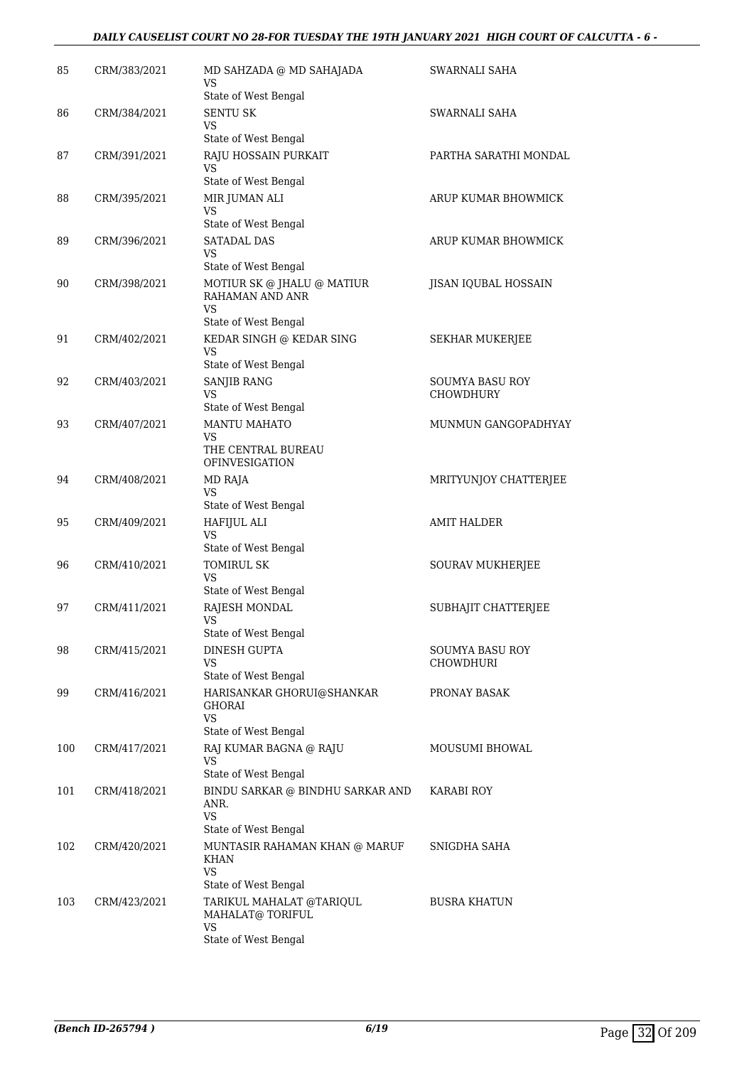| | | | |
|---|---|---|---|
| 85 | CRM/383/2021 | MD SAHZADA @ MD SAHAJADA<br>VS<br>State of West Bengal | SWARNALI SAHA |
| 86 | CRM/384/2021 | SENTU SK<br>VS<br>State of West Bengal | SWARNALI SAHA |
| 87 | CRM/391/2021 | RAJU HOSSAIN PURKAIT<br>VS<br>State of West Bengal | PARTHA SARATHI MONDAL |
| 88 | CRM/395/2021 | MIR JUMAN ALI<br>VS<br>State of West Bengal | ARUP KUMAR BHOWMICK |
| 89 | CRM/396/2021 | SATADAL DAS<br>VS<br>State of West Bengal | ARUP KUMAR BHOWMICK |
| 90 | CRM/398/2021 | MOTIUR SK @ JHALU @ MATIUR RAHAMAN AND ANR<br>VS<br>State of West Bengal | JISAN IQUBAL HOSSAIN |
| 91 | CRM/402/2021 | KEDAR SINGH @ KEDAR SING<br>VS<br>State of West Bengal | SEKHAR MUKERJEE |
| 92 | CRM/403/2021 | SANJIB RANG<br>VS<br>State of West Bengal | SOUMYA BASU ROY CHOWDHURY |
| 93 | CRM/407/2021 | MANTU MAHATO<br>VS<br>THE CENTRAL BUREAU OFINVESIGATION | MUNMUN GANGOPADHYAY |
| 94 | CRM/408/2021 | MD RAJA<br>VS<br>State of West Bengal | MRITYUNJOY CHATTERJEE |
| 95 | CRM/409/2021 | HAFIJUL ALI<br>VS<br>State of West Bengal | AMIT HALDER |
| 96 | CRM/410/2021 | TOMIRUL SK<br>VS<br>State of West Bengal | SOURAV MUKHERJEE |
| 97 | CRM/411/2021 | RAJESH MONDAL<br>VS<br>State of West Bengal | SUBHAJIT CHATTERJEE |
| 98 | CRM/415/2021 | DINESH GUPTA<br>VS<br>State of West Bengal | SOUMYA BASU ROY CHOWDHURI |
| 99 | CRM/416/2021 | HARISANKAR GHORUI@SHANKAR GHORAI<br>VS<br>State of West Bengal | PRONAY BASAK |
| 100 | CRM/417/2021 | RAJ KUMAR BAGNA @ RAJU<br>VS<br>State of West Bengal | MOUSUMI BHOWAL |
| 101 | CRM/418/2021 | BINDU SARKAR @ BINDHU SARKAR AND ANR.<br>VS<br>State of West Bengal | KARABI ROY |
| 102 | CRM/420/2021 | MUNTASIR RAHAMAN KHAN @ MARUF KHAN<br>VS<br>State of West Bengal | SNIGDHA SAHA |
| 103 | CRM/423/2021 | TARIKUL MAHALAT @TARIQUL MAHALAT@ TORIFUL<br>VS<br>State of West Bengal | BUSRA KHATUN |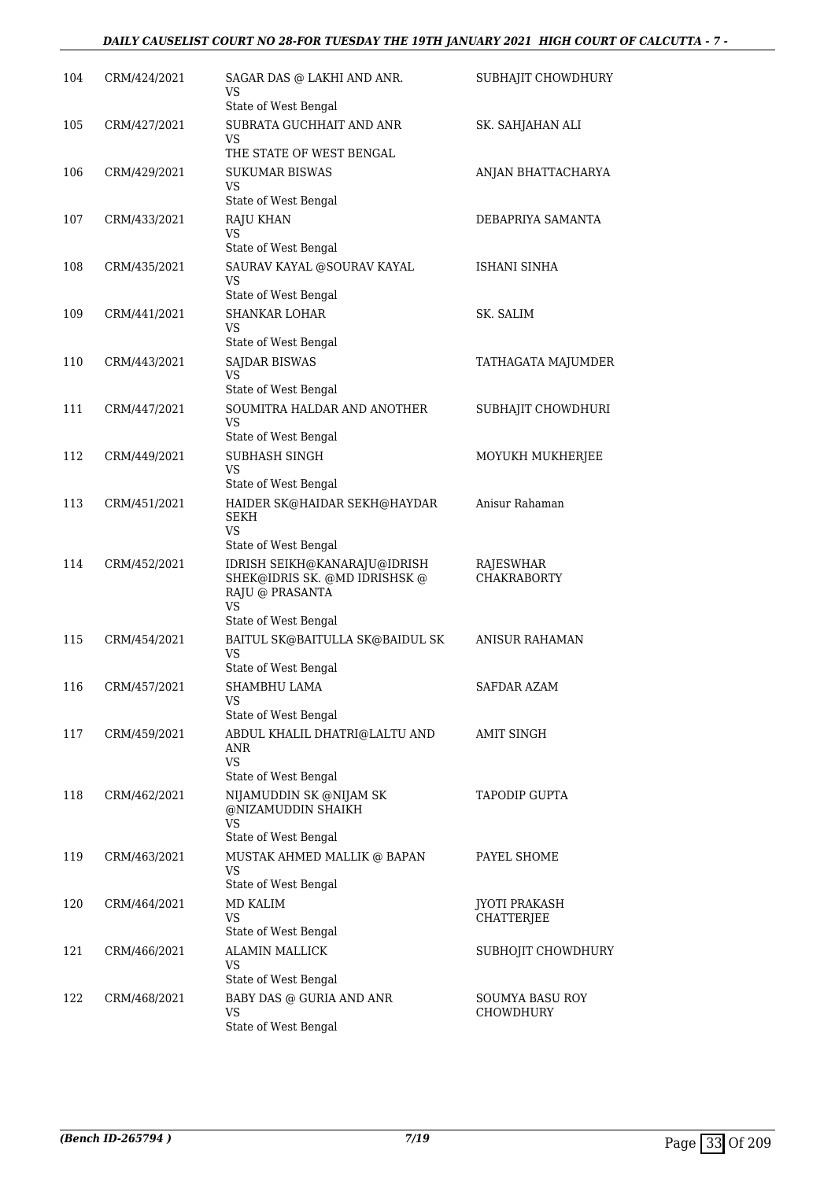| 104 | CRM/424/2021 | SAGAR DAS @ LAKHI AND ANR.<br>VS<br>State of West Bengal | SUBHAJIT CHOWDHURY |
|---|---|---|---|
| 105 | CRM/427/2021 | SUBRATA GUCHHAIT AND ANR<br>VS<br>THE STATE OF WEST BENGAL | SK. SAHJAHAN ALI |
| 106 | CRM/429/2021 | SUKUMAR BISWAS<br>VS<br>State of West Bengal | ANJAN BHATTACHARYA |
| 107 | CRM/433/2021 | RAJU KHAN<br>VS<br>State of West Bengal | DEBAPRIYA SAMANTA |
| 108 | CRM/435/2021 | SAURAV KAYAL @SOURAV KAYAL<br>VS<br>State of West Bengal | ISHANI SINHA |
| 109 | CRM/441/2021 | SHANKAR LOHAR<br>VS<br>State of West Bengal | SK. SALIM |
| 110 | CRM/443/2021 | SAJDAR BISWAS<br>VS<br>State of West Bengal | TATHAGATA MAJUMDER |
| 111 | CRM/447/2021 | SOUMITRA HALDAR AND ANOTHER<br>VS<br>State of West Bengal | SUBHAJIT CHOWDHURI |
| 112 | CRM/449/2021 | SUBHASH SINGH<br>VS<br>State of West Bengal | MOYUKH MUKHERJEE |
| 113 | CRM/451/2021 | HAIDER SK@HAIDAR SEKH@HAYDAR SEKH<br>VS<br>State of West Bengal | Anisur Rahaman |
| 114 | CRM/452/2021 | IDRISH SEIKH@KANARAJU@IDRISH SHEK@IDRIS SK. @MD IDRISHSK @ RAJU @ PRASANTA<br>VS<br>State of West Bengal | RAJESWHAR CHAKRABORTY |
| 115 | CRM/454/2021 | BAITUL SK@BAITULLA SK@BAIDUL SK<br>VS<br>State of West Bengal | ANISUR RAHAMAN |
| 116 | CRM/457/2021 | SHAMBHU LAMA<br>VS<br>State of West Bengal | SAFDAR AZAM |
| 117 | CRM/459/2021 | ABDUL KHALIL DHATRI@LALTU AND ANR<br>VS<br>State of West Bengal | AMIT SINGH |
| 118 | CRM/462/2021 | NIJAMUDDIN SK @NIJAM SK @NIZAMUDDIN SHAIKH<br>VS<br>State of West Bengal | TAPODIP GUPTA |
| 119 | CRM/463/2021 | MUSTAK AHMED MALLIK @ BAPAN<br>VS<br>State of West Bengal | PAYEL SHOME |
| 120 | CRM/464/2021 | MD KALIM<br>VS<br>State of West Bengal | JYOTI PRAKASH CHATTERJEE |
| 121 | CRM/466/2021 | ALAMIN MALLICK<br>VS<br>State of West Bengal | SUBHOJIT CHOWDHURY |
| 122 | CRM/468/2021 | BABY DAS @ GURIA AND ANR<br>VS<br>State of West Bengal | SOUMYA BASU ROY CHOWDHURY |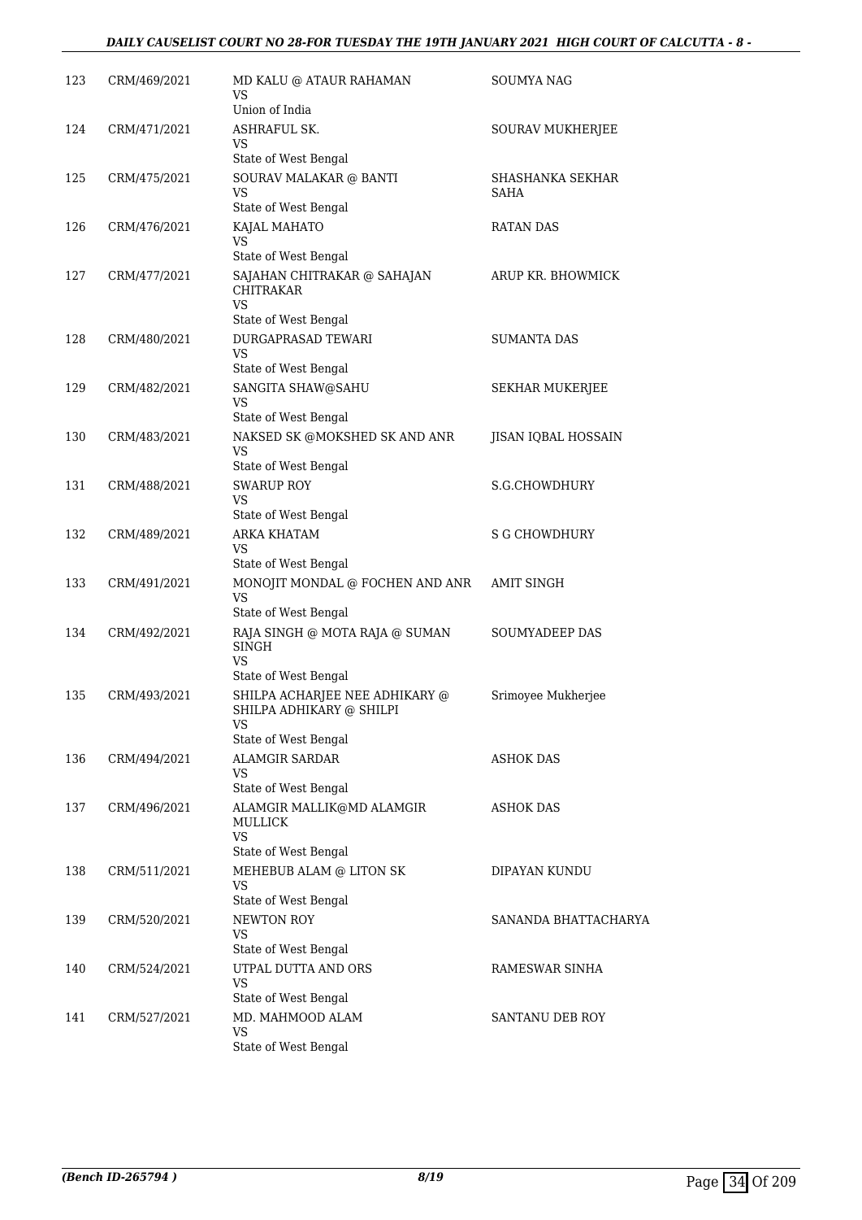| | | | |
|---|---|---|---|
| 123 | CRM/469/2021 | MD KALU @ ATAUR RAHAMAN<br>VS<br>Union of India | SOUMYA NAG |
| 124 | CRM/471/2021 | ASHRAFUL SK.<br>VS<br>State of West Bengal | SOURAV MUKHERJEE |
| 125 | CRM/475/2021 | SOURAV MALAKAR @ BANTI<br>VS<br>State of West Bengal | SHASHANKA SEKHAR SAHA |
| 126 | CRM/476/2021 | KAJAL MAHATO<br>VS<br>State of West Bengal | RATAN DAS |
| 127 | CRM/477/2021 | SAJAHAN CHITRAKAR @ SAHAJAN CHITRAKAR<br>VS<br>State of West Bengal | ARUP KR. BHOWMICK |
| 128 | CRM/480/2021 | DURGAPRASAD TEWARI<br>VS<br>State of West Bengal | SUMANTA DAS |
| 129 | CRM/482/2021 | SANGITA SHAW@SAHU<br>VS<br>State of West Bengal | SEKHAR MUKERJEE |
| 130 | CRM/483/2021 | NAKSED SK @MOKSHED SK AND ANR<br>VS<br>State of West Bengal | JISAN IQBAL HOSSAIN |
| 131 | CRM/488/2021 | SWARUP ROY<br>VS<br>State of West Bengal | S.G.CHOWDHURY |
| 132 | CRM/489/2021 | ARKA KHATAM<br>VS<br>State of West Bengal | S G CHOWDHURY |
| 133 | CRM/491/2021 | MONOJIT MONDAL @ FOCHEN AND ANR<br>VS<br>State of West Bengal | AMIT SINGH |
| 134 | CRM/492/2021 | RAJA SINGH @ MOTA RAJA @ SUMAN SINGH<br>VS<br>State of West Bengal | SOUMYADEEP DAS |
| 135 | CRM/493/2021 | SHILPA ACHARJEE NEE ADHIKARY @ SHILPA ADHIKARY @ SHILPI<br>VS<br>State of West Bengal | Srimoyee Mukherjee |
| 136 | CRM/494/2021 | ALAMGIR SARDAR<br>VS<br>State of West Bengal | ASHOK DAS |
| 137 | CRM/496/2021 | ALAMGIR MALLIK@MD ALAMGIR MULLICK<br>VS<br>State of West Bengal | ASHOK DAS |
| 138 | CRM/511/2021 | MEHEBUB ALAM @ LITON SK<br>VS<br>State of West Bengal | DIPAYAN KUNDU |
| 139 | CRM/520/2021 | NEWTON ROY<br>VS<br>State of West Bengal | SANANDA BHATTACHARYA |
| 140 | CRM/524/2021 | UTPAL DUTTA AND ORS<br>VS<br>State of West Bengal | RAMESWAR SINHA |
| 141 | CRM/527/2021 | MD. MAHMOOD ALAM<br>VS<br>State of West Bengal | SANTANU DEB ROY |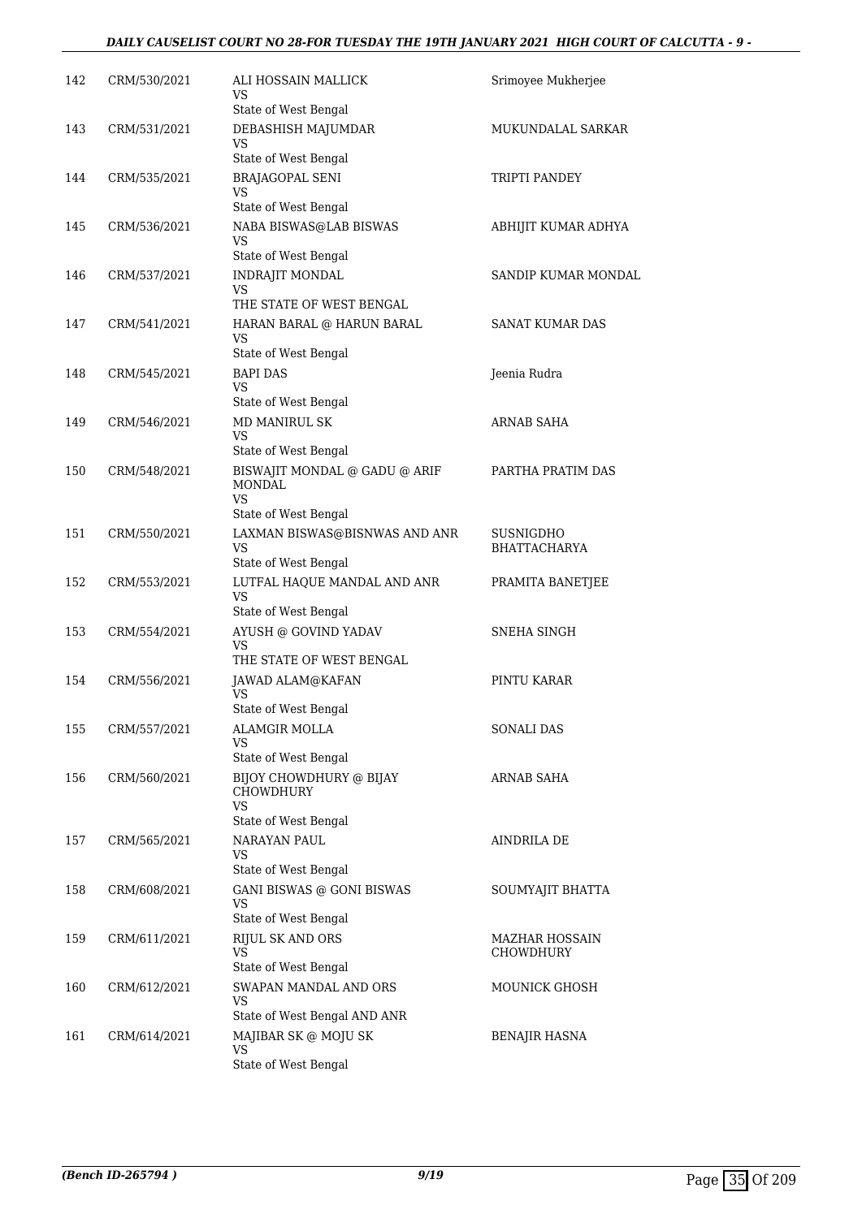| | | | |
|---|---|---|---|
| 142 | CRM/530/2021 | ALI HOSSAIN MALLICK<br>VS<br>State of West Bengal | Srimoyee Mukherjee |
| 143 | CRM/531/2021 | DEBASHISH MAJUMDAR<br>VS<br>State of West Bengal | MUKUNDALAL SARKAR |
| 144 | CRM/535/2021 | BRAJAGOPAL SENI<br>VS<br>State of West Bengal | TRIPTI PANDEY |
| 145 | CRM/536/2021 | NABA BISWAS@LAB BISWAS<br>VS<br>State of West Bengal | ABHIJIT KUMAR ADHYA |
| 146 | CRM/537/2021 | INDRAJIT MONDAL<br>VS<br>THE STATE OF WEST BENGAL | SANDIP KUMAR MONDAL |
| 147 | CRM/541/2021 | HARAN BARAL @ HARUN BARAL<br>VS<br>State of West Bengal | SANAT KUMAR DAS |
| 148 | CRM/545/2021 | BAPI DAS<br>VS<br>State of West Bengal | Jeenia Rudra |
| 149 | CRM/546/2021 | MD MANIRUL SK<br>VS<br>State of West Bengal | ARNAB SAHA |
| 150 | CRM/548/2021 | BISWAJIT MONDAL @ GADU @ ARIF MONDAL<br>VS<br>State of West Bengal | PARTHA PRATIM DAS |
| 151 | CRM/550/2021 | LAXMAN BISWAS@BISNWAS AND ANR<br>VS<br>State of West Bengal | SUSNIGDHO BHATTACHARYA |
| 152 | CRM/553/2021 | LUTFAL HAQUE MANDAL AND ANR<br>VS<br>State of West Bengal | PRAMITA BANETJEE |
| 153 | CRM/554/2021 | AYUSH @ GOVIND YADAV<br>VS<br>THE STATE OF WEST BENGAL | SNEHA SINGH |
| 154 | CRM/556/2021 | JAWAD ALAM@KAFAN<br>VS<br>State of West Bengal | PINTU KARAR |
| 155 | CRM/557/2021 | ALAMGIR MOLLA<br>VS<br>State of West Bengal | SONALI DAS |
| 156 | CRM/560/2021 | BIJOY CHOWDHURY @ BIJAY CHOWDHURY<br>VS<br>State of West Bengal | ARNAB SAHA |
| 157 | CRM/565/2021 | NARAYAN PAUL<br>VS<br>State of West Bengal | AINDRILA DE |
| 158 | CRM/608/2021 | GANI BISWAS @ GONI BISWAS<br>VS<br>State of West Bengal | SOUMYAJIT BHATTA |
| 159 | CRM/611/2021 | RIJUL SK AND ORS<br>VS<br>State of West Bengal | MAZHAR HOSSAIN CHOWDHURY |
| 160 | CRM/612/2021 | SWAPAN MANDAL AND ORS<br>VS<br>State of West Bengal AND ANR | MOUNICK GHOSH |
| 161 | CRM/614/2021 | MAJIBAR SK @ MOJU SK<br>VS<br>State of West Bengal | BENAJIR HASNA |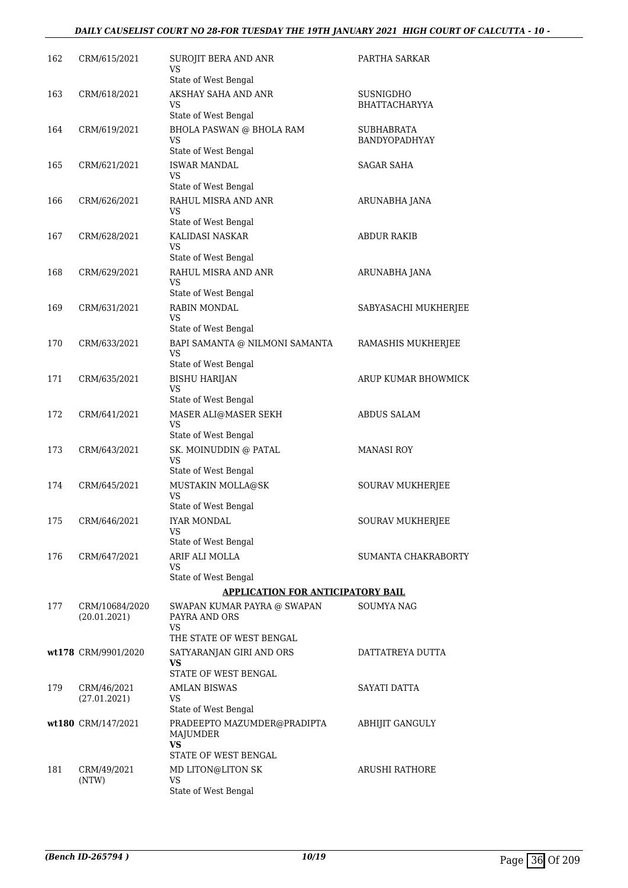| | | | |
|---|---|---|---|
| 162 | CRM/615/2021 | SUROJIT BERA AND ANR<br>VS<br>State of West Bengal | PARTHA SARKAR |
| 163 | CRM/618/2021 | AKSHAY SAHA AND ANR<br>VS<br>State of West Bengal | SUSNIGDHO BHATTACHARYYA |
| 164 | CRM/619/2021 | BHOLA PASWAN @ BHOLA RAM<br>VS<br>State of West Bengal | SUBHABRATA BANDYOPADHYAY |
| 165 | CRM/621/2021 | ISWAR MANDAL<br>VS<br>State of West Bengal | SAGAR SAHA |
| 166 | CRM/626/2021 | RAHUL MISRA AND ANR<br>VS<br>State of West Bengal | ARUNABHA JANA |
| 167 | CRM/628/2021 | KALIDASI NASKAR<br>VS<br>State of West Bengal | ABDUR RAKIB |
| 168 | CRM/629/2021 | RAHUL MISRA AND ANR<br>VS<br>State of West Bengal | ARUNABHA JANA |
| 169 | CRM/631/2021 | RABIN MONDAL<br>VS<br>State of West Bengal | SABYASACHI MUKHERJEE |
| 170 | CRM/633/2021 | BAPI SAMANTA @ NILMONI SAMANTA<br>VS<br>State of West Bengal | RAMASHIS MUKHERJEE |
| 171 | CRM/635/2021 | BISHU HARIJAN<br>VS<br>State of West Bengal | ARUP KUMAR BHOWMICK |
| 172 | CRM/641/2021 | MASER ALI@MASER SEKH<br>VS<br>State of West Bengal | ABDUS SALAM |
| 173 | CRM/643/2021 | SK. MOINUDDIN @ PATAL<br>VS<br>State of West Bengal | MANASI ROY |
| 174 | CRM/645/2021 | MUSTAKIN MOLLA@SK<br>VS<br>State of West Bengal | SOURAV MUKHERJEE |
| 175 | CRM/646/2021 | IYAR MONDAL<br>VS<br>State of West Bengal | SOURAV MUKHERJEE |
| 176 | CRM/647/2021 | ARIF ALI MOLLA<br>VS<br>State of West Bengal | SUMANTA CHAKRABORTY |

**APPLICATION FOR ANTICIPATORY BAIL**

| | | | |
|---|---|---|---|
| 177 | CRM/10684/2020 (20.01.2021) | SWAPAN KUMAR PAYRA @ SWAPAN PAYRA AND ORS<br>VS<br>THE STATE OF WEST BENGAL | SOUMYA NAG |
| **wt178** | CRM/9901/2020 | SATYARANJAN GIRI AND ORS<br>**VS**<br>STATE OF WEST BENGAL | DATTATREYA DUTTA |
| 179 | CRM/46/2021 (27.01.2021) | AMLAN BISWAS<br>VS<br>State of West Bengal | SAYATI DATTA |
| **wt180** | CRM/147/2021 | PRADEEPTO MAZUMDER@PRADIPTA MAJUMDER<br>**VS**<br>STATE OF WEST BENGAL | ABHIJIT GANGULY |
| 181 | CRM/49/2021 (NTW) | MD LITON@LITON SK<br>VS<br>State of West Bengal | ARUSHI RATHORE |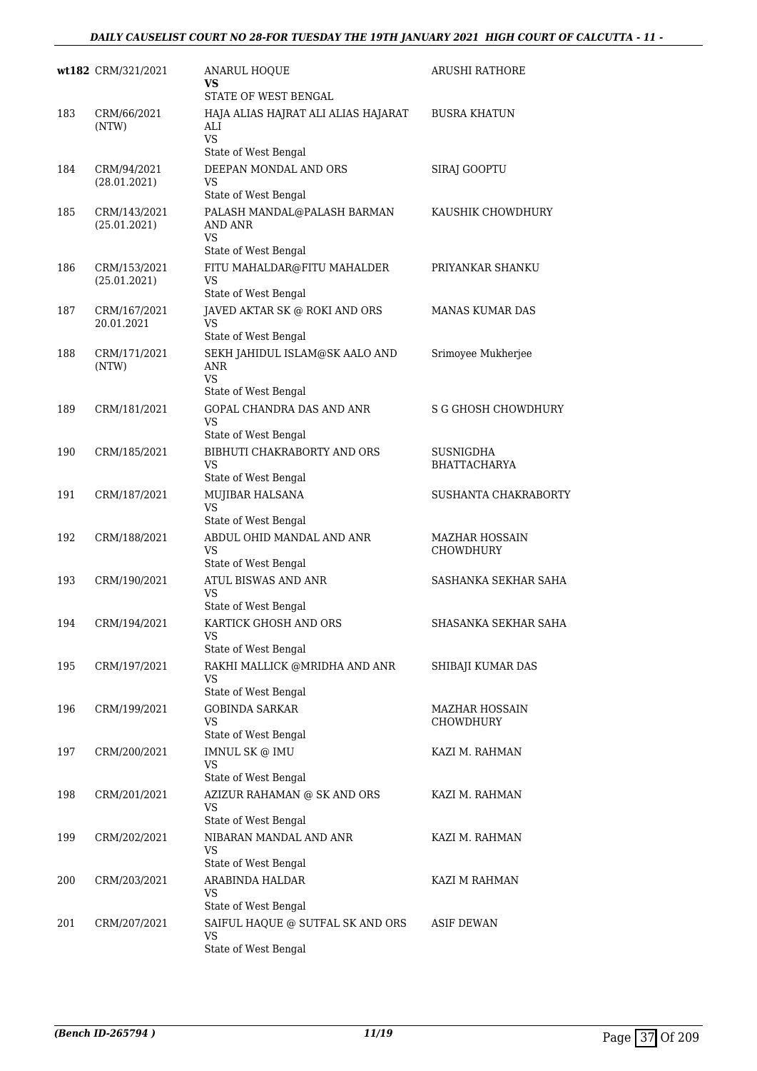| | | | |
|---|---|---|---|
| wt182 | CRM/321/2021 | ANARUL HOQUE<br>**VS**<br>STATE OF WEST BENGAL | ARUSHI RATHORE |
| 183 | CRM/66/2021<br>(NTW) | HAJA ALIAS HAJRAT ALI ALIAS HAJARAT ALI<br>VS<br>State of West Bengal | BUSRA KHATUN |
| 184 | CRM/94/2021<br>(28.01.2021) | DEEPAN MONDAL AND ORS<br>VS<br>State of West Bengal | SIRAJ GOOPTU |
| 185 | CRM/143/2021<br>(25.01.2021) | PALASH MANDAL@PALASH BARMAN AND ANR<br>VS<br>State of West Bengal | KAUSHIK CHOWDHURY |
| 186 | CRM/153/2021<br>(25.01.2021) | FITU MAHALDAR@FITU MAHALDER<br>VS<br>State of West Bengal | PRIYANKAR SHANKU |
| 187 | CRM/167/2021<br>20.01.2021 | JAVED AKTAR SK @ ROKI AND ORS<br>VS<br>State of West Bengal | MANAS KUMAR DAS |
| 188 | CRM/171/2021<br>(NTW) | SEKH JAHIDUL ISLAM@SK AALO AND ANR<br>VS<br>State of West Bengal | Srimoyee Mukherjee |
| 189 | CRM/181/2021 | GOPAL CHANDRA DAS AND ANR<br>VS<br>State of West Bengal | S G GHOSH CHOWDHURY |
| 190 | CRM/185/2021 | BIBHUTI CHAKRABORTY AND ORS<br>VS<br>State of West Bengal | SUSNIGDHA BHATTACHARYA |
| 191 | CRM/187/2021 | MUJIBAR HALSANA<br>VS<br>State of West Bengal | SUSHANTA CHAKRABORTY |
| 192 | CRM/188/2021 | ABDUL OHID MANDAL AND ANR<br>VS<br>State of West Bengal | MAZHAR HOSSAIN CHOWDHURY |
| 193 | CRM/190/2021 | ATUL BISWAS AND ANR<br>VS<br>State of West Bengal | SASHANKA SEKHAR SAHA |
| 194 | CRM/194/2021 | KARTICK GHOSH AND ORS<br>VS<br>State of West Bengal | SHASANKA SEKHAR SAHA |
| 195 | CRM/197/2021 | RAKHI MALLICK @MRIDHA AND ANR<br>VS<br>State of West Bengal | SHIBAJI KUMAR DAS |
| 196 | CRM/199/2021 | GOBINDA SARKAR<br>VS<br>State of West Bengal | MAZHAR HOSSAIN CHOWDHURY |
| 197 | CRM/200/2021 | IMNUL SK @ IMU<br>VS<br>State of West Bengal | KAZI M. RAHMAN |
| 198 | CRM/201/2021 | AZIZUR RAHAMAN @ SK AND ORS<br>VS<br>State of West Bengal | KAZI M. RAHMAN |
| 199 | CRM/202/2021 | NIBARAN MANDAL AND ANR<br>VS<br>State of West Bengal | KAZI M. RAHMAN |
| 200 | CRM/203/2021 | ARABINDA HALDAR<br>VS<br>State of West Bengal | KAZI M RAHMAN |
| 201 | CRM/207/2021 | SAIFUL HAQUE @ SUTFAL SK AND ORS<br>VS<br>State of West Bengal | ASIF DEWAN |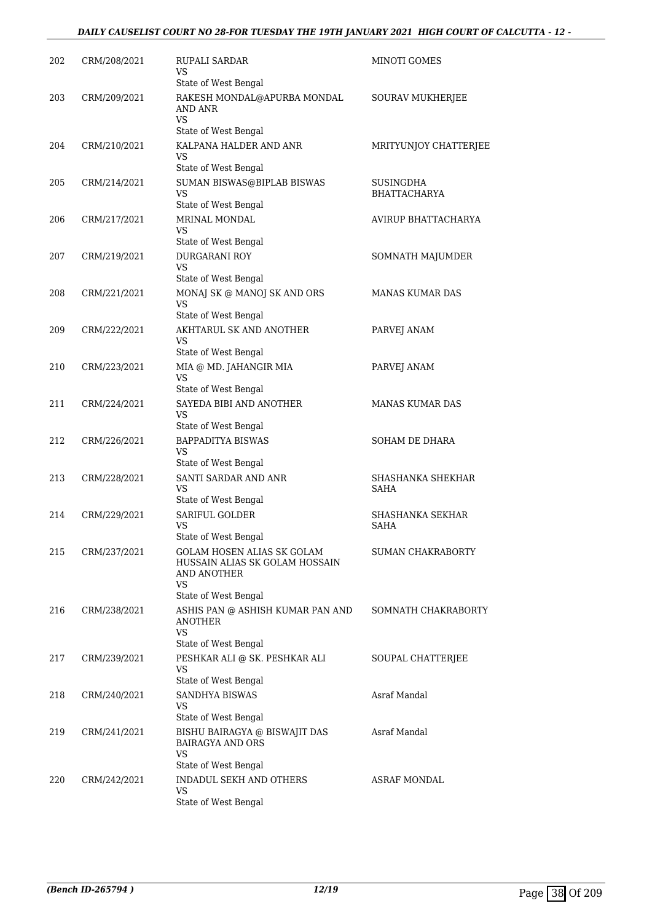| | | | |
|---|---|---|---|
| 202 | CRM/208/2021 | RUPALI SARDAR<br>VS<br>State of West Bengal | MINOTI GOMES |
| 203 | CRM/209/2021 | RAKESH MONDAL@APURBA MONDAL AND ANR<br>VS<br>State of West Bengal | SOURAV MUKHERJEE |
| 204 | CRM/210/2021 | KALPANA HALDER AND ANR<br>VS<br>State of West Bengal | MRITYUNJOY CHATTERJEE |
| 205 | CRM/214/2021 | SUMAN BISWAS@BIPLAB BISWAS<br>VS<br>State of West Bengal | SUSINGDHA BHATTACHARYA |
| 206 | CRM/217/2021 | MRINAL MONDAL<br>VS<br>State of West Bengal | AVIRUP BHATTACHARYA |
| 207 | CRM/219/2021 | DURGARANI ROY<br>VS<br>State of West Bengal | SOMNATH MAJUMDER |
| 208 | CRM/221/2021 | MONAJ SK @ MANOJ SK AND ORS<br>VS<br>State of West Bengal | MANAS KUMAR DAS |
| 209 | CRM/222/2021 | AKHTARUL SK AND ANOTHER<br>VS<br>State of West Bengal | PARVEJ ANAM |
| 210 | CRM/223/2021 | MIA @ MD. JAHANGIR MIA<br>VS<br>State of West Bengal | PARVEJ ANAM |
| 211 | CRM/224/2021 | SAYEDA BIBI AND ANOTHER<br>VS<br>State of West Bengal | MANAS KUMAR DAS |
| 212 | CRM/226/2021 | BAPPADITYA BISWAS<br>VS<br>State of West Bengal | SOHAM DE DHARA |
| 213 | CRM/228/2021 | SANTI SARDAR AND ANR<br>VS<br>State of West Bengal | SHASHANKA SHEKHAR SAHA |
| 214 | CRM/229/2021 | SARIFUL GOLDER<br>VS<br>State of West Bengal | SHASHANKA SEKHAR SAHA |
| 215 | CRM/237/2021 | GOLAM HOSEN ALIAS SK GOLAM HUSSAIN ALIAS SK GOLAM HOSSAIN AND ANOTHER<br>VS<br>State of West Bengal | SUMAN CHAKRABORTY |
| 216 | CRM/238/2021 | ASHIS PAN @ ASHISH KUMAR PAN AND ANOTHER<br>VS<br>State of West Bengal | SOMNATH CHAKRABORTY |
| 217 | CRM/239/2021 | PESHKAR ALI @ SK. PESHKAR ALI<br>VS<br>State of West Bengal | SOUPAL CHATTERJEE |
| 218 | CRM/240/2021 | SANDHYA BISWAS<br>VS<br>State of West Bengal | Asraf Mandal |
| 219 | CRM/241/2021 | BISHU BAIRAGYA @ BISWAJIT DAS BAIRAGYA AND ORS<br>VS<br>State of West Bengal | Asraf Mandal |
| 220 | CRM/242/2021 | INDADUL SEKH AND OTHERS<br>VS<br>State of West Bengal | ASRAF MONDAL |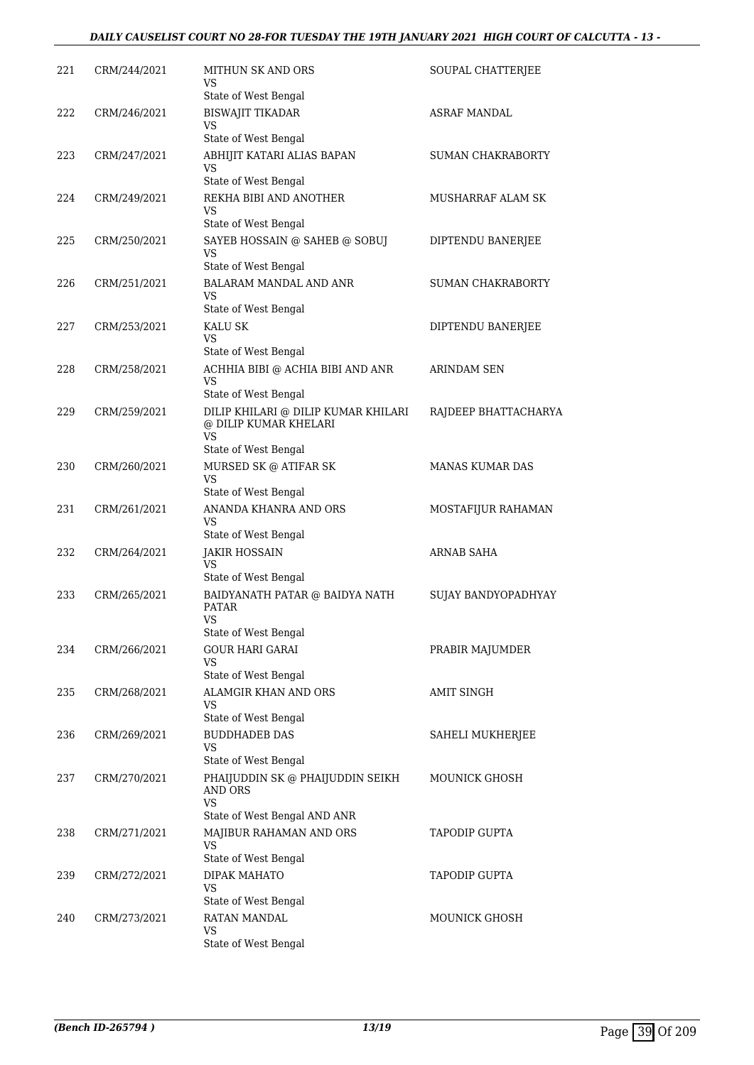| | | | |
|---|---|---|---|
| 221 | CRM/244/2021 | MITHUN SK AND ORS<br>VS<br>State of West Bengal | SOUPAL CHATTERJEE |
| 222 | CRM/246/2021 | BISWAJIT TIKADAR<br>VS<br>State of West Bengal | ASRAF MANDAL |
| 223 | CRM/247/2021 | ABHIJIT KATARI ALIAS BAPAN<br>VS<br>State of West Bengal | SUMAN CHAKRABORTY |
| 224 | CRM/249/2021 | REKHA BIBI AND ANOTHER<br>VS<br>State of West Bengal | MUSHARRAF ALAM SK |
| 225 | CRM/250/2021 | SAYEB HOSSAIN @ SAHEB @ SOBUJ<br>VS<br>State of West Bengal | DIPTENDU BANERJEE |
| 226 | CRM/251/2021 | BALARAM MANDAL AND ANR<br>VS<br>State of West Bengal | SUMAN CHAKRABORTY |
| 227 | CRM/253/2021 | KALU SK<br>VS<br>State of West Bengal | DIPTENDU BANERJEE |
| 228 | CRM/258/2021 | ACHHIA BIBI @ ACHIA BIBI AND ANR<br>VS<br>State of West Bengal | ARINDAM SEN |
| 229 | CRM/259/2021 | DILIP KHILARI @ DILIP KUMAR KHILARI @ DILIP KUMAR KHELARI<br>VS<br>State of West Bengal | RAJDEEP BHATTACHARYA |
| 230 | CRM/260/2021 | MURSED SK @ ATIFAR SK<br>VS<br>State of West Bengal | MANAS KUMAR DAS |
| 231 | CRM/261/2021 | ANANDA KHANRA AND ORS<br>VS<br>State of West Bengal | MOSTAFIJUR RAHAMAN |
| 232 | CRM/264/2021 | JAKIR HOSSAIN<br>VS<br>State of West Bengal | ARNAB SAHA |
| 233 | CRM/265/2021 | BAIDYANATH PATAR @ BAIDYA NATH PATAR<br>VS<br>State of West Bengal | SUJAY BANDYOPADHYAY |
| 234 | CRM/266/2021 | GOUR HARI GARAI<br>VS<br>State of West Bengal | PRABIR MAJUMDER |
| 235 | CRM/268/2021 | ALAMGIR KHAN AND ORS<br>VS<br>State of West Bengal | AMIT SINGH |
| 236 | CRM/269/2021 | BUDDHADEB DAS<br>VS<br>State of West Bengal | SAHELI MUKHERJEE |
| 237 | CRM/270/2021 | PHAIJUDDIN SK @ PHAIJUDDIN SEIKH AND ORS<br>VS<br>State of West Bengal AND ANR | MOUNICK GHOSH |
| 238 | CRM/271/2021 | MAJIBUR RAHAMAN AND ORS<br>VS<br>State of West Bengal | TAPODIP GUPTA |
| 239 | CRM/272/2021 | DIPAK MAHATO<br>VS<br>State of West Bengal | TAPODIP GUPTA |
| 240 | CRM/273/2021 | RATAN MANDAL<br>VS<br>State of West Bengal | MOUNICK GHOSH |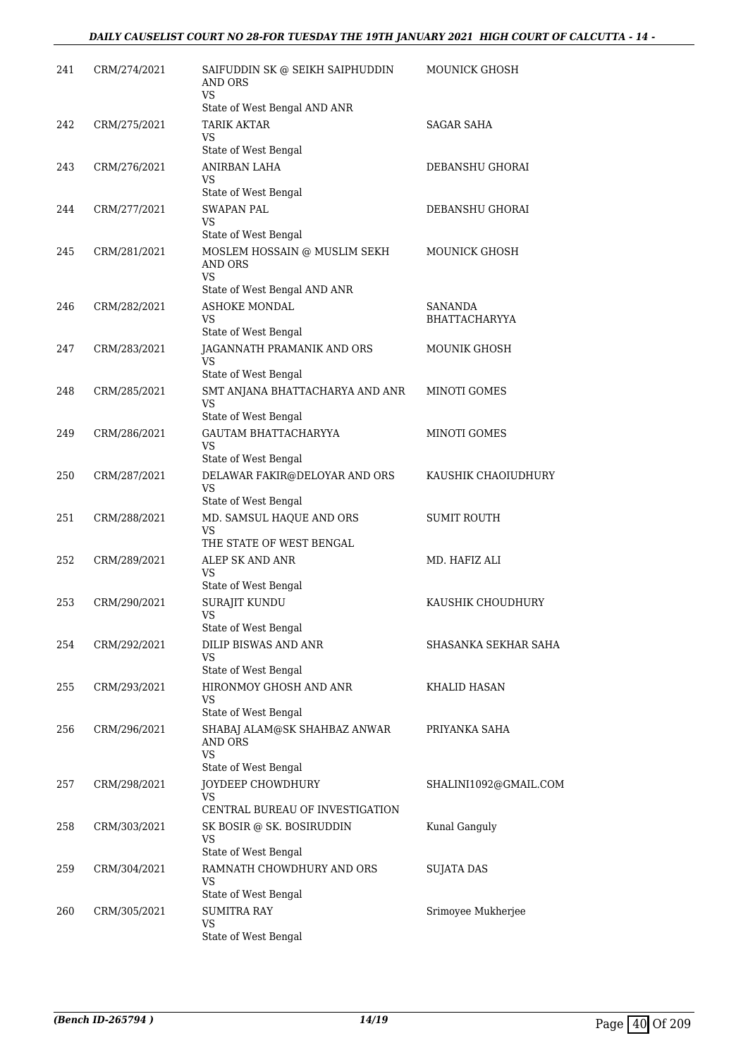| 241 | CRM/274/2021 | SAIFUDDIN SK @ SEIKH SAIPHUDDIN AND ORS<br>VS<br>State of West Bengal AND ANR | MOUNICK GHOSH |
|---|---|---|---|
| 242 | CRM/275/2021 | TARIK AKTAR<br>VS<br>State of West Bengal | SAGAR SAHA |
| 243 | CRM/276/2021 | ANIRBAN LAHA<br>VS<br>State of West Bengal | DEBANSHU GHORAI |
| 244 | CRM/277/2021 | SWAPAN PAL<br>VS<br>State of West Bengal | DEBANSHU GHORAI |
| 245 | CRM/281/2021 | MOSLEM HOSSAIN @ MUSLIM SEKH AND ORS<br>VS<br>State of West Bengal AND ANR | MOUNICK GHOSH |
| 246 | CRM/282/2021 | ASHOKE MONDAL<br>VS<br>State of West Bengal | SANANDA BHATTACHARYYA |
| 247 | CRM/283/2021 | JAGANNATH PRAMANIK AND ORS<br>VS<br>State of West Bengal | MOUNIK GHOSH |
| 248 | CRM/285/2021 | SMT ANJANA BHATTACHARYA AND ANR<br>VS<br>State of West Bengal | MINOTI GOMES |
| 249 | CRM/286/2021 | GAUTAM BHATTACHARYYA<br>VS<br>State of West Bengal | MINOTI GOMES |
| 250 | CRM/287/2021 | DELAWAR FAKIR@DELOYAR AND ORS<br>VS<br>State of West Bengal | KAUSHIK CHAOIUDHURY |
| 251 | CRM/288/2021 | MD. SAMSUL HAQUE AND ORS<br>VS<br>THE STATE OF WEST BENGAL | SUMIT ROUTH |
| 252 | CRM/289/2021 | ALEP SK AND ANR<br>VS<br>State of West Bengal | MD. HAFIZ ALI |
| 253 | CRM/290/2021 | SURAJIT KUNDU<br>VS<br>State of West Bengal | KAUSHIK CHOUDHURY |
| 254 | CRM/292/2021 | DILIP BISWAS AND ANR<br>VS<br>State of West Bengal | SHASANKA SEKHAR SAHA |
| 255 | CRM/293/2021 | HIRONMOY GHOSH AND ANR<br>VS<br>State of West Bengal | KHALID HASAN |
| 256 | CRM/296/2021 | SHABAJ ALAM@SK SHAHBAZ ANWAR AND ORS<br>VS<br>State of West Bengal | PRIYANKA SAHA |
| 257 | CRM/298/2021 | JOYDEEP CHOWDHURY<br>VS<br>CENTRAL BUREAU OF INVESTIGATION | SHALINI1092@GMAIL.COM |
| 258 | CRM/303/2021 | SK BOSIR @ SK. BOSIRUDDIN<br>VS<br>State of West Bengal | Kunal Ganguly |
| 259 | CRM/304/2021 | RAMNATH CHOWDHURY AND ORS<br>VS<br>State of West Bengal | SUJATA DAS |
| 260 | CRM/305/2021 | SUMITRA RAY<br>VS<br>State of West Bengal | Srimoyee Mukherjee |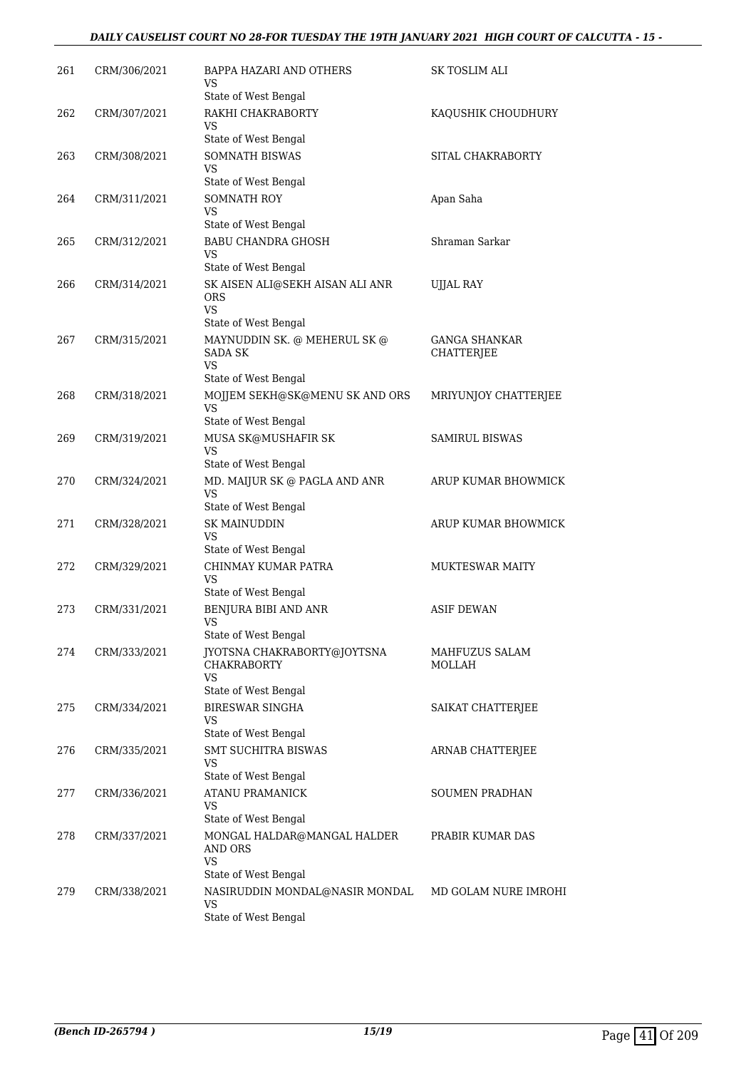| | | | |
|---|---|---|---|
| 261 | CRM/306/2021 | BAPPA HAZARI AND OTHERS<br>VS<br>State of West Bengal | SK TOSLIM ALI |
| 262 | CRM/307/2021 | RAKHI CHAKRABORTY<br>VS<br>State of West Bengal | KAQUSHIK CHOUDHURY |
| 263 | CRM/308/2021 | SOMNATH BISWAS<br>VS<br>State of West Bengal | SITAL CHAKRABORTY |
| 264 | CRM/311/2021 | SOMNATH ROY<br>VS<br>State of West Bengal | Apan Saha |
| 265 | CRM/312/2021 | BABU CHANDRA GHOSH<br>VS<br>State of West Bengal | Shraman Sarkar |
| 266 | CRM/314/2021 | SK AISEN ALI@SEKH AISAN ALI ANR ORS<br>VS<br>State of West Bengal | UJJAL RAY |
| 267 | CRM/315/2021 | MAYNUDDIN SK. @ MEHERUL SK @ SADA SK<br>VS<br>State of West Bengal | GANGA SHANKAR CHATTERJEE |
| 268 | CRM/318/2021 | MOJJEM SEKH@SK@MENU SK AND ORS<br>VS<br>State of West Bengal | MRIYUNJOY CHATTERJEE |
| 269 | CRM/319/2021 | MUSA SK@MUSHAFIR SK<br>VS<br>State of West Bengal | SAMIRUL BISWAS |
| 270 | CRM/324/2021 | MD. MAIJUR SK @ PAGLA AND ANR<br>VS<br>State of West Bengal | ARUP KUMAR BHOWMICK |
| 271 | CRM/328/2021 | SK MAINUDDIN<br>VS<br>State of West Bengal | ARUP KUMAR BHOWMICK |
| 272 | CRM/329/2021 | CHINMAY KUMAR PATRA<br>VS<br>State of West Bengal | MUKTESWAR MAITY |
| 273 | CRM/331/2021 | BENJURA BIBI AND ANR<br>VS<br>State of West Bengal | ASIF DEWAN |
| 274 | CRM/333/2021 | JYOTSNA CHAKRABORTY@JOYTSNA CHAKRABORTY<br>VS<br>State of West Bengal | MAHFUZUS SALAM MOLLAH |
| 275 | CRM/334/2021 | BIRESWAR SINGHA<br>VS<br>State of West Bengal | SAIKAT CHATTERJEE |
| 276 | CRM/335/2021 | SMT SUCHITRA BISWAS<br>VS<br>State of West Bengal | ARNAB CHATTERJEE |
| 277 | CRM/336/2021 | ATANU PRAMANICK<br>VS<br>State of West Bengal | SOUMEN PRADHAN |
| 278 | CRM/337/2021 | MONGAL HALDAR@MANGAL HALDER AND ORS<br>VS<br>State of West Bengal | PRABIR KUMAR DAS |
| 279 | CRM/338/2021 | NASIRUDDIN MONDAL@NASIR MONDAL<br>VS<br>State of West Bengal | MD GOLAM NURE IMROHI |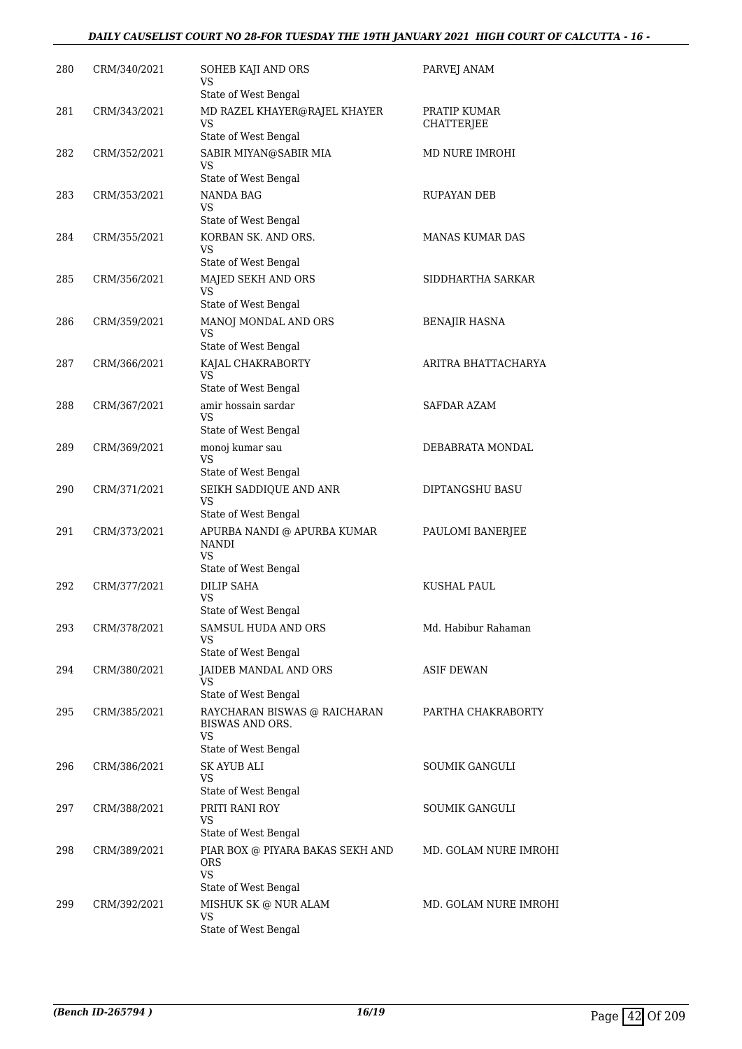| 280 | CRM/340/2021 | SOHEB KAJI AND ORS<br>VS<br>State of West Bengal | PARVEJ ANAM |
|---|---|---|---|
| 281 | CRM/343/2021 | MD RAZEL KHAYER@RAJEL KHAYER<br>VS<br>State of West Bengal | PRATIP KUMAR CHATTERJEE |
| 282 | CRM/352/2021 | SABIR MIYAN@SABIR MIA<br>VS<br>State of West Bengal | MD NURE IMROHI |
| 283 | CRM/353/2021 | NANDA BAG<br>VS<br>State of West Bengal | RUPAYAN DEB |
| 284 | CRM/355/2021 | KORBAN SK. AND ORS.<br>VS<br>State of West Bengal | MANAS KUMAR DAS |
| 285 | CRM/356/2021 | MAJED SEKH AND ORS<br>VS<br>State of West Bengal | SIDDHARTHA SARKAR |
| 286 | CRM/359/2021 | MANOJ MONDAL AND ORS<br>VS<br>State of West Bengal | BENAJIR HASNA |
| 287 | CRM/366/2021 | KAJAL CHAKRABORTY<br>VS<br>State of West Bengal | ARITRA BHATTACHARYA |
| 288 | CRM/367/2021 | amir hossain sardar<br>VS<br>State of West Bengal | SAFDAR AZAM |
| 289 | CRM/369/2021 | monoj kumar sau<br>VS<br>State of West Bengal | DEBABRATA MONDAL |
| 290 | CRM/371/2021 | SEIKH SADDIQUE AND ANR<br>VS<br>State of West Bengal | DIPTANGSHU BASU |
| 291 | CRM/373/2021 | APURBA NANDI @ APURBA KUMAR NANDI<br>VS<br>State of West Bengal | PAULOMI BANERJEE |
| 292 | CRM/377/2021 | DILIP SAHA<br>VS<br>State of West Bengal | KUSHAL PAUL |
| 293 | CRM/378/2021 | SAMSUL HUDA AND ORS<br>VS<br>State of West Bengal | Md. Habibur Rahaman |
| 294 | CRM/380/2021 | JAIDEB MANDAL AND ORS<br>VS<br>State of West Bengal | ASIF DEWAN |
| 295 | CRM/385/2021 | RAYCHARAN BISWAS @ RAICHARAN BISWAS AND ORS.<br>VS<br>State of West Bengal | PARTHA CHAKRABORTY |
| 296 | CRM/386/2021 | SK AYUB ALI<br>VS<br>State of West Bengal | SOUMIK GANGULI |
| 297 | CRM/388/2021 | PRITI RANI ROY<br>VS<br>State of West Bengal | SOUMIK GANGULI |
| 298 | CRM/389/2021 | PIAR BOX @ PIYARA BAKAS SEKH AND ORS<br>VS<br>State of West Bengal | MD. GOLAM NURE IMROHI |
| 299 | CRM/392/2021 | MISHUK SK @ NUR ALAM<br>VS<br>State of West Bengal | MD. GOLAM NURE IMROHI |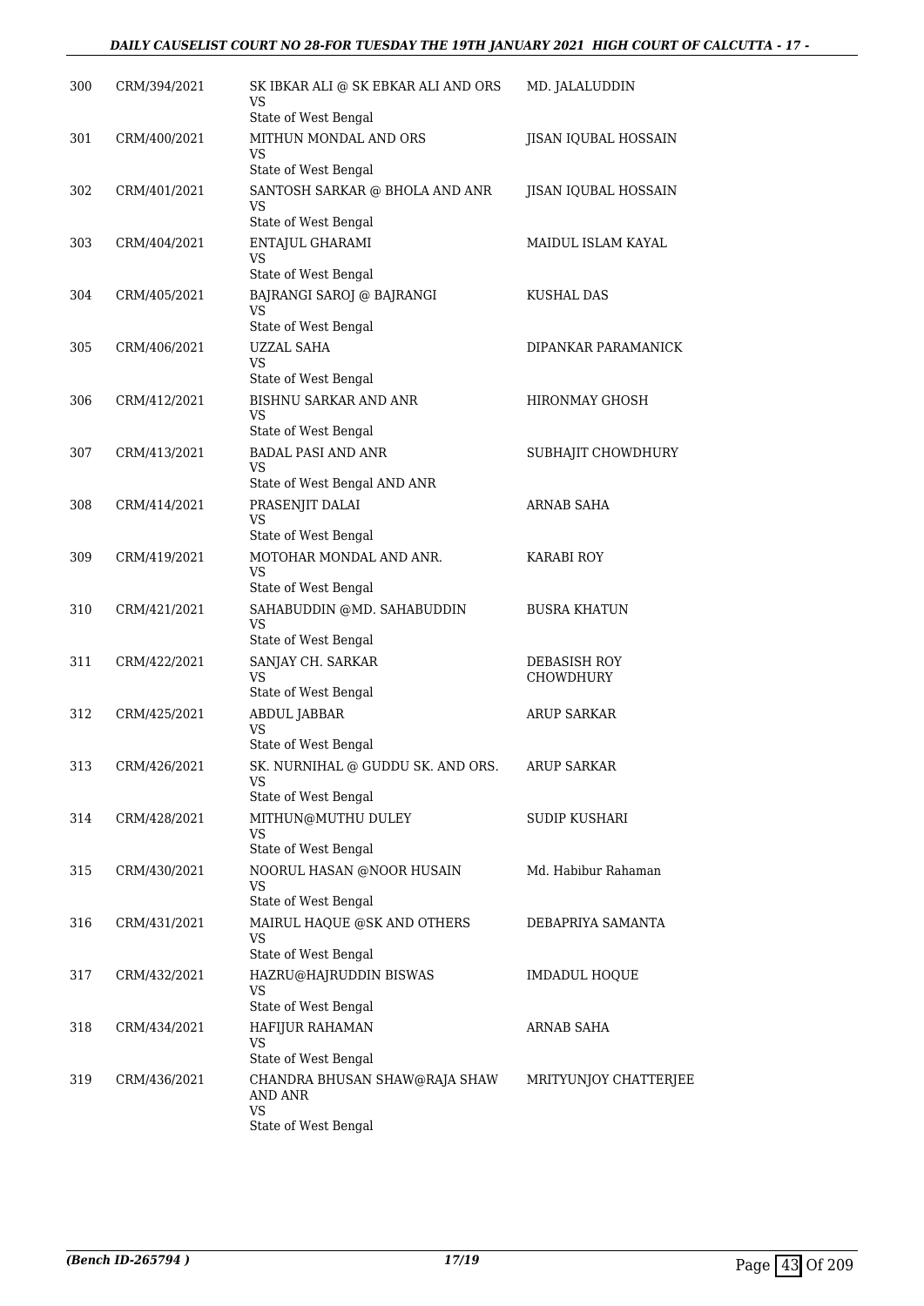| | | | |
|---|---|---|---|
| 300 | CRM/394/2021 | SK IBKAR ALI @ SK EBKAR ALI AND ORS<br>VS<br>State of West Bengal | MD. JALALUDDIN |
| 301 | CRM/400/2021 | MITHUN MONDAL AND ORS<br>VS<br>State of West Bengal | JISAN IQUBAL HOSSAIN |
| 302 | CRM/401/2021 | SANTOSH SARKAR @ BHOLA AND ANR<br>VS<br>State of West Bengal | JISAN IQUBAL HOSSAIN |
| 303 | CRM/404/2021 | ENTAJUL GHARAMI<br>VS<br>State of West Bengal | MAIDUL ISLAM KAYAL |
| 304 | CRM/405/2021 | BAJRANGI SAROJ @ BAJRANGI<br>VS<br>State of West Bengal | KUSHAL DAS |
| 305 | CRM/406/2021 | UZZAL SAHA<br>VS<br>State of West Bengal | DIPANKAR PARAMANICK |
| 306 | CRM/412/2021 | BISHNU SARKAR AND ANR<br>VS<br>State of West Bengal | HIRONMAY GHOSH |
| 307 | CRM/413/2021 | BADAL PASI AND ANR<br>VS<br>State of West Bengal AND ANR | SUBHAJIT CHOWDHURY |
| 308 | CRM/414/2021 | PRASENJIT DALAI<br>VS<br>State of West Bengal | ARNAB SAHA |
| 309 | CRM/419/2021 | MOTOHAR MONDAL AND ANR.<br>VS<br>State of West Bengal | KARABI ROY |
| 310 | CRM/421/2021 | SAHABUDDIN @MD. SAHABUDDIN<br>VS<br>State of West Bengal | BUSRA KHATUN |
| 311 | CRM/422/2021 | SANJAY CH. SARKAR<br>VS<br>State of West Bengal | DEBASISH ROY CHOWDHURY |
| 312 | CRM/425/2021 | ABDUL JABBAR<br>VS<br>State of West Bengal | ARUP SARKAR |
| 313 | CRM/426/2021 | SK. NURNIHAL @ GUDDU SK. AND ORS.<br>VS<br>State of West Bengal | ARUP SARKAR |
| 314 | CRM/428/2021 | MITHUN@MUTHU DULEY<br>VS<br>State of West Bengal | SUDIP KUSHARI |
| 315 | CRM/430/2021 | NOORUL HASAN @NOOR HUSAIN<br>VS<br>State of West Bengal | Md. Habibur Rahaman |
| 316 | CRM/431/2021 | MAIRUL HAQUE @SK AND OTHERS<br>VS<br>State of West Bengal | DEBAPRIYA SAMANTA |
| 317 | CRM/432/2021 | HAZRU@HAJRUDDIN BISWAS<br>VS<br>State of West Bengal | IMDADUL HOQUE |
| 318 | CRM/434/2021 | HAFIJUR RAHAMAN<br>VS<br>State of West Bengal | ARNAB SAHA |
| 319 | CRM/436/2021 | CHANDRA BHUSAN SHAW@RAJA SHAW AND ANR<br>VS<br>State of West Bengal | MRITYUNJOY CHATTERJEE |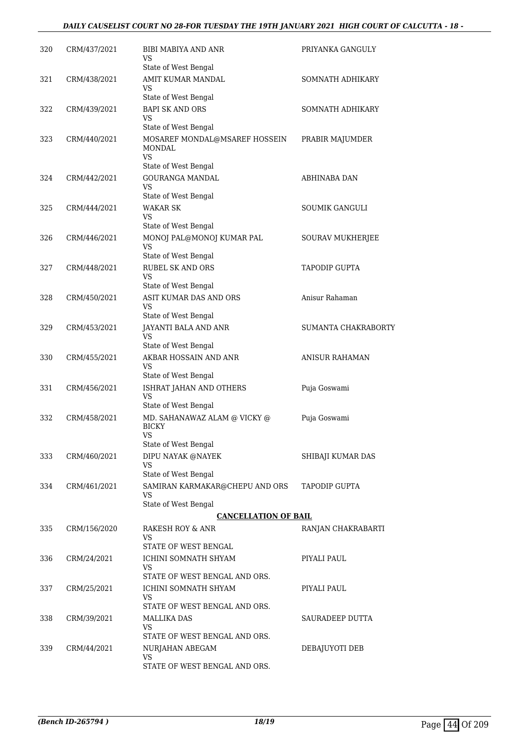| | | | |
|---|---|---|---|
| 320 | CRM/437/2021 | BIBI MABIYA AND ANR<br>VS<br>State of West Bengal | PRIYANKA GANGULY |
| 321 | CRM/438/2021 | AMIT KUMAR MANDAL<br>VS<br>State of West Bengal | SOMNATH ADHIKARY |
| 322 | CRM/439/2021 | BAPI SK AND ORS<br>VS<br>State of West Bengal | SOMNATH ADHIKARY |
| 323 | CRM/440/2021 | MOSAREF MONDAL@MSAREF HOSSEIN MONDAL<br>VS<br>State of West Bengal | PRABIR MAJUMDER |
| 324 | CRM/442/2021 | GOURANGA MANDAL<br>VS<br>State of West Bengal | ABHINABA DAN |
| 325 | CRM/444/2021 | WAKAR SK<br>VS<br>State of West Bengal | SOUMIK GANGULI |
| 326 | CRM/446/2021 | MONOJ PAL@MONOJ KUMAR PAL<br>VS<br>State of West Bengal | SOURAV MUKHERJEE |
| 327 | CRM/448/2021 | RUBEL SK AND ORS<br>VS<br>State of West Bengal | TAPODIP GUPTA |
| 328 | CRM/450/2021 | ASIT KUMAR DAS AND ORS<br>VS<br>State of West Bengal | Anisur Rahaman |
| 329 | CRM/453/2021 | JAYANTI BALA AND ANR<br>VS<br>State of West Bengal | SUMANTA CHAKRABORTY |
| 330 | CRM/455/2021 | AKBAR HOSSAIN AND ANR<br>VS<br>State of West Bengal | ANISUR RAHAMAN |
| 331 | CRM/456/2021 | ISHRAT JAHAN AND OTHERS<br>VS<br>State of West Bengal | Puja Goswami |
| 332 | CRM/458/2021 | MD. SAHANAWAZ ALAM @ VICKY @ BICKY<br>VS<br>State of West Bengal | Puja Goswami |
| 333 | CRM/460/2021 | DIPU NAYAK @NAYEK<br>VS<br>State of West Bengal | SHIBAJI KUMAR DAS |
| 334 | CRM/461/2021 | SAMIRAN KARMAKAR@CHEPU AND ORS<br>VS<br>State of West Bengal | TAPODIP GUPTA |

**CANCELLATION OF BAIL**

| | | | |
|---|---|---|---|
| 335 | CRM/156/2020 | RAKESH ROY & ANR<br>VS<br>STATE OF WEST BENGAL | RANJAN CHAKRABARTI |
| 336 | CRM/24/2021 | ICHINI SOMNATH SHYAM<br>VS<br>STATE OF WEST BENGAL AND ORS. | PIYALI PAUL |
| 337 | CRM/25/2021 | ICHINI SOMNATH SHYAM<br>VS<br>STATE OF WEST BENGAL AND ORS. | PIYALI PAUL |
| 338 | CRM/39/2021 | MALLIKA DAS<br>VS<br>STATE OF WEST BENGAL AND ORS. | SAURADEEP DUTTA |
| 339 | CRM/44/2021 | NURJAHAN ABEGAM<br>VS<br>STATE OF WEST BENGAL AND ORS. | DEBAJUYOTI DEB |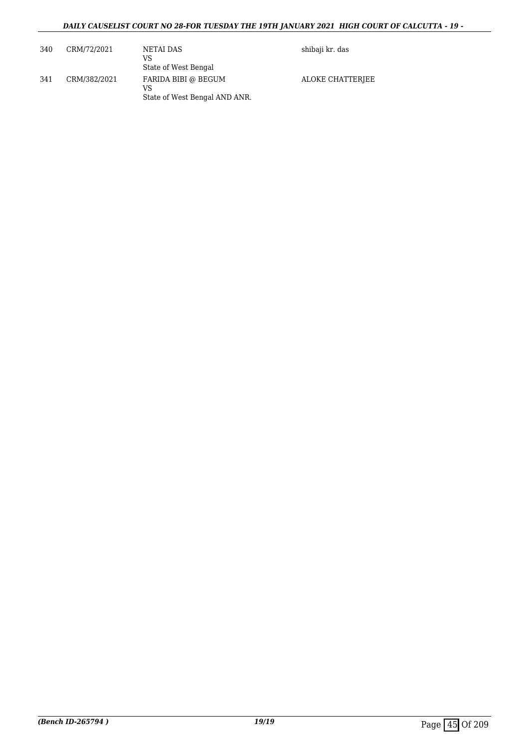| 340 | CRM/72/2021 | NETAI DAS<br>VS<br>State of West Bengal | shibaji kr. das |
|---|---|---|---|
| 341 | CRM/382/2021 | FARIDA BIBI @ BEGUM<br>VS<br>State of West Bengal AND ANR. | ALOKE CHATTERJEE |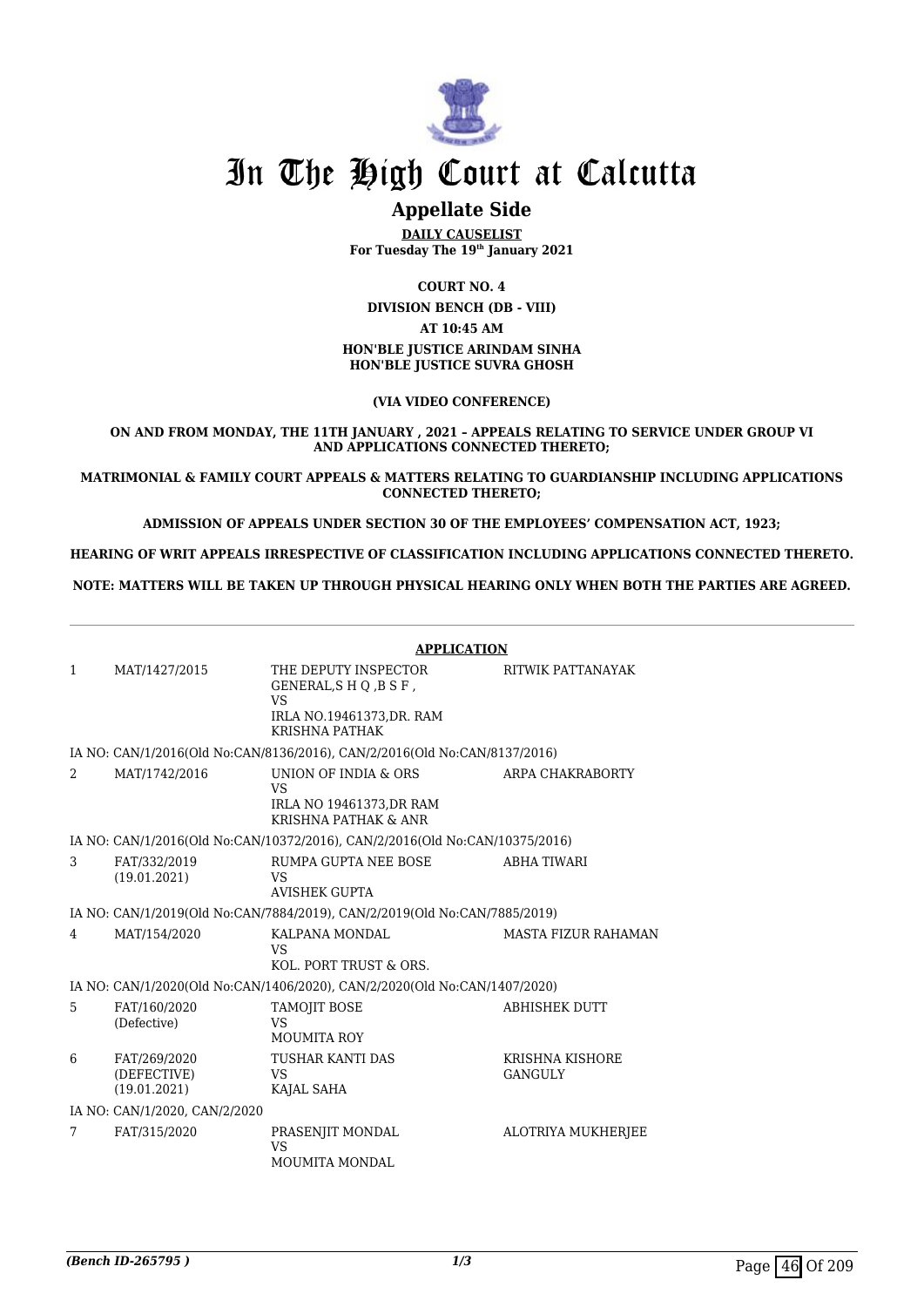# In The High Court at Calcutta

## Appellate Side

**DAILY CAUSELIST**
**For Tuesday The 19th January 2021**

**COURT NO. 4**

**DIVISION BENCH (DB - VIII)**

**AT 10:45 AM**

**HON'BLE JUSTICE ARINDAM SINHA**
**HON'BLE JUSTICE SUVRA GHOSH**

**(VIA VIDEO CONFERENCE)**

**ON AND FROM MONDAY, THE 11TH JANUARY , 2021 – APPEALS RELATING TO SERVICE UNDER GROUP VI AND APPLICATIONS CONNECTED THERETO;**

**MATRIMONIAL & FAMILY COURT APPEALS & MATTERS RELATING TO GUARDIANSHIP INCLUDING APPLICATIONS CONNECTED THERETO;**

**ADMISSION OF APPEALS UNDER SECTION 30 OF THE EMPLOYEES' COMPENSATION ACT, 1923;**

**HEARING OF WRIT APPEALS IRRESPECTIVE OF CLASSIFICATION INCLUDING APPLICATIONS CONNECTED THERETO.**

**NOTE: MATTERS WILL BE TAKEN UP THROUGH PHYSICAL HEARING ONLY WHEN BOTH THE PARTIES ARE AGREED.**

**APPLICATION**

| | | | |
|---|---|---|---|
| 1 | MAT/1427/2015 | THE DEPUTY INSPECTOR GENERAL,S H Q ,B S F , VS IRLA NO.19461373,DR. RAM KRISHNA PATHAK | RITWIK PATTANAYAK |
| | IA NO: CAN/1/2016(Old No:CAN/8136/2016), CAN/2/2016(Old No:CAN/8137/2016) | | |
| 2 | MAT/1742/2016 | UNION OF INDIA & ORS VS IRLA NO 19461373,DR RAM KRISHNA PATHAK & ANR | ARPA CHAKRABORTY |
| | IA NO: CAN/1/2016(Old No:CAN/10372/2016), CAN/2/2016(Old No:CAN/10375/2016) | | |
| 3 | FAT/332/2019 (19.01.2021) | RUMPA GUPTA NEE BOSE VS AVISHEK GUPTA | ABHA TIWARI |
| | IA NO: CAN/1/2019(Old No:CAN/7884/2019), CAN/2/2019(Old No:CAN/7885/2019) | | |
| 4 | MAT/154/2020 | KALPANA MONDAL VS KOL. PORT TRUST & ORS. | MASTA FIZUR RAHAMAN |
| | IA NO: CAN/1/2020(Old No:CAN/1406/2020), CAN/2/2020(Old No:CAN/1407/2020) | | |
| 5 | FAT/160/2020 (Defective) | TAMOJIT BOSE VS MOUMITA ROY | ABHISHEK DUTT |
| 6 | FAT/269/2020 (DEFECTIVE) (19.01.2021) | TUSHAR KANTI DAS VS KAJAL SAHA | KRISHNA KISHORE GANGULY |
| | IA NO: CAN/1/2020, CAN/2/2020 | | |
| 7 | FAT/315/2020 | PRASENJIT MONDAL VS MOUMITA MONDAL | ALOTRIYA MUKHERJEE |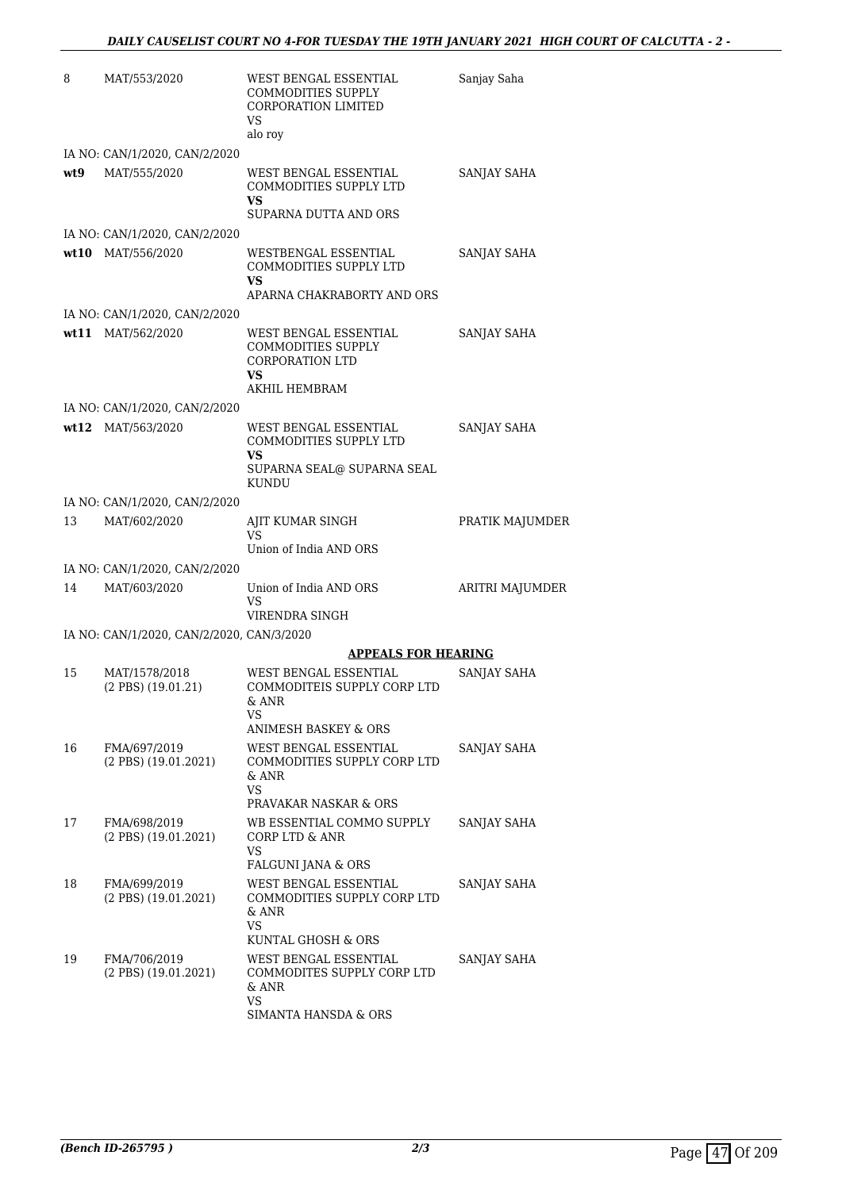| 8 | MAT/553/2020 | WEST BENGAL ESSENTIAL COMMODITIES SUPPLY CORPORATION LIMITED<br>VS<br>alo roy | Sanjay Saha |
|---|---|---|---|
| | IA NO: CAN/1/2020, CAN/2/2020 | | |
| **wt9** | MAT/555/2020 | WEST BENGAL ESSENTIAL COMMODITIES SUPPLY LTD<br>**VS**<br>SUPARNA DUTTA AND ORS | SANJAY SAHA |
| | IA NO: CAN/1/2020, CAN/2/2020 | | |
| **wt10** | MAT/556/2020 | WESTBENGAL ESSENTIAL COMMODITIES SUPPLY LTD<br>**VS**<br>APARNA CHAKRABORTY AND ORS | SANJAY SAHA |
| | IA NO: CAN/1/2020, CAN/2/2020 | | |
| **wt11** | MAT/562/2020 | WEST BENGAL ESSENTIAL COMMODITIES SUPPLY CORPORATION LTD<br>**VS**<br>AKHIL HEMBRAM | SANJAY SAHA |
| | IA NO: CAN/1/2020, CAN/2/2020 | | |
| **wt12** | MAT/563/2020 | WEST BENGAL ESSENTIAL COMMODITIES SUPPLY LTD<br>**VS**<br>SUPARNA SEAL@ SUPARNA SEAL KUNDU | SANJAY SAHA |
| | IA NO: CAN/1/2020, CAN/2/2020 | | |
| 13 | MAT/602/2020 | AJIT KUMAR SINGH<br>VS<br>Union of India AND ORS | PRATIK MAJUMDER |
| | IA NO: CAN/1/2020, CAN/2/2020 | | |
| 14 | MAT/603/2020 | Union of India AND ORS<br>VS<br>VIRENDRA SINGH | ARITRI MAJUMDER |
| | IA NO: CAN/1/2020, CAN/2/2020, CAN/3/2020 | | |
| | | **APPEALS FOR HEARING** | |
| 15 | MAT/1578/2018<br>(2 PBS) (19.01.21) | WEST BENGAL ESSENTIAL COMMODITEIS SUPPLY CORP LTD & ANR<br>VS<br>ANIMESH BASKEY & ORS | SANJAY SAHA |
| 16 | FMA/697/2019<br>(2 PBS) (19.01.2021) | WEST BENGAL ESSENTIAL COMMODITIES SUPPLY CORP LTD & ANR<br>VS<br>PRAVAKAR NASKAR & ORS | SANJAY SAHA |
| 17 | FMA/698/2019<br>(2 PBS) (19.01.2021) | WB ESSENTIAL COMMO SUPPLY CORP LTD & ANR<br>VS<br>FALGUNI JANA & ORS | SANJAY SAHA |
| 18 | FMA/699/2019<br>(2 PBS) (19.01.2021) | WEST BENGAL ESSENTIAL COMMODITIES SUPPLY CORP LTD & ANR<br>VS<br>KUNTAL GHOSH & ORS | SANJAY SAHA |
| 19 | FMA/706/2019<br>(2 PBS) (19.01.2021) | WEST BENGAL ESSENTIAL COMMODITES SUPPLY CORP LTD & ANR<br>VS<br>SIMANTA HANSDA & ORS | SANJAY SAHA |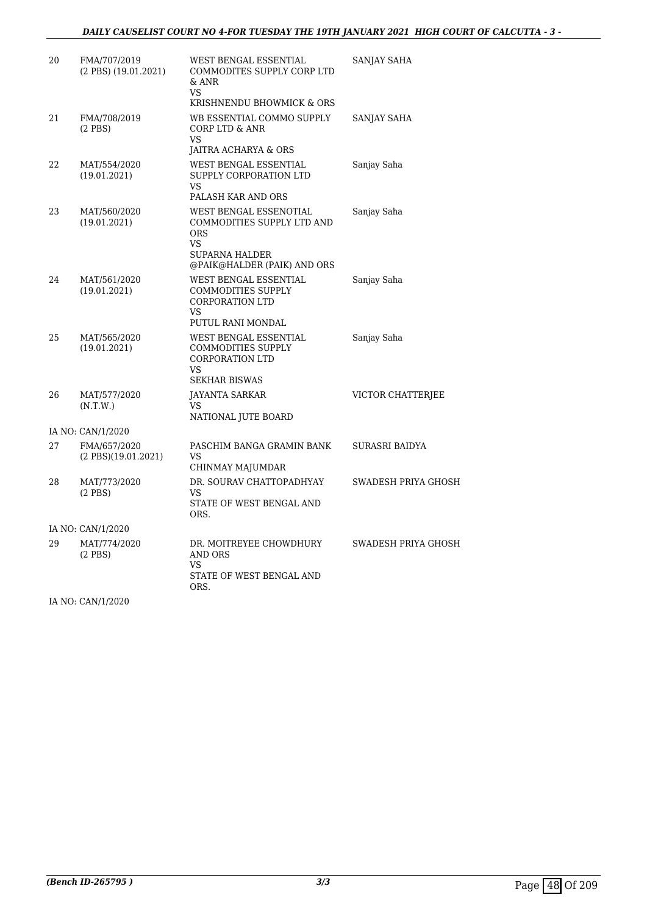| | | | |
|---|---|---|---|
| 20 | FMA/707/2019 (2 PBS) (19.01.2021) | WEST BENGAL ESSENTIAL COMMODITES SUPPLY CORP LTD & ANR VS KRISHNENDU BHOWMICK & ORS | SANJAY SAHA |
| 21 | FMA/708/2019 (2 PBS) | WB ESSENTIAL COMMO SUPPLY CORP LTD & ANR VS JAITRA ACHARYA & ORS | SANJAY SAHA |
| 22 | MAT/554/2020 (19.01.2021) | WEST BENGAL ESSENTIAL SUPPLY CORPORATION LTD VS PALASH KAR AND ORS | Sanjay Saha |
| 23 | MAT/560/2020 (19.01.2021) | WEST BENGAL ESSENOTIAL COMMODITIES SUPPLY LTD AND ORS VS SUPARNA HALDER @PAIK@HALDER (PAIK) AND ORS | Sanjay Saha |
| 24 | MAT/561/2020 (19.01.2021) | WEST BENGAL ESSENTIAL COMMODITIES SUPPLY CORPORATION LTD VS PUTUL RANI MONDAL | Sanjay Saha |
| 25 | MAT/565/2020 (19.01.2021) | WEST BENGAL ESSENTIAL COMMODITIES SUPPLY CORPORATION LTD VS SEKHAR BISWAS | Sanjay Saha |
| 26 | MAT/577/2020 (N.T.W.) | JAYANTA SARKAR VS NATIONAL JUTE BOARD | VICTOR CHATTERJEE |
| | IA NO: CAN/1/2020 | | |
| 27 | FMA/657/2020 (2 PBS)(19.01.2021) | PASCHIM BANGA GRAMIN BANK VS CHINMAY MAJUMDAR | SURASRI BAIDYA |
| 28 | MAT/773/2020 (2 PBS) | DR. SOURAV CHATTOPADHYAY VS STATE OF WEST BENGAL AND ORS. | SWADESH PRIYA GHOSH |
| | IA NO: CAN/1/2020 | | |
| 29 | MAT/774/2020 (2 PBS) | DR. MOITREYEE CHOWDHURY AND ORS VS STATE OF WEST BENGAL AND ORS. | SWADESH PRIYA GHOSH |
| | IA NO: CAN/1/2020 | | |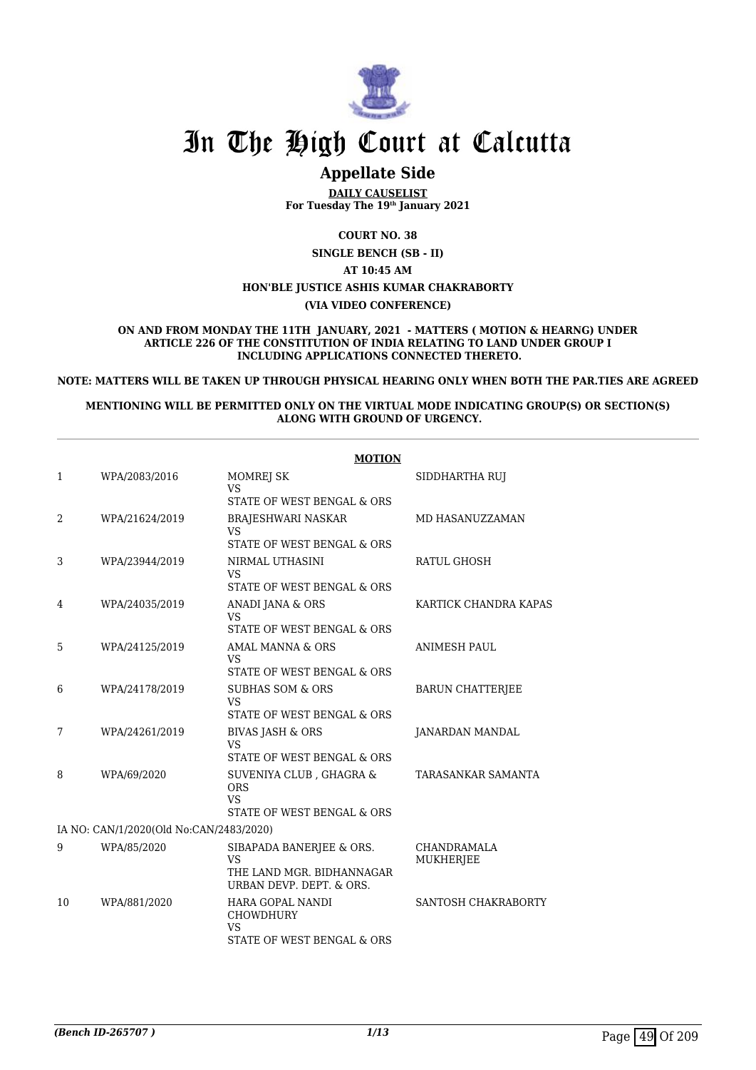# In The High Court at Calcutta

## Appellate Side

**DAILY CAUSELIST**
**For Tuesday The 19th January 2021**

**COURT NO. 38**

**SINGLE BENCH (SB - II)**

**AT 10:45 AM**

**HON'BLE JUSTICE ASHIS KUMAR CHAKRABORTY**

**(VIA VIDEO CONFERENCE)**

**ON AND FROM MONDAY THE 11TH JANUARY, 2021 - MATTERS ( MOTION & HEARNG) UNDER ARTICLE 226 OF THE CONSTITUTION OF INDIA RELATING TO LAND UNDER GROUP I INCLUDING APPLICATIONS CONNECTED THERETO.**

**NOTE: MATTERS WILL BE TAKEN UP THROUGH PHYSICAL HEARING ONLY WHEN BOTH THE PAR.TIES ARE AGREED**

**MENTIONING WILL BE PERMITTED ONLY ON THE VIRTUAL MODE INDICATING GROUP(S) OR SECTION(S) ALONG WITH GROUND OF URGENCY.**

**MOTION**

| | | | |
|---|---|---|---|
| 1 | WPA/2083/2016 | MOMREJ SK<br>VS<br>STATE OF WEST BENGAL & ORS | SIDDHARTHA RUJ |
| 2 | WPA/21624/2019 | BRAJESHWARI NASKAR<br>VS<br>STATE OF WEST BENGAL & ORS | MD HASANUZZAMAN |
| 3 | WPA/23944/2019 | NIRMAL UTHASINI<br>VS<br>STATE OF WEST BENGAL & ORS | RATUL GHOSH |
| 4 | WPA/24035/2019 | ANADI JANA & ORS<br>VS<br>STATE OF WEST BENGAL & ORS | KARTICK CHANDRA KAPAS |
| 5 | WPA/24125/2019 | AMAL MANNA & ORS<br>VS<br>STATE OF WEST BENGAL & ORS | ANIMESH PAUL |
| 6 | WPA/24178/2019 | SUBHAS SOM & ORS<br>VS<br>STATE OF WEST BENGAL & ORS | BARUN CHATTERJEE |
| 7 | WPA/24261/2019 | BIVAS JASH & ORS<br>VS<br>STATE OF WEST BENGAL & ORS | JANARDAN MANDAL |
| 8 | WPA/69/2020 | SUVENIYA CLUB , GHAGRA & ORS<br>VS<br>STATE OF WEST BENGAL & ORS | TARASANKAR SAMANTA |
| | IA NO: CAN/1/2020(Old No:CAN/2483/2020) | | |
| 9 | WPA/85/2020 | SIBAPADA BANERJEE & ORS.<br>VS<br>THE LAND MGR. BIDHANNAGAR URBAN DEVP. DEPT. & ORS. | CHANDRAMALA MUKHERJEE |
| 10 | WPA/881/2020 | HARA GOPAL NANDI CHOWDHURY<br>VS<br>STATE OF WEST BENGAL & ORS | SANTOSH CHAKRABORTY |

*(Bench ID-265707 )*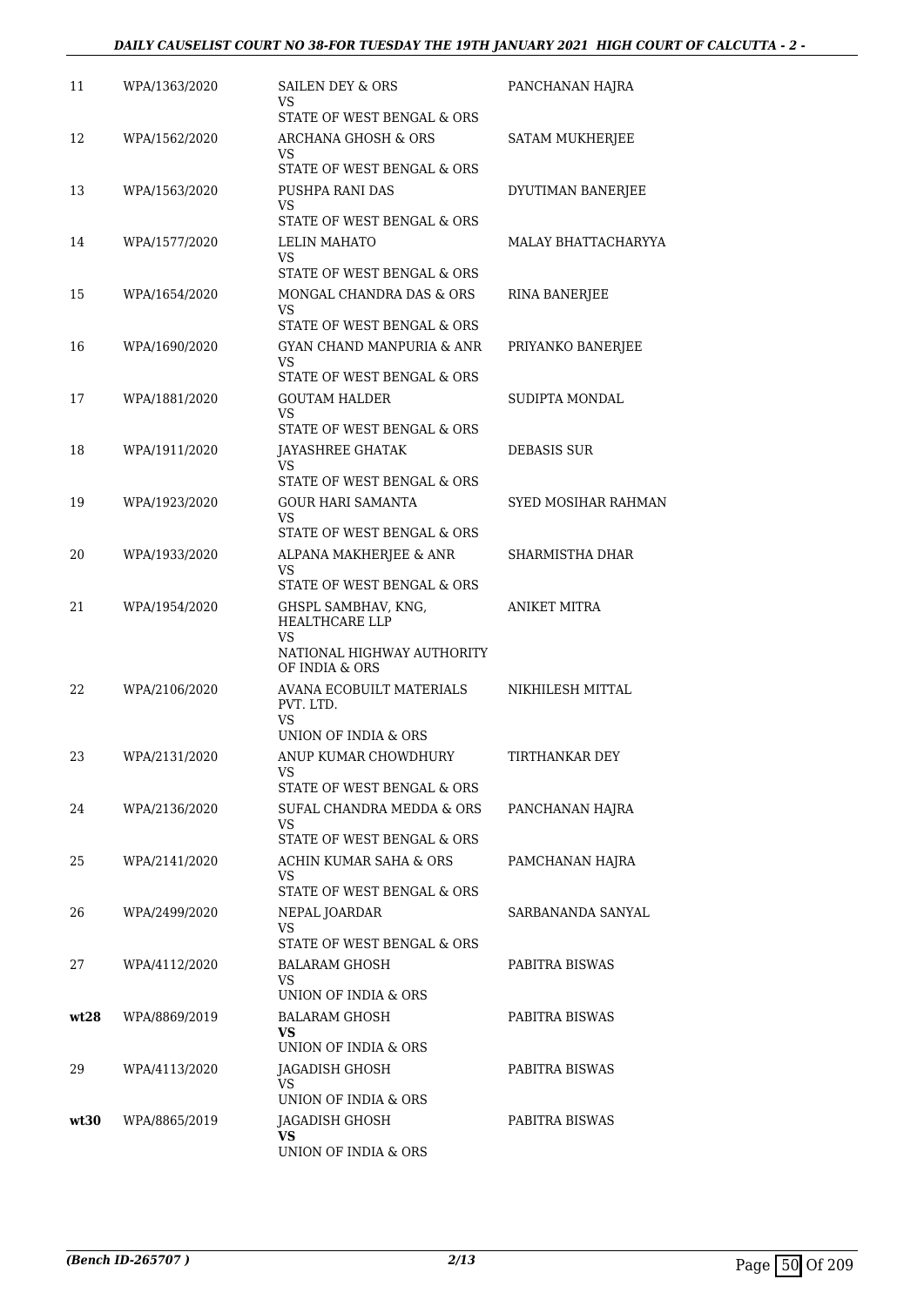| | | | |
|---|---|---|---|
| 11 | WPA/1363/2020 | SAILEN DEY & ORS<br>VS<br>STATE OF WEST BENGAL & ORS | PANCHANAN HAJRA |
| 12 | WPA/1562/2020 | ARCHANA GHOSH & ORS<br>VS<br>STATE OF WEST BENGAL & ORS | SATAM MUKHERJEE |
| 13 | WPA/1563/2020 | PUSHPA RANI DAS<br>VS<br>STATE OF WEST BENGAL & ORS | DYUTIMAN BANERJEE |
| 14 | WPA/1577/2020 | LELIN MAHATO<br>VS<br>STATE OF WEST BENGAL & ORS | MALAY BHATTACHARYYA |
| 15 | WPA/1654/2020 | MONGAL CHANDRA DAS & ORS<br>VS<br>STATE OF WEST BENGAL & ORS | RINA BANERJEE |
| 16 | WPA/1690/2020 | GYAN CHAND MANPURIA & ANR<br>VS<br>STATE OF WEST BENGAL & ORS | PRIYANKO BANERJEE |
| 17 | WPA/1881/2020 | GOUTAM HALDER<br>VS<br>STATE OF WEST BENGAL & ORS | SUDIPTA MONDAL |
| 18 | WPA/1911/2020 | JAYASHREE GHATAK<br>VS<br>STATE OF WEST BENGAL & ORS | DEBASIS SUR |
| 19 | WPA/1923/2020 | GOUR HARI SAMANTA<br>VS<br>STATE OF WEST BENGAL & ORS | SYED MOSIHAR RAHMAN |
| 20 | WPA/1933/2020 | ALPANA MAKHERJEE & ANR<br>VS<br>STATE OF WEST BENGAL & ORS | SHARMISTHA DHAR |
| 21 | WPA/1954/2020 | GHSPL SAMBHAV, KNG, HEALTHCARE LLP<br>VS<br>NATIONAL HIGHWAY AUTHORITY OF INDIA & ORS | ANIKET MITRA |
| 22 | WPA/2106/2020 | AVANA ECOBUILT MATERIALS PVT. LTD.<br>VS<br>UNION OF INDIA & ORS | NIKHILESH MITTAL |
| 23 | WPA/2131/2020 | ANUP KUMAR CHOWDHURY<br>VS<br>STATE OF WEST BENGAL & ORS | TIRTHANKAR DEY |
| 24 | WPA/2136/2020 | SUFAL CHANDRA MEDDA & ORS<br>VS<br>STATE OF WEST BENGAL & ORS | PANCHANAN HAJRA |
| 25 | WPA/2141/2020 | ACHIN KUMAR SAHA & ORS<br>VS<br>STATE OF WEST BENGAL & ORS | PAMCHANAN HAJRA |
| 26 | WPA/2499/2020 | NEPAL JOARDAR<br>VS<br>STATE OF WEST BENGAL & ORS | SARBANANDA SANYAL |
| 27 | WPA/4112/2020 | BALARAM GHOSH<br>VS<br>UNION OF INDIA & ORS | PABITRA BISWAS |
| **wt28** | WPA/8869/2019 | BALARAM GHOSH<br>**VS**<br>UNION OF INDIA & ORS | PABITRA BISWAS |
| 29 | WPA/4113/2020 | JAGADISH GHOSH<br>VS<br>UNION OF INDIA & ORS | PABITRA BISWAS |
| **wt30** | WPA/8865/2019 | JAGADISH GHOSH<br>**VS**<br>UNION OF INDIA & ORS | PABITRA BISWAS |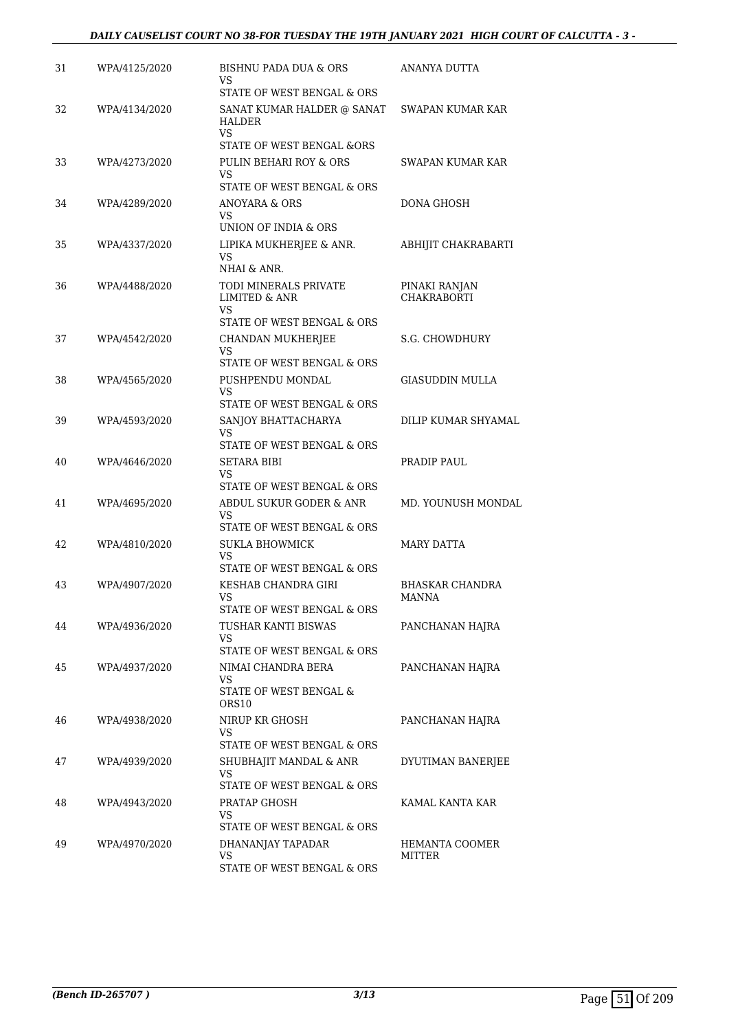| 31 | WPA/4125/2020 | BISHNU PADA DUA & ORS<br>VS<br>STATE OF WEST BENGAL & ORS | ANANYA DUTTA |
|---|---|---|---|
| 32 | WPA/4134/2020 | SANAT KUMAR HALDER @ SANAT HALDER<br>VS<br>STATE OF WEST BENGAL &ORS | SWAPAN KUMAR KAR |
| 33 | WPA/4273/2020 | PULIN BEHARI ROY & ORS<br>VS<br>STATE OF WEST BENGAL & ORS | SWAPAN KUMAR KAR |
| 34 | WPA/4289/2020 | ANOYARA & ORS<br>VS<br>UNION OF INDIA & ORS | DONA GHOSH |
| 35 | WPA/4337/2020 | LIPIKA MUKHERJEE & ANR.<br>VS<br>NHAI & ANR. | ABHIJIT CHAKRABARTI |
| 36 | WPA/4488/2020 | TODI MINERALS PRIVATE LIMITED & ANR<br>VS<br>STATE OF WEST BENGAL & ORS | PINAKI RANJAN CHAKRABORTI |
| 37 | WPA/4542/2020 | CHANDAN MUKHERJEE<br>VS<br>STATE OF WEST BENGAL & ORS | S.G. CHOWDHURY |
| 38 | WPA/4565/2020 | PUSHPENDU MONDAL<br>VS<br>STATE OF WEST BENGAL & ORS | GIASUDDIN MULLA |
| 39 | WPA/4593/2020 | SANJOY BHATTACHARYA<br>VS<br>STATE OF WEST BENGAL & ORS | DILIP KUMAR SHYAMAL |
| 40 | WPA/4646/2020 | SETARA BIBI<br>VS<br>STATE OF WEST BENGAL & ORS | PRADIP PAUL |
| 41 | WPA/4695/2020 | ABDUL SUKUR GODER & ANR<br>VS<br>STATE OF WEST BENGAL & ORS | MD. YOUNUSH MONDAL |
| 42 | WPA/4810/2020 | SUKLA BHOWMICK<br>VS<br>STATE OF WEST BENGAL & ORS | MARY DATTA |
| 43 | WPA/4907/2020 | KESHAB CHANDRA GIRI<br>VS<br>STATE OF WEST BENGAL & ORS | BHASKAR CHANDRA MANNA |
| 44 | WPA/4936/2020 | TUSHAR KANTI BISWAS<br>VS<br>STATE OF WEST BENGAL & ORS | PANCHANAN HAJRA |
| 45 | WPA/4937/2020 | NIMAI CHANDRA BERA<br>VS<br>STATE OF WEST BENGAL & ORS10 | PANCHANAN HAJRA |
| 46 | WPA/4938/2020 | NIRUP KR GHOSH<br>VS<br>STATE OF WEST BENGAL & ORS | PANCHANAN HAJRA |
| 47 | WPA/4939/2020 | SHUBHAJIT MANDAL & ANR<br>VS<br>STATE OF WEST BENGAL & ORS | DYUTIMAN BANERJEE |
| 48 | WPA/4943/2020 | PRATAP GHOSH<br>VS<br>STATE OF WEST BENGAL & ORS | KAMAL KANTA KAR |
| 49 | WPA/4970/2020 | DHANANJAY TAPADAR<br>VS<br>STATE OF WEST BENGAL & ORS | HEMANTA COOMER MITTER |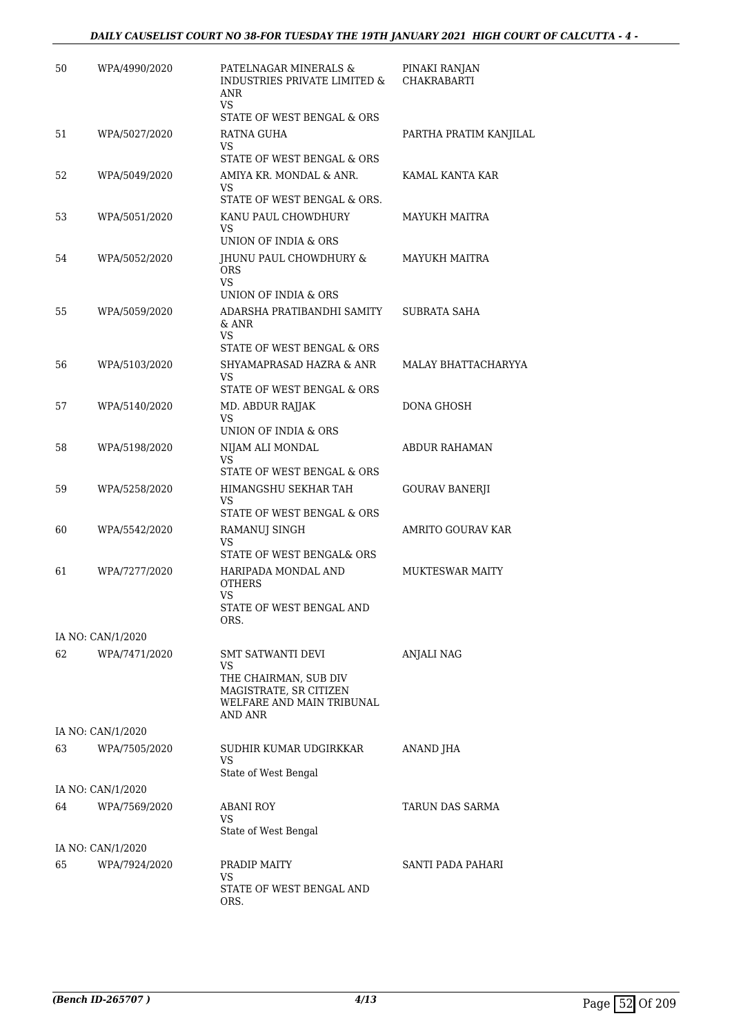| | | | |
|---|---|---|---|
| 50 | WPA/4990/2020 | PATELNAGAR MINERALS & INDUSTRIES PRIVATE LIMITED & ANR<br>VS<br>STATE OF WEST BENGAL & ORS | PINAKI RANJAN CHAKRABARTI |
| 51 | WPA/5027/2020 | RATNA GUHA<br>VS<br>STATE OF WEST BENGAL & ORS | PARTHA PRATIM KANJILAL |
| 52 | WPA/5049/2020 | AMIYA KR. MONDAL & ANR.<br>VS<br>STATE OF WEST BENGAL & ORS. | KAMAL KANTA KAR |
| 53 | WPA/5051/2020 | KANU PAUL CHOWDHURY<br>VS<br>UNION OF INDIA & ORS | MAYUKH MAITRA |
| 54 | WPA/5052/2020 | JHUNU PAUL CHOWDHURY & ORS<br>VS<br>UNION OF INDIA & ORS | MAYUKH MAITRA |
| 55 | WPA/5059/2020 | ADARSHA PRATIBANDHI SAMITY & ANR<br>VS<br>STATE OF WEST BENGAL & ORS | SUBRATA SAHA |
| 56 | WPA/5103/2020 | SHYAMAPRASAD HAZRA & ANR<br>VS<br>STATE OF WEST BENGAL & ORS | MALAY BHATTACHARYYA |
| 57 | WPA/5140/2020 | MD. ABDUR RAJJAK<br>VS<br>UNION OF INDIA & ORS | DONA GHOSH |
| 58 | WPA/5198/2020 | NIJAM ALI MONDAL<br>VS<br>STATE OF WEST BENGAL & ORS | ABDUR RAHAMAN |
| 59 | WPA/5258/2020 | HIMANGSHU SEKHAR TAH<br>VS<br>STATE OF WEST BENGAL & ORS | GOURAV BANERJI |
| 60 | WPA/5542/2020 | RAMANUJ SINGH<br>VS<br>STATE OF WEST BENGAL& ORS | AMRITO GOURAV KAR |
| 61 | WPA/7277/2020 | HARIPADA MONDAL AND OTHERS<br>VS<br>STATE OF WEST BENGAL AND ORS. | MUKTESWAR MAITY |
| | IA NO: CAN/1/2020 | | |
| 62 | WPA/7471/2020 | SMT SATWANTI DEVI<br>VS<br>THE CHAIRMAN, SUB DIV MAGISTRATE, SR CITIZEN WELFARE AND MAIN TRIBUNAL AND ANR | ANJALI NAG |
| | IA NO: CAN/1/2020 | | |
| 63 | WPA/7505/2020 | SUDHIR KUMAR UDGIRKKAR<br>VS<br>State of West Bengal | ANAND JHA |
| | IA NO: CAN/1/2020 | | |
| 64 | WPA/7569/2020 | ABANI ROY<br>VS<br>State of West Bengal | TARUN DAS SARMA |
| | IA NO: CAN/1/2020 | | |
| 65 | WPA/7924/2020 | PRADIP MAITY<br>VS<br>STATE OF WEST BENGAL AND ORS. | SANTI PADA PAHARI |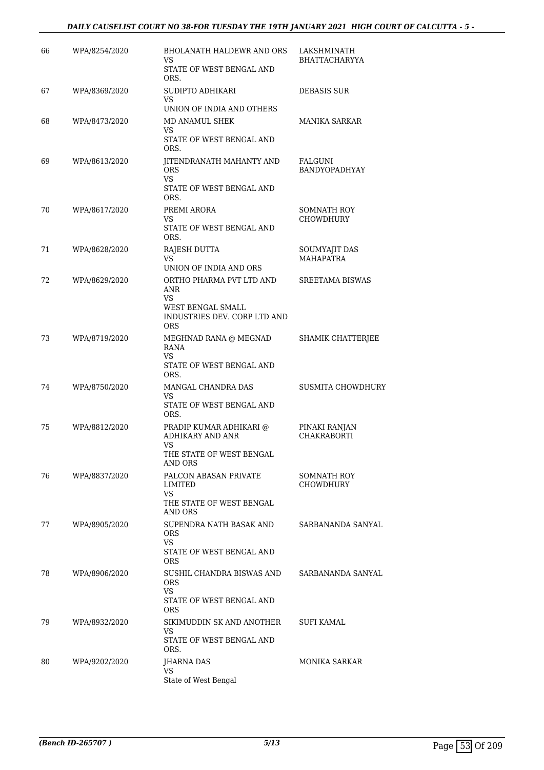| | | | |
|---|---|---|---|
| 66 | WPA/8254/2020 | BHOLANATH HALDEWR AND ORS<br>VS<br>STATE OF WEST BENGAL AND ORS. | LAKSHMINATH BHATTACHARYYA |
| 67 | WPA/8369/2020 | SUDIPTO ADHIKARI<br>VS<br>UNION OF INDIA AND OTHERS | DEBASIS SUR |
| 68 | WPA/8473/2020 | MD ANAMUL SHEK<br>VS<br>STATE OF WEST BENGAL AND ORS. | MANIKA SARKAR |
| 69 | WPA/8613/2020 | JITENDRANATH MAHANTY AND ORS<br>VS<br>STATE OF WEST BENGAL AND ORS. | FALGUNI BANDYOPADHYAY |
| 70 | WPA/8617/2020 | PREMI ARORA<br>VS<br>STATE OF WEST BENGAL AND ORS. | SOMNATH ROY CHOWDHURY |
| 71 | WPA/8628/2020 | RAJESH DUTTA<br>VS<br>UNION OF INDIA AND ORS | SOUMYAJIT DAS MAHAPATRA |
| 72 | WPA/8629/2020 | ORTHO PHARMA PVT LTD AND ANR<br>VS<br>WEST BENGAL SMALL INDUSTRIES DEV. CORP LTD AND ORS | SREETAMA BISWAS |
| 73 | WPA/8719/2020 | MEGHNAD RANA @ MEGNAD RANA<br>VS<br>STATE OF WEST BENGAL AND ORS. | SHAMIK CHATTERJEE |
| 74 | WPA/8750/2020 | MANGAL CHANDRA DAS<br>VS<br>STATE OF WEST BENGAL AND ORS. | SUSMITA CHOWDHURY |
| 75 | WPA/8812/2020 | PRADIP KUMAR ADHIKARI @ ADHIKARY AND ANR<br>VS<br>THE STATE OF WEST BENGAL AND ORS | PINAKI RANJAN CHAKRABORTI |
| 76 | WPA/8837/2020 | PALCON ABASAN PRIVATE LIMITED<br>VS<br>THE STATE OF WEST BENGAL AND ORS | SOMNATH ROY CHOWDHURY |
| 77 | WPA/8905/2020 | SUPENDRA NATH BASAK AND ORS<br>VS<br>STATE OF WEST BENGAL AND ORS | SARBANANDA SANYAL |
| 78 | WPA/8906/2020 | SUSHIL CHANDRA BISWAS AND ORS<br>VS<br>STATE OF WEST BENGAL AND ORS | SARBANANDA SANYAL |
| 79 | WPA/8932/2020 | SIKIMUDDIN SK AND ANOTHER<br>VS<br>STATE OF WEST BENGAL AND ORS. | SUFI KAMAL |
| 80 | WPA/9202/2020 | JHARNA DAS<br>VS<br>State of West Bengal | MONIKA SARKAR |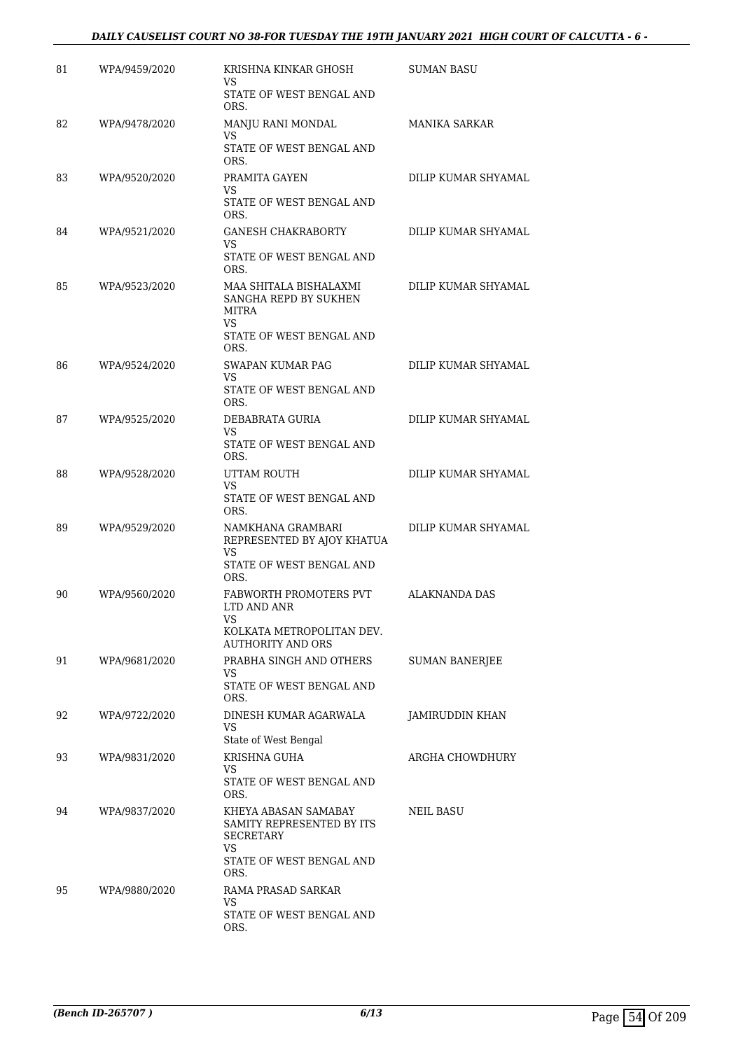| | | | |
|---|---|---|---|
| 81 | WPA/9459/2020 | KRISHNA KINKAR GHOSH<br>VS<br>STATE OF WEST BENGAL AND ORS. | SUMAN BASU |
| 82 | WPA/9478/2020 | MANJU RANI MONDAL<br>VS<br>STATE OF WEST BENGAL AND ORS. | MANIKA SARKAR |
| 83 | WPA/9520/2020 | PRAMITA GAYEN<br>VS<br>STATE OF WEST BENGAL AND ORS. | DILIP KUMAR SHYAMAL |
| 84 | WPA/9521/2020 | GANESH CHAKRABORTY<br>VS<br>STATE OF WEST BENGAL AND ORS. | DILIP KUMAR SHYAMAL |
| 85 | WPA/9523/2020 | MAA SHITALA BISHALAXMI SANGHA REPD BY SUKHEN MITRA<br>VS<br>STATE OF WEST BENGAL AND ORS. | DILIP KUMAR SHYAMAL |
| 86 | WPA/9524/2020 | SWAPAN KUMAR PAG<br>VS<br>STATE OF WEST BENGAL AND ORS. | DILIP KUMAR SHYAMAL |
| 87 | WPA/9525/2020 | DEBABRATA GURIA<br>VS<br>STATE OF WEST BENGAL AND ORS. | DILIP KUMAR SHYAMAL |
| 88 | WPA/9528/2020 | UTTAM ROUTH<br>VS<br>STATE OF WEST BENGAL AND ORS. | DILIP KUMAR SHYAMAL |
| 89 | WPA/9529/2020 | NAMKHANA GRAMBARI REPRESENTED BY AJOY KHATUA<br>VS<br>STATE OF WEST BENGAL AND ORS. | DILIP KUMAR SHYAMAL |
| 90 | WPA/9560/2020 | FABWORTH PROMOTERS PVT LTD AND ANR<br>VS<br>KOLKATA METROPOLITAN DEV. AUTHORITY AND ORS | ALAKNANDA DAS |
| 91 | WPA/9681/2020 | PRABHA SINGH AND OTHERS<br>VS<br>STATE OF WEST BENGAL AND ORS. | SUMAN BANERJEE |
| 92 | WPA/9722/2020 | DINESH KUMAR AGARWALA<br>VS<br>State of West Bengal | JAMIRUDDIN KHAN |
| 93 | WPA/9831/2020 | KRISHNA GUHA<br>VS<br>STATE OF WEST BENGAL AND ORS. | ARGHA CHOWDHURY |
| 94 | WPA/9837/2020 | KHEYA ABASAN SAMABAY SAMITY REPRESENTED BY ITS SECRETARY<br>VS<br>STATE OF WEST BENGAL AND ORS. | NEIL BASU |
| 95 | WPA/9880/2020 | RAMA PRASAD SARKAR<br>VS<br>STATE OF WEST BENGAL AND ORS. | |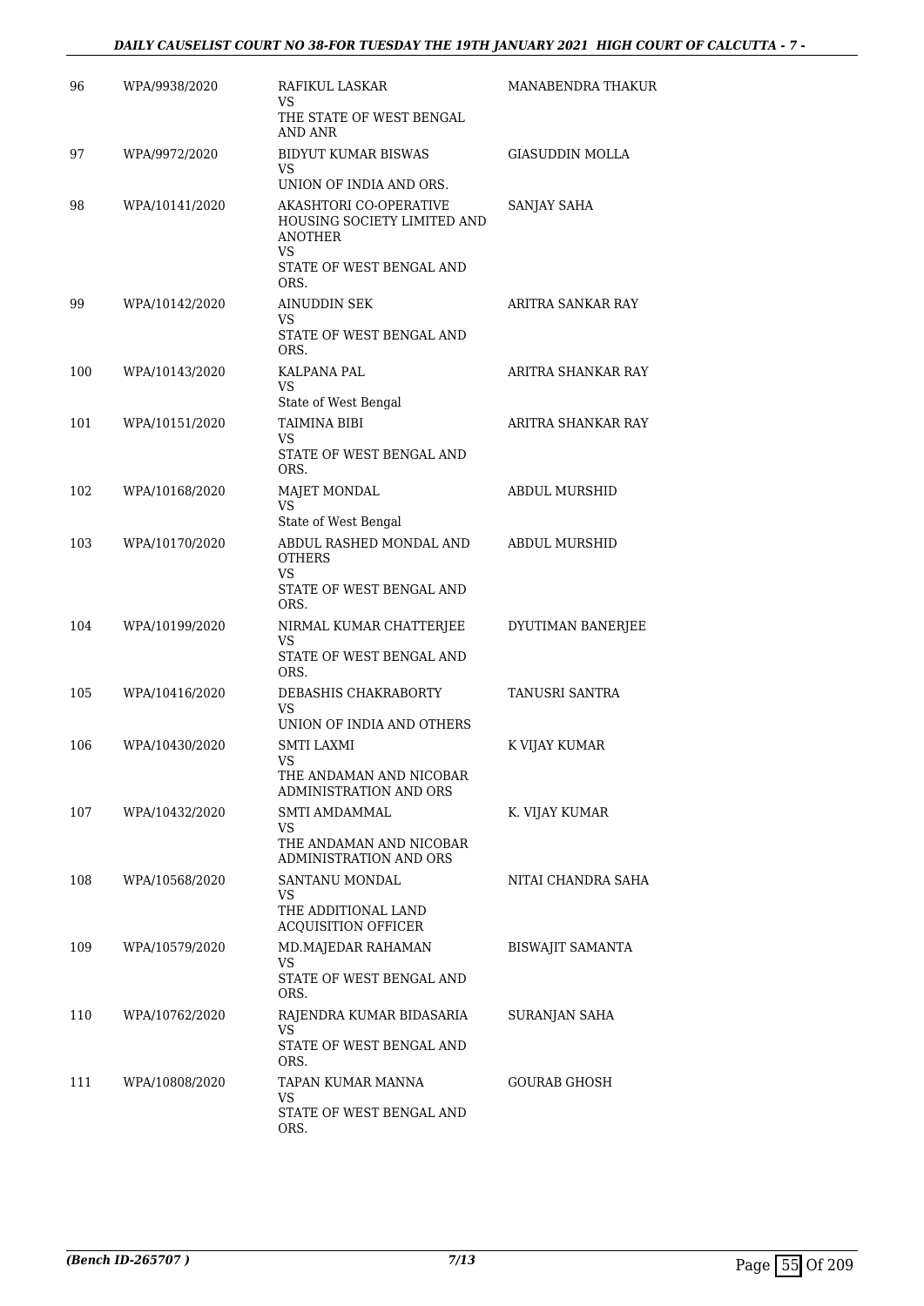| 96 | WPA/9938/2020 | RAFIKUL LASKAR<br>VS<br>THE STATE OF WEST BENGAL AND ANR | MANABENDRA THAKUR |
|---|---|---|---|
| 97 | WPA/9972/2020 | BIDYUT KUMAR BISWAS<br>VS<br>UNION OF INDIA AND ORS. | GIASUDDIN MOLLA |
| 98 | WPA/10141/2020 | AKASHTORI CO-OPERATIVE HOUSING SOCIETY LIMITED AND ANOTHER<br>VS<br>STATE OF WEST BENGAL AND ORS. | SANJAY SAHA |
| 99 | WPA/10142/2020 | AINUDDIN SEK<br>VS<br>STATE OF WEST BENGAL AND ORS. | ARITRA SANKAR RAY |
| 100 | WPA/10143/2020 | KALPANA PAL<br>VS<br>State of West Bengal | ARITRA SHANKAR RAY |
| 101 | WPA/10151/2020 | TAIMINA BIBI<br>VS<br>STATE OF WEST BENGAL AND ORS. | ARITRA SHANKAR RAY |
| 102 | WPA/10168/2020 | MAJET MONDAL<br>VS<br>State of West Bengal | ABDUL MURSHID |
| 103 | WPA/10170/2020 | ABDUL RASHED MONDAL AND OTHERS<br>VS<br>STATE OF WEST BENGAL AND ORS. | ABDUL MURSHID |
| 104 | WPA/10199/2020 | NIRMAL KUMAR CHATTERJEE<br>VS<br>STATE OF WEST BENGAL AND ORS. | DYUTIMAN BANERJEE |
| 105 | WPA/10416/2020 | DEBASHIS CHAKRABORTY<br>VS<br>UNION OF INDIA AND OTHERS | TANUSRI SANTRA |
| 106 | WPA/10430/2020 | SMTI LAXMI<br>VS<br>THE ANDAMAN AND NICOBAR ADMINISTRATION AND ORS | K VIJAY KUMAR |
| 107 | WPA/10432/2020 | SMTI AMDAMMAL<br>VS<br>THE ANDAMAN AND NICOBAR ADMINISTRATION AND ORS | K. VIJAY KUMAR |
| 108 | WPA/10568/2020 | SANTANU MONDAL<br>VS<br>THE ADDITIONAL LAND ACQUISITION OFFICER | NITAI CHANDRA SAHA |
| 109 | WPA/10579/2020 | MD.MAJEDAR RAHAMAN<br>VS<br>STATE OF WEST BENGAL AND ORS. | BISWAJIT SAMANTA |
| 110 | WPA/10762/2020 | RAJENDRA KUMAR BIDASARIA<br>VS<br>STATE OF WEST BENGAL AND ORS. | SURANJAN SAHA |
| 111 | WPA/10808/2020 | TAPAN KUMAR MANNA<br>VS<br>STATE OF WEST BENGAL AND ORS. | GOURAB GHOSH |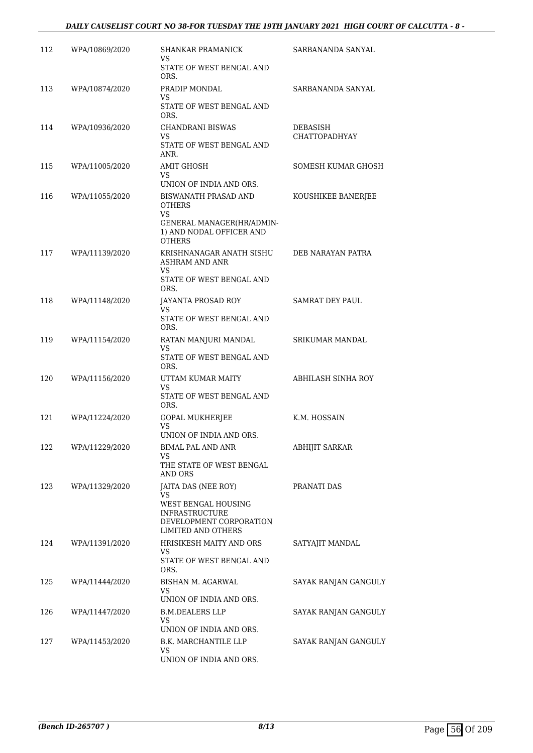| | | | |
|---|---|---|---|
| 112 | WPA/10869/2020 | SHANKAR PRAMANICK<br>VS<br>STATE OF WEST BENGAL AND ORS. | SARBANANDA SANYAL |
| 113 | WPA/10874/2020 | PRADIP MONDAL<br>VS<br>STATE OF WEST BENGAL AND ORS. | SARBANANDA SANYAL |
| 114 | WPA/10936/2020 | CHANDRANI BISWAS<br>VS<br>STATE OF WEST BENGAL AND ANR. | DEBASISH CHATTOPADHYAY |
| 115 | WPA/11005/2020 | AMIT GHOSH<br>VS<br>UNION OF INDIA AND ORS. | SOMESH KUMAR GHOSH |
| 116 | WPA/11055/2020 | BISWANATH PRASAD AND OTHERS<br>VS<br>GENERAL MANAGER(HR/ADMIN-1) AND NODAL OFFICER AND OTHERS | KOUSHIKEE BANERJEE |
| 117 | WPA/11139/2020 | KRISHNANAGAR ANATH SISHU ASHRAM AND ANR<br>VS<br>STATE OF WEST BENGAL AND ORS. | DEB NARAYAN PATRA |
| 118 | WPA/11148/2020 | JAYANTA PROSAD ROY<br>VS<br>STATE OF WEST BENGAL AND ORS. | SAMRAT DEY PAUL |
| 119 | WPA/11154/2020 | RATAN MANJURI MANDAL<br>VS<br>STATE OF WEST BENGAL AND ORS. | SRIKUMAR MANDAL |
| 120 | WPA/11156/2020 | UTTAM KUMAR MAITY<br>VS<br>STATE OF WEST BENGAL AND ORS. | ABHILASH SINHA ROY |
| 121 | WPA/11224/2020 | GOPAL MUKHERJEE<br>VS<br>UNION OF INDIA AND ORS. | K.M. HOSSAIN |
| 122 | WPA/11229/2020 | BIMAL PAL AND ANR<br>VS<br>THE STATE OF WEST BENGAL AND ORS | ABHIJIT SARKAR |
| 123 | WPA/11329/2020 | JAITA DAS (NEE ROY)<br>VS<br>WEST BENGAL HOUSING INFRASTRUCTURE DEVELOPMENT CORPORATION LIMITED AND OTHERS | PRANATI DAS |
| 124 | WPA/11391/2020 | HRISIKESH MAITY AND ORS<br>VS<br>STATE OF WEST BENGAL AND ORS. | SATYAJIT MANDAL |
| 125 | WPA/11444/2020 | BISHAN M. AGARWAL<br>VS<br>UNION OF INDIA AND ORS. | SAYAK RANJAN GANGULY |
| 126 | WPA/11447/2020 | B.M.DEALERS LLP<br>VS<br>UNION OF INDIA AND ORS. | SAYAK RANJAN GANGULY |
| 127 | WPA/11453/2020 | B.K. MARCHANTILE LLP<br>VS<br>UNION OF INDIA AND ORS. | SAYAK RANJAN GANGULY |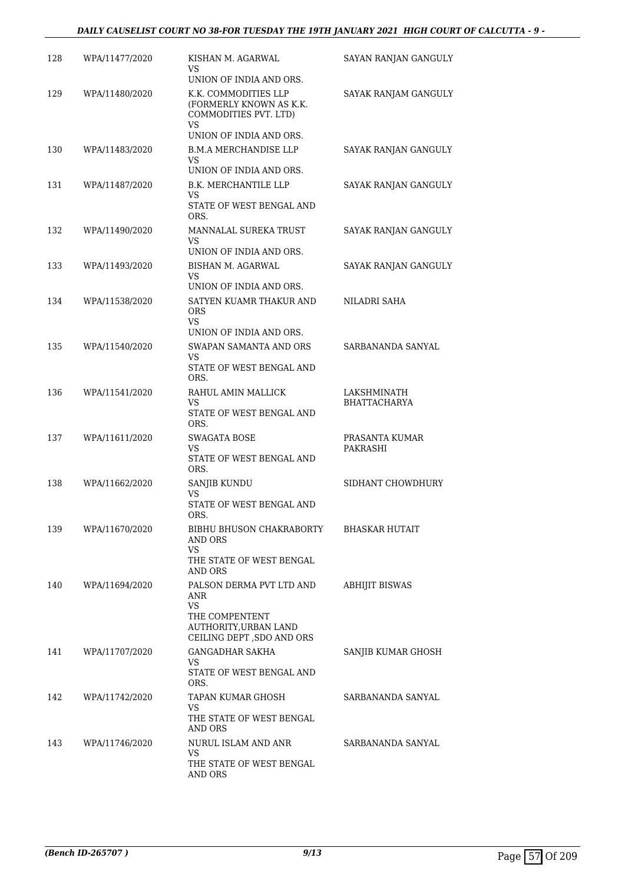| 128 | WPA/11477/2020 | KISHAN M. AGARWAL<br>VS<br>UNION OF INDIA AND ORS. | SAYAN RANJAN GANGULY |
|---|---|---|---|
| 129 | WPA/11480/2020 | K.K. COMMODITIES LLP (FORMERLY KNOWN AS K.K. COMMODITIES PVT. LTD)<br>VS<br>UNION OF INDIA AND ORS. | SAYAK RANJAM GANGULY |
| 130 | WPA/11483/2020 | B.M.A MERCHANDISE LLP<br>VS<br>UNION OF INDIA AND ORS. | SAYAK RANJAN GANGULY |
| 131 | WPA/11487/2020 | B.K. MERCHANTILE LLP<br>VS<br>STATE OF WEST BENGAL AND ORS. | SAYAK RANJAN GANGULY |
| 132 | WPA/11490/2020 | MANNALAL SUREKA TRUST<br>VS<br>UNION OF INDIA AND ORS. | SAYAK RANJAN GANGULY |
| 133 | WPA/11493/2020 | BISHAN M. AGARWAL<br>VS<br>UNION OF INDIA AND ORS. | SAYAK RANJAN GANGULY |
| 134 | WPA/11538/2020 | SATYEN KUAMR THAKUR AND ORS<br>VS<br>UNION OF INDIA AND ORS. | NILADRI SAHA |
| 135 | WPA/11540/2020 | SWAPAN SAMANTA AND ORS<br>VS<br>STATE OF WEST BENGAL AND ORS. | SARBANANDA SANYAL |
| 136 | WPA/11541/2020 | RAHUL AMIN MALLICK<br>VS<br>STATE OF WEST BENGAL AND ORS. | LAKSHMINATH BHATTACHARYA |
| 137 | WPA/11611/2020 | SWAGATA BOSE<br>VS<br>STATE OF WEST BENGAL AND ORS. | PRASANTA KUMAR PAKRASHI |
| 138 | WPA/11662/2020 | SANJIB KUNDU<br>VS<br>STATE OF WEST BENGAL AND ORS. | SIDHANT CHOWDHURY |
| 139 | WPA/11670/2020 | BIBHU BHUSON CHAKRABORTY AND ORS<br>VS<br>THE STATE OF WEST BENGAL AND ORS | BHASKAR HUTAIT |
| 140 | WPA/11694/2020 | PALSON DERMA PVT LTD AND ANR<br>VS<br>THE COMPENTENT AUTHORITY,URBAN LAND CEILING DEPT ,SDO AND ORS | ABHIJIT BISWAS |
| 141 | WPA/11707/2020 | GANGADHAR SAKHA<br>VS<br>STATE OF WEST BENGAL AND ORS. | SANJIB KUMAR GHOSH |
| 142 | WPA/11742/2020 | TAPAN KUMAR GHOSH<br>VS<br>THE STATE OF WEST BENGAL AND ORS | SARBANANDA SANYAL |
| 143 | WPA/11746/2020 | NURUL ISLAM AND ANR<br>VS<br>THE STATE OF WEST BENGAL AND ORS | SARBANANDA SANYAL |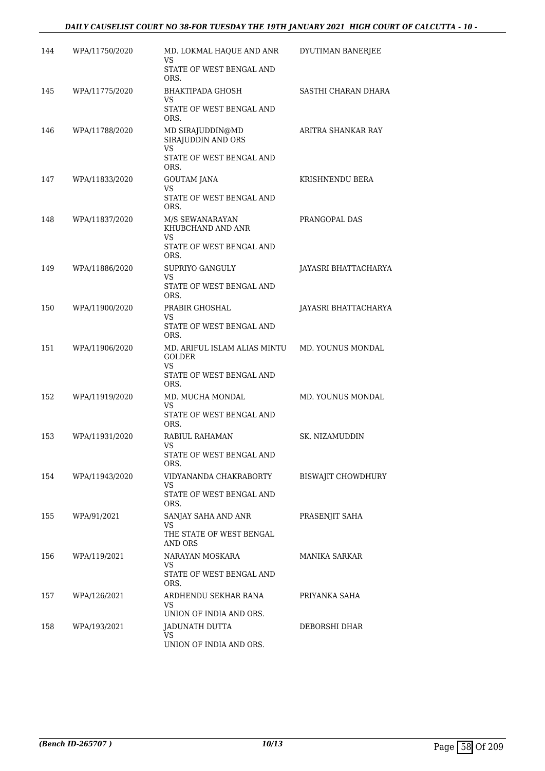| | | | |
|---|---|---|---|
| 144 | WPA/11750/2020 | MD. LOKMAL HAQUE AND ANR<br>VS<br>STATE OF WEST BENGAL AND ORS. | DYUTIMAN BANERJEE |
| 145 | WPA/11775/2020 | BHAKTIPADA GHOSH<br>VS<br>STATE OF WEST BENGAL AND ORS. | SASTHI CHARAN DHARA |
| 146 | WPA/11788/2020 | MD SIRAJUDDIN@MD SIRAJUDDIN AND ORS<br>VS<br>STATE OF WEST BENGAL AND ORS. | ARITRA SHANKAR RAY |
| 147 | WPA/11833/2020 | GOUTAM JANA<br>VS<br>STATE OF WEST BENGAL AND ORS. | KRISHNENDU BERA |
| 148 | WPA/11837/2020 | M/S SEWANARAYAN KHUBCHAND AND ANR<br>VS<br>STATE OF WEST BENGAL AND ORS. | PRANGOPAL DAS |
| 149 | WPA/11886/2020 | SUPRIYO GANGULY<br>VS<br>STATE OF WEST BENGAL AND ORS. | JAYASRI BHATTACHARYA |
| 150 | WPA/11900/2020 | PRABIR GHOSHAL<br>VS<br>STATE OF WEST BENGAL AND ORS. | JAYASRI BHATTACHARYA |
| 151 | WPA/11906/2020 | MD. ARIFUL ISLAM ALIAS MINTU GOLDER<br>VS<br>STATE OF WEST BENGAL AND ORS. | MD. YOUNUS MONDAL |
| 152 | WPA/11919/2020 | MD. MUCHA MONDAL<br>VS<br>STATE OF WEST BENGAL AND ORS. | MD. YOUNUS MONDAL |
| 153 | WPA/11931/2020 | RABIUL RAHAMAN<br>VS<br>STATE OF WEST BENGAL AND ORS. | SK. NIZAMUDDIN |
| 154 | WPA/11943/2020 | VIDYANANDA CHAKRABORTY<br>VS<br>STATE OF WEST BENGAL AND ORS. | BISWAJIT CHOWDHURY |
| 155 | WPA/91/2021 | SANJAY SAHA AND ANR<br>VS<br>THE STATE OF WEST BENGAL AND ORS | PRASENJIT SAHA |
| 156 | WPA/119/2021 | NARAYAN MOSKARA<br>VS<br>STATE OF WEST BENGAL AND ORS. | MANIKA SARKAR |
| 157 | WPA/126/2021 | ARDHENDU SEKHAR RANA<br>VS<br>UNION OF INDIA AND ORS. | PRIYANKA SAHA |
| 158 | WPA/193/2021 | JADUNATH DUTTA<br>VS<br>UNION OF INDIA AND ORS. | DEBORSHI DHAR |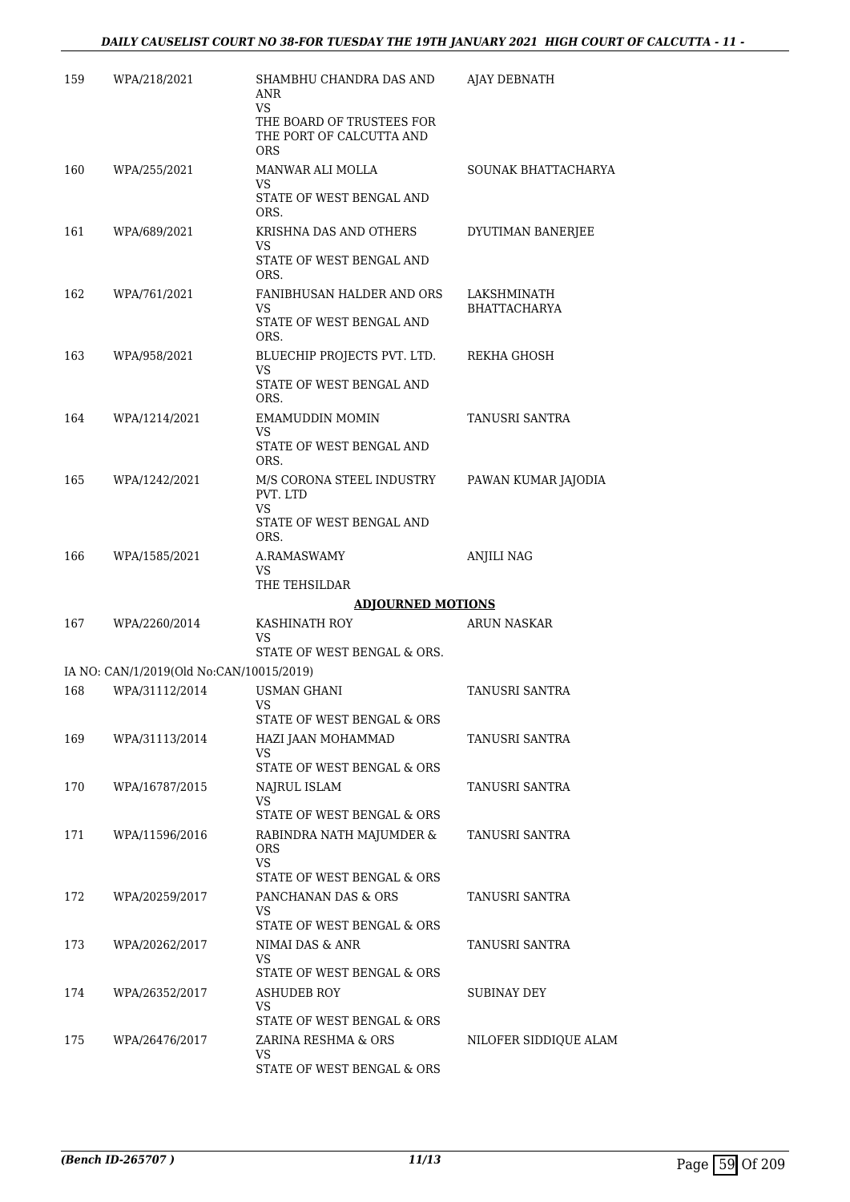| | | | |
|---|---|---|---|
| 159 | WPA/218/2021 | SHAMBHU CHANDRA DAS AND ANR<br>VS<br>THE BOARD OF TRUSTEES FOR THE PORT OF CALCUTTA AND ORS | AJAY DEBNATH |
| 160 | WPA/255/2021 | MANWAR ALI MOLLA<br>VS<br>STATE OF WEST BENGAL AND ORS. | SOUNAK BHATTACHARYA |
| 161 | WPA/689/2021 | KRISHNA DAS AND OTHERS<br>VS<br>STATE OF WEST BENGAL AND ORS. | DYUTIMAN BANERJEE |
| 162 | WPA/761/2021 | FANIBHUSAN HALDER AND ORS<br>VS<br>STATE OF WEST BENGAL AND ORS. | LAKSHMINATH BHATTACHARYA |
| 163 | WPA/958/2021 | BLUECHIP PROJECTS PVT. LTD.<br>VS<br>STATE OF WEST BENGAL AND ORS. | REKHA GHOSH |
| 164 | WPA/1214/2021 | EMAMUDDIN MOMIN<br>VS<br>STATE OF WEST BENGAL AND ORS. | TANUSRI SANTRA |
| 165 | WPA/1242/2021 | M/S CORONA STEEL INDUSTRY PVT. LTD<br>VS<br>STATE OF WEST BENGAL AND ORS. | PAWAN KUMAR JAJODIA |
| 166 | WPA/1585/2021 | A.RAMASWAMY<br>VS<br>THE TEHSILDAR | ANJILI NAG |

**ADJOURNED MOTIONS**

| | | | |
|---|---|---|---|
| 167 | WPA/2260/2014 | KASHINATH ROY<br>VS<br>STATE OF WEST BENGAL & ORS. | ARUN NASKAR |
| | IA NO: CAN/1/2019(Old No:CAN/10015/2019) | | |
| 168 | WPA/31112/2014 | USMAN GHANI<br>VS<br>STATE OF WEST BENGAL & ORS | TANUSRI SANTRA |
| 169 | WPA/31113/2014 | HAZI JAAN MOHAMMAD<br>VS<br>STATE OF WEST BENGAL & ORS | TANUSRI SANTRA |
| 170 | WPA/16787/2015 | NAJRUL ISLAM<br>VS<br>STATE OF WEST BENGAL & ORS | TANUSRI SANTRA |
| 171 | WPA/11596/2016 | RABINDRA NATH MAJUMDER & ORS<br>VS<br>STATE OF WEST BENGAL & ORS | TANUSRI SANTRA |
| 172 | WPA/20259/2017 | PANCHANAN DAS & ORS<br>VS<br>STATE OF WEST BENGAL & ORS | TANUSRI SANTRA |
| 173 | WPA/20262/2017 | NIMAI DAS & ANR<br>VS<br>STATE OF WEST BENGAL & ORS | TANUSRI SANTRA |
| 174 | WPA/26352/2017 | ASHUDEB ROY<br>VS<br>STATE OF WEST BENGAL & ORS | SUBINAY DEY |
| 175 | WPA/26476/2017 | ZARINA RESHMA & ORS<br>VS<br>STATE OF WEST BENGAL & ORS | NILOFER SIDDIQUE ALAM |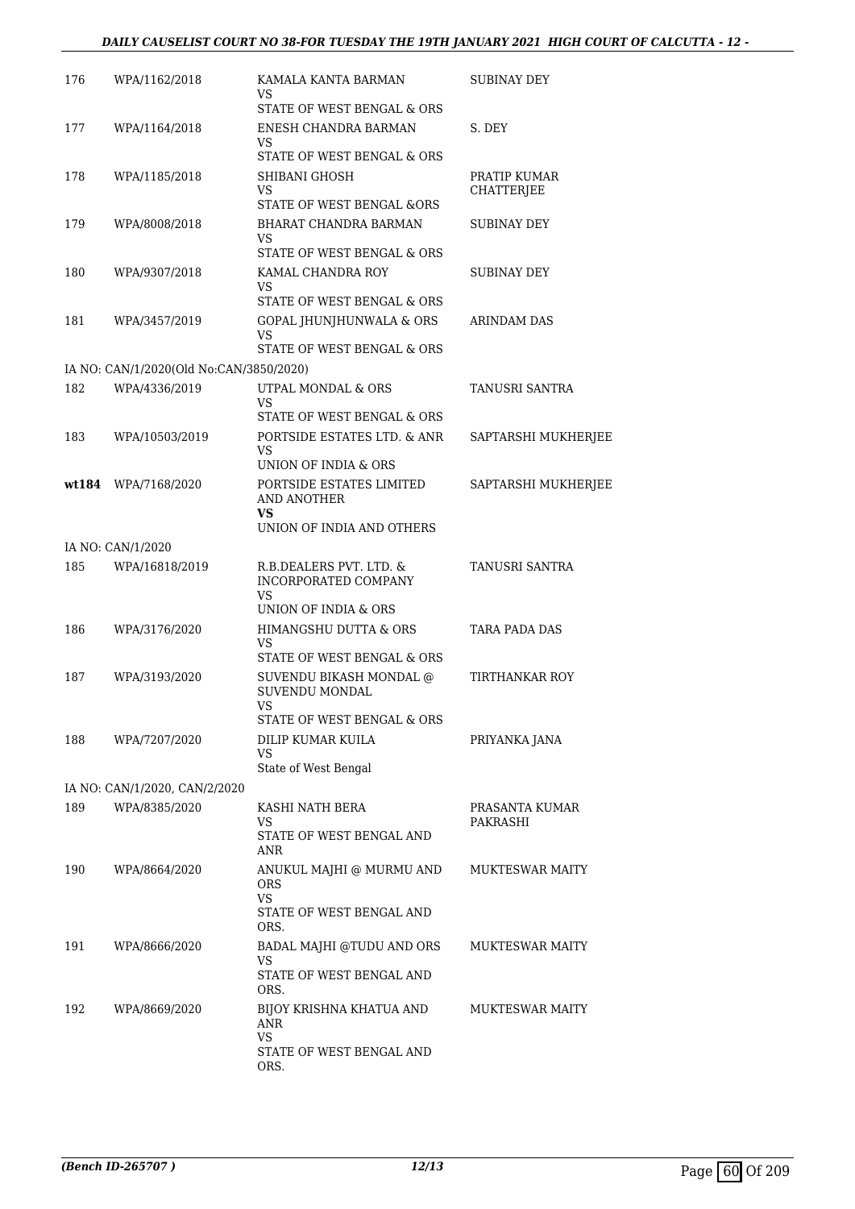| | | | |
|---|---|---|---|
| 176 | WPA/1162/2018 | KAMALA KANTA BARMAN<br>VS<br>STATE OF WEST BENGAL & ORS | SUBINAY DEY |
| 177 | WPA/1164/2018 | ENESH CHANDRA BARMAN<br>VS<br>STATE OF WEST BENGAL & ORS | S. DEY |
| 178 | WPA/1185/2018 | SHIBANI GHOSH<br>VS<br>STATE OF WEST BENGAL &ORS | PRATIP KUMAR CHATTERJEE |
| 179 | WPA/8008/2018 | BHARAT CHANDRA BARMAN<br>VS<br>STATE OF WEST BENGAL & ORS | SUBINAY DEY |
| 180 | WPA/9307/2018 | KAMAL CHANDRA ROY<br>VS<br>STATE OF WEST BENGAL & ORS | SUBINAY DEY |
| 181 | WPA/3457/2019 | GOPAL JHUNJHUNWALA & ORS<br>VS<br>STATE OF WEST BENGAL & ORS | ARINDAM DAS |
| | IA NO: CAN/1/2020(Old No:CAN/3850/2020) | | |
| 182 | WPA/4336/2019 | UTPAL MONDAL & ORS<br>VS<br>STATE OF WEST BENGAL & ORS | TANUSRI SANTRA |
| 183 | WPA/10503/2019 | PORTSIDE ESTATES LTD. & ANR<br>VS<br>UNION OF INDIA & ORS | SAPTARSHI MUKHERJEE |
| **wt184** | WPA/7168/2020 | PORTSIDE ESTATES LIMITED AND ANOTHER<br>**VS**<br>UNION OF INDIA AND OTHERS | SAPTARSHI MUKHERJEE |
| | IA NO: CAN/1/2020 | | |
| 185 | WPA/16818/2019 | R.B.DEALERS PVT. LTD. & INCORPORATED COMPANY<br>VS<br>UNION OF INDIA & ORS | TANUSRI SANTRA |
| 186 | WPA/3176/2020 | HIMANGSHU DUTTA & ORS<br>VS<br>STATE OF WEST BENGAL & ORS | TARA PADA DAS |
| 187 | WPA/3193/2020 | SUVENDU BIKASH MONDAL @ SUVENDU MONDAL<br>VS<br>STATE OF WEST BENGAL & ORS | TIRTHANKAR ROY |
| 188 | WPA/7207/2020 | DILIP KUMAR KUILA<br>VS<br>State of West Bengal | PRIYANKA JANA |
| | IA NO: CAN/1/2020, CAN/2/2020 | | |
| 189 | WPA/8385/2020 | KASHI NATH BERA<br>VS<br>STATE OF WEST BENGAL AND ANR | PRASANTA KUMAR PAKRASHI |
| 190 | WPA/8664/2020 | ANUKUL MAJHI @ MURMU AND ORS<br>VS<br>STATE OF WEST BENGAL AND ORS. | MUKTESWAR MAITY |
| 191 | WPA/8666/2020 | BADAL MAJHI @TUDU AND ORS<br>VS<br>STATE OF WEST BENGAL AND ORS. | MUKTESWAR MAITY |
| 192 | WPA/8669/2020 | BIJOY KRISHNA KHATUA AND ANR<br>VS<br>STATE OF WEST BENGAL AND ORS. | MUKTESWAR MAITY |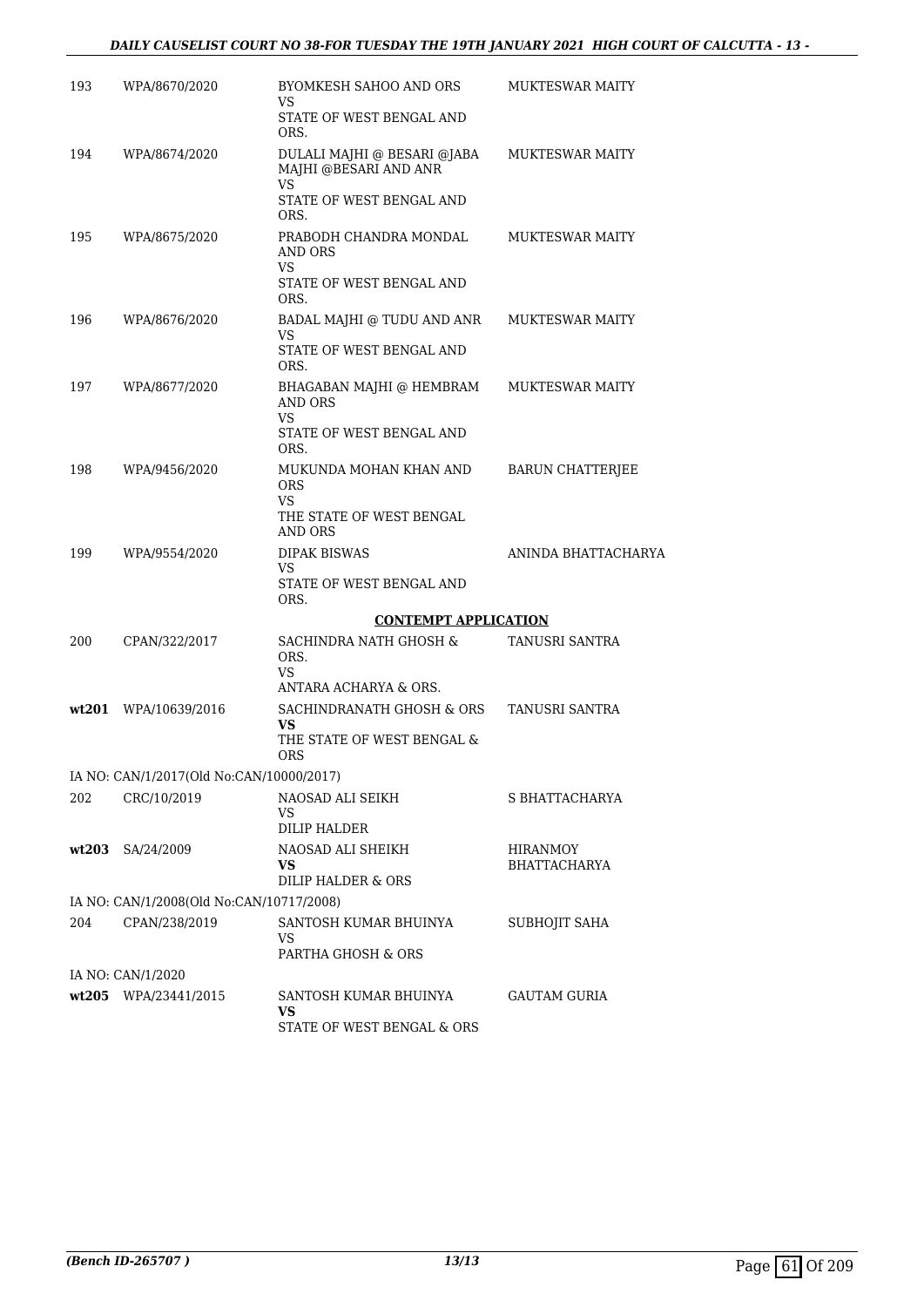| | | | |
|---|---|---|---|
| 193 | WPA/8670/2020 | BYOMKESH SAHOO AND ORS<br>VS<br>STATE OF WEST BENGAL AND ORS. | MUKTESWAR MAITY |
| 194 | WPA/8674/2020 | DULALI MAJHI @ BESARI @JABA MAJHI @BESARI AND ANR<br>VS<br>STATE OF WEST BENGAL AND ORS. | MUKTESWAR MAITY |
| 195 | WPA/8675/2020 | PRABODH CHANDRA MONDAL AND ORS<br>VS<br>STATE OF WEST BENGAL AND ORS. | MUKTESWAR MAITY |
| 196 | WPA/8676/2020 | BADAL MAJHI @ TUDU AND ANR<br>VS<br>STATE OF WEST BENGAL AND ORS. | MUKTESWAR MAITY |
| 197 | WPA/8677/2020 | BHAGABAN MAJHI @ HEMBRAM AND ORS<br>VS<br>STATE OF WEST BENGAL AND ORS. | MUKTESWAR MAITY |
| 198 | WPA/9456/2020 | MUKUNDA MOHAN KHAN AND ORS<br>VS<br>THE STATE OF WEST BENGAL AND ORS | BARUN CHATTERJEE |
| 199 | WPA/9554/2020 | DIPAK BISWAS<br>VS<br>STATE OF WEST BENGAL AND ORS. | ANINDA BHATTACHARYA |
| | | **CONTEMPT APPLICATION** | |
| 200 | CPAN/322/2017 | SACHINDRA NATH GHOSH & ORS.<br>VS<br>ANTARA ACHARYA & ORS. | TANUSRI SANTRA |
| **wt201** | WPA/10639/2016 | SACHINDRANATH GHOSH & ORS<br>**VS**<br>THE STATE OF WEST BENGAL & ORS | TANUSRI SANTRA |
| IA NO: CAN/1/2017(Old No:CAN/10000/2017) | | | |
| 202 | CRC/10/2019 | NAOSAD ALI SEIKH<br>VS<br>DILIP HALDER | S BHATTACHARYA |
| **wt203** | SA/24/2009 | NAOSAD ALI SHEIKH<br>**VS**<br>DILIP HALDER & ORS | HIRANMOY BHATTACHARYA |
| IA NO: CAN/1/2008(Old No:CAN/10717/2008) | | | |
| 204 | CPAN/238/2019 | SANTOSH KUMAR BHUINYA<br>VS<br>PARTHA GHOSH & ORS | SUBHOJIT SAHA |
| IA NO: CAN/1/2020 | | | |
| **wt205** | WPA/23441/2015 | SANTOSH KUMAR BHUINYA<br>**VS**<br>STATE OF WEST BENGAL & ORS | GAUTAM GURIA |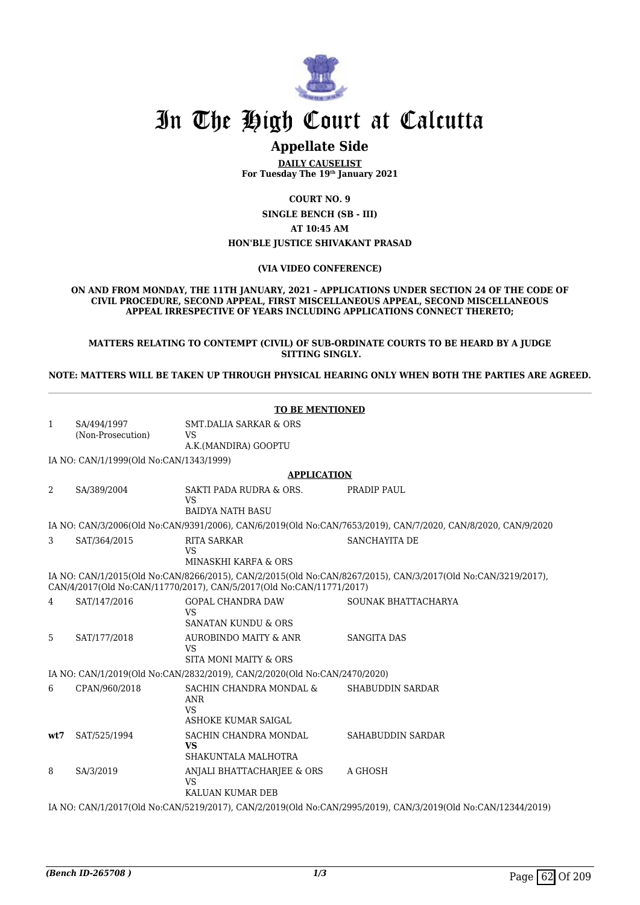# In The High Court at Calcutta

## Appellate Side

**DAILY CAUSELIST**
**For Tuesday The 19th January 2021**

**COURT NO. 9**

**SINGLE BENCH (SB - III)**

**AT 10:45 AM**

**HON'BLE JUSTICE SHIVAKANT PRASAD**

**(VIA VIDEO CONFERENCE)**

**ON AND FROM MONDAY, THE 11TH JANUARY, 2021 – APPLICATIONS UNDER SECTION 24 OF THE CODE OF CIVIL PROCEDURE, SECOND APPEAL, FIRST MISCELLANEOUS APPEAL, SECOND MISCELLANEOUS APPEAL IRRESPECTIVE OF YEARS INCLUDING APPLICATIONS CONNECT THERETO;**

**MATTERS RELATING TO CONTEMPT (CIVIL) OF SUB-ORDINATE COURTS TO BE HEARD BY A JUDGE SITTING SINGLY.**

**NOTE: MATTERS WILL BE TAKEN UP THROUGH PHYSICAL HEARING ONLY WHEN BOTH THE PARTIES ARE AGREED.**

**TO BE MENTIONED**

| | | | |
|---|---|---|---|
| 1 | SA/494/1997 (Non-Prosecution) | SMT.DALIA SARKAR & ORS VS A.K.(MANDIRA) GOOPTU | |

IA NO: CAN/1/1999(Old No:CAN/1343/1999)

**APPLICATION**

| | | | |
|---|---|---|---|
| 2 | SA/389/2004 | SAKTI PADA RUDRA & ORS. VS BAIDYA NATH BASU | PRADIP PAUL |

IA NO: CAN/3/2006(Old No:CAN/9391/2006), CAN/6/2019(Old No:CAN/7653/2019), CAN/7/2020, CAN/8/2020, CAN/9/2020

| | | | |
|---|---|---|---|
| 3 | SAT/364/2015 | RITA SARKAR VS MINASKHI KARFA & ORS | SANCHAYITA DE |

IA NO: CAN/1/2015(Old No:CAN/8266/2015), CAN/2/2015(Old No:CAN/8267/2015), CAN/3/2017(Old No:CAN/3219/2017), CAN/4/2017(Old No:CAN/11770/2017), CAN/5/2017(Old No:CAN/11771/2017)

| | | | |
|---|---|---|---|
| 4 | SAT/147/2016 | GOPAL CHANDRA DAW VS SANATAN KUNDU & ORS | SOUNAK BHATTACHARYA |
| 5 | SAT/177/2018 | AUROBINDO MAITY & ANR VS SITA MONI MAITY & ORS | SANGITA DAS |

IA NO: CAN/1/2019(Old No:CAN/2832/2019), CAN/2/2020(Old No:CAN/2470/2020)

| | | | |
|---|---|---|---|
| 6 | CPAN/960/2018 | SACHIN CHANDRA MONDAL & ANR VS ASHOKE KUMAR SAIGAL | SHABUDDIN SARDAR |
| **wt7** | SAT/525/1994 | SACHIN CHANDRA MONDAL **VS** SHAKUNTALA MALHOTRA | SAHABUDDIN SARDAR |
| 8 | SA/3/2019 | ANJALI BHATTACHARJEE & ORS VS KALUAN KUMAR DEB | A GHOSH |

IA NO: CAN/1/2017(Old No:CAN/5219/2017), CAN/2/2019(Old No:CAN/2995/2019), CAN/3/2019(Old No:CAN/12344/2019)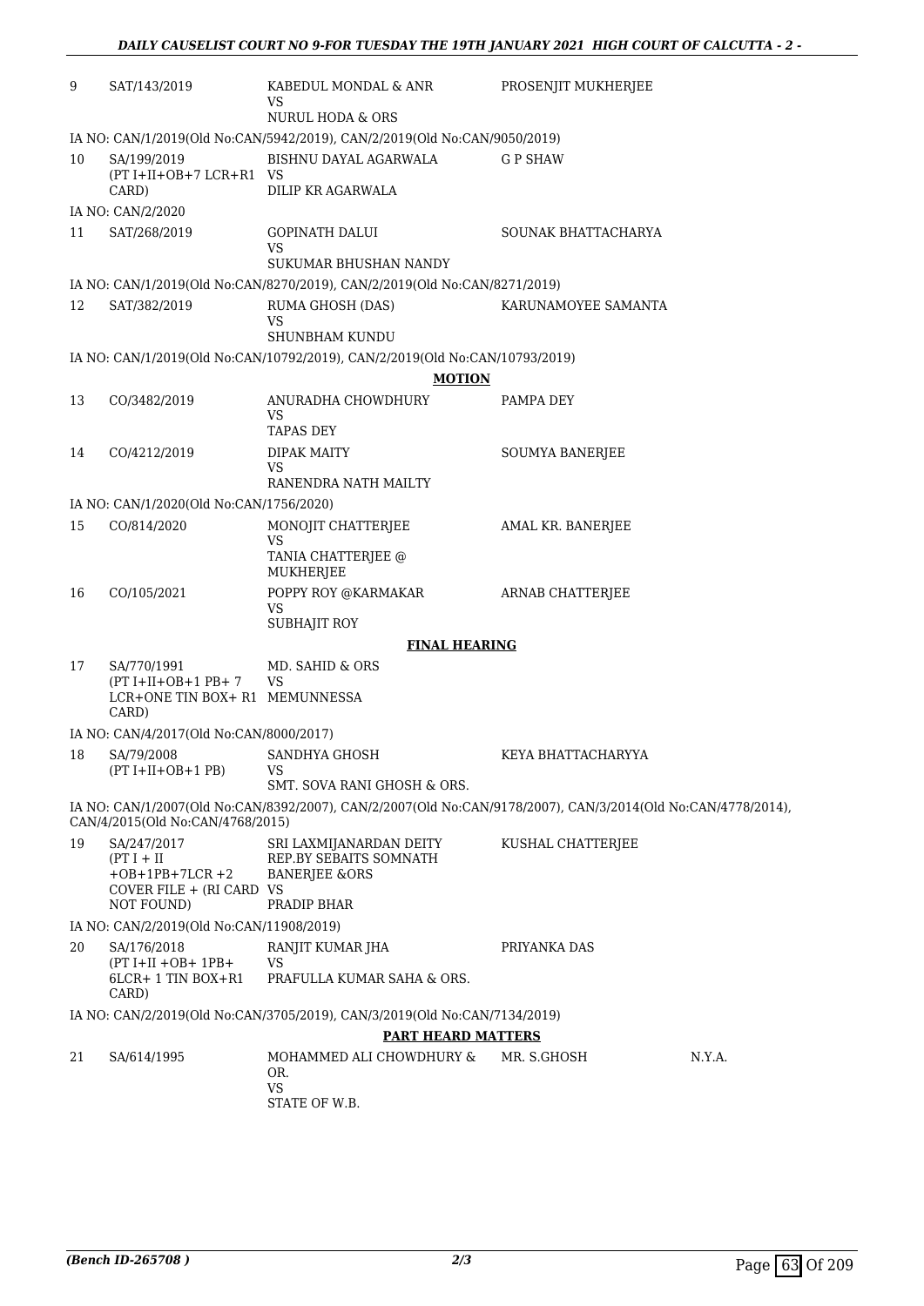| | | | | |
|---|---|---|---|---|
| 9 | SAT/143/2019 | KABEDUL MONDAL & ANR<br>VS<br>NURUL HODA & ORS | PROSENJIT MUKHERJEE | |
| | IA NO: CAN/1/2019(Old No:CAN/5942/2019), CAN/2/2019(Old No:CAN/9050/2019) | | | |
| 10 | SA/199/2019<br>(PT I+II+OB+7 LCR+R1 CARD) | BISHNU DAYAL AGARWALA<br>VS<br>DILIP KR AGARWALA | G P SHAW | |
| | IA NO: CAN/2/2020 | | | |
| 11 | SAT/268/2019 | GOPINATH DALUI<br>VS<br>SUKUMAR BHUSHAN NANDY | SOUNAK BHATTACHARYA | |
| | IA NO: CAN/1/2019(Old No:CAN/8270/2019), CAN/2/2019(Old No:CAN/8271/2019) | | | |
| 12 | SAT/382/2019 | RUMA GHOSH (DAS)<br>VS<br>SHUNBHAM KUNDU | KARUNAMOYEE SAMANTA | |
| | IA NO: CAN/1/2019(Old No:CAN/10792/2019), CAN/2/2019(Old No:CAN/10793/2019) | | | |

**MOTION**

| | | | | |
|---|---|---|---|---|
| 13 | CO/3482/2019 | ANURADHA CHOWDHURY<br>VS<br>TAPAS DEY | PAMPA DEY | |
| 14 | CO/4212/2019 | DIPAK MAITY<br>VS<br>RANENDRA NATH MAILTY | SOUMYA BANERJEE | |
| | IA NO: CAN/1/2020(Old No:CAN/1756/2020) | | | |
| 15 | CO/814/2020 | MONOJIT CHATTERJEE<br>VS<br>TANIA CHATTERJEE @ MUKHERJEE | AMAL KR. BANERJEE | |
| 16 | CO/105/2021 | POPPY ROY @KARMAKAR<br>VS<br>SUBHAJIT ROY | ARNAB CHATTERJEE | |

**FINAL HEARING**

| | | | | |
|---|---|---|---|---|
| 17 | SA/770/1991<br>(PT I+II+OB+1 PB+ 7 LCR+ONE TIN BOX+ R1 CARD) | MD. SAHID & ORS<br>VS<br>MEMUNNESSA | | |
| | IA NO: CAN/4/2017(Old No:CAN/8000/2017) | | | |
| 18 | SA/79/2008<br>(PT I+II+OB+1 PB) | SANDHYA GHOSH<br>VS<br>SMT. SOVA RANI GHOSH & ORS. | KEYA BHATTACHARYYA | |
| | IA NO: CAN/1/2007(Old No:CAN/8392/2007), CAN/2/2007(Old No:CAN/9178/2007), CAN/3/2014(Old No:CAN/4778/2014), CAN/4/2015(Old No:CAN/4768/2015) | | | |
| 19 | SA/247/2017<br>(PT I + II +OB+1PB+7LCR +2 COVER FILE + (RI CARD NOT FOUND) | SRI LAXMIJANARDAN DEITY REP.BY SEBAITS SOMNATH BANERJEE &ORS<br>VS<br>PRADIP BHAR | KUSHAL CHATTERJEE | |
| | IA NO: CAN/2/2019(Old No:CAN/11908/2019) | | | |
| 20 | SA/176/2018<br>(PT I+II +OB+ 1PB+ 6LCR+ 1 TIN BOX+R1 CARD) | RANJIT KUMAR JHA<br>VS<br>PRAFULLA KUMAR SAHA & ORS. | PRIYANKA DAS | |
| | IA NO: CAN/2/2019(Old No:CAN/3705/2019), CAN/3/2019(Old No:CAN/7134/2019) | | | |

**PART HEARD MATTERS**

| | | | | |
|---|---|---|---|---|
| 21 | SA/614/1995 | MOHAMMED ALI CHOWDHURY & OR.<br>VS<br>STATE OF W.B. | MR. S.GHOSH | N.Y.A. |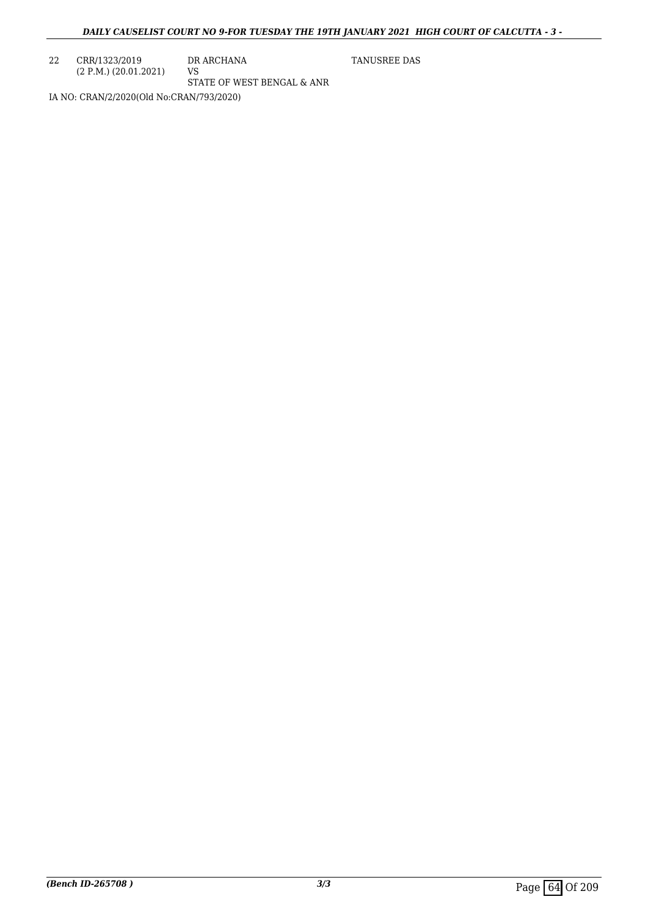| | | | |
|---|---|---|---|
| 22 | CRR/1323/2019 (2 P.M.) (20.01.2021) | DR ARCHANA VS STATE OF WEST BENGAL & ANR | TANUSREE DAS |

IA NO: CRAN/2/2020(Old No:CRAN/793/2020)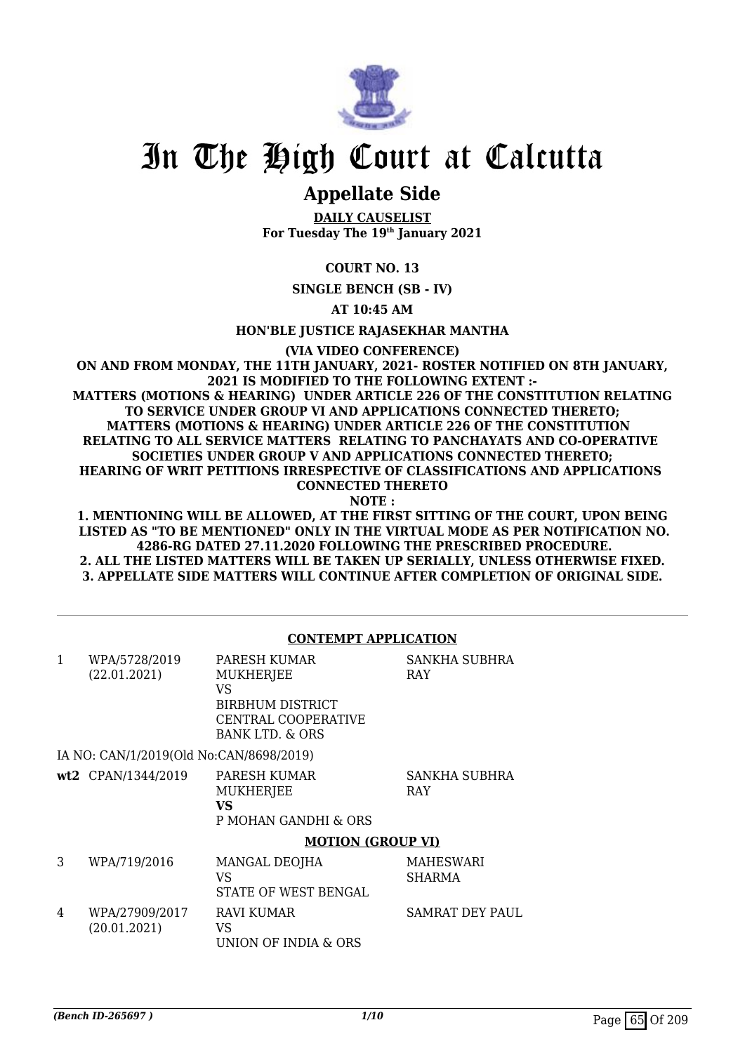# In The High Court at Calcutta

## Appellate Side

**DAILY CAUSELIST**
**For Tuesday The 19th January 2021**

**COURT NO. 13**

**SINGLE BENCH (SB - IV)**

**AT 10:45 AM**

**HON'BLE JUSTICE RAJASEKHAR MANTHA**

**(VIA VIDEO CONFERENCE)**

**ON AND FROM MONDAY, THE 11TH JANUARY, 2021- ROSTER NOTIFIED ON 8TH JANUARY, 2021 IS MODIFIED TO THE FOLLOWING EXTENT :-**
**MATTERS (MOTIONS & HEARING) UNDER ARTICLE 226 OF THE CONSTITUTION RELATING TO SERVICE UNDER GROUP VI AND APPLICATIONS CONNECTED THERETO;**
**MATTERS (MOTIONS & HEARING) UNDER ARTICLE 226 OF THE CONSTITUTION RELATING TO ALL SERVICE MATTERS RELATING TO PANCHAYATS AND CO-OPERATIVE SOCIETIES UNDER GROUP V AND APPLICATIONS CONNECTED THERETO;**
**HEARING OF WRIT PETITIONS IRRESPECTIVE OF CLASSIFICATIONS AND APPLICATIONS CONNECTED THERETO**

**NOTE :**

**1. MENTIONING WILL BE ALLOWED, AT THE FIRST SITTING OF THE COURT, UPON BEING LISTED AS "TO BE MENTIONED" ONLY IN THE VIRTUAL MODE AS PER NOTIFICATION NO. 4286-RG DATED 27.11.2020 FOLLOWING THE PRESCRIBED PROCEDURE.**
**2. ALL THE LISTED MATTERS WILL BE TAKEN UP SERIALLY, UNLESS OTHERWISE FIXED.**
**3. APPELLATE SIDE MATTERS WILL CONTINUE AFTER COMPLETION OF ORIGINAL SIDE.**

**CONTEMPT APPLICATION**

| | | | |
|---|---|---|---|
| 1 | WPA/5728/2019 (22.01.2021) | PARESH KUMAR MUKHERJEE VS BIRBHUM DISTRICT CENTRAL COOPERATIVE BANK LTD. & ORS | SANKHA SUBHRA RAY |
| | IA NO: CAN/1/2019(Old No:CAN/8698/2019) | | |
| **wt2** | CPAN/1344/2019 | PARESH KUMAR MUKHERJEE **VS** P MOHAN GANDHI & ORS | SANKHA SUBHRA RAY |

**MOTION (GROUP VI)**

| | | | |
|---|---|---|---|
| 3 | WPA/719/2016 | MANGAL DEOJHA VS STATE OF WEST BENGAL | MAHESWARI SHARMA |
| 4 | WPA/27909/2017 (20.01.2021) | RAVI KUMAR VS UNION OF INDIA & ORS | SAMRAT DEY PAUL |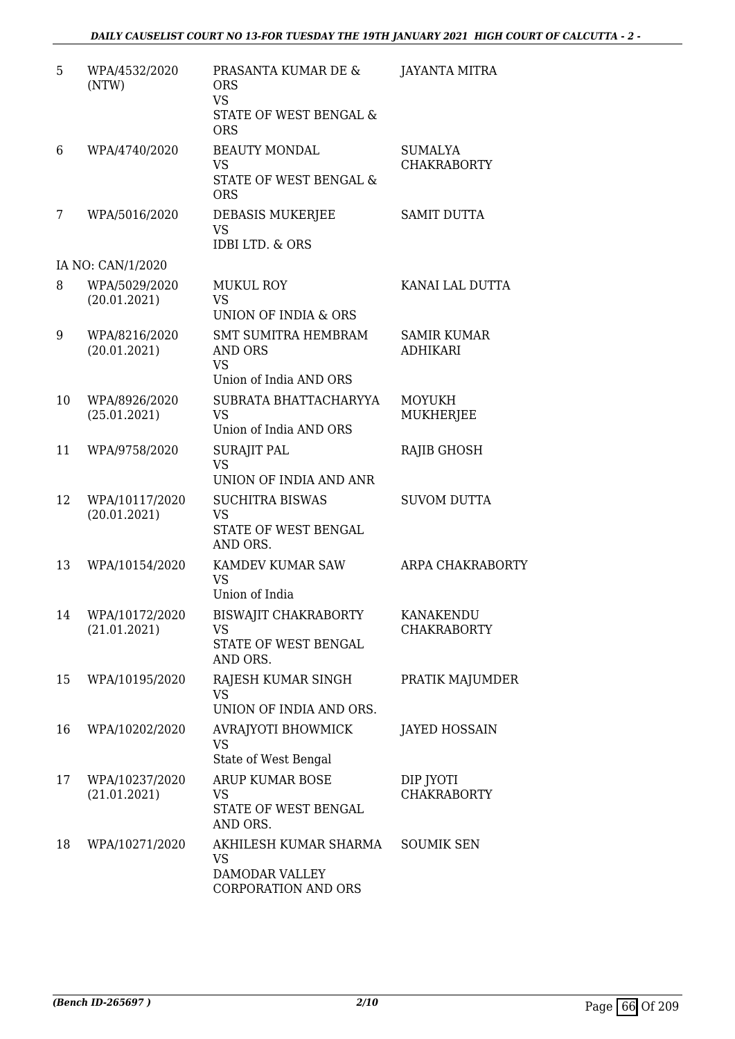| | | | |
|---|---|---|---|
| 5 | WPA/4532/2020 (NTW) | PRASANTA KUMAR DE & ORS<br>VS<br>STATE OF WEST BENGAL & ORS | JAYANTA MITRA |
| 6 | WPA/4740/2020 | BEAUTY MONDAL<br>VS<br>STATE OF WEST BENGAL & ORS | SUMALYA CHAKRABORTY |
| 7 | WPA/5016/2020 | DEBASIS MUKERJEE<br>VS<br>IDBI LTD. & ORS | SAMIT DUTTA |
| | IA NO: CAN/1/2020 | | |
| 8 | WPA/5029/2020 (20.01.2021) | MUKUL ROY<br>VS<br>UNION OF INDIA & ORS | KANAI LAL DUTTA |
| 9 | WPA/8216/2020 (20.01.2021) | SMT SUMITRA HEMBRAM AND ORS<br>VS<br>Union of India AND ORS | SAMIR KUMAR ADHIKARI |
| 10 | WPA/8926/2020 (25.01.2021) | SUBRATA BHATTACHARYYA<br>VS<br>Union of India AND ORS | MOYUKH MUKHERJEE |
| 11 | WPA/9758/2020 | SURAJIT PAL<br>VS<br>UNION OF INDIA AND ANR | RAJIB GHOSH |
| 12 | WPA/10117/2020 (20.01.2021) | SUCHITRA BISWAS<br>VS<br>STATE OF WEST BENGAL AND ORS. | SUVOM DUTTA |
| 13 | WPA/10154/2020 | KAMDEV KUMAR SAW<br>VS<br>Union of India | ARPA CHAKRABORTY |
| 14 | WPA/10172/2020 (21.01.2021) | BISWAJIT CHAKRABORTY<br>VS<br>STATE OF WEST BENGAL AND ORS. | KANAKENDU CHAKRABORTY |
| 15 | WPA/10195/2020 | RAJESH KUMAR SINGH<br>VS<br>UNION OF INDIA AND ORS. | PRATIK MAJUMDER |
| 16 | WPA/10202/2020 | AVRAJYOTI BHOWMICK<br>VS<br>State of West Bengal | JAYED HOSSAIN |
| 17 | WPA/10237/2020 (21.01.2021) | ARUP KUMAR BOSE<br>VS<br>STATE OF WEST BENGAL AND ORS. | DIP JYOTI CHAKRABORTY |
| 18 | WPA/10271/2020 | AKHILESH KUMAR SHARMA<br>VS<br>DAMODAR VALLEY CORPORATION AND ORS | SOUMIK SEN |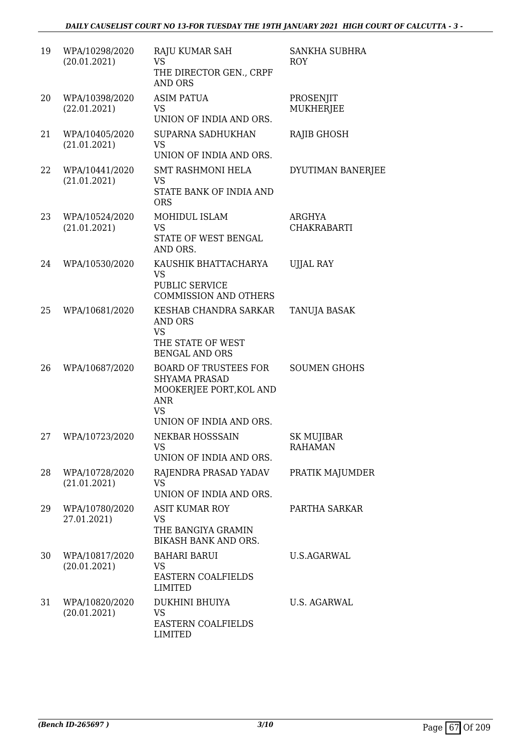| | | | |
|---|---|---|---|
| 19 | WPA/10298/2020 (20.01.2021) | RAJU KUMAR SAH<br>VS<br>THE DIRECTOR GEN., CRPF AND ORS | SANKHA SUBHRA ROY |
| 20 | WPA/10398/2020 (22.01.2021) | ASIM PATUA<br>VS<br>UNION OF INDIA AND ORS. | PROSENJIT MUKHERJEE |
| 21 | WPA/10405/2020 (21.01.2021) | SUPARNA SADHUKHAN<br>VS<br>UNION OF INDIA AND ORS. | RAJIB GHOSH |
| 22 | WPA/10441/2020 (21.01.2021) | SMT RASHMONI HELA<br>VS<br>STATE BANK OF INDIA AND ORS | DYUTIMAN BANERJEE |
| 23 | WPA/10524/2020 (21.01.2021) | MOHIDUL ISLAM<br>VS<br>STATE OF WEST BENGAL AND ORS. | ARGHYA CHAKRABARTI |
| 24 | WPA/10530/2020 | KAUSHIK BHATTACHARYA<br>VS<br>PUBLIC SERVICE COMMISSION AND OTHERS | UJJAL RAY |
| 25 | WPA/10681/2020 | KESHAB CHANDRA SARKAR AND ORS<br>VS<br>THE STATE OF WEST BENGAL AND ORS | TANUJA BASAK |
| 26 | WPA/10687/2020 | BOARD OF TRUSTEES FOR SHYAMA PRASAD MOOKERJEE PORT,KOL AND ANR<br>VS<br>UNION OF INDIA AND ORS. | SOUMEN GHOHS |
| 27 | WPA/10723/2020 | NEKBAR HOSSSAIN<br>VS<br>UNION OF INDIA AND ORS. | SK MUJIBAR RAHAMAN |
| 28 | WPA/10728/2020 (21.01.2021) | RAJENDRA PRASAD YADAV<br>VS<br>UNION OF INDIA AND ORS. | PRATIK MAJUMDER |
| 29 | WPA/10780/2020 27.01.2021) | ASIT KUMAR ROY<br>VS<br>THE BANGIYA GRAMIN BIKASH BANK AND ORS. | PARTHA SARKAR |
| 30 | WPA/10817/2020 (20.01.2021) | BAHARI BARUI<br>VS<br>EASTERN COALFIELDS LIMITED | U.S.AGARWAL |
| 31 | WPA/10820/2020 (20.01.2021) | DUKHINI BHUIYA<br>VS<br>EASTERN COALFIELDS LIMITED | U.S. AGARWAL |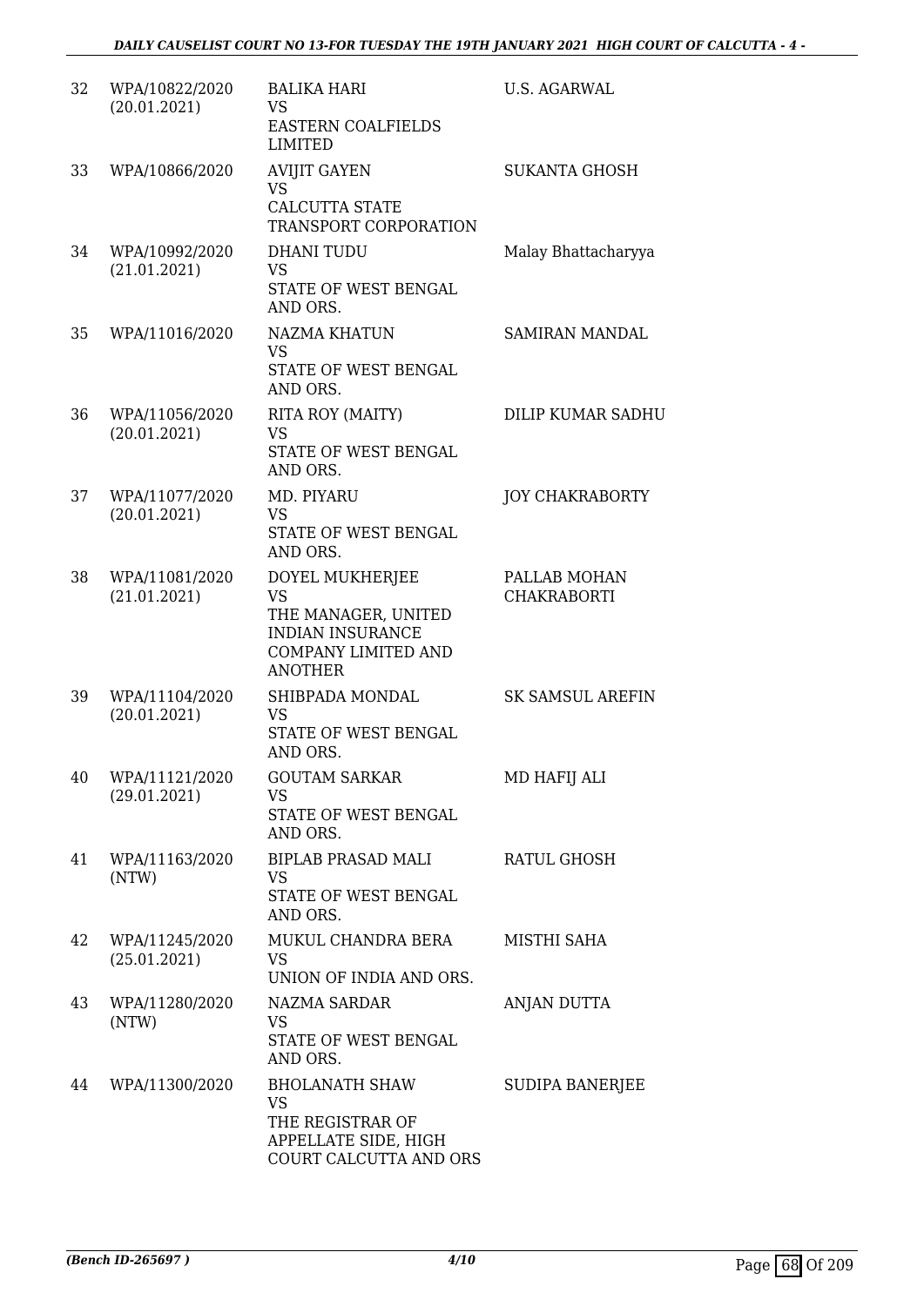| | | | |
|---|---|---|---|
| 32 | WPA/10822/2020 (20.01.2021) | BALIKA HARI VS EASTERN COALFIELDS LIMITED | U.S. AGARWAL |
| 33 | WPA/10866/2020 | AVIJIT GAYEN VS CALCUTTA STATE TRANSPORT CORPORATION | SUKANTA GHOSH |
| 34 | WPA/10992/2020 (21.01.2021) | DHANI TUDU VS STATE OF WEST BENGAL AND ORS. | Malay Bhattacharyya |
| 35 | WPA/11016/2020 | NAZMA KHATUN VS STATE OF WEST BENGAL AND ORS. | SAMIRAN MANDAL |
| 36 | WPA/11056/2020 (20.01.2021) | RITA ROY (MAITY) VS STATE OF WEST BENGAL AND ORS. | DILIP KUMAR SADHU |
| 37 | WPA/11077/2020 (20.01.2021) | MD. PIYARU VS STATE OF WEST BENGAL AND ORS. | JOY CHAKRABORTY |
| 38 | WPA/11081/2020 (21.01.2021) | DOYEL MUKHERJEE VS THE MANAGER, UNITED INDIAN INSURANCE COMPANY LIMITED AND ANOTHER | PALLAB MOHAN CHAKRABORTI |
| 39 | WPA/11104/2020 (20.01.2021) | SHIBPADA MONDAL VS STATE OF WEST BENGAL AND ORS. | SK SAMSUL AREFIN |
| 40 | WPA/11121/2020 (29.01.2021) | GOUTAM SARKAR VS STATE OF WEST BENGAL AND ORS. | MD HAFIJ ALI |
| 41 | WPA/11163/2020 (NTW) | BIPLAB PRASAD MALI VS STATE OF WEST BENGAL AND ORS. | RATUL GHOSH |
| 42 | WPA/11245/2020 (25.01.2021) | MUKUL CHANDRA BERA VS UNION OF INDIA AND ORS. | MISTHI SAHA |
| 43 | WPA/11280/2020 (NTW) | NAZMA SARDAR VS STATE OF WEST BENGAL AND ORS. | ANJAN DUTTA |
| 44 | WPA/11300/2020 | BHOLANATH SHAW VS THE REGISTRAR OF APPELLATE SIDE, HIGH COURT CALCUTTA AND ORS | SUDIPA BANERJEE |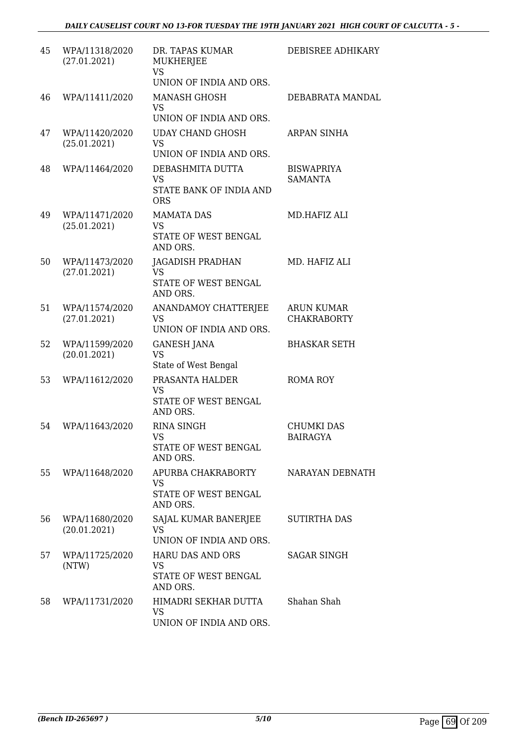| 45 | WPA/11318/2020 (27.01.2021) | DR. TAPAS KUMAR MUKHERJEE VS UNION OF INDIA AND ORS. | DEBISREE ADHIKARY |
|---|---|---|---|
| 46 | WPA/11411/2020 | MANASH GHOSH VS UNION OF INDIA AND ORS. | DEBABRATA MANDAL |
| 47 | WPA/11420/2020 (25.01.2021) | UDAY CHAND GHOSH VS UNION OF INDIA AND ORS. | ARPAN SINHA |
| 48 | WPA/11464/2020 | DEBASHMITA DUTTA VS STATE BANK OF INDIA AND ORS | BISWAPRIYA SAMANTA |
| 49 | WPA/11471/2020 (25.01.2021) | MAMATA DAS VS STATE OF WEST BENGAL AND ORS. | MD.HAFIZ ALI |
| 50 | WPA/11473/2020 (27.01.2021) | JAGADISH PRADHAN VS STATE OF WEST BENGAL AND ORS. | MD. HAFIZ ALI |
| 51 | WPA/11574/2020 (27.01.2021) | ANANDAMOY CHATTERJEE VS UNION OF INDIA AND ORS. | ARUN KUMAR CHAKRABORTY |
| 52 | WPA/11599/2020 (20.01.2021) | GANESH JANA VS State of West Bengal | BHASKAR SETH |
| 53 | WPA/11612/2020 | PRASANTA HALDER VS STATE OF WEST BENGAL AND ORS. | ROMA ROY |
| 54 | WPA/11643/2020 | RINA SINGH VS STATE OF WEST BENGAL AND ORS. | CHUMKI DAS BAIRAGYA |
| 55 | WPA/11648/2020 | APURBA CHAKRABORTY VS STATE OF WEST BENGAL AND ORS. | NARAYAN DEBNATH |
| 56 | WPA/11680/2020 (20.01.2021) | SAJAL KUMAR BANERJEE VS UNION OF INDIA AND ORS. | SUTIRTHA DAS |
| 57 | WPA/11725/2020 (NTW) | HARU DAS AND ORS VS STATE OF WEST BENGAL AND ORS. | SAGAR SINGH |
| 58 | WPA/11731/2020 | HIMADRI SEKHAR DUTTA VS UNION OF INDIA AND ORS. | Shahan Shah |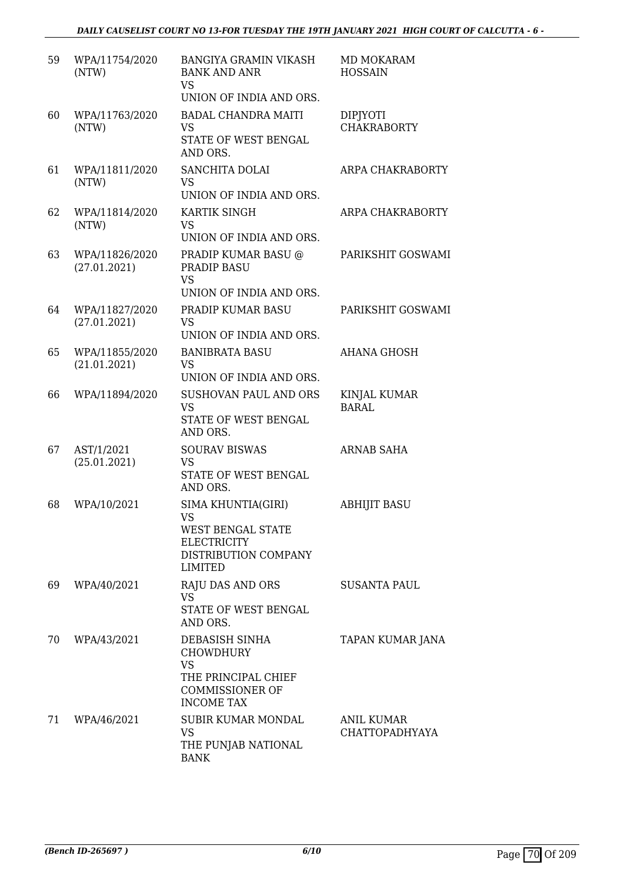| | | | |
|---|---|---|---|
| 59 | WPA/11754/2020 (NTW) | BANGIYA GRAMIN VIKASH BANK AND ANR VS UNION OF INDIA AND ORS. | MD MOKARAM HOSSAIN |
| 60 | WPA/11763/2020 (NTW) | BADAL CHANDRA MAITI VS STATE OF WEST BENGAL AND ORS. | DIPJYOTI CHAKRABORTY |
| 61 | WPA/11811/2020 (NTW) | SANCHITA DOLAI VS UNION OF INDIA AND ORS. | ARPA CHAKRABORTY |
| 62 | WPA/11814/2020 (NTW) | KARTIK SINGH VS UNION OF INDIA AND ORS. | ARPA CHAKRABORTY |
| 63 | WPA/11826/2020 (27.01.2021) | PRADIP KUMAR BASU @ PRADIP BASU VS UNION OF INDIA AND ORS. | PARIKSHIT GOSWAMI |
| 64 | WPA/11827/2020 (27.01.2021) | PRADIP KUMAR BASU VS UNION OF INDIA AND ORS. | PARIKSHIT GOSWAMI |
| 65 | WPA/11855/2020 (21.01.2021) | BANIBRATA BASU VS UNION OF INDIA AND ORS. | AHANA GHOSH |
| 66 | WPA/11894/2020 | SUSHOVAN PAUL AND ORS VS STATE OF WEST BENGAL AND ORS. | KINJAL KUMAR BARAL |
| 67 | AST/1/2021 (25.01.2021) | SOURAV BISWAS VS STATE OF WEST BENGAL AND ORS. | ARNAB SAHA |
| 68 | WPA/10/2021 | SIMA KHUNTIA(GIRI) VS WEST BENGAL STATE ELECTRICITY DISTRIBUTION COMPANY LIMITED | ABHIJIT BASU |
| 69 | WPA/40/2021 | RAJU DAS AND ORS VS STATE OF WEST BENGAL AND ORS. | SUSANTA PAUL |
| 70 | WPA/43/2021 | DEBASISH SINHA CHOWDHURY VS THE PRINCIPAL CHIEF COMMISSIONER OF INCOME TAX | TAPAN KUMAR JANA |
| 71 | WPA/46/2021 | SUBIR KUMAR MONDAL VS THE PUNJAB NATIONAL BANK | ANIL KUMAR CHATTOPADHYAYA |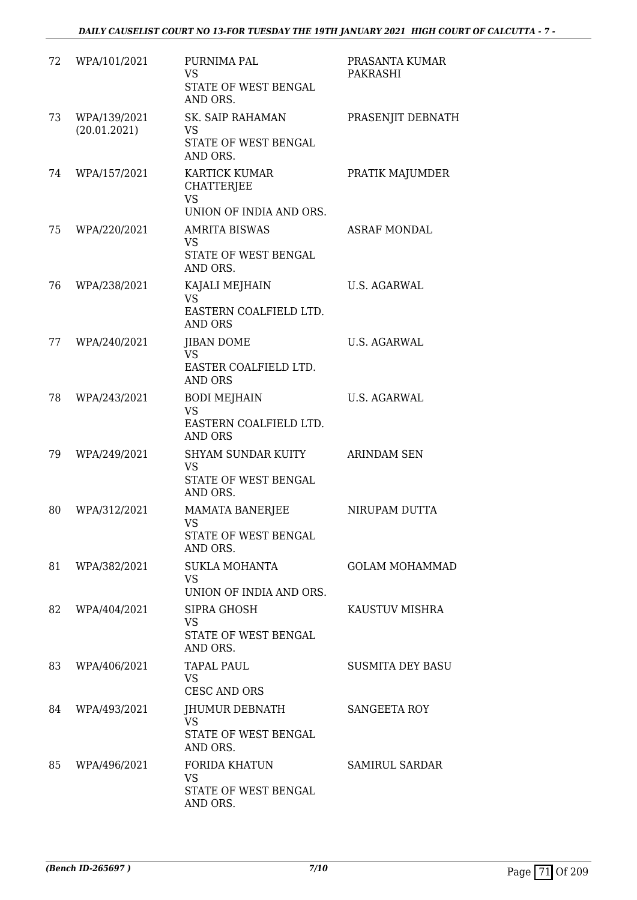| | | | |
|---|---|---|---|
| 72 | WPA/101/2021 | PURNIMA PAL<br>VS<br>STATE OF WEST BENGAL AND ORS. | PRASANTA KUMAR PAKRASHI |
| 73 | WPA/139/2021<br>(20.01.2021) | SK. SAIP RAHAMAN<br>VS<br>STATE OF WEST BENGAL AND ORS. | PRASENJIT DEBNATH |
| 74 | WPA/157/2021 | KARTICK KUMAR CHATTERJEE<br>VS<br>UNION OF INDIA AND ORS. | PRATIK MAJUMDER |
| 75 | WPA/220/2021 | AMRITA BISWAS<br>VS<br>STATE OF WEST BENGAL AND ORS. | ASRAF MONDAL |
| 76 | WPA/238/2021 | KAJALI MEJHAIN<br>VS<br>EASTERN COALFIELD LTD. AND ORS | U.S. AGARWAL |
| 77 | WPA/240/2021 | JIBAN DOME<br>VS<br>EASTER COALFIELD LTD. AND ORS | U.S. AGARWAL |
| 78 | WPA/243/2021 | BODI MEJHAIN<br>VS<br>EASTERN COALFIELD LTD. AND ORS | U.S. AGARWAL |
| 79 | WPA/249/2021 | SHYAM SUNDAR KUITY<br>VS<br>STATE OF WEST BENGAL AND ORS. | ARINDAM SEN |
| 80 | WPA/312/2021 | MAMATA BANERJEE<br>VS<br>STATE OF WEST BENGAL AND ORS. | NIRUPAM DUTTA |
| 81 | WPA/382/2021 | SUKLA MOHANTA<br>VS<br>UNION OF INDIA AND ORS. | GOLAM MOHAMMAD |
| 82 | WPA/404/2021 | SIPRA GHOSH<br>VS<br>STATE OF WEST BENGAL AND ORS. | KAUSTUV MISHRA |
| 83 | WPA/406/2021 | TAPAL PAUL<br>VS<br>CESC AND ORS | SUSMITA DEY BASU |
| 84 | WPA/493/2021 | JHUMUR DEBNATH<br>VS<br>STATE OF WEST BENGAL AND ORS. | SANGEETA ROY |
| 85 | WPA/496/2021 | FORIDA KHATUN<br>VS<br>STATE OF WEST BENGAL AND ORS. | SAMIRUL SARDAR |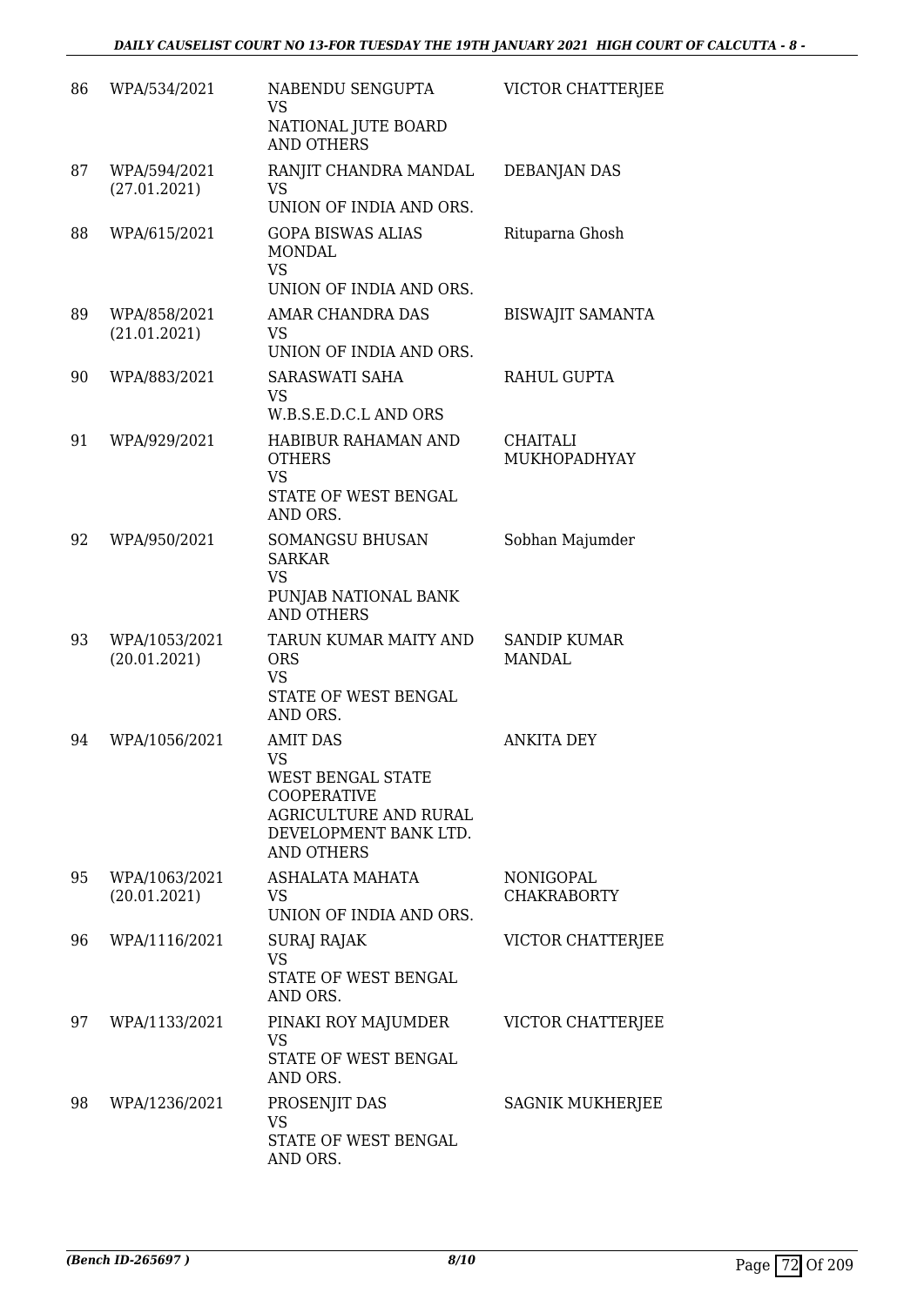| 86 | WPA/534/2021 | NABENDU SENGUPTA<br>VS<br>NATIONAL JUTE BOARD AND OTHERS | VICTOR CHATTERJEE |
|---|---|---|---|
| 87 | WPA/594/2021<br>(27.01.2021) | RANJIT CHANDRA MANDAL<br>VS<br>UNION OF INDIA AND ORS. | DEBANJAN DAS |
| 88 | WPA/615/2021 | GOPA BISWAS ALIAS MONDAL<br>VS<br>UNION OF INDIA AND ORS. | Rituparna Ghosh |
| 89 | WPA/858/2021<br>(21.01.2021) | AMAR CHANDRA DAS<br>VS<br>UNION OF INDIA AND ORS. | BISWAJIT SAMANTA |
| 90 | WPA/883/2021 | SARASWATI SAHA<br>VS<br>W.B.S.E.D.C.L AND ORS | RAHUL GUPTA |
| 91 | WPA/929/2021 | HABIBUR RAHAMAN AND OTHERS<br>VS<br>STATE OF WEST BENGAL AND ORS. | CHAITALI MUKHOPADHYAY |
| 92 | WPA/950/2021 | SOMANGSU BHUSAN SARKAR<br>VS<br>PUNJAB NATIONAL BANK AND OTHERS | Sobhan Majumder |
| 93 | WPA/1053/2021<br>(20.01.2021) | TARUN KUMAR MAITY AND ORS<br>VS<br>STATE OF WEST BENGAL AND ORS. | SANDIP KUMAR MANDAL |
| 94 | WPA/1056/2021 | AMIT DAS<br>VS<br>WEST BENGAL STATE COOPERATIVE AGRICULTURE AND RURAL DEVELOPMENT BANK LTD. AND OTHERS | ANKITA DEY |
| 95 | WPA/1063/2021<br>(20.01.2021) | ASHALATA MAHATA<br>VS<br>UNION OF INDIA AND ORS. | NONIGOPAL CHAKRABORTY |
| 96 | WPA/1116/2021 | SURAJ RAJAK<br>VS<br>STATE OF WEST BENGAL AND ORS. | VICTOR CHATTERJEE |
| 97 | WPA/1133/2021 | PINAKI ROY MAJUMDER<br>VS<br>STATE OF WEST BENGAL AND ORS. | VICTOR CHATTERJEE |
| 98 | WPA/1236/2021 | PROSENJIT DAS<br>VS<br>STATE OF WEST BENGAL AND ORS. | SAGNIK MUKHERJEE |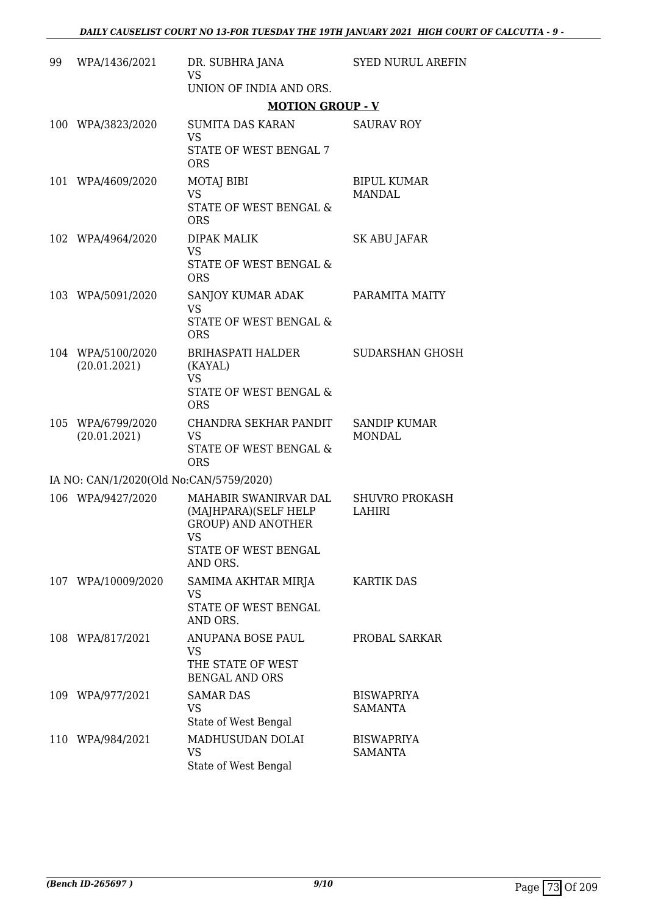| 99 | WPA/1436/2021 | DR. SUBHRA JANA<br>VS<br>UNION OF INDIA AND ORS. | SYED NURUL AREFIN |
|---|---|---|---|

**MOTION GROUP - V**

| | | | |
|---|---|---|---|
| 100 | WPA/3823/2020 | SUMITA DAS KARAN<br>VS<br>STATE OF WEST BENGAL 7 ORS | SAURAV ROY |
| 101 | WPA/4609/2020 | MOTAJ BIBI<br>VS<br>STATE OF WEST BENGAL & ORS | BIPUL KUMAR MANDAL |
| 102 | WPA/4964/2020 | DIPAK MALIK<br>VS<br>STATE OF WEST BENGAL & ORS | SK ABU JAFAR |
| 103 | WPA/5091/2020 | SANJOY KUMAR ADAK<br>VS<br>STATE OF WEST BENGAL & ORS | PARAMITA MAITY |
| 104 | WPA/5100/2020<br>(20.01.2021) | BRIHASPATI HALDER (KAYAL)<br>VS<br>STATE OF WEST BENGAL & ORS | SUDARSHAN GHOSH |
| 105 | WPA/6799/2020<br>(20.01.2021) | CHANDRA SEKHAR PANDIT<br>VS<br>STATE OF WEST BENGAL & ORS | SANDIP KUMAR MONDAL |

IA NO: CAN/1/2020(Old No:CAN/5759/2020)

| | | | |
|---|---|---|---|
| 106 | WPA/9427/2020 | MAHABIR SWANIRVAR DAL (MAJHPARA)(SELF HELP GROUP) AND ANOTHER<br>VS<br>STATE OF WEST BENGAL AND ORS. | SHUVRO PROKASH LAHIRI |
| 107 | WPA/10009/2020 | SAMIMA AKHTAR MIRJA<br>VS<br>STATE OF WEST BENGAL AND ORS. | KARTIK DAS |
| 108 | WPA/817/2021 | ANUPANA BOSE PAUL<br>VS<br>THE STATE OF WEST BENGAL AND ORS | PROBAL SARKAR |
| 109 | WPA/977/2021 | SAMAR DAS<br>VS<br>State of West Bengal | BISWAPRIYA SAMANTA |
| 110 | WPA/984/2021 | MADHUSUDAN DOLAI<br>VS<br>State of West Bengal | BISWAPRIYA SAMANTA |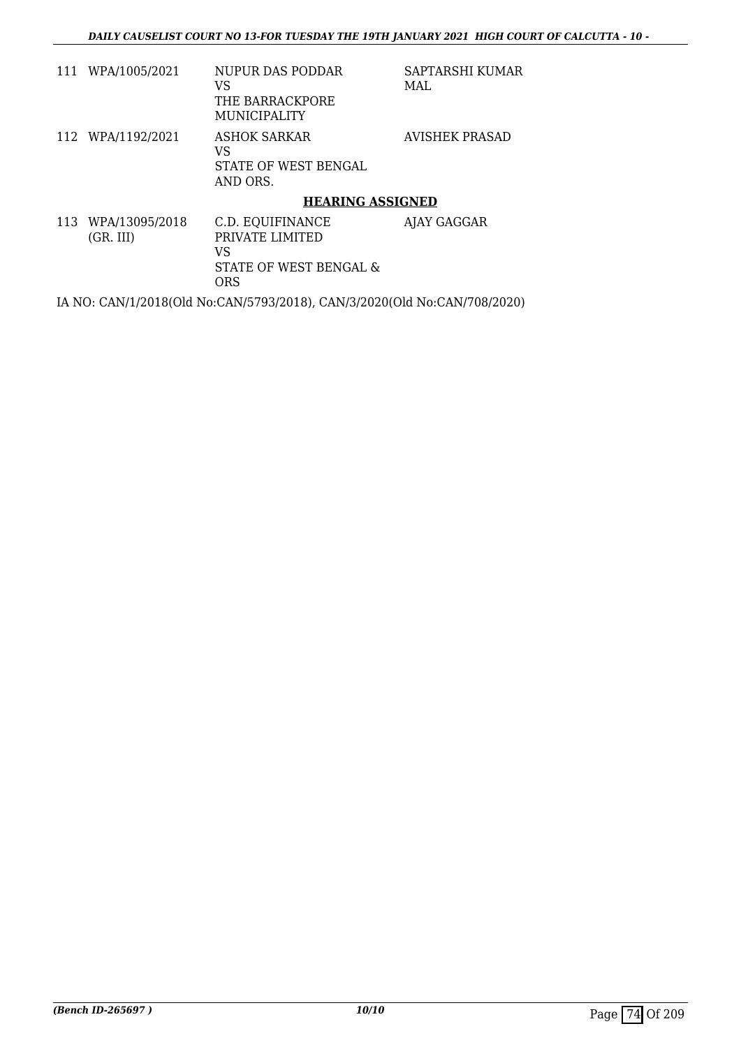| | | | |
|---|---|---|---|
| 111 | WPA/1005/2021 | NUPUR DAS PODDAR<br>VS<br>THE BARRACKPORE MUNICIPALITY | SAPTARSHI KUMAR MAL |
| 112 | WPA/1192/2021 | ASHOK SARKAR<br>VS<br>STATE OF WEST BENGAL AND ORS. | AVISHEK PRASAD |

**HEARING ASSIGNED**

| | | | |
|---|---|---|---|
| 113 | WPA/13095/2018 (GR. III) | C.D. EQUIFINANCE PRIVATE LIMITED<br>VS<br>STATE OF WEST BENGAL & ORS | AJAY GAGGAR |

IA NO: CAN/1/2018(Old No:CAN/5793/2018), CAN/3/2020(Old No:CAN/708/2020)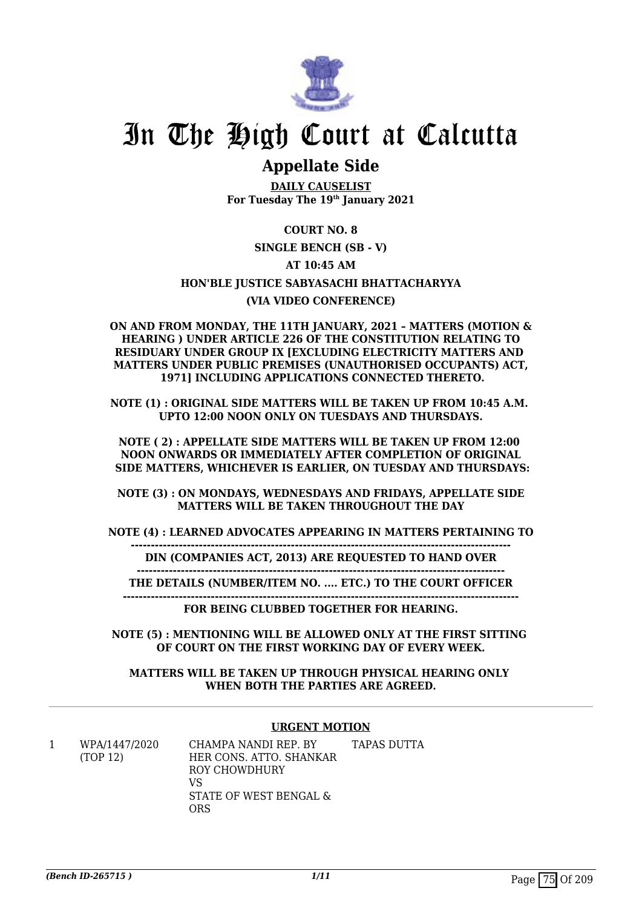# In The High Court at Calcutta

## Appellate Side

**DAILY CAUSELIST**
**For Tuesday The 19th January 2021**

**COURT NO. 8**

**SINGLE BENCH (SB - V)**

**AT 10:45 AM**

**HON'BLE JUSTICE SABYASACHI BHATTACHARYYA**

**(VIA VIDEO CONFERENCE)**

**ON AND FROM MONDAY, THE 11TH JANUARY, 2021 – MATTERS (MOTION & HEARING ) UNDER ARTICLE 226 OF THE CONSTITUTION RELATING TO RESIDUARY UNDER GROUP IX [EXCLUDING ELECTRICITY MATTERS AND MATTERS UNDER PUBLIC PREMISES (UNAUTHORISED OCCUPANTS) ACT, 1971] INCLUDING APPLICATIONS CONNECTED THERETO.**

**NOTE (1) : ORIGINAL SIDE MATTERS WILL BE TAKEN UP FROM 10:45 A.M. UPTO 12:00 NOON ONLY ON TUESDAYS AND THURSDAYS.**

**NOTE ( 2) : APPELLATE SIDE MATTERS WILL BE TAKEN UP FROM 12:00 NOON ONWARDS OR IMMEDIATELY AFTER COMPLETION OF ORIGINAL SIDE MATTERS, WHICHEVER IS EARLIER, ON TUESDAY AND THURSDAYS:**

**NOTE (3) : ON MONDAYS, WEDNESDAYS AND FRIDAYS, APPELLATE SIDE MATTERS WILL BE TAKEN THROUGHOUT THE DAY**

**NOTE (4) : LEARNED ADVOCATES APPEARING IN MATTERS PERTAINING TO**

**DIN (COMPANIES ACT, 2013) ARE REQUESTED TO HAND OVER**

**THE DETAILS (NUMBER/ITEM NO. .... ETC.) TO THE COURT OFFICER**

**FOR BEING CLUBBED TOGETHER FOR HEARING.**

**NOTE (5) : MENTIONING WILL BE ALLOWED ONLY AT THE FIRST SITTING OF COURT ON THE FIRST WORKING DAY OF EVERY WEEK.**

**MATTERS WILL BE TAKEN UP THROUGH PHYSICAL HEARING ONLY WHEN BOTH THE PARTIES ARE AGREED.**

**URGENT MOTION**

| | | | |
|---|---|---|---|
| 1 | WPA/1447/2020 (TOP 12) | CHAMPA NANDI REP. BY HER CONS. ATTO. SHANKAR ROY CHOWDHURY<br>VS<br>STATE OF WEST BENGAL & ORS | TAPAS DUTTA |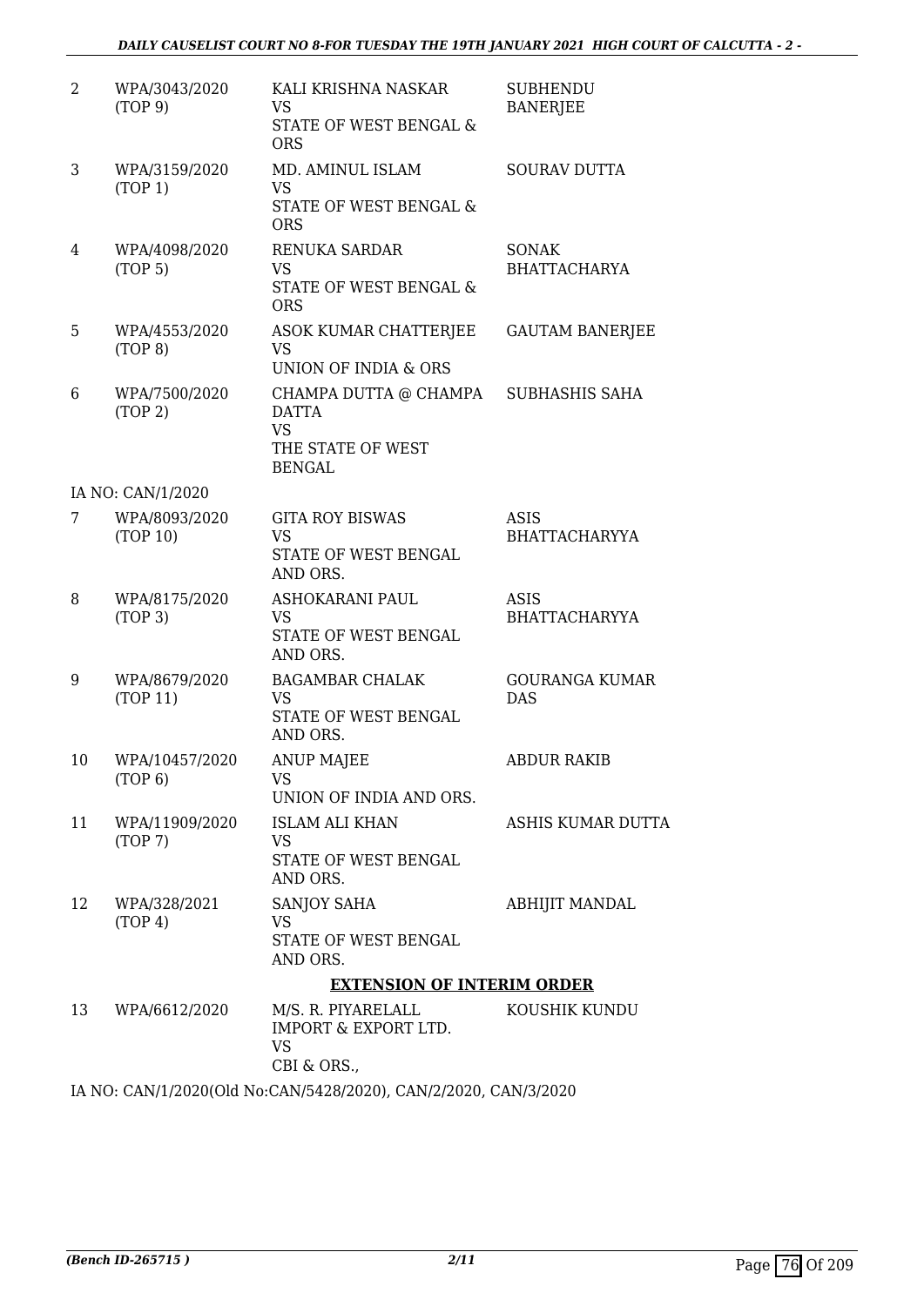| | | | |
|---|---|---|---|
| 2 | WPA/3043/2020 (TOP 9) | KALI KRISHNA NASKAR VS STATE OF WEST BENGAL & ORS | SUBHENDU BANERJEE |
| 3 | WPA/3159/2020 (TOP 1) | MD. AMINUL ISLAM VS STATE OF WEST BENGAL & ORS | SOURAV DUTTA |
| 4 | WPA/4098/2020 (TOP 5) | RENUKA SARDAR VS STATE OF WEST BENGAL & ORS | SONAK BHATTACHARYA |
| 5 | WPA/4553/2020 (TOP 8) | ASOK KUMAR CHATTERJEE VS UNION OF INDIA & ORS | GAUTAM BANERJEE |
| 6 | WPA/7500/2020 (TOP 2) | CHAMPA DUTTA @ CHAMPA DATTA VS THE STATE OF WEST BENGAL | SUBHASHIS SAHA |
| | IA NO: CAN/1/2020 | | |
| 7 | WPA/8093/2020 (TOP 10) | GITA ROY BISWAS VS STATE OF WEST BENGAL AND ORS. | ASIS BHATTACHARYYA |
| 8 | WPA/8175/2020 (TOP 3) | ASHOKARANI PAUL VS STATE OF WEST BENGAL AND ORS. | ASIS BHATTACHARYYA |
| 9 | WPA/8679/2020 (TOP 11) | BAGAMBAR CHALAK VS STATE OF WEST BENGAL AND ORS. | GOURANGA KUMAR DAS |
| 10 | WPA/10457/2020 (TOP 6) | ANUP MAJEE VS UNION OF INDIA AND ORS. | ABDUR RAKIB |
| 11 | WPA/11909/2020 (TOP 7) | ISLAM ALI KHAN VS STATE OF WEST BENGAL AND ORS. | ASHIS KUMAR DUTTA |
| 12 | WPA/328/2021 (TOP 4) | SANJOY SAHA VS STATE OF WEST BENGAL AND ORS. | ABHIJIT MANDAL |

**EXTENSION OF INTERIM ORDER**

| | | | |
|---|---|---|---|
| 13 | WPA/6612/2020 | M/S. R. PIYARELALL IMPORT & EXPORT LTD. VS CBI & ORS., | KOUSHIK KUNDU |

IA NO: CAN/1/2020(Old No:CAN/5428/2020), CAN/2/2020, CAN/3/2020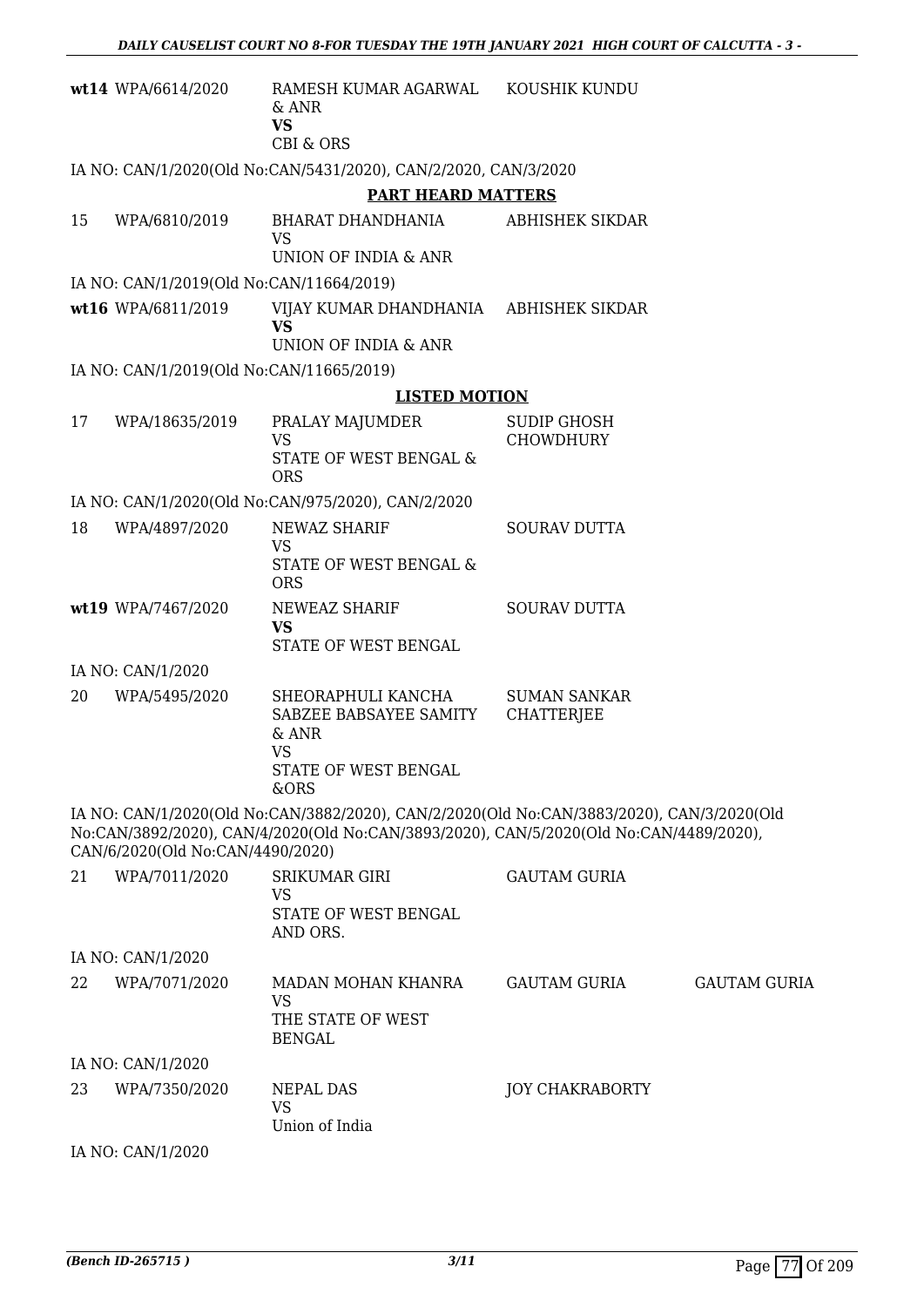| | | | | |
|---|---|---|---|---|
| wt14 | WPA/6614/2020 | RAMESH KUMAR AGARWAL & ANR<br>**VS**<br>CBI & ORS | KOUSHIK KUNDU | |

IA NO: CAN/1/2020(Old No:CAN/5431/2020), CAN/2/2020, CAN/3/2020

**PART HEARD MATTERS**

| | | | | |
|---|---|---|---|---|
| 15 | WPA/6810/2019 | BHARAT DHANDHANIA<br>VS<br>UNION OF INDIA & ANR | ABHISHEK SIKDAR | |

IA NO: CAN/1/2019(Old No:CAN/11664/2019)

| | | | | |
|---|---|---|---|---|
| wt16 | WPA/6811/2019 | VIJAY KUMAR DHANDHANIA<br>**VS**<br>UNION OF INDIA & ANR | ABHISHEK SIKDAR | |

IA NO: CAN/1/2019(Old No:CAN/11665/2019)

**LISTED MOTION**

| | | | | |
|---|---|---|---|---|
| 17 | WPA/18635/2019 | PRALAY MAJUMDER<br>VS<br>STATE OF WEST BENGAL & ORS | SUDIP GHOSH CHOWDHURY | |

IA NO: CAN/1/2020(Old No:CAN/975/2020), CAN/2/2020

| | | | | |
|---|---|---|---|---|
| 18 | WPA/4897/2020 | NEWAZ SHARIF<br>VS<br>STATE OF WEST BENGAL & ORS | SOURAV DUTTA | |
| wt19 | WPA/7467/2020 | NEWEAZ SHARIF<br>**VS**<br>STATE OF WEST BENGAL | SOURAV DUTTA | |

IA NO: CAN/1/2020

| | | | | |
|---|---|---|---|---|
| 20 | WPA/5495/2020 | SHEORAPHULI KANCHA SABZEE BABSAYEE SAMITY & ANR<br>VS<br>STATE OF WEST BENGAL &ORS | SUMAN SANKAR CHATTERJEE | |

IA NO: CAN/1/2020(Old No:CAN/3882/2020), CAN/2/2020(Old No:CAN/3883/2020), CAN/3/2020(Old No:CAN/3892/2020), CAN/4/2020(Old No:CAN/3893/2020), CAN/5/2020(Old No:CAN/4489/2020), CAN/6/2020(Old No:CAN/4490/2020)

| | | | | |
|---|---|---|---|---|
| 21 | WPA/7011/2020 | SRIKUMAR GIRI<br>VS<br>STATE OF WEST BENGAL AND ORS. | GAUTAM GURIA | |

IA NO: CAN/1/2020

| | | | | |
|---|---|---|---|---|
| 22 | WPA/7071/2020 | MADAN MOHAN KHANRA<br>VS<br>THE STATE OF WEST BENGAL | GAUTAM GURIA | GAUTAM GURIA |

IA NO: CAN/1/2020

| | | | | |
|---|---|---|---|---|
| 23 | WPA/7350/2020 | NEPAL DAS<br>VS<br>Union of India | JOY CHAKRABORTY | |

IA NO: CAN/1/2020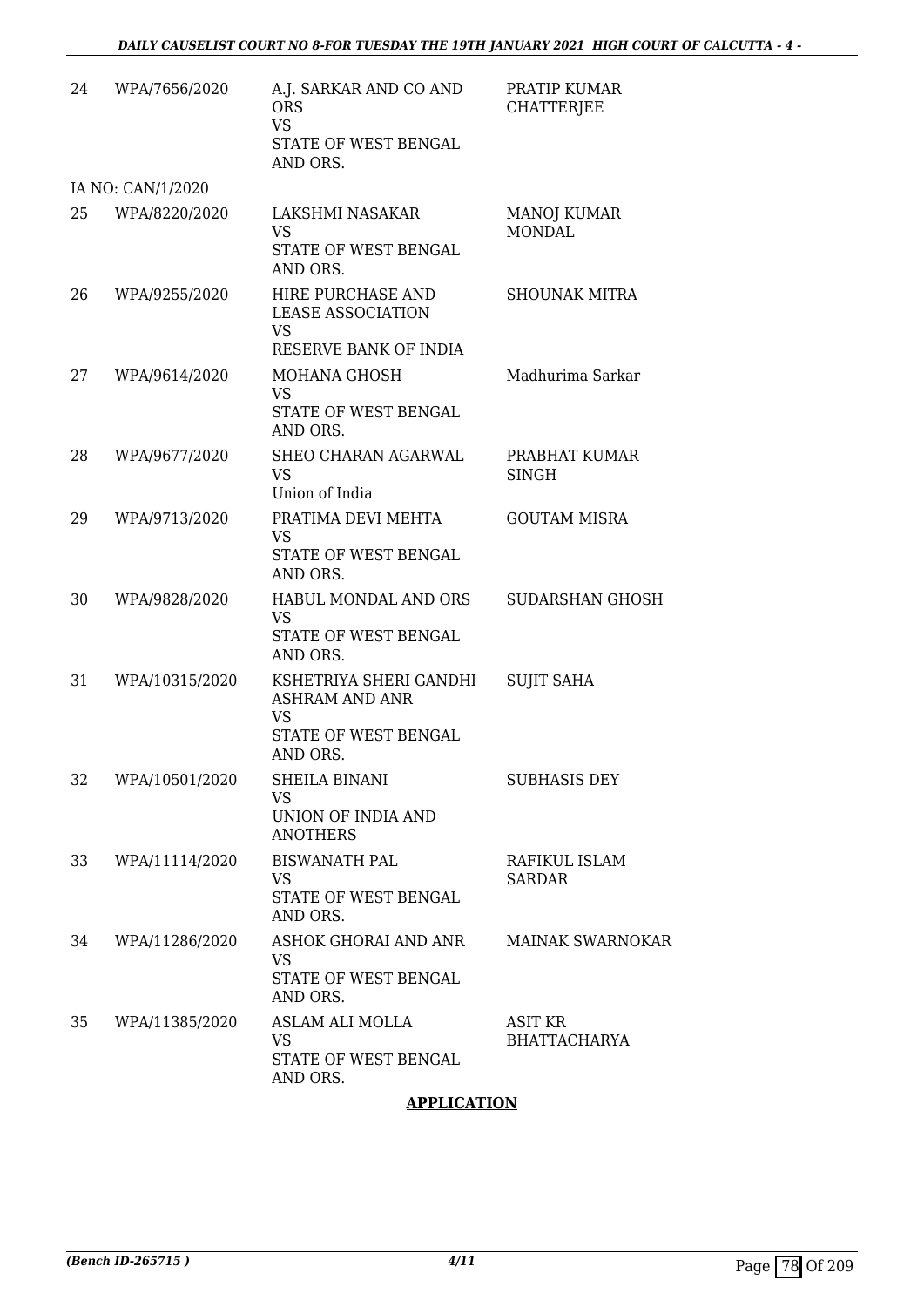| | | | |
|---|---|---|---|
| 24 | WPA/7656/2020 | A.J. SARKAR AND CO AND ORS<br>VS<br>STATE OF WEST BENGAL AND ORS. | PRATIP KUMAR CHATTERJEE |
| | IA NO: CAN/1/2020 | | |
| 25 | WPA/8220/2020 | LAKSHMI NASAKAR<br>VS<br>STATE OF WEST BENGAL AND ORS. | MANOJ KUMAR MONDAL |
| 26 | WPA/9255/2020 | HIRE PURCHASE AND LEASE ASSOCIATION<br>VS<br>RESERVE BANK OF INDIA | SHOUNAK MITRA |
| 27 | WPA/9614/2020 | MOHANA GHOSH<br>VS<br>STATE OF WEST BENGAL AND ORS. | Madhurima Sarkar |
| 28 | WPA/9677/2020 | SHEO CHARAN AGARWAL<br>VS<br>Union of India | PRABHAT KUMAR SINGH |
| 29 | WPA/9713/2020 | PRATIMA DEVI MEHTA<br>VS<br>STATE OF WEST BENGAL AND ORS. | GOUTAM MISRA |
| 30 | WPA/9828/2020 | HABUL MONDAL AND ORS<br>VS<br>STATE OF WEST BENGAL AND ORS. | SUDARSHAN GHOSH |
| 31 | WPA/10315/2020 | KSHETRIYA SHERI GANDHI ASHRAM AND ANR<br>VS<br>STATE OF WEST BENGAL AND ORS. | SUJIT SAHA |
| 32 | WPA/10501/2020 | SHEILA BINANI<br>VS<br>UNION OF INDIA AND ANOTHERS | SUBHASIS DEY |
| 33 | WPA/11114/2020 | BISWANATH PAL<br>VS<br>STATE OF WEST BENGAL AND ORS. | RAFIKUL ISLAM SARDAR |
| 34 | WPA/11286/2020 | ASHOK GHORAI AND ANR<br>VS<br>STATE OF WEST BENGAL AND ORS. | MAINAK SWARNOKAR |
| 35 | WPA/11385/2020 | ASLAM ALI MOLLA<br>VS<br>STATE OF WEST BENGAL AND ORS. | ASIT KR BHATTACHARYA |

**APPLICATION**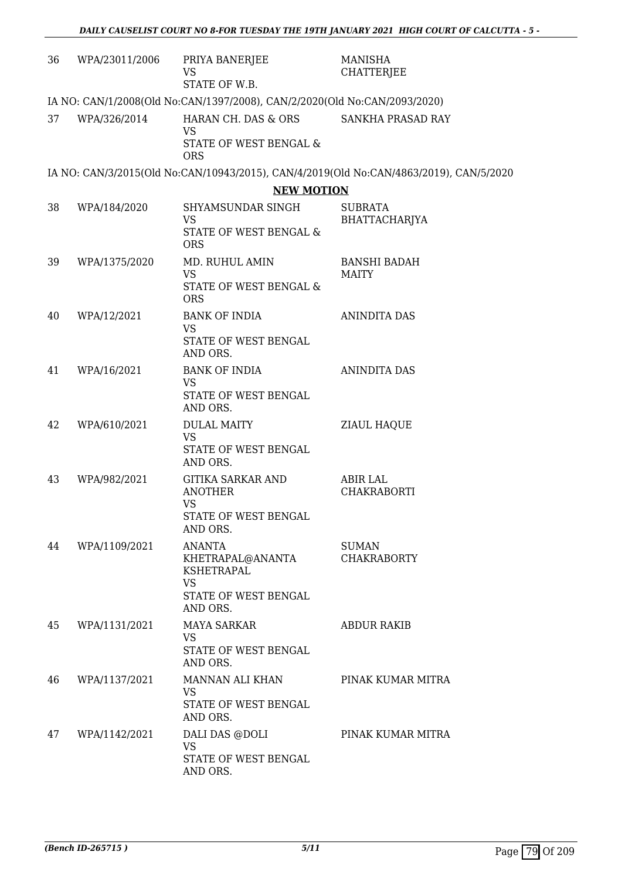| | | | |
|---|---|---|---|
| 36 | WPA/23011/2006 | PRIYA BANERJEE<br>VS<br>STATE OF W.B. | MANISHA CHATTERJEE |

IA NO: CAN/1/2008(Old No:CAN/1397/2008), CAN/2/2020(Old No:CAN/2093/2020)

| | | | |
|---|---|---|---|
| 37 | WPA/326/2014 | HARAN CH. DAS & ORS<br>VS<br>STATE OF WEST BENGAL & ORS | SANKHA PRASAD RAY |

IA NO: CAN/3/2015(Old No:CAN/10943/2015), CAN/4/2019(Old No:CAN/4863/2019), CAN/5/2020

## NEW MOTION

| | | | |
|---|---|---|---|
| 38 | WPA/184/2020 | SHYAMSUNDAR SINGH<br>VS<br>STATE OF WEST BENGAL & ORS | SUBRATA BHATTACHARJYA |
| 39 | WPA/1375/2020 | MD. RUHUL AMIN<br>VS<br>STATE OF WEST BENGAL & ORS | BANSHI BADAH MAITY |
| 40 | WPA/12/2021 | BANK OF INDIA<br>VS<br>STATE OF WEST BENGAL AND ORS. | ANINDITA DAS |
| 41 | WPA/16/2021 | BANK OF INDIA<br>VS<br>STATE OF WEST BENGAL AND ORS. | ANINDITA DAS |
| 42 | WPA/610/2021 | DULAL MAITY<br>VS<br>STATE OF WEST BENGAL AND ORS. | ZIAUL HAQUE |
| 43 | WPA/982/2021 | GITIKA SARKAR AND ANOTHER<br>VS<br>STATE OF WEST BENGAL AND ORS. | ABIR LAL CHAKRABORTI |
| 44 | WPA/1109/2021 | ANANTA KHETRAPAL@ANANTA KSHETRAPAL<br>VS<br>STATE OF WEST BENGAL AND ORS. | SUMAN CHAKRABORTY |
| 45 | WPA/1131/2021 | MAYA SARKAR<br>VS<br>STATE OF WEST BENGAL AND ORS. | ABDUR RAKIB |
| 46 | WPA/1137/2021 | MANNAN ALI KHAN<br>VS<br>STATE OF WEST BENGAL AND ORS. | PINAK KUMAR MITRA |
| 47 | WPA/1142/2021 | DALI DAS @DOLI<br>VS<br>STATE OF WEST BENGAL AND ORS. | PINAK KUMAR MITRA |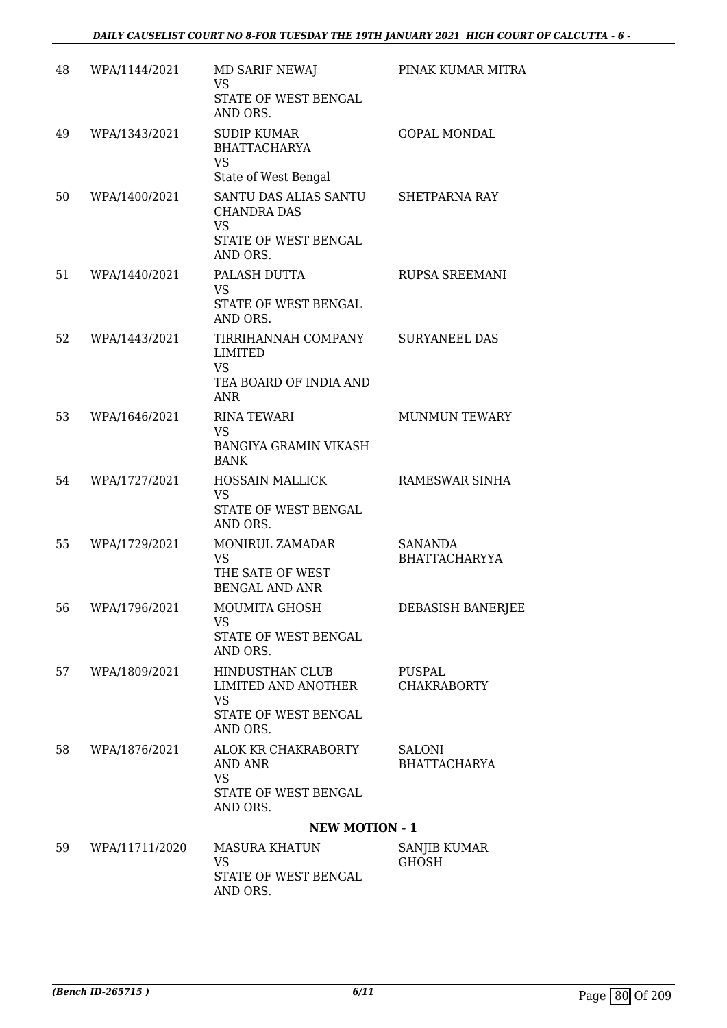| | | | |
|---|---|---|---|
| 48 | WPA/1144/2021 | MD SARIF NEWAJ<br>VS<br>STATE OF WEST BENGAL AND ORS. | PINAK KUMAR MITRA |
| 49 | WPA/1343/2021 | SUDIP KUMAR BHATTACHARYA<br>VS<br>State of West Bengal | GOPAL MONDAL |
| 50 | WPA/1400/2021 | SANTU DAS ALIAS SANTU CHANDRA DAS<br>VS<br>STATE OF WEST BENGAL AND ORS. | SHETPARNA RAY |
| 51 | WPA/1440/2021 | PALASH DUTTA<br>VS<br>STATE OF WEST BENGAL AND ORS. | RUPSA SREEMANI |
| 52 | WPA/1443/2021 | TIRRIHANNAH COMPANY LIMITED<br>VS<br>TEA BOARD OF INDIA AND ANR | SURYANEEL DAS |
| 53 | WPA/1646/2021 | RINA TEWARI<br>VS<br>BANGIYA GRAMIN VIKASH BANK | MUNMUN TEWARY |
| 54 | WPA/1727/2021 | HOSSAIN MALLICK<br>VS<br>STATE OF WEST BENGAL AND ORS. | RAMESWAR SINHA |
| 55 | WPA/1729/2021 | MONIRUL ZAMADAR<br>VS<br>THE SATE OF WEST BENGAL AND ANR | SANANDA BHATTACHARYYA |
| 56 | WPA/1796/2021 | MOUMITA GHOSH<br>VS<br>STATE OF WEST BENGAL AND ORS. | DEBASISH BANERJEE |
| 57 | WPA/1809/2021 | HINDUSTHAN CLUB LIMITED AND ANOTHER<br>VS<br>STATE OF WEST BENGAL AND ORS. | PUSPAL CHAKRABORTY |
| 58 | WPA/1876/2021 | ALOK KR CHAKRABORTY AND ANR<br>VS<br>STATE OF WEST BENGAL AND ORS. | SALONI BHATTACHARYA |

**NEW MOTION - 1**

| | | | |
|---|---|---|---|
| 59 | WPA/11711/2020 | MASURA KHATUN<br>VS<br>STATE OF WEST BENGAL AND ORS. | SANJIB KUMAR GHOSH |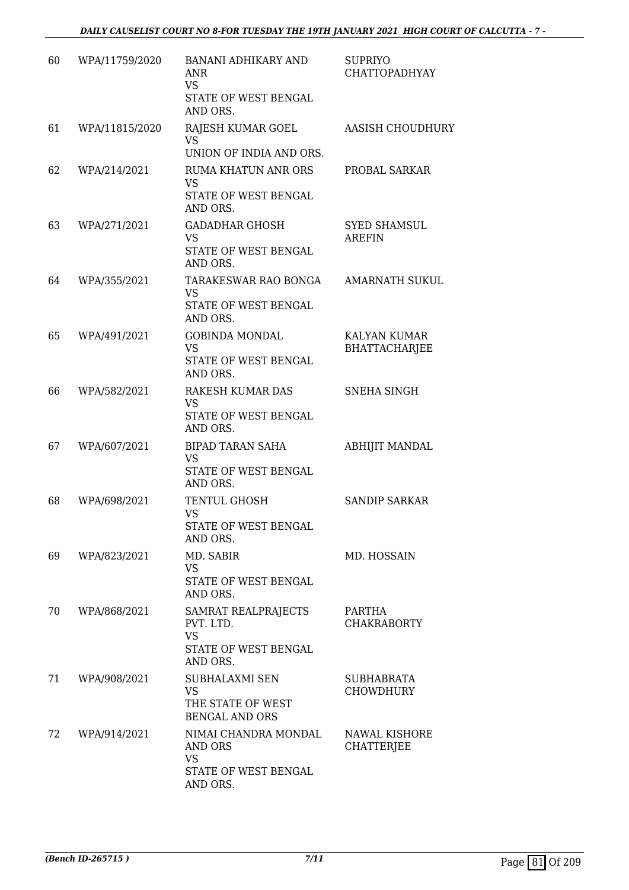| | | | |
|---|---|---|---|
| 60 | WPA/11759/2020 | BANANI ADHIKARY AND ANR<br>VS<br>STATE OF WEST BENGAL AND ORS. | SUPRIYO CHATTOPADHYAY |
| 61 | WPA/11815/2020 | RAJESH KUMAR GOEL<br>VS<br>UNION OF INDIA AND ORS. | AASISH CHOUDHURY |
| 62 | WPA/214/2021 | RUMA KHATUN ANR ORS<br>VS<br>STATE OF WEST BENGAL AND ORS. | PROBAL SARKAR |
| 63 | WPA/271/2021 | GADADHAR GHOSH<br>VS<br>STATE OF WEST BENGAL AND ORS. | SYED SHAMSUL AREFIN |
| 64 | WPA/355/2021 | TARAKESWAR RAO BONGA<br>VS<br>STATE OF WEST BENGAL AND ORS. | AMARNATH SUKUL |
| 65 | WPA/491/2021 | GOBINDA MONDAL<br>VS<br>STATE OF WEST BENGAL AND ORS. | KALYAN KUMAR BHATTACHARJEE |
| 66 | WPA/582/2021 | RAKESH KUMAR DAS<br>VS<br>STATE OF WEST BENGAL AND ORS. | SNEHA SINGH |
| 67 | WPA/607/2021 | BIPAD TARAN SAHA<br>VS<br>STATE OF WEST BENGAL AND ORS. | ABHIJIT MANDAL |
| 68 | WPA/698/2021 | TENTUL GHOSH<br>VS<br>STATE OF WEST BENGAL AND ORS. | SANDIP SARKAR |
| 69 | WPA/823/2021 | MD. SABIR<br>VS<br>STATE OF WEST BENGAL AND ORS. | MD. HOSSAIN |
| 70 | WPA/868/2021 | SAMRAT REALPRAJECTS PVT. LTD.<br>VS<br>STATE OF WEST BENGAL AND ORS. | PARTHA CHAKRABORTY |
| 71 | WPA/908/2021 | SUBHALAXMI SEN<br>VS<br>THE STATE OF WEST BENGAL AND ORS | SUBHABRATA CHOWDHURY |
| 72 | WPA/914/2021 | NIMAI CHANDRA MONDAL AND ORS<br>VS<br>STATE OF WEST BENGAL AND ORS. | NAWAL KISHORE CHATTERJEE |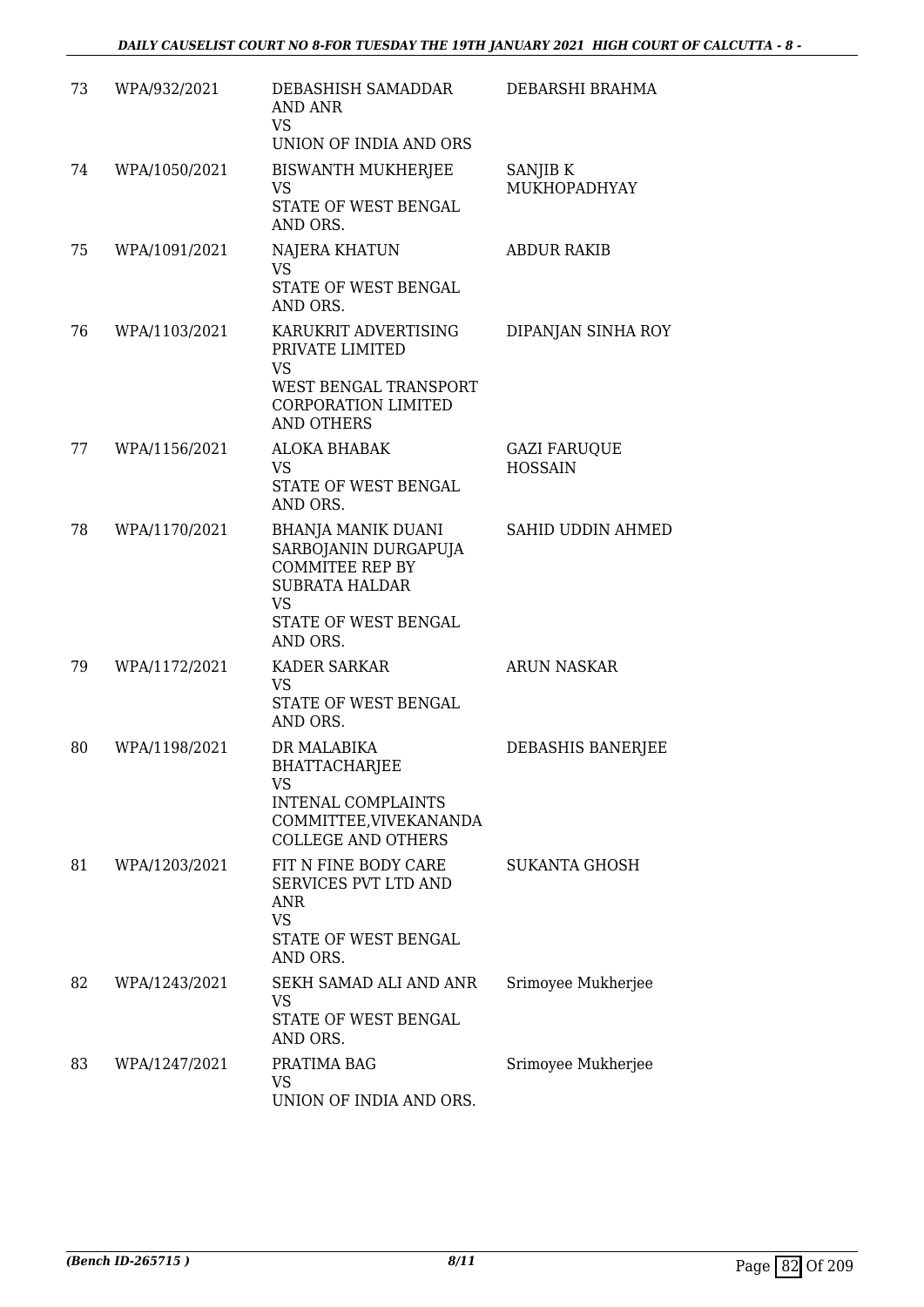| 73 | WPA/932/2021 | DEBASHISH SAMADDAR AND ANR VS UNION OF INDIA AND ORS | DEBARSHI BRAHMA |
|---|---|---|---|
| 74 | WPA/1050/2021 | BISWANTH MUKHERJEE VS STATE OF WEST BENGAL AND ORS. | SANJIB K MUKHOPADHYAY |
| 75 | WPA/1091/2021 | NAJERA KHATUN VS STATE OF WEST BENGAL AND ORS. | ABDUR RAKIB |
| 76 | WPA/1103/2021 | KARUKRIT ADVERTISING PRIVATE LIMITED VS WEST BENGAL TRANSPORT CORPORATION LIMITED AND OTHERS | DIPANJAN SINHA ROY |
| 77 | WPA/1156/2021 | ALOKA BHABAK VS STATE OF WEST BENGAL AND ORS. | GAZI FARUQUE HOSSAIN |
| 78 | WPA/1170/2021 | BHANJA MANIK DUANI SARBOJANIN DURGAPUJA COMMITEE REP BY SUBRATA HALDAR VS STATE OF WEST BENGAL AND ORS. | SAHID UDDIN AHMED |
| 79 | WPA/1172/2021 | KADER SARKAR VS STATE OF WEST BENGAL AND ORS. | ARUN NASKAR |
| 80 | WPA/1198/2021 | DR MALABIKA BHATTACHARJEE VS INTENAL COMPLAINTS COMMITTEE,VIVEKANANDA COLLEGE AND OTHERS | DEBASHIS BANERJEE |
| 81 | WPA/1203/2021 | FIT N FINE BODY CARE SERVICES PVT LTD AND ANR VS STATE OF WEST BENGAL AND ORS. | SUKANTA GHOSH |
| 82 | WPA/1243/2021 | SEKH SAMAD ALI AND ANR VS STATE OF WEST BENGAL AND ORS. | Srimoyee Mukherjee |
| 83 | WPA/1247/2021 | PRATIMA BAG VS UNION OF INDIA AND ORS. | Srimoyee Mukherjee |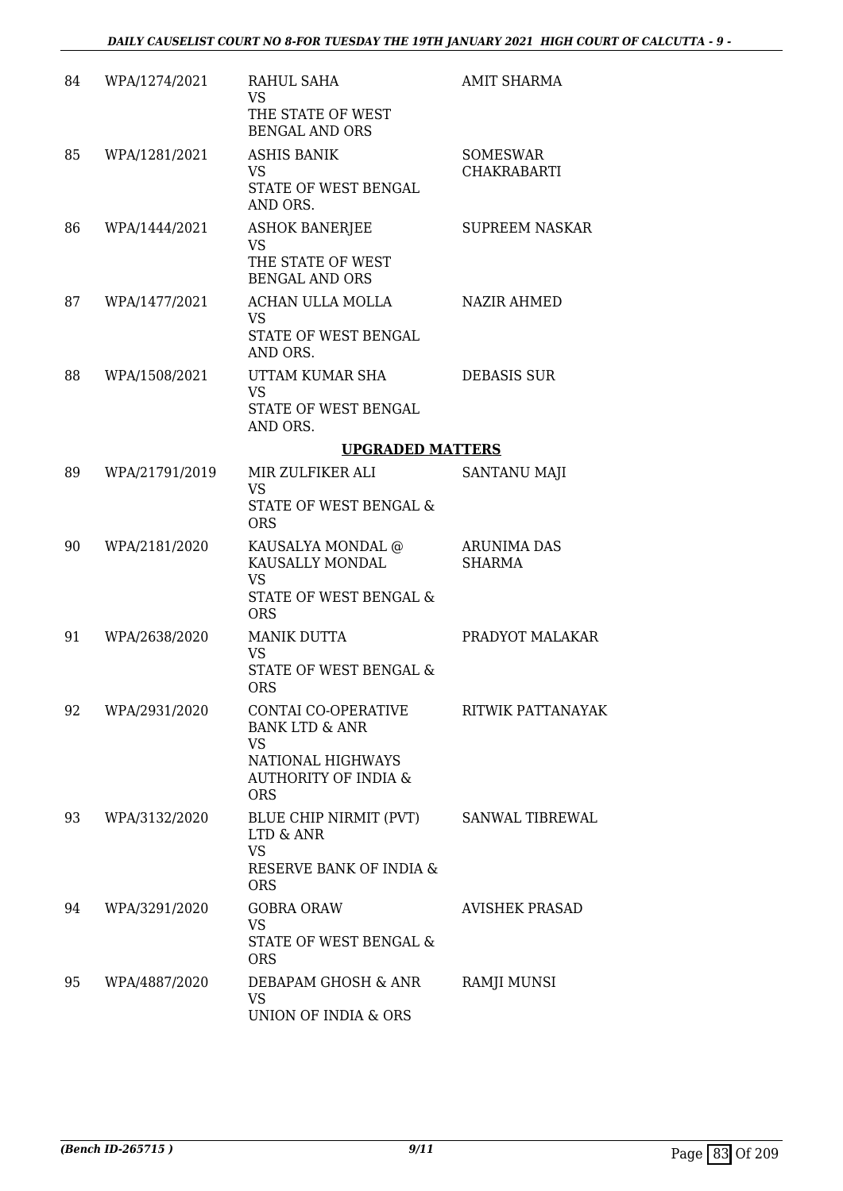| | | | |
|---|---|---|---|
| 84 | WPA/1274/2021 | RAHUL SAHA<br>VS<br>THE STATE OF WEST BENGAL AND ORS | AMIT SHARMA |
| 85 | WPA/1281/2021 | ASHIS BANIK<br>VS<br>STATE OF WEST BENGAL AND ORS. | SOMESWAR CHAKRABARTI |
| 86 | WPA/1444/2021 | ASHOK BANERJEE<br>VS<br>THE STATE OF WEST BENGAL AND ORS | SUPREEM NASKAR |
| 87 | WPA/1477/2021 | ACHAN ULLA MOLLA<br>VS<br>STATE OF WEST BENGAL AND ORS. | NAZIR AHMED |
| 88 | WPA/1508/2021 | UTTAM KUMAR SHA<br>VS<br>STATE OF WEST BENGAL AND ORS. | DEBASIS SUR |

**UPGRADED MATTERS**

| | | | |
|---|---|---|---|
| 89 | WPA/21791/2019 | MIR ZULFIKER ALI<br>VS<br>STATE OF WEST BENGAL & ORS | SANTANU MAJI |
| 90 | WPA/2181/2020 | KAUSALYA MONDAL @ KAUSALLY MONDAL<br>VS<br>STATE OF WEST BENGAL & ORS | ARUNIMA DAS SHARMA |
| 91 | WPA/2638/2020 | MANIK DUTTA<br>VS<br>STATE OF WEST BENGAL & ORS | PRADYOT MALAKAR |
| 92 | WPA/2931/2020 | CONTAI CO-OPERATIVE BANK LTD & ANR<br>VS<br>NATIONAL HIGHWAYS AUTHORITY OF INDIA & ORS | RITWIK PATTANAYAK |
| 93 | WPA/3132/2020 | BLUE CHIP NIRMIT (PVT) LTD & ANR<br>VS<br>RESERVE BANK OF INDIA & ORS | SANWAL TIBREWAL |
| 94 | WPA/3291/2020 | GOBRA ORAW<br>VS<br>STATE OF WEST BENGAL & ORS | AVISHEK PRASAD |
| 95 | WPA/4887/2020 | DEBAPAM GHOSH & ANR<br>VS<br>UNION OF INDIA & ORS | RAMJI MUNSI |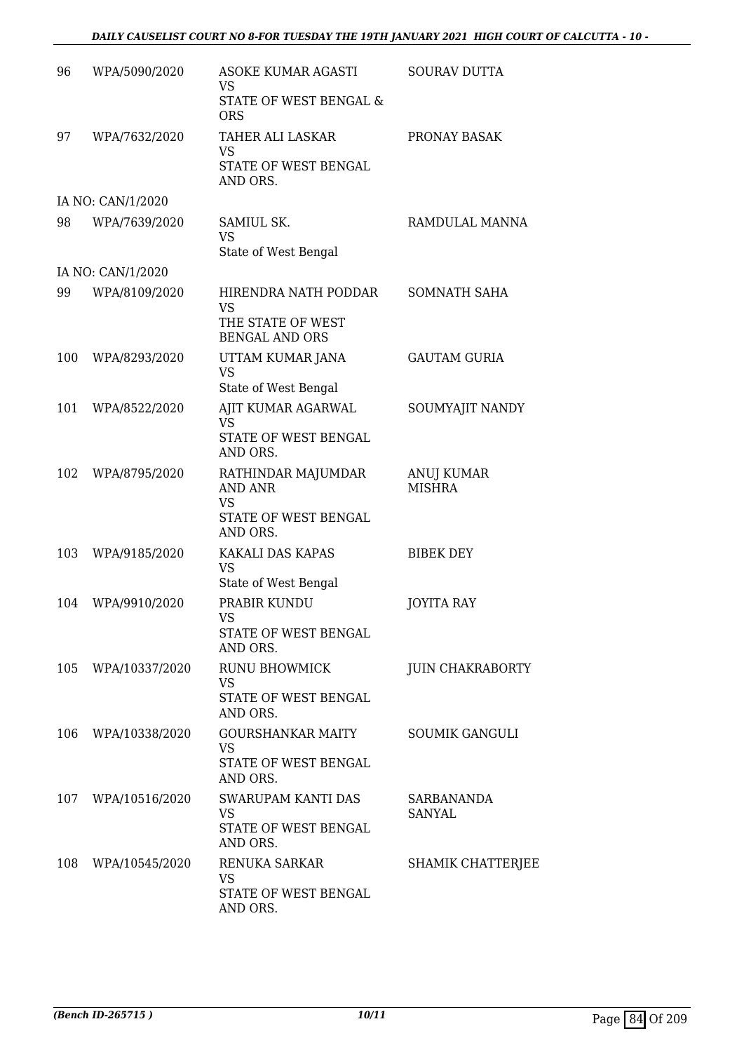| | | | |
|---|---|---|---|
| 96 | WPA/5090/2020 | ASOKE KUMAR AGASTI<br>VS<br>STATE OF WEST BENGAL & ORS | SOURAV DUTTA |
| 97 | WPA/7632/2020 | TAHER ALI LASKAR<br>VS<br>STATE OF WEST BENGAL AND ORS. | PRONAY BASAK |
| | IA NO: CAN/1/2020 | | |
| 98 | WPA/7639/2020 | SAMIUL SK.<br>VS<br>State of West Bengal | RAMDULAL MANNA |
| | IA NO: CAN/1/2020 | | |
| 99 | WPA/8109/2020 | HIRENDRA NATH PODDAR<br>VS<br>THE STATE OF WEST BENGAL AND ORS | SOMNATH SAHA |
| 100 | WPA/8293/2020 | UTTAM KUMAR JANA<br>VS<br>State of West Bengal | GAUTAM GURIA |
| 101 | WPA/8522/2020 | AJIT KUMAR AGARWAL<br>VS<br>STATE OF WEST BENGAL AND ORS. | SOUMYAJIT NANDY |
| 102 | WPA/8795/2020 | RATHINDAR MAJUMDAR AND ANR<br>VS<br>STATE OF WEST BENGAL AND ORS. | ANUJ KUMAR MISHRA |
| 103 | WPA/9185/2020 | KAKALI DAS KAPAS<br>VS<br>State of West Bengal | BIBEK DEY |
| 104 | WPA/9910/2020 | PRABIR KUNDU<br>VS<br>STATE OF WEST BENGAL AND ORS. | JOYITA RAY |
| 105 | WPA/10337/2020 | RUNU BHOWMICK<br>VS<br>STATE OF WEST BENGAL AND ORS. | JUIN CHAKRABORTY |
| 106 | WPA/10338/2020 | GOURSHANKAR MAITY<br>VS<br>STATE OF WEST BENGAL AND ORS. | SOUMIK GANGULI |
| 107 | WPA/10516/2020 | SWARUPAM KANTI DAS<br>VS<br>STATE OF WEST BENGAL AND ORS. | SARBANANDA SANYAL |
| 108 | WPA/10545/2020 | RENUKA SARKAR<br>VS<br>STATE OF WEST BENGAL AND ORS. | SHAMIK CHATTERJEE |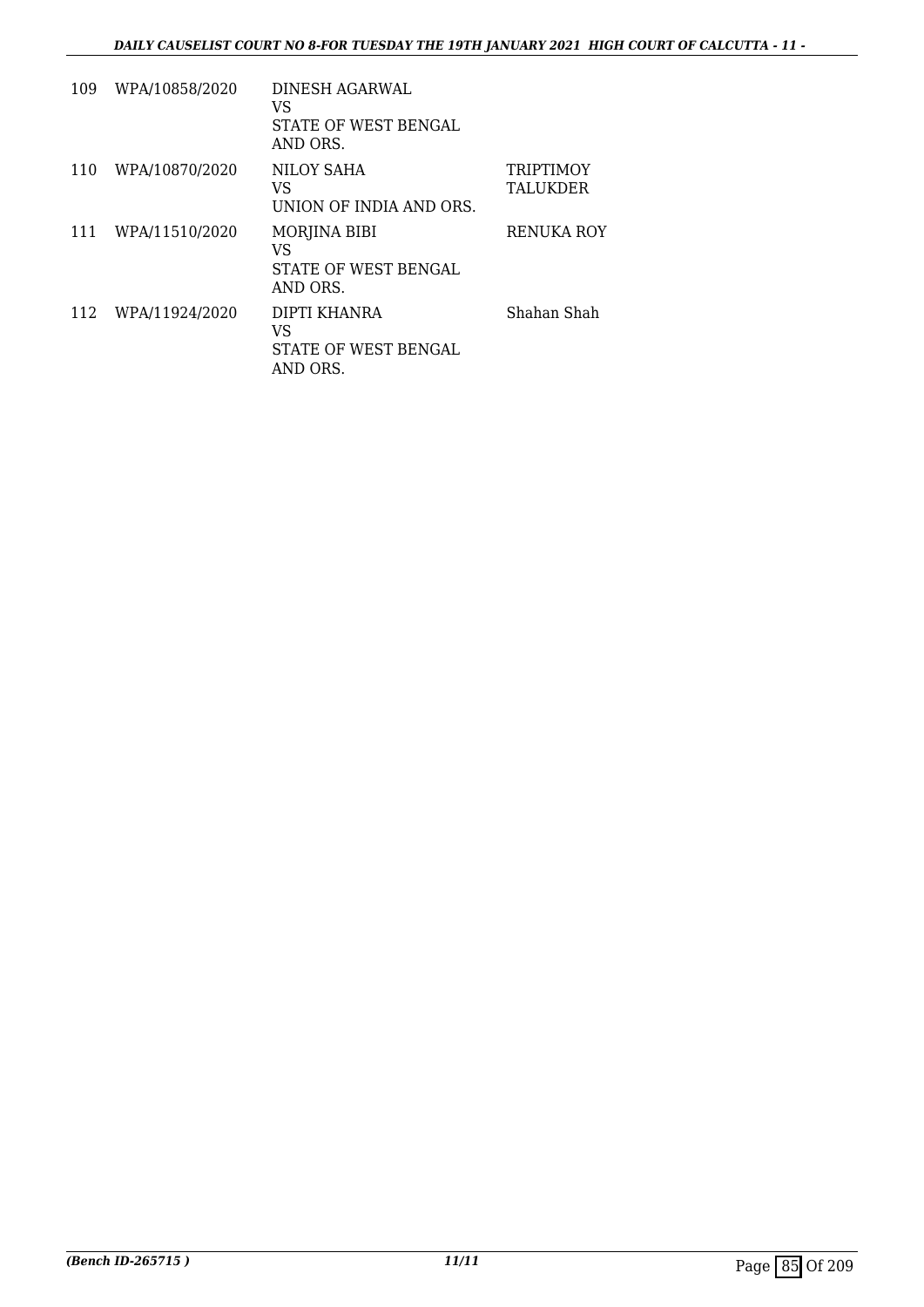| | | | |
|---|---|---|---|
| 109 | WPA/10858/2020 | DINESH AGARWAL<br>VS<br>STATE OF WEST BENGAL<br>AND ORS. | |
| 110 | WPA/10870/2020 | NILOY SAHA<br>VS<br>UNION OF INDIA AND ORS. | TRIPTIMOY<br>TALUKDER |
| 111 | WPA/11510/2020 | MORJINA BIBI<br>VS<br>STATE OF WEST BENGAL<br>AND ORS. | RENUKA ROY |
| 112 | WPA/11924/2020 | DIPTI KHANRA<br>VS<br>STATE OF WEST BENGAL<br>AND ORS. | Shahan Shah |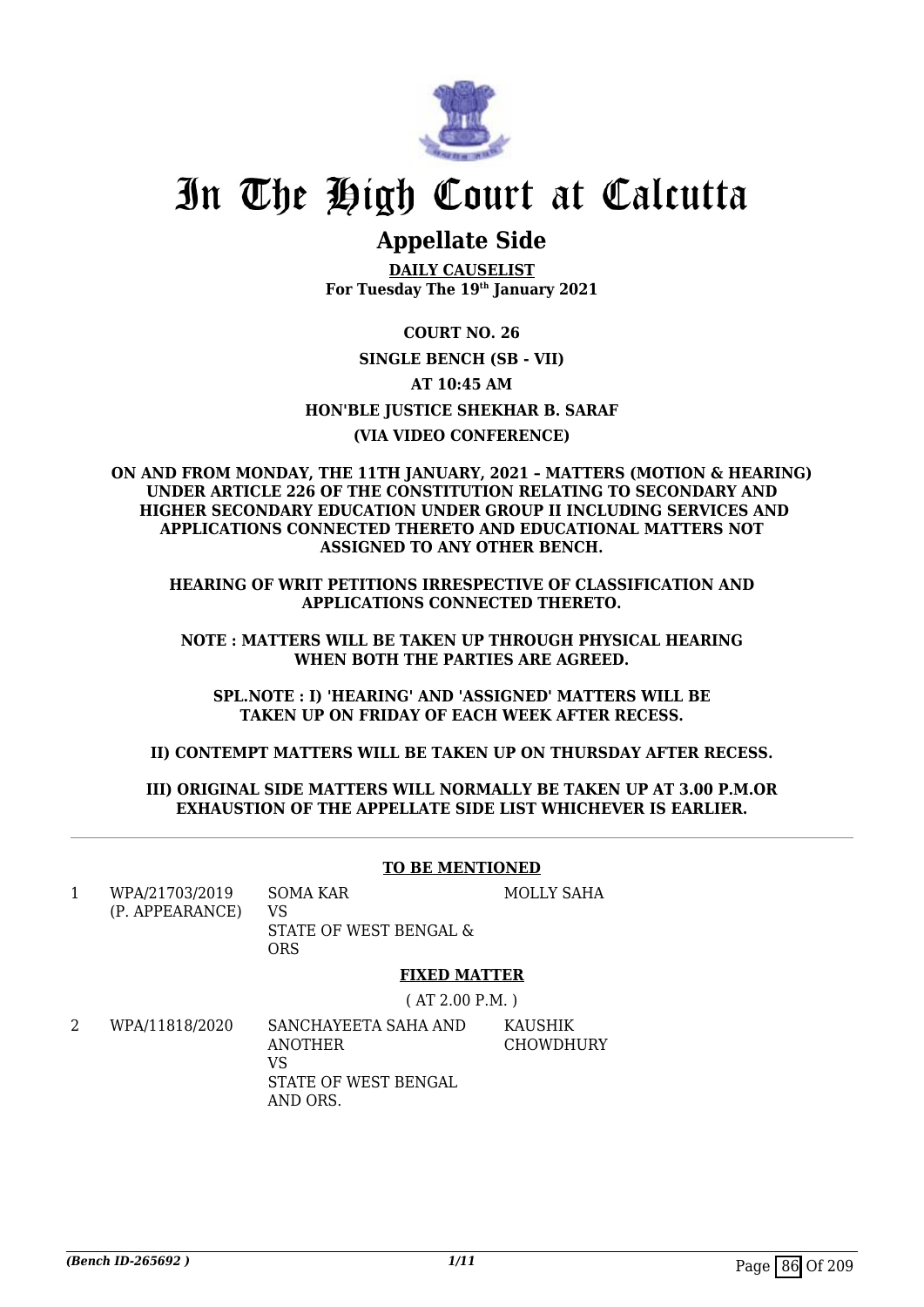# In The High Court at Calcutta

## Appellate Side

**DAILY CAUSELIST**
**For Tuesday The 19th January 2021**

**COURT NO. 26**

**SINGLE BENCH (SB - VII)**

**AT 10:45 AM**

**HON'BLE JUSTICE SHEKHAR B. SARAF**

**(VIA VIDEO CONFERENCE)**

**ON AND FROM MONDAY, THE 11TH JANUARY, 2021 – MATTERS (MOTION & HEARING) UNDER ARTICLE 226 OF THE CONSTITUTION RELATING TO SECONDARY AND HIGHER SECONDARY EDUCATION UNDER GROUP II INCLUDING SERVICES AND APPLICATIONS CONNECTED THERETO AND EDUCATIONAL MATTERS NOT ASSIGNED TO ANY OTHER BENCH.**

**HEARING OF WRIT PETITIONS IRRESPECTIVE OF CLASSIFICATION AND APPLICATIONS CONNECTED THERETO.**

**NOTE : MATTERS WILL BE TAKEN UP THROUGH PHYSICAL HEARING WHEN BOTH THE PARTIES ARE AGREED.**

**SPL.NOTE : I) 'HEARING' AND 'ASSIGNED' MATTERS WILL BE TAKEN UP ON FRIDAY OF EACH WEEK AFTER RECESS.**

**II) CONTEMPT MATTERS WILL BE TAKEN UP ON THURSDAY AFTER RECESS.**

**III) ORIGINAL SIDE MATTERS WILL NORMALLY BE TAKEN UP AT 3.00 P.M.OR EXHAUSTION OF THE APPELLATE SIDE LIST WHICHEVER IS EARLIER.**

**TO BE MENTIONED**

| | | | |
|---|---|---|---|
| 1 | WPA/21703/2019 (P. APPEARANCE) | SOMA KAR VS STATE OF WEST BENGAL & ORS | MOLLY SAHA |

**FIXED MATTER**

( AT 2.00 P.M. )

| | | | |
|---|---|---|---|
| 2 | WPA/11818/2020 | SANCHAYEETA SAHA AND ANOTHER VS STATE OF WEST BENGAL AND ORS. | KAUSHIK CHOWDHURY |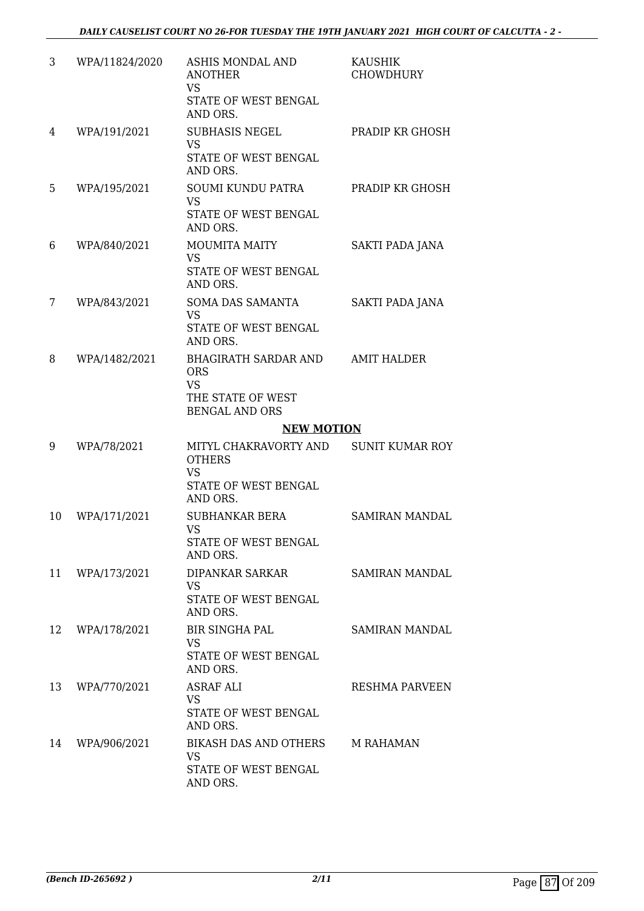| | | | |
|---|---|---|---|
| 3 | WPA/11824/2020 | ASHIS MONDAL AND ANOTHER<br>VS<br>STATE OF WEST BENGAL AND ORS. | KAUSHIK CHOWDHURY |
| 4 | WPA/191/2021 | SUBHASIS NEGEL<br>VS<br>STATE OF WEST BENGAL AND ORS. | PRADIP KR GHOSH |
| 5 | WPA/195/2021 | SOUMI KUNDU PATRA<br>VS<br>STATE OF WEST BENGAL AND ORS. | PRADIP KR GHOSH |
| 6 | WPA/840/2021 | MOUMITA MAITY<br>VS<br>STATE OF WEST BENGAL AND ORS. | SAKTI PADA JANA |
| 7 | WPA/843/2021 | SOMA DAS SAMANTA<br>VS<br>STATE OF WEST BENGAL AND ORS. | SAKTI PADA JANA |
| 8 | WPA/1482/2021 | BHAGIRATH SARDAR AND ORS<br>VS<br>THE STATE OF WEST BENGAL AND ORS | AMIT HALDER |

**NEW MOTION**

| | | | |
|---|---|---|---|
| 9 | WPA/78/2021 | MITYL CHAKRAVORTY AND OTHERS<br>VS<br>STATE OF WEST BENGAL AND ORS. | SUNIT KUMAR ROY |
| 10 | WPA/171/2021 | SUBHANKAR BERA<br>VS<br>STATE OF WEST BENGAL AND ORS. | SAMIRAN MANDAL |
| 11 | WPA/173/2021 | DIPANKAR SARKAR<br>VS<br>STATE OF WEST BENGAL AND ORS. | SAMIRAN MANDAL |
| 12 | WPA/178/2021 | BIR SINGHA PAL<br>VS<br>STATE OF WEST BENGAL AND ORS. | SAMIRAN MANDAL |
| 13 | WPA/770/2021 | ASRAF ALI<br>VS<br>STATE OF WEST BENGAL AND ORS. | RESHMA PARVEEN |
| 14 | WPA/906/2021 | BIKASH DAS AND OTHERS<br>VS<br>STATE OF WEST BENGAL AND ORS. | M RAHAMAN |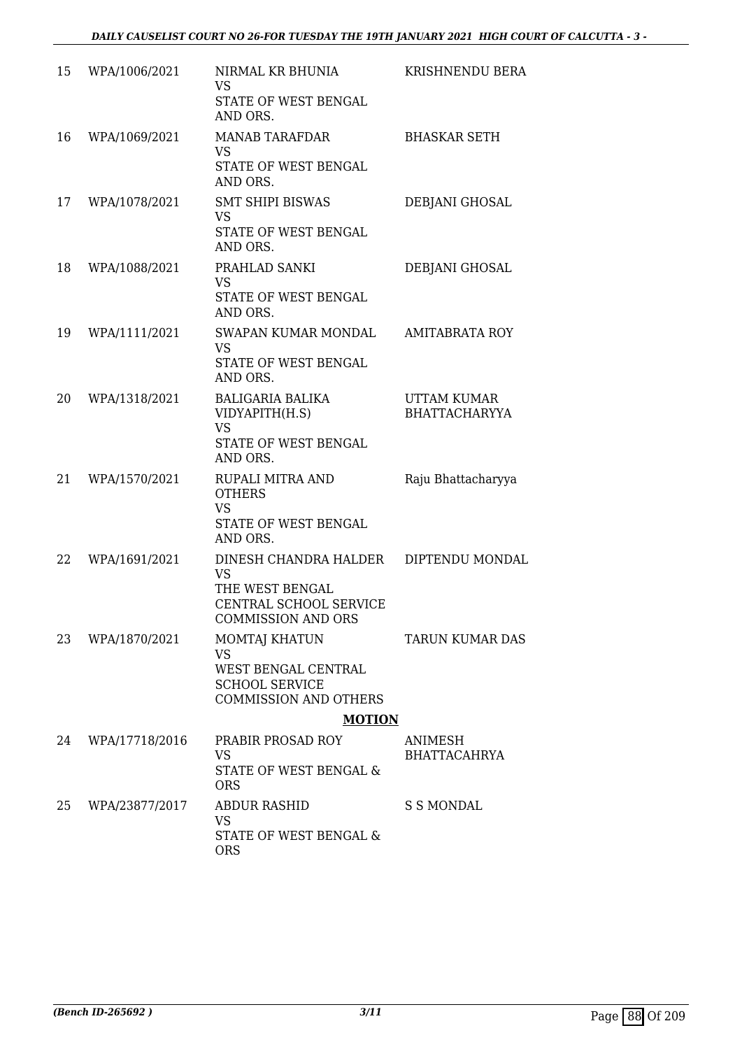| | | | |
|---|---|---|---|
| 15 | WPA/1006/2021 | NIRMAL KR BHUNIA<br>VS<br>STATE OF WEST BENGAL AND ORS. | KRISHNENDU BERA |
| 16 | WPA/1069/2021 | MANAB TARAFDAR<br>VS<br>STATE OF WEST BENGAL AND ORS. | BHASKAR SETH |
| 17 | WPA/1078/2021 | SMT SHIPI BISWAS<br>VS<br>STATE OF WEST BENGAL AND ORS. | DEBJANI GHOSAL |
| 18 | WPA/1088/2021 | PRAHLAD SANKI<br>VS<br>STATE OF WEST BENGAL AND ORS. | DEBJANI GHOSAL |
| 19 | WPA/1111/2021 | SWAPAN KUMAR MONDAL<br>VS<br>STATE OF WEST BENGAL AND ORS. | AMITABRATA ROY |
| 20 | WPA/1318/2021 | BALIGARIA BALIKA VIDYAPITH(H.S)<br>VS<br>STATE OF WEST BENGAL AND ORS. | UTTAM KUMAR BHATTACHARYYA |
| 21 | WPA/1570/2021 | RUPALI MITRA AND OTHERS<br>VS<br>STATE OF WEST BENGAL AND ORS. | Raju Bhattacharyya |
| 22 | WPA/1691/2021 | DINESH CHANDRA HALDER<br>VS<br>THE WEST BENGAL CENTRAL SCHOOL SERVICE COMMISSION AND ORS | DIPTENDU MONDAL |
| 23 | WPA/1870/2021 | MOMTAJ KHATUN<br>VS<br>WEST BENGAL CENTRAL SCHOOL SERVICE COMMISSION AND OTHERS | TARUN KUMAR DAS |

**MOTION**

| | | | |
|---|---|---|---|
| 24 | WPA/17718/2016 | PRABIR PROSAD ROY<br>VS<br>STATE OF WEST BENGAL & ORS | ANIMESH BHATTACAHRYA |
| 25 | WPA/23877/2017 | ABDUR RASHID<br>VS<br>STATE OF WEST BENGAL & ORS | S S MONDAL |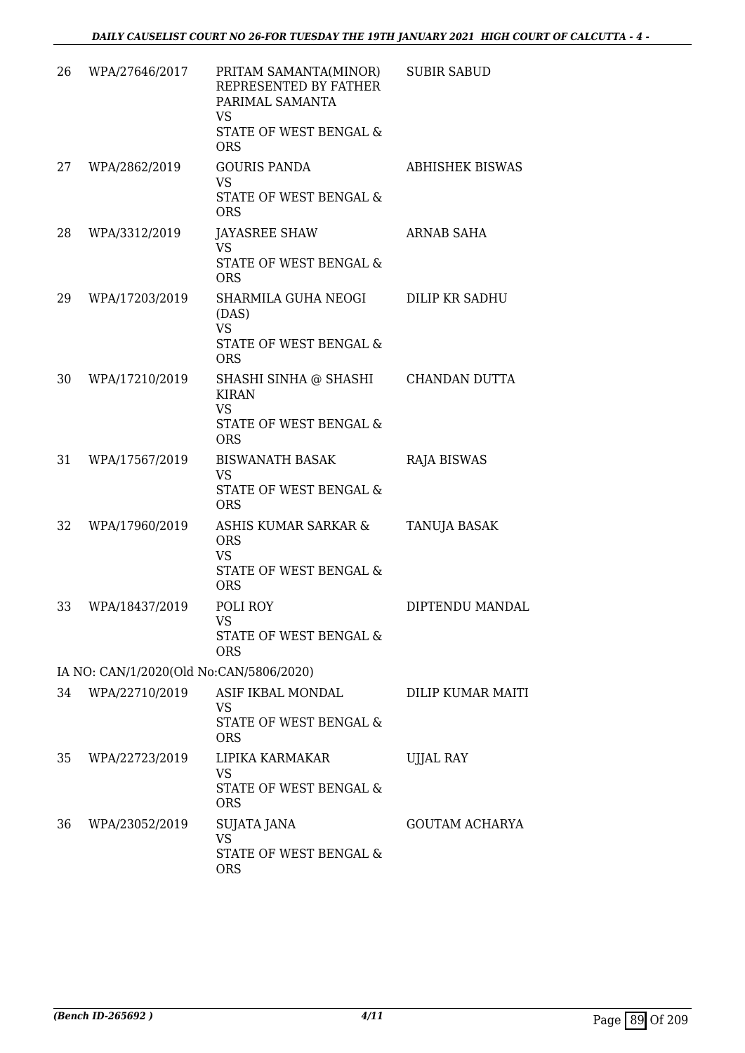| | | | |
|---|---|---|---|
| 26 | WPA/27646/2017 | PRITAM SAMANTA(MINOR) REPRESENTED BY FATHER PARIMAL SAMANTA<br>VS<br>STATE OF WEST BENGAL & ORS | SUBIR SABUD |
| 27 | WPA/2862/2019 | GOURIS PANDA<br>VS<br>STATE OF WEST BENGAL & ORS | ABHISHEK BISWAS |
| 28 | WPA/3312/2019 | JAYASREE SHAW<br>VS<br>STATE OF WEST BENGAL & ORS | ARNAB SAHA |
| 29 | WPA/17203/2019 | SHARMILA GUHA NEOGI (DAS)<br>VS<br>STATE OF WEST BENGAL & ORS | DILIP KR SADHU |
| 30 | WPA/17210/2019 | SHASHI SINHA @ SHASHI KIRAN<br>VS<br>STATE OF WEST BENGAL & ORS | CHANDAN DUTTA |
| 31 | WPA/17567/2019 | BISWANATH BASAK<br>VS<br>STATE OF WEST BENGAL & ORS | RAJA BISWAS |
| 32 | WPA/17960/2019 | ASHIS KUMAR SARKAR & ORS<br>VS<br>STATE OF WEST BENGAL & ORS | TANUJA BASAK |
| 33 | WPA/18437/2019 | POLI ROY<br>VS<br>STATE OF WEST BENGAL & ORS | DIPTENDU MANDAL |
| | IA NO: CAN/1/2020(Old No:CAN/5806/2020) | | |
| 34 | WPA/22710/2019 | ASIF IKBAL MONDAL<br>VS<br>STATE OF WEST BENGAL & ORS | DILIP KUMAR MAITI |
| 35 | WPA/22723/2019 | LIPIKA KARMAKAR<br>VS<br>STATE OF WEST BENGAL & ORS | UJJAL RAY |
| 36 | WPA/23052/2019 | SUJATA JANA<br>VS<br>STATE OF WEST BENGAL & ORS | GOUTAM ACHARYA |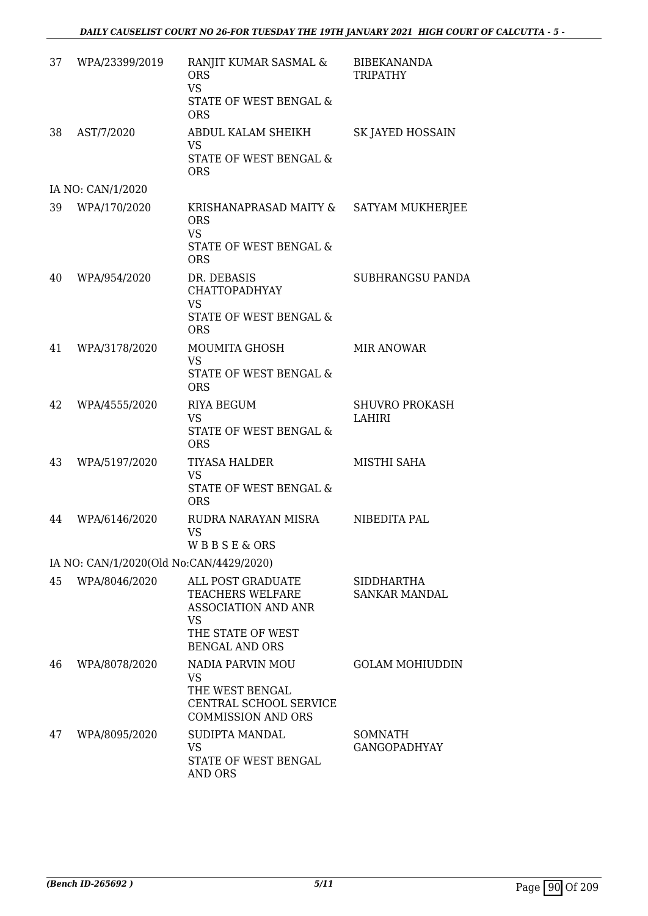| | | | |
|---|---|---|---|
| 37 | WPA/23399/2019 | RANJIT KUMAR SASMAL & ORS<br>VS<br>STATE OF WEST BENGAL & ORS | BIBEKANANDA TRIPATHY |
| 38 | AST/7/2020 | ABDUL KALAM SHEIKH<br>VS<br>STATE OF WEST BENGAL & ORS | SK JAYED HOSSAIN |
| IA NO: CAN/1/2020 | | | |
| 39 | WPA/170/2020 | KRISHANAPRASAD MAITY & ORS<br>VS<br>STATE OF WEST BENGAL & ORS | SATYAM MUKHERJEE |
| 40 | WPA/954/2020 | DR. DEBASIS CHATTOPADHYAY<br>VS<br>STATE OF WEST BENGAL & ORS | SUBHRANGSU PANDA |
| 41 | WPA/3178/2020 | MOUMITA GHOSH<br>VS<br>STATE OF WEST BENGAL & ORS | MIR ANOWAR |
| 42 | WPA/4555/2020 | RIYA BEGUM<br>VS<br>STATE OF WEST BENGAL & ORS | SHUVRO PROKASH LAHIRI |
| 43 | WPA/5197/2020 | TIYASA HALDER<br>VS<br>STATE OF WEST BENGAL & ORS | MISTHI SAHA |
| 44 | WPA/6146/2020 | RUDRA NARAYAN MISRA<br>VS<br>W B B S E & ORS | NIBEDITA PAL |
| IA NO: CAN/1/2020(Old No:CAN/4429/2020) | | | |
| 45 | WPA/8046/2020 | ALL POST GRADUATE TEACHERS WELFARE ASSOCIATION AND ANR<br>VS<br>THE STATE OF WEST BENGAL AND ORS | SIDDHARTHA SANKAR MANDAL |
| 46 | WPA/8078/2020 | NADIA PARVIN MOU<br>VS<br>THE WEST BENGAL CENTRAL SCHOOL SERVICE COMMISSION AND ORS | GOLAM MOHIUDDIN |
| 47 | WPA/8095/2020 | SUDIPTA MANDAL<br>VS<br>STATE OF WEST BENGAL AND ORS | SOMNATH GANGOPADHYAY |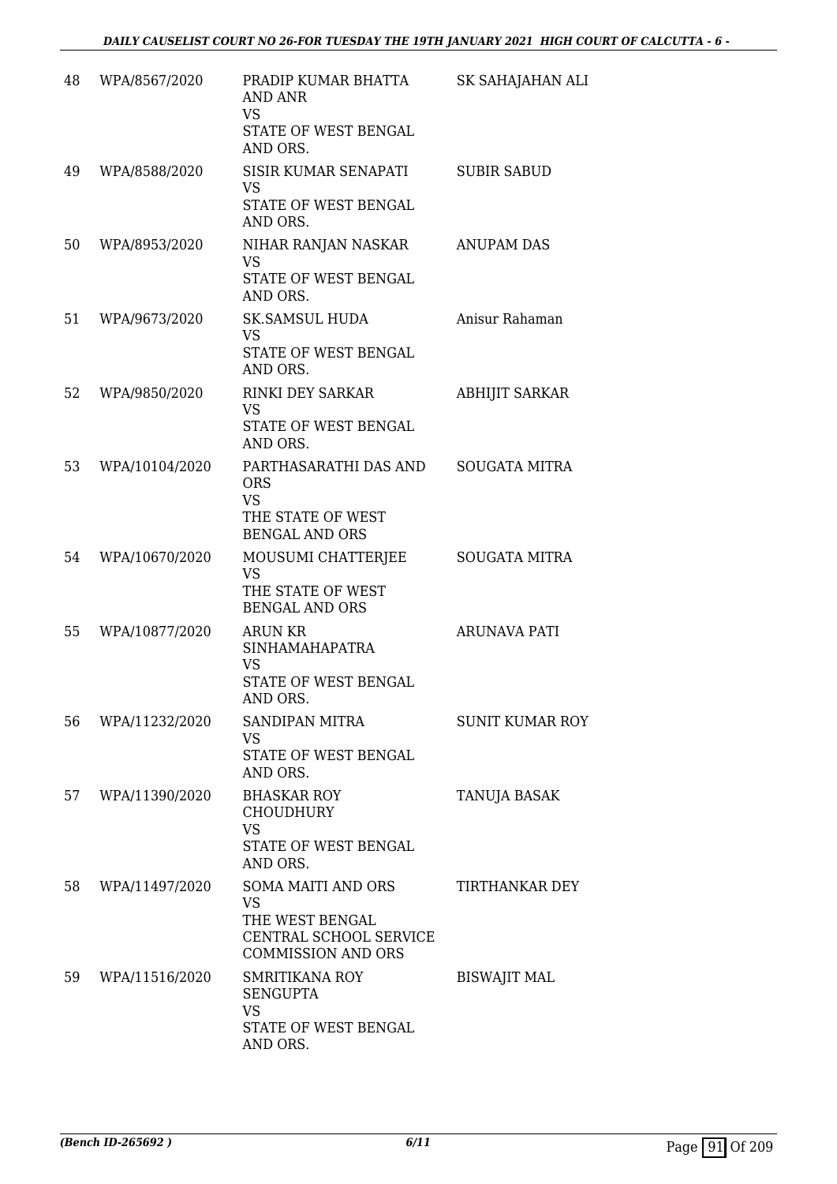| | | | |
|---|---|---|---|
| 48 | WPA/8567/2020 | PRADIP KUMAR BHATTA AND ANR<br>VS<br>STATE OF WEST BENGAL AND ORS. | SK SAHAJAHAN ALI |
| 49 | WPA/8588/2020 | SISIR KUMAR SENAPATI<br>VS<br>STATE OF WEST BENGAL AND ORS. | SUBIR SABUD |
| 50 | WPA/8953/2020 | NIHAR RANJAN NASKAR<br>VS<br>STATE OF WEST BENGAL AND ORS. | ANUPAM DAS |
| 51 | WPA/9673/2020 | SK.SAMSUL HUDA<br>VS<br>STATE OF WEST BENGAL AND ORS. | Anisur Rahaman |
| 52 | WPA/9850/2020 | RINKI DEY SARKAR<br>VS<br>STATE OF WEST BENGAL AND ORS. | ABHIJIT SARKAR |
| 53 | WPA/10104/2020 | PARTHASARATHI DAS AND ORS<br>VS<br>THE STATE OF WEST BENGAL AND ORS | SOUGATA MITRA |
| 54 | WPA/10670/2020 | MOUSUMI CHATTERJEE<br>VS<br>THE STATE OF WEST BENGAL AND ORS | SOUGATA MITRA |
| 55 | WPA/10877/2020 | ARUN KR SINHAMAHAPATRA<br>VS<br>STATE OF WEST BENGAL AND ORS. | ARUNAVA PATI |
| 56 | WPA/11232/2020 | SANDIPAN MITRA<br>VS<br>STATE OF WEST BENGAL AND ORS. | SUNIT KUMAR ROY |
| 57 | WPA/11390/2020 | BHASKAR ROY CHOUDHURY<br>VS<br>STATE OF WEST BENGAL AND ORS. | TANUJA BASAK |
| 58 | WPA/11497/2020 | SOMA MAITI AND ORS<br>VS<br>THE WEST BENGAL CENTRAL SCHOOL SERVICE COMMISSION AND ORS | TIRTHANKAR DEY |
| 59 | WPA/11516/2020 | SMRITIKANA ROY SENGUPTA<br>VS<br>STATE OF WEST BENGAL AND ORS. | BISWAJIT MAL |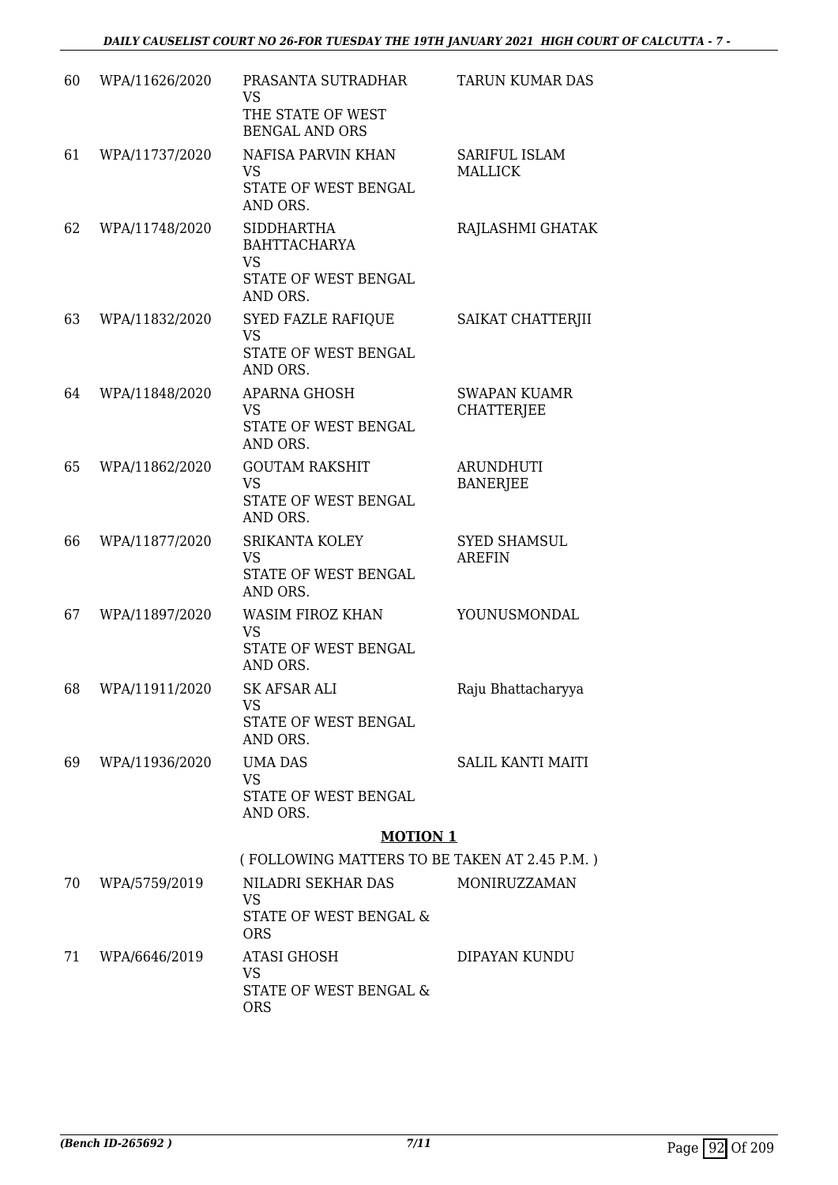| | | | |
|---|---|---|---|
| 60 | WPA/11626/2020 | PRASANTA SUTRADHAR<br>VS<br>THE STATE OF WEST BENGAL AND ORS | TARUN KUMAR DAS |
| 61 | WPA/11737/2020 | NAFISA PARVIN KHAN<br>VS<br>STATE OF WEST BENGAL AND ORS. | SARIFUL ISLAM MALLICK |
| 62 | WPA/11748/2020 | SIDDHARTHA BAHTTACHARYA<br>VS<br>STATE OF WEST BENGAL AND ORS. | RAJLASHMI GHATAK |
| 63 | WPA/11832/2020 | SYED FAZLE RAFIQUE<br>VS<br>STATE OF WEST BENGAL AND ORS. | SAIKAT CHATTERJII |
| 64 | WPA/11848/2020 | APARNA GHOSH<br>VS<br>STATE OF WEST BENGAL AND ORS. | SWAPAN KUAMR CHATTERJEE |
| 65 | WPA/11862/2020 | GOUTAM RAKSHIT<br>VS<br>STATE OF WEST BENGAL AND ORS. | ARUNDHUTI BANERJEE |
| 66 | WPA/11877/2020 | SRIKANTA KOLEY<br>VS<br>STATE OF WEST BENGAL AND ORS. | SYED SHAMSUL AREFIN |
| 67 | WPA/11897/2020 | WASIM FIROZ KHAN<br>VS<br>STATE OF WEST BENGAL AND ORS. | YOUNUSMONDAL |
| 68 | WPA/11911/2020 | SK AFSAR ALI<br>VS<br>STATE OF WEST BENGAL AND ORS. | Raju Bhattacharyya |
| 69 | WPA/11936/2020 | UMA DAS<br>VS<br>STATE OF WEST BENGAL AND ORS. | SALIL KANTI MAITI |

## MOTION 1

( FOLLOWING MATTERS TO BE TAKEN AT 2.45 P.M. )

| | | | |
|---|---|---|---|
| 70 | WPA/5759/2019 | NILADRI SEKHAR DAS<br>VS<br>STATE OF WEST BENGAL & ORS | MONIRUZZAMAN |
| 71 | WPA/6646/2019 | ATASI GHOSH<br>VS<br>STATE OF WEST BENGAL & ORS | DIPAYAN KUNDU |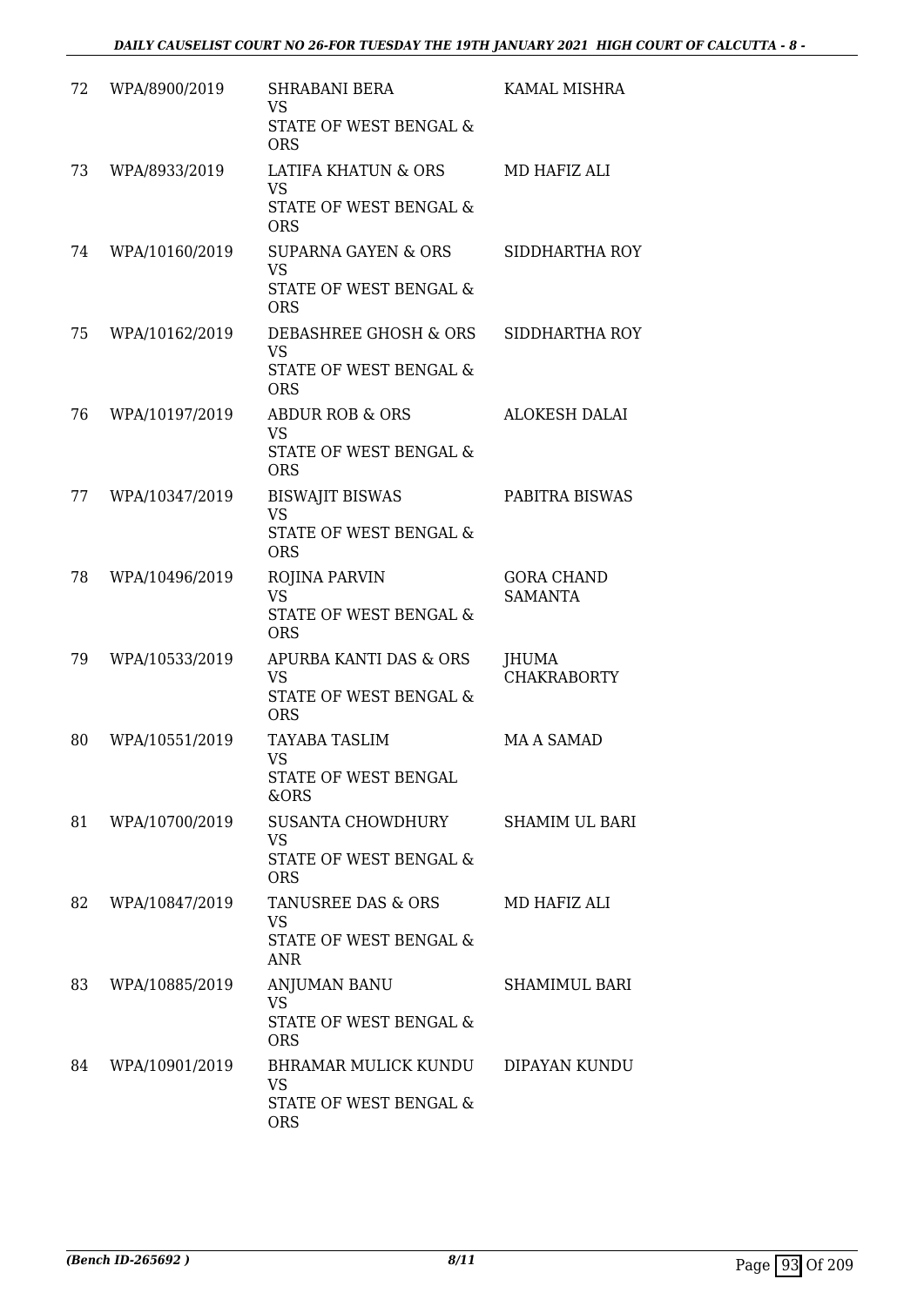| | | | |
|---|---|---|---|
| 72 | WPA/8900/2019 | SHRABANI BERA<br>VS<br>STATE OF WEST BENGAL & ORS | KAMAL MISHRA |
| 73 | WPA/8933/2019 | LATIFA KHATUN & ORS<br>VS<br>STATE OF WEST BENGAL & ORS | MD HAFIZ ALI |
| 74 | WPA/10160/2019 | SUPARNA GAYEN & ORS<br>VS<br>STATE OF WEST BENGAL & ORS | SIDDHARTHA ROY |
| 75 | WPA/10162/2019 | DEBASHREE GHOSH & ORS<br>VS<br>STATE OF WEST BENGAL & ORS | SIDDHARTHA ROY |
| 76 | WPA/10197/2019 | ABDUR ROB & ORS<br>VS<br>STATE OF WEST BENGAL & ORS | ALOKESH DALAI |
| 77 | WPA/10347/2019 | BISWAJIT BISWAS<br>VS<br>STATE OF WEST BENGAL & ORS | PABITRA BISWAS |
| 78 | WPA/10496/2019 | ROJINA PARVIN<br>VS<br>STATE OF WEST BENGAL & ORS | GORA CHAND SAMANTA |
| 79 | WPA/10533/2019 | APURBA KANTI DAS & ORS<br>VS<br>STATE OF WEST BENGAL & ORS | JHUMA CHAKRABORTY |
| 80 | WPA/10551/2019 | TAYABA TASLIM<br>VS<br>STATE OF WEST BENGAL &ORS | MA A SAMAD |
| 81 | WPA/10700/2019 | SUSANTA CHOWDHURY<br>VS<br>STATE OF WEST BENGAL & ORS | SHAMIM UL BARI |
| 82 | WPA/10847/2019 | TANUSREE DAS & ORS<br>VS<br>STATE OF WEST BENGAL & ANR | MD HAFIZ ALI |
| 83 | WPA/10885/2019 | ANJUMAN BANU<br>VS<br>STATE OF WEST BENGAL & ORS | SHAMIMUL BARI |
| 84 | WPA/10901/2019 | BHRAMAR MULICK KUNDU<br>VS<br>STATE OF WEST BENGAL & ORS | DIPAYAN KUNDU |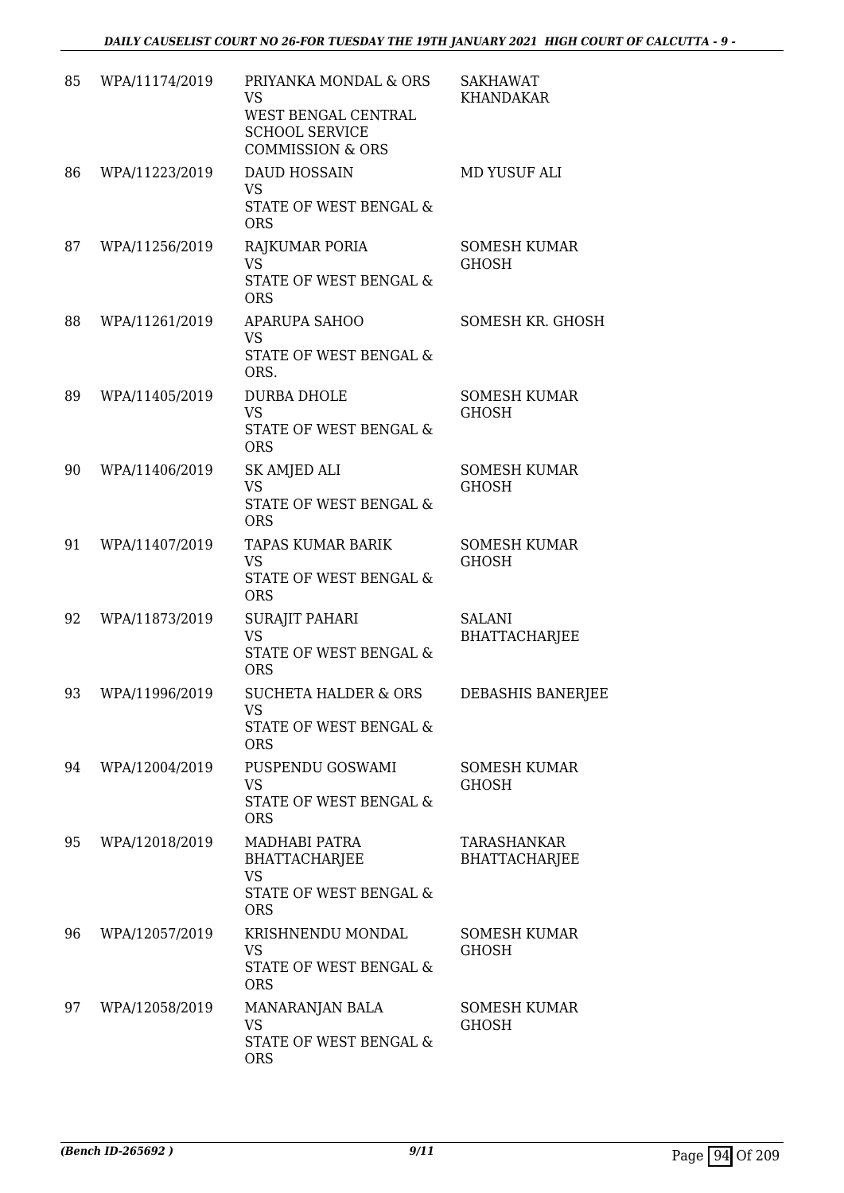| 85 | WPA/11174/2019 | PRIYANKA MONDAL & ORS<br>VS<br>WEST BENGAL CENTRAL SCHOOL SERVICE COMMISSION & ORS | SAKHAWAT KHANDAKAR |
|---|---|---|---|
| 86 | WPA/11223/2019 | DAUD HOSSAIN<br>VS<br>STATE OF WEST BENGAL & ORS | MD YUSUF ALI |
| 87 | WPA/11256/2019 | RAJKUMAR PORIA<br>VS<br>STATE OF WEST BENGAL & ORS | SOMESH KUMAR GHOSH |
| 88 | WPA/11261/2019 | APARUPA SAHOO<br>VS<br>STATE OF WEST BENGAL & ORS. | SOMESH KR. GHOSH |
| 89 | WPA/11405/2019 | DURBA DHOLE<br>VS<br>STATE OF WEST BENGAL & ORS | SOMESH KUMAR GHOSH |
| 90 | WPA/11406/2019 | SK AMJED ALI<br>VS<br>STATE OF WEST BENGAL & ORS | SOMESH KUMAR GHOSH |
| 91 | WPA/11407/2019 | TAPAS KUMAR BARIK<br>VS<br>STATE OF WEST BENGAL & ORS | SOMESH KUMAR GHOSH |
| 92 | WPA/11873/2019 | SURAJIT PAHARI<br>VS<br>STATE OF WEST BENGAL & ORS | SALANI BHATTACHARJEE |
| 93 | WPA/11996/2019 | SUCHETA HALDER & ORS<br>VS<br>STATE OF WEST BENGAL & ORS | DEBASHIS BANERJEE |
| 94 | WPA/12004/2019 | PUSPENDU GOSWAMI<br>VS<br>STATE OF WEST BENGAL & ORS | SOMESH KUMAR GHOSH |
| 95 | WPA/12018/2019 | MADHABI PATRA BHATTACHARJEE<br>VS<br>STATE OF WEST BENGAL & ORS | TARASHANKAR BHATTACHARJEE |
| 96 | WPA/12057/2019 | KRISHNENDU MONDAL<br>VS<br>STATE OF WEST BENGAL & ORS | SOMESH KUMAR GHOSH |
| 97 | WPA/12058/2019 | MANARANJAN BALA<br>VS<br>STATE OF WEST BENGAL & ORS | SOMESH KUMAR GHOSH |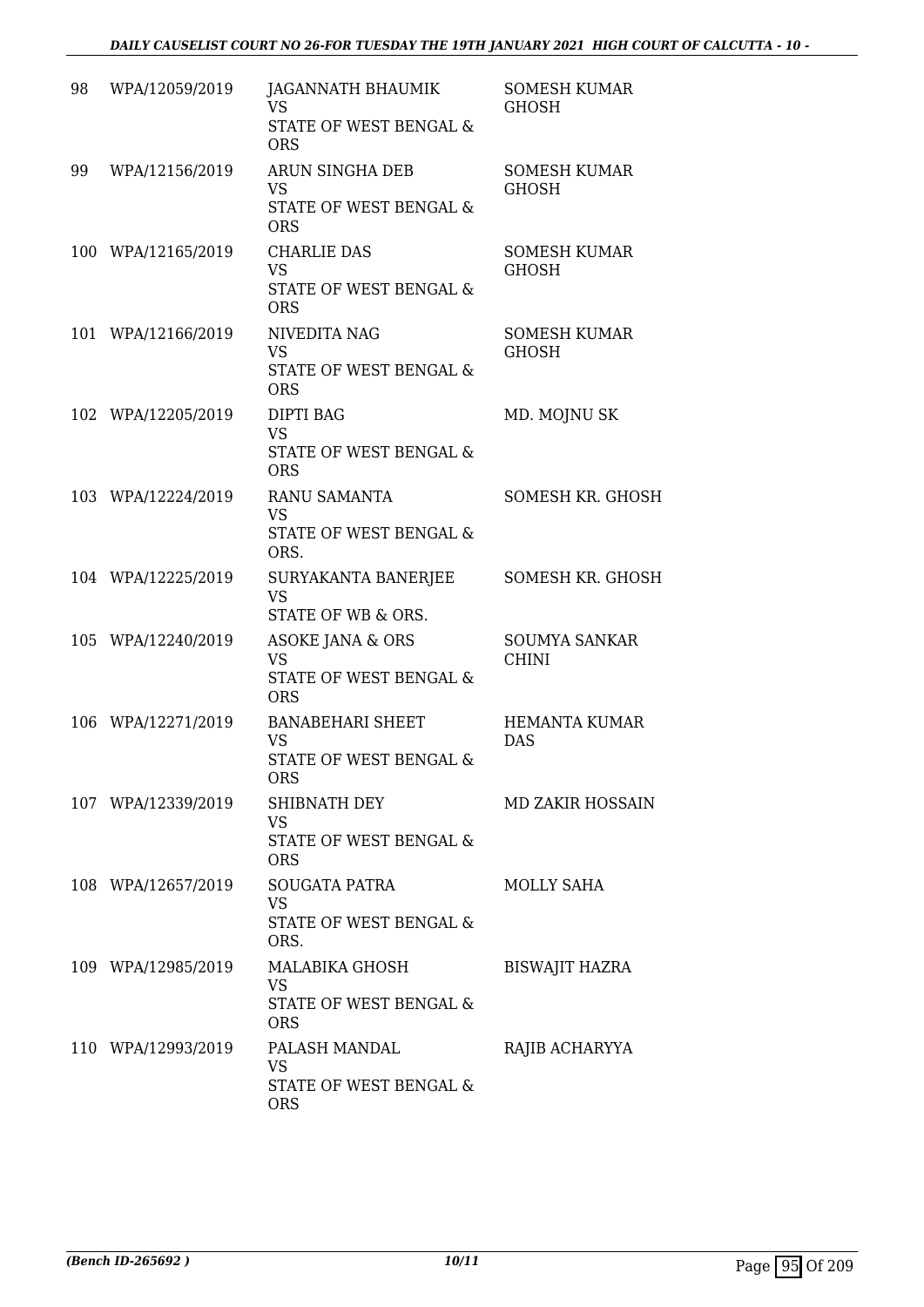| | | | |
|---|---|---|---|
| 98 | WPA/12059/2019 | JAGANNATH BHAUMIK<br>VS<br>STATE OF WEST BENGAL & ORS | SOMESH KUMAR GHOSH |
| 99 | WPA/12156/2019 | ARUN SINGHA DEB<br>VS<br>STATE OF WEST BENGAL & ORS | SOMESH KUMAR GHOSH |
| 100 | WPA/12165/2019 | CHARLIE DAS<br>VS<br>STATE OF WEST BENGAL & ORS | SOMESH KUMAR GHOSH |
| 101 | WPA/12166/2019 | NIVEDITA NAG<br>VS<br>STATE OF WEST BENGAL & ORS | SOMESH KUMAR GHOSH |
| 102 | WPA/12205/2019 | DIPTI BAG<br>VS<br>STATE OF WEST BENGAL & ORS | MD. MOJNU SK |
| 103 | WPA/12224/2019 | RANU SAMANTA<br>VS<br>STATE OF WEST BENGAL & ORS. | SOMESH KR. GHOSH |
| 104 | WPA/12225/2019 | SURYAKANTA BANERJEE<br>VS<br>STATE OF WB & ORS. | SOMESH KR. GHOSH |
| 105 | WPA/12240/2019 | ASOKE JANA & ORS<br>VS<br>STATE OF WEST BENGAL & ORS | SOUMYA SANKAR CHINI |
| 106 | WPA/12271/2019 | BANABEHARI SHEET<br>VS<br>STATE OF WEST BENGAL & ORS | HEMANTA KUMAR DAS |
| 107 | WPA/12339/2019 | SHIBNATH DEY<br>VS<br>STATE OF WEST BENGAL & ORS | MD ZAKIR HOSSAIN |
| 108 | WPA/12657/2019 | SOUGATA PATRA<br>VS<br>STATE OF WEST BENGAL & ORS. | MOLLY SAHA |
| 109 | WPA/12985/2019 | MALABIKA GHOSH<br>VS<br>STATE OF WEST BENGAL & ORS | BISWAJIT HAZRA |
| 110 | WPA/12993/2019 | PALASH MANDAL<br>VS<br>STATE OF WEST BENGAL & ORS | RAJIB ACHARYYA |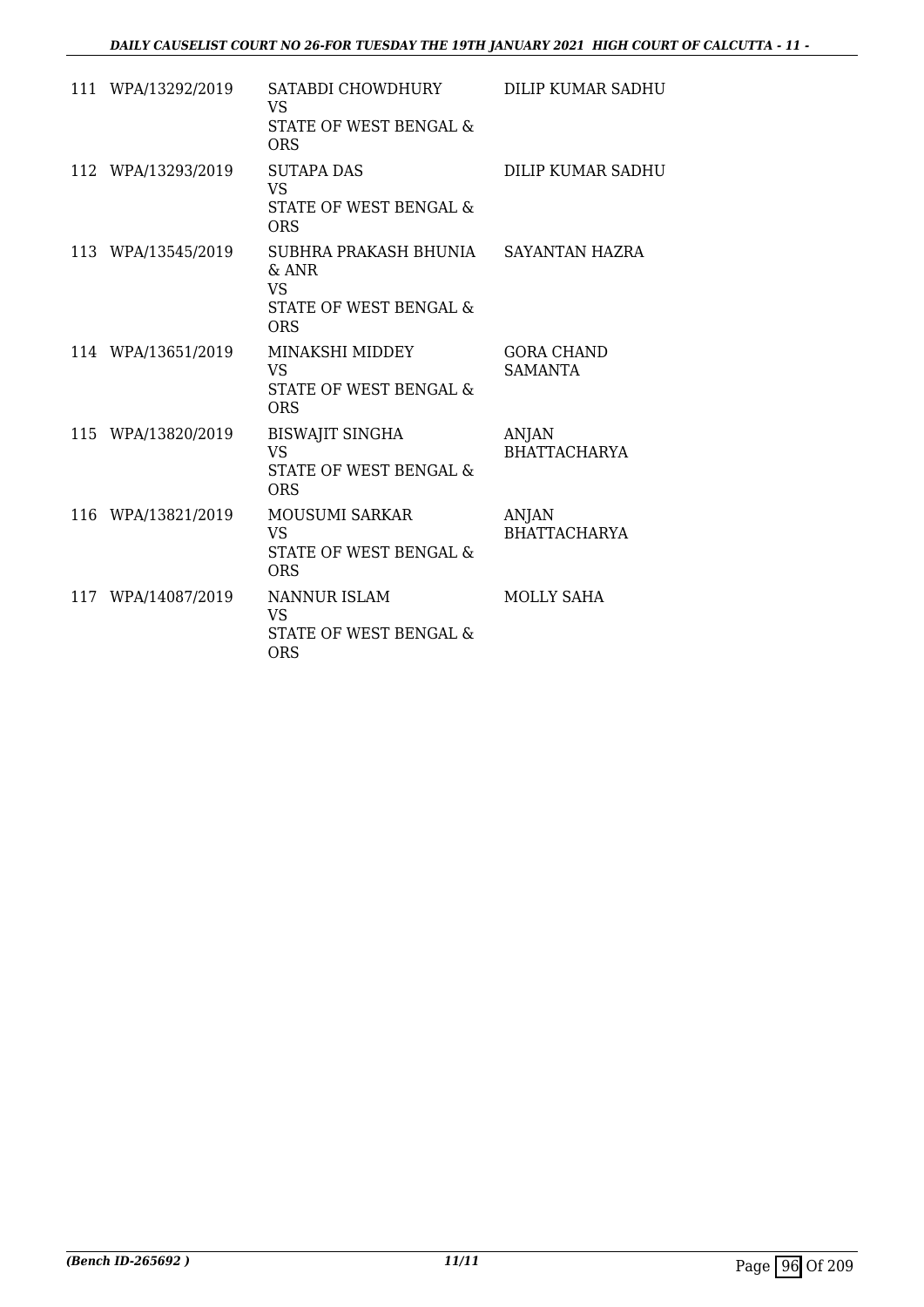| | | | |
|---|---|---|---|
| 111 | WPA/13292/2019 | SATABDI CHOWDHURY<br>VS<br>STATE OF WEST BENGAL & ORS | DILIP KUMAR SADHU |
| 112 | WPA/13293/2019 | SUTAPA DAS<br>VS<br>STATE OF WEST BENGAL & ORS | DILIP KUMAR SADHU |
| 113 | WPA/13545/2019 | SUBHRA PRAKASH BHUNIA & ANR<br>VS<br>STATE OF WEST BENGAL & ORS | SAYANTAN HAZRA |
| 114 | WPA/13651/2019 | MINAKSHI MIDDEY<br>VS<br>STATE OF WEST BENGAL & ORS | GORA CHAND SAMANTA |
| 115 | WPA/13820/2019 | BISWAJIT SINGHA<br>VS<br>STATE OF WEST BENGAL & ORS | ANJAN BHATTACHARYA |
| 116 | WPA/13821/2019 | MOUSUMI SARKAR<br>VS<br>STATE OF WEST BENGAL & ORS | ANJAN BHATTACHARYA |
| 117 | WPA/14087/2019 | NANNUR ISLAM<br>VS<br>STATE OF WEST BENGAL & ORS | MOLLY SAHA |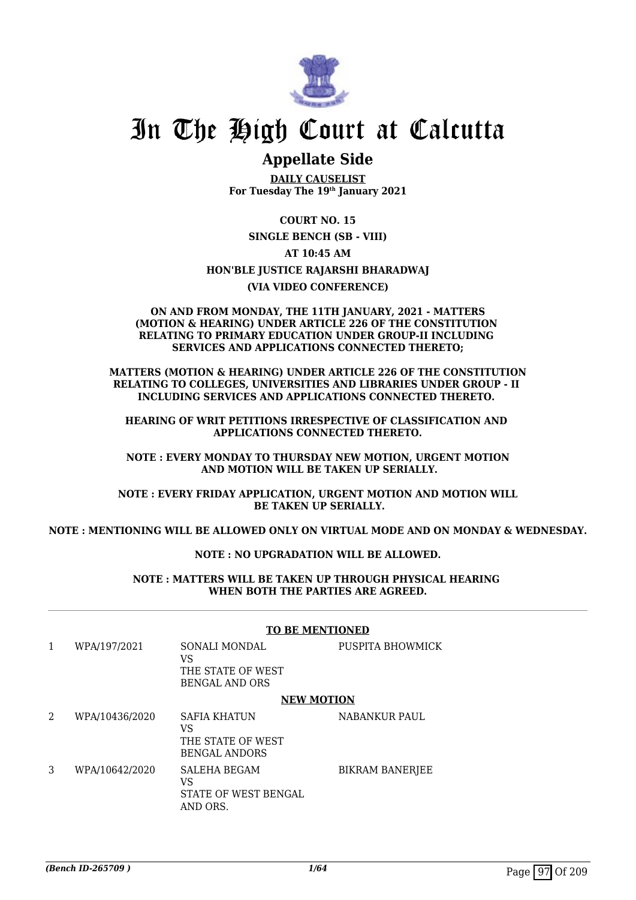# In The High Court at Calcutta

## Appellate Side

**DAILY CAUSELIST**
**For Tuesday The 19th January 2021**

**COURT NO. 15**

**SINGLE BENCH (SB - VIII)**

**AT 10:45 AM**

**HON'BLE JUSTICE RAJARSHI BHARADWAJ**

**(VIA VIDEO CONFERENCE)**

**ON AND FROM MONDAY, THE 11TH JANUARY, 2021 - MATTERS (MOTION & HEARING) UNDER ARTICLE 226 OF THE CONSTITUTION RELATING TO PRIMARY EDUCATION UNDER GROUP-II INCLUDING SERVICES AND APPLICATIONS CONNECTED THERETO;**

**MATTERS (MOTION & HEARING) UNDER ARTICLE 226 OF THE CONSTITUTION RELATING TO COLLEGES, UNIVERSITIES AND LIBRARIES UNDER GROUP - II INCLUDING SERVICES AND APPLICATIONS CONNECTED THERETO.**

**HEARING OF WRIT PETITIONS IRRESPECTIVE OF CLASSIFICATION AND APPLICATIONS CONNECTED THERETO.**

**NOTE : EVERY MONDAY TO THURSDAY NEW MOTION, URGENT MOTION AND MOTION WILL BE TAKEN UP SERIALLY.**

**NOTE : EVERY FRIDAY APPLICATION, URGENT MOTION AND MOTION WILL BE TAKEN UP SERIALLY.**

**NOTE : MENTIONING WILL BE ALLOWED ONLY ON VIRTUAL MODE AND ON MONDAY & WEDNESDAY.**

**NOTE : NO UPGRADATION WILL BE ALLOWED.**

**NOTE : MATTERS WILL BE TAKEN UP THROUGH PHYSICAL HEARING WHEN BOTH THE PARTIES ARE AGREED.**

**TO BE MENTIONED**

| | | | |
|---|---|---|---|
| 1 | WPA/197/2021 | SONALI MONDAL<br>VS<br>THE STATE OF WEST BENGAL AND ORS | PUSPITA BHOWMICK |

**NEW MOTION**

| | | | |
|---|---|---|---|
| 2 | WPA/10436/2020 | SAFIA KHATUN<br>VS<br>THE STATE OF WEST BENGAL ANDORS | NABANKUR PAUL |
| 3 | WPA/10642/2020 | SALEHA BEGAM<br>VS<br>STATE OF WEST BENGAL AND ORS. | BIKRAM BANERJEE |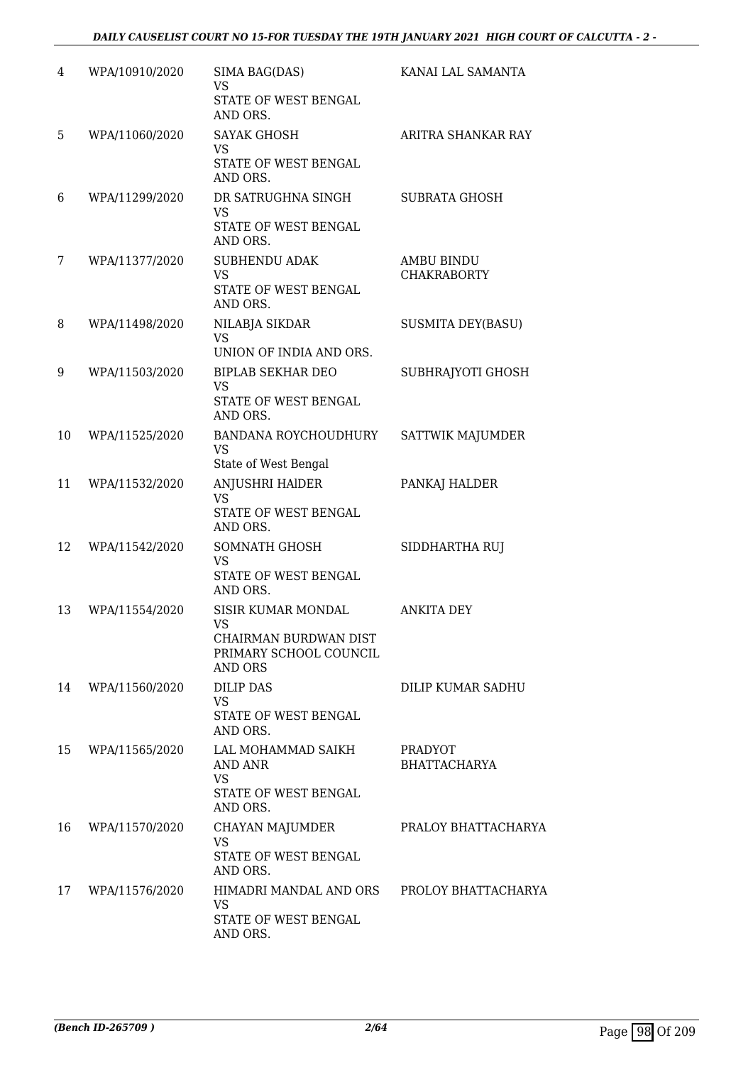| | | | |
|---|---|---|---|
| 4 | WPA/10910/2020 | SIMA BAG(DAS) VS STATE OF WEST BENGAL AND ORS. | KANAI LAL SAMANTA |
| 5 | WPA/11060/2020 | SAYAK GHOSH VS STATE OF WEST BENGAL AND ORS. | ARITRA SHANKAR RAY |
| 6 | WPA/11299/2020 | DR SATRUGHNA SINGH VS STATE OF WEST BENGAL AND ORS. | SUBRATA GHOSH |
| 7 | WPA/11377/2020 | SUBHENDU ADAK VS STATE OF WEST BENGAL AND ORS. | AMBU BINDU CHAKRABORTY |
| 8 | WPA/11498/2020 | NILABJA SIKDAR VS UNION OF INDIA AND ORS. | SUSMITA DEY(BASU) |
| 9 | WPA/11503/2020 | BIPLAB SEKHAR DEO VS STATE OF WEST BENGAL AND ORS. | SUBHRAJYOTI GHOSH |
| 10 | WPA/11525/2020 | BANDANA ROYCHOUDHURY VS State of West Bengal | SATTWIK MAJUMDER |
| 11 | WPA/11532/2020 | ANJUSHRI HAlDER VS STATE OF WEST BENGAL AND ORS. | PANKAJ HALDER |
| 12 | WPA/11542/2020 | SOMNATH GHOSH VS STATE OF WEST BENGAL AND ORS. | SIDDHARTHA RUJ |
| 13 | WPA/11554/2020 | SISIR KUMAR MONDAL VS CHAIRMAN BURDWAN DIST PRIMARY SCHOOL COUNCIL AND ORS | ANKITA DEY |
| 14 | WPA/11560/2020 | DILIP DAS VS STATE OF WEST BENGAL AND ORS. | DILIP KUMAR SADHU |
| 15 | WPA/11565/2020 | LAL MOHAMMAD SAIKH AND ANR VS STATE OF WEST BENGAL AND ORS. | PRADYOT BHATTACHARYA |
| 16 | WPA/11570/2020 | CHAYAN MAJUMDER VS STATE OF WEST BENGAL AND ORS. | PRALOY BHATTACHARYA |
| 17 | WPA/11576/2020 | HIMADRI MANDAL AND ORS VS STATE OF WEST BENGAL AND ORS. | PROLOY BHATTACHARYA |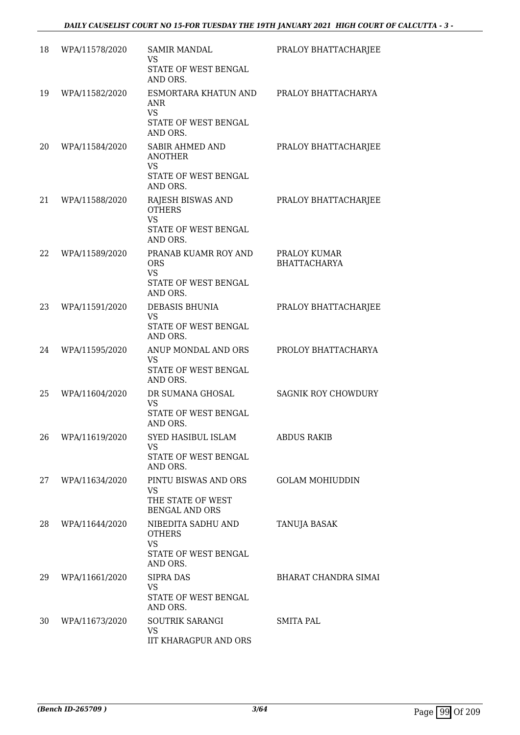| | | | |
|---|---|---|---|
| 18 | WPA/11578/2020 | SAMIR MANDAL<br>VS<br>STATE OF WEST BENGAL AND ORS. | PRALOY BHATTACHARJEE |
| 19 | WPA/11582/2020 | ESMORTARA KHATUN AND ANR<br>VS<br>STATE OF WEST BENGAL AND ORS. | PRALOY BHATTACHARYA |
| 20 | WPA/11584/2020 | SABIR AHMED AND ANOTHER<br>VS<br>STATE OF WEST BENGAL AND ORS. | PRALOY BHATTACHARJEE |
| 21 | WPA/11588/2020 | RAJESH BISWAS AND OTHERS<br>VS<br>STATE OF WEST BENGAL AND ORS. | PRALOY BHATTACHARJEE |
| 22 | WPA/11589/2020 | PRANAB KUAMR ROY AND ORS<br>VS<br>STATE OF WEST BENGAL AND ORS. | PRALOY KUMAR BHATTACHARYA |
| 23 | WPA/11591/2020 | DEBASIS BHUNIA<br>VS<br>STATE OF WEST BENGAL AND ORS. | PRALOY BHATTACHARJEE |
| 24 | WPA/11595/2020 | ANUP MONDAL AND ORS<br>VS<br>STATE OF WEST BENGAL AND ORS. | PROLOY BHATTACHARYA |
| 25 | WPA/11604/2020 | DR SUMANA GHOSAL<br>VS<br>STATE OF WEST BENGAL AND ORS. | SAGNIK ROY CHOWDURY |
| 26 | WPA/11619/2020 | SYED HASIBUL ISLAM<br>VS<br>STATE OF WEST BENGAL AND ORS. | ABDUS RAKIB |
| 27 | WPA/11634/2020 | PINTU BISWAS AND ORS<br>VS<br>THE STATE OF WEST BENGAL AND ORS | GOLAM MOHIUDDIN |
| 28 | WPA/11644/2020 | NIBEDITA SADHU AND OTHERS<br>VS<br>STATE OF WEST BENGAL AND ORS. | TANUJA BASAK |
| 29 | WPA/11661/2020 | SIPRA DAS<br>VS<br>STATE OF WEST BENGAL AND ORS. | BHARAT CHANDRA SIMAI |
| 30 | WPA/11673/2020 | SOUTRIK SARANGI<br>VS<br>IIT KHARAGPUR AND ORS | SMITA PAL |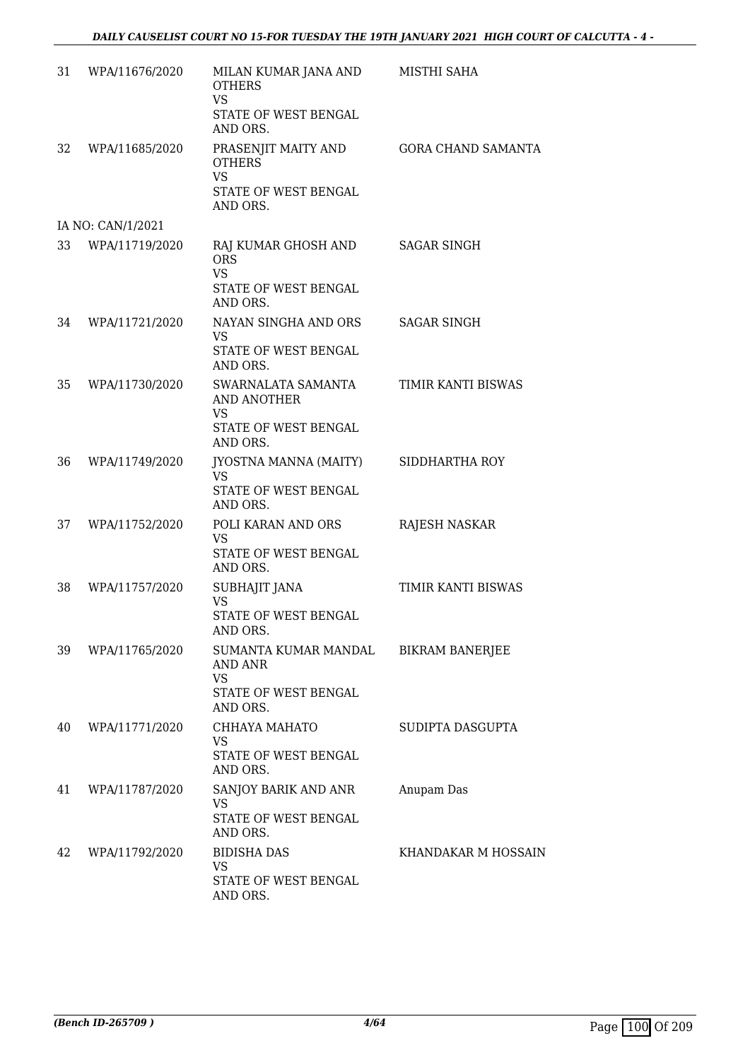| | | | |
|---|---|---|---|
| 31 | WPA/11676/2020 | MILAN KUMAR JANA AND OTHERS<br>VS<br>STATE OF WEST BENGAL AND ORS. | MISTHI SAHA |
| 32 | WPA/11685/2020 | PRASENJIT MAITY AND OTHERS<br>VS<br>STATE OF WEST BENGAL AND ORS. | GORA CHAND SAMANTA |
| | IA NO: CAN/1/2021 | | |
| 33 | WPA/11719/2020 | RAJ KUMAR GHOSH AND ORS<br>VS<br>STATE OF WEST BENGAL AND ORS. | SAGAR SINGH |
| 34 | WPA/11721/2020 | NAYAN SINGHA AND ORS<br>VS<br>STATE OF WEST BENGAL AND ORS. | SAGAR SINGH |
| 35 | WPA/11730/2020 | SWARNALATA SAMANTA AND ANOTHER<br>VS<br>STATE OF WEST BENGAL AND ORS. | TIMIR KANTI BISWAS |
| 36 | WPA/11749/2020 | JYOSTNA MANNA (MAITY)<br>VS<br>STATE OF WEST BENGAL AND ORS. | SIDDHARTHA ROY |
| 37 | WPA/11752/2020 | POLI KARAN AND ORS<br>VS<br>STATE OF WEST BENGAL AND ORS. | RAJESH NASKAR |
| 38 | WPA/11757/2020 | SUBHAJIT JANA<br>VS<br>STATE OF WEST BENGAL AND ORS. | TIMIR KANTI BISWAS |
| 39 | WPA/11765/2020 | SUMANTA KUMAR MANDAL AND ANR<br>VS<br>STATE OF WEST BENGAL AND ORS. | BIKRAM BANERJEE |
| 40 | WPA/11771/2020 | CHHAYA MAHATO<br>VS<br>STATE OF WEST BENGAL AND ORS. | SUDIPTA DASGUPTA |
| 41 | WPA/11787/2020 | SANJOY BARIK AND ANR<br>VS<br>STATE OF WEST BENGAL AND ORS. | Anupam Das |
| 42 | WPA/11792/2020 | BIDISHA DAS<br>VS<br>STATE OF WEST BENGAL AND ORS. | KHANDAKAR M HOSSAIN |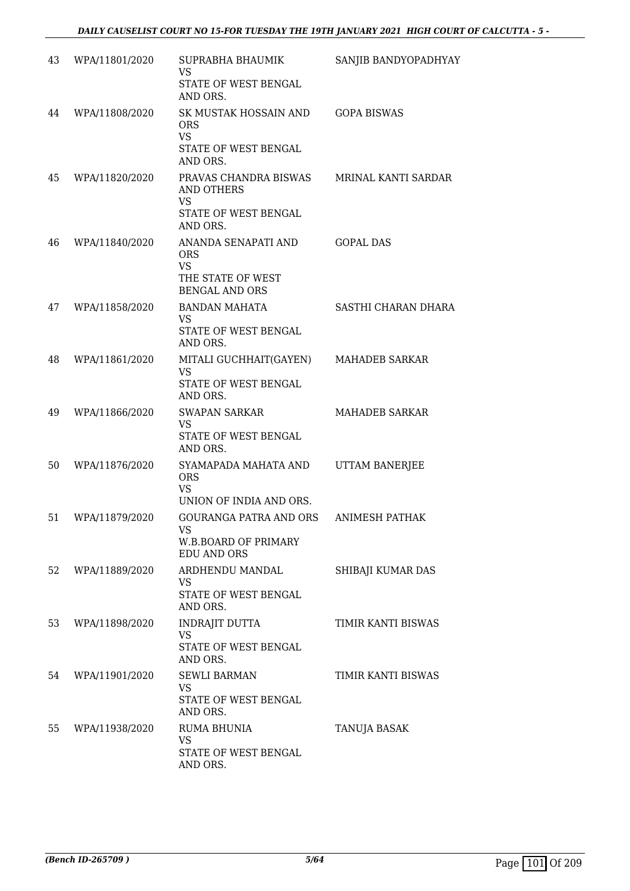| 43 | WPA/11801/2020 | SUPRABHA BHAUMIK<br>VS<br>STATE OF WEST BENGAL AND ORS. | SANJIB BANDYOPADHYAY |
|---|---|---|---|
| 44 | WPA/11808/2020 | SK MUSTAK HOSSAIN AND ORS<br>VS<br>STATE OF WEST BENGAL AND ORS. | GOPA BISWAS |
| 45 | WPA/11820/2020 | PRAVAS CHANDRA BISWAS AND OTHERS<br>VS<br>STATE OF WEST BENGAL AND ORS. | MRINAL KANTI SARDAR |
| 46 | WPA/11840/2020 | ANANDA SENAPATI AND ORS<br>VS<br>THE STATE OF WEST BENGAL AND ORS | GOPAL DAS |
| 47 | WPA/11858/2020 | BANDAN MAHATA<br>VS<br>STATE OF WEST BENGAL AND ORS. | SASTHI CHARAN DHARA |
| 48 | WPA/11861/2020 | MITALI GUCHHAIT(GAYEN)<br>VS<br>STATE OF WEST BENGAL AND ORS. | MAHADEB SARKAR |
| 49 | WPA/11866/2020 | SWAPAN SARKAR<br>VS<br>STATE OF WEST BENGAL AND ORS. | MAHADEB SARKAR |
| 50 | WPA/11876/2020 | SYAMAPADA MAHATA AND ORS<br>VS<br>UNION OF INDIA AND ORS. | UTTAM BANERJEE |
| 51 | WPA/11879/2020 | GOURANGA PATRA AND ORS<br>VS<br>W.B.BOARD OF PRIMARY EDU AND ORS | ANIMESH PATHAK |
| 52 | WPA/11889/2020 | ARDHENDU MANDAL<br>VS<br>STATE OF WEST BENGAL AND ORS. | SHIBAJI KUMAR DAS |
| 53 | WPA/11898/2020 | INDRAJIT DUTTA<br>VS<br>STATE OF WEST BENGAL AND ORS. | TIMIR KANTI BISWAS |
| 54 | WPA/11901/2020 | SEWLI BARMAN<br>VS<br>STATE OF WEST BENGAL AND ORS. | TIMIR KANTI BISWAS |
| 55 | WPA/11938/2020 | RUMA BHUNIA<br>VS<br>STATE OF WEST BENGAL AND ORS. | TANUJA BASAK |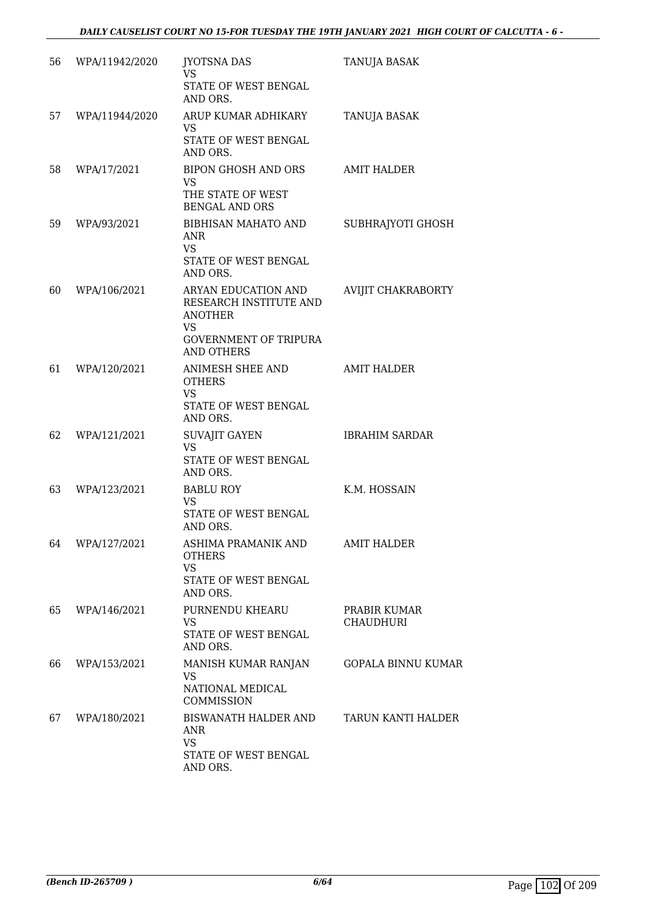| | | | |
|---|---|---|---|
| 56 | WPA/11942/2020 | JYOTSNA DAS<br>VS<br>STATE OF WEST BENGAL AND ORS. | TANUJA BASAK |
| 57 | WPA/11944/2020 | ARUP KUMAR ADHIKARY<br>VS<br>STATE OF WEST BENGAL AND ORS. | TANUJA BASAK |
| 58 | WPA/17/2021 | BIPON GHOSH AND ORS<br>VS<br>THE STATE OF WEST BENGAL AND ORS | AMIT HALDER |
| 59 | WPA/93/2021 | BIBHISAN MAHATO AND ANR<br>VS<br>STATE OF WEST BENGAL AND ORS. | SUBHRAJYOTI GHOSH |
| 60 | WPA/106/2021 | ARYAN EDUCATION AND RESEARCH INSTITUTE AND ANOTHER<br>VS<br>GOVERNMENT OF TRIPURA AND OTHERS | AVIJIT CHAKRABORTY |
| 61 | WPA/120/2021 | ANIMESH SHEE AND OTHERS<br>VS<br>STATE OF WEST BENGAL AND ORS. | AMIT HALDER |
| 62 | WPA/121/2021 | SUVAJIT GAYEN<br>VS<br>STATE OF WEST BENGAL AND ORS. | IBRAHIM SARDAR |
| 63 | WPA/123/2021 | BABLU ROY<br>VS<br>STATE OF WEST BENGAL AND ORS. | K.M. HOSSAIN |
| 64 | WPA/127/2021 | ASHIMA PRAMANIK AND OTHERS<br>VS<br>STATE OF WEST BENGAL AND ORS. | AMIT HALDER |
| 65 | WPA/146/2021 | PURNENDU KHEARU<br>VS<br>STATE OF WEST BENGAL AND ORS. | PRABIR KUMAR CHAUDHURI |
| 66 | WPA/153/2021 | MANISH KUMAR RANJAN<br>VS<br>NATIONAL MEDICAL COMMISSION | GOPALA BINNU KUMAR |
| 67 | WPA/180/2021 | BISWANATH HALDER AND ANR<br>VS<br>STATE OF WEST BENGAL AND ORS. | TARUN KANTI HALDER |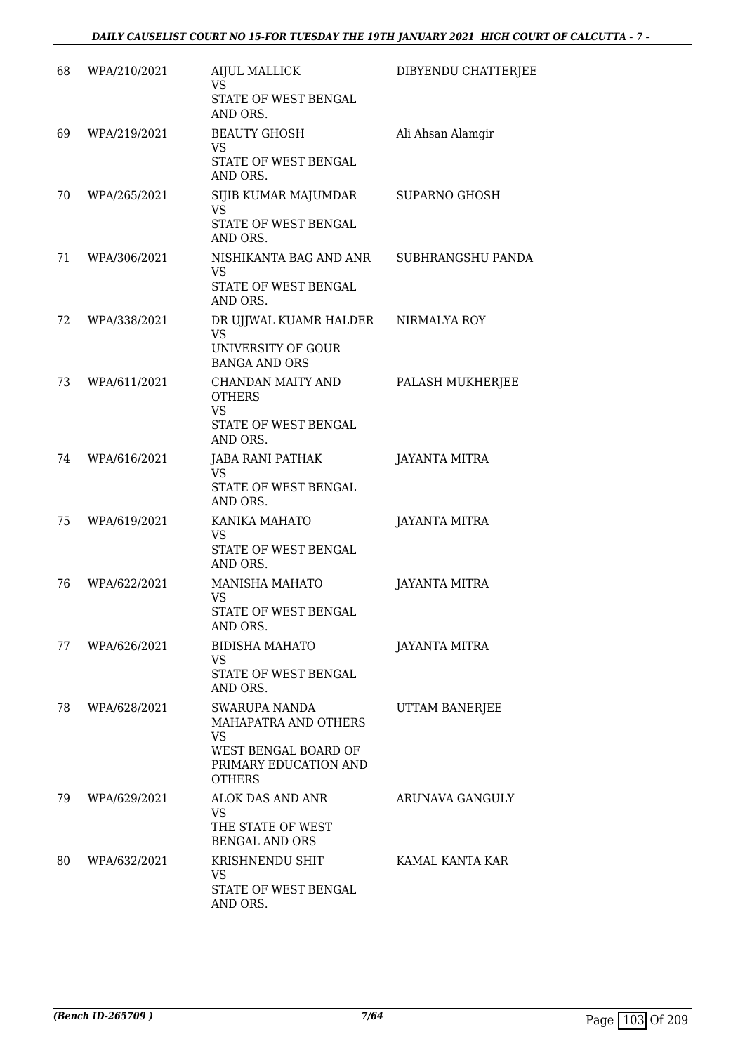| | | | |
|---|---|---|---|
| 68 | WPA/210/2021 | AIJUL MALLICK<br>VS<br>STATE OF WEST BENGAL AND ORS. | DIBYENDU CHATTERJEE |
| 69 | WPA/219/2021 | BEAUTY GHOSH<br>VS<br>STATE OF WEST BENGAL AND ORS. | Ali Ahsan Alamgir |
| 70 | WPA/265/2021 | SIJIB KUMAR MAJUMDAR<br>VS<br>STATE OF WEST BENGAL AND ORS. | SUPARNO GHOSH |
| 71 | WPA/306/2021 | NISHIKANTA BAG AND ANR<br>VS<br>STATE OF WEST BENGAL AND ORS. | SUBHRANGSHU PANDA |
| 72 | WPA/338/2021 | DR UJJWAL KUAMR HALDER<br>VS<br>UNIVERSITY OF GOUR BANGA AND ORS | NIRMALYA ROY |
| 73 | WPA/611/2021 | CHANDAN MAITY AND OTHERS<br>VS<br>STATE OF WEST BENGAL AND ORS. | PALASH MUKHERJEE |
| 74 | WPA/616/2021 | JABA RANI PATHAK<br>VS<br>STATE OF WEST BENGAL AND ORS. | JAYANTA MITRA |
| 75 | WPA/619/2021 | KANIKA MAHATO<br>VS<br>STATE OF WEST BENGAL AND ORS. | JAYANTA MITRA |
| 76 | WPA/622/2021 | MANISHA MAHATO<br>VS<br>STATE OF WEST BENGAL AND ORS. | JAYANTA MITRA |
| 77 | WPA/626/2021 | BIDISHA MAHATO<br>VS<br>STATE OF WEST BENGAL AND ORS. | JAYANTA MITRA |
| 78 | WPA/628/2021 | SWARUPA NANDA MAHAPATRA AND OTHERS<br>VS<br>WEST BENGAL BOARD OF PRIMARY EDUCATION AND OTHERS | UTTAM BANERJEE |
| 79 | WPA/629/2021 | ALOK DAS AND ANR<br>VS<br>THE STATE OF WEST BENGAL AND ORS | ARUNAVA GANGULY |
| 80 | WPA/632/2021 | KRISHNENDU SHIT<br>VS<br>STATE OF WEST BENGAL AND ORS. | KAMAL KANTA KAR |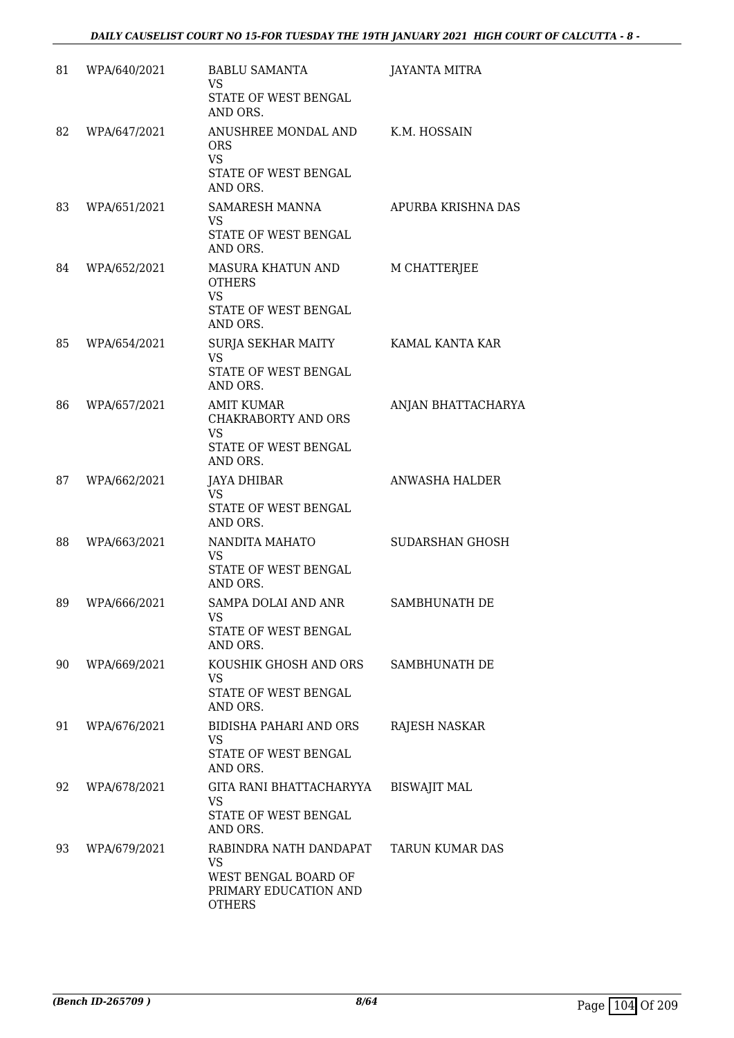| | | | |
|---|---|---|---|
| 81 | WPA/640/2021 | BABLU SAMANTA<br>VS<br>STATE OF WEST BENGAL AND ORS. | JAYANTA MITRA |
| 82 | WPA/647/2021 | ANUSHREE MONDAL AND ORS<br>VS<br>STATE OF WEST BENGAL AND ORS. | K.M. HOSSAIN |
| 83 | WPA/651/2021 | SAMARESH MANNA<br>VS<br>STATE OF WEST BENGAL AND ORS. | APURBA KRISHNA DAS |
| 84 | WPA/652/2021 | MASURA KHATUN AND OTHERS<br>VS<br>STATE OF WEST BENGAL AND ORS. | M CHATTERJEE |
| 85 | WPA/654/2021 | SURJA SEKHAR MAITY<br>VS<br>STATE OF WEST BENGAL AND ORS. | KAMAL KANTA KAR |
| 86 | WPA/657/2021 | AMIT KUMAR CHAKRABORTY AND ORS<br>VS<br>STATE OF WEST BENGAL AND ORS. | ANJAN BHATTACHARYA |
| 87 | WPA/662/2021 | JAYA DHIBAR<br>VS<br>STATE OF WEST BENGAL AND ORS. | ANWASHA HALDER |
| 88 | WPA/663/2021 | NANDITA MAHATO<br>VS<br>STATE OF WEST BENGAL AND ORS. | SUDARSHAN GHOSH |
| 89 | WPA/666/2021 | SAMPA DOLAI AND ANR<br>VS<br>STATE OF WEST BENGAL AND ORS. | SAMBHUNATH DE |
| 90 | WPA/669/2021 | KOUSHIK GHOSH AND ORS<br>VS<br>STATE OF WEST BENGAL AND ORS. | SAMBHUNATH DE |
| 91 | WPA/676/2021 | BIDISHA PAHARI AND ORS<br>VS<br>STATE OF WEST BENGAL AND ORS. | RAJESH NASKAR |
| 92 | WPA/678/2021 | GITA RANI BHATTACHARYYA<br>VS<br>STATE OF WEST BENGAL AND ORS. | BISWAJIT MAL |
| 93 | WPA/679/2021 | RABINDRA NATH DANDAPAT<br>VS<br>WEST BENGAL BOARD OF PRIMARY EDUCATION AND OTHERS | TARUN KUMAR DAS |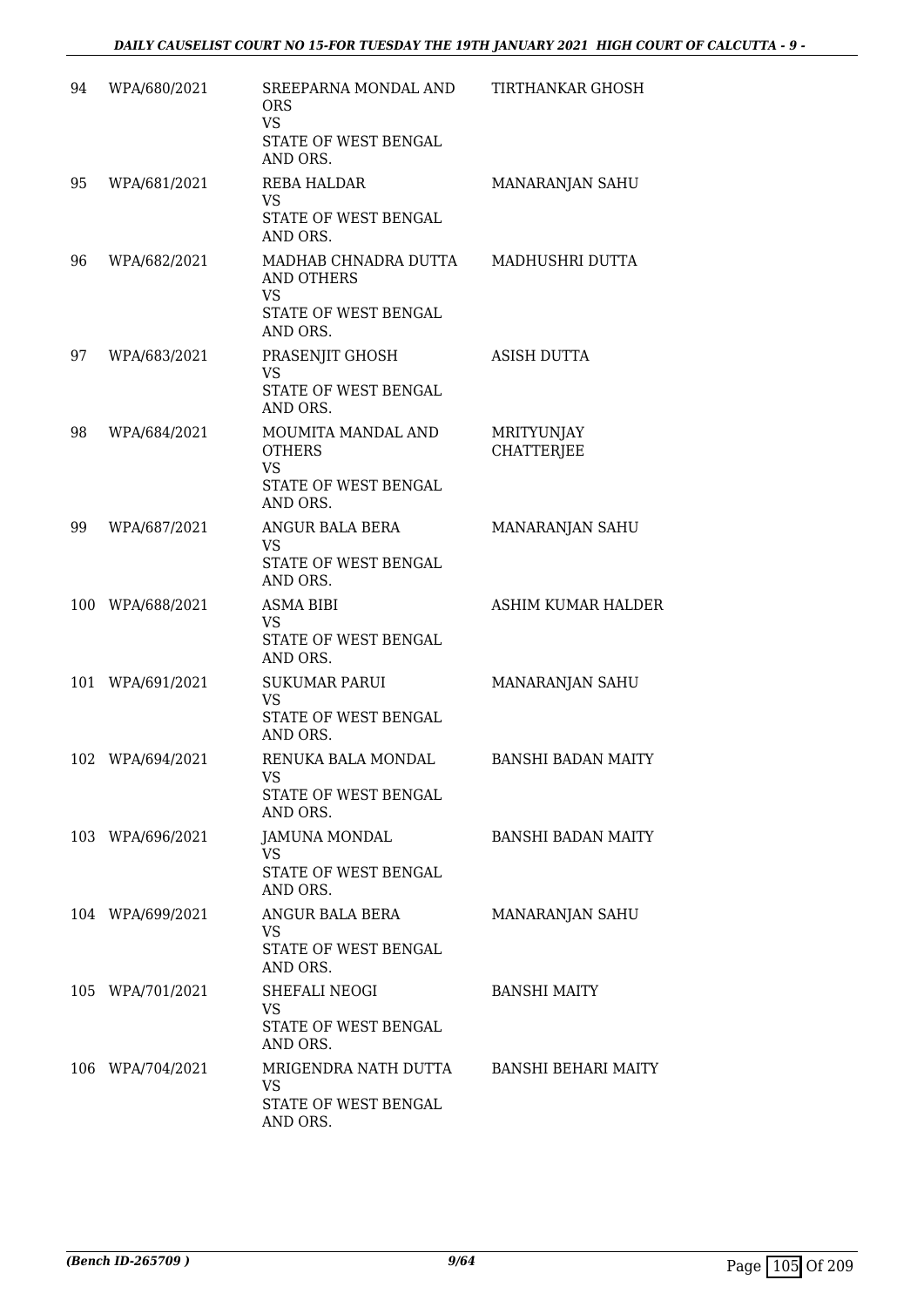| | | | |
|---|---|---|---|
| 94 | WPA/680/2021 | SREEPARNA MONDAL AND ORS<br>VS<br>STATE OF WEST BENGAL AND ORS. | TIRTHANKAR GHOSH |
| 95 | WPA/681/2021 | REBA HALDAR<br>VS<br>STATE OF WEST BENGAL AND ORS. | MANARANJAN SAHU |
| 96 | WPA/682/2021 | MADHAB CHNADRA DUTTA AND OTHERS<br>VS<br>STATE OF WEST BENGAL AND ORS. | MADHUSHRI DUTTA |
| 97 | WPA/683/2021 | PRASENJIT GHOSH<br>VS<br>STATE OF WEST BENGAL AND ORS. | ASISH DUTTA |
| 98 | WPA/684/2021 | MOUMITA MANDAL AND OTHERS<br>VS<br>STATE OF WEST BENGAL AND ORS. | MRITYUNJAY CHATTERJEE |
| 99 | WPA/687/2021 | ANGUR BALA BERA<br>VS<br>STATE OF WEST BENGAL AND ORS. | MANARANJAN SAHU |
| 100 | WPA/688/2021 | ASMA BIBI<br>VS<br>STATE OF WEST BENGAL AND ORS. | ASHIM KUMAR HALDER |
| 101 | WPA/691/2021 | SUKUMAR PARUI<br>VS<br>STATE OF WEST BENGAL AND ORS. | MANARANJAN SAHU |
| 102 | WPA/694/2021 | RENUKA BALA MONDAL<br>VS<br>STATE OF WEST BENGAL AND ORS. | BANSHI BADAN MAITY |
| 103 | WPA/696/2021 | JAMUNA MONDAL<br>VS<br>STATE OF WEST BENGAL AND ORS. | BANSHI BADAN MAITY |
| 104 | WPA/699/2021 | ANGUR BALA BERA<br>VS<br>STATE OF WEST BENGAL AND ORS. | MANARANJAN SAHU |
| 105 | WPA/701/2021 | SHEFALI NEOGI<br>VS<br>STATE OF WEST BENGAL AND ORS. | BANSHI MAITY |
| 106 | WPA/704/2021 | MRIGENDRA NATH DUTTA<br>VS<br>STATE OF WEST BENGAL AND ORS. | BANSHI BEHARI MAITY |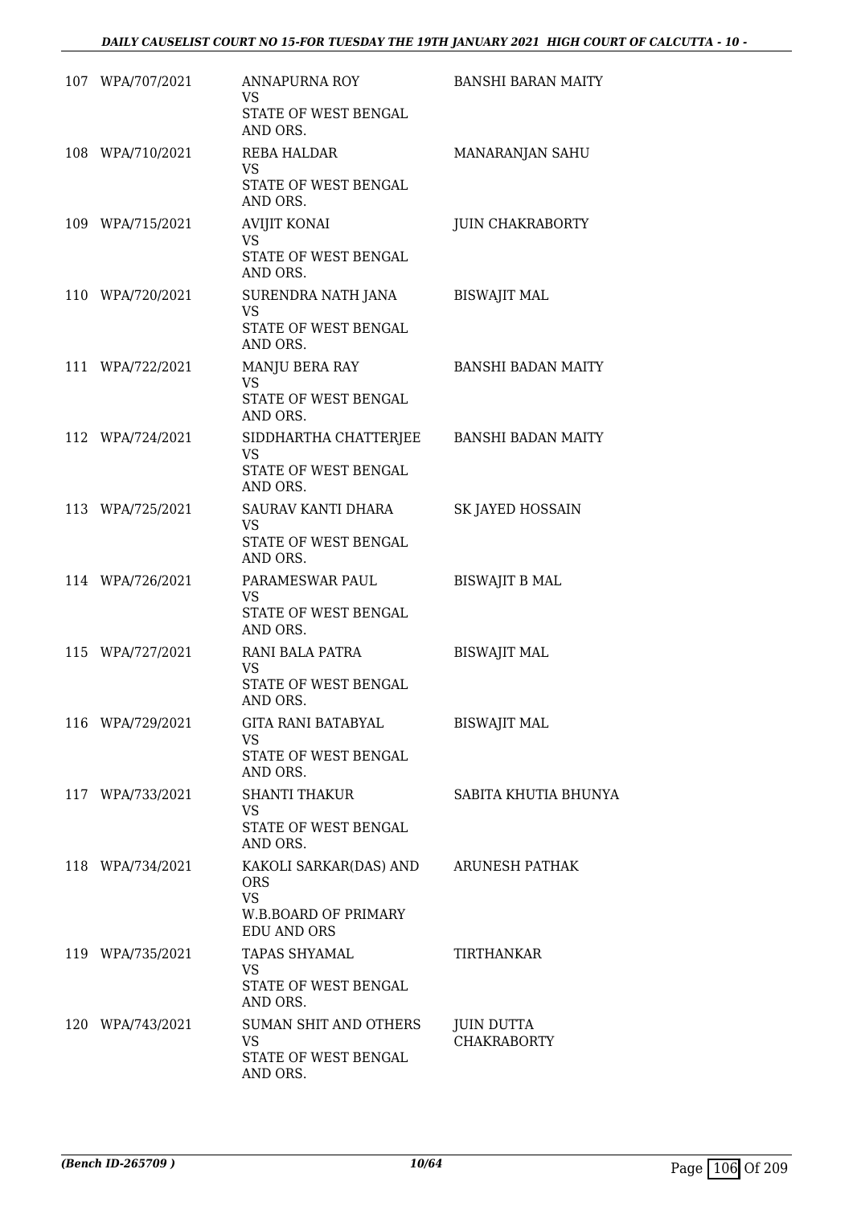| | | | |
|---|---|---|---|
| 107 | WPA/707/2021 | ANNAPURNA ROY<br>VS<br>STATE OF WEST BENGAL AND ORS. | BANSHI BARAN MAITY |
| 108 | WPA/710/2021 | REBA HALDAR<br>VS<br>STATE OF WEST BENGAL AND ORS. | MANARANJAN SAHU |
| 109 | WPA/715/2021 | AVIJIT KONAI<br>VS<br>STATE OF WEST BENGAL AND ORS. | JUIN CHAKRABORTY |
| 110 | WPA/720/2021 | SURENDRA NATH JANA<br>VS<br>STATE OF WEST BENGAL AND ORS. | BISWAJIT MAL |
| 111 | WPA/722/2021 | MANJU BERA RAY<br>VS<br>STATE OF WEST BENGAL AND ORS. | BANSHI BADAN MAITY |
| 112 | WPA/724/2021 | SIDDHARTHA CHATTERJEE<br>VS<br>STATE OF WEST BENGAL AND ORS. | BANSHI BADAN MAITY |
| 113 | WPA/725/2021 | SAURAV KANTI DHARA<br>VS<br>STATE OF WEST BENGAL AND ORS. | SK JAYED HOSSAIN |
| 114 | WPA/726/2021 | PARAMESWAR PAUL<br>VS<br>STATE OF WEST BENGAL AND ORS. | BISWAJIT B MAL |
| 115 | WPA/727/2021 | RANI BALA PATRA<br>VS<br>STATE OF WEST BENGAL AND ORS. | BISWAJIT MAL |
| 116 | WPA/729/2021 | GITA RANI BATABYAL<br>VS<br>STATE OF WEST BENGAL AND ORS. | BISWAJIT MAL |
| 117 | WPA/733/2021 | SHANTI THAKUR<br>VS<br>STATE OF WEST BENGAL AND ORS. | SABITA KHUTIA BHUNYA |
| 118 | WPA/734/2021 | KAKOLI SARKAR(DAS) AND ORS<br>VS<br>W.B.BOARD OF PRIMARY EDU AND ORS | ARUNESH PATHAK |
| 119 | WPA/735/2021 | TAPAS SHYAMAL<br>VS<br>STATE OF WEST BENGAL AND ORS. | TIRTHANKAR |
| 120 | WPA/743/2021 | SUMAN SHIT AND OTHERS<br>VS<br>STATE OF WEST BENGAL AND ORS. | JUIN DUTTA CHAKRABORTY |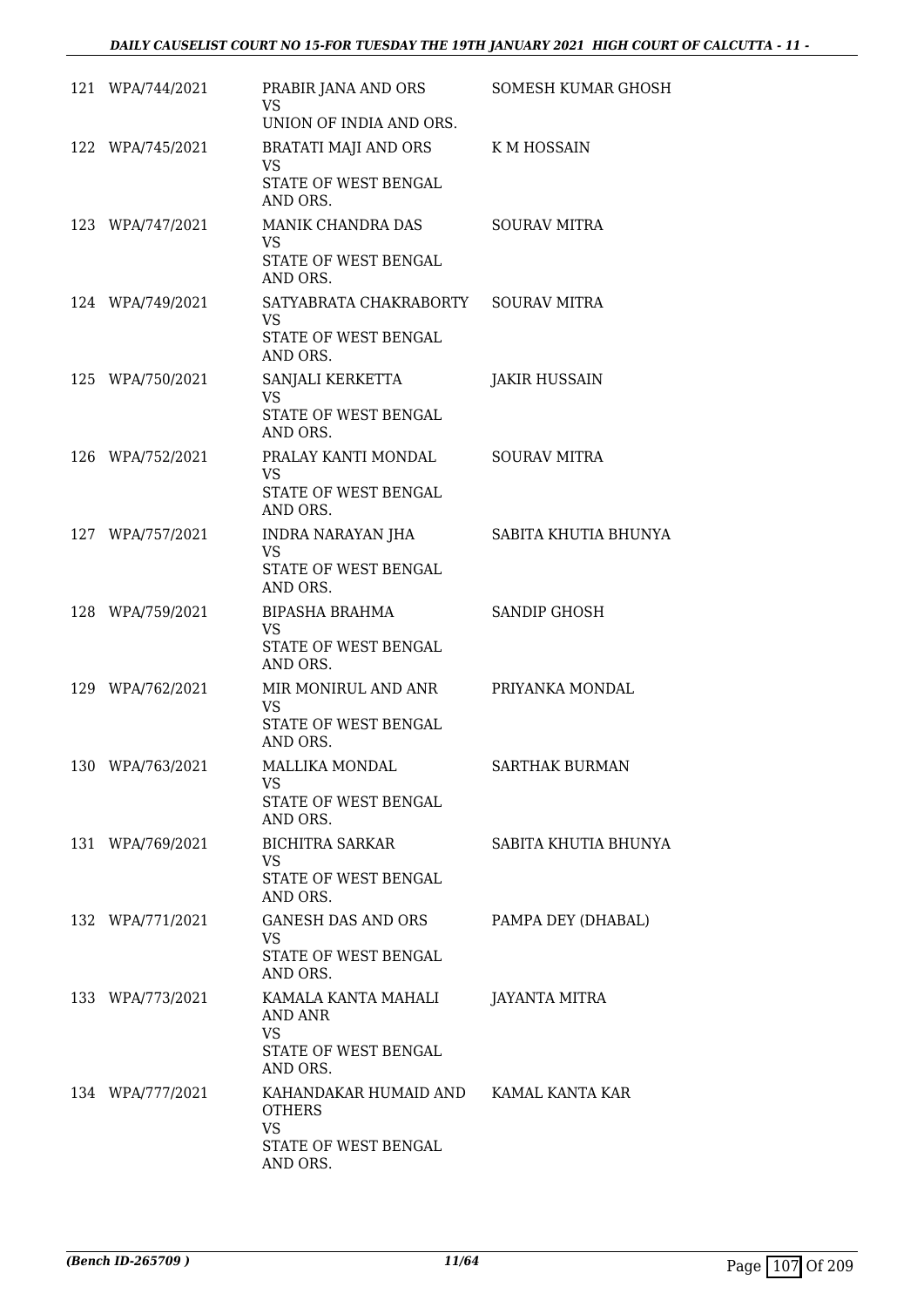| | | | |
|---|---|---|---|
| 121 | WPA/744/2021 | PRABIR JANA AND ORS<br>VS<br>UNION OF INDIA AND ORS. | SOMESH KUMAR GHOSH |
| 122 | WPA/745/2021 | BRATATI MAJI AND ORS<br>VS<br>STATE OF WEST BENGAL AND ORS. | K M HOSSAIN |
| 123 | WPA/747/2021 | MANIK CHANDRA DAS<br>VS<br>STATE OF WEST BENGAL AND ORS. | SOURAV MITRA |
| 124 | WPA/749/2021 | SATYABRATA CHAKRABORTY<br>VS<br>STATE OF WEST BENGAL AND ORS. | SOURAV MITRA |
| 125 | WPA/750/2021 | SANJALI KERKETTA<br>VS<br>STATE OF WEST BENGAL AND ORS. | JAKIR HUSSAIN |
| 126 | WPA/752/2021 | PRALAY KANTI MONDAL<br>VS<br>STATE OF WEST BENGAL AND ORS. | SOURAV MITRA |
| 127 | WPA/757/2021 | INDRA NARAYAN JHA<br>VS<br>STATE OF WEST BENGAL AND ORS. | SABITA KHUTIA BHUNYA |
| 128 | WPA/759/2021 | BIPASHA BRAHMA<br>VS<br>STATE OF WEST BENGAL AND ORS. | SANDIP GHOSH |
| 129 | WPA/762/2021 | MIR MONIRUL AND ANR<br>VS<br>STATE OF WEST BENGAL AND ORS. | PRIYANKA MONDAL |
| 130 | WPA/763/2021 | MALLIKA MONDAL<br>VS<br>STATE OF WEST BENGAL AND ORS. | SARTHAK BURMAN |
| 131 | WPA/769/2021 | BICHITRA SARKAR<br>VS<br>STATE OF WEST BENGAL AND ORS. | SABITA KHUTIA BHUNYA |
| 132 | WPA/771/2021 | GANESH DAS AND ORS<br>VS<br>STATE OF WEST BENGAL AND ORS. | PAMPA DEY (DHABAL) |
| 133 | WPA/773/2021 | KAMALA KANTA MAHALI AND ANR<br>VS<br>STATE OF WEST BENGAL AND ORS. | JAYANTA MITRA |
| 134 | WPA/777/2021 | KAHANDAKAR HUMAID AND OTHERS<br>VS<br>STATE OF WEST BENGAL AND ORS. | KAMAL KANTA KAR |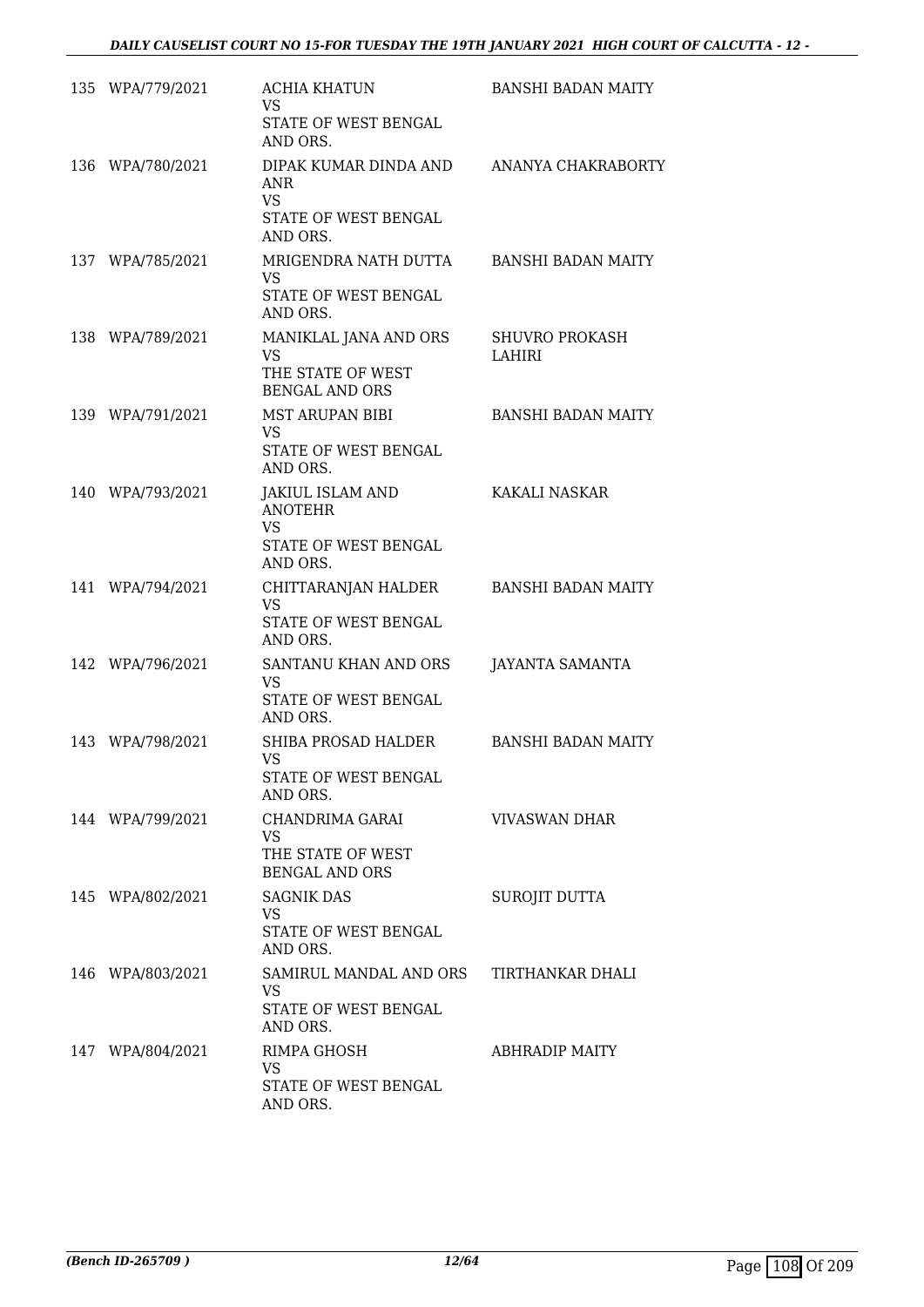| | | | |
|---|---|---|---|
| 135 | WPA/779/2021 | ACHIA KHATUN<br>VS<br>STATE OF WEST BENGAL AND ORS. | BANSHI BADAN MAITY |
| 136 | WPA/780/2021 | DIPAK KUMAR DINDA AND ANR<br>VS<br>STATE OF WEST BENGAL AND ORS. | ANANYA CHAKRABORTY |
| 137 | WPA/785/2021 | MRIGENDRA NATH DUTTA<br>VS<br>STATE OF WEST BENGAL AND ORS. | BANSHI BADAN MAITY |
| 138 | WPA/789/2021 | MANIKLAL JANA AND ORS<br>VS<br>THE STATE OF WEST BENGAL AND ORS | SHUVRO PROKASH LAHIRI |
| 139 | WPA/791/2021 | MST ARUPAN BIBI<br>VS<br>STATE OF WEST BENGAL AND ORS. | BANSHI BADAN MAITY |
| 140 | WPA/793/2021 | JAKIUL ISLAM AND ANOTEHR<br>VS<br>STATE OF WEST BENGAL AND ORS. | KAKALI NASKAR |
| 141 | WPA/794/2021 | CHITTARANJAN HALDER<br>VS<br>STATE OF WEST BENGAL AND ORS. | BANSHI BADAN MAITY |
| 142 | WPA/796/2021 | SANTANU KHAN AND ORS<br>VS<br>STATE OF WEST BENGAL AND ORS. | JAYANTA SAMANTA |
| 143 | WPA/798/2021 | SHIBA PROSAD HALDER<br>VS<br>STATE OF WEST BENGAL AND ORS. | BANSHI BADAN MAITY |
| 144 | WPA/799/2021 | CHANDRIMA GARAI<br>VS<br>THE STATE OF WEST BENGAL AND ORS | VIVASWAN DHAR |
| 145 | WPA/802/2021 | SAGNIK DAS<br>VS<br>STATE OF WEST BENGAL AND ORS. | SUROJIT DUTTA |
| 146 | WPA/803/2021 | SAMIRUL MANDAL AND ORS<br>VS<br>STATE OF WEST BENGAL AND ORS. | TIRTHANKAR DHALI |
| 147 | WPA/804/2021 | RIMPA GHOSH<br>VS<br>STATE OF WEST BENGAL AND ORS. | ABHRADIP MAITY |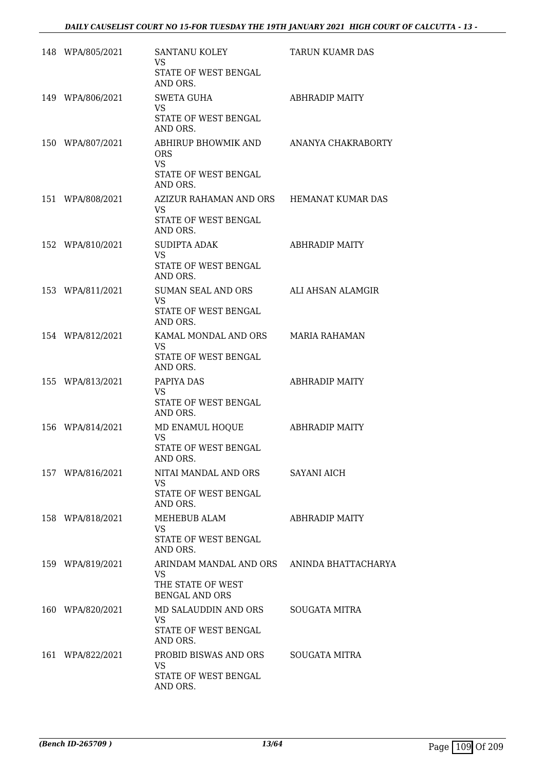| | | | |
|---|---|---|---|
| 148 | WPA/805/2021 | SANTANU KOLEY<br>VS<br>STATE OF WEST BENGAL AND ORS. | TARUN KUAMR DAS |
| 149 | WPA/806/2021 | SWETA GUHA<br>VS<br>STATE OF WEST BENGAL AND ORS. | ABHRADIP MAITY |
| 150 | WPA/807/2021 | ABHIRUP BHOWMIK AND ORS<br>VS<br>STATE OF WEST BENGAL AND ORS. | ANANYA CHAKRABORTY |
| 151 | WPA/808/2021 | AZIZUR RAHAMAN AND ORS<br>VS<br>STATE OF WEST BENGAL AND ORS. | HEMANAT KUMAR DAS |
| 152 | WPA/810/2021 | SUDIPTA ADAK<br>VS<br>STATE OF WEST BENGAL AND ORS. | ABHRADIP MAITY |
| 153 | WPA/811/2021 | SUMAN SEAL AND ORS<br>VS<br>STATE OF WEST BENGAL AND ORS. | ALI AHSAN ALAMGIR |
| 154 | WPA/812/2021 | KAMAL MONDAL AND ORS<br>VS<br>STATE OF WEST BENGAL AND ORS. | MARIA RAHAMAN |
| 155 | WPA/813/2021 | PAPIYA DAS<br>VS<br>STATE OF WEST BENGAL AND ORS. | ABHRADIP MAITY |
| 156 | WPA/814/2021 | MD ENAMUL HOQUE<br>VS<br>STATE OF WEST BENGAL AND ORS. | ABHRADIP MAITY |
| 157 | WPA/816/2021 | NITAI MANDAL AND ORS<br>VS<br>STATE OF WEST BENGAL AND ORS. | SAYANI AICH |
| 158 | WPA/818/2021 | MEHEBUB ALAM<br>VS<br>STATE OF WEST BENGAL AND ORS. | ABHRADIP MAITY |
| 159 | WPA/819/2021 | ARINDAM MANDAL AND ORS<br>VS<br>THE STATE OF WEST BENGAL AND ORS | ANINDA BHATTACHARYA |
| 160 | WPA/820/2021 | MD SALAUDDIN AND ORS<br>VS<br>STATE OF WEST BENGAL AND ORS. | SOUGATA MITRA |
| 161 | WPA/822/2021 | PROBID BISWAS AND ORS<br>VS<br>STATE OF WEST BENGAL AND ORS. | SOUGATA MITRA |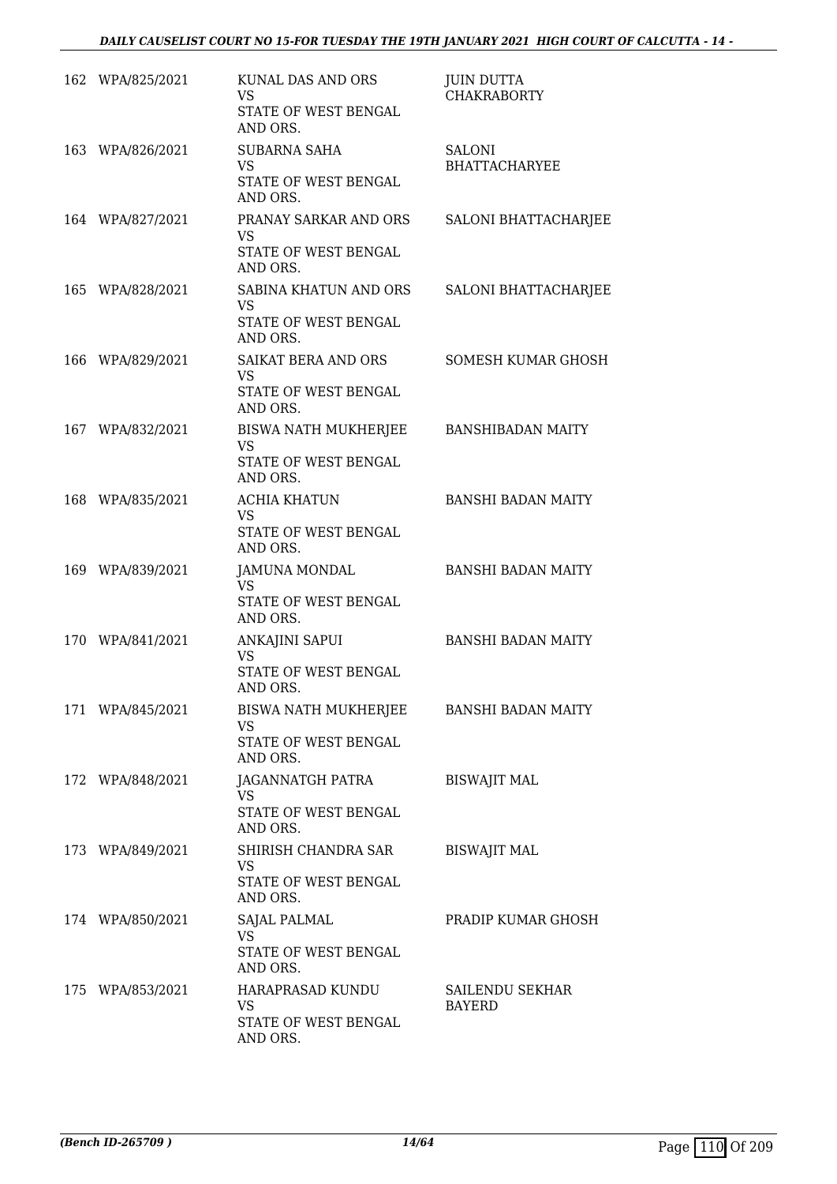| | | | |
|---|---|---|---|
| 162 | WPA/825/2021 | KUNAL DAS AND ORS<br>VS<br>STATE OF WEST BENGAL AND ORS. | JUIN DUTTA CHAKRABORTY |
| 163 | WPA/826/2021 | SUBARNA SAHA<br>VS<br>STATE OF WEST BENGAL AND ORS. | SALONI BHATTACHARYEE |
| 164 | WPA/827/2021 | PRANAY SARKAR AND ORS<br>VS<br>STATE OF WEST BENGAL AND ORS. | SALONI BHATTACHARJEE |
| 165 | WPA/828/2021 | SABINA KHATUN AND ORS<br>VS<br>STATE OF WEST BENGAL AND ORS. | SALONI BHATTACHARJEE |
| 166 | WPA/829/2021 | SAIKAT BERA AND ORS<br>VS<br>STATE OF WEST BENGAL AND ORS. | SOMESH KUMAR GHOSH |
| 167 | WPA/832/2021 | BISWA NATH MUKHERJEE<br>VS<br>STATE OF WEST BENGAL AND ORS. | BANSHIBADAN MAITY |
| 168 | WPA/835/2021 | ACHIA KHATUN<br>VS<br>STATE OF WEST BENGAL AND ORS. | BANSHI BADAN MAITY |
| 169 | WPA/839/2021 | JAMUNA MONDAL<br>VS<br>STATE OF WEST BENGAL AND ORS. | BANSHI BADAN MAITY |
| 170 | WPA/841/2021 | ANKAJINI SAPUI<br>VS<br>STATE OF WEST BENGAL AND ORS. | BANSHI BADAN MAITY |
| 171 | WPA/845/2021 | BISWA NATH MUKHERJEE<br>VS<br>STATE OF WEST BENGAL AND ORS. | BANSHI BADAN MAITY |
| 172 | WPA/848/2021 | JAGANNATGH PATRA<br>VS<br>STATE OF WEST BENGAL AND ORS. | BISWAJIT MAL |
| 173 | WPA/849/2021 | SHIRISH CHANDRA SAR<br>VS<br>STATE OF WEST BENGAL AND ORS. | BISWAJIT MAL |
| 174 | WPA/850/2021 | SAJAL PALMAL<br>VS<br>STATE OF WEST BENGAL AND ORS. | PRADIP KUMAR GHOSH |
| 175 | WPA/853/2021 | HARAPRASAD KUNDU<br>VS<br>STATE OF WEST BENGAL AND ORS. | SAILENDU SEKHAR BAYERD |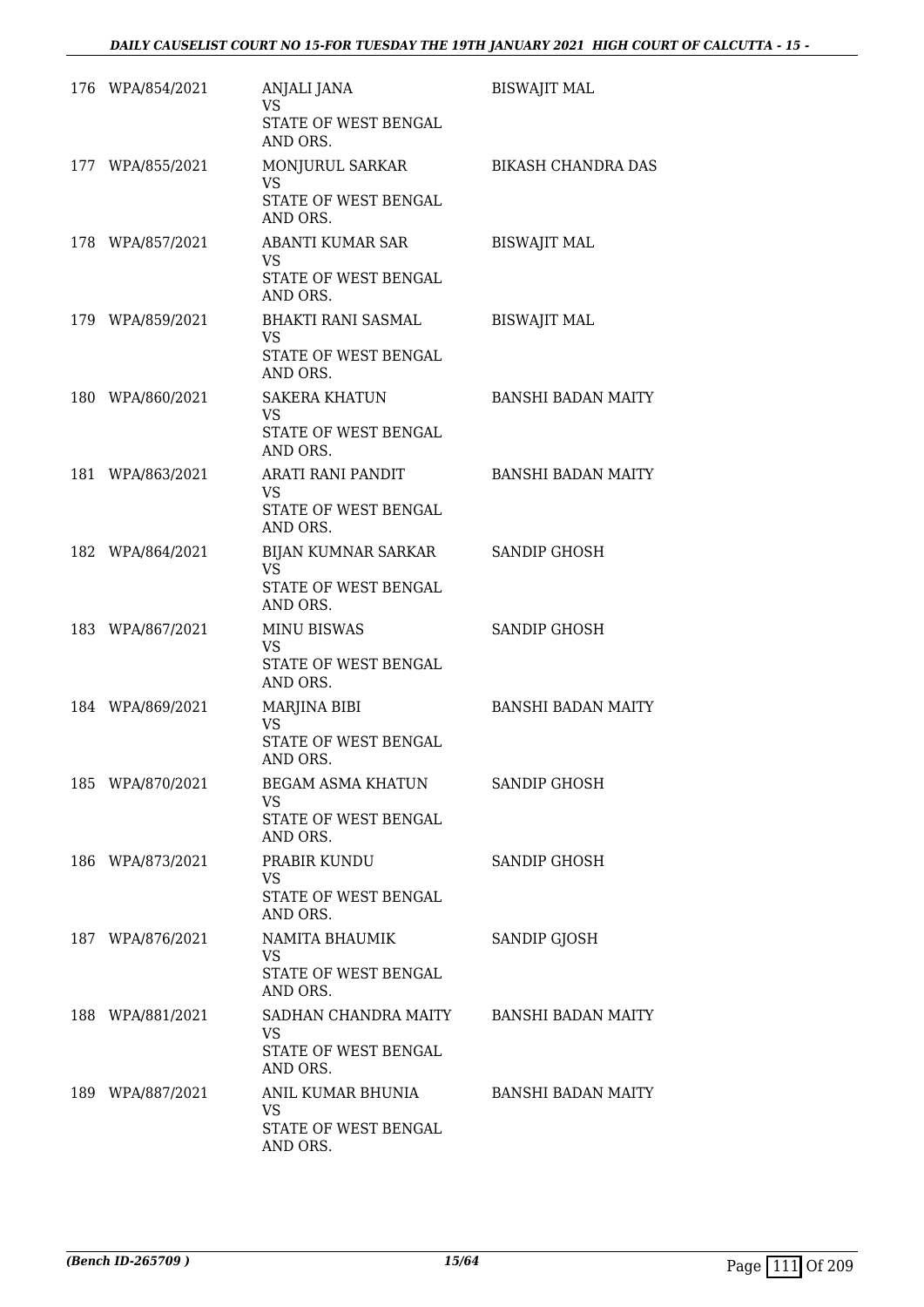| | | | |
|---|---|---|---|
| 176 | WPA/854/2021 | ANJALI JANA<br>VS<br>STATE OF WEST BENGAL AND ORS. | BISWAJIT MAL |
| 177 | WPA/855/2021 | MONJURUL SARKAR<br>VS<br>STATE OF WEST BENGAL AND ORS. | BIKASH CHANDRA DAS |
| 178 | WPA/857/2021 | ABANTI KUMAR SAR<br>VS<br>STATE OF WEST BENGAL AND ORS. | BISWAJIT MAL |
| 179 | WPA/859/2021 | BHAKTI RANI SASMAL<br>VS<br>STATE OF WEST BENGAL AND ORS. | BISWAJIT MAL |
| 180 | WPA/860/2021 | SAKERA KHATUN<br>VS<br>STATE OF WEST BENGAL AND ORS. | BANSHI BADAN MAITY |
| 181 | WPA/863/2021 | ARATI RANI PANDIT<br>VS<br>STATE OF WEST BENGAL AND ORS. | BANSHI BADAN MAITY |
| 182 | WPA/864/2021 | BIJAN KUMNAR SARKAR<br>VS<br>STATE OF WEST BENGAL AND ORS. | SANDIP GHOSH |
| 183 | WPA/867/2021 | MINU BISWAS<br>VS<br>STATE OF WEST BENGAL AND ORS. | SANDIP GHOSH |
| 184 | WPA/869/2021 | MARJINA BIBI<br>VS<br>STATE OF WEST BENGAL AND ORS. | BANSHI BADAN MAITY |
| 185 | WPA/870/2021 | BEGAM ASMA KHATUN<br>VS<br>STATE OF WEST BENGAL AND ORS. | SANDIP GHOSH |
| 186 | WPA/873/2021 | PRABIR KUNDU<br>VS<br>STATE OF WEST BENGAL AND ORS. | SANDIP GHOSH |
| 187 | WPA/876/2021 | NAMITA BHAUMIK<br>VS<br>STATE OF WEST BENGAL AND ORS. | SANDIP GJOSH |
| 188 | WPA/881/2021 | SADHAN CHANDRA MAITY<br>VS<br>STATE OF WEST BENGAL AND ORS. | BANSHI BADAN MAITY |
| 189 | WPA/887/2021 | ANIL KUMAR BHUNIA<br>VS<br>STATE OF WEST BENGAL AND ORS. | BANSHI BADAN MAITY |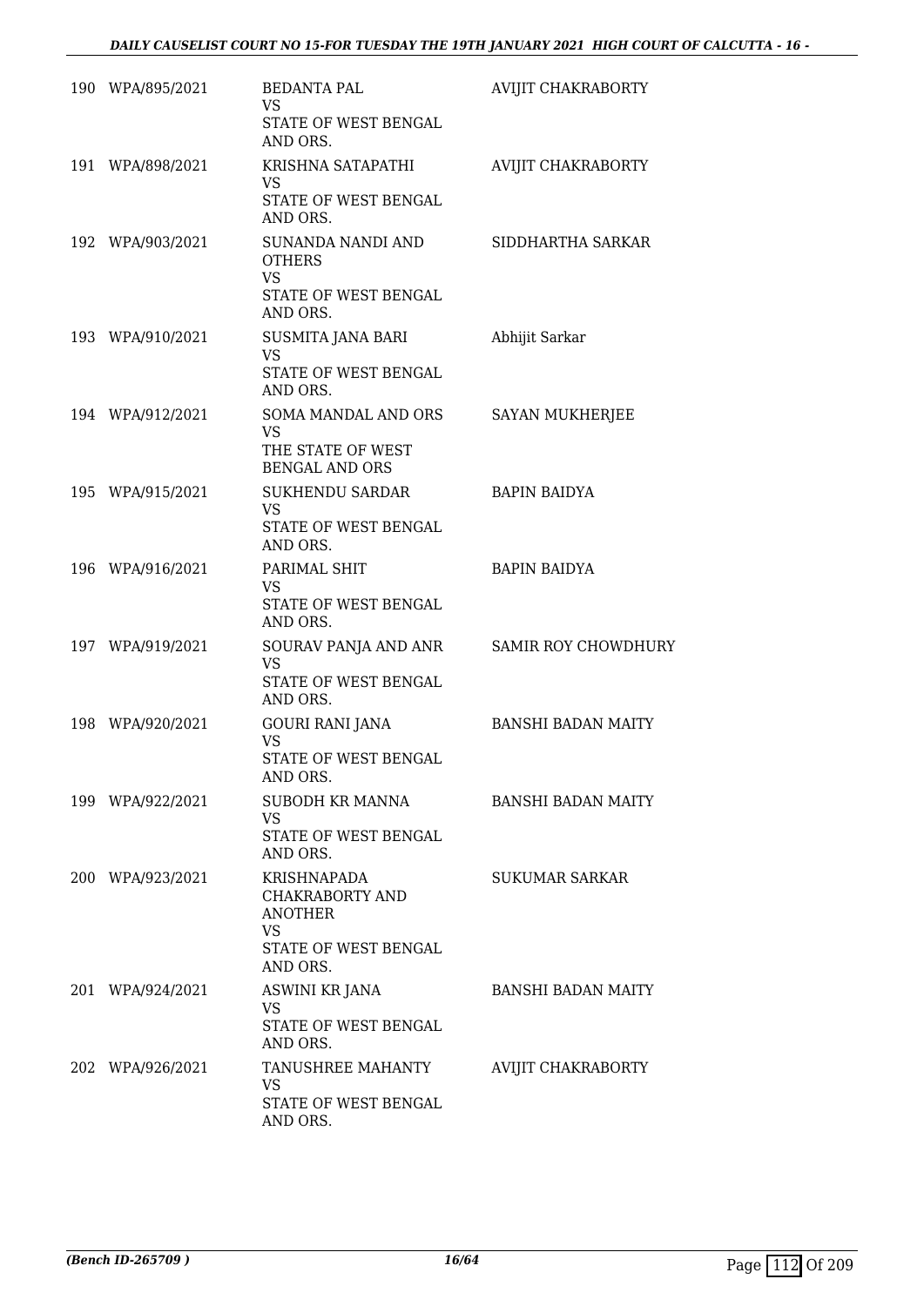| | | | |
|---|---|---|---|
| 190 | WPA/895/2021 | BEDANTA PAL<br>VS<br>STATE OF WEST BENGAL AND ORS. | AVIJIT CHAKRABORTY |
| 191 | WPA/898/2021 | KRISHNA SATAPATHI<br>VS<br>STATE OF WEST BENGAL AND ORS. | AVIJIT CHAKRABORTY |
| 192 | WPA/903/2021 | SUNANDA NANDI AND OTHERS<br>VS<br>STATE OF WEST BENGAL AND ORS. | SIDDHARTHA SARKAR |
| 193 | WPA/910/2021 | SUSMITA JANA BARI<br>VS<br>STATE OF WEST BENGAL AND ORS. | Abhijit Sarkar |
| 194 | WPA/912/2021 | SOMA MANDAL AND ORS<br>VS<br>THE STATE OF WEST BENGAL AND ORS | SAYAN MUKHERJEE |
| 195 | WPA/915/2021 | SUKHENDU SARDAR<br>VS<br>STATE OF WEST BENGAL AND ORS. | BAPIN BAIDYA |
| 196 | WPA/916/2021 | PARIMAL SHIT<br>VS<br>STATE OF WEST BENGAL AND ORS. | BAPIN BAIDYA |
| 197 | WPA/919/2021 | SOURAV PANJA AND ANR<br>VS<br>STATE OF WEST BENGAL AND ORS. | SAMIR ROY CHOWDHURY |
| 198 | WPA/920/2021 | GOURI RANI JANA<br>VS<br>STATE OF WEST BENGAL AND ORS. | BANSHI BADAN MAITY |
| 199 | WPA/922/2021 | SUBODH KR MANNA<br>VS<br>STATE OF WEST BENGAL AND ORS. | BANSHI BADAN MAITY |
| 200 | WPA/923/2021 | KRISHNAPADA CHAKRABORTY AND ANOTHER<br>VS<br>STATE OF WEST BENGAL AND ORS. | SUKUMAR SARKAR |
| 201 | WPA/924/2021 | ASWINI KR JANA<br>VS<br>STATE OF WEST BENGAL AND ORS. | BANSHI BADAN MAITY |
| 202 | WPA/926/2021 | TANUSHREE MAHANTY<br>VS<br>STATE OF WEST BENGAL AND ORS. | AVIJIT CHAKRABORTY |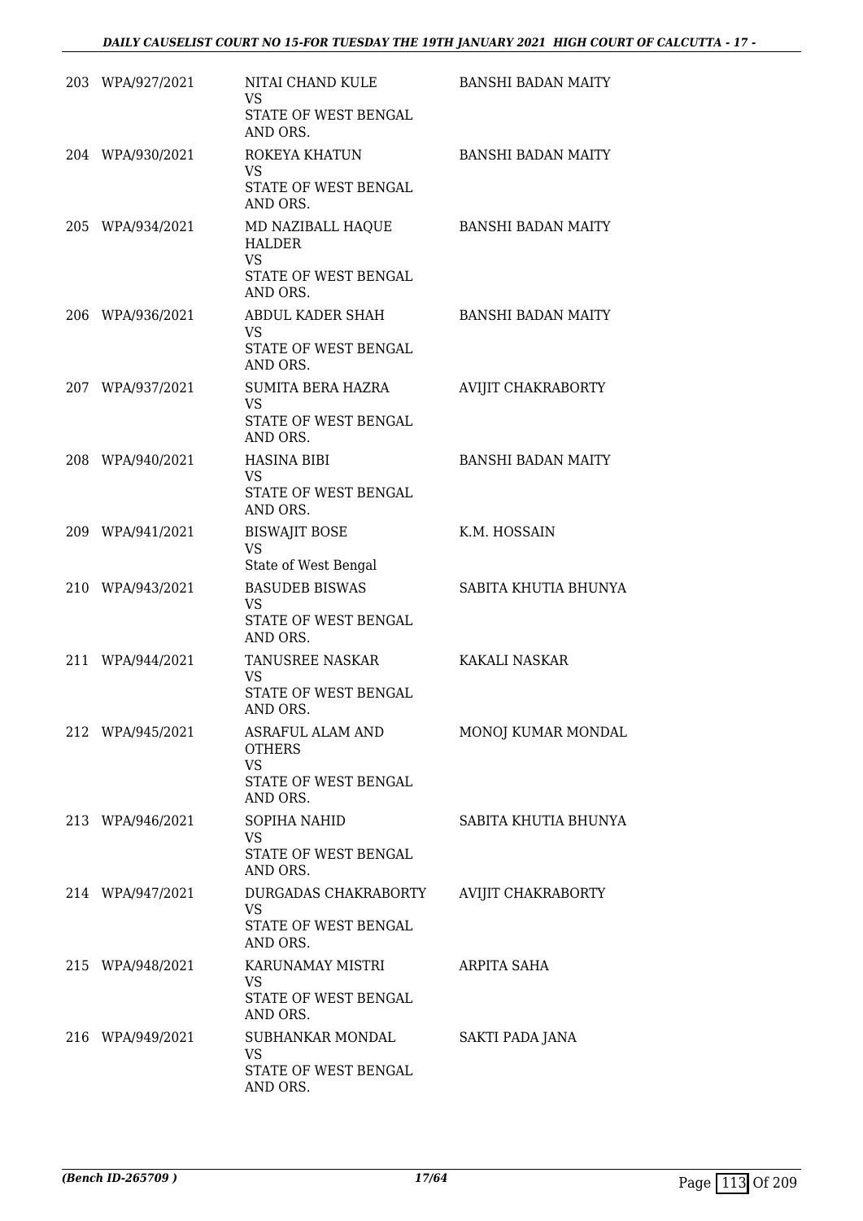| | | | |
|---|---|---|---|
| 203 | WPA/927/2021 | NITAI CHAND KULE<br>VS<br>STATE OF WEST BENGAL AND ORS. | BANSHI BADAN MAITY |
| 204 | WPA/930/2021 | ROKEYA KHATUN<br>VS<br>STATE OF WEST BENGAL AND ORS. | BANSHI BADAN MAITY |
| 205 | WPA/934/2021 | MD NAZIBALL HAQUE HALDER<br>VS<br>STATE OF WEST BENGAL AND ORS. | BANSHI BADAN MAITY |
| 206 | WPA/936/2021 | ABDUL KADER SHAH<br>VS<br>STATE OF WEST BENGAL AND ORS. | BANSHI BADAN MAITY |
| 207 | WPA/937/2021 | SUMITA BERA HAZRA<br>VS<br>STATE OF WEST BENGAL AND ORS. | AVIJIT CHAKRABORTY |
| 208 | WPA/940/2021 | HASINA BIBI<br>VS<br>STATE OF WEST BENGAL AND ORS. | BANSHI BADAN MAITY |
| 209 | WPA/941/2021 | BISWAJIT BOSE<br>VS<br>State of West Bengal | K.M. HOSSAIN |
| 210 | WPA/943/2021 | BASUDEB BISWAS<br>VS<br>STATE OF WEST BENGAL AND ORS. | SABITA KHUTIA BHUNYA |
| 211 | WPA/944/2021 | TANUSREE NASKAR<br>VS<br>STATE OF WEST BENGAL AND ORS. | KAKALI NASKAR |
| 212 | WPA/945/2021 | ASRAFUL ALAM AND OTHERS<br>VS<br>STATE OF WEST BENGAL AND ORS. | MONOJ KUMAR MONDAL |
| 213 | WPA/946/2021 | SOPIHA NAHID<br>VS<br>STATE OF WEST BENGAL AND ORS. | SABITA KHUTIA BHUNYA |
| 214 | WPA/947/2021 | DURGADAS CHAKRABORTY<br>VS<br>STATE OF WEST BENGAL AND ORS. | AVIJIT CHAKRABORTY |
| 215 | WPA/948/2021 | KARUNAMAY MISTRI<br>VS<br>STATE OF WEST BENGAL AND ORS. | ARPITA SAHA |
| 216 | WPA/949/2021 | SUBHANKAR MONDAL<br>VS<br>STATE OF WEST BENGAL AND ORS. | SAKTI PADA JANA |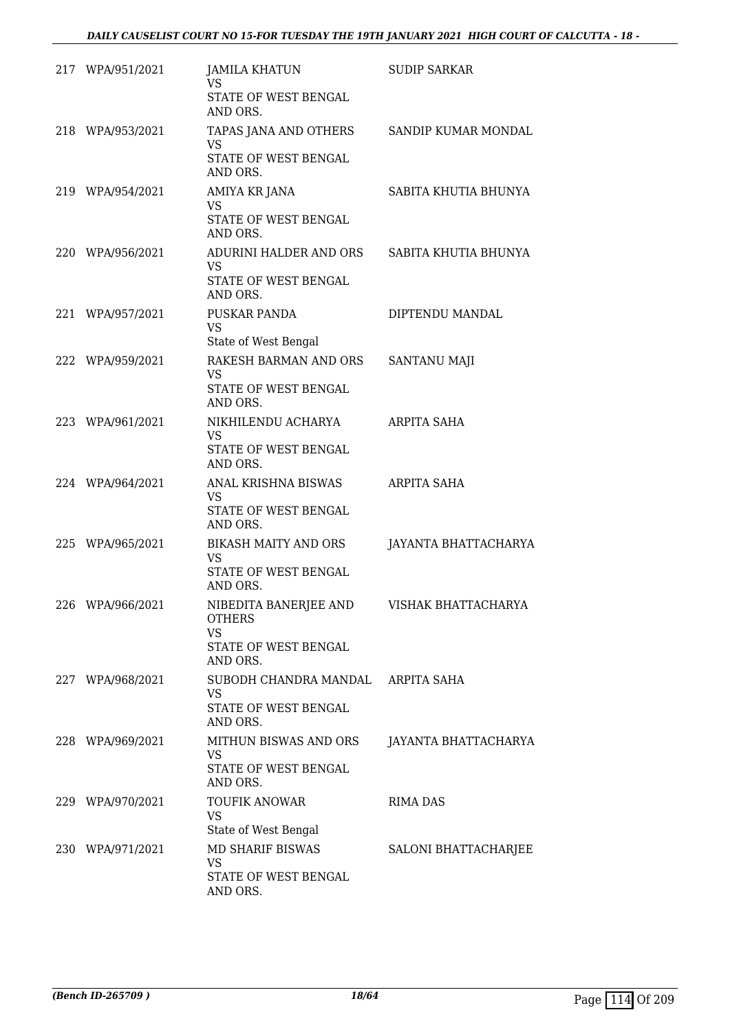| | | | |
|---|---|---|---|
| 217 | WPA/951/2021 | JAMILA KHATUN<br>VS<br>STATE OF WEST BENGAL AND ORS. | SUDIP SARKAR |
| 218 | WPA/953/2021 | TAPAS JANA AND OTHERS<br>VS<br>STATE OF WEST BENGAL AND ORS. | SANDIP KUMAR MONDAL |
| 219 | WPA/954/2021 | AMIYA KR JANA<br>VS<br>STATE OF WEST BENGAL AND ORS. | SABITA KHUTIA BHUNYA |
| 220 | WPA/956/2021 | ADURINI HALDER AND ORS<br>VS<br>STATE OF WEST BENGAL AND ORS. | SABITA KHUTIA BHUNYA |
| 221 | WPA/957/2021 | PUSKAR PANDA<br>VS<br>State of West Bengal | DIPTENDU MANDAL |
| 222 | WPA/959/2021 | RAKESH BARMAN AND ORS<br>VS<br>STATE OF WEST BENGAL AND ORS. | SANTANU MAJI |
| 223 | WPA/961/2021 | NIKHILENDU ACHARYA<br>VS<br>STATE OF WEST BENGAL AND ORS. | ARPITA SAHA |
| 224 | WPA/964/2021 | ANAL KRISHNA BISWAS<br>VS<br>STATE OF WEST BENGAL AND ORS. | ARPITA SAHA |
| 225 | WPA/965/2021 | BIKASH MAITY AND ORS<br>VS<br>STATE OF WEST BENGAL AND ORS. | JAYANTA BHATTACHARYA |
| 226 | WPA/966/2021 | NIBEDITA BANERJEE AND OTHERS<br>VS<br>STATE OF WEST BENGAL AND ORS. | VISHAK BHATTACHARYA |
| 227 | WPA/968/2021 | SUBODH CHANDRA MANDAL<br>VS<br>STATE OF WEST BENGAL AND ORS. | ARPITA SAHA |
| 228 | WPA/969/2021 | MITHUN BISWAS AND ORS<br>VS<br>STATE OF WEST BENGAL AND ORS. | JAYANTA BHATTACHARYA |
| 229 | WPA/970/2021 | TOUFIK ANOWAR<br>VS<br>State of West Bengal | RIMA DAS |
| 230 | WPA/971/2021 | MD SHARIF BISWAS<br>VS<br>STATE OF WEST BENGAL AND ORS. | SALONI BHATTACHARJEE |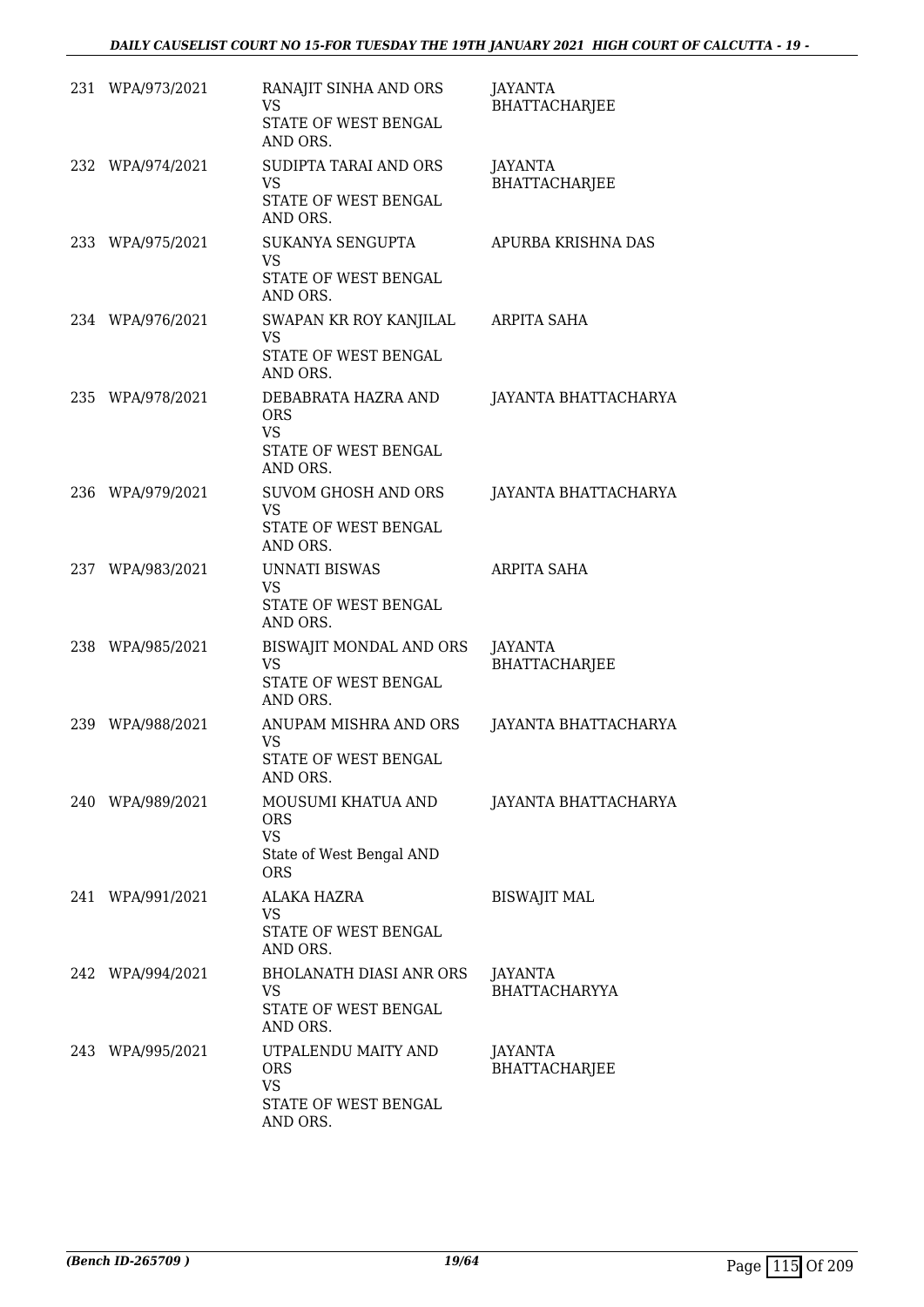| | | | |
|---|---|---|---|
| 231 | WPA/973/2021 | RANAJIT SINHA AND ORS<br>VS<br>STATE OF WEST BENGAL AND ORS. | JAYANTA BHATTACHARJEE |
| 232 | WPA/974/2021 | SUDIPTA TARAI AND ORS<br>VS<br>STATE OF WEST BENGAL AND ORS. | JAYANTA BHATTACHARJEE |
| 233 | WPA/975/2021 | SUKANYA SENGUPTA<br>VS<br>STATE OF WEST BENGAL AND ORS. | APURBA KRISHNA DAS |
| 234 | WPA/976/2021 | SWAPAN KR ROY KANJILAL<br>VS<br>STATE OF WEST BENGAL AND ORS. | ARPITA SAHA |
| 235 | WPA/978/2021 | DEBABRATA HAZRA AND ORS<br>VS<br>STATE OF WEST BENGAL AND ORS. | JAYANTA BHATTACHARYA |
| 236 | WPA/979/2021 | SUVOM GHOSH AND ORS<br>VS<br>STATE OF WEST BENGAL AND ORS. | JAYANTA BHATTACHARYA |
| 237 | WPA/983/2021 | UNNATI BISWAS<br>VS<br>STATE OF WEST BENGAL AND ORS. | ARPITA SAHA |
| 238 | WPA/985/2021 | BISWAJIT MONDAL AND ORS<br>VS<br>STATE OF WEST BENGAL AND ORS. | JAYANTA BHATTACHARJEE |
| 239 | WPA/988/2021 | ANUPAM MISHRA AND ORS<br>VS<br>STATE OF WEST BENGAL AND ORS. | JAYANTA BHATTACHARYA |
| 240 | WPA/989/2021 | MOUSUMI KHATUA AND ORS<br>VS<br>State of West Bengal AND ORS | JAYANTA BHATTACHARYA |
| 241 | WPA/991/2021 | ALAKA HAZRA<br>VS<br>STATE OF WEST BENGAL AND ORS. | BISWAJIT MAL |
| 242 | WPA/994/2021 | BHOLANATH DIASI ANR ORS<br>VS<br>STATE OF WEST BENGAL AND ORS. | JAYANTA BHATTACHARYYA |
| 243 | WPA/995/2021 | UTPALENDU MAITY AND ORS<br>VS<br>STATE OF WEST BENGAL AND ORS. | JAYANTA BHATTACHARJEE |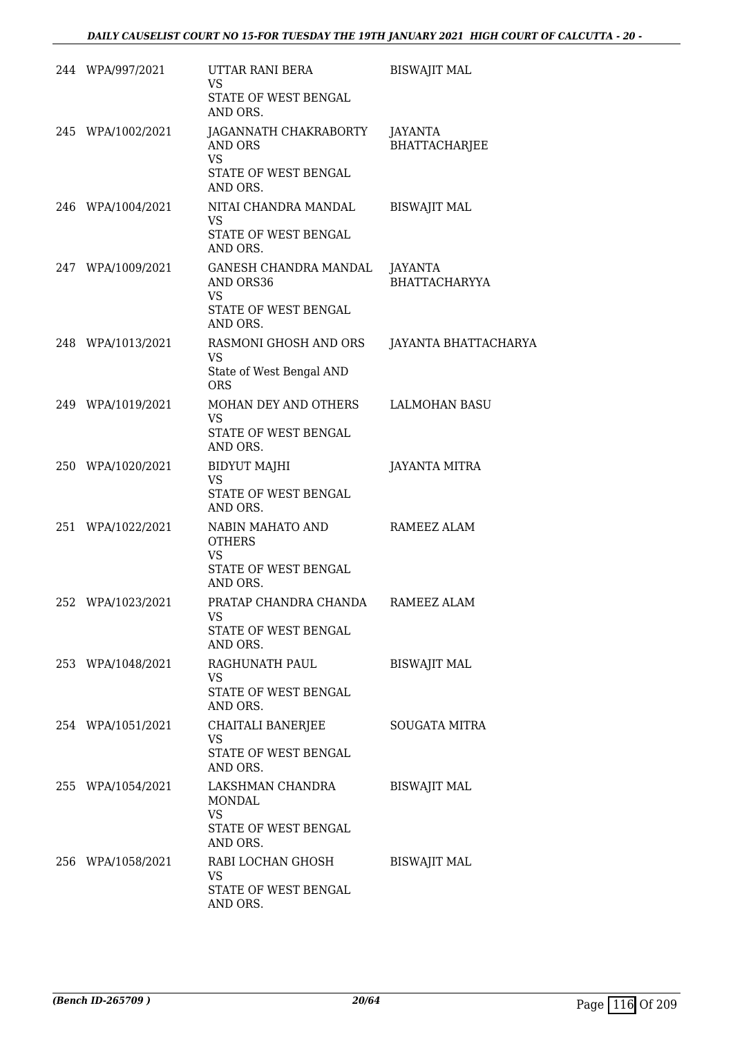| | | | |
|---|---|---|---|
| 244 | WPA/997/2021 | UTTAR RANI BERA<br>VS<br>STATE OF WEST BENGAL AND ORS. | BISWAJIT MAL |
| 245 | WPA/1002/2021 | JAGANNATH CHAKRABORTY AND ORS<br>VS<br>STATE OF WEST BENGAL AND ORS. | JAYANTA BHATTACHARJEE |
| 246 | WPA/1004/2021 | NITAI CHANDRA MANDAL<br>VS<br>STATE OF WEST BENGAL AND ORS. | BISWAJIT MAL |
| 247 | WPA/1009/2021 | GANESH CHANDRA MANDAL AND ORS36<br>VS<br>STATE OF WEST BENGAL AND ORS. | JAYANTA BHATTACHARYYA |
| 248 | WPA/1013/2021 | RASMONI GHOSH AND ORS<br>VS<br>State of West Bengal AND ORS | JAYANTA BHATTACHARYA |
| 249 | WPA/1019/2021 | MOHAN DEY AND OTHERS<br>VS<br>STATE OF WEST BENGAL AND ORS. | LALMOHAN BASU |
| 250 | WPA/1020/2021 | BIDYUT MAJHI<br>VS<br>STATE OF WEST BENGAL AND ORS. | JAYANTA MITRA |
| 251 | WPA/1022/2021 | NABIN MAHATO AND OTHERS<br>VS<br>STATE OF WEST BENGAL AND ORS. | RAMEEZ ALAM |
| 252 | WPA/1023/2021 | PRATAP CHANDRA CHANDA<br>VS<br>STATE OF WEST BENGAL AND ORS. | RAMEEZ ALAM |
| 253 | WPA/1048/2021 | RAGHUNATH PAUL<br>VS<br>STATE OF WEST BENGAL AND ORS. | BISWAJIT MAL |
| 254 | WPA/1051/2021 | CHAITALI BANERJEE<br>VS<br>STATE OF WEST BENGAL AND ORS. | SOUGATA MITRA |
| 255 | WPA/1054/2021 | LAKSHMAN CHANDRA MONDAL<br>VS<br>STATE OF WEST BENGAL AND ORS. | BISWAJIT MAL |
| 256 | WPA/1058/2021 | RABI LOCHAN GHOSH<br>VS<br>STATE OF WEST BENGAL AND ORS. | BISWAJIT MAL |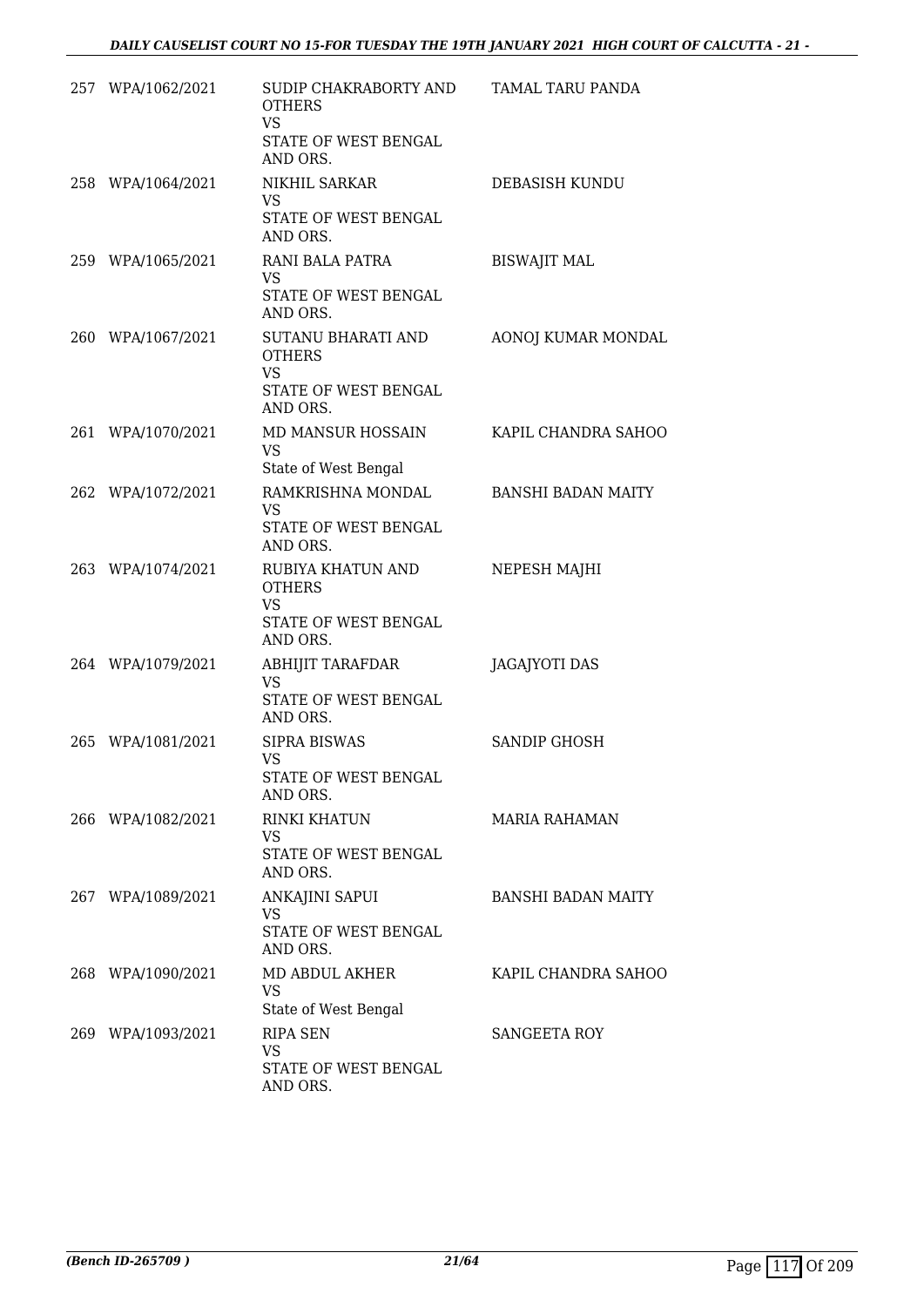| | | | |
|---|---|---|---|
| 257 | WPA/1062/2021 | SUDIP CHAKRABORTY AND OTHERS<br>VS<br>STATE OF WEST BENGAL AND ORS. | TAMAL TARU PANDA |
| 258 | WPA/1064/2021 | NIKHIL SARKAR<br>VS<br>STATE OF WEST BENGAL AND ORS. | DEBASISH KUNDU |
| 259 | WPA/1065/2021 | RANI BALA PATRA<br>VS<br>STATE OF WEST BENGAL AND ORS. | BISWAJIT MAL |
| 260 | WPA/1067/2021 | SUTANU BHARATI AND OTHERS<br>VS<br>STATE OF WEST BENGAL AND ORS. | AONOJ KUMAR MONDAL |
| 261 | WPA/1070/2021 | MD MANSUR HOSSAIN<br>VS<br>State of West Bengal | KAPIL CHANDRA SAHOO |
| 262 | WPA/1072/2021 | RAMKRISHNA MONDAL<br>VS<br>STATE OF WEST BENGAL AND ORS. | BANSHI BADAN MAITY |
| 263 | WPA/1074/2021 | RUBIYA KHATUN AND OTHERS<br>VS<br>STATE OF WEST BENGAL AND ORS. | NEPESH MAJHI |
| 264 | WPA/1079/2021 | ABHIJIT TARAFDAR<br>VS<br>STATE OF WEST BENGAL AND ORS. | JAGAJYOTI DAS |
| 265 | WPA/1081/2021 | SIPRA BISWAS<br>VS<br>STATE OF WEST BENGAL AND ORS. | SANDIP GHOSH |
| 266 | WPA/1082/2021 | RINKI KHATUN<br>VS<br>STATE OF WEST BENGAL AND ORS. | MARIA RAHAMAN |
| 267 | WPA/1089/2021 | ANKAJINI SAPUI<br>VS<br>STATE OF WEST BENGAL AND ORS. | BANSHI BADAN MAITY |
| 268 | WPA/1090/2021 | MD ABDUL AKHER<br>VS<br>State of West Bengal | KAPIL CHANDRA SAHOO |
| 269 | WPA/1093/2021 | RIPA SEN<br>VS<br>STATE OF WEST BENGAL AND ORS. | SANGEETA ROY |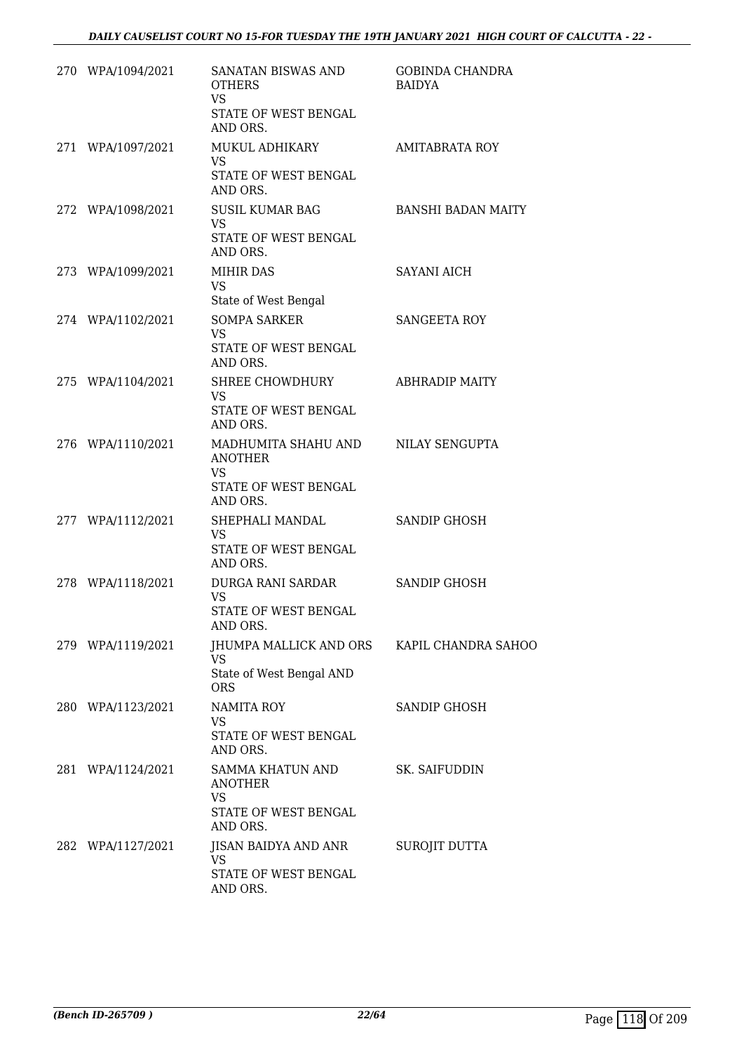| | | | |
|---|---|---|---|
| 270 | WPA/1094/2021 | SANATAN BISWAS AND OTHERS<br>VS<br>STATE OF WEST BENGAL AND ORS. | GOBINDA CHANDRA BAIDYA |
| 271 | WPA/1097/2021 | MUKUL ADHIKARY<br>VS<br>STATE OF WEST BENGAL AND ORS. | AMITABRATA ROY |
| 272 | WPA/1098/2021 | SUSIL KUMAR BAG<br>VS<br>STATE OF WEST BENGAL AND ORS. | BANSHI BADAN MAITY |
| 273 | WPA/1099/2021 | MIHIR DAS<br>VS<br>State of West Bengal | SAYANI AICH |
| 274 | WPA/1102/2021 | SOMPA SARKER<br>VS<br>STATE OF WEST BENGAL AND ORS. | SANGEETA ROY |
| 275 | WPA/1104/2021 | SHREE CHOWDHURY<br>VS<br>STATE OF WEST BENGAL AND ORS. | ABHRADIP MAITY |
| 276 | WPA/1110/2021 | MADHUMITA SHAHU AND ANOTHER<br>VS<br>STATE OF WEST BENGAL AND ORS. | NILAY SENGUPTA |
| 277 | WPA/1112/2021 | SHEPHALI MANDAL<br>VS<br>STATE OF WEST BENGAL AND ORS. | SANDIP GHOSH |
| 278 | WPA/1118/2021 | DURGA RANI SARDAR<br>VS<br>STATE OF WEST BENGAL AND ORS. | SANDIP GHOSH |
| 279 | WPA/1119/2021 | JHUMPA MALLICK AND ORS<br>VS<br>State of West Bengal AND ORS | KAPIL CHANDRA SAHOO |
| 280 | WPA/1123/2021 | NAMITA ROY<br>VS<br>STATE OF WEST BENGAL AND ORS. | SANDIP GHOSH |
| 281 | WPA/1124/2021 | SAMMA KHATUN AND ANOTHER<br>VS<br>STATE OF WEST BENGAL AND ORS. | SK. SAIFUDDIN |
| 282 | WPA/1127/2021 | JISAN BAIDYA AND ANR<br>VS<br>STATE OF WEST BENGAL AND ORS. | SUROJIT DUTTA |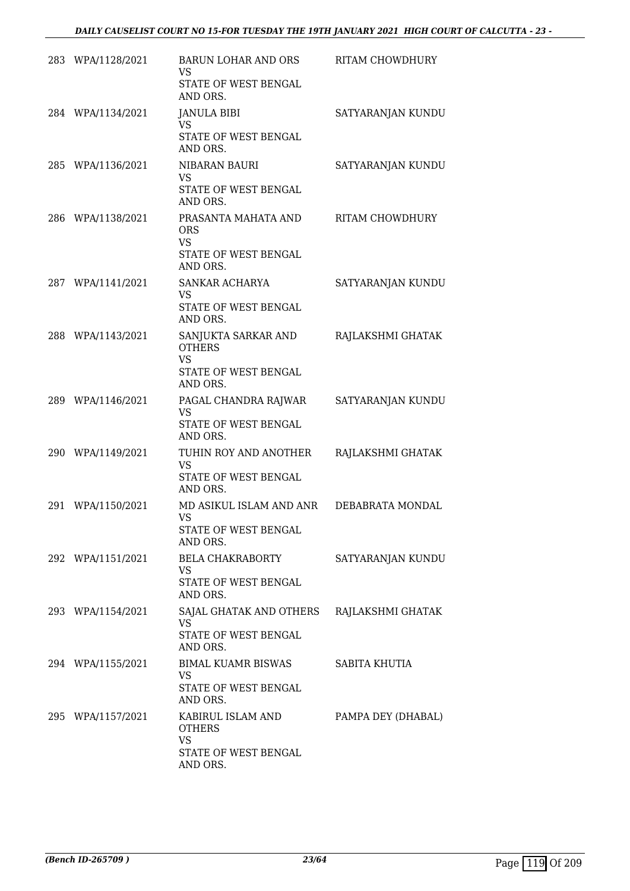| | | | |
|---|---|---|---|
| 283 | WPA/1128/2021 | BARUN LOHAR AND ORS<br>VS<br>STATE OF WEST BENGAL AND ORS. | RITAM CHOWDHURY |
| 284 | WPA/1134/2021 | JANULA BIBI<br>VS<br>STATE OF WEST BENGAL AND ORS. | SATYARANJAN KUNDU |
| 285 | WPA/1136/2021 | NIBARAN BAURI<br>VS<br>STATE OF WEST BENGAL AND ORS. | SATYARANJAN KUNDU |
| 286 | WPA/1138/2021 | PRASANTA MAHATA AND ORS<br>VS<br>STATE OF WEST BENGAL AND ORS. | RITAM CHOWDHURY |
| 287 | WPA/1141/2021 | SANKAR ACHARYA<br>VS<br>STATE OF WEST BENGAL AND ORS. | SATYARANJAN KUNDU |
| 288 | WPA/1143/2021 | SANJUKTA SARKAR AND OTHERS<br>VS<br>STATE OF WEST BENGAL AND ORS. | RAJLAKSHMI GHATAK |
| 289 | WPA/1146/2021 | PAGAL CHANDRA RAJWAR<br>VS<br>STATE OF WEST BENGAL AND ORS. | SATYARANJAN KUNDU |
| 290 | WPA/1149/2021 | TUHIN ROY AND ANOTHER<br>VS<br>STATE OF WEST BENGAL AND ORS. | RAJLAKSHMI GHATAK |
| 291 | WPA/1150/2021 | MD ASIKUL ISLAM AND ANR<br>VS<br>STATE OF WEST BENGAL AND ORS. | DEBABRATA MONDAL |
| 292 | WPA/1151/2021 | BELA CHAKRABORTY<br>VS<br>STATE OF WEST BENGAL AND ORS. | SATYARANJAN KUNDU |
| 293 | WPA/1154/2021 | SAJAL GHATAK AND OTHERS<br>VS<br>STATE OF WEST BENGAL AND ORS. | RAJLAKSHMI GHATAK |
| 294 | WPA/1155/2021 | BIMAL KUAMR BISWAS<br>VS<br>STATE OF WEST BENGAL AND ORS. | SABITA KHUTIA |
| 295 | WPA/1157/2021 | KABIRUL ISLAM AND OTHERS<br>VS<br>STATE OF WEST BENGAL AND ORS. | PAMPA DEY (DHABAL) |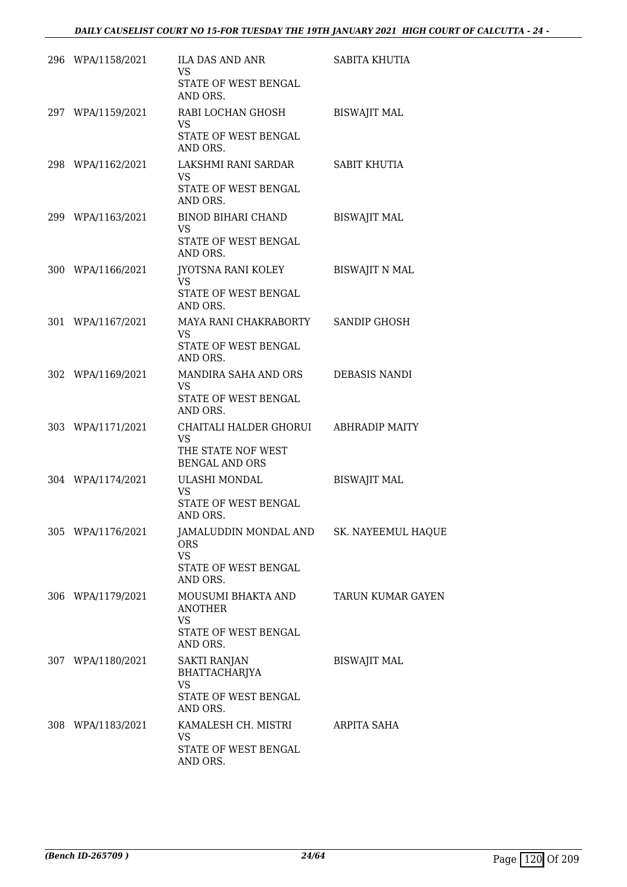| | | | |
|---|---|---|---|
| 296 | WPA/1158/2021 | ILA DAS AND ANR<br>VS<br>STATE OF WEST BENGAL AND ORS. | SABITA KHUTIA |
| 297 | WPA/1159/2021 | RABI LOCHAN GHOSH<br>VS<br>STATE OF WEST BENGAL AND ORS. | BISWAJIT MAL |
| 298 | WPA/1162/2021 | LAKSHMI RANI SARDAR<br>VS<br>STATE OF WEST BENGAL AND ORS. | SABIT KHUTIA |
| 299 | WPA/1163/2021 | BINOD BIHARI CHAND<br>VS<br>STATE OF WEST BENGAL AND ORS. | BISWAJIT MAL |
| 300 | WPA/1166/2021 | JYOTSNA RANI KOLEY<br>VS<br>STATE OF WEST BENGAL AND ORS. | BISWAJIT N MAL |
| 301 | WPA/1167/2021 | MAYA RANI CHAKRABORTY<br>VS<br>STATE OF WEST BENGAL AND ORS. | SANDIP GHOSH |
| 302 | WPA/1169/2021 | MANDIRA SAHA AND ORS<br>VS<br>STATE OF WEST BENGAL AND ORS. | DEBASIS NANDI |
| 303 | WPA/1171/2021 | CHAITALI HALDER GHORUI<br>VS<br>THE STATE NOF WEST BENGAL AND ORS | ABHRADIP MAITY |
| 304 | WPA/1174/2021 | ULASHI MONDAL<br>VS<br>STATE OF WEST BENGAL AND ORS. | BISWAJIT MAL |
| 305 | WPA/1176/2021 | JAMALUDDIN MONDAL AND ORS<br>VS<br>STATE OF WEST BENGAL AND ORS. | SK. NAYEEMUL HAQUE |
| 306 | WPA/1179/2021 | MOUSUMI BHAKTA AND ANOTHER<br>VS<br>STATE OF WEST BENGAL AND ORS. | TARUN KUMAR GAYEN |
| 307 | WPA/1180/2021 | SAKTI RANJAN BHATTACHARJYA<br>VS<br>STATE OF WEST BENGAL AND ORS. | BISWAJIT MAL |
| 308 | WPA/1183/2021 | KAMALESH CH. MISTRI<br>VS<br>STATE OF WEST BENGAL AND ORS. | ARPITA SAHA |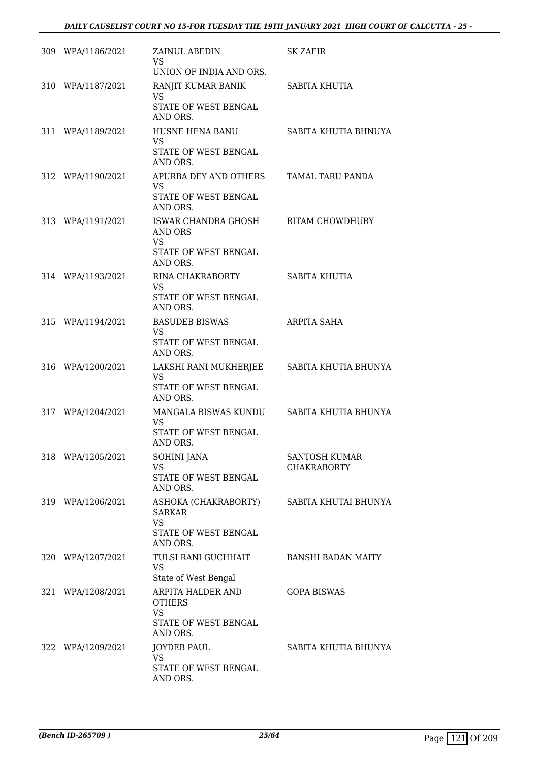| | | | |
|---|---|---|---|
| 309 | WPA/1186/2021 | ZAINUL ABEDIN<br>VS<br>UNION OF INDIA AND ORS. | SK ZAFIR |
| 310 | WPA/1187/2021 | RANJIT KUMAR BANIK<br>VS<br>STATE OF WEST BENGAL AND ORS. | SABITA KHUTIA |
| 311 | WPA/1189/2021 | HUSNE HENA BANU<br>VS<br>STATE OF WEST BENGAL AND ORS. | SABITA KHUTIA BHNUYA |
| 312 | WPA/1190/2021 | APURBA DEY AND OTHERS<br>VS<br>STATE OF WEST BENGAL AND ORS. | TAMAL TARU PANDA |
| 313 | WPA/1191/2021 | ISWAR CHANDRA GHOSH AND ORS<br>VS<br>STATE OF WEST BENGAL AND ORS. | RITAM CHOWDHURY |
| 314 | WPA/1193/2021 | RINA CHAKRABORTY<br>VS<br>STATE OF WEST BENGAL AND ORS. | SABITA KHUTIA |
| 315 | WPA/1194/2021 | BASUDEB BISWAS<br>VS<br>STATE OF WEST BENGAL AND ORS. | ARPITA SAHA |
| 316 | WPA/1200/2021 | LAKSHI RANI MUKHERJEE<br>VS<br>STATE OF WEST BENGAL AND ORS. | SABITA KHUTIA BHUNYA |
| 317 | WPA/1204/2021 | MANGALA BISWAS KUNDU<br>VS<br>STATE OF WEST BENGAL AND ORS. | SABITA KHUTIA BHUNYA |
| 318 | WPA/1205/2021 | SOHINI JANA<br>VS<br>STATE OF WEST BENGAL AND ORS. | SANTOSH KUMAR CHAKRABORTY |
| 319 | WPA/1206/2021 | ASHOKA (CHAKRABORTY) SARKAR<br>VS<br>STATE OF WEST BENGAL AND ORS. | SABITA KHUTAI BHUNYA |
| 320 | WPA/1207/2021 | TULSI RANI GUCHHAIT<br>VS<br>State of West Bengal | BANSHI BADAN MAITY |
| 321 | WPA/1208/2021 | ARPITA HALDER AND OTHERS<br>VS<br>STATE OF WEST BENGAL AND ORS. | GOPA BISWAS |
| 322 | WPA/1209/2021 | JOYDEB PAUL<br>VS<br>STATE OF WEST BENGAL AND ORS. | SABITA KHUTIA BHUNYA |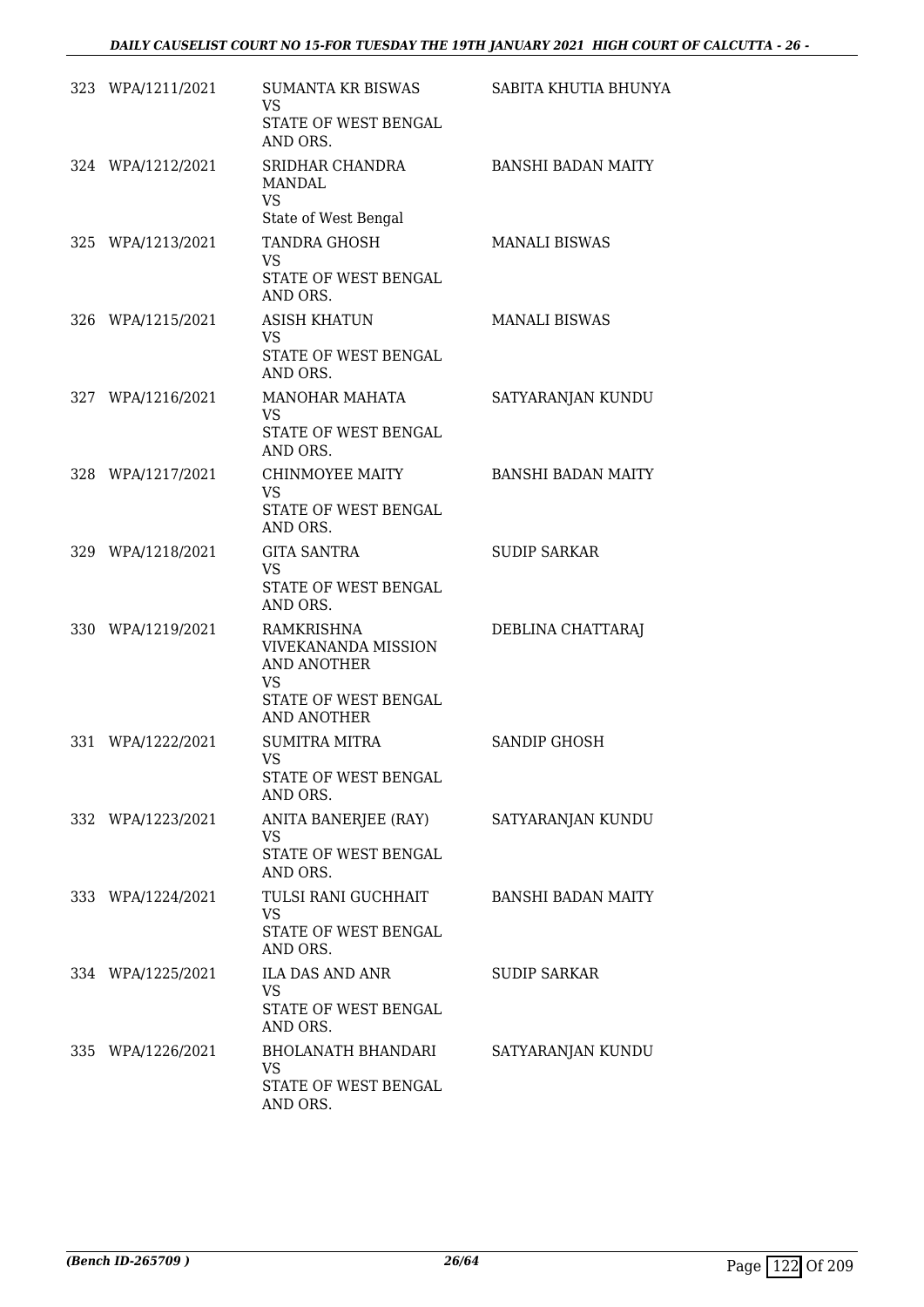| | | | |
|---|---|---|---|
| 323 | WPA/1211/2021 | SUMANTA KR BISWAS<br>VS<br>STATE OF WEST BENGAL AND ORS. | SABITA KHUTIA BHUNYA |
| 324 | WPA/1212/2021 | SRIDHAR CHANDRA MANDAL<br>VS<br>State of West Bengal | BANSHI BADAN MAITY |
| 325 | WPA/1213/2021 | TANDRA GHOSH<br>VS<br>STATE OF WEST BENGAL AND ORS. | MANALI BISWAS |
| 326 | WPA/1215/2021 | ASISH KHATUN<br>VS<br>STATE OF WEST BENGAL AND ORS. | MANALI BISWAS |
| 327 | WPA/1216/2021 | MANOHAR MAHATA<br>VS<br>STATE OF WEST BENGAL AND ORS. | SATYARANJAN KUNDU |
| 328 | WPA/1217/2021 | CHINMOYEE MAITY<br>VS<br>STATE OF WEST BENGAL AND ORS. | BANSHI BADAN MAITY |
| 329 | WPA/1218/2021 | GITA SANTRA<br>VS<br>STATE OF WEST BENGAL AND ORS. | SUDIP SARKAR |
| 330 | WPA/1219/2021 | RAMKRISHNA VIVEKANANDA MISSION AND ANOTHER<br>VS<br>STATE OF WEST BENGAL AND ANOTHER | DEBLINA CHATTARAJ |
| 331 | WPA/1222/2021 | SUMITRA MITRA<br>VS<br>STATE OF WEST BENGAL AND ORS. | SANDIP GHOSH |
| 332 | WPA/1223/2021 | ANITA BANERJEE (RAY)<br>VS<br>STATE OF WEST BENGAL AND ORS. | SATYARANJAN KUNDU |
| 333 | WPA/1224/2021 | TULSI RANI GUCHHAIT<br>VS<br>STATE OF WEST BENGAL AND ORS. | BANSHI BADAN MAITY |
| 334 | WPA/1225/2021 | ILA DAS AND ANR<br>VS<br>STATE OF WEST BENGAL AND ORS. | SUDIP SARKAR |
| 335 | WPA/1226/2021 | BHOLANATH BHANDARI<br>VS<br>STATE OF WEST BENGAL AND ORS. | SATYARANJAN KUNDU |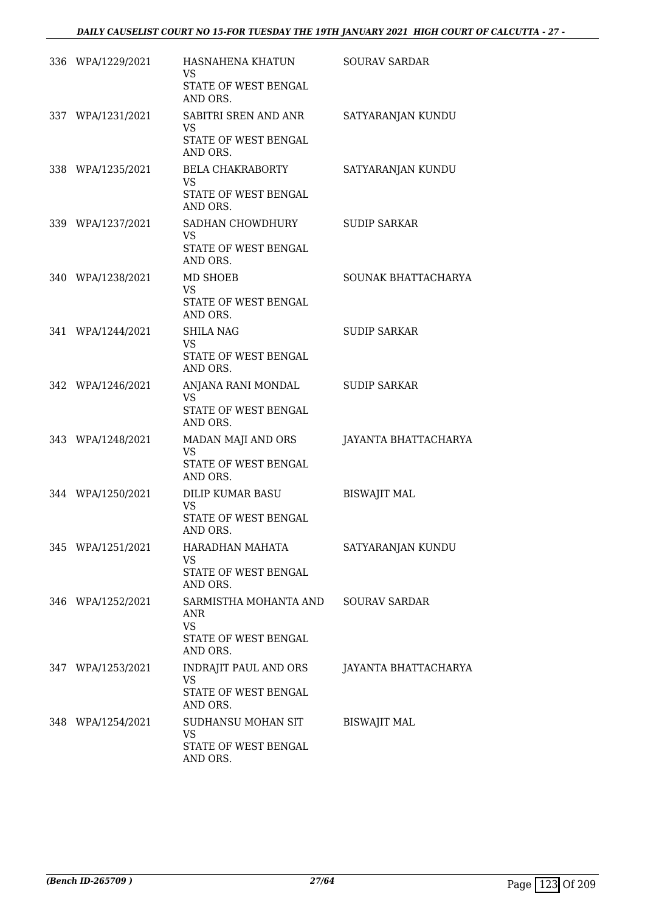| | | | |
|---|---|---|---|
| 336 | WPA/1229/2021 | HASNAHENA KHATUN<br>VS<br>STATE OF WEST BENGAL AND ORS. | SOURAV SARDAR |
| 337 | WPA/1231/2021 | SABITRI SREN AND ANR<br>VS<br>STATE OF WEST BENGAL AND ORS. | SATYARANJAN KUNDU |
| 338 | WPA/1235/2021 | BELA CHAKRABORTY<br>VS<br>STATE OF WEST BENGAL AND ORS. | SATYARANJAN KUNDU |
| 339 | WPA/1237/2021 | SADHAN CHOWDHURY<br>VS<br>STATE OF WEST BENGAL AND ORS. | SUDIP SARKAR |
| 340 | WPA/1238/2021 | MD SHOEB<br>VS<br>STATE OF WEST BENGAL AND ORS. | SOUNAK BHATTACHARYA |
| 341 | WPA/1244/2021 | SHILA NAG<br>VS<br>STATE OF WEST BENGAL AND ORS. | SUDIP SARKAR |
| 342 | WPA/1246/2021 | ANJANA RANI MONDAL<br>VS<br>STATE OF WEST BENGAL AND ORS. | SUDIP SARKAR |
| 343 | WPA/1248/2021 | MADAN MAJI AND ORS<br>VS<br>STATE OF WEST BENGAL AND ORS. | JAYANTA BHATTACHARYA |
| 344 | WPA/1250/2021 | DILIP KUMAR BASU<br>VS<br>STATE OF WEST BENGAL AND ORS. | BISWAJIT MAL |
| 345 | WPA/1251/2021 | HARADHAN MAHATA<br>VS<br>STATE OF WEST BENGAL AND ORS. | SATYARANJAN KUNDU |
| 346 | WPA/1252/2021 | SARMISTHA MOHANTA AND ANR<br>VS<br>STATE OF WEST BENGAL AND ORS. | SOURAV SARDAR |
| 347 | WPA/1253/2021 | INDRAJIT PAUL AND ORS<br>VS<br>STATE OF WEST BENGAL AND ORS. | JAYANTA BHATTACHARYA |
| 348 | WPA/1254/2021 | SUDHANSU MOHAN SIT<br>VS<br>STATE OF WEST BENGAL AND ORS. | BISWAJIT MAL |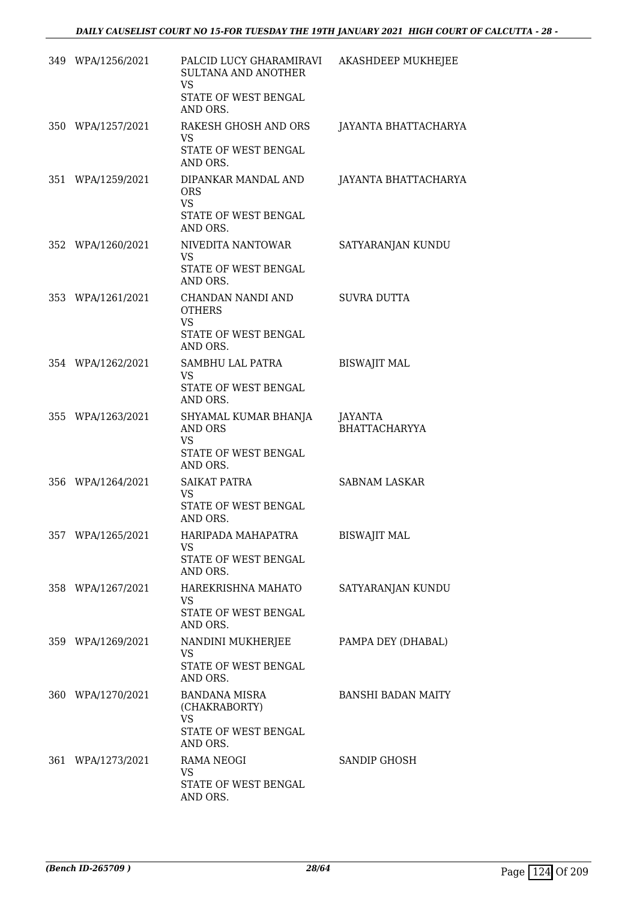| | | | |
|---|---|---|---|
| 349 | WPA/1256/2021 | PALCID LUCY GHARAMIRAVI SULTANA AND ANOTHER<br>VS<br>STATE OF WEST BENGAL AND ORS. | AKASHDEEP MUKHEJEE |
| 350 | WPA/1257/2021 | RAKESH GHOSH AND ORS<br>VS<br>STATE OF WEST BENGAL AND ORS. | JAYANTA BHATTACHARYA |
| 351 | WPA/1259/2021 | DIPANKAR MANDAL AND ORS<br>VS<br>STATE OF WEST BENGAL AND ORS. | JAYANTA BHATTACHARYA |
| 352 | WPA/1260/2021 | NIVEDITA NANTOWAR<br>VS<br>STATE OF WEST BENGAL AND ORS. | SATYARANJAN KUNDU |
| 353 | WPA/1261/2021 | CHANDAN NANDI AND OTHERS<br>VS<br>STATE OF WEST BENGAL AND ORS. | SUVRA DUTTA |
| 354 | WPA/1262/2021 | SAMBHU LAL PATRA<br>VS<br>STATE OF WEST BENGAL AND ORS. | BISWAJIT MAL |
| 355 | WPA/1263/2021 | SHYAMAL KUMAR BHANJA AND ORS<br>VS<br>STATE OF WEST BENGAL AND ORS. | JAYANTA BHATTACHARYYA |
| 356 | WPA/1264/2021 | SAIKAT PATRA<br>VS<br>STATE OF WEST BENGAL AND ORS. | SABNAM LASKAR |
| 357 | WPA/1265/2021 | HARIPADA MAHAPATRA<br>VS<br>STATE OF WEST BENGAL AND ORS. | BISWAJIT MAL |
| 358 | WPA/1267/2021 | HAREKRISHNA MAHATO<br>VS<br>STATE OF WEST BENGAL AND ORS. | SATYARANJAN KUNDU |
| 359 | WPA/1269/2021 | NANDINI MUKHERJEE<br>VS<br>STATE OF WEST BENGAL AND ORS. | PAMPA DEY (DHABAL) |
| 360 | WPA/1270/2021 | BANDANA MISRA (CHAKRABORTY)<br>VS<br>STATE OF WEST BENGAL AND ORS. | BANSHI BADAN MAITY |
| 361 | WPA/1273/2021 | RAMA NEOGI<br>VS<br>STATE OF WEST BENGAL AND ORS. | SANDIP GHOSH |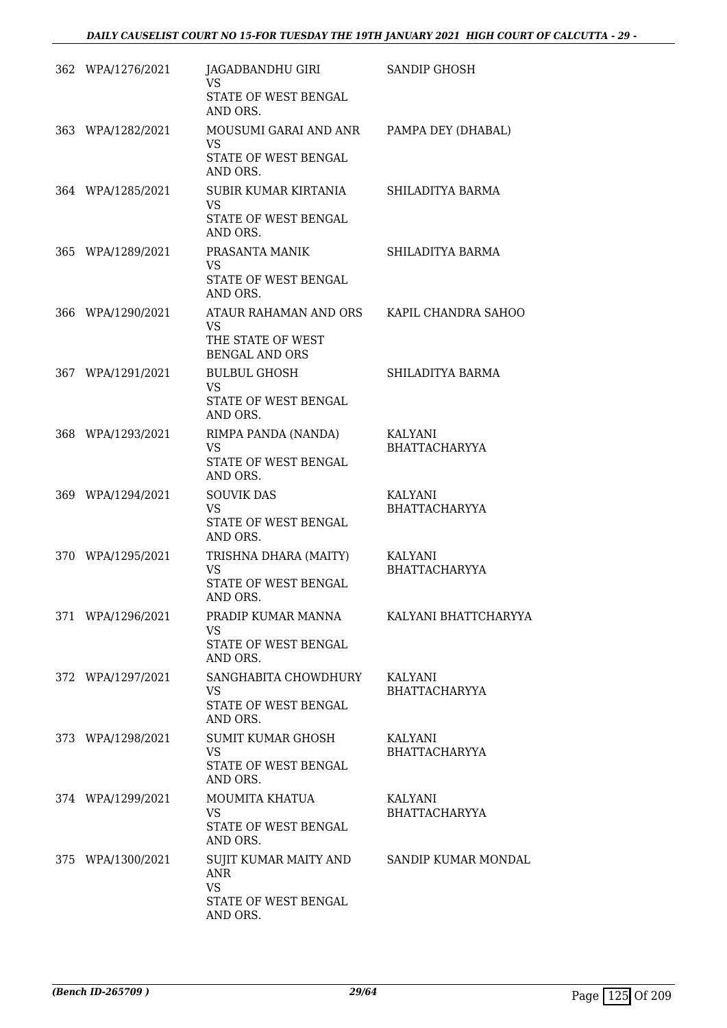| | | | |
|---|---|---|---|
| 362 | WPA/1276/2021 | JAGADBANDHU GIRI<br>VS<br>STATE OF WEST BENGAL AND ORS. | SANDIP GHOSH |
| 363 | WPA/1282/2021 | MOUSUMI GARAI AND ANR<br>VS<br>STATE OF WEST BENGAL AND ORS. | PAMPA DEY (DHABAL) |
| 364 | WPA/1285/2021 | SUBIR KUMAR KIRTANIA<br>VS<br>STATE OF WEST BENGAL AND ORS. | SHILADITYA BARMA |
| 365 | WPA/1289/2021 | PRASANTA MANIK<br>VS<br>STATE OF WEST BENGAL AND ORS. | SHILADITYA BARMA |
| 366 | WPA/1290/2021 | ATAUR RAHAMAN AND ORS<br>VS<br>THE STATE OF WEST BENGAL AND ORS | KAPIL CHANDRA SAHOO |
| 367 | WPA/1291/2021 | BULBUL GHOSH<br>VS<br>STATE OF WEST BENGAL AND ORS. | SHILADITYA BARMA |
| 368 | WPA/1293/2021 | RIMPA PANDA (NANDA)<br>VS<br>STATE OF WEST BENGAL AND ORS. | KALYANI BHATTACHARYYA |
| 369 | WPA/1294/2021 | SOUVIK DAS<br>VS<br>STATE OF WEST BENGAL AND ORS. | KALYANI BHATTACHARYYA |
| 370 | WPA/1295/2021 | TRISHNA DHARA (MAITY)<br>VS<br>STATE OF WEST BENGAL AND ORS. | KALYANI BHATTACHARYYA |
| 371 | WPA/1296/2021 | PRADIP KUMAR MANNA<br>VS<br>STATE OF WEST BENGAL AND ORS. | KALYANI BHATTCHARYYA |
| 372 | WPA/1297/2021 | SANGHABITA CHOWDHURY<br>VS<br>STATE OF WEST BENGAL AND ORS. | KALYANI BHATTACHARYYA |
| 373 | WPA/1298/2021 | SUMIT KUMAR GHOSH<br>VS<br>STATE OF WEST BENGAL AND ORS. | KALYANI BHATTACHARYYA |
| 374 | WPA/1299/2021 | MOUMITA KHATUA<br>VS<br>STATE OF WEST BENGAL AND ORS. | KALYANI BHATTACHARYYA |
| 375 | WPA/1300/2021 | SUJIT KUMAR MAITY AND ANR<br>VS<br>STATE OF WEST BENGAL AND ORS. | SANDIP KUMAR MONDAL |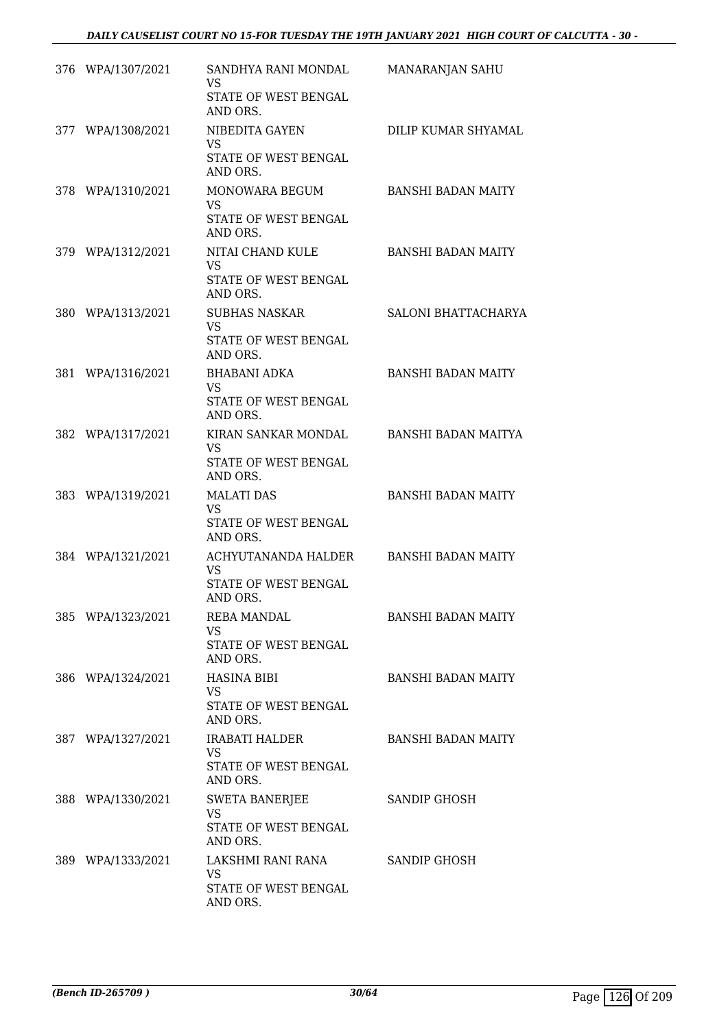| | | | |
|---|---|---|---|
| 376 | WPA/1307/2021 | SANDHYA RANI MONDAL<br>VS<br>STATE OF WEST BENGAL AND ORS. | MANARANJAN SAHU |
| 377 | WPA/1308/2021 | NIBEDITA GAYEN<br>VS<br>STATE OF WEST BENGAL AND ORS. | DILIP KUMAR SHYAMAL |
| 378 | WPA/1310/2021 | MONOWARA BEGUM<br>VS<br>STATE OF WEST BENGAL AND ORS. | BANSHI BADAN MAITY |
| 379 | WPA/1312/2021 | NITAI CHAND KULE<br>VS<br>STATE OF WEST BENGAL AND ORS. | BANSHI BADAN MAITY |
| 380 | WPA/1313/2021 | SUBHAS NASKAR<br>VS<br>STATE OF WEST BENGAL AND ORS. | SALONI BHATTACHARYA |
| 381 | WPA/1316/2021 | BHABANI ADKA<br>VS<br>STATE OF WEST BENGAL AND ORS. | BANSHI BADAN MAITY |
| 382 | WPA/1317/2021 | KIRAN SANKAR MONDAL<br>VS<br>STATE OF WEST BENGAL AND ORS. | BANSHI BADAN MAITYA |
| 383 | WPA/1319/2021 | MALATI DAS<br>VS<br>STATE OF WEST BENGAL AND ORS. | BANSHI BADAN MAITY |
| 384 | WPA/1321/2021 | ACHYUTANANDA HALDER<br>VS<br>STATE OF WEST BENGAL AND ORS. | BANSHI BADAN MAITY |
| 385 | WPA/1323/2021 | REBA MANDAL<br>VS<br>STATE OF WEST BENGAL AND ORS. | BANSHI BADAN MAITY |
| 386 | WPA/1324/2021 | HASINA BIBI<br>VS<br>STATE OF WEST BENGAL AND ORS. | BANSHI BADAN MAITY |
| 387 | WPA/1327/2021 | IRABATI HALDER<br>VS<br>STATE OF WEST BENGAL AND ORS. | BANSHI BADAN MAITY |
| 388 | WPA/1330/2021 | SWETA BANERJEE<br>VS<br>STATE OF WEST BENGAL AND ORS. | SANDIP GHOSH |
| 389 | WPA/1333/2021 | LAKSHMI RANI RANA<br>VS<br>STATE OF WEST BENGAL AND ORS. | SANDIP GHOSH |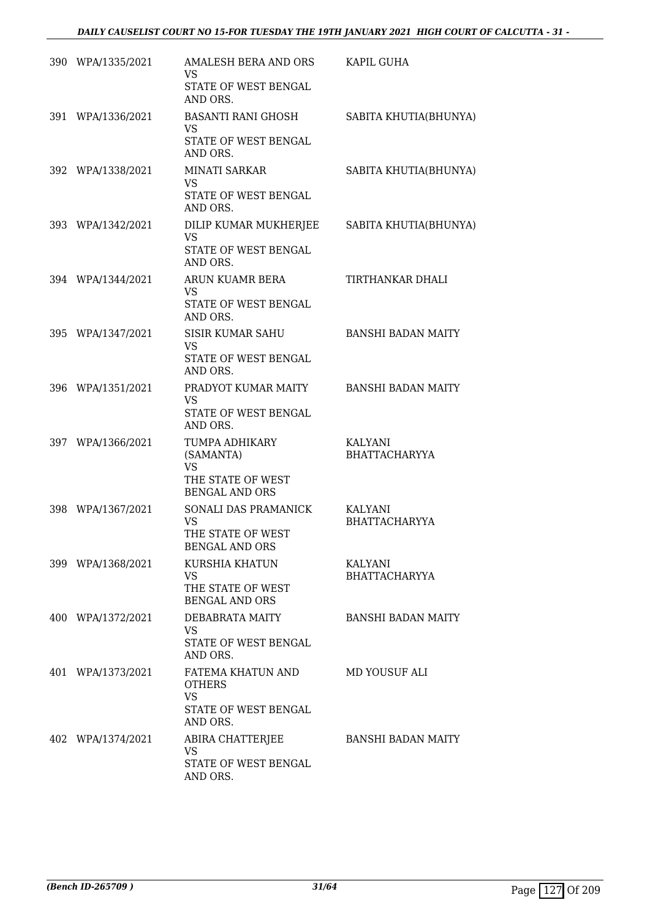| | | | |
|---|---|---|---|
| 390 | WPA/1335/2021 | AMALESH BERA AND ORS<br>VS<br>STATE OF WEST BENGAL AND ORS. | KAPIL GUHA |
| 391 | WPA/1336/2021 | BASANTI RANI GHOSH<br>VS<br>STATE OF WEST BENGAL AND ORS. | SABITA KHUTIA(BHUNYA) |
| 392 | WPA/1338/2021 | MINATI SARKAR<br>VS<br>STATE OF WEST BENGAL AND ORS. | SABITA KHUTIA(BHUNYA) |
| 393 | WPA/1342/2021 | DILIP KUMAR MUKHERJEE<br>VS<br>STATE OF WEST BENGAL AND ORS. | SABITA KHUTIA(BHUNYA) |
| 394 | WPA/1344/2021 | ARUN KUAMR BERA<br>VS<br>STATE OF WEST BENGAL AND ORS. | TIRTHANKAR DHALI |
| 395 | WPA/1347/2021 | SISIR KUMAR SAHU<br>VS<br>STATE OF WEST BENGAL AND ORS. | BANSHI BADAN MAITY |
| 396 | WPA/1351/2021 | PRADYOT KUMAR MAITY<br>VS<br>STATE OF WEST BENGAL AND ORS. | BANSHI BADAN MAITY |
| 397 | WPA/1366/2021 | TUMPA ADHIKARY (SAMANTA)<br>VS<br>THE STATE OF WEST BENGAL AND ORS | KALYANI BHATTACHARYYA |
| 398 | WPA/1367/2021 | SONALI DAS PRAMANICK<br>VS<br>THE STATE OF WEST BENGAL AND ORS | KALYANI BHATTACHARYYA |
| 399 | WPA/1368/2021 | KURSHIA KHATUN<br>VS<br>THE STATE OF WEST BENGAL AND ORS | KALYANI BHATTACHARYYA |
| 400 | WPA/1372/2021 | DEBABRATA MAITY<br>VS<br>STATE OF WEST BENGAL AND ORS. | BANSHI BADAN MAITY |
| 401 | WPA/1373/2021 | FATEMA KHATUN AND OTHERS<br>VS<br>STATE OF WEST BENGAL AND ORS. | MD YOUSUF ALI |
| 402 | WPA/1374/2021 | ABIRA CHATTERJEE<br>VS<br>STATE OF WEST BENGAL AND ORS. | BANSHI BADAN MAITY |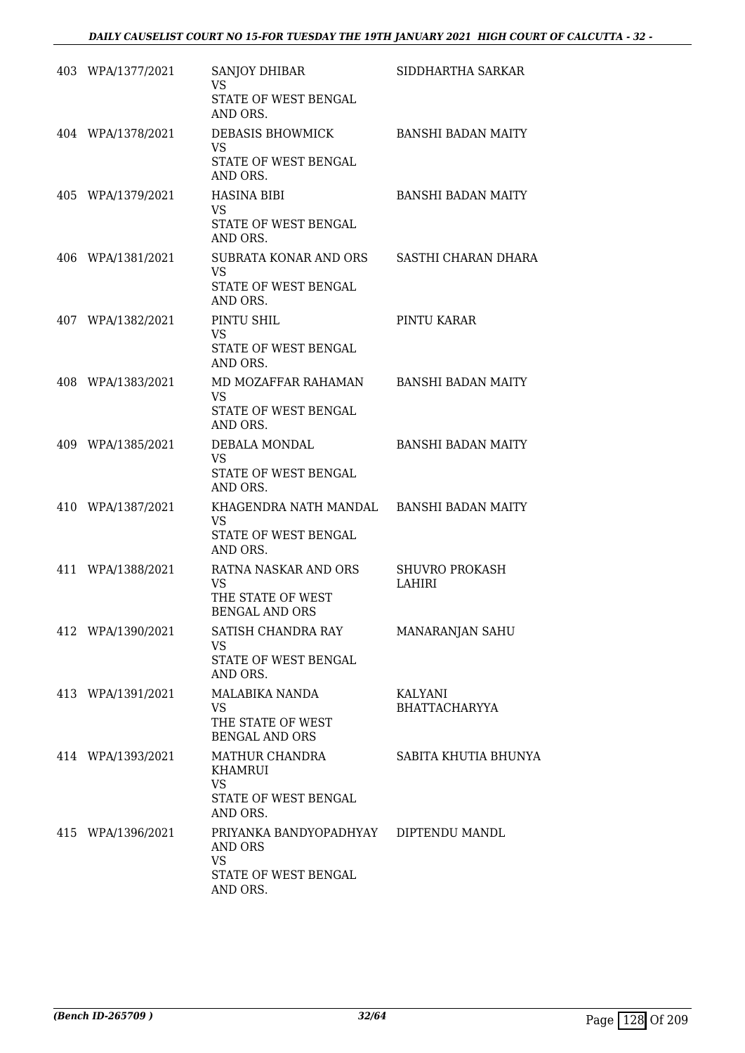| | | | |
|---|---|---|---|
| 403 | WPA/1377/2021 | SANJOY DHIBAR<br>VS<br>STATE OF WEST BENGAL AND ORS. | SIDDHARTHA SARKAR |
| 404 | WPA/1378/2021 | DEBASIS BHOWMICK<br>VS<br>STATE OF WEST BENGAL AND ORS. | BANSHI BADAN MAITY |
| 405 | WPA/1379/2021 | HASINA BIBI<br>VS<br>STATE OF WEST BENGAL AND ORS. | BANSHI BADAN MAITY |
| 406 | WPA/1381/2021 | SUBRATA KONAR AND ORS<br>VS<br>STATE OF WEST BENGAL AND ORS. | SASTHI CHARAN DHARA |
| 407 | WPA/1382/2021 | PINTU SHIL<br>VS<br>STATE OF WEST BENGAL AND ORS. | PINTU KARAR |
| 408 | WPA/1383/2021 | MD MOZAFFAR RAHAMAN<br>VS<br>STATE OF WEST BENGAL AND ORS. | BANSHI BADAN MAITY |
| 409 | WPA/1385/2021 | DEBALA MONDAL<br>VS<br>STATE OF WEST BENGAL AND ORS. | BANSHI BADAN MAITY |
| 410 | WPA/1387/2021 | KHAGENDRA NATH MANDAL<br>VS<br>STATE OF WEST BENGAL AND ORS. | BANSHI BADAN MAITY |
| 411 | WPA/1388/2021 | RATNA NASKAR AND ORS<br>VS<br>THE STATE OF WEST BENGAL AND ORS | SHUVRO PROKASH LAHIRI |
| 412 | WPA/1390/2021 | SATISH CHANDRA RAY<br>VS<br>STATE OF WEST BENGAL AND ORS. | MANARANJAN SAHU |
| 413 | WPA/1391/2021 | MALABIKA NANDA<br>VS<br>THE STATE OF WEST BENGAL AND ORS | KALYANI BHATTACHARYYA |
| 414 | WPA/1393/2021 | MATHUR CHANDRA KHAMRUI<br>VS<br>STATE OF WEST BENGAL AND ORS. | SABITA KHUTIA BHUNYA |
| 415 | WPA/1396/2021 | PRIYANKA BANDYOPADHYAY AND ORS<br>VS<br>STATE OF WEST BENGAL AND ORS. | DIPTENDU MANDL |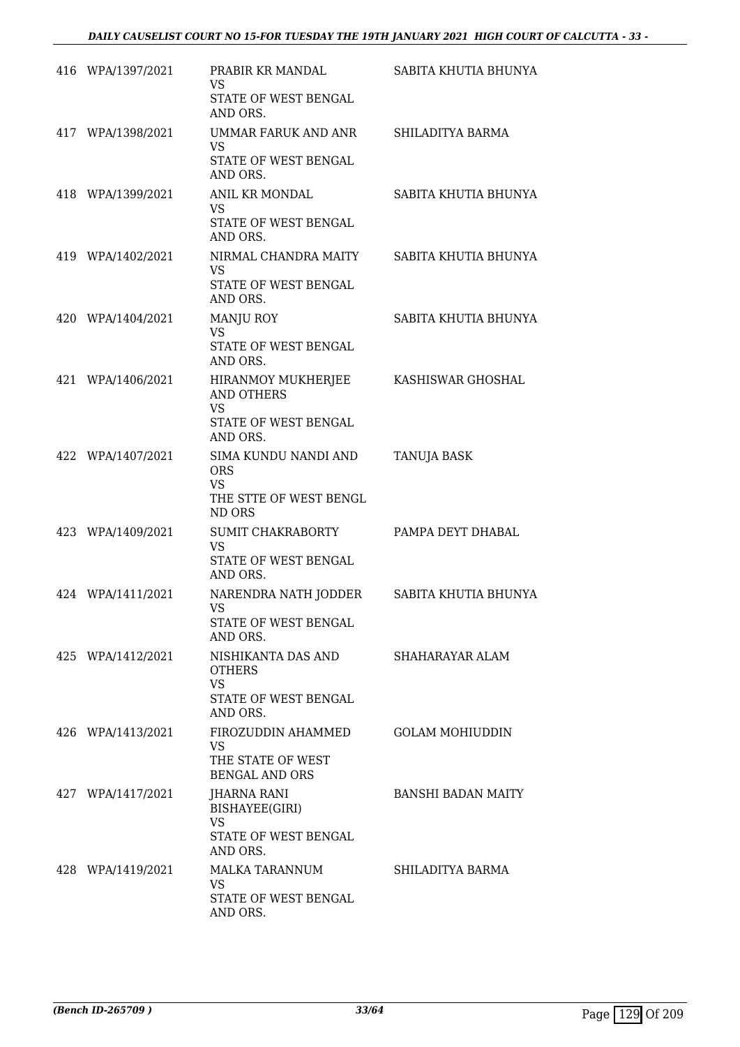| | | | |
|---|---|---|---|
| 416 | WPA/1397/2021 | PRABIR KR MANDAL<br>VS<br>STATE OF WEST BENGAL AND ORS. | SABITA KHUTIA BHUNYA |
| 417 | WPA/1398/2021 | UMMAR FARUK AND ANR<br>VS<br>STATE OF WEST BENGAL AND ORS. | SHILADITYA BARMA |
| 418 | WPA/1399/2021 | ANIL KR MONDAL<br>VS<br>STATE OF WEST BENGAL AND ORS. | SABITA KHUTIA BHUNYA |
| 419 | WPA/1402/2021 | NIRMAL CHANDRA MAITY<br>VS<br>STATE OF WEST BENGAL AND ORS. | SABITA KHUTIA BHUNYA |
| 420 | WPA/1404/2021 | MANJU ROY<br>VS<br>STATE OF WEST BENGAL AND ORS. | SABITA KHUTIA BHUNYA |
| 421 | WPA/1406/2021 | HIRANMOY MUKHERJEE AND OTHERS<br>VS<br>STATE OF WEST BENGAL AND ORS. | KASHISWAR GHOSHAL |
| 422 | WPA/1407/2021 | SIMA KUNDU NANDI AND ORS<br>VS<br>THE STTE OF WEST BENGL ND ORS | TANUJA BASK |
| 423 | WPA/1409/2021 | SUMIT CHAKRABORTY<br>VS<br>STATE OF WEST BENGAL AND ORS. | PAMPA DEYT DHABAL |
| 424 | WPA/1411/2021 | NARENDRA NATH JODDER<br>VS<br>STATE OF WEST BENGAL AND ORS. | SABITA KHUTIA BHUNYA |
| 425 | WPA/1412/2021 | NISHIKANTA DAS AND OTHERS<br>VS<br>STATE OF WEST BENGAL AND ORS. | SHAHARAYAR ALAM |
| 426 | WPA/1413/2021 | FIROZUDDIN AHAMMED<br>VS<br>THE STATE OF WEST BENGAL AND ORS | GOLAM MOHIUDDIN |
| 427 | WPA/1417/2021 | JHARNA RANI BISHAYEE(GIRI)<br>VS<br>STATE OF WEST BENGAL AND ORS. | BANSHI BADAN MAITY |
| 428 | WPA/1419/2021 | MALKA TARANNUM<br>VS<br>STATE OF WEST BENGAL AND ORS. | SHILADITYA BARMA |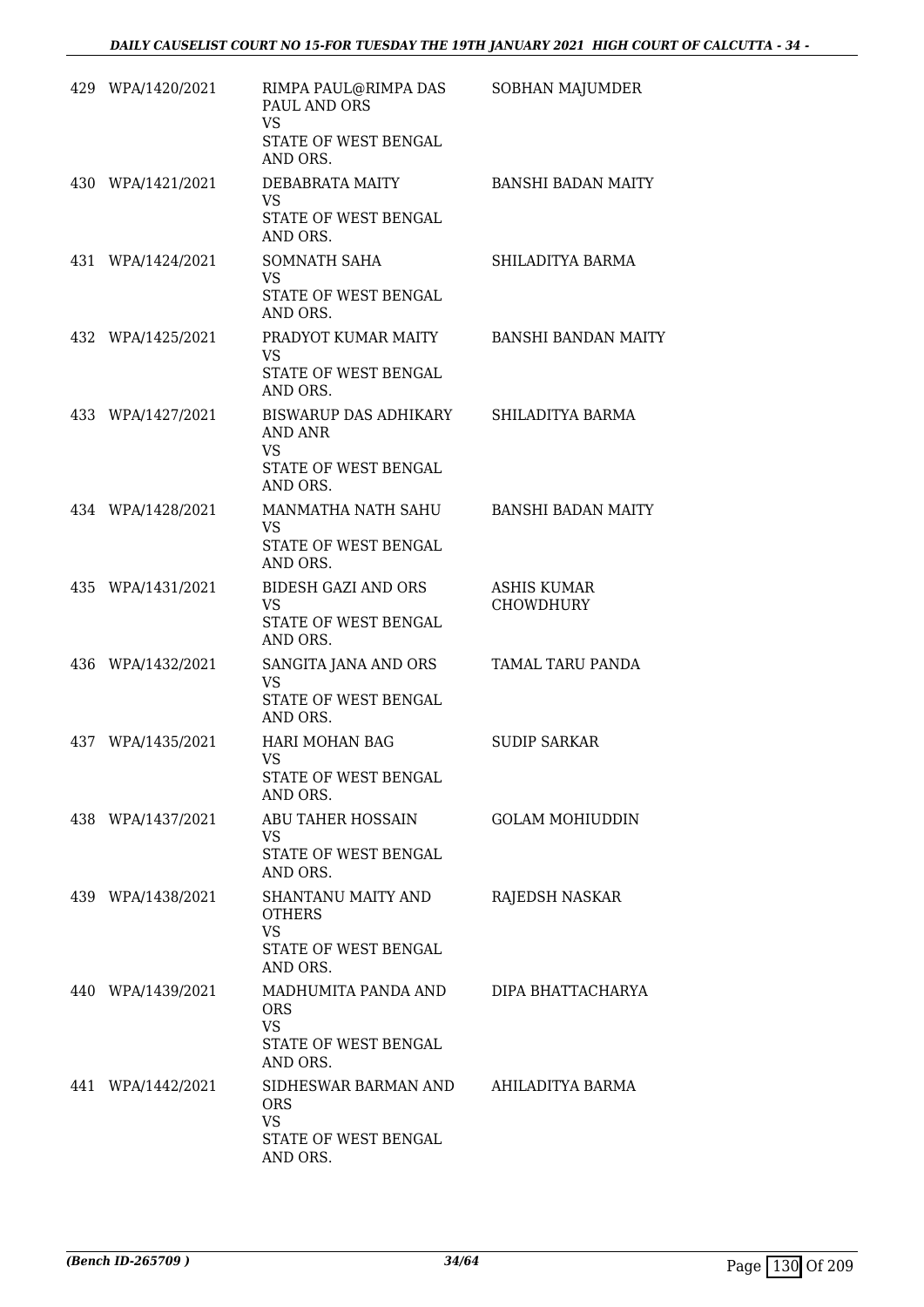| | | | |
|---|---|---|---|
| 429 | WPA/1420/2021 | RIMPA PAUL@RIMPA DAS PAUL AND ORS<br>VS<br>STATE OF WEST BENGAL AND ORS. | SOBHAN MAJUMDER |
| 430 | WPA/1421/2021 | DEBABRATA MAITY<br>VS<br>STATE OF WEST BENGAL AND ORS. | BANSHI BADAN MAITY |
| 431 | WPA/1424/2021 | SOMNATH SAHA<br>VS<br>STATE OF WEST BENGAL AND ORS. | SHILADITYA BARMA |
| 432 | WPA/1425/2021 | PRADYOT KUMAR MAITY<br>VS<br>STATE OF WEST BENGAL AND ORS. | BANSHI BANDAN MAITY |
| 433 | WPA/1427/2021 | BISWARUP DAS ADHIKARY AND ANR<br>VS<br>STATE OF WEST BENGAL AND ORS. | SHILADITYA BARMA |
| 434 | WPA/1428/2021 | MANMATHA NATH SAHU<br>VS<br>STATE OF WEST BENGAL AND ORS. | BANSHI BADAN MAITY |
| 435 | WPA/1431/2021 | BIDESH GAZI AND ORS<br>VS<br>STATE OF WEST BENGAL AND ORS. | ASHIS KUMAR CHOWDHURY |
| 436 | WPA/1432/2021 | SANGITA JANA AND ORS<br>VS<br>STATE OF WEST BENGAL AND ORS. | TAMAL TARU PANDA |
| 437 | WPA/1435/2021 | HARI MOHAN BAG<br>VS<br>STATE OF WEST BENGAL AND ORS. | SUDIP SARKAR |
| 438 | WPA/1437/2021 | ABU TAHER HOSSAIN<br>VS<br>STATE OF WEST BENGAL AND ORS. | GOLAM MOHIUDDIN |
| 439 | WPA/1438/2021 | SHANTANU MAITY AND OTHERS<br>VS<br>STATE OF WEST BENGAL AND ORS. | RAJEDSH NASKAR |
| 440 | WPA/1439/2021 | MADHUMITA PANDA AND ORS<br>VS<br>STATE OF WEST BENGAL AND ORS. | DIPA BHATTACHARYA |
| 441 | WPA/1442/2021 | SIDHESWAR BARMAN AND ORS<br>VS<br>STATE OF WEST BENGAL AND ORS. | AHILADITYA BARMA |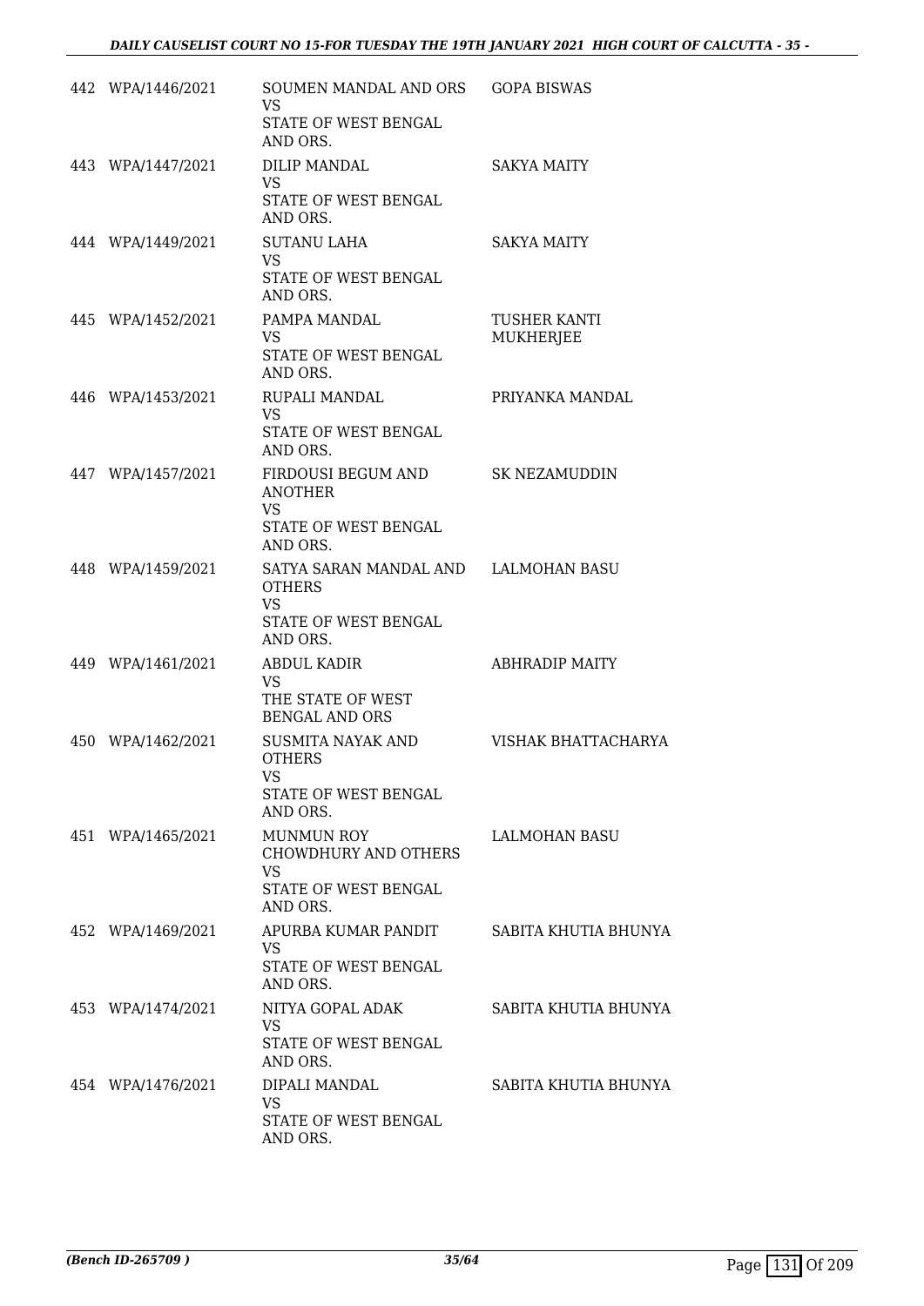| | | | |
|---|---|---|---|
| 442 | WPA/1446/2021 | SOUMEN MANDAL AND ORS<br>VS<br>STATE OF WEST BENGAL AND ORS. | GOPA BISWAS |
| 443 | WPA/1447/2021 | DILIP MANDAL<br>VS<br>STATE OF WEST BENGAL AND ORS. | SAKYA MAITY |
| 444 | WPA/1449/2021 | SUTANU LAHA<br>VS<br>STATE OF WEST BENGAL AND ORS. | SAKYA MAITY |
| 445 | WPA/1452/2021 | PAMPA MANDAL<br>VS<br>STATE OF WEST BENGAL AND ORS. | TUSHER KANTI MUKHERJEE |
| 446 | WPA/1453/2021 | RUPALI MANDAL<br>VS<br>STATE OF WEST BENGAL AND ORS. | PRIYANKA MANDAL |
| 447 | WPA/1457/2021 | FIRDOUSI BEGUM AND ANOTHER<br>VS<br>STATE OF WEST BENGAL AND ORS. | SK NEZAMUDDIN |
| 448 | WPA/1459/2021 | SATYA SARAN MANDAL AND OTHERS<br>VS<br>STATE OF WEST BENGAL AND ORS. | LALMOHAN BASU |
| 449 | WPA/1461/2021 | ABDUL KADIR<br>VS<br>THE STATE OF WEST BENGAL AND ORS | ABHRADIP MAITY |
| 450 | WPA/1462/2021 | SUSMITA NAYAK AND OTHERS<br>VS<br>STATE OF WEST BENGAL AND ORS. | VISHAK BHATTACHARYA |
| 451 | WPA/1465/2021 | MUNMUN ROY CHOWDHURY AND OTHERS<br>VS<br>STATE OF WEST BENGAL AND ORS. | LALMOHAN BASU |
| 452 | WPA/1469/2021 | APURBA KUMAR PANDIT<br>VS<br>STATE OF WEST BENGAL AND ORS. | SABITA KHUTIA BHUNYA |
| 453 | WPA/1474/2021 | NITYA GOPAL ADAK<br>VS<br>STATE OF WEST BENGAL AND ORS. | SABITA KHUTIA BHUNYA |
| 454 | WPA/1476/2021 | DIPALI MANDAL<br>VS<br>STATE OF WEST BENGAL AND ORS. | SABITA KHUTIA BHUNYA |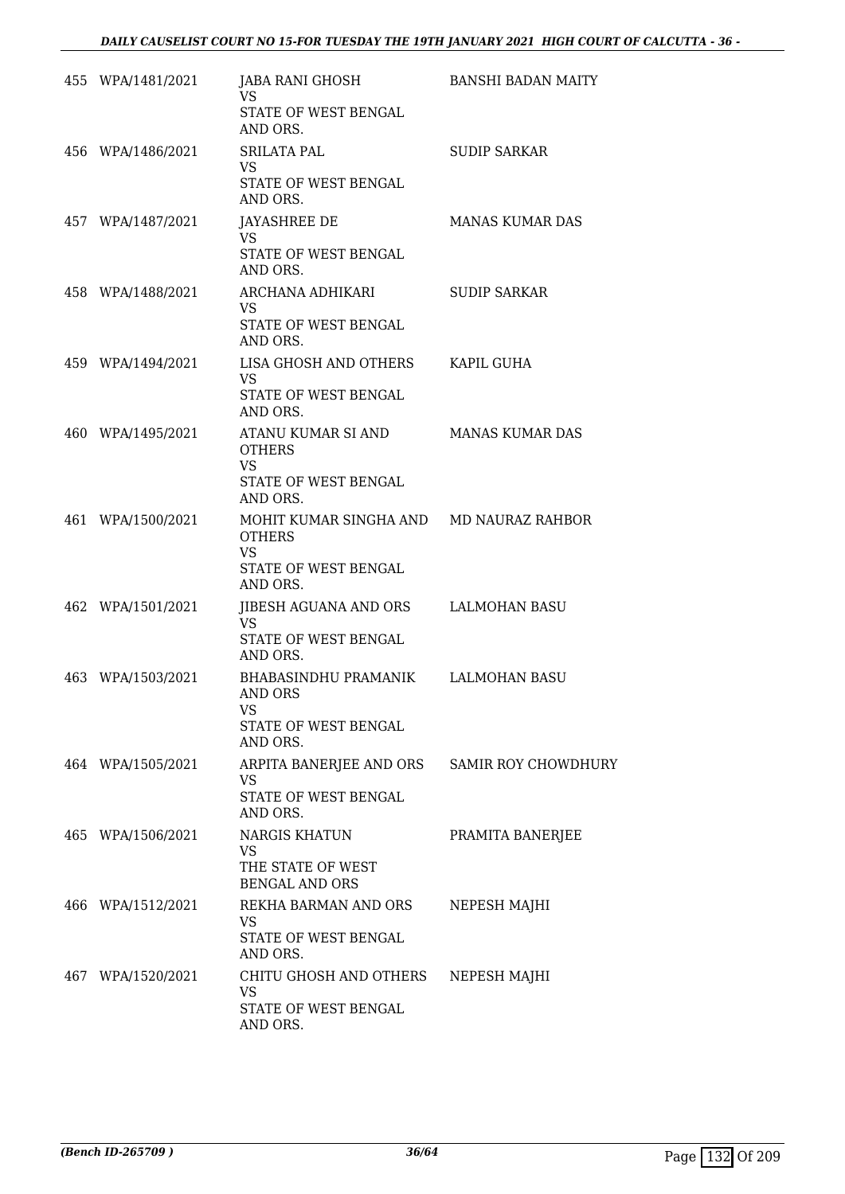| | | | |
|---|---|---|---|
| 455 | WPA/1481/2021 | JABA RANI GHOSH<br>VS<br>STATE OF WEST BENGAL AND ORS. | BANSHI BADAN MAITY |
| 456 | WPA/1486/2021 | SRILATA PAL<br>VS<br>STATE OF WEST BENGAL AND ORS. | SUDIP SARKAR |
| 457 | WPA/1487/2021 | JAYASHREE DE<br>VS<br>STATE OF WEST BENGAL AND ORS. | MANAS KUMAR DAS |
| 458 | WPA/1488/2021 | ARCHANA ADHIKARI<br>VS<br>STATE OF WEST BENGAL AND ORS. | SUDIP SARKAR |
| 459 | WPA/1494/2021 | LISA GHOSH AND OTHERS<br>VS<br>STATE OF WEST BENGAL AND ORS. | KAPIL GUHA |
| 460 | WPA/1495/2021 | ATANU KUMAR SI AND OTHERS<br>VS<br>STATE OF WEST BENGAL AND ORS. | MANAS KUMAR DAS |
| 461 | WPA/1500/2021 | MOHIT KUMAR SINGHA AND OTHERS<br>VS<br>STATE OF WEST BENGAL AND ORS. | MD NAURAZ RAHBOR |
| 462 | WPA/1501/2021 | JIBESH AGUANA AND ORS<br>VS<br>STATE OF WEST BENGAL AND ORS. | LALMOHAN BASU |
| 463 | WPA/1503/2021 | BHABASINDHU PRAMANIK AND ORS<br>VS<br>STATE OF WEST BENGAL AND ORS. | LALMOHAN BASU |
| 464 | WPA/1505/2021 | ARPITA BANERJEE AND ORS<br>VS<br>STATE OF WEST BENGAL AND ORS. | SAMIR ROY CHOWDHURY |
| 465 | WPA/1506/2021 | NARGIS KHATUN<br>VS<br>THE STATE OF WEST BENGAL AND ORS | PRAMITA BANERJEE |
| 466 | WPA/1512/2021 | REKHA BARMAN AND ORS<br>VS<br>STATE OF WEST BENGAL AND ORS. | NEPESH MAJHI |
| 467 | WPA/1520/2021 | CHITU GHOSH AND OTHERS<br>VS<br>STATE OF WEST BENGAL AND ORS. | NEPESH MAJHI |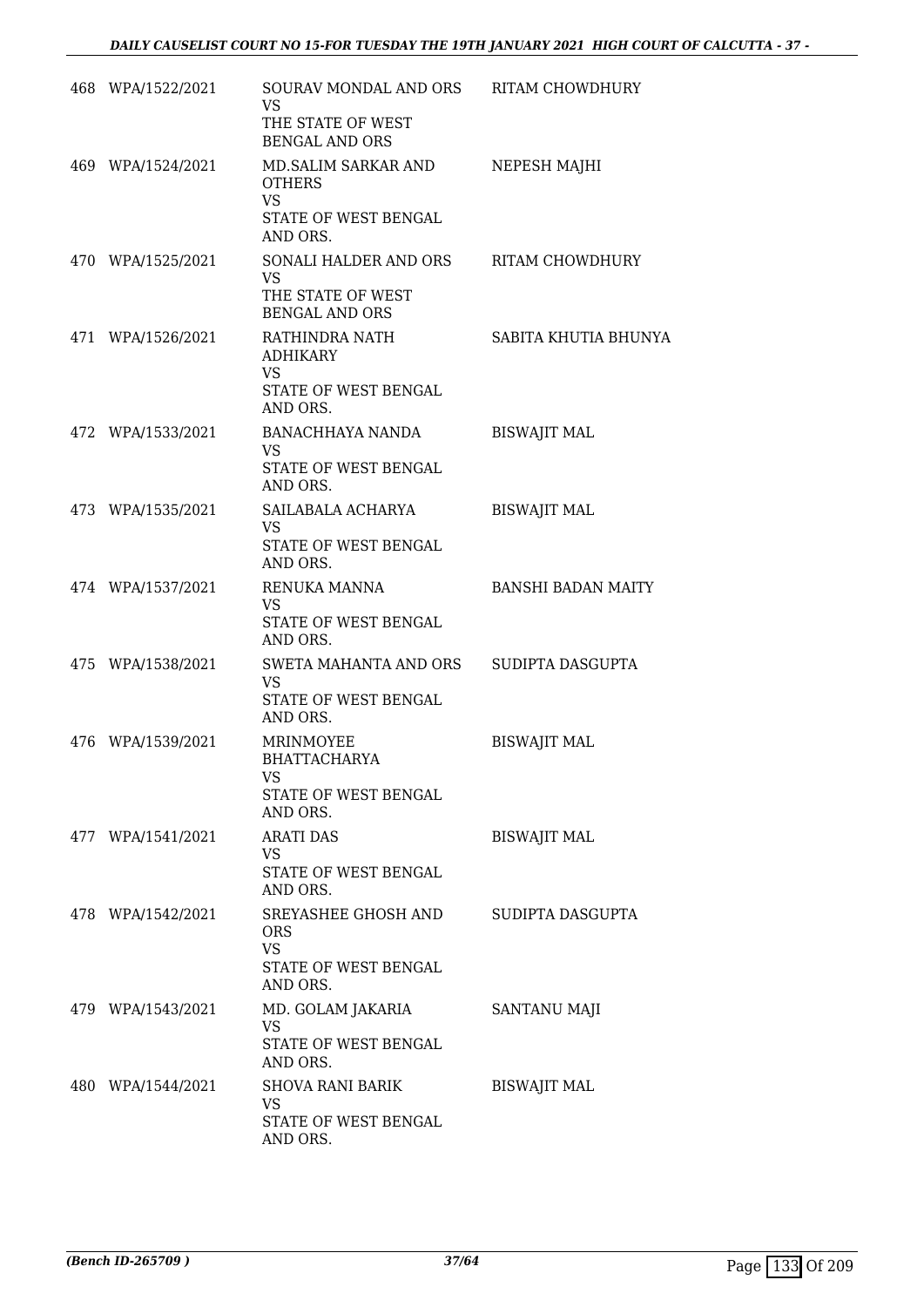| | | | |
|---|---|---|---|
| 468 | WPA/1522/2021 | SOURAV MONDAL AND ORS<br>VS<br>THE STATE OF WEST BENGAL AND ORS | RITAM CHOWDHURY |
| 469 | WPA/1524/2021 | MD.SALIM SARKAR AND OTHERS<br>VS<br>STATE OF WEST BENGAL AND ORS. | NEPESH MAJHI |
| 470 | WPA/1525/2021 | SONALI HALDER AND ORS<br>VS<br>THE STATE OF WEST BENGAL AND ORS | RITAM CHOWDHURY |
| 471 | WPA/1526/2021 | RATHINDRA NATH ADHIKARY<br>VS<br>STATE OF WEST BENGAL AND ORS. | SABITA KHUTIA BHUNYA |
| 472 | WPA/1533/2021 | BANACHHAYA NANDA<br>VS<br>STATE OF WEST BENGAL AND ORS. | BISWAJIT MAL |
| 473 | WPA/1535/2021 | SAILABALA ACHARYA<br>VS<br>STATE OF WEST BENGAL AND ORS. | BISWAJIT MAL |
| 474 | WPA/1537/2021 | RENUKA MANNA<br>VS<br>STATE OF WEST BENGAL AND ORS. | BANSHI BADAN MAITY |
| 475 | WPA/1538/2021 | SWETA MAHANTA AND ORS<br>VS<br>STATE OF WEST BENGAL AND ORS. | SUDIPTA DASGUPTA |
| 476 | WPA/1539/2021 | MRINMOYEE BHATTACHARYA<br>VS<br>STATE OF WEST BENGAL AND ORS. | BISWAJIT MAL |
| 477 | WPA/1541/2021 | ARATI DAS<br>VS<br>STATE OF WEST BENGAL AND ORS. | BISWAJIT MAL |
| 478 | WPA/1542/2021 | SREYASHEE GHOSH AND ORS<br>VS<br>STATE OF WEST BENGAL AND ORS. | SUDIPTA DASGUPTA |
| 479 | WPA/1543/2021 | MD. GOLAM JAKARIA<br>VS<br>STATE OF WEST BENGAL AND ORS. | SANTANU MAJI |
| 480 | WPA/1544/2021 | SHOVA RANI BARIK<br>VS<br>STATE OF WEST BENGAL AND ORS. | BISWAJIT MAL |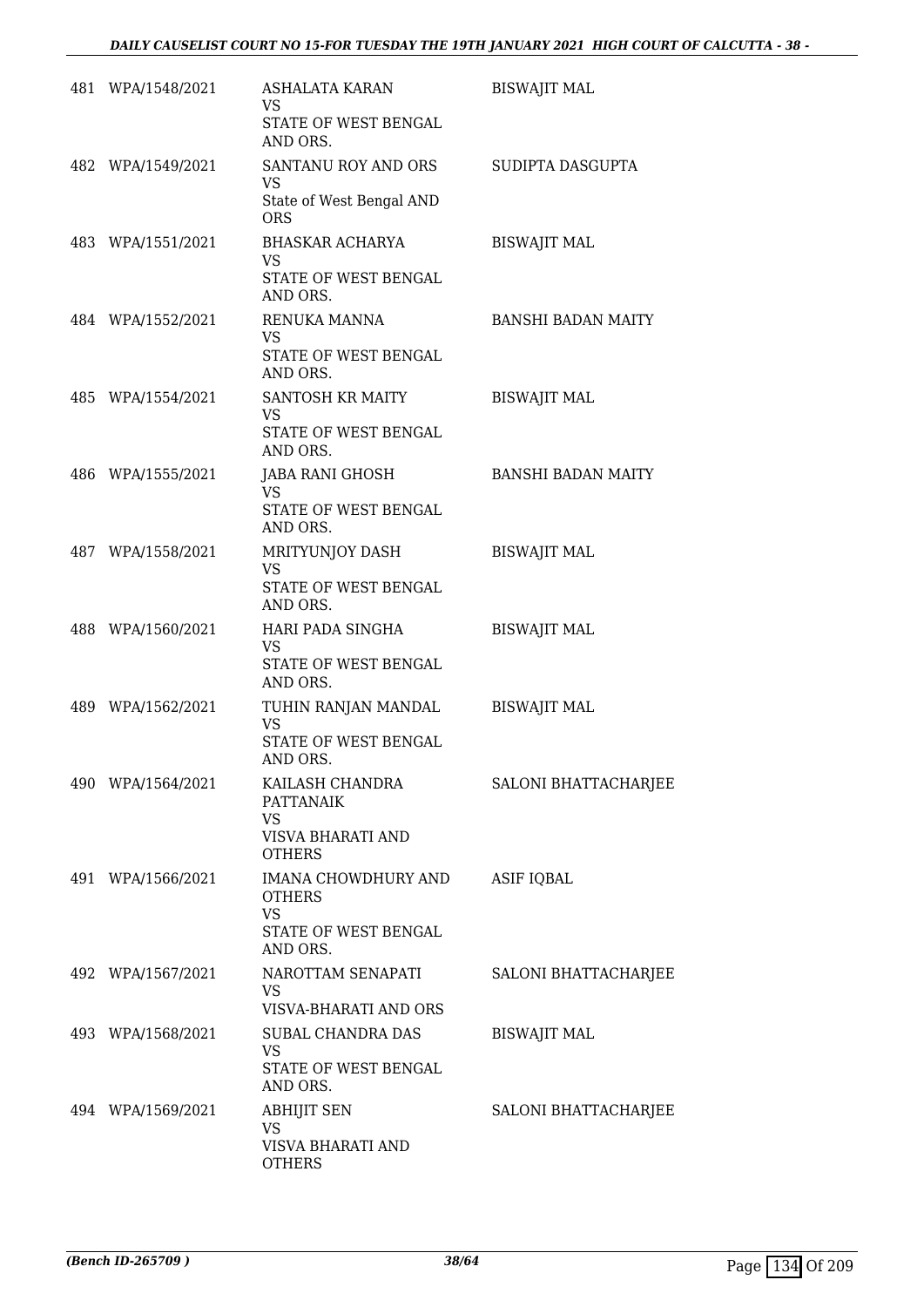| | | | |
|---|---|---|---|
| 481 | WPA/1548/2021 | ASHALATA KARAN<br>VS<br>STATE OF WEST BENGAL AND ORS. | BISWAJIT MAL |
| 482 | WPA/1549/2021 | SANTANU ROY AND ORS<br>VS<br>State of West Bengal AND ORS | SUDIPTA DASGUPTA |
| 483 | WPA/1551/2021 | BHASKAR ACHARYA<br>VS<br>STATE OF WEST BENGAL AND ORS. | BISWAJIT MAL |
| 484 | WPA/1552/2021 | RENUKA MANNA<br>VS<br>STATE OF WEST BENGAL AND ORS. | BANSHI BADAN MAITY |
| 485 | WPA/1554/2021 | SANTOSH KR MAITY<br>VS<br>STATE OF WEST BENGAL AND ORS. | BISWAJIT MAL |
| 486 | WPA/1555/2021 | JABA RANI GHOSH<br>VS<br>STATE OF WEST BENGAL AND ORS. | BANSHI BADAN MAITY |
| 487 | WPA/1558/2021 | MRITYUNJOY DASH<br>VS<br>STATE OF WEST BENGAL AND ORS. | BISWAJIT MAL |
| 488 | WPA/1560/2021 | HARI PADA SINGHA<br>VS<br>STATE OF WEST BENGAL AND ORS. | BISWAJIT MAL |
| 489 | WPA/1562/2021 | TUHIN RANJAN MANDAL<br>VS<br>STATE OF WEST BENGAL AND ORS. | BISWAJIT MAL |
| 490 | WPA/1564/2021 | KAILASH CHANDRA PATTANAIK<br>VS<br>VISVA BHARATI AND OTHERS | SALONI BHATTACHARJEE |
| 491 | WPA/1566/2021 | IMANA CHOWDHURY AND OTHERS<br>VS<br>STATE OF WEST BENGAL AND ORS. | ASIF IQBAL |
| 492 | WPA/1567/2021 | NAROTTAM SENAPATI<br>VS<br>VISVA-BHARATI AND ORS | SALONI BHATTACHARJEE |
| 493 | WPA/1568/2021 | SUBAL CHANDRA DAS<br>VS<br>STATE OF WEST BENGAL AND ORS. | BISWAJIT MAL |
| 494 | WPA/1569/2021 | ABHIJIT SEN<br>VS<br>VISVA BHARATI AND OTHERS | SALONI BHATTACHARJEE |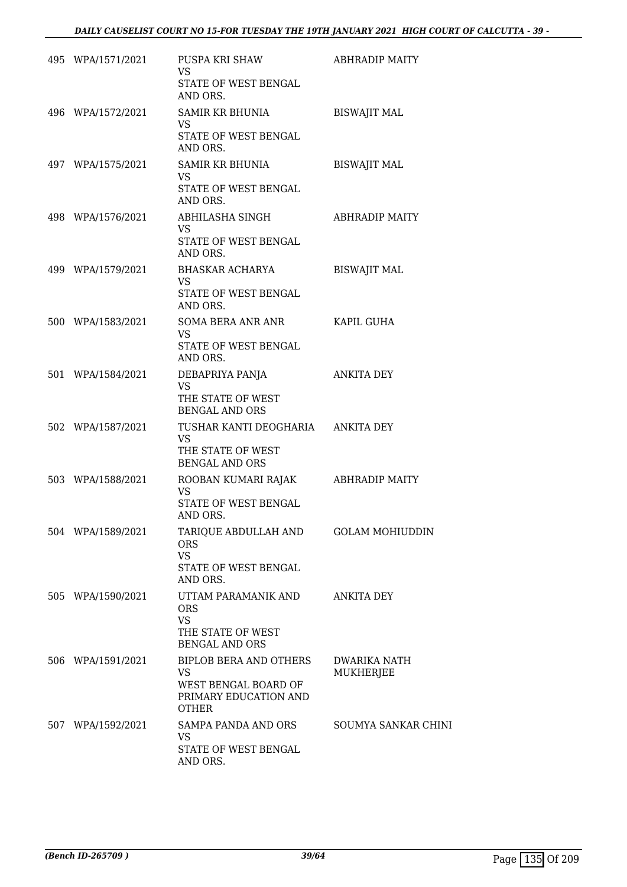| | | | |
|---|---|---|---|
| 495 | WPA/1571/2021 | PUSPA KRI SHAW<br>VS<br>STATE OF WEST BENGAL AND ORS. | ABHRADIP MAITY |
| 496 | WPA/1572/2021 | SAMIR KR BHUNIA<br>VS<br>STATE OF WEST BENGAL AND ORS. | BISWAJIT MAL |
| 497 | WPA/1575/2021 | SAMIR KR BHUNIA<br>VS<br>STATE OF WEST BENGAL AND ORS. | BISWAJIT MAL |
| 498 | WPA/1576/2021 | ABHILASHA SINGH<br>VS<br>STATE OF WEST BENGAL AND ORS. | ABHRADIP MAITY |
| 499 | WPA/1579/2021 | BHASKAR ACHARYA<br>VS<br>STATE OF WEST BENGAL AND ORS. | BISWAJIT MAL |
| 500 | WPA/1583/2021 | SOMA BERA ANR ANR<br>VS<br>STATE OF WEST BENGAL AND ORS. | KAPIL GUHA |
| 501 | WPA/1584/2021 | DEBAPRIYA PANJA<br>VS<br>THE STATE OF WEST BENGAL AND ORS | ANKITA DEY |
| 502 | WPA/1587/2021 | TUSHAR KANTI DEOGHARIA<br>VS<br>THE STATE OF WEST BENGAL AND ORS | ANKITA DEY |
| 503 | WPA/1588/2021 | ROOBAN KUMARI RAJAK<br>VS<br>STATE OF WEST BENGAL AND ORS. | ABHRADIP MAITY |
| 504 | WPA/1589/2021 | TARIQUE ABDULLAH AND ORS<br>VS<br>STATE OF WEST BENGAL AND ORS. | GOLAM MOHIUDDIN |
| 505 | WPA/1590/2021 | UTTAM PARAMANIK AND ORS<br>VS<br>THE STATE OF WEST BENGAL AND ORS | ANKITA DEY |
| 506 | WPA/1591/2021 | BIPLOB BERA AND OTHERS<br>VS<br>WEST BENGAL BOARD OF PRIMARY EDUCATION AND OTHER | DWARIKA NATH MUKHERJEE |
| 507 | WPA/1592/2021 | SAMPA PANDA AND ORS<br>VS<br>STATE OF WEST BENGAL AND ORS. | SOUMYA SANKAR CHINI |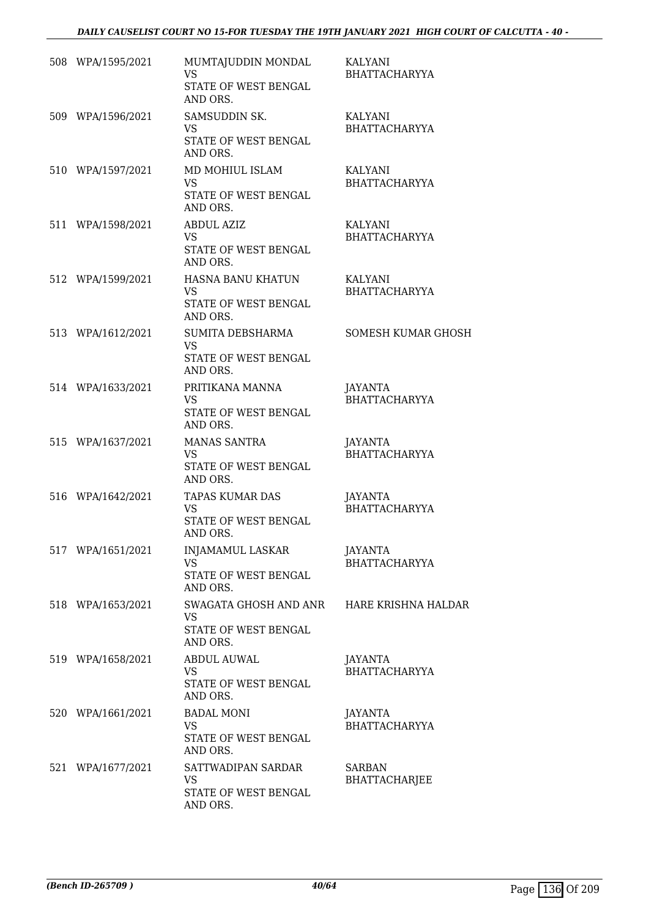| | | | |
|---|---|---|---|
| 508 | WPA/1595/2021 | MUMTAJUDDIN MONDAL<br>VS<br>STATE OF WEST BENGAL AND ORS. | KALYANI BHATTACHARYYA |
| 509 | WPA/1596/2021 | SAMSUDDIN SK.<br>VS<br>STATE OF WEST BENGAL AND ORS. | KALYANI BHATTACHARYYA |
| 510 | WPA/1597/2021 | MD MOHIUL ISLAM<br>VS<br>STATE OF WEST BENGAL AND ORS. | KALYANI BHATTACHARYYA |
| 511 | WPA/1598/2021 | ABDUL AZIZ<br>VS<br>STATE OF WEST BENGAL AND ORS. | KALYANI BHATTACHARYYA |
| 512 | WPA/1599/2021 | HASNA BANU KHATUN<br>VS<br>STATE OF WEST BENGAL AND ORS. | KALYANI BHATTACHARYYA |
| 513 | WPA/1612/2021 | SUMITA DEBSHARMA<br>VS<br>STATE OF WEST BENGAL AND ORS. | SOMESH KUMAR GHOSH |
| 514 | WPA/1633/2021 | PRITIKANA MANNA<br>VS<br>STATE OF WEST BENGAL AND ORS. | JAYANTA BHATTACHARYYA |
| 515 | WPA/1637/2021 | MANAS SANTRA<br>VS<br>STATE OF WEST BENGAL AND ORS. | JAYANTA BHATTACHARYYA |
| 516 | WPA/1642/2021 | TAPAS KUMAR DAS<br>VS<br>STATE OF WEST BENGAL AND ORS. | JAYANTA BHATTACHARYYA |
| 517 | WPA/1651/2021 | INJAMAMUL LASKAR<br>VS<br>STATE OF WEST BENGAL AND ORS. | JAYANTA BHATTACHARYYA |
| 518 | WPA/1653/2021 | SWAGATA GHOSH AND ANR<br>VS<br>STATE OF WEST BENGAL AND ORS. | HARE KRISHNA HALDAR |
| 519 | WPA/1658/2021 | ABDUL AUWAL<br>VS<br>STATE OF WEST BENGAL AND ORS. | JAYANTA BHATTACHARYYA |
| 520 | WPA/1661/2021 | BADAL MONI<br>VS<br>STATE OF WEST BENGAL AND ORS. | JAYANTA BHATTACHARYYA |
| 521 | WPA/1677/2021 | SATTWADIPAN SARDAR<br>VS<br>STATE OF WEST BENGAL AND ORS. | SARBAN BHATTACHARJEE |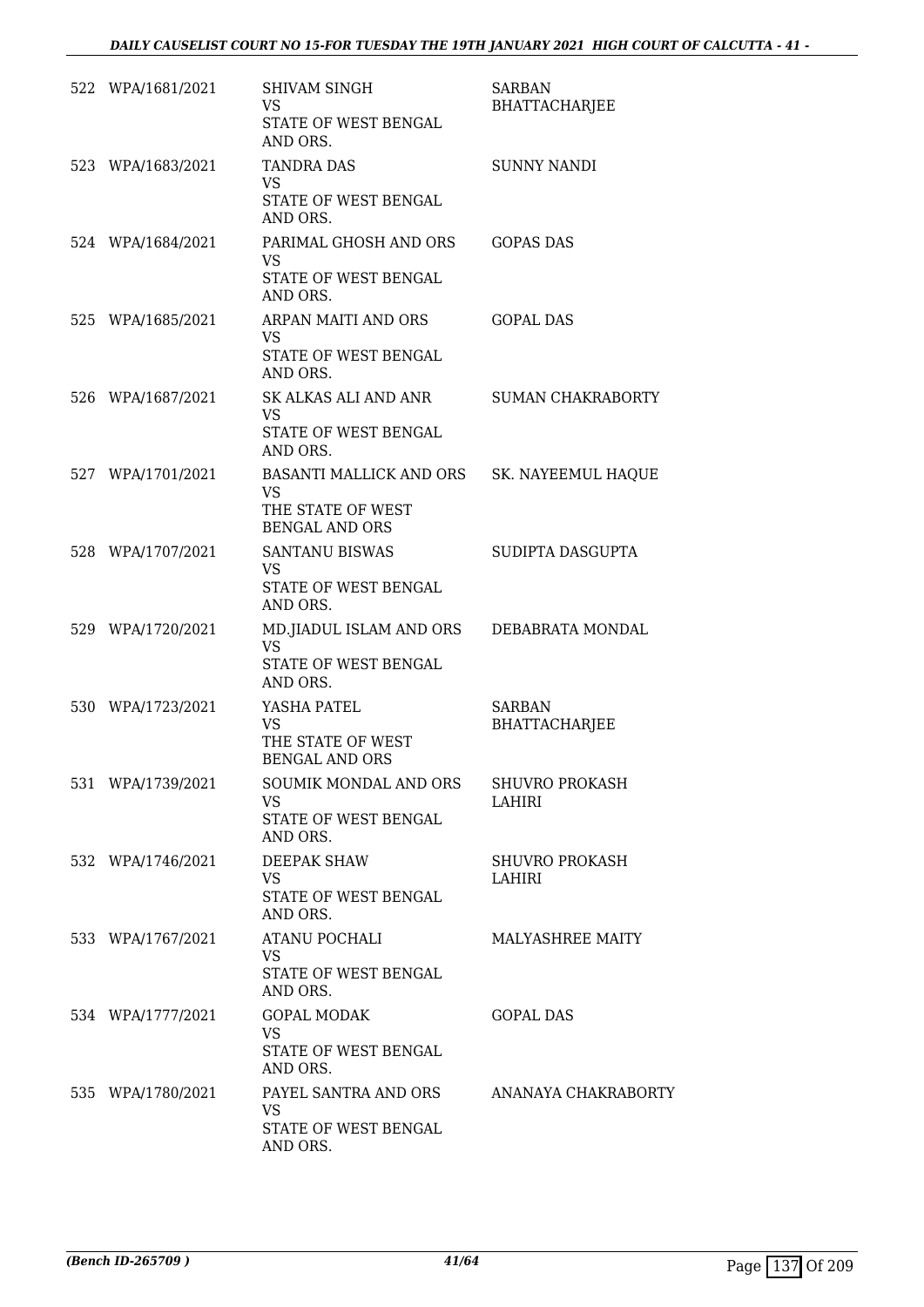| | | | |
|---|---|---|---|
| 522 | WPA/1681/2021 | SHIVAM SINGH<br>VS<br>STATE OF WEST BENGAL AND ORS. | SARBAN BHATTACHARJEE |
| 523 | WPA/1683/2021 | TANDRA DAS<br>VS<br>STATE OF WEST BENGAL AND ORS. | SUNNY NANDI |
| 524 | WPA/1684/2021 | PARIMAL GHOSH AND ORS<br>VS<br>STATE OF WEST BENGAL AND ORS. | GOPAS DAS |
| 525 | WPA/1685/2021 | ARPAN MAITI AND ORS<br>VS<br>STATE OF WEST BENGAL AND ORS. | GOPAL DAS |
| 526 | WPA/1687/2021 | SK ALKAS ALI AND ANR<br>VS<br>STATE OF WEST BENGAL AND ORS. | SUMAN CHAKRABORTY |
| 527 | WPA/1701/2021 | BASANTI MALLICK AND ORS<br>VS<br>THE STATE OF WEST BENGAL AND ORS | SK. NAYEEMUL HAQUE |
| 528 | WPA/1707/2021 | SANTANU BISWAS<br>VS<br>STATE OF WEST BENGAL AND ORS. | SUDIPTA DASGUPTA |
| 529 | WPA/1720/2021 | MD.JIADUL ISLAM AND ORS<br>VS<br>STATE OF WEST BENGAL AND ORS. | DEBABRATA MONDAL |
| 530 | WPA/1723/2021 | YASHA PATEL<br>VS<br>THE STATE OF WEST BENGAL AND ORS | SARBAN BHATTACHARJEE |
| 531 | WPA/1739/2021 | SOUMIK MONDAL AND ORS<br>VS<br>STATE OF WEST BENGAL AND ORS. | SHUVRO PROKASH LAHIRI |
| 532 | WPA/1746/2021 | DEEPAK SHAW<br>VS<br>STATE OF WEST BENGAL AND ORS. | SHUVRO PROKASH LAHIRI |
| 533 | WPA/1767/2021 | ATANU POCHALI<br>VS<br>STATE OF WEST BENGAL AND ORS. | MALYASHREE MAITY |
| 534 | WPA/1777/2021 | GOPAL MODAK<br>VS<br>STATE OF WEST BENGAL AND ORS. | GOPAL DAS |
| 535 | WPA/1780/2021 | PAYEL SANTRA AND ORS<br>VS<br>STATE OF WEST BENGAL AND ORS. | ANANAYA CHAKRABORTY |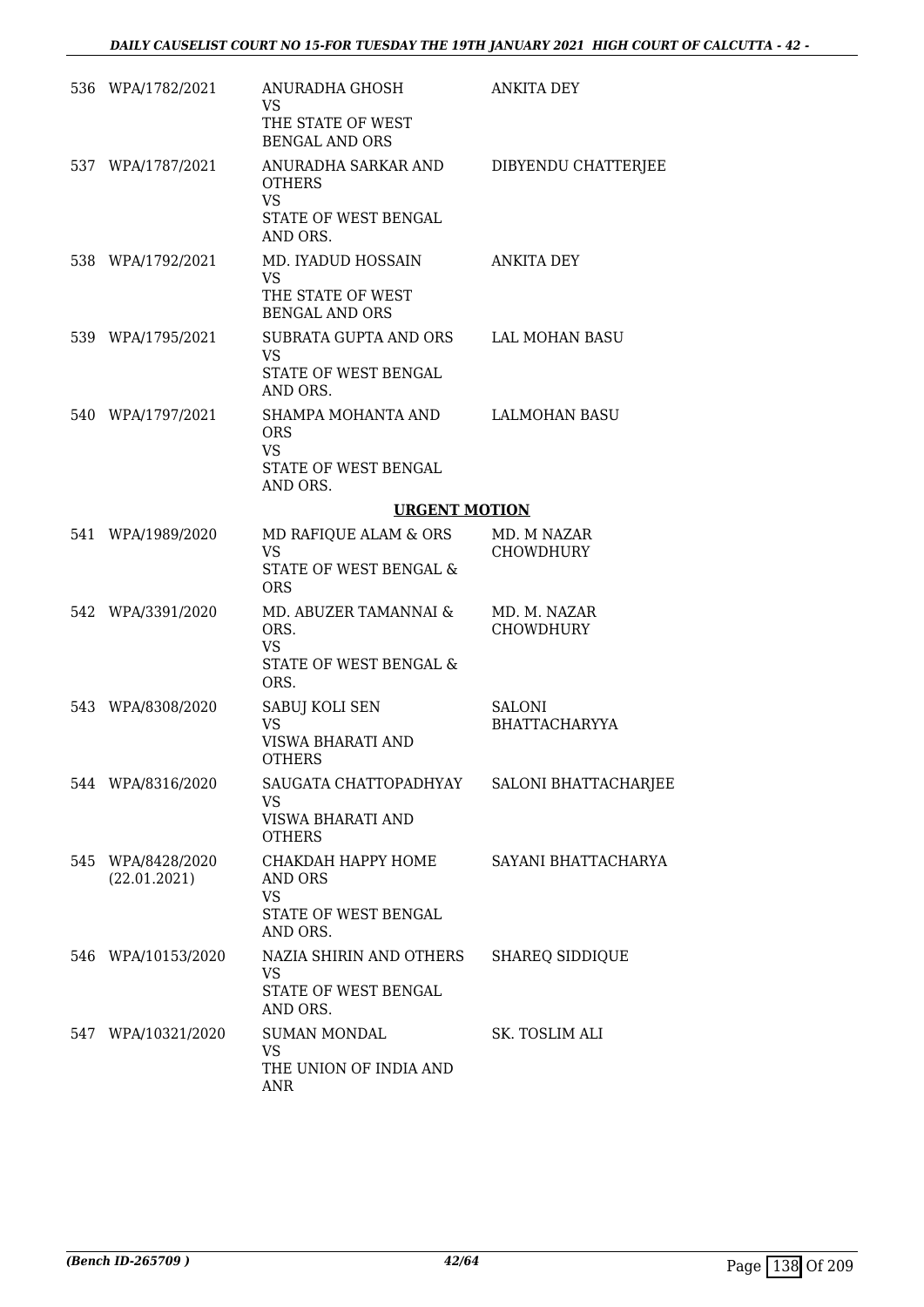| | | | |
|---|---|---|---|
| 536 | WPA/1782/2021 | ANURADHA GHOSH<br>VS<br>THE STATE OF WEST BENGAL AND ORS | ANKITA DEY |
| 537 | WPA/1787/2021 | ANURADHA SARKAR AND OTHERS<br>VS<br>STATE OF WEST BENGAL AND ORS. | DIBYENDU CHATTERJEE |
| 538 | WPA/1792/2021 | MD. IYADUD HOSSAIN<br>VS<br>THE STATE OF WEST BENGAL AND ORS | ANKITA DEY |
| 539 | WPA/1795/2021 | SUBRATA GUPTA AND ORS<br>VS<br>STATE OF WEST BENGAL AND ORS. | LAL MOHAN BASU |
| 540 | WPA/1797/2021 | SHAMPA MOHANTA AND ORS<br>VS<br>STATE OF WEST BENGAL AND ORS. | LALMOHAN BASU |

**URGENT MOTION**

| | | | |
|---|---|---|---|
| 541 | WPA/1989/2020 | MD RAFIQUE ALAM & ORS<br>VS<br>STATE OF WEST BENGAL & ORS | MD. M NAZAR CHOWDHURY |
| 542 | WPA/3391/2020 | MD. ABUZER TAMANNAI & ORS.<br>VS<br>STATE OF WEST BENGAL & ORS. | MD. M. NAZAR CHOWDHURY |
| 543 | WPA/8308/2020 | SABUJ KOLI SEN<br>VS<br>VISWA BHARATI AND OTHERS | SALONI BHATTACHARYYA |
| 544 | WPA/8316/2020 | SAUGATA CHATTOPADHYAY<br>VS<br>VISWA BHARATI AND OTHERS | SALONI BHATTACHARJEE |
| 545 | WPA/8428/2020 (22.01.2021) | CHAKDAH HAPPY HOME AND ORS<br>VS<br>STATE OF WEST BENGAL AND ORS. | SAYANI BHATTACHARYA |
| 546 | WPA/10153/2020 | NAZIA SHIRIN AND OTHERS<br>VS<br>STATE OF WEST BENGAL AND ORS. | SHAREQ SIDDIQUE |
| 547 | WPA/10321/2020 | SUMAN MONDAL<br>VS<br>THE UNION OF INDIA AND ANR | SK. TOSLIM ALI |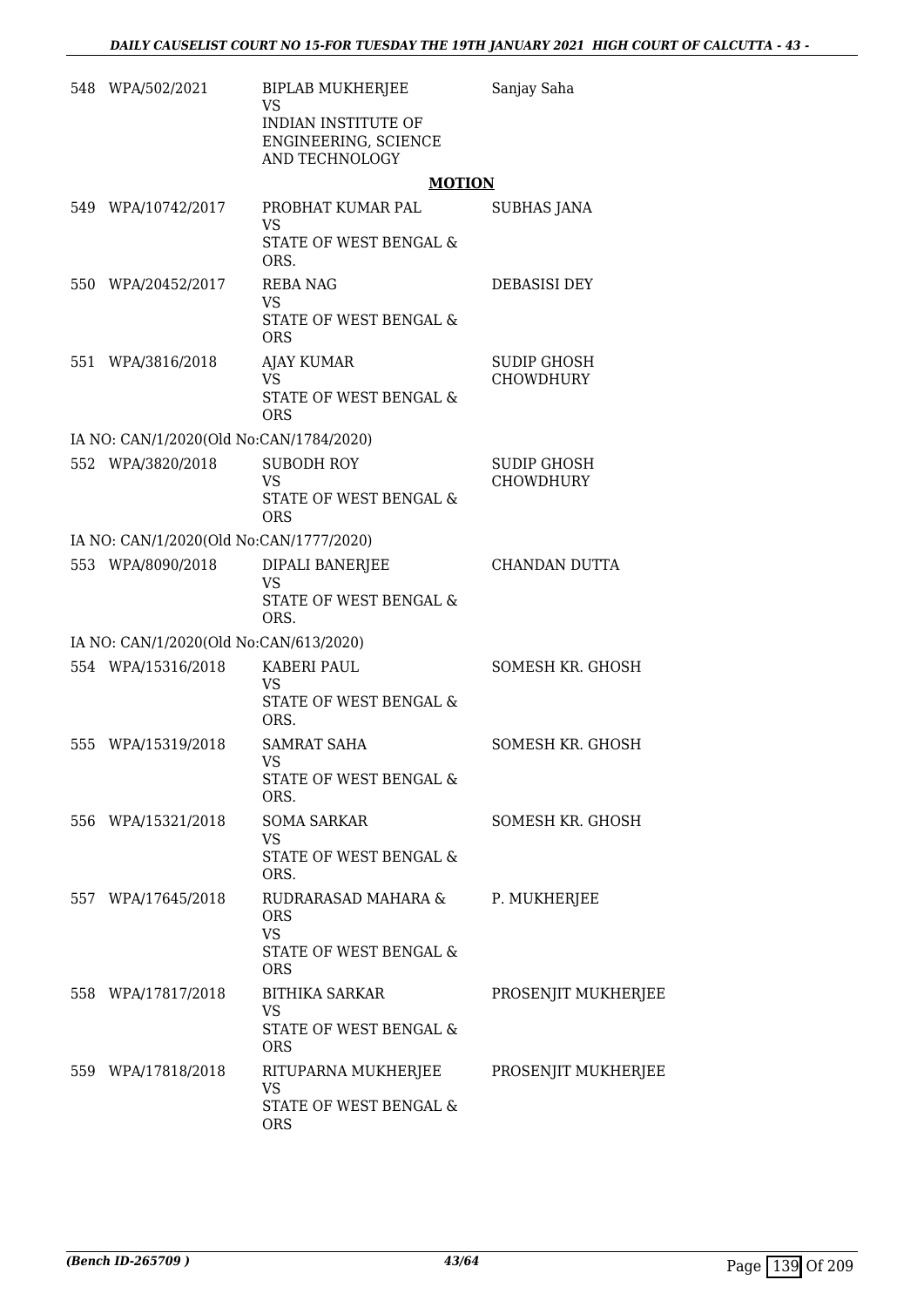| | | | |
|---|---|---|---|
| 548 | WPA/502/2021 | BIPLAB MUKHERJEE<br>VS<br>INDIAN INSTITUTE OF ENGINEERING, SCIENCE AND TECHNOLOGY | Sanjay Saha |

**MOTION**

| | | | |
|---|---|---|---|
| 549 | WPA/10742/2017 | PROBHAT KUMAR PAL<br>VS<br>STATE OF WEST BENGAL & ORS. | SUBHAS JANA |
| 550 | WPA/20452/2017 | REBA NAG<br>VS<br>STATE OF WEST BENGAL & ORS | DEBASISI DEY |
| 551 | WPA/3816/2018 | AJAY KUMAR<br>VS<br>STATE OF WEST BENGAL & ORS | SUDIP GHOSH CHOWDHURY |
| IA NO: CAN/1/2020(Old No:CAN/1784/2020) | | | |
| 552 | WPA/3820/2018 | SUBODH ROY<br>VS<br>STATE OF WEST BENGAL & ORS | SUDIP GHOSH CHOWDHURY |
| IA NO: CAN/1/2020(Old No:CAN/1777/2020) | | | |
| 553 | WPA/8090/2018 | DIPALI BANERJEE<br>VS<br>STATE OF WEST BENGAL & ORS. | CHANDAN DUTTA |
| IA NO: CAN/1/2020(Old No:CAN/613/2020) | | | |
| 554 | WPA/15316/2018 | KABERI PAUL<br>VS<br>STATE OF WEST BENGAL & ORS. | SOMESH KR. GHOSH |
| 555 | WPA/15319/2018 | SAMRAT SAHA<br>VS<br>STATE OF WEST BENGAL & ORS. | SOMESH KR. GHOSH |
| 556 | WPA/15321/2018 | SOMA SARKAR<br>VS<br>STATE OF WEST BENGAL & ORS. | SOMESH KR. GHOSH |
| 557 | WPA/17645/2018 | RUDRARASAD MAHARA & ORS<br>VS<br>STATE OF WEST BENGAL & ORS | P. MUKHERJEE |
| 558 | WPA/17817/2018 | BITHIKA SARKAR<br>VS<br>STATE OF WEST BENGAL & ORS | PROSENJIT MUKHERJEE |
| 559 | WPA/17818/2018 | RITUPARNA MUKHERJEE<br>VS<br>STATE OF WEST BENGAL & ORS | PROSENJIT MUKHERJEE |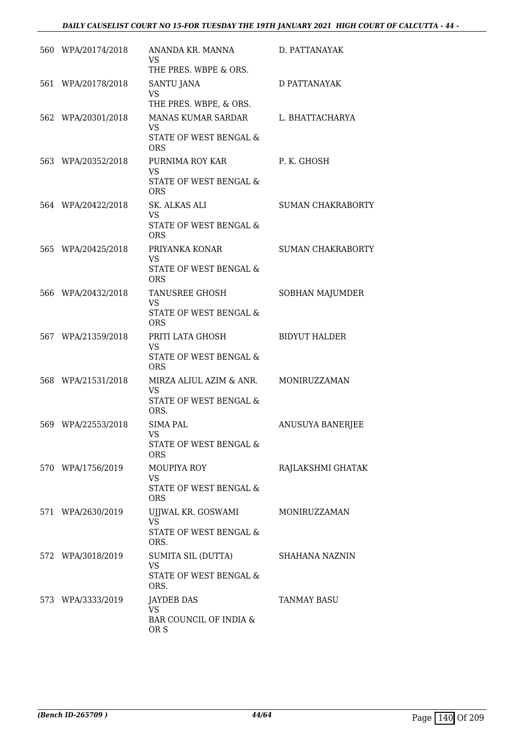| | | | |
|---|---|---|---|
| 560 | WPA/20174/2018 | ANANDA KR. MANNA<br>VS<br>THE PRES. WBPE & ORS. | D. PATTANAYAK |
| 561 | WPA/20178/2018 | SANTU JANA<br>VS<br>THE PRES. WBPE, & ORS. | D PATTANAYAK |
| 562 | WPA/20301/2018 | MANAS KUMAR SARDAR<br>VS<br>STATE OF WEST BENGAL & ORS | L. BHATTACHARYA |
| 563 | WPA/20352/2018 | PURNIMA ROY KAR<br>VS<br>STATE OF WEST BENGAL & ORS | P. K. GHOSH |
| 564 | WPA/20422/2018 | SK. ALKAS ALI<br>VS<br>STATE OF WEST BENGAL & ORS | SUMAN CHAKRABORTY |
| 565 | WPA/20425/2018 | PRIYANKA KONAR<br>VS<br>STATE OF WEST BENGAL & ORS | SUMAN CHAKRABORTY |
| 566 | WPA/20432/2018 | TANUSREE GHOSH<br>VS<br>STATE OF WEST BENGAL & ORS | SOBHAN MAJUMDER |
| 567 | WPA/21359/2018 | PRITI LATA GHOSH<br>VS<br>STATE OF WEST BENGAL & ORS | BIDYUT HALDER |
| 568 | WPA/21531/2018 | MIRZA ALIUL AZIM & ANR.<br>VS<br>STATE OF WEST BENGAL & ORS. | MONIRUZZAMAN |
| 569 | WPA/22553/2018 | SIMA PAL<br>VS<br>STATE OF WEST BENGAL & ORS | ANUSUYA BANERJEE |
| 570 | WPA/1756/2019 | MOUPIYA ROY<br>VS<br>STATE OF WEST BENGAL & ORS | RAJLAKSHMI GHATAK |
| 571 | WPA/2630/2019 | UJJWAL KR. GOSWAMI<br>VS<br>STATE OF WEST BENGAL & ORS. | MONIRUZZAMAN |
| 572 | WPA/3018/2019 | SUMITA SIL (DUTTA)<br>VS<br>STATE OF WEST BENGAL & ORS. | SHAHANA NAZNIN |
| 573 | WPA/3333/2019 | JAYDEB DAS<br>VS<br>BAR COUNCIL OF INDIA & OR S | TANMAY BASU |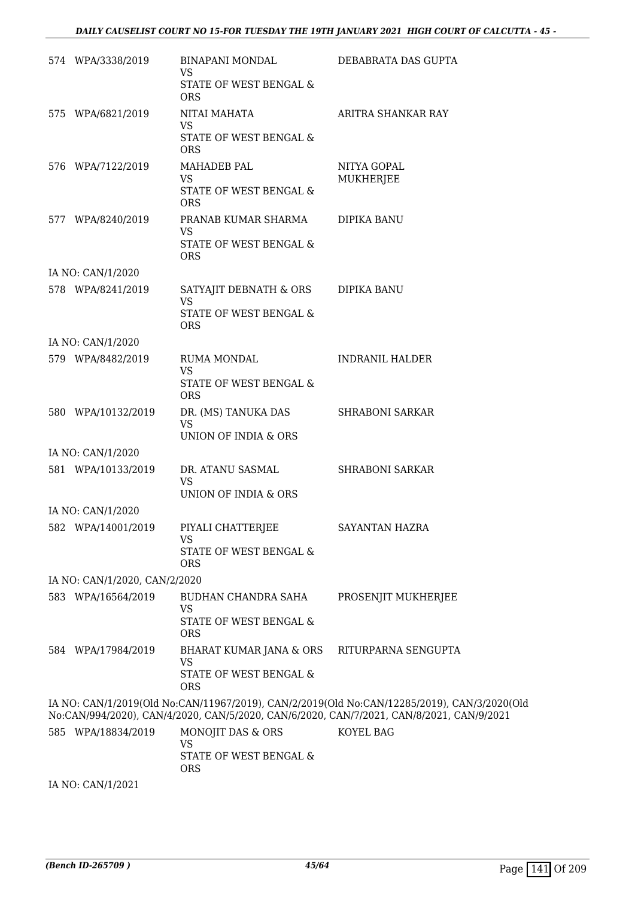| | | | |
|---|---|---|---|
| 574 | WPA/3338/2019 | BINAPANI MONDAL<br>VS<br>STATE OF WEST BENGAL & ORS | DEBABRATA DAS GUPTA |
| 575 | WPA/6821/2019 | NITAI MAHATA<br>VS<br>STATE OF WEST BENGAL & ORS | ARITRA SHANKAR RAY |
| 576 | WPA/7122/2019 | MAHADEB PAL<br>VS<br>STATE OF WEST BENGAL & ORS | NITYA GOPAL MUKHERJEE |
| 577 | WPA/8240/2019 | PRANAB KUMAR SHARMA<br>VS<br>STATE OF WEST BENGAL & ORS | DIPIKA BANU |
| | IA NO: CAN/1/2020 | | |
| 578 | WPA/8241/2019 | SATYAJIT DEBNATH & ORS<br>VS<br>STATE OF WEST BENGAL & ORS | DIPIKA BANU |
| | IA NO: CAN/1/2020 | | |
| 579 | WPA/8482/2019 | RUMA MONDAL<br>VS<br>STATE OF WEST BENGAL & ORS | INDRANIL HALDER |
| 580 | WPA/10132/2019 | DR. (MS) TANUKA DAS<br>VS<br>UNION OF INDIA & ORS | SHRABONI SARKAR |
| | IA NO: CAN/1/2020 | | |
| 581 | WPA/10133/2019 | DR. ATANU SASMAL<br>VS<br>UNION OF INDIA & ORS | SHRABONI SARKAR |
| | IA NO: CAN/1/2020 | | |
| 582 | WPA/14001/2019 | PIYALI CHATTERJEE<br>VS<br>STATE OF WEST BENGAL & ORS | SAYANTAN HAZRA |
| | IA NO: CAN/1/2020, CAN/2/2020 | | |
| 583 | WPA/16564/2019 | BUDHAN CHANDRA SAHA<br>VS<br>STATE OF WEST BENGAL & ORS | PROSENJIT MUKHERJEE |
| 584 | WPA/17984/2019 | BHARAT KUMAR JANA & ORS<br>VS<br>STATE OF WEST BENGAL & ORS | RITURPARNA SENGUPTA |
| | IA NO: CAN/1/2019(Old No:CAN/11967/2019), CAN/2/2019(Old No:CAN/12285/2019), CAN/3/2020(Old No:CAN/994/2020), CAN/4/2020, CAN/5/2020, CAN/6/2020, CAN/7/2021, CAN/8/2021, CAN/9/2021 | | |
| 585 | WPA/18834/2019 | MONOJIT DAS & ORS<br>VS<br>STATE OF WEST BENGAL & ORS | KOYEL BAG |
| | IA NO: CAN/1/2021 | | |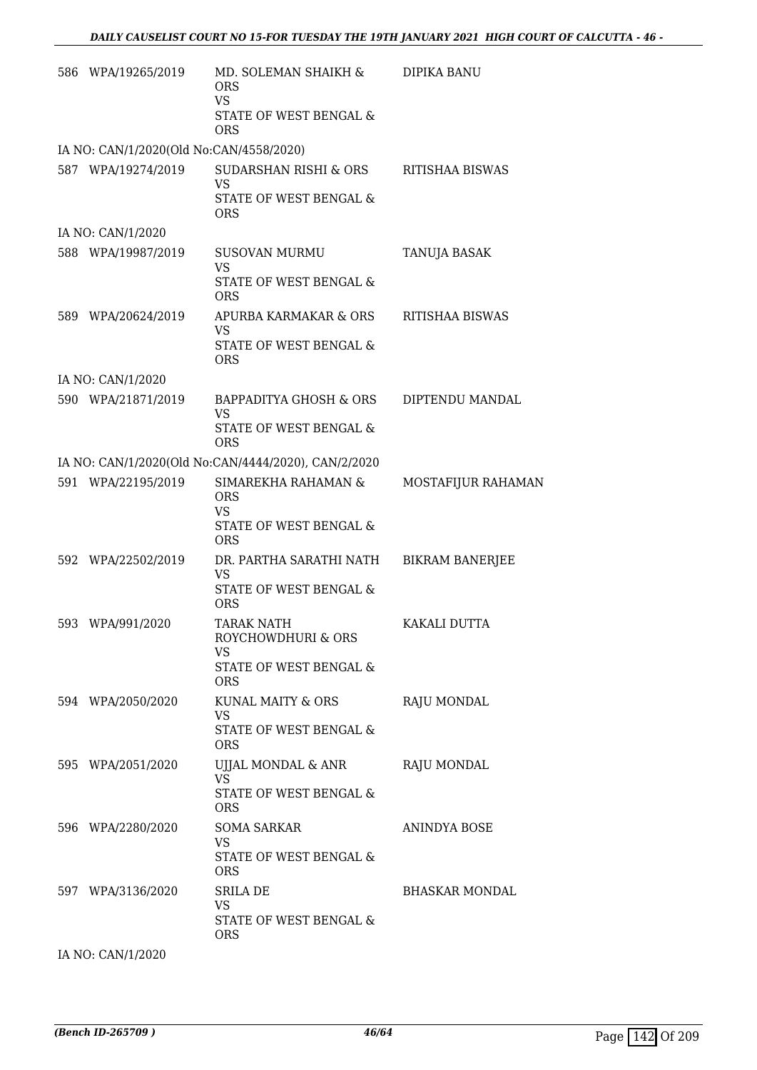| | | | |
|---|---|---|---|
| 586 | WPA/19265/2019 | MD. SOLEMAN SHAIKH & ORS<br>VS<br>STATE OF WEST BENGAL & ORS | DIPIKA BANU |
| IA NO: CAN/1/2020(Old No:CAN/4558/2020) | | | |
| 587 | WPA/19274/2019 | SUDARSHAN RISHI & ORS<br>VS<br>STATE OF WEST BENGAL & ORS | RITISHAA BISWAS |
| IA NO: CAN/1/2020 | | | |
| 588 | WPA/19987/2019 | SUSOVAN MURMU<br>VS<br>STATE OF WEST BENGAL & ORS | TANUJA BASAK |
| 589 | WPA/20624/2019 | APURBA KARMAKAR & ORS<br>VS<br>STATE OF WEST BENGAL & ORS | RITISHAA BISWAS |
| IA NO: CAN/1/2020 | | | |
| 590 | WPA/21871/2019 | BAPPADITYA GHOSH & ORS<br>VS<br>STATE OF WEST BENGAL & ORS | DIPTENDU MANDAL |
| IA NO: CAN/1/2020(Old No:CAN/4444/2020), CAN/2/2020 | | | |
| 591 | WPA/22195/2019 | SIMAREKHA RAHAMAN & ORS<br>VS<br>STATE OF WEST BENGAL & ORS | MOSTAFIJUR RAHAMAN |
| 592 | WPA/22502/2019 | DR. PARTHA SARATHI NATH<br>VS<br>STATE OF WEST BENGAL & ORS | BIKRAM BANERJEE |
| 593 | WPA/991/2020 | TARAK NATH ROYCHOWDHURI & ORS<br>VS<br>STATE OF WEST BENGAL & ORS | KAKALI DUTTA |
| 594 | WPA/2050/2020 | KUNAL MAITY & ORS<br>VS<br>STATE OF WEST BENGAL & ORS | RAJU MONDAL |
| 595 | WPA/2051/2020 | UJJAL MONDAL & ANR<br>VS<br>STATE OF WEST BENGAL & ORS | RAJU MONDAL |
| 596 | WPA/2280/2020 | SOMA SARKAR<br>VS<br>STATE OF WEST BENGAL & ORS | ANINDYA BOSE |
| 597 | WPA/3136/2020 | SRILA DE<br>VS<br>STATE OF WEST BENGAL & ORS | BHASKAR MONDAL |
| IA NO: CAN/1/2020 | | | |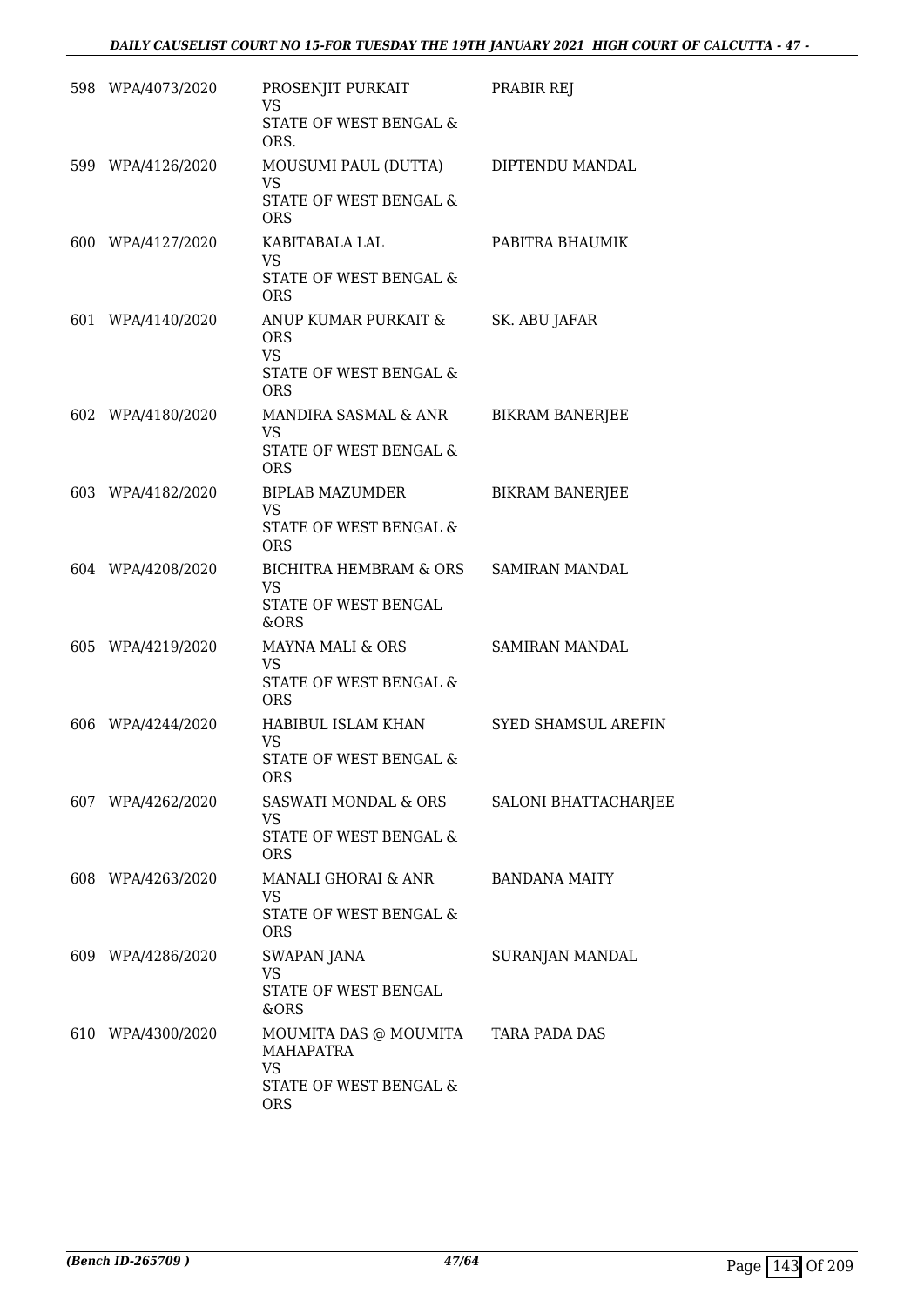| | | | |
|---|---|---|---|
| 598 | WPA/4073/2020 | PROSENJIT PURKAIT<br>VS<br>STATE OF WEST BENGAL & ORS. | PRABIR REJ |
| 599 | WPA/4126/2020 | MOUSUMI PAUL (DUTTA)<br>VS<br>STATE OF WEST BENGAL & ORS | DIPTENDU MANDAL |
| 600 | WPA/4127/2020 | KABITABALA LAL<br>VS<br>STATE OF WEST BENGAL & ORS | PABITRA BHAUMIK |
| 601 | WPA/4140/2020 | ANUP KUMAR PURKAIT & ORS<br>VS<br>STATE OF WEST BENGAL & ORS | SK. ABU JAFAR |
| 602 | WPA/4180/2020 | MANDIRA SASMAL & ANR<br>VS<br>STATE OF WEST BENGAL & ORS | BIKRAM BANERJEE |
| 603 | WPA/4182/2020 | BIPLAB MAZUMDER<br>VS<br>STATE OF WEST BENGAL & ORS | BIKRAM BANERJEE |
| 604 | WPA/4208/2020 | BICHITRA HEMBRAM & ORS<br>VS<br>STATE OF WEST BENGAL &ORS | SAMIRAN MANDAL |
| 605 | WPA/4219/2020 | MAYNA MALI & ORS<br>VS<br>STATE OF WEST BENGAL & ORS | SAMIRAN MANDAL |
| 606 | WPA/4244/2020 | HABIBUL ISLAM KHAN<br>VS<br>STATE OF WEST BENGAL & ORS | SYED SHAMSUL AREFIN |
| 607 | WPA/4262/2020 | SASWATI MONDAL & ORS<br>VS<br>STATE OF WEST BENGAL & ORS | SALONI BHATTACHARJEE |
| 608 | WPA/4263/2020 | MANALI GHORAI & ANR<br>VS<br>STATE OF WEST BENGAL & ORS | BANDANA MAITY |
| 609 | WPA/4286/2020 | SWAPAN JANA<br>VS<br>STATE OF WEST BENGAL &ORS | SURANJAN MANDAL |
| 610 | WPA/4300/2020 | MOUMITA DAS @ MOUMITA MAHAPATRA<br>VS<br>STATE OF WEST BENGAL & ORS | TARA PADA DAS |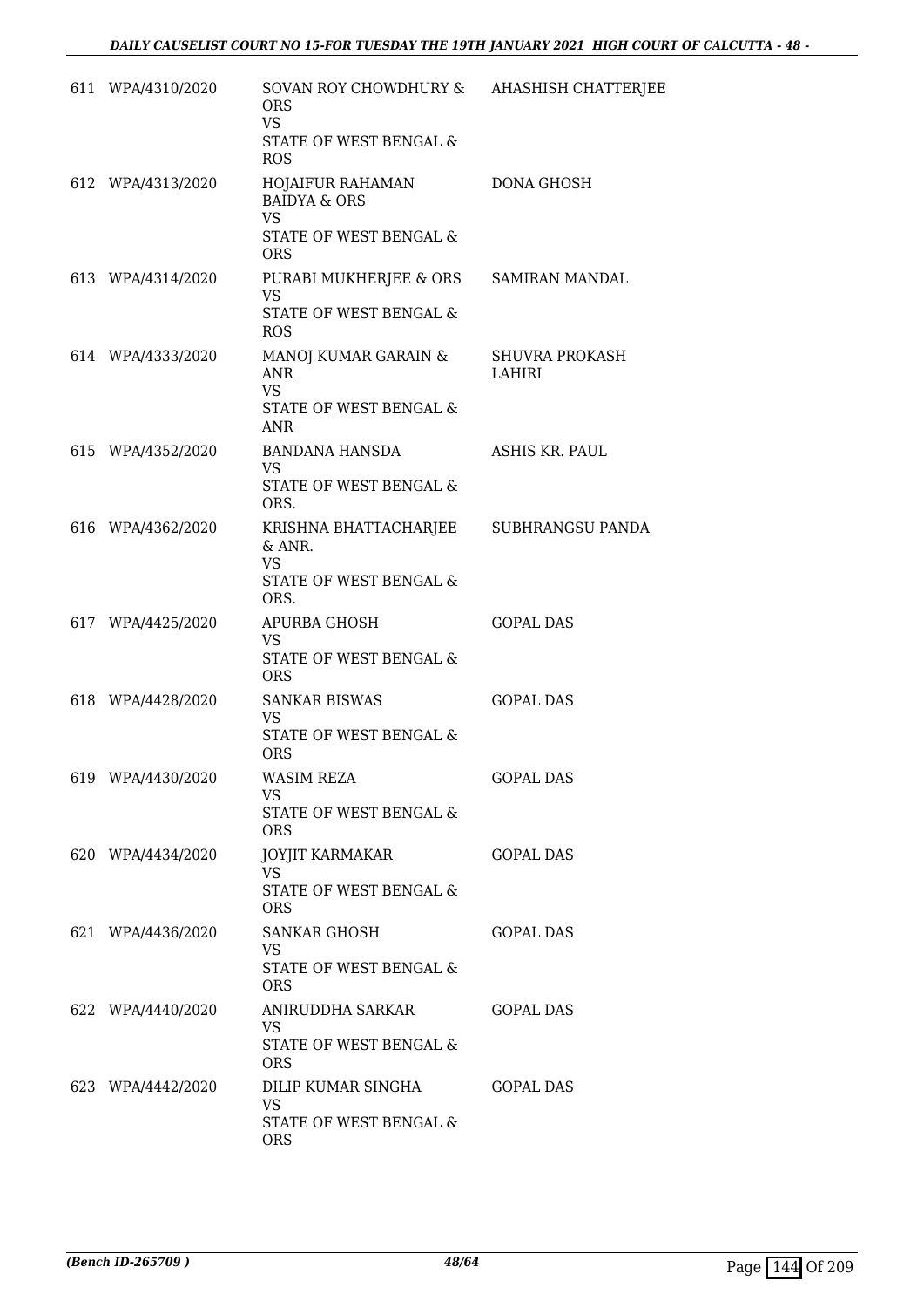| | | | |
|---|---|---|---|
| 611 | WPA/4310/2020 | SOVAN ROY CHOWDHURY & ORS<br>VS<br>STATE OF WEST BENGAL & ROS | AHASHISH CHATTERJEE |
| 612 | WPA/4313/2020 | HOJAIFUR RAHAMAN BAIDYA & ORS<br>VS<br>STATE OF WEST BENGAL & ORS | DONA GHOSH |
| 613 | WPA/4314/2020 | PURABI MUKHERJEE & ORS<br>VS<br>STATE OF WEST BENGAL & ROS | SAMIRAN MANDAL |
| 614 | WPA/4333/2020 | MANOJ KUMAR GARAIN & ANR<br>VS<br>STATE OF WEST BENGAL & ANR | SHUVRA PROKASH LAHIRI |
| 615 | WPA/4352/2020 | BANDANA HANSDA<br>VS<br>STATE OF WEST BENGAL & ORS. | ASHIS KR. PAUL |
| 616 | WPA/4362/2020 | KRISHNA BHATTACHARJEE & ANR.<br>VS<br>STATE OF WEST BENGAL & ORS. | SUBHRANGSU PANDA |
| 617 | WPA/4425/2020 | APURBA GHOSH<br>VS<br>STATE OF WEST BENGAL & ORS | GOPAL DAS |
| 618 | WPA/4428/2020 | SANKAR BISWAS<br>VS<br>STATE OF WEST BENGAL & ORS | GOPAL DAS |
| 619 | WPA/4430/2020 | WASIM REZA<br>VS<br>STATE OF WEST BENGAL & ORS | GOPAL DAS |
| 620 | WPA/4434/2020 | JOYJIT KARMAKAR<br>VS<br>STATE OF WEST BENGAL & ORS | GOPAL DAS |
| 621 | WPA/4436/2020 | SANKAR GHOSH<br>VS<br>STATE OF WEST BENGAL & ORS | GOPAL DAS |
| 622 | WPA/4440/2020 | ANIRUDDHA SARKAR<br>VS<br>STATE OF WEST BENGAL & ORS | GOPAL DAS |
| 623 | WPA/4442/2020 | DILIP KUMAR SINGHA<br>VS<br>STATE OF WEST BENGAL & ORS | GOPAL DAS |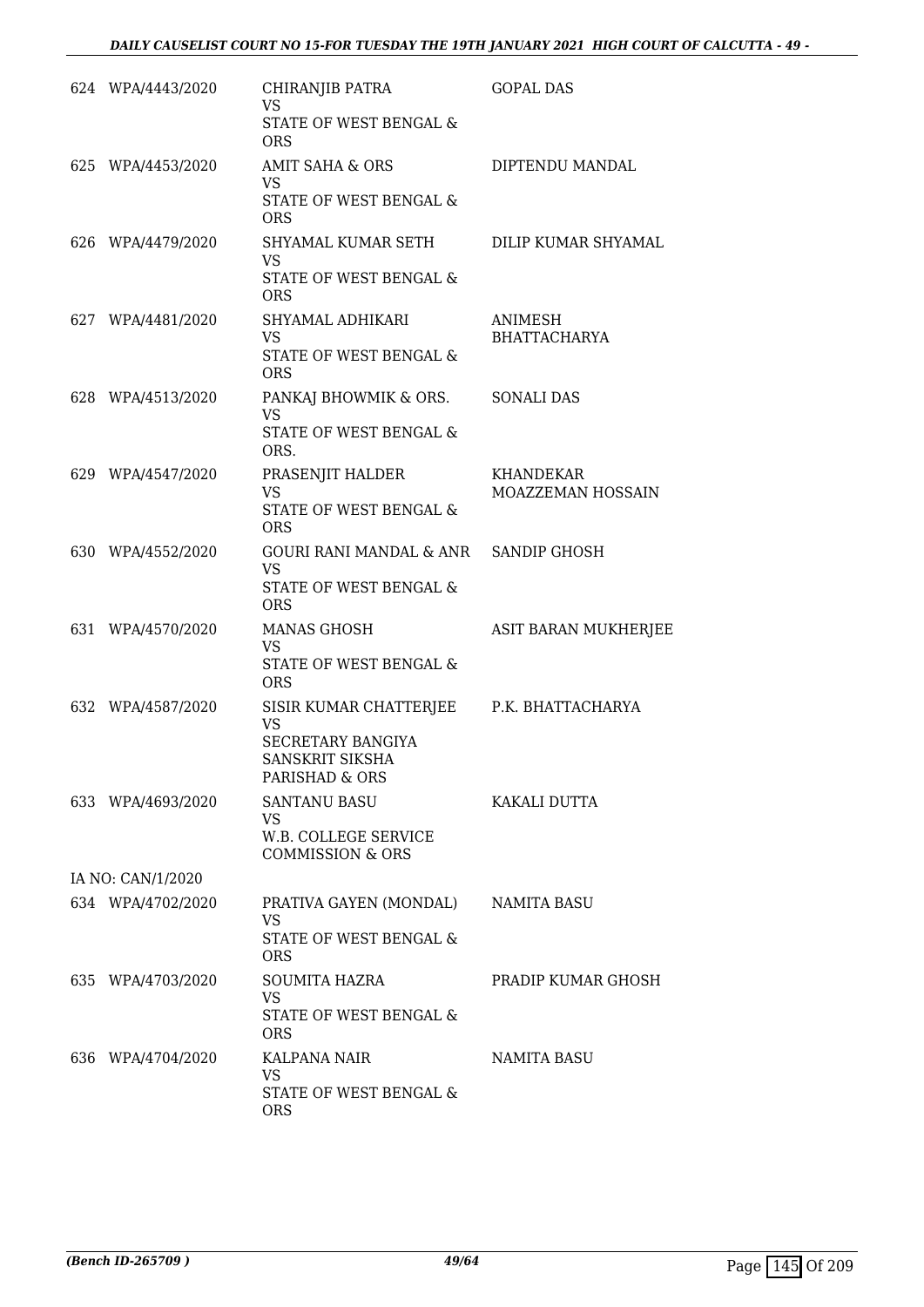| | | | |
|---|---|---|---|
| 624 | WPA/4443/2020 | CHIRANJIB PATRA<br>VS<br>STATE OF WEST BENGAL & ORS | GOPAL DAS |
| 625 | WPA/4453/2020 | AMIT SAHA & ORS<br>VS<br>STATE OF WEST BENGAL & ORS | DIPTENDU MANDAL |
| 626 | WPA/4479/2020 | SHYAMAL KUMAR SETH<br>VS<br>STATE OF WEST BENGAL & ORS | DILIP KUMAR SHYAMAL |
| 627 | WPA/4481/2020 | SHYAMAL ADHIKARI<br>VS<br>STATE OF WEST BENGAL & ORS | ANIMESH BHATTACHARYA |
| 628 | WPA/4513/2020 | PANKAJ BHOWMIK & ORS.<br>VS<br>STATE OF WEST BENGAL & ORS. | SONALI DAS |
| 629 | WPA/4547/2020 | PRASENJIT HALDER<br>VS<br>STATE OF WEST BENGAL & ORS | KHANDEKAR MOAZZEMAN HOSSAIN |
| 630 | WPA/4552/2020 | GOURI RANI MANDAL & ANR<br>VS<br>STATE OF WEST BENGAL & ORS | SANDIP GHOSH |
| 631 | WPA/4570/2020 | MANAS GHOSH<br>VS<br>STATE OF WEST BENGAL & ORS | ASIT BARAN MUKHERJEE |
| 632 | WPA/4587/2020 | SISIR KUMAR CHATTERJEE<br>VS<br>SECRETARY BANGIYA SANSKRIT SIKSHA PARISHAD & ORS | P.K. BHATTACHARYA |
| 633 | WPA/4693/2020 | SANTANU BASU<br>VS<br>W.B. COLLEGE SERVICE COMMISSION & ORS | KAKALI DUTTA |
| | IA NO: CAN/1/2020 | | |
| 634 | WPA/4702/2020 | PRATIVA GAYEN (MONDAL)<br>VS<br>STATE OF WEST BENGAL & ORS | NAMITA BASU |
| 635 | WPA/4703/2020 | SOUMITA HAZRA<br>VS<br>STATE OF WEST BENGAL & ORS | PRADIP KUMAR GHOSH |
| 636 | WPA/4704/2020 | KALPANA NAIR<br>VS<br>STATE OF WEST BENGAL & ORS | NAMITA BASU |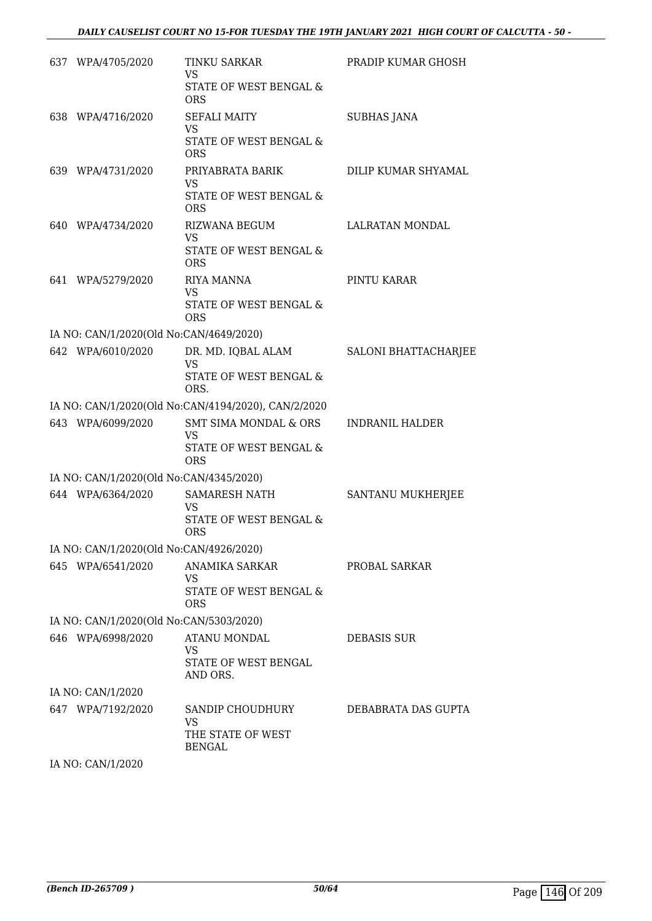| | | | |
|---|---|---|---|
| 637 | WPA/4705/2020 | TINKU SARKAR<br>VS<br>STATE OF WEST BENGAL & ORS | PRADIP KUMAR GHOSH |
| 638 | WPA/4716/2020 | SEFALI MAITY<br>VS<br>STATE OF WEST BENGAL & ORS | SUBHAS JANA |
| 639 | WPA/4731/2020 | PRIYABRATA BARIK<br>VS<br>STATE OF WEST BENGAL & ORS | DILIP KUMAR SHYAMAL |
| 640 | WPA/4734/2020 | RIZWANA BEGUM<br>VS<br>STATE OF WEST BENGAL & ORS | LALRATAN MONDAL |
| 641 | WPA/5279/2020 | RIYA MANNA<br>VS<br>STATE OF WEST BENGAL & ORS | PINTU KARAR |
| | IA NO: CAN/1/2020(Old No:CAN/4649/2020) | | |
| 642 | WPA/6010/2020 | DR. MD. IQBAL ALAM<br>VS<br>STATE OF WEST BENGAL & ORS. | SALONI BHATTACHARJEE |
| | IA NO: CAN/1/2020(Old No:CAN/4194/2020), CAN/2/2020 | | |
| 643 | WPA/6099/2020 | SMT SIMA MONDAL & ORS<br>VS<br>STATE OF WEST BENGAL & ORS | INDRANIL HALDER |
| | IA NO: CAN/1/2020(Old No:CAN/4345/2020) | | |
| 644 | WPA/6364/2020 | SAMARESH NATH<br>VS<br>STATE OF WEST BENGAL & ORS | SANTANU MUKHERJEE |
| | IA NO: CAN/1/2020(Old No:CAN/4926/2020) | | |
| 645 | WPA/6541/2020 | ANAMIKA SARKAR<br>VS<br>STATE OF WEST BENGAL & ORS | PROBAL SARKAR |
| | IA NO: CAN/1/2020(Old No:CAN/5303/2020) | | |
| 646 | WPA/6998/2020 | ATANU MONDAL<br>VS<br>STATE OF WEST BENGAL AND ORS. | DEBASIS SUR |
| | IA NO: CAN/1/2020 | | |
| 647 | WPA/7192/2020 | SANDIP CHOUDHURY<br>VS<br>THE STATE OF WEST BENGAL | DEBABRATA DAS GUPTA |
| | IA NO: CAN/1/2020 | | |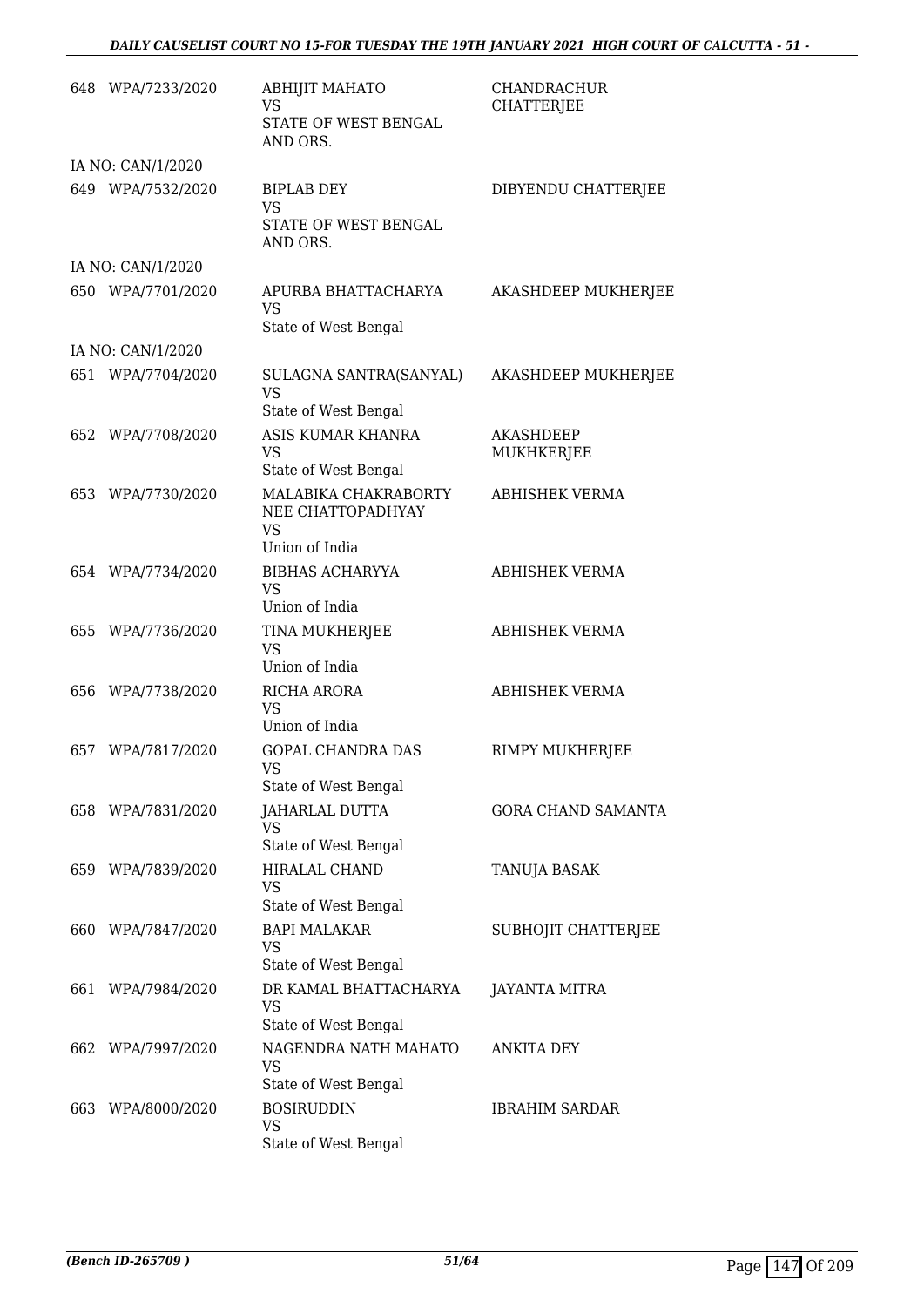| | | | |
|---|---|---|---|
| 648 | WPA/7233/2020 | ABHIJIT MAHATO<br>VS<br>STATE OF WEST BENGAL AND ORS. | CHANDRACHUR CHATTERJEE |
| | IA NO: CAN/1/2020 | | |
| 649 | WPA/7532/2020 | BIPLAB DEY<br>VS<br>STATE OF WEST BENGAL AND ORS. | DIBYENDU CHATTERJEE |
| | IA NO: CAN/1/2020 | | |
| 650 | WPA/7701/2020 | APURBA BHATTACHARYA<br>VS<br>State of West Bengal | AKASHDEEP MUKHERJEE |
| | IA NO: CAN/1/2020 | | |
| 651 | WPA/7704/2020 | SULAGNA SANTRA(SANYAL)<br>VS<br>State of West Bengal | AKASHDEEP MUKHERJEE |
| 652 | WPA/7708/2020 | ASIS KUMAR KHANRA<br>VS<br>State of West Bengal | AKASHDEEP MUKHKERJEE |
| 653 | WPA/7730/2020 | MALABIKA CHAKRABORTY NEE CHATTOPADHYAY<br>VS<br>Union of India | ABHISHEK VERMA |
| 654 | WPA/7734/2020 | BIBHAS ACHARYYA<br>VS<br>Union of India | ABHISHEK VERMA |
| 655 | WPA/7736/2020 | TINA MUKHERJEE<br>VS<br>Union of India | ABHISHEK VERMA |
| 656 | WPA/7738/2020 | RICHA ARORA<br>VS<br>Union of India | ABHISHEK VERMA |
| 657 | WPA/7817/2020 | GOPAL CHANDRA DAS<br>VS<br>State of West Bengal | RIMPY MUKHERJEE |
| 658 | WPA/7831/2020 | JAHARLAL DUTTA<br>VS<br>State of West Bengal | GORA CHAND SAMANTA |
| 659 | WPA/7839/2020 | HIRALAL CHAND<br>VS<br>State of West Bengal | TANUJA BASAK |
| 660 | WPA/7847/2020 | BAPI MALAKAR<br>VS<br>State of West Bengal | SUBHOJIT CHATTERJEE |
| 661 | WPA/7984/2020 | DR KAMAL BHATTACHARYA<br>VS<br>State of West Bengal | JAYANTA MITRA |
| 662 | WPA/7997/2020 | NAGENDRA NATH MAHATO<br>VS<br>State of West Bengal | ANKITA DEY |
| 663 | WPA/8000/2020 | BOSIRUDDIN<br>VS<br>State of West Bengal | IBRAHIM SARDAR |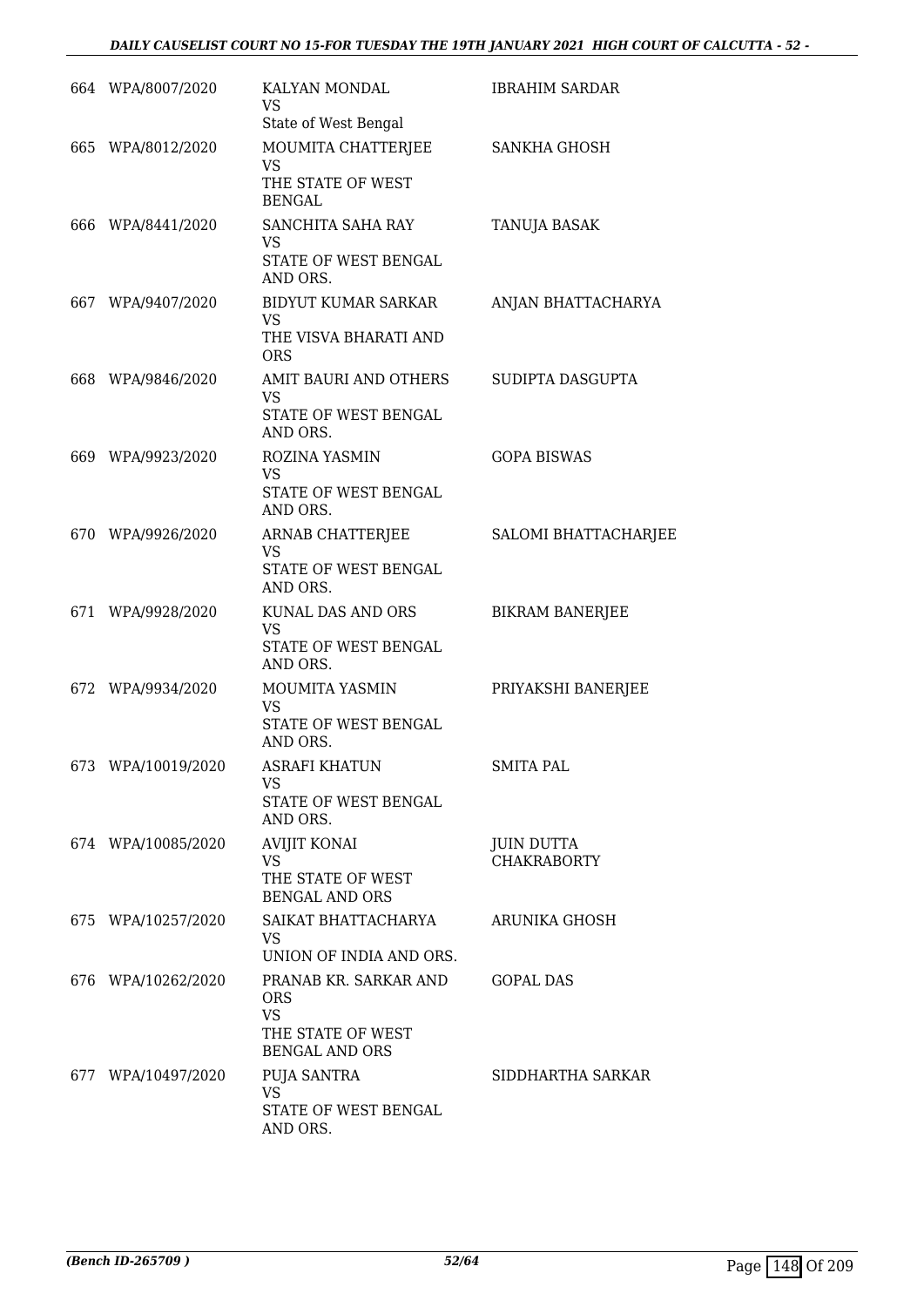| | | | |
|---|---|---|---|
| 664 | WPA/8007/2020 | KALYAN MONDAL<br>VS<br>State of West Bengal | IBRAHIM SARDAR |
| 665 | WPA/8012/2020 | MOUMITA CHATTERJEE<br>VS<br>THE STATE OF WEST BENGAL | SANKHA GHOSH |
| 666 | WPA/8441/2020 | SANCHITA SAHA RAY<br>VS<br>STATE OF WEST BENGAL AND ORS. | TANUJA BASAK |
| 667 | WPA/9407/2020 | BIDYUT KUMAR SARKAR<br>VS<br>THE VISVA BHARATI AND ORS | ANJAN BHATTACHARYA |
| 668 | WPA/9846/2020 | AMIT BAURI AND OTHERS<br>VS<br>STATE OF WEST BENGAL AND ORS. | SUDIPTA DASGUPTA |
| 669 | WPA/9923/2020 | ROZINA YASMIN<br>VS<br>STATE OF WEST BENGAL AND ORS. | GOPA BISWAS |
| 670 | WPA/9926/2020 | ARNAB CHATTERJEE<br>VS<br>STATE OF WEST BENGAL AND ORS. | SALOMI BHATTACHARJEE |
| 671 | WPA/9928/2020 | KUNAL DAS AND ORS<br>VS<br>STATE OF WEST BENGAL AND ORS. | BIKRAM BANERJEE |
| 672 | WPA/9934/2020 | MOUMITA YASMIN<br>VS<br>STATE OF WEST BENGAL AND ORS. | PRIYAKSHI BANERJEE |
| 673 | WPA/10019/2020 | ASRAFI KHATUN<br>VS<br>STATE OF WEST BENGAL AND ORS. | SMITA PAL |
| 674 | WPA/10085/2020 | AVIJIT KONAI<br>VS<br>THE STATE OF WEST BENGAL AND ORS | JUIN DUTTA CHAKRABORTY |
| 675 | WPA/10257/2020 | SAIKAT BHATTACHARYA<br>VS<br>UNION OF INDIA AND ORS. | ARUNIKA GHOSH |
| 676 | WPA/10262/2020 | PRANAB KR. SARKAR AND ORS<br>VS<br>THE STATE OF WEST BENGAL AND ORS | GOPAL DAS |
| 677 | WPA/10497/2020 | PUJA SANTRA<br>VS<br>STATE OF WEST BENGAL AND ORS. | SIDDHARTHA SARKAR |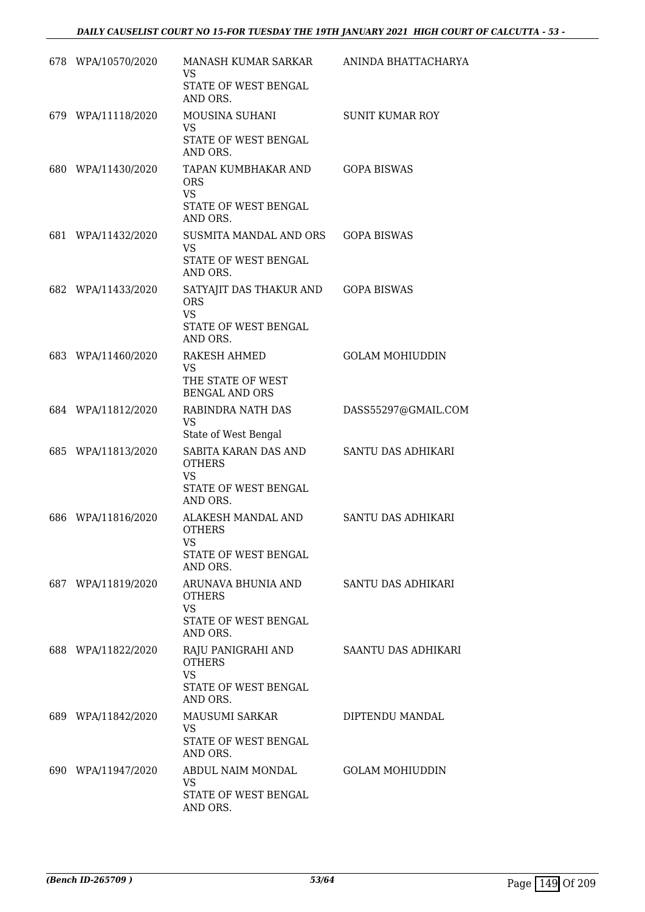| | | | |
|---|---|---|---|
| 678 | WPA/10570/2020 | MANASH KUMAR SARKAR<br>VS<br>STATE OF WEST BENGAL AND ORS. | ANINDA BHATTACHARYA |
| 679 | WPA/11118/2020 | MOUSINA SUHANI<br>VS<br>STATE OF WEST BENGAL AND ORS. | SUNIT KUMAR ROY |
| 680 | WPA/11430/2020 | TAPAN KUMBHAKAR AND ORS<br>VS<br>STATE OF WEST BENGAL AND ORS. | GOPA BISWAS |
| 681 | WPA/11432/2020 | SUSMITA MANDAL AND ORS<br>VS<br>STATE OF WEST BENGAL AND ORS. | GOPA BISWAS |
| 682 | WPA/11433/2020 | SATYAJIT DAS THAKUR AND ORS<br>VS<br>STATE OF WEST BENGAL AND ORS. | GOPA BISWAS |
| 683 | WPA/11460/2020 | RAKESH AHMED<br>VS<br>THE STATE OF WEST BENGAL AND ORS | GOLAM MOHIUDDIN |
| 684 | WPA/11812/2020 | RABINDRA NATH DAS<br>VS<br>State of West Bengal | DASS55297@GMAIL.COM |
| 685 | WPA/11813/2020 | SABITA KARAN DAS AND OTHERS<br>VS<br>STATE OF WEST BENGAL AND ORS. | SANTU DAS ADHIKARI |
| 686 | WPA/11816/2020 | ALAKESH MANDAL AND OTHERS<br>VS<br>STATE OF WEST BENGAL AND ORS. | SANTU DAS ADHIKARI |
| 687 | WPA/11819/2020 | ARUNAVA BHUNIA AND OTHERS<br>VS<br>STATE OF WEST BENGAL AND ORS. | SANTU DAS ADHIKARI |
| 688 | WPA/11822/2020 | RAJU PANIGRAHI AND OTHERS<br>VS<br>STATE OF WEST BENGAL AND ORS. | SAANTU DAS ADHIKARI |
| 689 | WPA/11842/2020 | MAUSUMI SARKAR<br>VS<br>STATE OF WEST BENGAL AND ORS. | DIPTENDU MANDAL |
| 690 | WPA/11947/2020 | ABDUL NAIM MONDAL<br>VS<br>STATE OF WEST BENGAL AND ORS. | GOLAM MOHIUDDIN |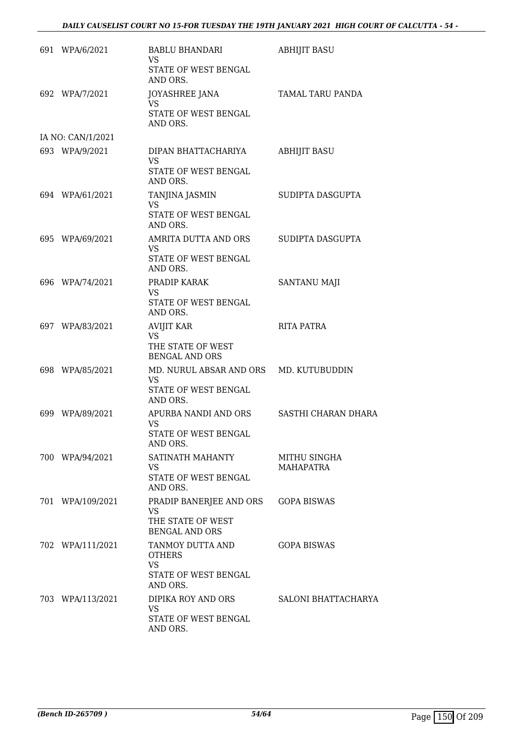| | | | |
|---|---|---|---|
| 691 | WPA/6/2021 | BABLU BHANDARI<br>VS<br>STATE OF WEST BENGAL AND ORS. | ABHIJIT BASU |
| 692 | WPA/7/2021 | JOYASHREE JANA<br>VS<br>STATE OF WEST BENGAL AND ORS. | TAMAL TARU PANDA |
| | IA NO: CAN/1/2021 | | |
| 693 | WPA/9/2021 | DIPAN BHATTACHARIYA<br>VS<br>STATE OF WEST BENGAL AND ORS. | ABHIJIT BASU |
| 694 | WPA/61/2021 | TANJINA JASMIN<br>VS<br>STATE OF WEST BENGAL AND ORS. | SUDIPTA DASGUPTA |
| 695 | WPA/69/2021 | AMRITA DUTTA AND ORS<br>VS<br>STATE OF WEST BENGAL AND ORS. | SUDIPTA DASGUPTA |
| 696 | WPA/74/2021 | PRADIP KARAK<br>VS<br>STATE OF WEST BENGAL AND ORS. | SANTANU MAJI |
| 697 | WPA/83/2021 | AVIJIT KAR<br>VS<br>THE STATE OF WEST BENGAL AND ORS | RITA PATRA |
| 698 | WPA/85/2021 | MD. NURUL ABSAR AND ORS<br>VS<br>STATE OF WEST BENGAL AND ORS. | MD. KUTUBUDDIN |
| 699 | WPA/89/2021 | APURBA NANDI AND ORS<br>VS<br>STATE OF WEST BENGAL AND ORS. | SASTHI CHARAN DHARA |
| 700 | WPA/94/2021 | SATINATH MAHANTY<br>VS<br>STATE OF WEST BENGAL AND ORS. | MITHU SINGHA MAHAPATRA |
| 701 | WPA/109/2021 | PRADIP BANERJEE AND ORS<br>VS<br>THE STATE OF WEST BENGAL AND ORS | GOPA BISWAS |
| 702 | WPA/111/2021 | TANMOY DUTTA AND OTHERS<br>VS<br>STATE OF WEST BENGAL AND ORS. | GOPA BISWAS |
| 703 | WPA/113/2021 | DIPIKA ROY AND ORS<br>VS<br>STATE OF WEST BENGAL AND ORS. | SALONI BHATTACHARYA |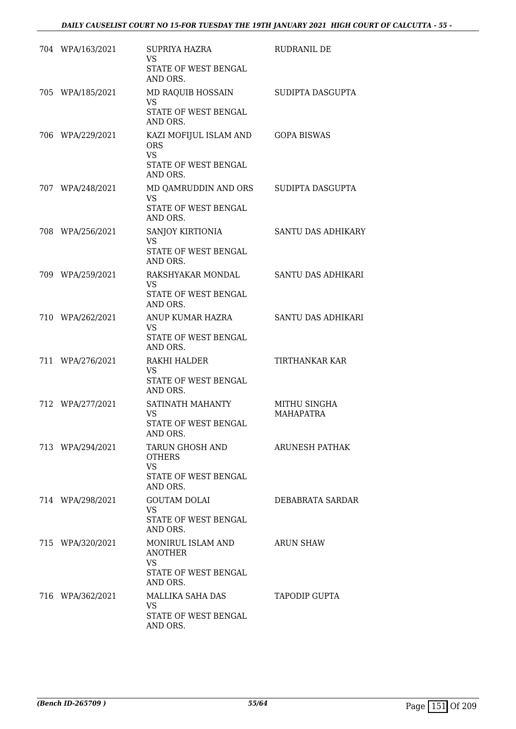| | | | |
|---|---|---|---|
| 704 | WPA/163/2021 | SUPRIYA HAZRA<br>VS<br>STATE OF WEST BENGAL AND ORS. | RUDRANIL DE |
| 705 | WPA/185/2021 | MD RAQUIB HOSSAIN<br>VS<br>STATE OF WEST BENGAL AND ORS. | SUDIPTA DASGUPTA |
| 706 | WPA/229/2021 | KAZI MOFIJUL ISLAM AND ORS<br>VS<br>STATE OF WEST BENGAL AND ORS. | GOPA BISWAS |
| 707 | WPA/248/2021 | MD QAMRUDDIN AND ORS<br>VS<br>STATE OF WEST BENGAL AND ORS. | SUDIPTA DASGUPTA |
| 708 | WPA/256/2021 | SANJOY KIRTIONIA<br>VS<br>STATE OF WEST BENGAL AND ORS. | SANTU DAS ADHIKARY |
| 709 | WPA/259/2021 | RAKSHYAKAR MONDAL<br>VS<br>STATE OF WEST BENGAL AND ORS. | SANTU DAS ADHIKARI |
| 710 | WPA/262/2021 | ANUP KUMAR HAZRA<br>VS<br>STATE OF WEST BENGAL AND ORS. | SANTU DAS ADHIKARI |
| 711 | WPA/276/2021 | RAKHI HALDER<br>VS<br>STATE OF WEST BENGAL AND ORS. | TIRTHANKAR KAR |
| 712 | WPA/277/2021 | SATINATH MAHANTY<br>VS<br>STATE OF WEST BENGAL AND ORS. | MITHU SINGHA MAHAPATRA |
| 713 | WPA/294/2021 | TARUN GHOSH AND OTHERS<br>VS<br>STATE OF WEST BENGAL AND ORS. | ARUNESH PATHAK |
| 714 | WPA/298/2021 | GOUTAM DOLAI<br>VS<br>STATE OF WEST BENGAL AND ORS. | DEBABRATA SARDAR |
| 715 | WPA/320/2021 | MONIRUL ISLAM AND ANOTHER<br>VS<br>STATE OF WEST BENGAL AND ORS. | ARUN SHAW |
| 716 | WPA/362/2021 | MALLIKA SAHA DAS<br>VS<br>STATE OF WEST BENGAL AND ORS. | TAPODIP GUPTA |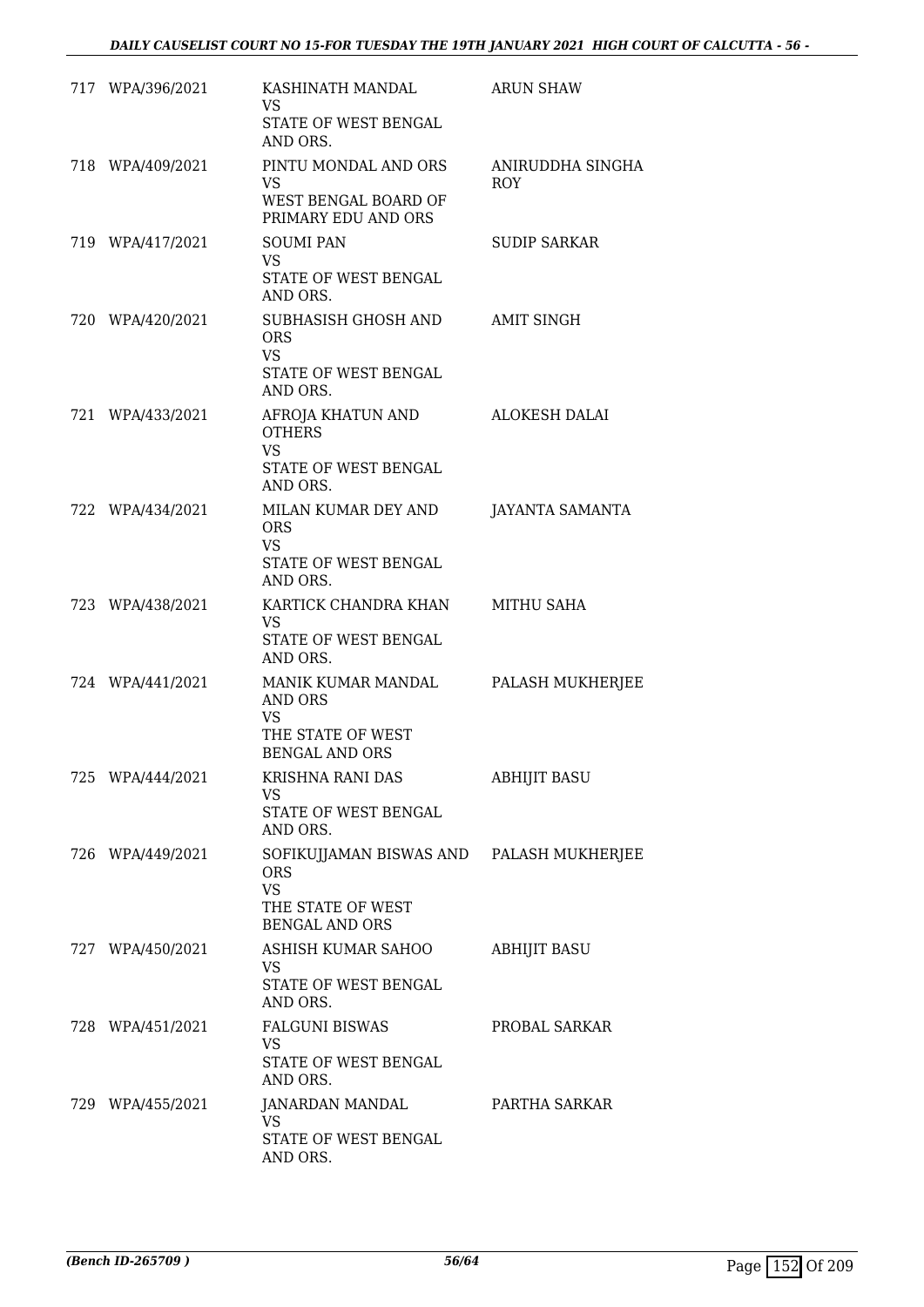| | | | |
|---|---|---|---|
| 717 | WPA/396/2021 | KASHINATH MANDAL<br>VS<br>STATE OF WEST BENGAL AND ORS. | ARUN SHAW |
| 718 | WPA/409/2021 | PINTU MONDAL AND ORS<br>VS<br>WEST BENGAL BOARD OF PRIMARY EDU AND ORS | ANIRUDDHA SINGHA ROY |
| 719 | WPA/417/2021 | SOUMI PAN<br>VS<br>STATE OF WEST BENGAL AND ORS. | SUDIP SARKAR |
| 720 | WPA/420/2021 | SUBHASISH GHOSH AND ORS<br>VS<br>STATE OF WEST BENGAL AND ORS. | AMIT SINGH |
| 721 | WPA/433/2021 | AFROJA KHATUN AND OTHERS<br>VS<br>STATE OF WEST BENGAL AND ORS. | ALOKESH DALAI |
| 722 | WPA/434/2021 | MILAN KUMAR DEY AND ORS<br>VS<br>STATE OF WEST BENGAL AND ORS. | JAYANTA SAMANTA |
| 723 | WPA/438/2021 | KARTICK CHANDRA KHAN<br>VS<br>STATE OF WEST BENGAL AND ORS. | MITHU SAHA |
| 724 | WPA/441/2021 | MANIK KUMAR MANDAL AND ORS<br>VS<br>THE STATE OF WEST BENGAL AND ORS | PALASH MUKHERJEE |
| 725 | WPA/444/2021 | KRISHNA RANI DAS<br>VS<br>STATE OF WEST BENGAL AND ORS. | ABHIJIT BASU |
| 726 | WPA/449/2021 | SOFIKUJJAMAN BISWAS AND ORS<br>VS<br>THE STATE OF WEST BENGAL AND ORS | PALASH MUKHERJEE |
| 727 | WPA/450/2021 | ASHISH KUMAR SAHOO<br>VS<br>STATE OF WEST BENGAL AND ORS. | ABHIJIT BASU |
| 728 | WPA/451/2021 | FALGUNI BISWAS<br>VS<br>STATE OF WEST BENGAL AND ORS. | PROBAL SARKAR |
| 729 | WPA/455/2021 | JANARDAN MANDAL<br>VS<br>STATE OF WEST BENGAL AND ORS. | PARTHA SARKAR |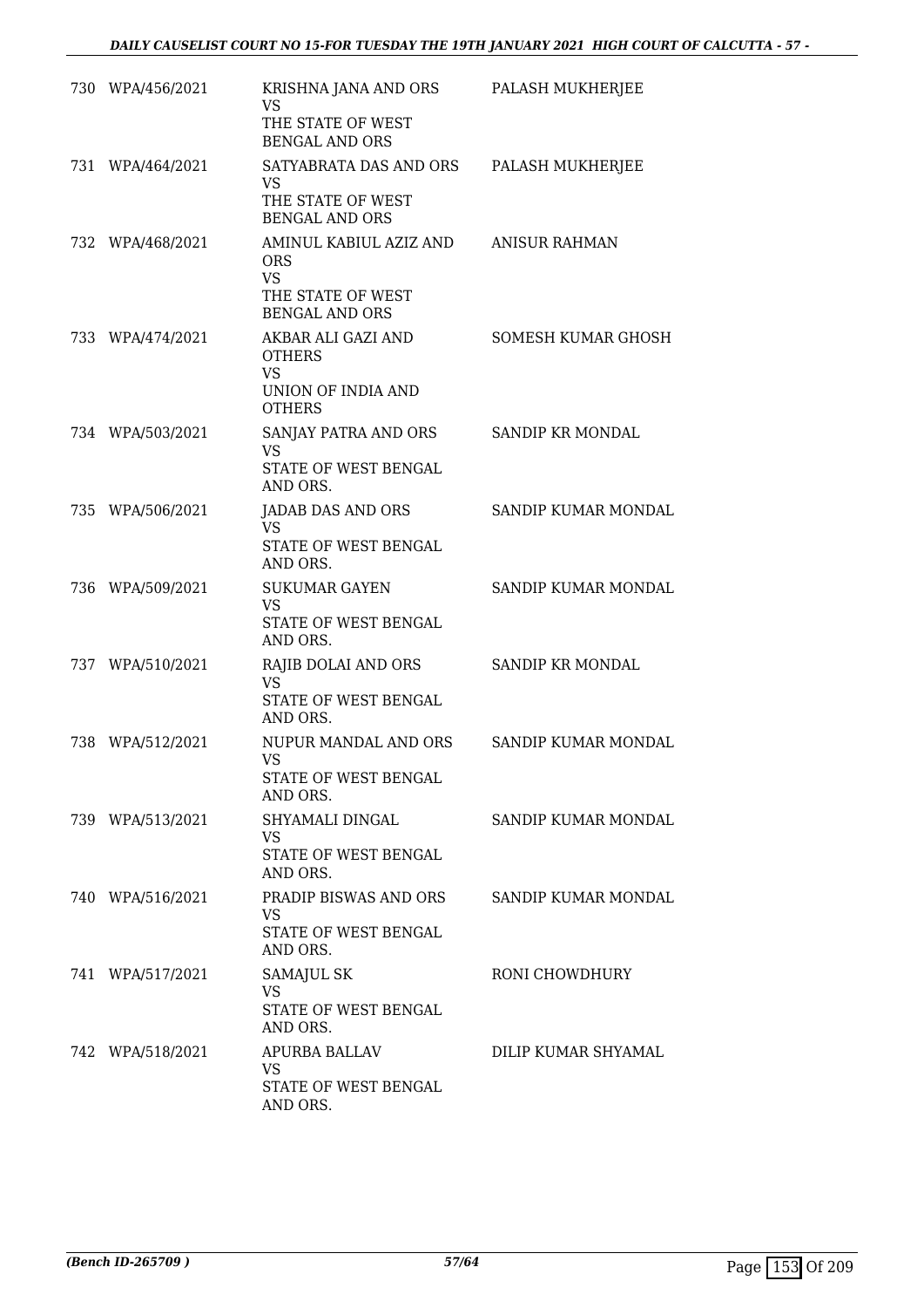| | | | |
|---|---|---|---|
| 730 | WPA/456/2021 | KRISHNA JANA AND ORS<br>VS<br>THE STATE OF WEST BENGAL AND ORS | PALASH MUKHERJEE |
| 731 | WPA/464/2021 | SATYABRATA DAS AND ORS<br>VS<br>THE STATE OF WEST BENGAL AND ORS | PALASH MUKHERJEE |
| 732 | WPA/468/2021 | AMINUL KABIUL AZIZ AND ORS<br>VS<br>THE STATE OF WEST BENGAL AND ORS | ANISUR RAHMAN |
| 733 | WPA/474/2021 | AKBAR ALI GAZI AND OTHERS<br>VS<br>UNION OF INDIA AND OTHERS | SOMESH KUMAR GHOSH |
| 734 | WPA/503/2021 | SANJAY PATRA AND ORS<br>VS<br>STATE OF WEST BENGAL AND ORS. | SANDIP KR MONDAL |
| 735 | WPA/506/2021 | JADAB DAS AND ORS<br>VS<br>STATE OF WEST BENGAL AND ORS. | SANDIP KUMAR MONDAL |
| 736 | WPA/509/2021 | SUKUMAR GAYEN<br>VS<br>STATE OF WEST BENGAL AND ORS. | SANDIP KUMAR MONDAL |
| 737 | WPA/510/2021 | RAJIB DOLAI AND ORS<br>VS<br>STATE OF WEST BENGAL AND ORS. | SANDIP KR MONDAL |
| 738 | WPA/512/2021 | NUPUR MANDAL AND ORS<br>VS<br>STATE OF WEST BENGAL AND ORS. | SANDIP KUMAR MONDAL |
| 739 | WPA/513/2021 | SHYAMALI DINGAL<br>VS<br>STATE OF WEST BENGAL AND ORS. | SANDIP KUMAR MONDAL |
| 740 | WPA/516/2021 | PRADIP BISWAS AND ORS<br>VS<br>STATE OF WEST BENGAL AND ORS. | SANDIP KUMAR MONDAL |
| 741 | WPA/517/2021 | SAMAJUL SK<br>VS<br>STATE OF WEST BENGAL AND ORS. | RONI CHOWDHURY |
| 742 | WPA/518/2021 | APURBA BALLAV<br>VS<br>STATE OF WEST BENGAL AND ORS. | DILIP KUMAR SHYAMAL |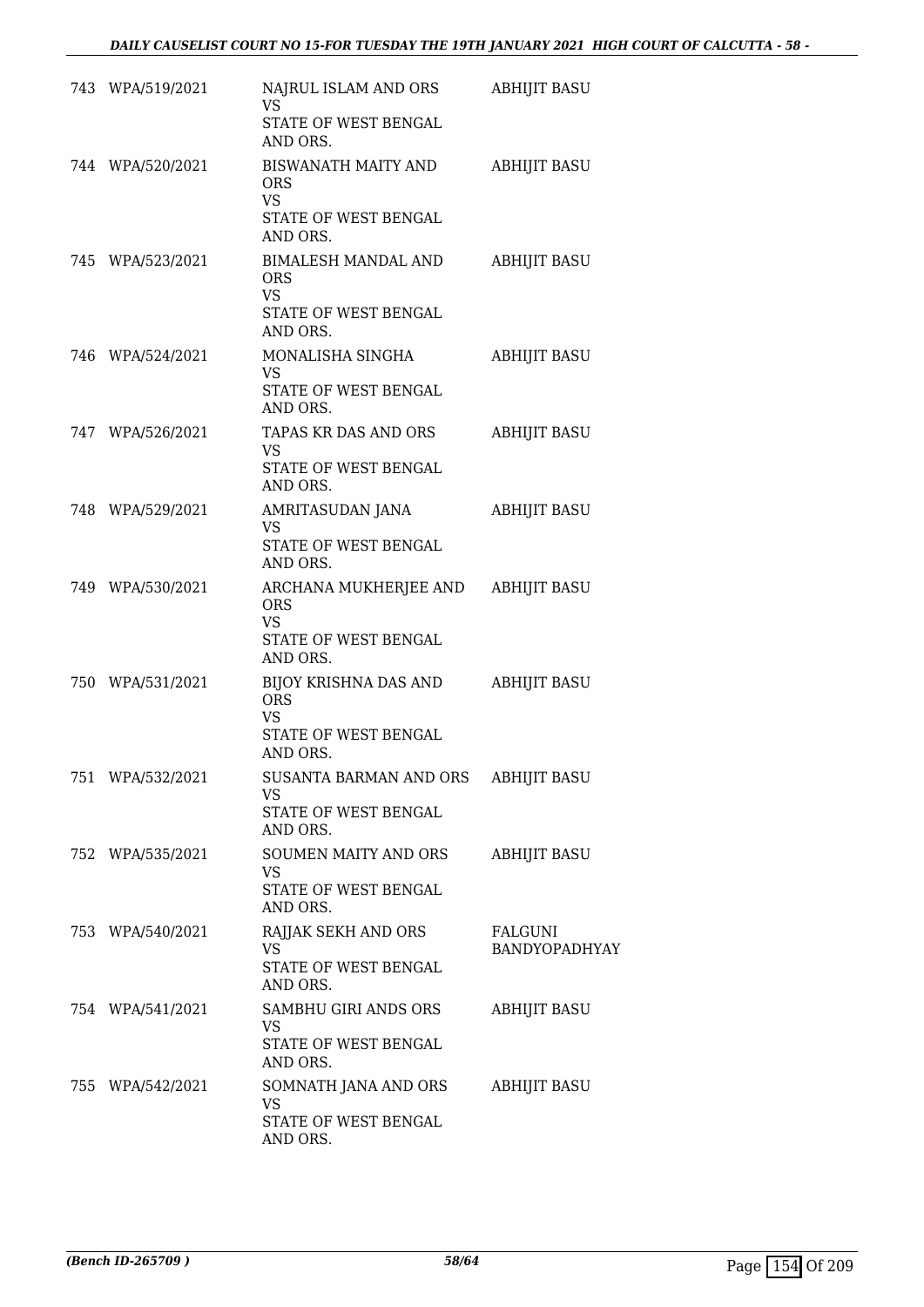| | | | |
|---|---|---|---|
| 743 | WPA/519/2021 | NAJRUL ISLAM AND ORS<br>VS<br>STATE OF WEST BENGAL AND ORS. | ABHIJIT BASU |
| 744 | WPA/520/2021 | BISWANATH MAITY AND ORS<br>VS<br>STATE OF WEST BENGAL AND ORS. | ABHIJIT BASU |
| 745 | WPA/523/2021 | BIMALESH MANDAL AND ORS<br>VS<br>STATE OF WEST BENGAL AND ORS. | ABHIJIT BASU |
| 746 | WPA/524/2021 | MONALISHA SINGHA<br>VS<br>STATE OF WEST BENGAL AND ORS. | ABHIJIT BASU |
| 747 | WPA/526/2021 | TAPAS KR DAS AND ORS<br>VS<br>STATE OF WEST BENGAL AND ORS. | ABHIJIT BASU |
| 748 | WPA/529/2021 | AMRITASUDAN JANA<br>VS<br>STATE OF WEST BENGAL AND ORS. | ABHIJIT BASU |
| 749 | WPA/530/2021 | ARCHANA MUKHERJEE AND ORS<br>VS<br>STATE OF WEST BENGAL AND ORS. | ABHIJIT BASU |
| 750 | WPA/531/2021 | BIJOY KRISHNA DAS AND ORS<br>VS<br>STATE OF WEST BENGAL AND ORS. | ABHIJIT BASU |
| 751 | WPA/532/2021 | SUSANTA BARMAN AND ORS<br>VS<br>STATE OF WEST BENGAL AND ORS. | ABHIJIT BASU |
| 752 | WPA/535/2021 | SOUMEN MAITY AND ORS<br>VS<br>STATE OF WEST BENGAL AND ORS. | ABHIJIT BASU |
| 753 | WPA/540/2021 | RAJJAK SEKH AND ORS<br>VS<br>STATE OF WEST BENGAL AND ORS. | FALGUNI BANDYOPADHYAY |
| 754 | WPA/541/2021 | SAMBHU GIRI ANDS ORS<br>VS<br>STATE OF WEST BENGAL AND ORS. | ABHIJIT BASU |
| 755 | WPA/542/2021 | SOMNATH JANA AND ORS<br>VS<br>STATE OF WEST BENGAL AND ORS. | ABHIJIT BASU |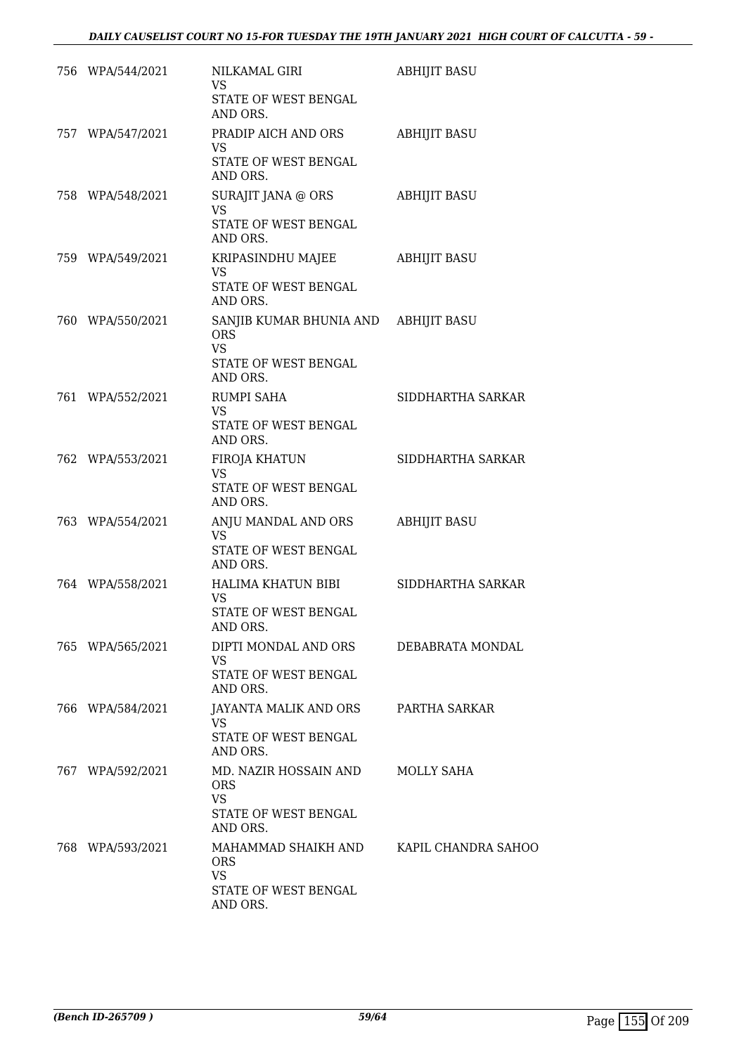| | | | |
|---|---|---|---|
| 756 | WPA/544/2021 | NILKAMAL GIRI<br>VS<br>STATE OF WEST BENGAL AND ORS. | ABHIJIT BASU |
| 757 | WPA/547/2021 | PRADIP AICH AND ORS<br>VS<br>STATE OF WEST BENGAL AND ORS. | ABHIJIT BASU |
| 758 | WPA/548/2021 | SURAJIT JANA @ ORS<br>VS<br>STATE OF WEST BENGAL AND ORS. | ABHIJIT BASU |
| 759 | WPA/549/2021 | KRIPASINDHU MAJEE<br>VS<br>STATE OF WEST BENGAL AND ORS. | ABHIJIT BASU |
| 760 | WPA/550/2021 | SANJIB KUMAR BHUNIA AND ORS<br>VS<br>STATE OF WEST BENGAL AND ORS. | ABHIJIT BASU |
| 761 | WPA/552/2021 | RUMPI SAHA<br>VS<br>STATE OF WEST BENGAL AND ORS. | SIDDHARTHA SARKAR |
| 762 | WPA/553/2021 | FIROJA KHATUN<br>VS<br>STATE OF WEST BENGAL AND ORS. | SIDDHARTHA SARKAR |
| 763 | WPA/554/2021 | ANJU MANDAL AND ORS<br>VS<br>STATE OF WEST BENGAL AND ORS. | ABHIJIT BASU |
| 764 | WPA/558/2021 | HALIMA KHATUN BIBI<br>VS<br>STATE OF WEST BENGAL AND ORS. | SIDDHARTHA SARKAR |
| 765 | WPA/565/2021 | DIPTI MONDAL AND ORS<br>VS<br>STATE OF WEST BENGAL AND ORS. | DEBABRATA MONDAL |
| 766 | WPA/584/2021 | JAYANTA MALIK AND ORS<br>VS<br>STATE OF WEST BENGAL AND ORS. | PARTHA SARKAR |
| 767 | WPA/592/2021 | MD. NAZIR HOSSAIN AND ORS<br>VS<br>STATE OF WEST BENGAL AND ORS. | MOLLY SAHA |
| 768 | WPA/593/2021 | MAHAMMAD SHAIKH AND ORS<br>VS<br>STATE OF WEST BENGAL AND ORS. | KAPIL CHANDRA SAHOO |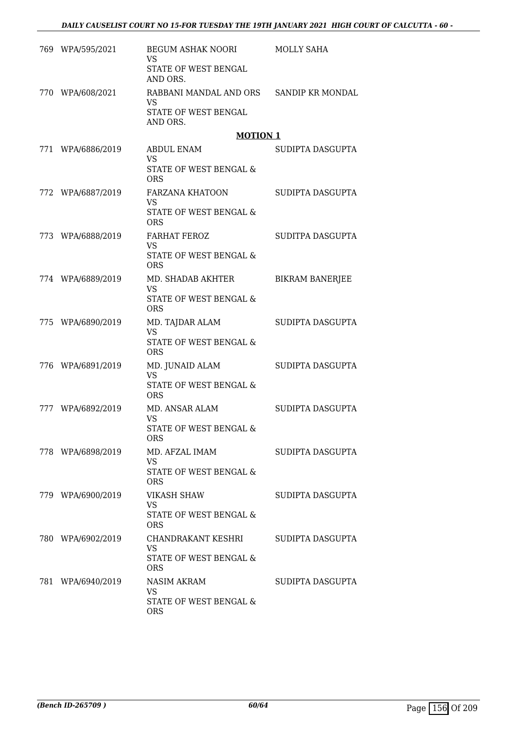| | | | |
|---|---|---|---|
| 769 | WPA/595/2021 | BEGUM ASHAK NOORI<br>VS<br>STATE OF WEST BENGAL AND ORS. | MOLLY SAHA |
| 770 | WPA/608/2021 | RABBANI MANDAL AND ORS<br>VS<br>STATE OF WEST BENGAL AND ORS. | SANDIP KR MONDAL |

**MOTION 1**

| | | | |
|---|---|---|---|
| 771 | WPA/6886/2019 | ABDUL ENAM<br>VS<br>STATE OF WEST BENGAL & ORS | SUDIPTA DASGUPTA |
| 772 | WPA/6887/2019 | FARZANA KHATOON<br>VS<br>STATE OF WEST BENGAL & ORS | SUDIPTA DASGUPTA |
| 773 | WPA/6888/2019 | FARHAT FEROZ<br>VS<br>STATE OF WEST BENGAL & ORS | SUDITPA DASGUPTA |
| 774 | WPA/6889/2019 | MD. SHADAB AKHTER<br>VS<br>STATE OF WEST BENGAL & ORS | BIKRAM BANERJEE |
| 775 | WPA/6890/2019 | MD. TAJDAR ALAM<br>VS<br>STATE OF WEST BENGAL & ORS | SUDIPTA DASGUPTA |
| 776 | WPA/6891/2019 | MD. JUNAID ALAM<br>VS<br>STATE OF WEST BENGAL & ORS | SUDIPTA DASGUPTA |
| 777 | WPA/6892/2019 | MD. ANSAR ALAM<br>VS<br>STATE OF WEST BENGAL & ORS | SUDIPTA DASGUPTA |
| 778 | WPA/6898/2019 | MD. AFZAL IMAM<br>VS<br>STATE OF WEST BENGAL & ORS | SUDIPTA DASGUPTA |
| 779 | WPA/6900/2019 | VIKASH SHAW<br>VS<br>STATE OF WEST BENGAL & ORS | SUDIPTA DASGUPTA |
| 780 | WPA/6902/2019 | CHANDRAKANT KESHRI<br>VS<br>STATE OF WEST BENGAL & ORS | SUDIPTA DASGUPTA |
| 781 | WPA/6940/2019 | NASIM AKRAM<br>VS<br>STATE OF WEST BENGAL & ORS | SUDIPTA DASGUPTA |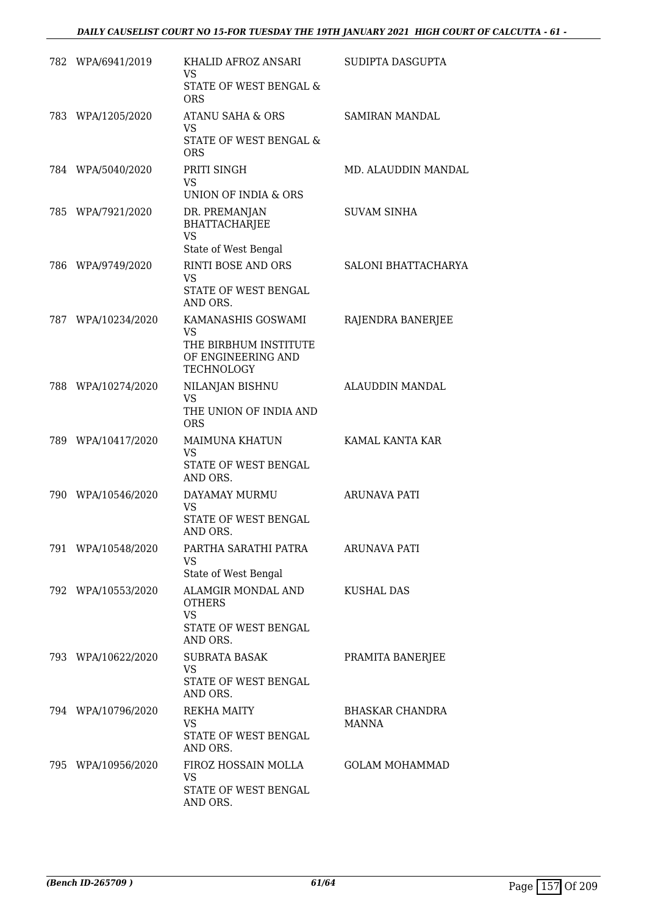| | | | |
|---|---|---|---|
| 782 | WPA/6941/2019 | KHALID AFROZ ANSARI<br>VS<br>STATE OF WEST BENGAL & ORS | SUDIPTA DASGUPTA |
| 783 | WPA/1205/2020 | ATANU SAHA & ORS<br>VS<br>STATE OF WEST BENGAL & ORS | SAMIRAN MANDAL |
| 784 | WPA/5040/2020 | PRITI SINGH<br>VS<br>UNION OF INDIA & ORS | MD. ALAUDDIN MANDAL |
| 785 | WPA/7921/2020 | DR. PREMANJAN BHATTACHARJEE<br>VS<br>State of West Bengal | SUVAM SINHA |
| 786 | WPA/9749/2020 | RINTI BOSE AND ORS<br>VS<br>STATE OF WEST BENGAL AND ORS. | SALONI BHATTACHARYA |
| 787 | WPA/10234/2020 | KAMANASHIS GOSWAMI<br>VS<br>THE BIRBHUM INSTITUTE OF ENGINEERING AND TECHNOLOGY | RAJENDRA BANERJEE |
| 788 | WPA/10274/2020 | NILANJAN BISHNU<br>VS<br>THE UNION OF INDIA AND ORS | ALAUDDIN MANDAL |
| 789 | WPA/10417/2020 | MAIMUNA KHATUN<br>VS<br>STATE OF WEST BENGAL AND ORS. | KAMAL KANTA KAR |
| 790 | WPA/10546/2020 | DAYAMAY MURMU<br>VS<br>STATE OF WEST BENGAL AND ORS. | ARUNAVA PATI |
| 791 | WPA/10548/2020 | PARTHA SARATHI PATRA<br>VS<br>State of West Bengal | ARUNAVA PATI |
| 792 | WPA/10553/2020 | ALAMGIR MONDAL AND OTHERS<br>VS<br>STATE OF WEST BENGAL AND ORS. | KUSHAL DAS |
| 793 | WPA/10622/2020 | SUBRATA BASAK<br>VS<br>STATE OF WEST BENGAL AND ORS. | PRAMITA BANERJEE |
| 794 | WPA/10796/2020 | REKHA MAITY<br>VS<br>STATE OF WEST BENGAL AND ORS. | BHASKAR CHANDRA MANNA |
| 795 | WPA/10956/2020 | FIROZ HOSSAIN MOLLA<br>VS<br>STATE OF WEST BENGAL AND ORS. | GOLAM MOHAMMAD |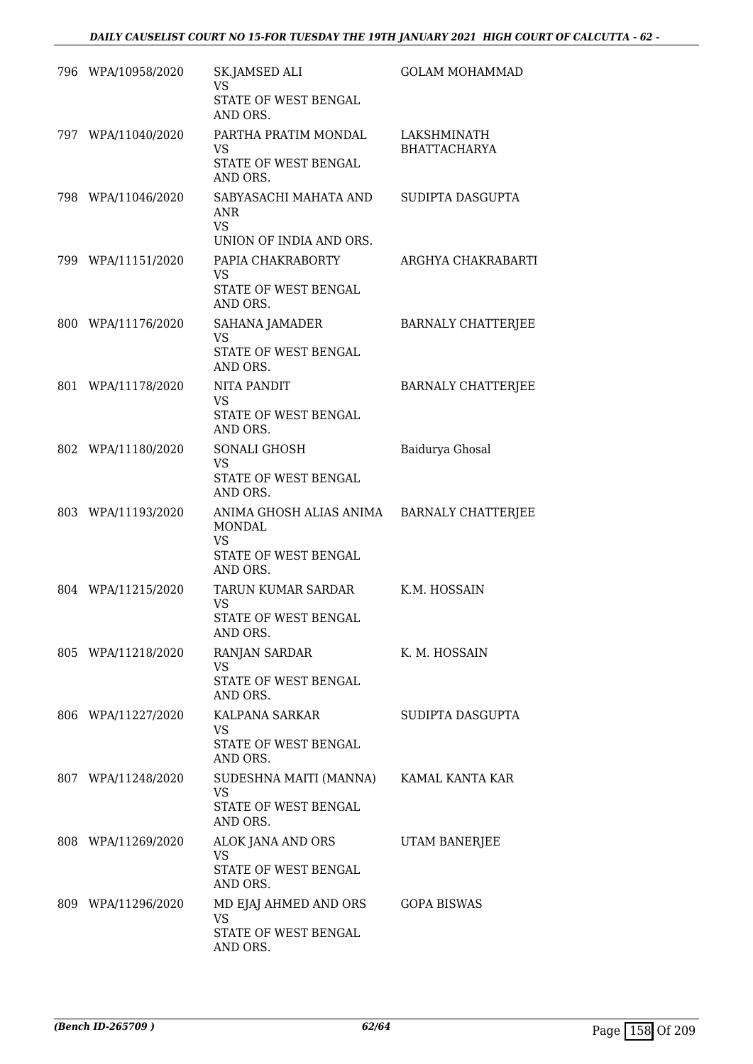| | | | |
|---|---|---|---|
| 796 | WPA/10958/2020 | SK.JAMSED ALI<br>VS<br>STATE OF WEST BENGAL AND ORS. | GOLAM MOHAMMAD |
| 797 | WPA/11040/2020 | PARTHA PRATIM MONDAL<br>VS<br>STATE OF WEST BENGAL AND ORS. | LAKSHMINATH BHATTACHARYA |
| 798 | WPA/11046/2020 | SABYASACHI MAHATA AND ANR<br>VS<br>UNION OF INDIA AND ORS. | SUDIPTA DASGUPTA |
| 799 | WPA/11151/2020 | PAPIA CHAKRABORTY<br>VS<br>STATE OF WEST BENGAL AND ORS. | ARGHYA CHAKRABARTI |
| 800 | WPA/11176/2020 | SAHANA JAMADER<br>VS<br>STATE OF WEST BENGAL AND ORS. | BARNALY CHATTERJEE |
| 801 | WPA/11178/2020 | NITA PANDIT<br>VS<br>STATE OF WEST BENGAL AND ORS. | BARNALY CHATTERJEE |
| 802 | WPA/11180/2020 | SONALI GHOSH<br>VS<br>STATE OF WEST BENGAL AND ORS. | Baidurya Ghosal |
| 803 | WPA/11193/2020 | ANIMA GHOSH ALIAS ANIMA MONDAL<br>VS<br>STATE OF WEST BENGAL AND ORS. | BARNALY CHATTERJEE |
| 804 | WPA/11215/2020 | TARUN KUMAR SARDAR<br>VS<br>STATE OF WEST BENGAL AND ORS. | K.M. HOSSAIN |
| 805 | WPA/11218/2020 | RANJAN SARDAR<br>VS<br>STATE OF WEST BENGAL AND ORS. | K. M. HOSSAIN |
| 806 | WPA/11227/2020 | KALPANA SARKAR<br>VS<br>STATE OF WEST BENGAL AND ORS. | SUDIPTA DASGUPTA |
| 807 | WPA/11248/2020 | SUDESHNA MAITI (MANNA)<br>VS<br>STATE OF WEST BENGAL AND ORS. | KAMAL KANTA KAR |
| 808 | WPA/11269/2020 | ALOK JANA AND ORS<br>VS<br>STATE OF WEST BENGAL AND ORS. | UTAM BANERJEE |
| 809 | WPA/11296/2020 | MD EJAJ AHMED AND ORS<br>VS<br>STATE OF WEST BENGAL AND ORS. | GOPA BISWAS |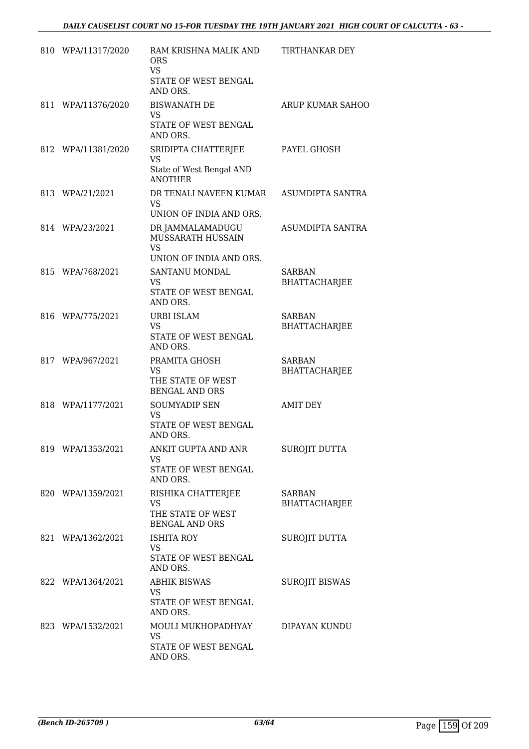| | | | |
|---|---|---|---|
| 810 | WPA/11317/2020 | RAM KRISHNA MALIK AND ORS<br>VS<br>STATE OF WEST BENGAL AND ORS. | TIRTHANKAR DEY |
| 811 | WPA/11376/2020 | BISWANATH DE<br>VS<br>STATE OF WEST BENGAL AND ORS. | ARUP KUMAR SAHOO |
| 812 | WPA/11381/2020 | SRIDIPTA CHATTERJEE<br>VS<br>State of West Bengal AND ANOTHER | PAYEL GHOSH |
| 813 | WPA/21/2021 | DR TENALI NAVEEN KUMAR<br>VS<br>UNION OF INDIA AND ORS. | ASUMDIPTA SANTRA |
| 814 | WPA/23/2021 | DR JAMMALAMADUGU MUSSARATH HUSSAIN<br>VS<br>UNION OF INDIA AND ORS. | ASUMDIPTA SANTRA |
| 815 | WPA/768/2021 | SANTANU MONDAL<br>VS<br>STATE OF WEST BENGAL AND ORS. | SARBAN BHATTACHARJEE |
| 816 | WPA/775/2021 | URBI ISLAM<br>VS<br>STATE OF WEST BENGAL AND ORS. | SARBAN BHATTACHARJEE |
| 817 | WPA/967/2021 | PRAMITA GHOSH<br>VS<br>THE STATE OF WEST BENGAL AND ORS | SARBAN BHATTACHARJEE |
| 818 | WPA/1177/2021 | SOUMYADIP SEN<br>VS<br>STATE OF WEST BENGAL AND ORS. | AMIT DEY |
| 819 | WPA/1353/2021 | ANKIT GUPTA AND ANR<br>VS<br>STATE OF WEST BENGAL AND ORS. | SUROJIT DUTTA |
| 820 | WPA/1359/2021 | RISHIKA CHATTERJEE<br>VS<br>THE STATE OF WEST BENGAL AND ORS | SARBAN BHATTACHARJEE |
| 821 | WPA/1362/2021 | ISHITA ROY<br>VS<br>STATE OF WEST BENGAL AND ORS. | SUROJIT DUTTA |
| 822 | WPA/1364/2021 | ABHIK BISWAS<br>VS<br>STATE OF WEST BENGAL AND ORS. | SUROJIT BISWAS |
| 823 | WPA/1532/2021 | MOULI MUKHOPADHYAY<br>VS<br>STATE OF WEST BENGAL AND ORS. | DIPAYAN KUNDU |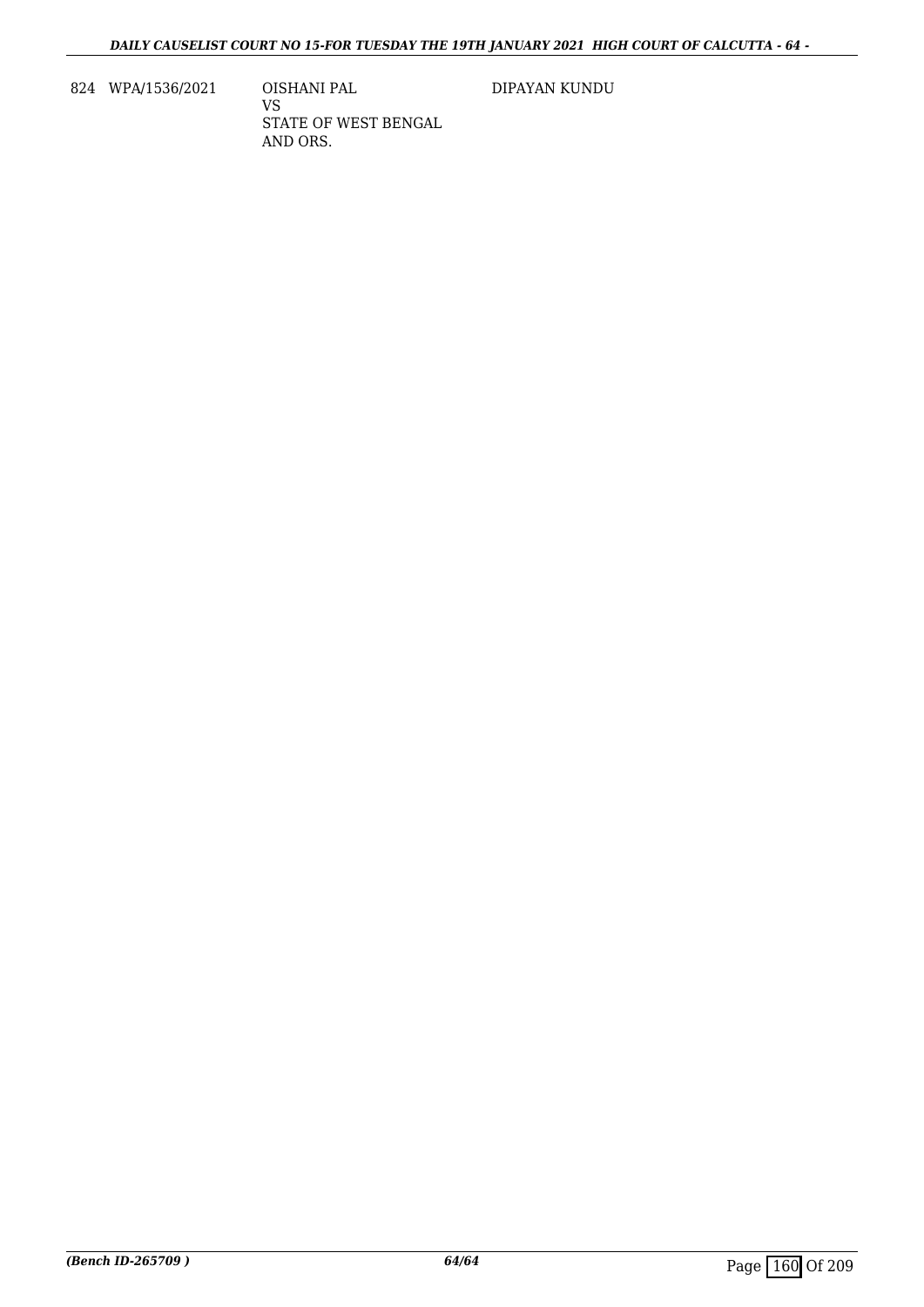| | | | |
|---|---|---|---|
| 824 | WPA/1536/2021 | OISHANI PAL<br>VS<br>STATE OF WEST BENGAL AND ORS. | DIPAYAN KUNDU |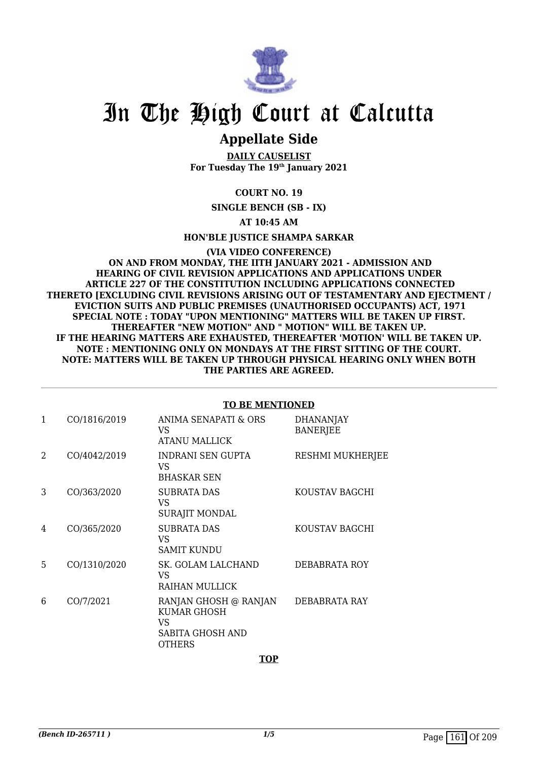# In The High Court at Calcutta

## Appellate Side

**DAILY CAUSELIST**
**For Tuesday The 19th January 2021**

**COURT NO. 19**

**SINGLE BENCH (SB - IX)**

**AT 10:45 AM**

**HON'BLE JUSTICE SHAMPA SARKAR**

**(VIA VIDEO CONFERENCE)**
**ON AND FROM MONDAY, THE IITH JANUARY 2021 - ADMISSION AND HEARING OF CIVIL REVISION APPLICATIONS AND APPLICATIONS UNDER ARTICLE 227 OF THE CONSTITUTION INCLUDING APPLICATIONS CONNECTED THERETO [EXCLUDING CIVIL REVISIONS ARISING OUT OF TESTAMENTARY AND EJECTMENT / EVICTION SUITS AND PUBLIC PREMISES (UNAUTHORISED OCCUPANTS) ACT, 1971**
**SPECIAL NOTE : TODAY "UPON MENTIONING" MATTERS WILL BE TAKEN UP FIRST. THEREAFTER "NEW MOTION" AND " MOTION" WILL BE TAKEN UP.**
**IF THE HEARING MATTERS ARE EXHAUSTED, THEREAFTER 'MOTION' WILL BE TAKEN UP.**
**NOTE : MENTIONING ONLY ON MONDAYS AT THE FIRST SITTING OF THE COURT.**
**NOTE: MATTERS WILL BE TAKEN UP THROUGH PHYSICAL HEARING ONLY WHEN BOTH THE PARTIES ARE AGREED.**

**TO BE MENTIONED**

| | | | |
|---|---|---|---|
| 1 | CO/1816/2019 | ANIMA SENAPATI & ORS<br>VS<br>ATANU MALLICK | DHANANJAY BANERJEE |
| 2 | CO/4042/2019 | INDRANI SEN GUPTA<br>VS<br>BHASKAR SEN | RESHMI MUKHERJEE |
| 3 | CO/363/2020 | SUBRATA DAS<br>VS<br>SURAJIT MONDAL | KOUSTAV BAGCHI |
| 4 | CO/365/2020 | SUBRATA DAS<br>VS<br>SAMIT KUNDU | KOUSTAV BAGCHI |
| 5 | CO/1310/2020 | SK. GOLAM LALCHAND<br>VS<br>RAIHAN MULLICK | DEBABRATA ROY |
| 6 | CO/7/2021 | RANJAN GHOSH @ RANJAN KUMAR GHOSH<br>VS<br>SABITA GHOSH AND OTHERS | DEBABRATA RAY |

**TOP**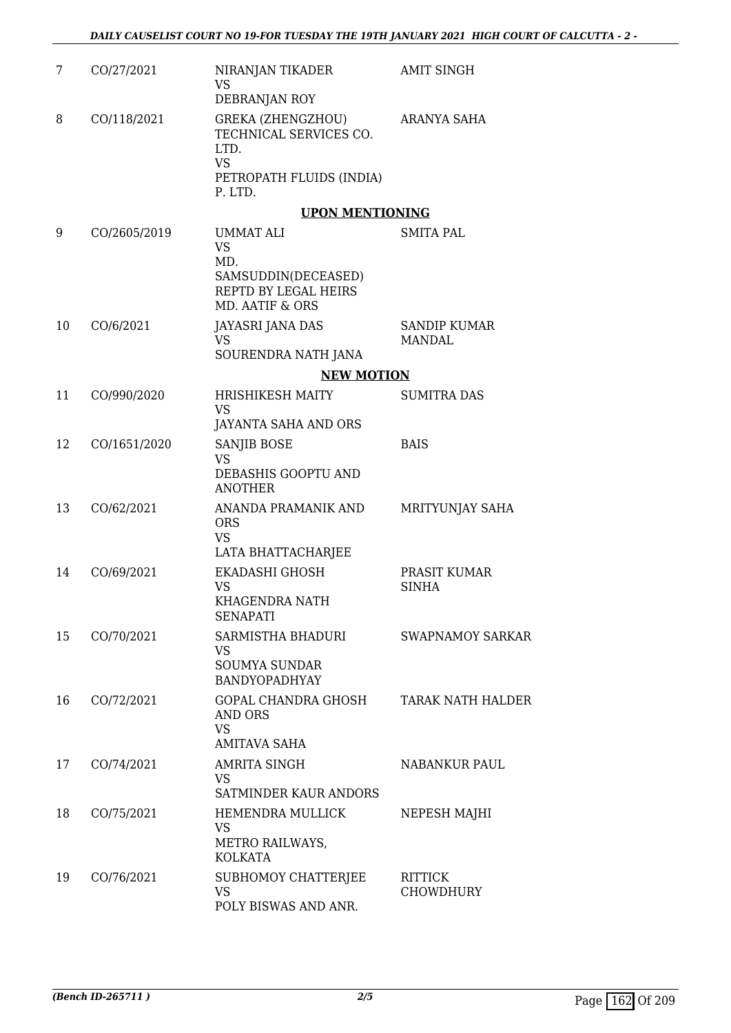| 7 | CO/27/2021 | NIRANJAN TIKADER<br>VS<br>DEBRANJAN ROY | AMIT SINGH |
|---|---|---|---|
| 8 | CO/118/2021 | GREKA (ZHENGZHOU) TECHNICAL SERVICES CO. LTD.<br>VS<br>PETROPATH FLUIDS (INDIA) P. LTD. | ARANYA SAHA |

**UPON MENTIONING**

| 9 | CO/2605/2019 | UMMAT ALI<br>VS<br>MD. SAMSUDDIN(DECEASED) REPTD BY LEGAL HEIRS MD. AATIF & ORS | SMITA PAL |
|---|---|---|---|
| 10 | CO/6/2021 | JAYASRI JANA DAS<br>VS<br>SOURENDRA NATH JANA | SANDIP KUMAR MANDAL |

**NEW MOTION**

| 11 | CO/990/2020 | HRISHIKESH MAITY<br>VS<br>JAYANTA SAHA AND ORS | SUMITRA DAS |
|---|---|---|---|
| 12 | CO/1651/2020 | SANJIB BOSE<br>VS<br>DEBASHIS GOOPTU AND ANOTHER | BAIS |
| 13 | CO/62/2021 | ANANDA PRAMANIK AND ORS<br>VS<br>LATA BHATTACHARJEE | MRITYUNJAY SAHA |
| 14 | CO/69/2021 | EKADASHI GHOSH<br>VS<br>KHAGENDRA NATH SENAPATI | PRASIT KUMAR SINHA |
| 15 | CO/70/2021 | SARMISTHA BHADURI<br>VS<br>SOUMYA SUNDAR BANDYOPADHYAY | SWAPNAMOY SARKAR |
| 16 | CO/72/2021 | GOPAL CHANDRA GHOSH AND ORS<br>VS<br>AMITAVA SAHA | TARAK NATH HALDER |
| 17 | CO/74/2021 | AMRITA SINGH<br>VS<br>SATMINDER KAUR ANDORS | NABANKUR PAUL |
| 18 | CO/75/2021 | HEMENDRA MULLICK<br>VS<br>METRO RAILWAYS, KOLKATA | NEPESH MAJHI |
| 19 | CO/76/2021 | SUBHOMOY CHATTERJEE<br>VS<br>POLY BISWAS AND ANR. | RITTICK CHOWDHURY |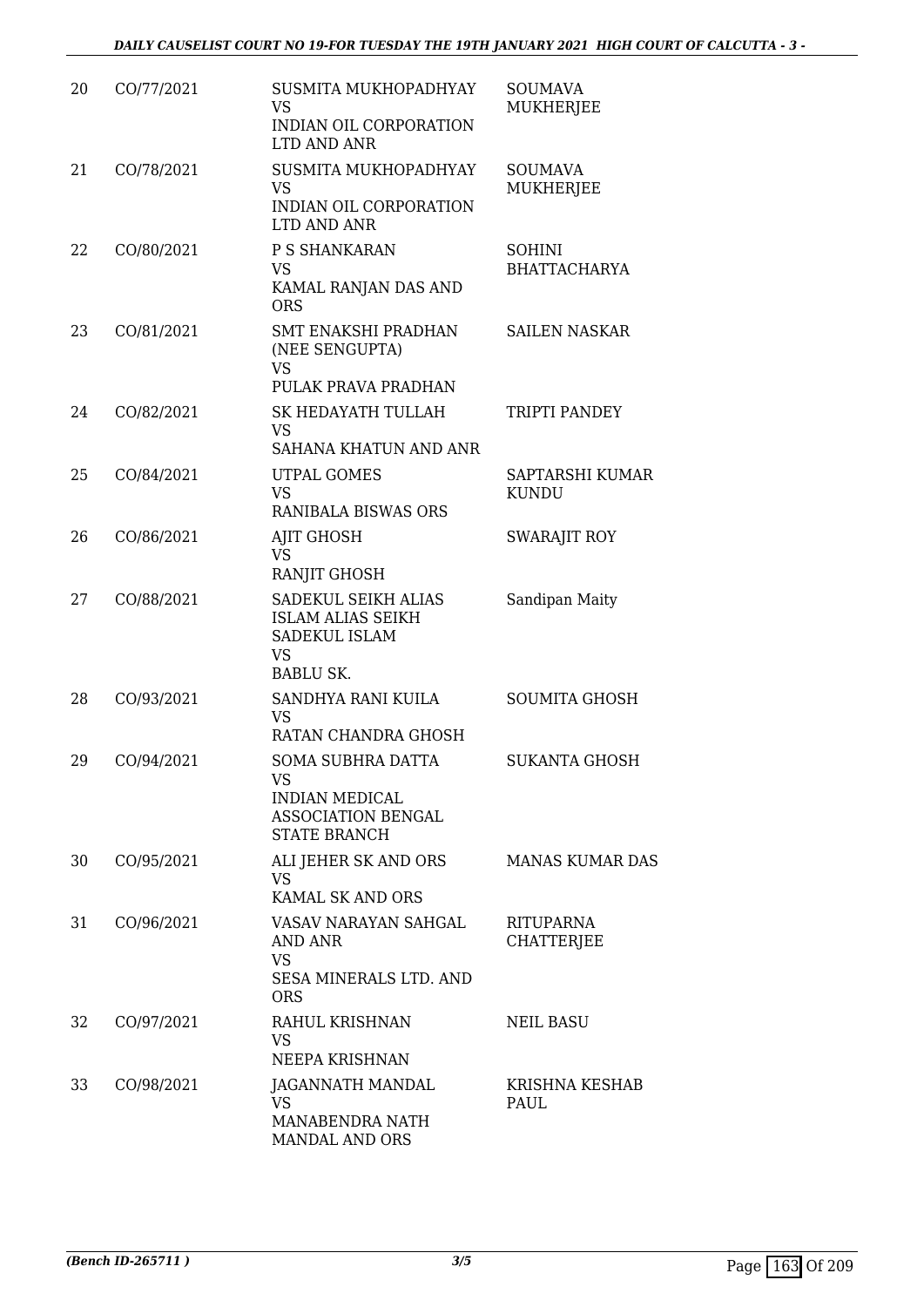| 20 | CO/77/2021 | SUSMITA MUKHOPADHYAY<br>VS<br>INDIAN OIL CORPORATION LTD AND ANR | SOUMAVA MUKHERJEE |
|---|---|---|---|
| 21 | CO/78/2021 | SUSMITA MUKHOPADHYAY<br>VS<br>INDIAN OIL CORPORATION LTD AND ANR | SOUMAVA MUKHERJEE |
| 22 | CO/80/2021 | P S SHANKARAN<br>VS<br>KAMAL RANJAN DAS AND ORS | SOHINI BHATTACHARYA |
| 23 | CO/81/2021 | SMT ENAKSHI PRADHAN (NEE SENGUPTA)<br>VS<br>PULAK PRAVA PRADHAN | SAILEN NASKAR |
| 24 | CO/82/2021 | SK HEDAYATH TULLAH<br>VS<br>SAHANA KHATUN AND ANR | TRIPTI PANDEY |
| 25 | CO/84/2021 | UTPAL GOMES<br>VS<br>RANIBALA BISWAS ORS | SAPTARSHI KUMAR KUNDU |
| 26 | CO/86/2021 | AJIT GHOSH<br>VS<br>RANJIT GHOSH | SWARAJIT ROY |
| 27 | CO/88/2021 | SADEKUL SEIKH ALIAS ISLAM ALIAS SEIKH SADEKUL ISLAM<br>VS<br>BABLU SK. | Sandipan Maity |
| 28 | CO/93/2021 | SANDHYA RANI KUILA<br>VS<br>RATAN CHANDRA GHOSH | SOUMITA GHOSH |
| 29 | CO/94/2021 | SOMA SUBHRA DATTA<br>VS<br>INDIAN MEDICAL ASSOCIATION BENGAL STATE BRANCH | SUKANTA GHOSH |
| 30 | CO/95/2021 | ALI JEHER SK AND ORS<br>VS<br>KAMAL SK AND ORS | MANAS KUMAR DAS |
| 31 | CO/96/2021 | VASAV NARAYAN SAHGAL AND ANR<br>VS<br>SESA MINERALS LTD. AND ORS | RITUPARNA CHATTERJEE |
| 32 | CO/97/2021 | RAHUL KRISHNAN<br>VS<br>NEEPA KRISHNAN | NEIL BASU |
| 33 | CO/98/2021 | JAGANNATH MANDAL<br>VS<br>MANABENDRA NATH MANDAL AND ORS | KRISHNA KESHAB PAUL |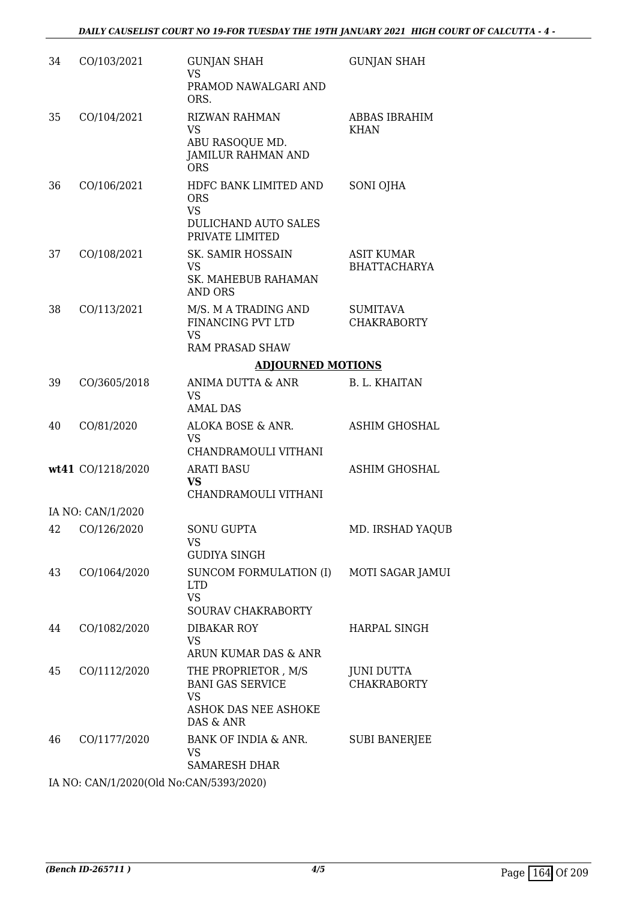| | | | |
|---|---|---|---|
| 34 | CO/103/2021 | GUNJAN SHAH<br>VS<br>PRAMOD NAWALGARI AND ORS. | GUNJAN SHAH |
| 35 | CO/104/2021 | RIZWAN RAHMAN<br>VS<br>ABU RASOQUE MD. JAMILUR RAHMAN AND ORS | ABBAS IBRAHIM KHAN |
| 36 | CO/106/2021 | HDFC BANK LIMITED AND ORS<br>VS<br>DULICHAND AUTO SALES PRIVATE LIMITED | SONI OJHA |
| 37 | CO/108/2021 | SK. SAMIR HOSSAIN<br>VS<br>SK. MAHEBUB RAHAMAN AND ORS | ASIT KUMAR BHATTACHARYA |
| 38 | CO/113/2021 | M/S. M A TRADING AND FINANCING PVT LTD<br>VS<br>RAM PRASAD SHAW | SUMITAVA CHAKRABORTY |

## ADJOURNED MOTIONS

| | | | |
|---|---|---|---|
| 39 | CO/3605/2018 | ANIMA DUTTA & ANR<br>VS<br>AMAL DAS | B. L. KHAITAN |
| 40 | CO/81/2020 | ALOKA BOSE & ANR.<br>VS<br>CHANDRAMOULI VITHANI | ASHIM GHOSHAL |
| **wt41** | CO/1218/2020 | ARATI BASU<br>**VS**<br>CHANDRAMOULI VITHANI | ASHIM GHOSHAL |
| IA NO: CAN/1/2020 | | | |
| 42 | CO/126/2020 | SONU GUPTA<br>VS<br>GUDIYA SINGH | MD. IRSHAD YAQUB |
| 43 | CO/1064/2020 | SUNCOM FORMULATION (I) LTD<br>VS<br>SOURAV CHAKRABORTY | MOTI SAGAR JAMUI |
| 44 | CO/1082/2020 | DIBAKAR ROY<br>VS<br>ARUN KUMAR DAS & ANR | HARPAL SINGH |
| 45 | CO/1112/2020 | THE PROPRIETOR , M/S BANI GAS SERVICE<br>VS<br>ASHOK DAS NEE ASHOKE DAS & ANR | JUNI DUTTA CHAKRABORTY |
| 46 | CO/1177/2020 | BANK OF INDIA & ANR.<br>VS<br>SAMARESH DHAR | SUBI BANERJEE |

IA NO: CAN/1/2020(Old No:CAN/5393/2020)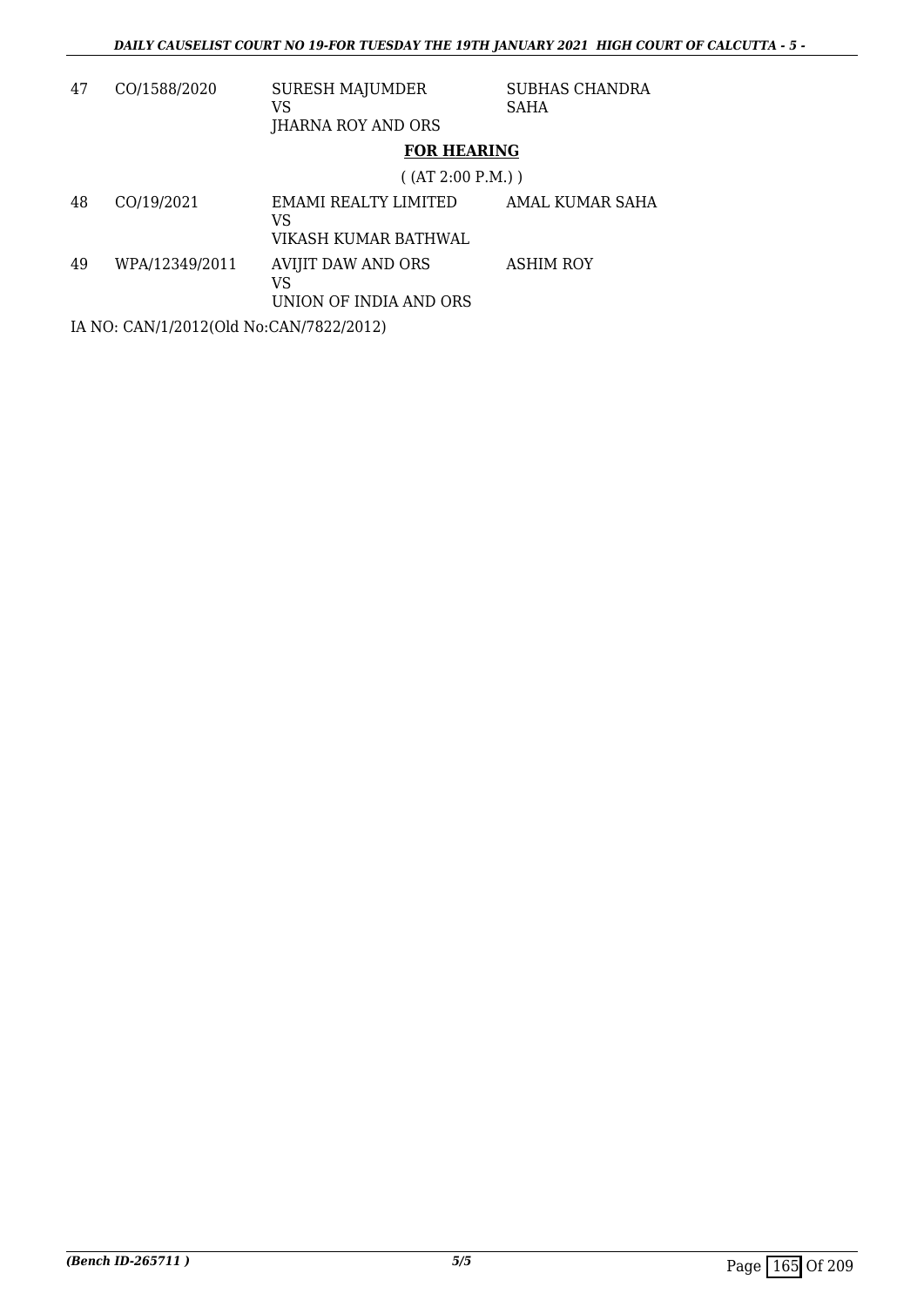| | | | |
|---|---|---|---|
| 47 | CO/1588/2020 | SURESH MAJUMDER<br>VS<br>JHARNA ROY AND ORS | SUBHAS CHANDRA SAHA |

**FOR HEARING**

( (AT 2:00 P.M.) )

| | | | |
|---|---|---|---|
| 48 | CO/19/2021 | EMAMI REALTY LIMITED<br>VS<br>VIKASH KUMAR BATHWAL | AMAL KUMAR SAHA |
| 49 | WPA/12349/2011 | AVIJIT DAW AND ORS<br>VS<br>UNION OF INDIA AND ORS | ASHIM ROY |

IA NO: CAN/1/2012(Old No:CAN/7822/2012)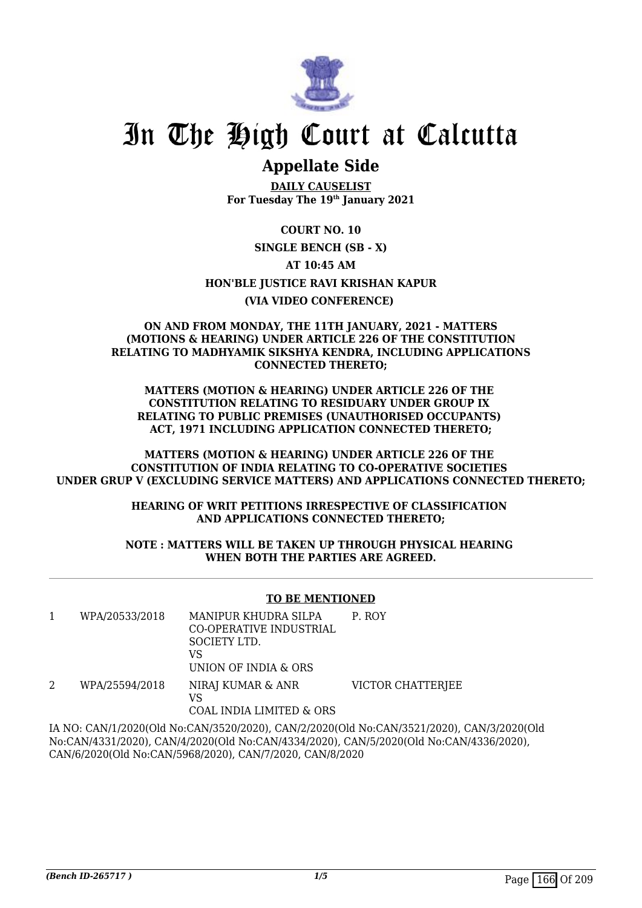# In The High Court at Calcutta

## Appellate Side

**DAILY CAUSELIST**
**For Tuesday The 19th January 2021**

**COURT NO. 10**

**SINGLE BENCH (SB - X)**

**AT 10:45 AM**

**HON'BLE JUSTICE RAVI KRISHAN KAPUR**

**(VIA VIDEO CONFERENCE)**

**ON AND FROM MONDAY, THE 11TH JANUARY, 2021 - MATTERS (MOTIONS & HEARING) UNDER ARTICLE 226 OF THE CONSTITUTION RELATING TO MADHYAMIK SIKSHYA KENDRA, INCLUDING APPLICATIONS CONNECTED THERETO;**

**MATTERS (MOTION & HEARING) UNDER ARTICLE 226 OF THE CONSTITUTION RELATING TO RESIDUARY UNDER GROUP IX RELATING TO PUBLIC PREMISES (UNAUTHORISED OCCUPANTS) ACT, 1971 INCLUDING APPLICATION CONNECTED THERETO;**

**MATTERS (MOTION & HEARING) UNDER ARTICLE 226 OF THE CONSTITUTION OF INDIA RELATING TO CO-OPERATIVE SOCIETIES UNDER GRUP V (EXCLUDING SERVICE MATTERS) AND APPLICATIONS CONNECTED THERETO;**

**HEARING OF WRIT PETITIONS IRRESPECTIVE OF CLASSIFICATION AND APPLICATIONS CONNECTED THERETO;**

**NOTE : MATTERS WILL BE TAKEN UP THROUGH PHYSICAL HEARING WHEN BOTH THE PARTIES ARE AGREED.**

**TO BE MENTIONED**

| | | | |
|---|---|---|---|
| 1 | WPA/20533/2018 | MANIPUR KHUDRA SILPA CO-OPERATIVE INDUSTRIAL SOCIETY LTD. VS UNION OF INDIA & ORS | P. ROY |
| 2 | WPA/25594/2018 | NIRAJ KUMAR & ANR VS COAL INDIA LIMITED & ORS | VICTOR CHATTERJEE |

IA NO: CAN/1/2020(Old No:CAN/3520/2020), CAN/2/2020(Old No:CAN/3521/2020), CAN/3/2020(Old No:CAN/4331/2020), CAN/4/2020(Old No:CAN/4334/2020), CAN/5/2020(Old No:CAN/4336/2020), CAN/6/2020(Old No:CAN/5968/2020), CAN/7/2020, CAN/8/2020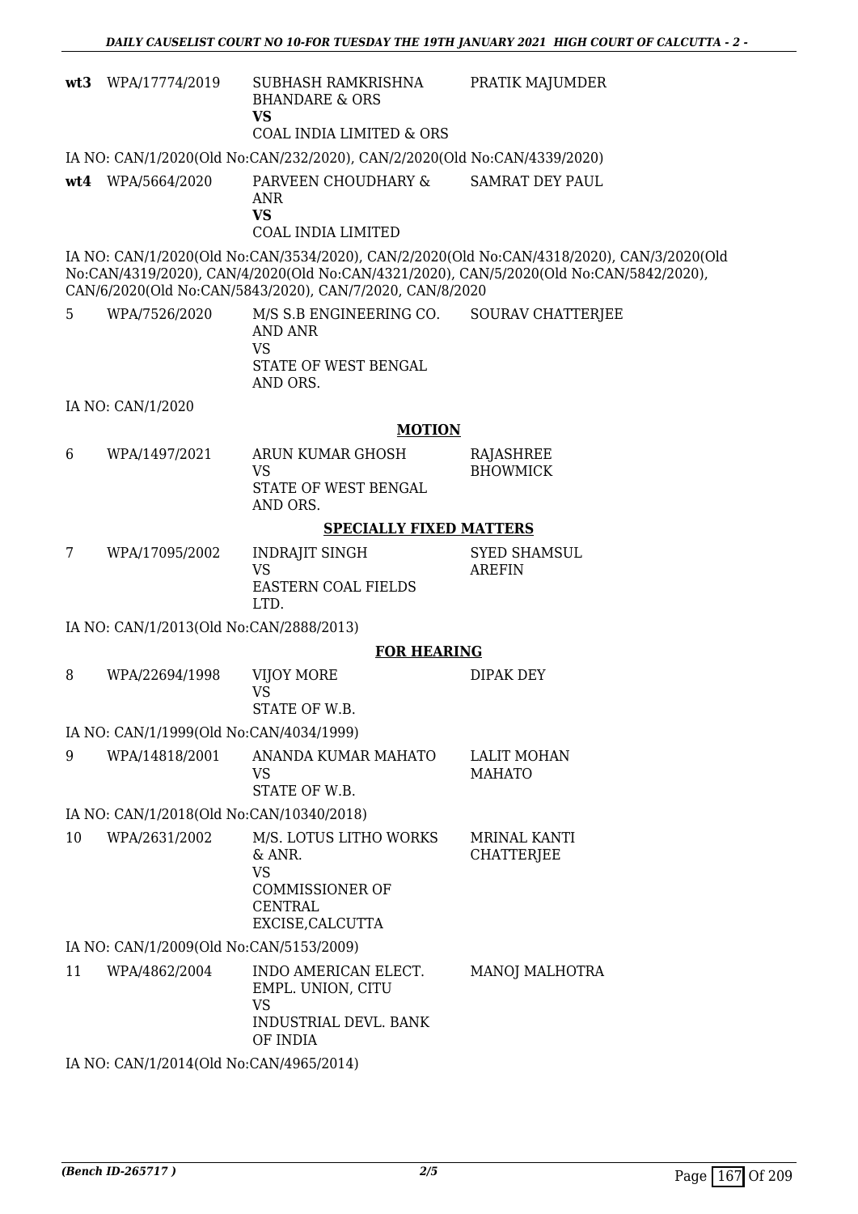| | | | |
|---|---|---|---|
| **wt3** | WPA/17774/2019 | SUBHASH RAMKRISHNA BHANDARE & ORS<br>**VS**<br>COAL INDIA LIMITED & ORS | PRATIK MAJUMDER |

IA NO: CAN/1/2020(Old No:CAN/232/2020), CAN/2/2020(Old No:CAN/4339/2020)

| | | | |
|---|---|---|---|
| **wt4** | WPA/5664/2020 | PARVEEN CHOUDHARY & ANR<br>**VS**<br>COAL INDIA LIMITED | SAMRAT DEY PAUL |

IA NO: CAN/1/2020(Old No:CAN/3534/2020), CAN/2/2020(Old No:CAN/4318/2020), CAN/3/2020(Old No:CAN/4319/2020), CAN/4/2020(Old No:CAN/4321/2020), CAN/5/2020(Old No:CAN/5842/2020), CAN/6/2020(Old No:CAN/5843/2020), CAN/7/2020, CAN/8/2020

| | | | |
|---|---|---|---|
| 5 | WPA/7526/2020 | M/S S.B ENGINEERING CO. AND ANR<br>VS<br>STATE OF WEST BENGAL AND ORS. | SOURAV CHATTERJEE |

IA NO: CAN/1/2020

## MOTION

| | | | |
|---|---|---|---|
| 6 | WPA/1497/2021 | ARUN KUMAR GHOSH<br>VS<br>STATE OF WEST BENGAL AND ORS. | RAJASHREE BHOWMICK |

## SPECIALLY FIXED MATTERS

| | | | |
|---|---|---|---|
| 7 | WPA/17095/2002 | INDRAJIT SINGH<br>VS<br>EASTERN COAL FIELDS LTD. | SYED SHAMSUL AREFIN |

IA NO: CAN/1/2013(Old No:CAN/2888/2013)

## FOR HEARING

| | | | |
|---|---|---|---|
| 8 | WPA/22694/1998 | VIJOY MORE<br>VS<br>STATE OF W.B. | DIPAK DEY |

IA NO: CAN/1/1999(Old No:CAN/4034/1999)

| | | | |
|---|---|---|---|
| 9 | WPA/14818/2001 | ANANDA KUMAR MAHATO<br>VS<br>STATE OF W.B. | LALIT MOHAN MAHATO |

IA NO: CAN/1/2018(Old No:CAN/10340/2018)

| | | | |
|---|---|---|---|
| 10 | WPA/2631/2002 | M/S. LOTUS LITHO WORKS & ANR.<br>VS<br>COMMISSIONER OF CENTRAL EXCISE,CALCUTTA | MRINAL KANTI CHATTERJEE |

IA NO: CAN/1/2009(Old No:CAN/5153/2009)

| | | | |
|---|---|---|---|
| 11 | WPA/4862/2004 | INDO AMERICAN ELECT. EMPL. UNION, CITU<br>VS<br>INDUSTRIAL DEVL. BANK OF INDIA | MANOJ MALHOTRA |

IA NO: CAN/1/2014(Old No:CAN/4965/2014)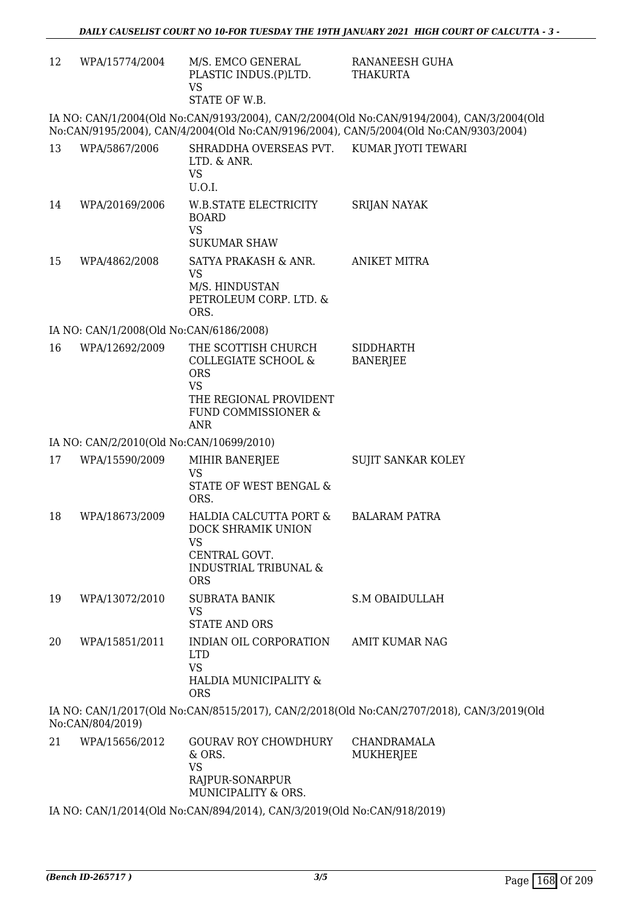| 12 | WPA/15774/2004 | M/S. EMCO GENERAL PLASTIC INDUS.(P)LTD.<br>VS<br>STATE OF W.B. | RANANEESH GUHA THAKURTA |
|---|---|---|---|

IA NO: CAN/1/2004(Old No:CAN/9193/2004), CAN/2/2004(Old No:CAN/9194/2004), CAN/3/2004(Old No:CAN/9195/2004), CAN/4/2004(Old No:CAN/9196/2004), CAN/5/2004(Old No:CAN/9303/2004)

| 13 | WPA/5867/2006 | SHRADDHA OVERSEAS PVT. LTD. & ANR.<br>VS<br>U.O.I. | KUMAR JYOTI TEWARI |
|---|---|---|---|
| 14 | WPA/20169/2006 | W.B.STATE ELECTRICITY BOARD<br>VS<br>SUKUMAR SHAW | SRIJAN NAYAK |
| 15 | WPA/4862/2008 | SATYA PRAKASH & ANR.<br>VS<br>M/S. HINDUSTAN PETROLEUM CORP. LTD. & ORS. | ANIKET MITRA |

IA NO: CAN/1/2008(Old No:CAN/6186/2008)

| 16 | WPA/12692/2009 | THE SCOTTISH CHURCH COLLEGIATE SCHOOL & ORS<br>VS<br>THE REGIONAL PROVIDENT FUND COMMISSIONER & ANR | SIDDHARTH BANERJEE |
|---|---|---|---|

IA NO: CAN/2/2010(Old No:CAN/10699/2010)

| 17 | WPA/15590/2009 | MIHIR BANERJEE<br>VS<br>STATE OF WEST BENGAL & ORS. | SUJIT SANKAR KOLEY |
|---|---|---|---|
| 18 | WPA/18673/2009 | HALDIA CALCUTTA PORT & DOCK SHRAMIK UNION<br>VS<br>CENTRAL GOVT. INDUSTRIAL TRIBUNAL & ORS | BALARAM PATRA |
| 19 | WPA/13072/2010 | SUBRATA BANIK<br>VS<br>STATE AND ORS | S.M OBAIDULLAH |
| 20 | WPA/15851/2011 | INDIAN OIL CORPORATION LTD<br>VS<br>HALDIA MUNICIPALITY & ORS | AMIT KUMAR NAG |

IA NO: CAN/1/2017(Old No:CAN/8515/2017), CAN/2/2018(Old No:CAN/2707/2018), CAN/3/2019(Old No:CAN/804/2019)

| 21 | WPA/15656/2012 | GOURAV ROY CHOWDHURY & ORS.<br>VS<br>RAJPUR-SONARPUR MUNICIPALITY & ORS. | CHANDRAMALA MUKHERJEE |
|---|---|---|---|

IA NO: CAN/1/2014(Old No:CAN/894/2014), CAN/3/2019(Old No:CAN/918/2019)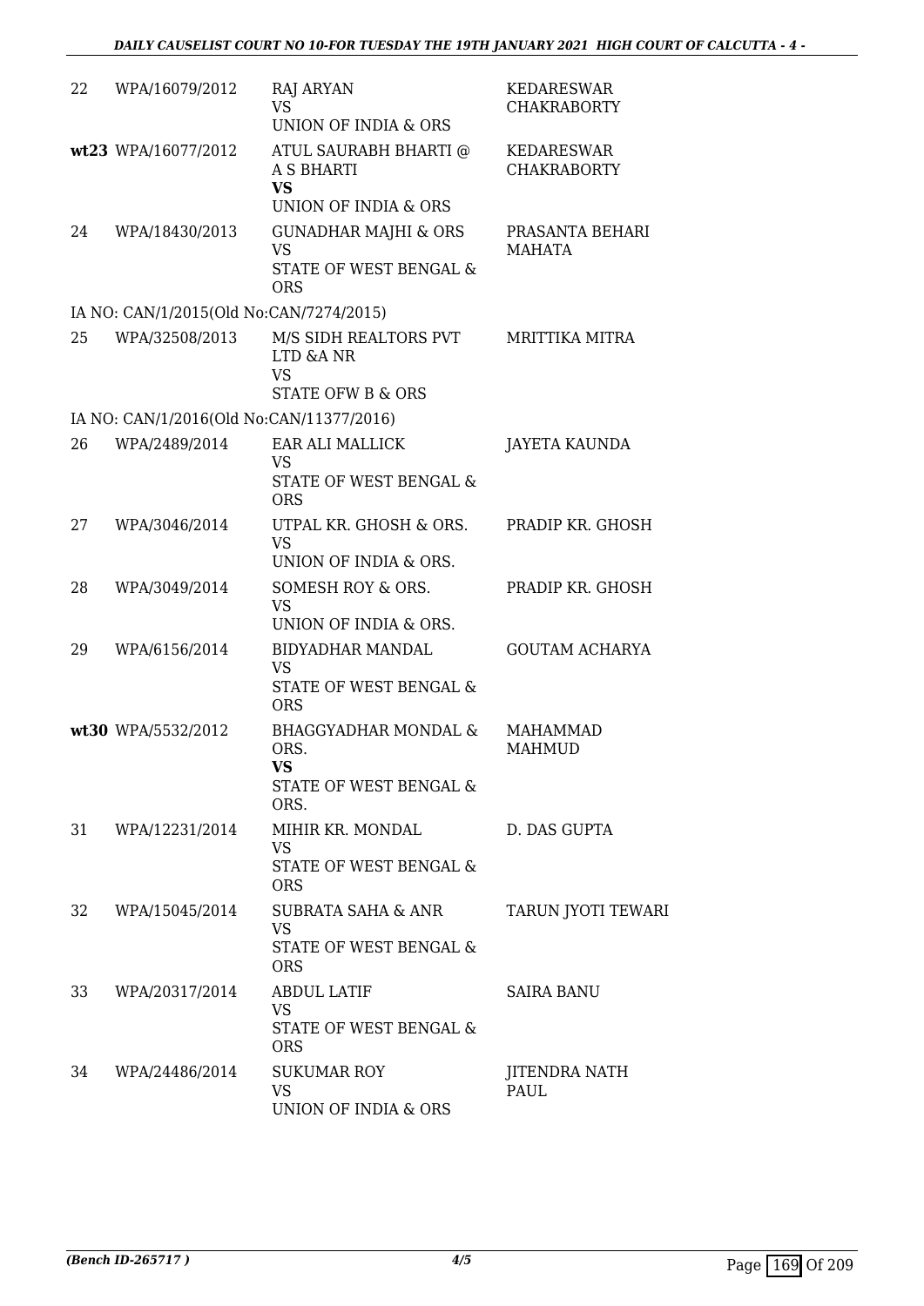| | | | |
|---|---|---|---|
| 22 | WPA/16079/2012 | RAJ ARYAN<br>VS<br>UNION OF INDIA & ORS | KEDARESWAR CHAKRABORTY |
| wt23 | WPA/16077/2012 | ATUL SAURABH BHARTI @ A S BHARTI<br>**VS**<br>UNION OF INDIA & ORS | KEDARESWAR CHAKRABORTY |
| 24 | WPA/18430/2013 | GUNADHAR MAJHI & ORS<br>VS<br>STATE OF WEST BENGAL & ORS | PRASANTA BEHARI MAHATA |
| | IA NO: CAN/1/2015(Old No:CAN/7274/2015) | | |
| 25 | WPA/32508/2013 | M/S SIDH REALTORS PVT LTD &A NR<br>VS<br>STATE OFW B & ORS | MRITTIKA MITRA |
| | IA NO: CAN/1/2016(Old No:CAN/11377/2016) | | |
| 26 | WPA/2489/2014 | EAR ALI MALLICK<br>VS<br>STATE OF WEST BENGAL & ORS | JAYETA KAUNDA |
| 27 | WPA/3046/2014 | UTPAL KR. GHOSH & ORS.<br>VS<br>UNION OF INDIA & ORS. | PRADIP KR. GHOSH |
| 28 | WPA/3049/2014 | SOMESH ROY & ORS.<br>VS<br>UNION OF INDIA & ORS. | PRADIP KR. GHOSH |
| 29 | WPA/6156/2014 | BIDYADHAR MANDAL<br>VS<br>STATE OF WEST BENGAL & ORS | GOUTAM ACHARYA |
| wt30 | WPA/5532/2012 | BHAGGYADHAR MONDAL & ORS.<br>**VS**<br>STATE OF WEST BENGAL & ORS. | MAHAMMAD MAHMUD |
| 31 | WPA/12231/2014 | MIHIR KR. MONDAL<br>VS<br>STATE OF WEST BENGAL & ORS | D. DAS GUPTA |
| 32 | WPA/15045/2014 | SUBRATA SAHA & ANR<br>VS<br>STATE OF WEST BENGAL & ORS | TARUN JYOTI TEWARI |
| 33 | WPA/20317/2014 | ABDUL LATIF<br>VS<br>STATE OF WEST BENGAL & ORS | SAIRA BANU |
| 34 | WPA/24486/2014 | SUKUMAR ROY<br>VS<br>UNION OF INDIA & ORS | JITENDRA NATH PAUL |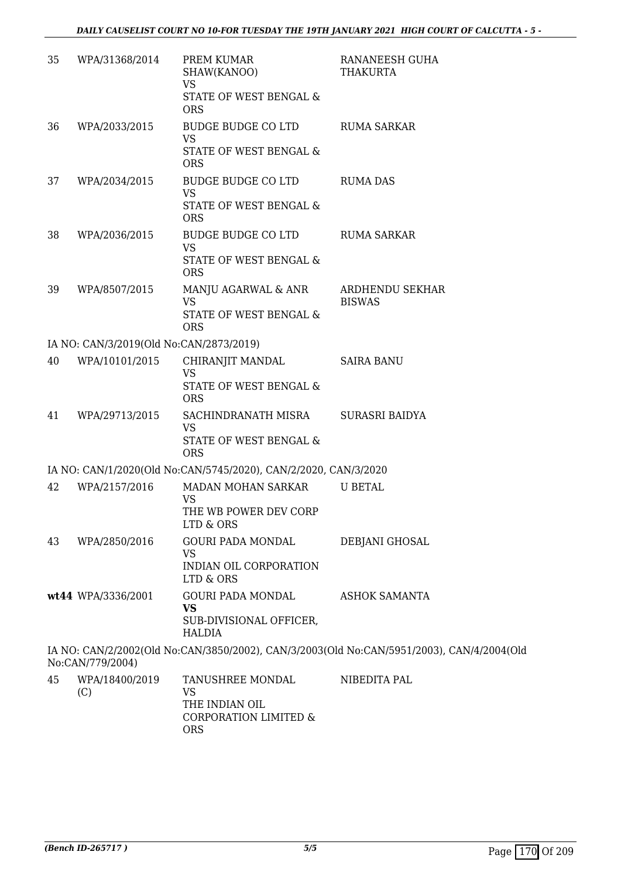| | | | |
|---|---|---|---|
| 35 | WPA/31368/2014 | PREM KUMAR SHAW(KANOO) VS STATE OF WEST BENGAL & ORS | RANANEESH GUHA THAKURTA |
| 36 | WPA/2033/2015 | BUDGE BUDGE CO LTD VS STATE OF WEST BENGAL & ORS | RUMA SARKAR |
| 37 | WPA/2034/2015 | BUDGE BUDGE CO LTD VS STATE OF WEST BENGAL & ORS | RUMA DAS |
| 38 | WPA/2036/2015 | BUDGE BUDGE CO LTD VS STATE OF WEST BENGAL & ORS | RUMA SARKAR |
| 39 | WPA/8507/2015 | MANJU AGARWAL & ANR VS STATE OF WEST BENGAL & ORS | ARDHENDU SEKHAR BISWAS |

IA NO: CAN/3/2019(Old No:CAN/2873/2019)

| | | | |
|---|---|---|---|
| 40 | WPA/10101/2015 | CHIRANJIT MANDAL VS STATE OF WEST BENGAL & ORS | SAIRA BANU |
| 41 | WPA/29713/2015 | SACHINDRANATH MISRA VS STATE OF WEST BENGAL & ORS | SURASRI BAIDYA |

IA NO: CAN/1/2020(Old No:CAN/5745/2020), CAN/2/2020, CAN/3/2020

| | | | |
|---|---|---|---|
| 42 | WPA/2157/2016 | MADAN MOHAN SARKAR VS THE WB POWER DEV CORP LTD & ORS | U BETAL |
| 43 | WPA/2850/2016 | GOURI PADA MONDAL VS INDIAN OIL CORPORATION LTD & ORS | DEBJANI GHOSAL |
| **wt44** | WPA/3336/2001 | GOURI PADA MONDAL **VS** SUB-DIVISIONAL OFFICER, HALDIA | ASHOK SAMANTA |

IA NO: CAN/2/2002(Old No:CAN/3850/2002), CAN/3/2003(Old No:CAN/5951/2003), CAN/4/2004(Old No:CAN/779/2004)

| | | | |
|---|---|---|---|
| 45 | WPA/18400/2019 (C) | TANUSHREE MONDAL VS THE INDIAN OIL CORPORATION LIMITED & ORS | NIBEDITA PAL |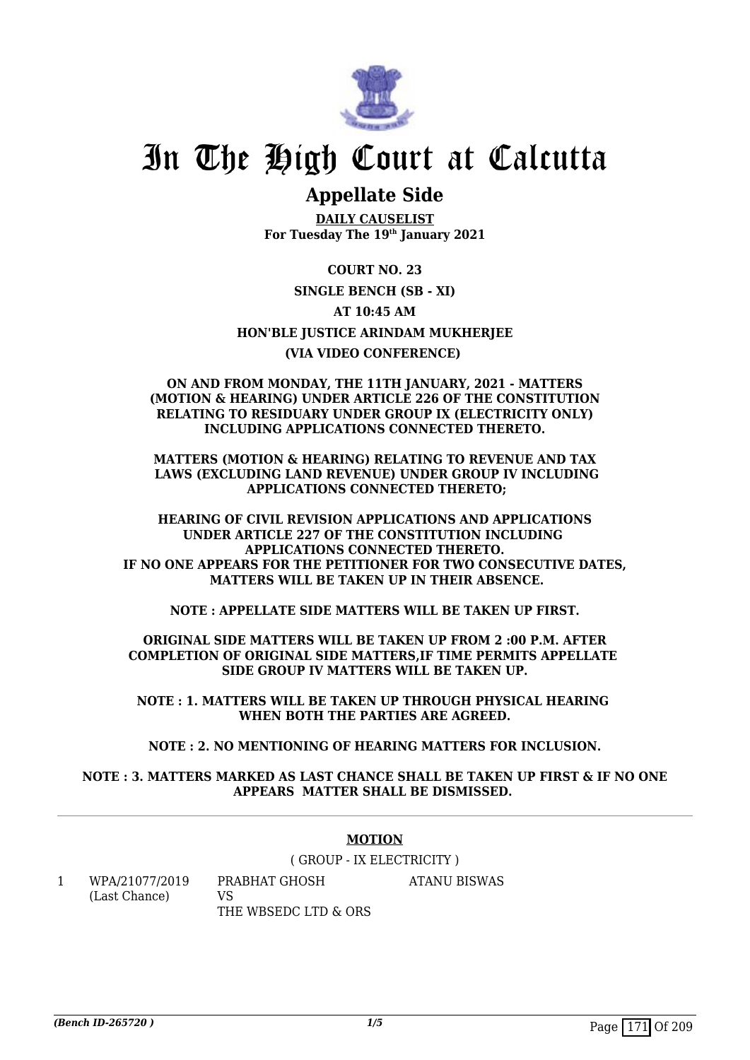# In The High Court at Calcutta

## Appellate Side

**DAILY CAUSELIST**
**For Tuesday The 19th January 2021**

**COURT NO. 23**

**SINGLE BENCH (SB - XI)**

**AT 10:45 AM**

**HON'BLE JUSTICE ARINDAM MUKHERJEE**

**(VIA VIDEO CONFERENCE)**

**ON AND FROM MONDAY, THE 11TH JANUARY, 2021 - MATTERS (MOTION & HEARING) UNDER ARTICLE 226 OF THE CONSTITUTION RELATING TO RESIDUARY UNDER GROUP IX (ELECTRICITY ONLY) INCLUDING APPLICATIONS CONNECTED THERETO.**

**MATTERS (MOTION & HEARING) RELATING TO REVENUE AND TAX LAWS (EXCLUDING LAND REVENUE) UNDER GROUP IV INCLUDING APPLICATIONS CONNECTED THERETO;**

**HEARING OF CIVIL REVISION APPLICATIONS AND APPLICATIONS UNDER ARTICLE 227 OF THE CONSTITUTION INCLUDING APPLICATIONS CONNECTED THERETO.**
**IF NO ONE APPEARS FOR THE PETITIONER FOR TWO CONSECUTIVE DATES, MATTERS WILL BE TAKEN UP IN THEIR ABSENCE.**

**NOTE : APPELLATE SIDE MATTERS WILL BE TAKEN UP FIRST.**

**ORIGINAL SIDE MATTERS WILL BE TAKEN UP FROM 2 :00 P.M. AFTER COMPLETION OF ORIGINAL SIDE MATTERS,IF TIME PERMITS APPELLATE SIDE GROUP IV MATTERS WILL BE TAKEN UP.**

**NOTE : 1. MATTERS WILL BE TAKEN UP THROUGH PHYSICAL HEARING WHEN BOTH THE PARTIES ARE AGREED.**

**NOTE : 2. NO MENTIONING OF HEARING MATTERS FOR INCLUSION.**

**NOTE : 3. MATTERS MARKED AS LAST CHANCE SHALL BE TAKEN UP FIRST & IF NO ONE APPEARS MATTER SHALL BE DISMISSED.**

---

**MOTION**

( GROUP - IX ELECTRICITY )

| | | | |
|---|---|---|---|
| 1 | WPA/21077/2019 (Last Chance) | PRABHAT GHOSH VS THE WBSEDC LTD & ORS | ATANU BISWAS |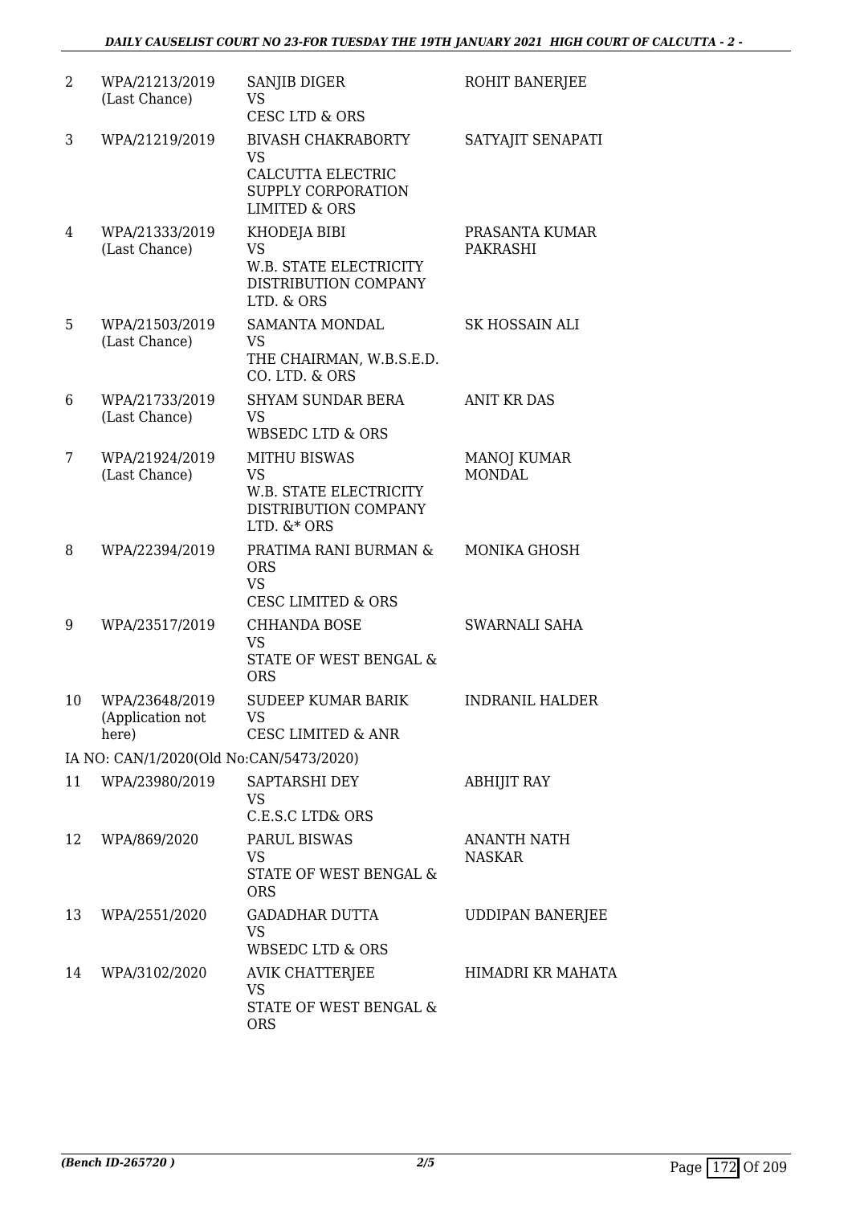| | | | |
|---|---|---|---|
| 2 | WPA/21213/2019 (Last Chance) | SANJIB DIGER VS CESC LTD & ORS | ROHIT BANERJEE |
| 3 | WPA/21219/2019 | BIVASH CHAKRABORTY VS CALCUTTA ELECTRIC SUPPLY CORPORATION LIMITED & ORS | SATYAJIT SENAPATI |
| 4 | WPA/21333/2019 (Last Chance) | KHODEJA BIBI VS W.B. STATE ELECTRICITY DISTRIBUTION COMPANY LTD. & ORS | PRASANTA KUMAR PAKRASHI |
| 5 | WPA/21503/2019 (Last Chance) | SAMANTA MONDAL VS THE CHAIRMAN, W.B.S.E.D. CO. LTD. & ORS | SK HOSSAIN ALI |
| 6 | WPA/21733/2019 (Last Chance) | SHYAM SUNDAR BERA VS WBSEDC LTD & ORS | ANIT KR DAS |
| 7 | WPA/21924/2019 (Last Chance) | MITHU BISWAS VS W.B. STATE ELECTRICITY DISTRIBUTION COMPANY LTD. &* ORS | MANOJ KUMAR MONDAL |
| 8 | WPA/22394/2019 | PRATIMA RANI BURMAN & ORS VS CESC LIMITED & ORS | MONIKA GHOSH |
| 9 | WPA/23517/2019 | CHHANDA BOSE VS STATE OF WEST BENGAL & ORS | SWARNALI SAHA |
| 10 | WPA/23648/2019 (Application not here) | SUDEEP KUMAR BARIK VS CESC LIMITED & ANR | INDRANIL HALDER |
| | IA NO: CAN/1/2020(Old No:CAN/5473/2020) | | |
| 11 | WPA/23980/2019 | SAPTARSHI DEY VS C.E.S.C LTD& ORS | ABHIJIT RAY |
| 12 | WPA/869/2020 | PARUL BISWAS VS STATE OF WEST BENGAL & ORS | ANANTH NATH NASKAR |
| 13 | WPA/2551/2020 | GADADHAR DUTTA VS WBSEDC LTD & ORS | UDDIPAN BANERJEE |
| 14 | WPA/3102/2020 | AVIK CHATTERJEE VS STATE OF WEST BENGAL & ORS | HIMADRI KR MAHATA |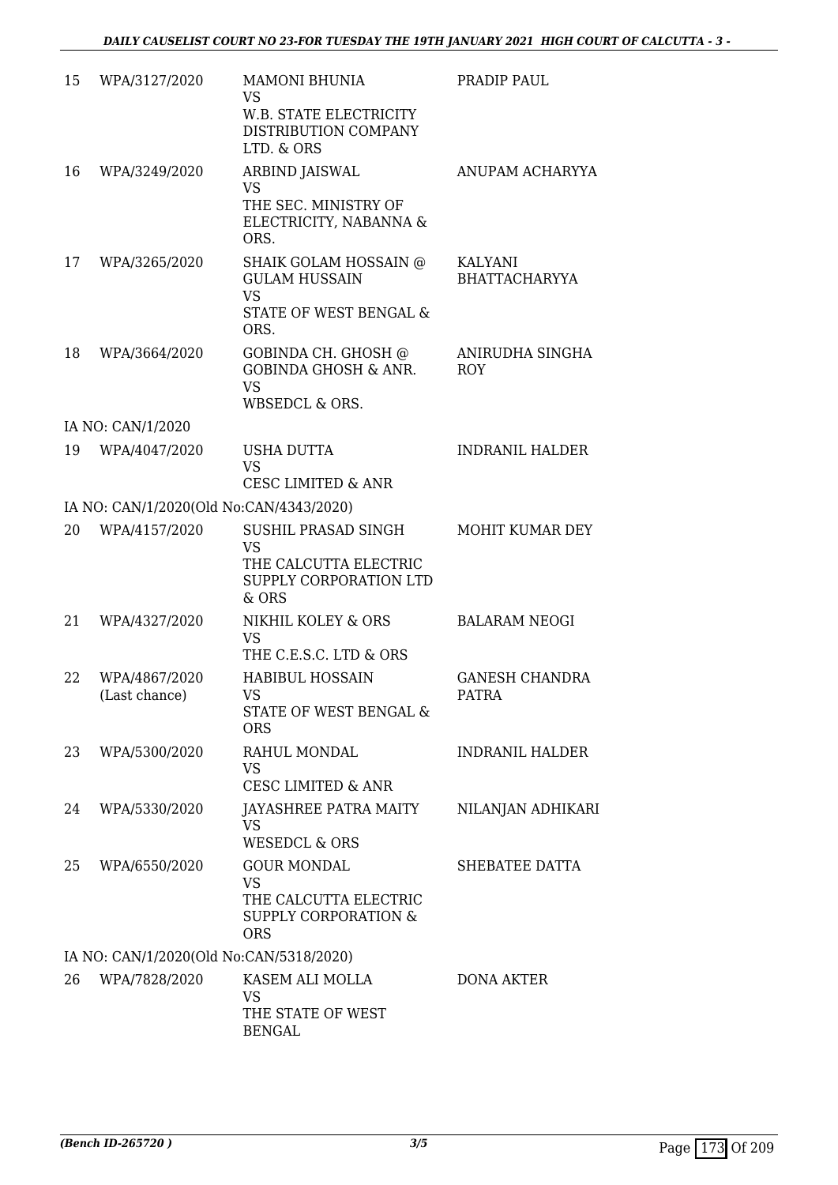| | | | |
|---|---|---|---|
| 15 | WPA/3127/2020 | MAMONI BHUNIA<br>VS<br>W.B. STATE ELECTRICITY DISTRIBUTION COMPANY LTD. & ORS | PRADIP PAUL |
| 16 | WPA/3249/2020 | ARBIND JAISWAL<br>VS<br>THE SEC. MINISTRY OF ELECTRICITY, NABANNA & ORS. | ANUPAM ACHARYYA |
| 17 | WPA/3265/2020 | SHAIK GOLAM HOSSAIN @ GULAM HUSSAIN<br>VS<br>STATE OF WEST BENGAL & ORS. | KALYANI BHATTACHARYYA |
| 18 | WPA/3664/2020 | GOBINDA CH. GHOSH @ GOBINDA GHOSH & ANR.<br>VS<br>WBSEDCL & ORS. | ANIRUDHA SINGHA ROY |
| | IA NO: CAN/1/2020 | | |
| 19 | WPA/4047/2020 | USHA DUTTA<br>VS<br>CESC LIMITED & ANR | INDRANIL HALDER |
| | IA NO: CAN/1/2020(Old No:CAN/4343/2020) | | |
| 20 | WPA/4157/2020 | SUSHIL PRASAD SINGH<br>VS<br>THE CALCUTTA ELECTRIC SUPPLY CORPORATION LTD & ORS | MOHIT KUMAR DEY |
| 21 | WPA/4327/2020 | NIKHIL KOLEY & ORS<br>VS<br>THE C.E.S.C. LTD & ORS | BALARAM NEOGI |
| 22 | WPA/4867/2020<br>(Last chance) | HABIBUL HOSSAIN<br>VS<br>STATE OF WEST BENGAL & ORS | GANESH CHANDRA PATRA |
| 23 | WPA/5300/2020 | RAHUL MONDAL<br>VS<br>CESC LIMITED & ANR | INDRANIL HALDER |
| 24 | WPA/5330/2020 | JAYASHREE PATRA MAITY<br>VS<br>WESEDCL & ORS | NILANJAN ADHIKARI |
| 25 | WPA/6550/2020 | GOUR MONDAL<br>VS<br>THE CALCUTTA ELECTRIC SUPPLY CORPORATION & ORS | SHEBATEE DATTA |
| | IA NO: CAN/1/2020(Old No:CAN/5318/2020) | | |
| 26 | WPA/7828/2020 | KASEM ALI MOLLA<br>VS<br>THE STATE OF WEST BENGAL | DONA AKTER |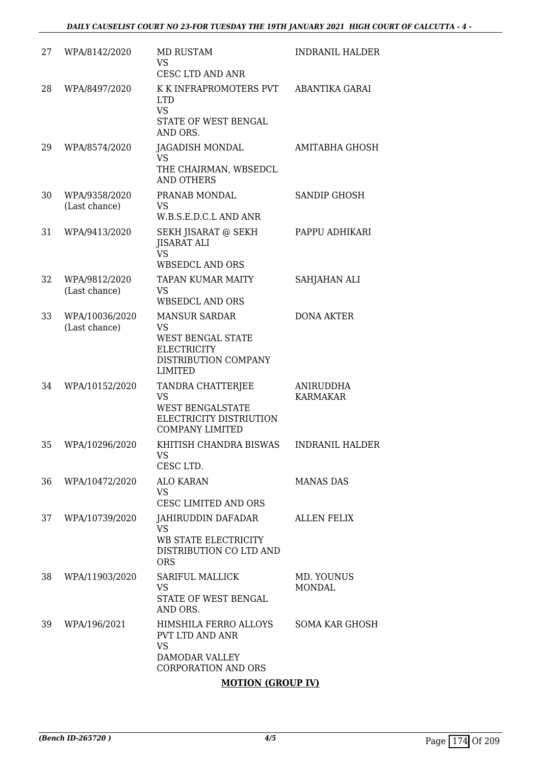| | | | |
|---|---|---|---|
| 27 | WPA/8142/2020 | MD RUSTAM<br>VS<br>CESC LTD AND ANR | INDRANIL HALDER |
| 28 | WPA/8497/2020 | K K INFRAPROMOTERS PVT LTD<br>VS<br>STATE OF WEST BENGAL AND ORS. | ABANTIKA GARAI |
| 29 | WPA/8574/2020 | JAGADISH MONDAL<br>VS<br>THE CHAIRMAN, WBSEDCL AND OTHERS | AMITABHA GHOSH |
| 30 | WPA/9358/2020<br>(Last chance) | PRANAB MONDAL<br>VS<br>W.B.S.E.D.C.L AND ANR | SANDIP GHOSH |
| 31 | WPA/9413/2020 | SEKH JISARAT @ SEKH JISARAT ALI<br>VS<br>WBSEDCL AND ORS | PAPPU ADHIKARI |
| 32 | WPA/9812/2020<br>(Last chance) | TAPAN KUMAR MAITY<br>VS<br>WBSEDCL AND ORS | SAHJAHAN ALI |
| 33 | WPA/10036/2020<br>(Last chance) | MANSUR SARDAR<br>VS<br>WEST BENGAL STATE ELECTRICITY DISTRIBUTION COMPANY LIMITED | DONA AKTER |
| 34 | WPA/10152/2020 | TANDRA CHATTERJEE<br>VS<br>WEST BENGALSTATE ELECTRICITY DISTRIUTION COMPANY LIMITED | ANIRUDDHA KARMAKAR |
| 35 | WPA/10296/2020 | KHITISH CHANDRA BISWAS<br>VS<br>CESC LTD. | INDRANIL HALDER |
| 36 | WPA/10472/2020 | ALO KARAN<br>VS<br>CESC LIMITED AND ORS | MANAS DAS |
| 37 | WPA/10739/2020 | JAHIRUDDIN DAFADAR<br>VS<br>WB STATE ELECTRICITY DISTRIBUTION CO LTD AND ORS | ALLEN FELIX |
| 38 | WPA/11903/2020 | SARIFUL MALLICK<br>VS<br>STATE OF WEST BENGAL AND ORS. | MD. YOUNUS MONDAL |
| 39 | WPA/196/2021 | HIMSHILA FERRO ALLOYS PVT LTD AND ANR<br>VS<br>DAMODAR VALLEY CORPORATION AND ORS | SOMA KAR GHOSH |

**MOTION (GROUP IV)**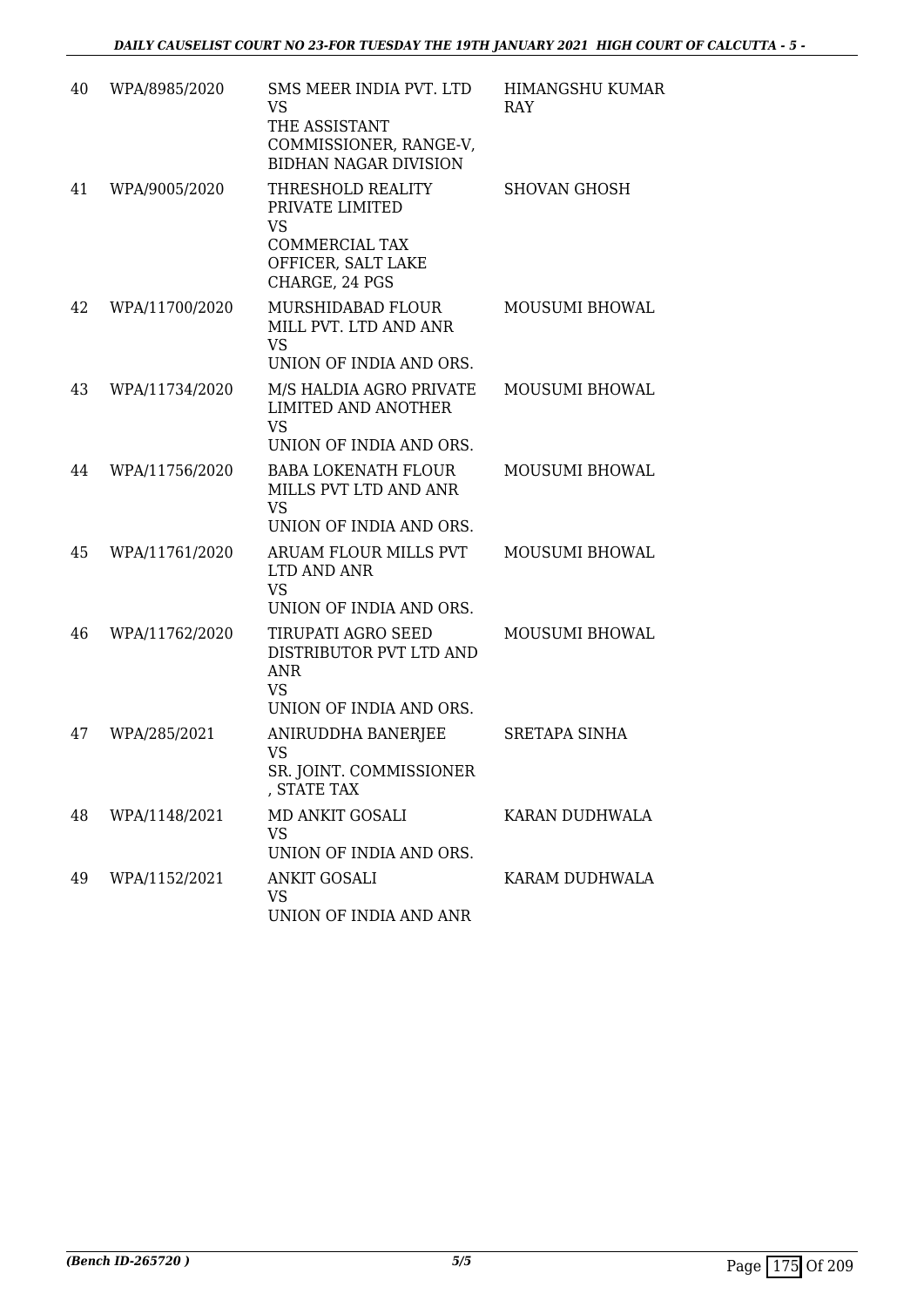| 40 | WPA/8985/2020 | SMS MEER INDIA PVT. LTD<br>VS<br>THE ASSISTANT COMMISSIONER, RANGE-V, BIDHAN NAGAR DIVISION | HIMANGSHU KUMAR RAY |
|---|---|---|---|
| 41 | WPA/9005/2020 | THRESHOLD REALITY PRIVATE LIMITED<br>VS<br>COMMERCIAL TAX OFFICER, SALT LAKE CHARGE, 24 PGS | SHOVAN GHOSH |
| 42 | WPA/11700/2020 | MURSHIDABAD FLOUR MILL PVT. LTD AND ANR<br>VS<br>UNION OF INDIA AND ORS. | MOUSUMI BHOWAL |
| 43 | WPA/11734/2020 | M/S HALDIA AGRO PRIVATE LIMITED AND ANOTHER<br>VS<br>UNION OF INDIA AND ORS. | MOUSUMI BHOWAL |
| 44 | WPA/11756/2020 | BABA LOKENATH FLOUR MILLS PVT LTD AND ANR<br>VS<br>UNION OF INDIA AND ORS. | MOUSUMI BHOWAL |
| 45 | WPA/11761/2020 | ARUAM FLOUR MILLS PVT LTD AND ANR<br>VS<br>UNION OF INDIA AND ORS. | MOUSUMI BHOWAL |
| 46 | WPA/11762/2020 | TIRUPATI AGRO SEED DISTRIBUTOR PVT LTD AND ANR<br>VS<br>UNION OF INDIA AND ORS. | MOUSUMI BHOWAL |
| 47 | WPA/285/2021 | ANIRUDDHA BANERJEE<br>VS<br>SR. JOINT. COMMISSIONER , STATE TAX | SRETAPA SINHA |
| 48 | WPA/1148/2021 | MD ANKIT GOSALI<br>VS<br>UNION OF INDIA AND ORS. | KARAN DUDHWALA |
| 49 | WPA/1152/2021 | ANKIT GOSALI<br>VS<br>UNION OF INDIA AND ANR | KARAM DUDHWALA |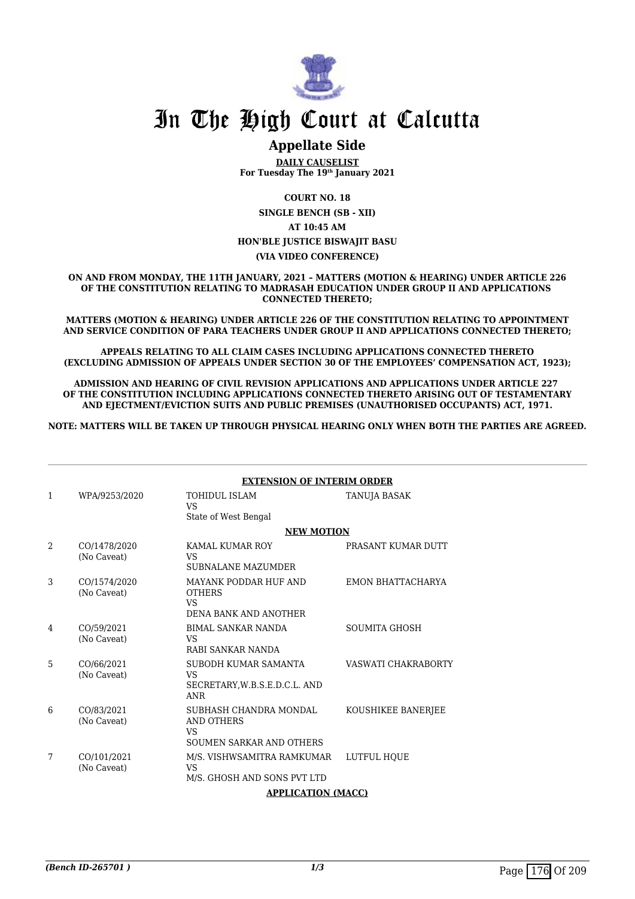# In The High Court at Calcutta

## Appellate Side

**DAILY CAUSELIST**
**For Tuesday The 19th January 2021**

**COURT NO. 18**
**SINGLE BENCH (SB - XII)**
**AT 10:45 AM**
**HON'BLE JUSTICE BISWAJIT BASU**
**(VIA VIDEO CONFERENCE)**

**ON AND FROM MONDAY, THE 11TH JANUARY, 2021 – MATTERS (MOTION & HEARING) UNDER ARTICLE 226 OF THE CONSTITUTION RELATING TO MADRASAH EDUCATION UNDER GROUP II AND APPLICATIONS CONNECTED THERETO;**

**MATTERS (MOTION & HEARING) UNDER ARTICLE 226 OF THE CONSTITUTION RELATING TO APPOINTMENT AND SERVICE CONDITION OF PARA TEACHERS UNDER GROUP II AND APPLICATIONS CONNECTED THERETO;**

**APPEALS RELATING TO ALL CLAIM CASES INCLUDING APPLICATIONS CONNECTED THERETO (EXCLUDING ADMISSION OF APPEALS UNDER SECTION 30 OF THE EMPLOYEES' COMPENSATION ACT, 1923);**

**ADMISSION AND HEARING OF CIVIL REVISION APPLICATIONS AND APPLICATIONS UNDER ARTICLE 227 OF THE CONSTITUTION INCLUDING APPLICATIONS CONNECTED THERETO ARISING OUT OF TESTAMENTARY AND EJECTMENT/EVICTION SUITS AND PUBLIC PREMISES (UNAUTHORISED OCCUPANTS) ACT, 1971.**

**NOTE: MATTERS WILL BE TAKEN UP THROUGH PHYSICAL HEARING ONLY WHEN BOTH THE PARTIES ARE AGREED.**

**EXTENSION OF INTERIM ORDER**

| | | | |
|---|---|---|---|
| 1 | WPA/9253/2020 | TOHIDUL ISLAM<br>VS<br>State of West Bengal | TANUJA BASAK |

**NEW MOTION**

| | | | |
|---|---|---|---|
| 2 | CO/1478/2020<br>(No Caveat) | KAMAL KUMAR ROY<br>VS<br>SUBNALANE MAZUMDER | PRASANT KUMAR DUTT |
| 3 | CO/1574/2020<br>(No Caveat) | MAYANK PODDAR HUF AND OTHERS<br>VS<br>DENA BANK AND ANOTHER | EMON BHATTACHARYA |
| 4 | CO/59/2021<br>(No Caveat) | BIMAL SANKAR NANDA<br>VS<br>RABI SANKAR NANDA | SOUMITA GHOSH |
| 5 | CO/66/2021<br>(No Caveat) | SUBODH KUMAR SAMANTA<br>VS<br>SECRETARY,W.B.S.E.D.C.L. AND ANR | VASWATI CHAKRABORTY |
| 6 | CO/83/2021<br>(No Caveat) | SUBHASH CHANDRA MONDAL AND OTHERS<br>VS<br>SOUMEN SARKAR AND OTHERS | KOUSHIKEE BANERJEE |
| 7 | CO/101/2021<br>(No Caveat) | M/S. VISHWSAMITRA RAMKUMAR<br>VS<br>M/S. GHOSH AND SONS PVT LTD | LUTFUL HQUE |

**APPLICATION (MACC)**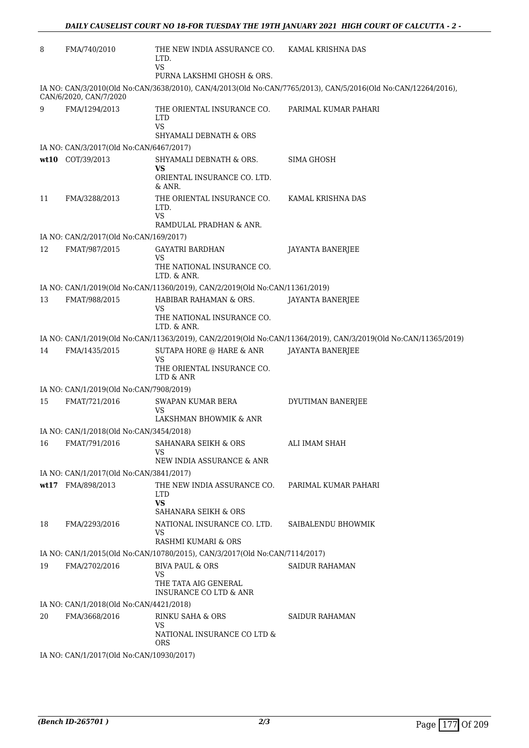| | | | |
|---|---|---|---|
| 8 | FMA/740/2010 | THE NEW INDIA ASSURANCE CO. LTD.<br>VS<br>PURNA LAKSHMI GHOSH & ORS. | KAMAL KRISHNA DAS |

IA NO: CAN/3/2010(Old No:CAN/3638/2010), CAN/4/2013(Old No:CAN/7765/2013), CAN/5/2016(Old No:CAN/12264/2016), CAN/6/2020, CAN/7/2020

| | | | |
|---|---|---|---|
| 9 | FMA/1294/2013 | THE ORIENTAL INSURANCE CO. LTD<br>VS<br>SHYAMALI DEBNATH & ORS | PARIMAL KUMAR PAHARI |

IA NO: CAN/3/2017(Old No:CAN/6467/2017)

| | | | |
|---|---|---|---|
| **wt10** | COT/39/2013 | SHYAMALI DEBNATH & ORS.<br>**VS**<br>ORIENTAL INSURANCE CO. LTD. & ANR. | SIMA GHOSH |
| 11 | FMA/3288/2013 | THE ORIENTAL INSURANCE CO. LTD.<br>VS<br>RAMDULAL PRADHAN & ANR. | KAMAL KRISHNA DAS |

IA NO: CAN/2/2017(Old No:CAN/169/2017)

| | | | |
|---|---|---|---|
| 12 | FMAT/987/2015 | GAYATRI BARDHAN<br>VS<br>THE NATIONAL INSURANCE CO. LTD. & ANR. | JAYANTA BANERJEE |

IA NO: CAN/1/2019(Old No:CAN/11360/2019), CAN/2/2019(Old No:CAN/11361/2019)

| | | | |
|---|---|---|---|
| 13 | FMAT/988/2015 | HABIBAR RAHAMAN & ORS.<br>VS<br>THE NATIONAL INSURANCE CO. LTD. & ANR. | JAYANTA BANERJEE |

IA NO: CAN/1/2019(Old No:CAN/11363/2019), CAN/2/2019(Old No:CAN/11364/2019), CAN/3/2019(Old No:CAN/11365/2019)

| | | | |
|---|---|---|---|
| 14 | FMA/1435/2015 | SUTAPA HORE @ HARE & ANR<br>VS<br>THE ORIENTAL INSURANCE CO. LTD & ANR | JAYANTA BANERJEE |

IA NO: CAN/1/2019(Old No:CAN/7908/2019)

| | | | |
|---|---|---|---|
| 15 | FMAT/721/2016 | SWAPAN KUMAR BERA<br>VS<br>LAKSHMAN BHOWMIK & ANR | DYUTIMAN BANERJEE |

IA NO: CAN/1/2018(Old No:CAN/3454/2018)

| | | | |
|---|---|---|---|
| 16 | FMAT/791/2016 | SAHANARA SEIKH & ORS<br>VS<br>NEW INDIA ASSURANCE & ANR | ALI IMAM SHAH |

IA NO: CAN/1/2017(Old No:CAN/3841/2017)

| | | | |
|---|---|---|---|
| **wt17** | FMA/898/2013 | THE NEW INDIA ASSURANCE CO. LTD<br>**VS**<br>SAHANARA SEIKH & ORS | PARIMAL KUMAR PAHARI |
| 18 | FMA/2293/2016 | NATIONAL INSURANCE CO. LTD.<br>VS<br>RASHMI KUMARI & ORS | SAIBALENDU BHOWMIK |

IA NO: CAN/1/2015(Old No:CAN/10780/2015), CAN/3/2017(Old No:CAN/7114/2017)

| | | | |
|---|---|---|---|
| 19 | FMA/2702/2016 | BIVA PAUL & ORS<br>VS<br>THE TATA AIG GENERAL INSURANCE CO LTD & ANR | SAIDUR RAHAMAN |

IA NO: CAN/1/2018(Old No:CAN/4421/2018)

| | | | |
|---|---|---|---|
| 20 | FMA/3668/2016 | RINKU SAHA & ORS<br>VS<br>NATIONAL INSURANCE CO LTD & ORS | SAIDUR RAHAMAN |

IA NO: CAN/1/2017(Old No:CAN/10930/2017)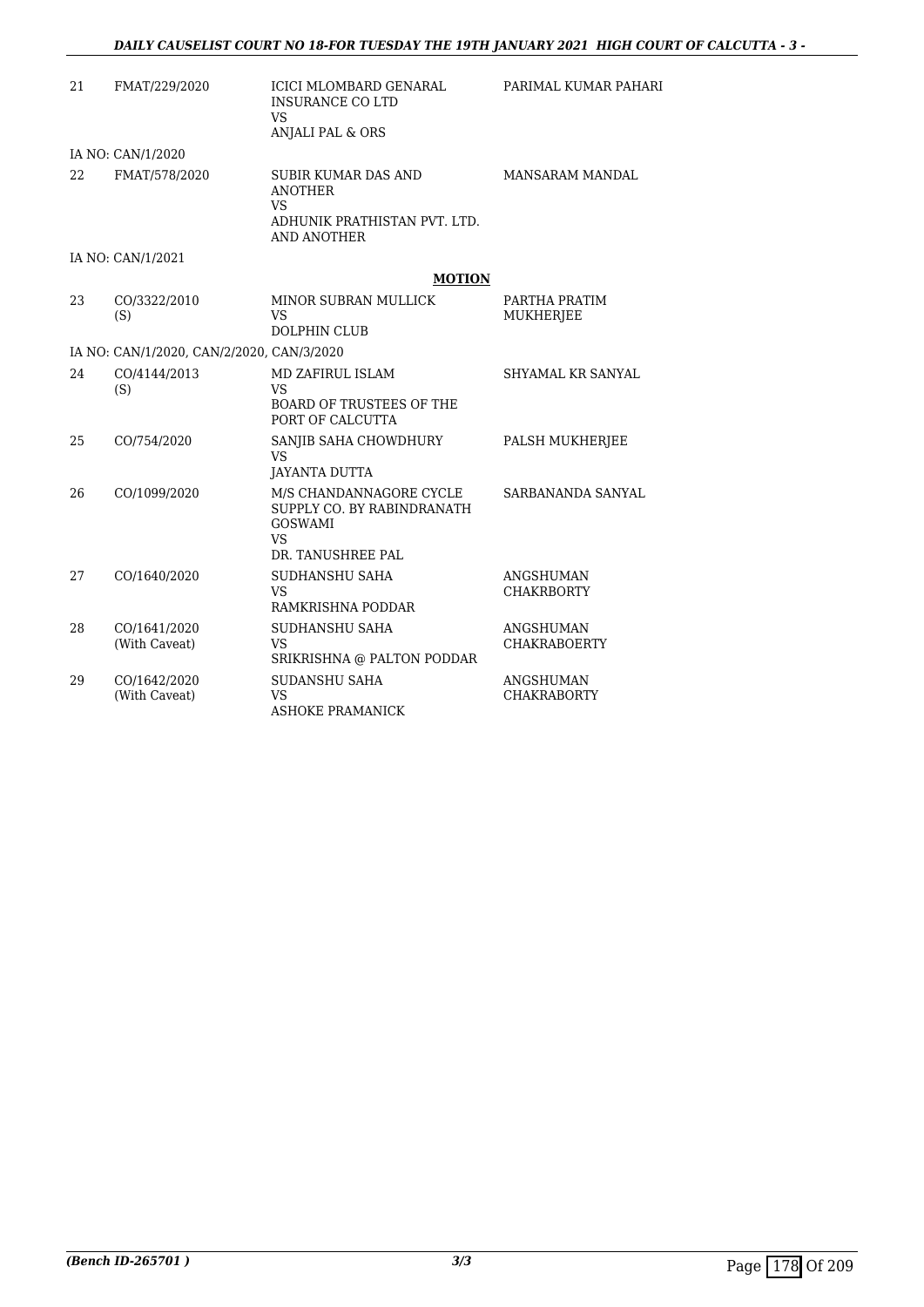| | | | |
|---|---|---|---|
| 21 | FMAT/229/2020 | ICICI MLOMBARD GENARAL INSURANCE CO LTD VS ANJALI PAL & ORS | PARIMAL KUMAR PAHARI |
| | IA NO: CAN/1/2020 | | |
| 22 | FMAT/578/2020 | SUBIR KUMAR DAS AND ANOTHER VS ADHUNIK PRATHISTAN PVT. LTD. AND ANOTHER | MANSARAM MANDAL |
| | IA NO: CAN/1/2021 | | |

**MOTION**

| | | | |
|---|---|---|---|
| 23 | CO/3322/2010 (S) | MINOR SUBRAN MULLICK VS DOLPHIN CLUB | PARTHA PRATIM MUKHERJEE |
| | IA NO: CAN/1/2020, CAN/2/2020, CAN/3/2020 | | |
| 24 | CO/4144/2013 (S) | MD ZAFIRUL ISLAM VS BOARD OF TRUSTEES OF THE PORT OF CALCUTTA | SHYAMAL KR SANYAL |
| 25 | CO/754/2020 | SANJIB SAHA CHOWDHURY VS JAYANTA DUTTA | PALSH MUKHERJEE |
| 26 | CO/1099/2020 | M/S CHANDANNAGORE CYCLE SUPPLY CO. BY RABINDRANATH GOSWAMI VS DR. TANUSHREE PAL | SARBANANDA SANYAL |
| 27 | CO/1640/2020 | SUDHANSHU SAHA VS RAMKRISHNA PODDAR | ANGSHUMAN CHAKRBORTY |
| 28 | CO/1641/2020 (With Caveat) | SUDHANSHU SAHA VS SRIKRISHNA @ PALTON PODDAR | ANGSHUMAN CHAKRABOERTY |
| 29 | CO/1642/2020 (With Caveat) | SUDANSHU SAHA VS ASHOKE PRAMANICK | ANGSHUMAN CHAKRABORTY |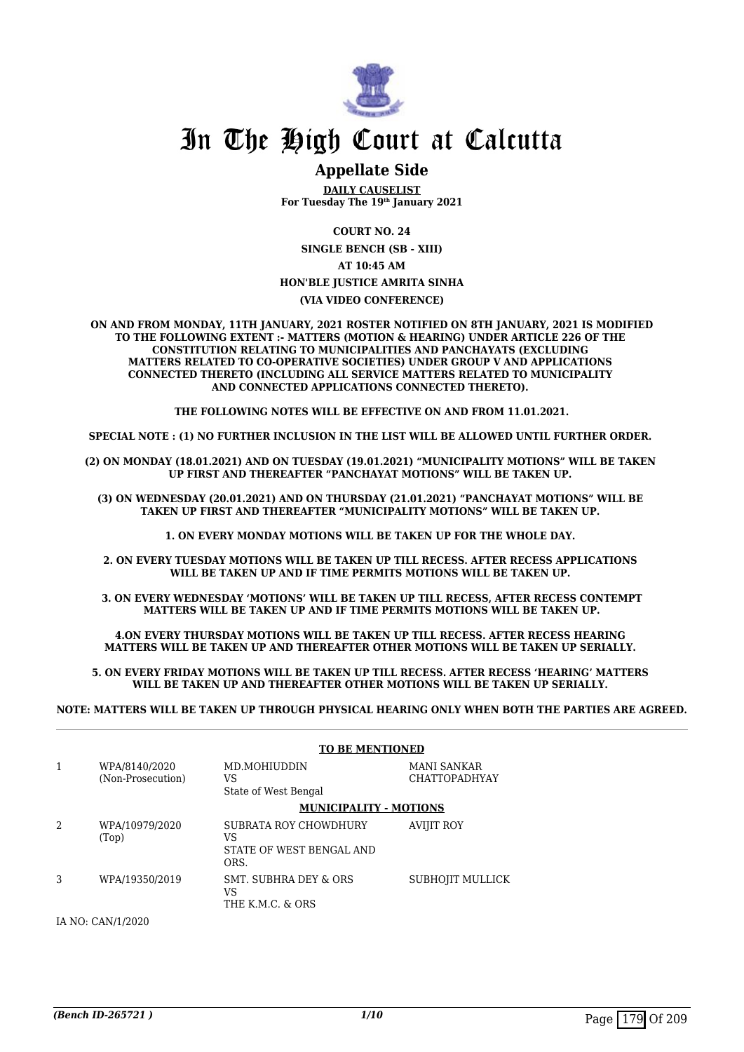# In The High Court at Calcutta

## Appellate Side

**DAILY CAUSELIST**
**For Tuesday The 19th January 2021**

**COURT NO. 24**

**SINGLE BENCH (SB - XIII)**

**AT 10:45 AM**

**HON'BLE JUSTICE AMRITA SINHA**

**(VIA VIDEO CONFERENCE)**

**ON AND FROM MONDAY, 11TH JANUARY, 2021 ROSTER NOTIFIED ON 8TH JANUARY, 2021 IS MODIFIED TO THE FOLLOWING EXTENT :- MATTERS (MOTION & HEARING) UNDER ARTICLE 226 OF THE CONSTITUTION RELATING TO MUNICIPALITIES AND PANCHAYATS (EXCLUDING MATTERS RELATED TO CO-OPERATIVE SOCIETIES) UNDER GROUP V AND APPLICATIONS CONNECTED THERETO (INCLUDING ALL SERVICE MATTERS RELATED TO MUNICIPALITY AND CONNECTED APPLICATIONS CONNECTED THERETO).**

**THE FOLLOWING NOTES WILL BE EFFECTIVE ON AND FROM 11.01.2021.**

**SPECIAL NOTE : (1) NO FURTHER INCLUSION IN THE LIST WILL BE ALLOWED UNTIL FURTHER ORDER.**

**(2) ON MONDAY (18.01.2021) AND ON TUESDAY (19.01.2021) "MUNICIPALITY MOTIONS" WILL BE TAKEN UP FIRST AND THEREAFTER "PANCHAYAT MOTIONS" WILL BE TAKEN UP.**

**(3) ON WEDNESDAY (20.01.2021) AND ON THURSDAY (21.01.2021) "PANCHAYAT MOTIONS" WILL BE TAKEN UP FIRST AND THEREAFTER "MUNICIPALITY MOTIONS" WILL BE TAKEN UP.**

**1. ON EVERY MONDAY MOTIONS WILL BE TAKEN UP FOR THE WHOLE DAY.**

**2. ON EVERY TUESDAY MOTIONS WILL BE TAKEN UP TILL RECESS. AFTER RECESS APPLICATIONS WILL BE TAKEN UP AND IF TIME PERMITS MOTIONS WILL BE TAKEN UP.**

**3. ON EVERY WEDNESDAY 'MOTIONS' WILL BE TAKEN UP TILL RECESS, AFTER RECESS CONTEMPT MATTERS WILL BE TAKEN UP AND IF TIME PERMITS MOTIONS WILL BE TAKEN UP.**

**4.ON EVERY THURSDAY MOTIONS WILL BE TAKEN UP TILL RECESS. AFTER RECESS HEARING MATTERS WILL BE TAKEN UP AND THEREAFTER OTHER MOTIONS WILL BE TAKEN UP SERIALLY.**

**5. ON EVERY FRIDAY MOTIONS WILL BE TAKEN UP TILL RECESS. AFTER RECESS 'HEARING' MATTERS WILL BE TAKEN UP AND THEREAFTER OTHER MOTIONS WILL BE TAKEN UP SERIALLY.**

**NOTE: MATTERS WILL BE TAKEN UP THROUGH PHYSICAL HEARING ONLY WHEN BOTH THE PARTIES ARE AGREED.**

**TO BE MENTIONED**

| | | | |
|---|---|---|---|
| 1 | WPA/8140/2020 (Non-Prosecution) | MD.MOHIUDDIN VS State of West Bengal | MANI SANKAR CHATTOPADHYAY |

**MUNICIPALITY - MOTIONS**

| | | | |
|---|---|---|---|
| 2 | WPA/10979/2020 (Top) | SUBRATA ROY CHOWDHURY VS STATE OF WEST BENGAL AND ORS. | AVIJIT ROY |
| 3 | WPA/19350/2019 | SMT. SUBHRA DEY & ORS VS THE K.M.C. & ORS | SUBHOJIT MULLICK |

IA NO: CAN/1/2020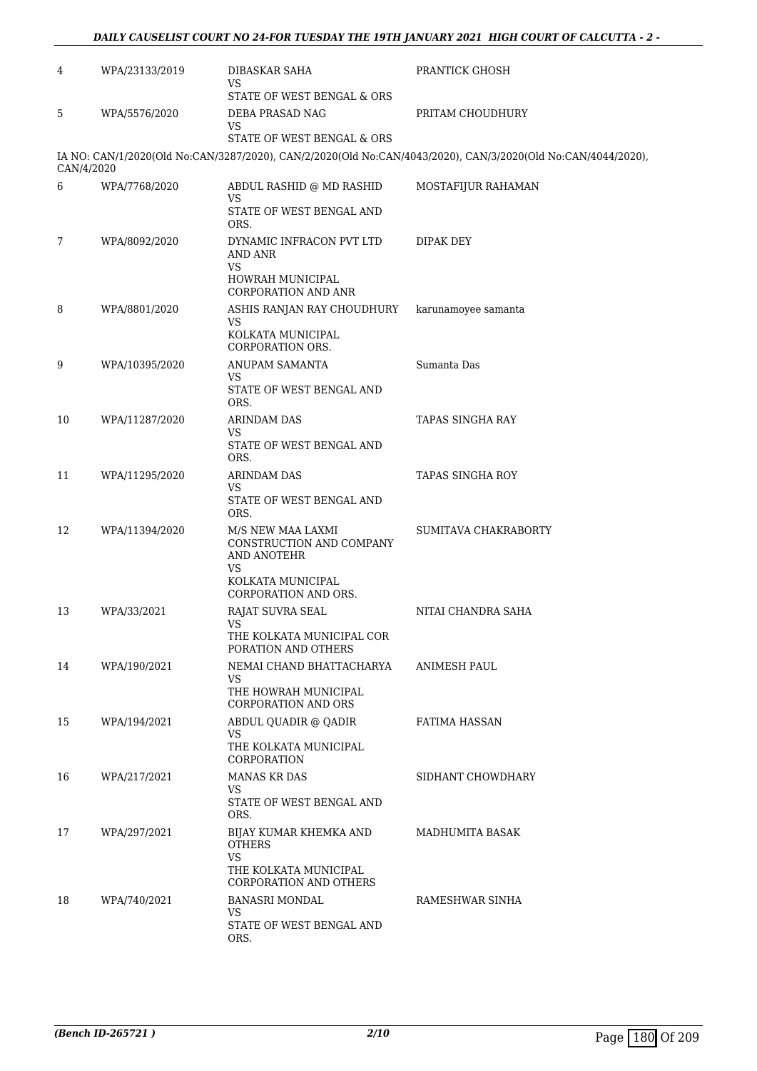| | | | |
|---|---|---|---|
| 4 | WPA/23133/2019 | DIBASKAR SAHA<br>VS<br>STATE OF WEST BENGAL & ORS | PRANTICK GHOSH |
| 5 | WPA/5576/2020 | DEBA PRASAD NAG<br>VS<br>STATE OF WEST BENGAL & ORS | PRITAM CHOUDHURY |

IA NO: CAN/1/2020(Old No:CAN/3287/2020), CAN/2/2020(Old No:CAN/4043/2020), CAN/3/2020(Old No:CAN/4044/2020), CAN/4/2020

| | | | |
|---|---|---|---|
| 6 | WPA/7768/2020 | ABDUL RASHID @ MD RASHID<br>VS<br>STATE OF WEST BENGAL AND ORS. | MOSTAFIJUR RAHAMAN |
| 7 | WPA/8092/2020 | DYNAMIC INFRACON PVT LTD AND ANR<br>VS<br>HOWRAH MUNICIPAL CORPORATION AND ANR | DIPAK DEY |
| 8 | WPA/8801/2020 | ASHIS RANJAN RAY CHOUDHURY<br>VS<br>KOLKATA MUNICIPAL CORPORATION ORS. | karunamoyee samanta |
| 9 | WPA/10395/2020 | ANUPAM SAMANTA<br>VS<br>STATE OF WEST BENGAL AND ORS. | Sumanta Das |
| 10 | WPA/11287/2020 | ARINDAM DAS<br>VS<br>STATE OF WEST BENGAL AND ORS. | TAPAS SINGHA RAY |
| 11 | WPA/11295/2020 | ARINDAM DAS<br>VS<br>STATE OF WEST BENGAL AND ORS. | TAPAS SINGHA ROY |
| 12 | WPA/11394/2020 | M/S NEW MAA LAXMI CONSTRUCTION AND COMPANY AND ANOTEHR<br>VS<br>KOLKATA MUNICIPAL CORPORATION AND ORS. | SUMITAVA CHAKRABORTY |
| 13 | WPA/33/2021 | RAJAT SUVRA SEAL<br>VS<br>THE KOLKATA MUNICIPAL COR PORATION AND OTHERS | NITAI CHANDRA SAHA |
| 14 | WPA/190/2021 | NEMAI CHAND BHATTACHARYA<br>VS<br>THE HOWRAH MUNICIPAL CORPORATION AND ORS | ANIMESH PAUL |
| 15 | WPA/194/2021 | ABDUL QUADIR @ QADIR<br>VS<br>THE KOLKATA MUNICIPAL CORPORATION | FATIMA HASSAN |
| 16 | WPA/217/2021 | MANAS KR DAS<br>VS<br>STATE OF WEST BENGAL AND ORS. | SIDHANT CHOWDHARY |
| 17 | WPA/297/2021 | BIJAY KUMAR KHEMKA AND OTHERS<br>VS<br>THE KOLKATA MUNICIPAL CORPORATION AND OTHERS | MADHUMITA BASAK |
| 18 | WPA/740/2021 | BANASRI MONDAL<br>VS<br>STATE OF WEST BENGAL AND ORS. | RAMESHWAR SINHA |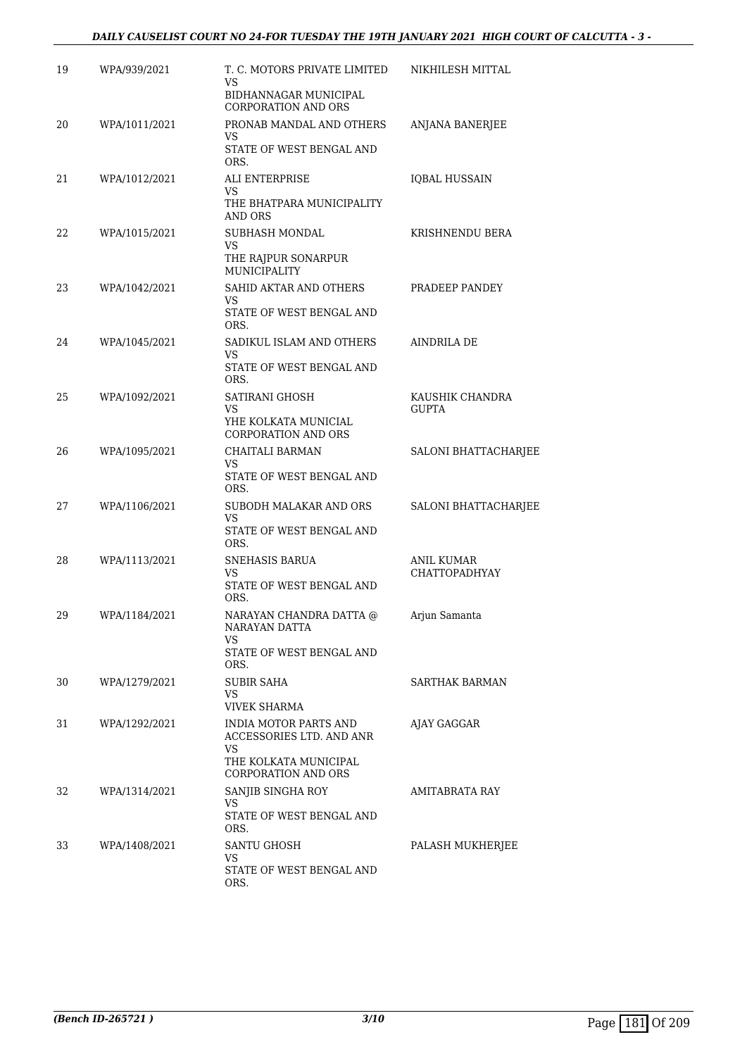| | | | |
|---|---|---|---|
| 19 | WPA/939/2021 | T. C. MOTORS PRIVATE LIMITED<br>VS<br>BIDHANNAGAR MUNICIPAL CORPORATION AND ORS | NIKHILESH MITTAL |
| 20 | WPA/1011/2021 | PRONAB MANDAL AND OTHERS<br>VS<br>STATE OF WEST BENGAL AND ORS. | ANJANA BANERJEE |
| 21 | WPA/1012/2021 | ALI ENTERPRISE<br>VS<br>THE BHATPARA MUNICIPALITY AND ORS | IQBAL HUSSAIN |
| 22 | WPA/1015/2021 | SUBHASH MONDAL<br>VS<br>THE RAJPUR SONARPUR MUNICIPALITY | KRISHNENDU BERA |
| 23 | WPA/1042/2021 | SAHID AKTAR AND OTHERS<br>VS<br>STATE OF WEST BENGAL AND ORS. | PRADEEP PANDEY |
| 24 | WPA/1045/2021 | SADIKUL ISLAM AND OTHERS<br>VS<br>STATE OF WEST BENGAL AND ORS. | AINDRILA DE |
| 25 | WPA/1092/2021 | SATIRANI GHOSH<br>VS<br>YHE KOLKATA MUNICIAL CORPORATION AND ORS | KAUSHIK CHANDRA GUPTA |
| 26 | WPA/1095/2021 | CHAITALI BARMAN<br>VS<br>STATE OF WEST BENGAL AND ORS. | SALONI BHATTACHARJEE |
| 27 | WPA/1106/2021 | SUBODH MALAKAR AND ORS<br>VS<br>STATE OF WEST BENGAL AND ORS. | SALONI BHATTACHARJEE |
| 28 | WPA/1113/2021 | SNEHASIS BARUA<br>VS<br>STATE OF WEST BENGAL AND ORS. | ANIL KUMAR CHATTOPADHYAY |
| 29 | WPA/1184/2021 | NARAYAN CHANDRA DATTA @ NARAYAN DATTA<br>VS<br>STATE OF WEST BENGAL AND ORS. | Arjun Samanta |
| 30 | WPA/1279/2021 | SUBIR SAHA<br>VS<br>VIVEK SHARMA | SARTHAK BARMAN |
| 31 | WPA/1292/2021 | INDIA MOTOR PARTS AND ACCESSORIES LTD. AND ANR<br>VS<br>THE KOLKATA MUNICIPAL CORPORATION AND ORS | AJAY GAGGAR |
| 32 | WPA/1314/2021 | SANJIB SINGHA ROY<br>VS<br>STATE OF WEST BENGAL AND ORS. | AMITABRATA RAY |
| 33 | WPA/1408/2021 | SANTU GHOSH<br>VS<br>STATE OF WEST BENGAL AND ORS. | PALASH MUKHERJEE |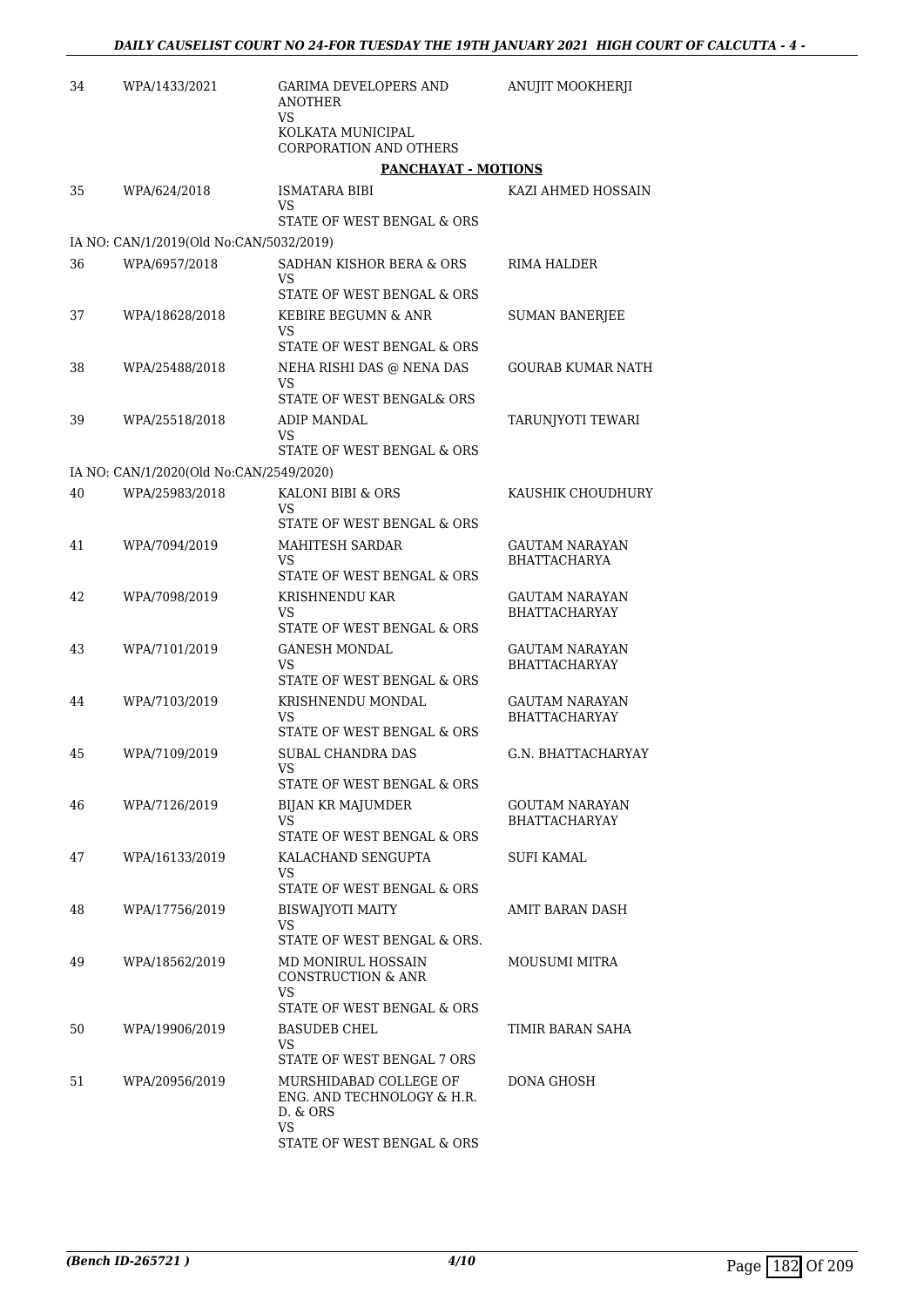| | | | |
|---|---|---|---|
| 34 | WPA/1433/2021 | GARIMA DEVELOPERS AND ANOTHER<br>VS<br>KOLKATA MUNICIPAL CORPORATION AND OTHERS | ANUJIT MOOKHERJI |

**PANCHAYAT - MOTIONS**

| | | | |
|---|---|---|---|
| 35 | WPA/624/2018 | ISMATARA BIBI<br>VS<br>STATE OF WEST BENGAL & ORS | KAZI AHMED HOSSAIN |
| | IA NO: CAN/1/2019(Old No:CAN/5032/2019) | | |
| 36 | WPA/6957/2018 | SADHAN KISHOR BERA & ORS<br>VS<br>STATE OF WEST BENGAL & ORS | RIMA HALDER |
| 37 | WPA/18628/2018 | KEBIRE BEGUMN & ANR<br>VS<br>STATE OF WEST BENGAL & ORS | SUMAN BANERJEE |
| 38 | WPA/25488/2018 | NEHA RISHI DAS @ NENA DAS<br>VS<br>STATE OF WEST BENGAL& ORS | GOURAB KUMAR NATH |
| 39 | WPA/25518/2018 | ADIP MANDAL<br>VS<br>STATE OF WEST BENGAL & ORS | TARUNJYOTI TEWARI |
| | IA NO: CAN/1/2020(Old No:CAN/2549/2020) | | |
| 40 | WPA/25983/2018 | KALONI BIBI & ORS<br>VS<br>STATE OF WEST BENGAL & ORS | KAUSHIK CHOUDHURY |
| 41 | WPA/7094/2019 | MAHITESH SARDAR<br>VS<br>STATE OF WEST BENGAL & ORS | GAUTAM NARAYAN BHATTACHARYA |
| 42 | WPA/7098/2019 | KRISHNENDU KAR<br>VS<br>STATE OF WEST BENGAL & ORS | GAUTAM NARAYAN BHATTACHARYAY |
| 43 | WPA/7101/2019 | GANESH MONDAL<br>VS<br>STATE OF WEST BENGAL & ORS | GAUTAM NARAYAN BHATTACHARYAY |
| 44 | WPA/7103/2019 | KRISHNENDU MONDAL<br>VS<br>STATE OF WEST BENGAL & ORS | GAUTAM NARAYAN BHATTACHARYAY |
| 45 | WPA/7109/2019 | SUBAL CHANDRA DAS<br>VS<br>STATE OF WEST BENGAL & ORS | G.N. BHATTACHARYAY |
| 46 | WPA/7126/2019 | BIJAN KR MAJUMDER<br>VS<br>STATE OF WEST BENGAL & ORS | GOUTAM NARAYAN BHATTACHARYAY |
| 47 | WPA/16133/2019 | KALACHAND SENGUPTA<br>VS<br>STATE OF WEST BENGAL & ORS | SUFI KAMAL |
| 48 | WPA/17756/2019 | BISWAJYOTI MAITY<br>VS<br>STATE OF WEST BENGAL & ORS. | AMIT BARAN DASH |
| 49 | WPA/18562/2019 | MD MONIRUL HOSSAIN CONSTRUCTION & ANR<br>VS<br>STATE OF WEST BENGAL & ORS | MOUSUMI MITRA |
| 50 | WPA/19906/2019 | BASUDEB CHEL<br>VS<br>STATE OF WEST BENGAL 7 ORS | TIMIR BARAN SAHA |
| 51 | WPA/20956/2019 | MURSHIDABAD COLLEGE OF ENG. AND TECHNOLOGY & H.R. D. & ORS<br>VS<br>STATE OF WEST BENGAL & ORS | DONA GHOSH |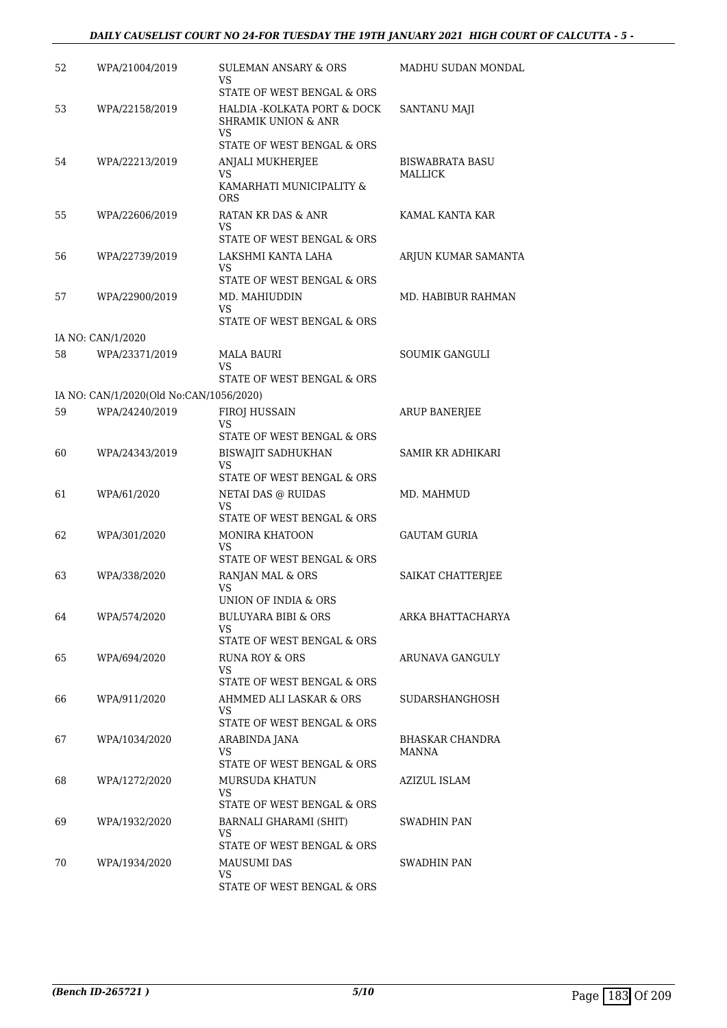| | | | |
|---|---|---|---|
| 52 | WPA/21004/2019 | SULEMAN ANSARY & ORS<br>VS<br>STATE OF WEST BENGAL & ORS | MADHU SUDAN MONDAL |
| 53 | WPA/22158/2019 | HALDIA -KOLKATA PORT & DOCK SHRAMIK UNION & ANR<br>VS<br>STATE OF WEST BENGAL & ORS | SANTANU MAJI |
| 54 | WPA/22213/2019 | ANJALI MUKHERJEE<br>VS<br>KAMARHATI MUNICIPALITY & ORS | BISWABRATA BASU MALLICK |
| 55 | WPA/22606/2019 | RATAN KR DAS & ANR<br>VS<br>STATE OF WEST BENGAL & ORS | KAMAL KANTA KAR |
| 56 | WPA/22739/2019 | LAKSHMI KANTA LAHA<br>VS<br>STATE OF WEST BENGAL & ORS | ARJUN KUMAR SAMANTA |
| 57 | WPA/22900/2019 | MD. MAHIUDDIN<br>VS<br>STATE OF WEST BENGAL & ORS | MD. HABIBUR RAHMAN |
| | IA NO: CAN/1/2020 | | |
| 58 | WPA/23371/2019 | MALA BAURI<br>VS<br>STATE OF WEST BENGAL & ORS | SOUMIK GANGULI |
| | IA NO: CAN/1/2020(Old No:CAN/1056/2020) | | |
| 59 | WPA/24240/2019 | FIROJ HUSSAIN<br>VS<br>STATE OF WEST BENGAL & ORS | ARUP BANERJEE |
| 60 | WPA/24343/2019 | BISWAJIT SADHUKHAN<br>VS<br>STATE OF WEST BENGAL & ORS | SAMIR KR ADHIKARI |
| 61 | WPA/61/2020 | NETAI DAS @ RUIDAS<br>VS<br>STATE OF WEST BENGAL & ORS | MD. MAHMUD |
| 62 | WPA/301/2020 | MONIRA KHATOON<br>VS<br>STATE OF WEST BENGAL & ORS | GAUTAM GURIA |
| 63 | WPA/338/2020 | RANJAN MAL & ORS<br>VS<br>UNION OF INDIA & ORS | SAIKAT CHATTERJEE |
| 64 | WPA/574/2020 | BULUYARA BIBI & ORS<br>VS<br>STATE OF WEST BENGAL & ORS | ARKA BHATTACHARYA |
| 65 | WPA/694/2020 | RUNA ROY & ORS<br>VS<br>STATE OF WEST BENGAL & ORS | ARUNAVA GANGULY |
| 66 | WPA/911/2020 | AHMMED ALI LASKAR & ORS<br>VS<br>STATE OF WEST BENGAL & ORS | SUDARSHANGHOSH |
| 67 | WPA/1034/2020 | ARABINDA JANA<br>VS<br>STATE OF WEST BENGAL & ORS | BHASKAR CHANDRA MANNA |
| 68 | WPA/1272/2020 | MURSUDA KHATUN<br>VS<br>STATE OF WEST BENGAL & ORS | AZIZUL ISLAM |
| 69 | WPA/1932/2020 | BARNALI GHARAMI (SHIT)<br>VS<br>STATE OF WEST BENGAL & ORS | SWADHIN PAN |
| 70 | WPA/1934/2020 | MAUSUMI DAS<br>VS<br>STATE OF WEST BENGAL & ORS | SWADHIN PAN |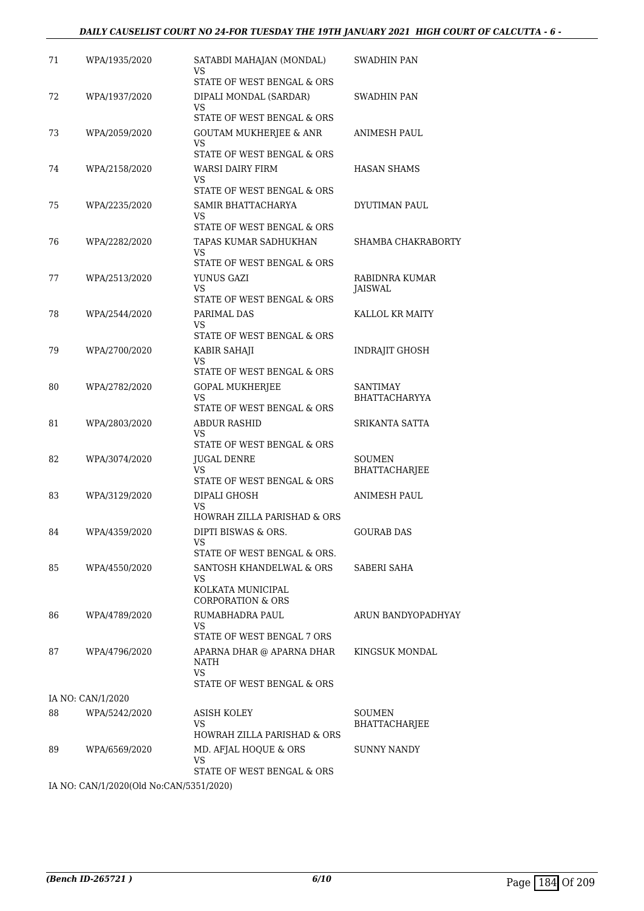| | | | |
|---|---|---|---|
| 71 | WPA/1935/2020 | SATABDI MAHAJAN (MONDAL)<br>VS<br>STATE OF WEST BENGAL & ORS | SWADHIN PAN |
| 72 | WPA/1937/2020 | DIPALI MONDAL (SARDAR)<br>VS<br>STATE OF WEST BENGAL & ORS | SWADHIN PAN |
| 73 | WPA/2059/2020 | GOUTAM MUKHERJEE & ANR<br>VS<br>STATE OF WEST BENGAL & ORS | ANIMESH PAUL |
| 74 | WPA/2158/2020 | WARSI DAIRY FIRM<br>VS<br>STATE OF WEST BENGAL & ORS | HASAN SHAMS |
| 75 | WPA/2235/2020 | SAMIR BHATTACHARYA<br>VS<br>STATE OF WEST BENGAL & ORS | DYUTIMAN PAUL |
| 76 | WPA/2282/2020 | TAPAS KUMAR SADHUKHAN<br>VS<br>STATE OF WEST BENGAL & ORS | SHAMBA CHAKRABORTY |
| 77 | WPA/2513/2020 | YUNUS GAZI<br>VS<br>STATE OF WEST BENGAL & ORS | RABIDNRA KUMAR JAISWAL |
| 78 | WPA/2544/2020 | PARIMAL DAS<br>VS<br>STATE OF WEST BENGAL & ORS | KALLOL KR MAITY |
| 79 | WPA/2700/2020 | KABIR SAHAJI<br>VS<br>STATE OF WEST BENGAL & ORS | INDRAJIT GHOSH |
| 80 | WPA/2782/2020 | GOPAL MUKHERJEE<br>VS<br>STATE OF WEST BENGAL & ORS | SANTIMAY BHATTACHARYYA |
| 81 | WPA/2803/2020 | ABDUR RASHID<br>VS<br>STATE OF WEST BENGAL & ORS | SRIKANTA SATTA |
| 82 | WPA/3074/2020 | JUGAL DENRE<br>VS<br>STATE OF WEST BENGAL & ORS | SOUMEN BHATTACHARJEE |
| 83 | WPA/3129/2020 | DIPALI GHOSH<br>VS<br>HOWRAH ZILLA PARISHAD & ORS | ANIMESH PAUL |
| 84 | WPA/4359/2020 | DIPTI BISWAS & ORS.<br>VS<br>STATE OF WEST BENGAL & ORS. | GOURAB DAS |
| 85 | WPA/4550/2020 | SANTOSH KHANDELWAL & ORS<br>VS<br>KOLKATA MUNICIPAL CORPORATION & ORS | SABERI SAHA |
| 86 | WPA/4789/2020 | RUMABHADRA PAUL<br>VS<br>STATE OF WEST BENGAL 7 ORS | ARUN BANDYOPADHYAY |
| 87 | WPA/4796/2020 | APARNA DHAR @ APARNA DHAR NATH<br>VS<br>STATE OF WEST BENGAL & ORS | KINGSUK MONDAL |
| | IA NO: CAN/1/2020 | | |
| 88 | WPA/5242/2020 | ASISH KOLEY<br>VS<br>HOWRAH ZILLA PARISHAD & ORS | SOUMEN BHATTACHARJEE |
| 89 | WPA/6569/2020 | MD. AFJAL HOQUE & ORS<br>VS<br>STATE OF WEST BENGAL & ORS | SUNNY NANDY |
| | IA NO: CAN/1/2020(Old No:CAN/5351/2020) | | |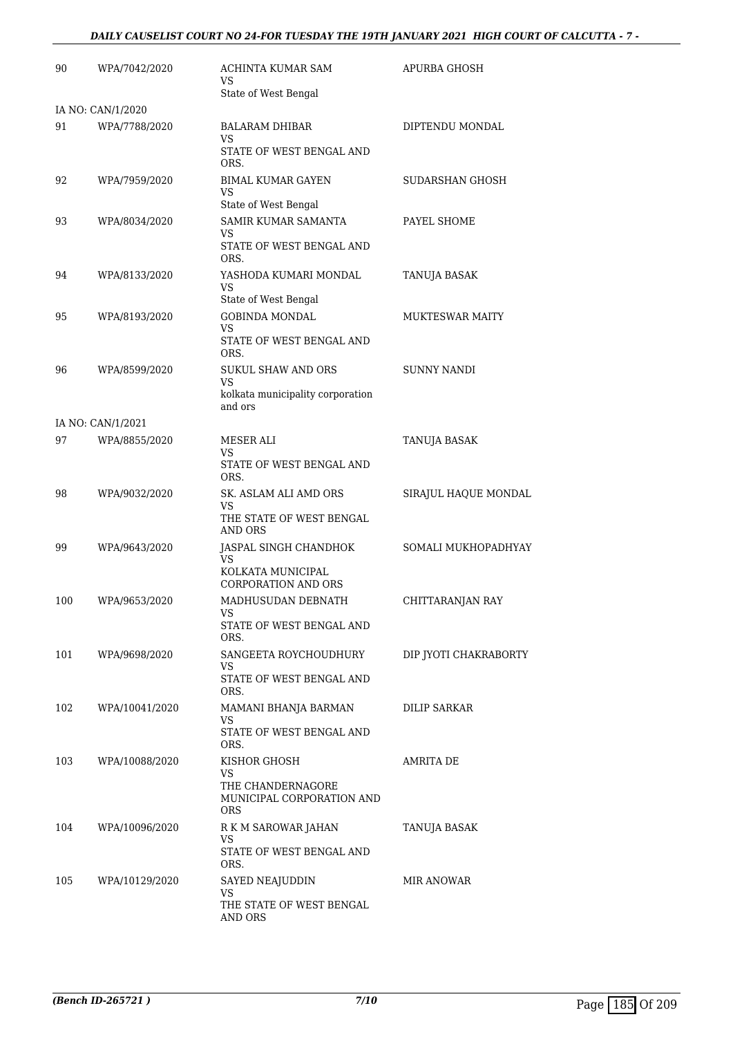| | | | |
|---|---|---|---|
| 90 | WPA/7042/2020 | ACHINTA KUMAR SAM<br>VS<br>State of West Bengal | APURBA GHOSH |
| IA NO: CAN/1/2020 | | | |
| 91 | WPA/7788/2020 | BALARAM DHIBAR<br>VS<br>STATE OF WEST BENGAL AND ORS. | DIPTENDU MONDAL |
| 92 | WPA/7959/2020 | BIMAL KUMAR GAYEN<br>VS<br>State of West Bengal | SUDARSHAN GHOSH |
| 93 | WPA/8034/2020 | SAMIR KUMAR SAMANTA<br>VS<br>STATE OF WEST BENGAL AND ORS. | PAYEL SHOME |
| 94 | WPA/8133/2020 | YASHODA KUMARI MONDAL<br>VS<br>State of West Bengal | TANUJA BASAK |
| 95 | WPA/8193/2020 | GOBINDA MONDAL<br>VS<br>STATE OF WEST BENGAL AND ORS. | MUKTESWAR MAITY |
| 96 | WPA/8599/2020 | SUKUL SHAW AND ORS<br>VS<br>kolkata municipality corporation and ors | SUNNY NANDI |
| IA NO: CAN/1/2021 | | | |
| 97 | WPA/8855/2020 | MESER ALI<br>VS<br>STATE OF WEST BENGAL AND ORS. | TANUJA BASAK |
| 98 | WPA/9032/2020 | SK. ASLAM ALI AMD ORS<br>VS<br>THE STATE OF WEST BENGAL AND ORS | SIRAJUL HAQUE MONDAL |
| 99 | WPA/9643/2020 | JASPAL SINGH CHANDHOK<br>VS<br>KOLKATA MUNICIPAL CORPORATION AND ORS | SOMALI MUKHOPADHYAY |
| 100 | WPA/9653/2020 | MADHUSUDAN DEBNATH<br>VS<br>STATE OF WEST BENGAL AND ORS. | CHITTARANJAN RAY |
| 101 | WPA/9698/2020 | SANGEETA ROYCHOUDHURY<br>VS<br>STATE OF WEST BENGAL AND ORS. | DIP JYOTI CHAKRABORTY |
| 102 | WPA/10041/2020 | MAMANI BHANJA BARMAN<br>VS<br>STATE OF WEST BENGAL AND ORS. | DILIP SARKAR |
| 103 | WPA/10088/2020 | KISHOR GHOSH<br>VS<br>THE CHANDERNAGORE MUNICIPAL CORPORATION AND ORS | AMRITA DE |
| 104 | WPA/10096/2020 | R K M SAROWAR JAHAN<br>VS<br>STATE OF WEST BENGAL AND ORS. | TANUJA BASAK |
| 105 | WPA/10129/2020 | SAYED NEAJUDDIN<br>VS<br>THE STATE OF WEST BENGAL AND ORS | MIR ANOWAR |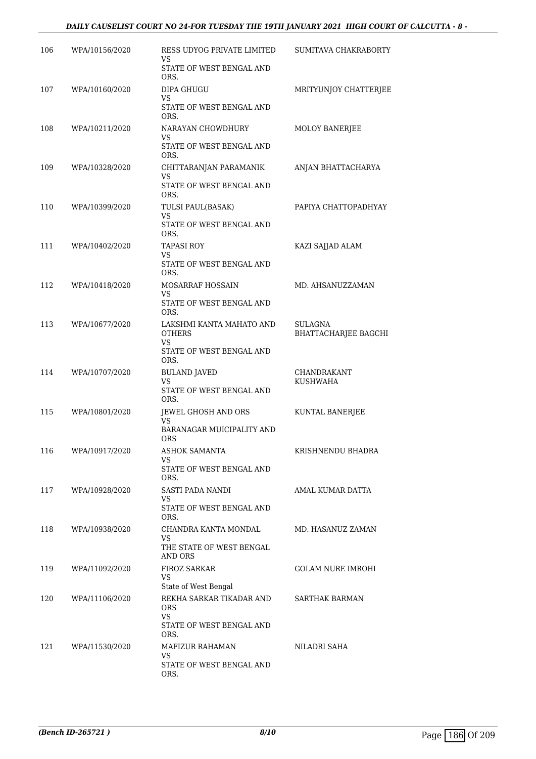| | | | |
|---|---|---|---|
| 106 | WPA/10156/2020 | RESS UDYOG PRIVATE LIMITED<br>VS<br>STATE OF WEST BENGAL AND ORS. | SUMITAVA CHAKRABORTY |
| 107 | WPA/10160/2020 | DIPA GHUGU<br>VS<br>STATE OF WEST BENGAL AND ORS. | MRITYUNJOY CHATTERJEE |
| 108 | WPA/10211/2020 | NARAYAN CHOWDHURY<br>VS<br>STATE OF WEST BENGAL AND ORS. | MOLOY BANERJEE |
| 109 | WPA/10328/2020 | CHITTARANJAN PARAMANIK<br>VS<br>STATE OF WEST BENGAL AND ORS. | ANJAN BHATTACHARYA |
| 110 | WPA/10399/2020 | TULSI PAUL(BASAK)<br>VS<br>STATE OF WEST BENGAL AND ORS. | PAPIYA CHATTOPADHYAY |
| 111 | WPA/10402/2020 | TAPASI ROY<br>VS<br>STATE OF WEST BENGAL AND ORS. | KAZI SAJJAD ALAM |
| 112 | WPA/10418/2020 | MOSARRAF HOSSAIN<br>VS<br>STATE OF WEST BENGAL AND ORS. | MD. AHSANUZZAMAN |
| 113 | WPA/10677/2020 | LAKSHMI KANTA MAHATO AND OTHERS<br>VS<br>STATE OF WEST BENGAL AND ORS. | SULAGNA BHATTACHARJEE BAGCHI |
| 114 | WPA/10707/2020 | BULAND JAVED<br>VS<br>STATE OF WEST BENGAL AND ORS. | CHANDRAKANT KUSHWAHA |
| 115 | WPA/10801/2020 | JEWEL GHOSH AND ORS<br>VS<br>BARANAGAR MUICIPALITY AND ORS | KUNTAL BANERJEE |
| 116 | WPA/10917/2020 | ASHOK SAMANTA<br>VS<br>STATE OF WEST BENGAL AND ORS. | KRISHNENDU BHADRA |
| 117 | WPA/10928/2020 | SASTI PADA NANDI<br>VS<br>STATE OF WEST BENGAL AND ORS. | AMAL KUMAR DATTA |
| 118 | WPA/10938/2020 | CHANDRA KANTA MONDAL<br>VS<br>THE STATE OF WEST BENGAL AND ORS | MD. HASANUZ ZAMAN |
| 119 | WPA/11092/2020 | FIROZ SARKAR<br>VS<br>State of West Bengal | GOLAM NURE IMROHI |
| 120 | WPA/11106/2020 | REKHA SARKAR TIKADAR AND ORS<br>VS<br>STATE OF WEST BENGAL AND ORS. | SARTHAK BARMAN |
| 121 | WPA/11530/2020 | MAFIZUR RAHAMAN<br>VS<br>STATE OF WEST BENGAL AND ORS. | NILADRI SAHA |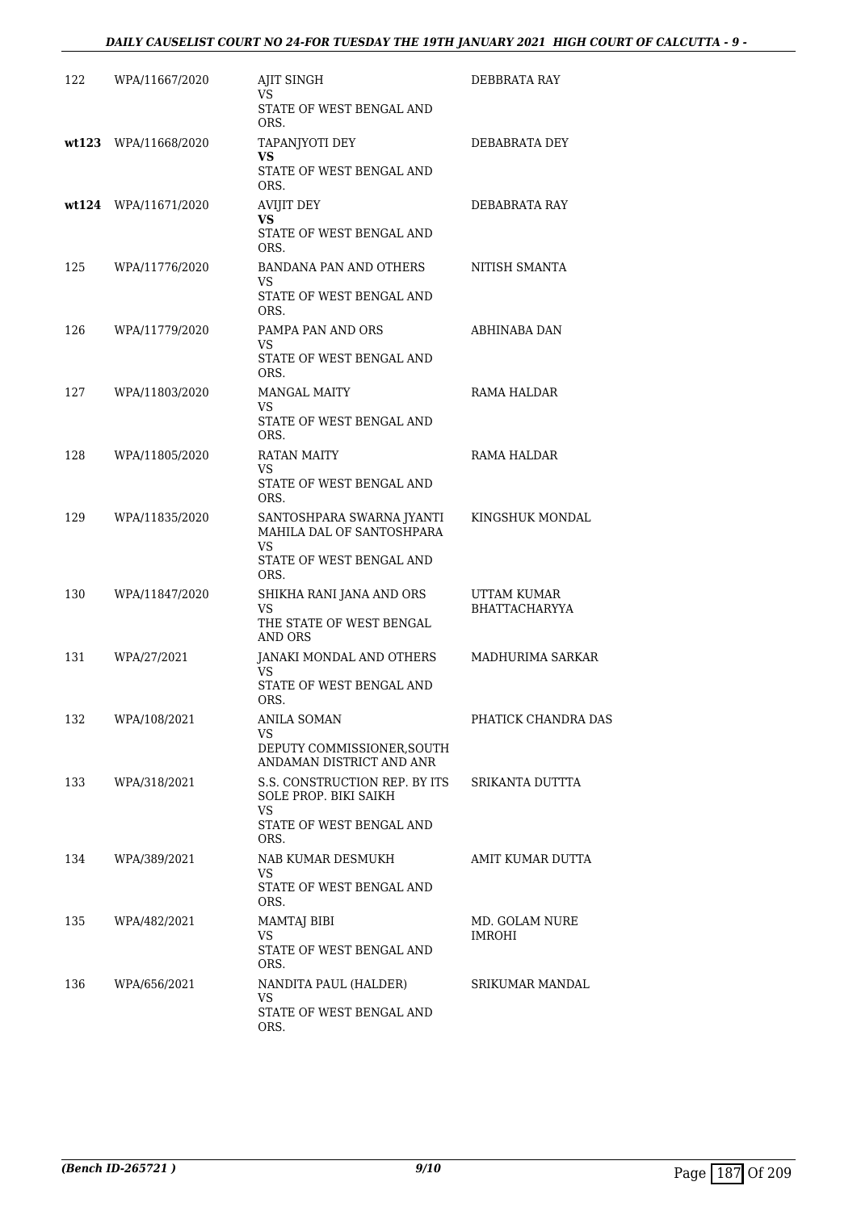| | | | |
|---|---|---|---|
| 122 | WPA/11667/2020 | AJIT SINGH<br>VS<br>STATE OF WEST BENGAL AND ORS. | DEBBRATA RAY |
| **wt123** | WPA/11668/2020 | TAPANJYOTI DEY<br>**VS**<br>STATE OF WEST BENGAL AND ORS. | DEBABRATA DEY |
| **wt124** | WPA/11671/2020 | AVIJIT DEY<br>**VS**<br>STATE OF WEST BENGAL AND ORS. | DEBABRATA RAY |
| 125 | WPA/11776/2020 | BANDANA PAN AND OTHERS<br>VS<br>STATE OF WEST BENGAL AND ORS. | NITISH SMANTA |
| 126 | WPA/11779/2020 | PAMPA PAN AND ORS<br>VS<br>STATE OF WEST BENGAL AND ORS. | ABHINABA DAN |
| 127 | WPA/11803/2020 | MANGAL MAITY<br>VS<br>STATE OF WEST BENGAL AND ORS. | RAMA HALDAR |
| 128 | WPA/11805/2020 | RATAN MAITY<br>VS<br>STATE OF WEST BENGAL AND ORS. | RAMA HALDAR |
| 129 | WPA/11835/2020 | SANTOSHPARA SWARNA JYANTI MAHILA DAL OF SANTOSHPARA<br>VS<br>STATE OF WEST BENGAL AND ORS. | KINGSHUK MONDAL |
| 130 | WPA/11847/2020 | SHIKHA RANI JANA AND ORS<br>VS<br>THE STATE OF WEST BENGAL AND ORS | UTTAM KUMAR BHATTACHARYYA |
| 131 | WPA/27/2021 | JANAKI MONDAL AND OTHERS<br>VS<br>STATE OF WEST BENGAL AND ORS. | MADHURIMA SARKAR |
| 132 | WPA/108/2021 | ANILA SOMAN<br>VS<br>DEPUTY COMMISSIONER,SOUTH ANDAMAN DISTRICT AND ANR | PHATICK CHANDRA DAS |
| 133 | WPA/318/2021 | S.S. CONSTRUCTION REP. BY ITS SOLE PROP. BIKI SAIKH<br>VS<br>STATE OF WEST BENGAL AND ORS. | SRIKANTA DUTTTA |
| 134 | WPA/389/2021 | NAB KUMAR DESMUKH<br>VS<br>STATE OF WEST BENGAL AND ORS. | AMIT KUMAR DUTTA |
| 135 | WPA/482/2021 | MAMTAJ BIBI<br>VS<br>STATE OF WEST BENGAL AND ORS. | MD. GOLAM NURE IMROHI |
| 136 | WPA/656/2021 | NANDITA PAUL (HALDER)<br>VS<br>STATE OF WEST BENGAL AND ORS. | SRIKUMAR MANDAL |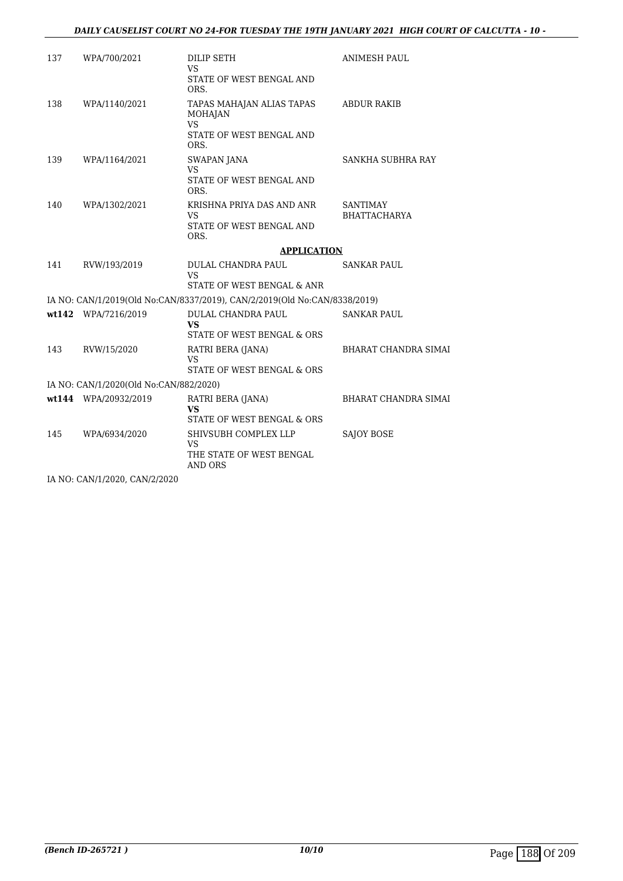| | | | |
|---|---|---|---|
| 137 | WPA/700/2021 | DILIP SETH<br>VS<br>STATE OF WEST BENGAL AND ORS. | ANIMESH PAUL |
| 138 | WPA/1140/2021 | TAPAS MAHAJAN ALIAS TAPAS MOHAJAN<br>VS<br>STATE OF WEST BENGAL AND ORS. | ABDUR RAKIB |
| 139 | WPA/1164/2021 | SWAPAN JANA<br>VS<br>STATE OF WEST BENGAL AND ORS. | SANKHA SUBHRA RAY |
| 140 | WPA/1302/2021 | KRISHNA PRIYA DAS AND ANR<br>VS<br>STATE OF WEST BENGAL AND ORS. | SANTIMAY BHATTACHARYA |

**APPLICATION**

| | | | |
|---|---|---|---|
| 141 | RVW/193/2019 | DULAL CHANDRA PAUL<br>VS<br>STATE OF WEST BENGAL & ANR | SANKAR PAUL |

IA NO: CAN/1/2019(Old No:CAN/8337/2019), CAN/2/2019(Old No:CAN/8338/2019)

| | | | |
|---|---|---|---|
| **wt142** | WPA/7216/2019 | DULAL CHANDRA PAUL<br>**VS**<br>STATE OF WEST BENGAL & ORS | SANKAR PAUL |
| 143 | RVW/15/2020 | RATRI BERA (JANA)<br>VS<br>STATE OF WEST BENGAL & ORS | BHARAT CHANDRA SIMAI |

IA NO: CAN/1/2020(Old No:CAN/882/2020)

| | | | |
|---|---|---|---|
| **wt144** | WPA/20932/2019 | RATRI BERA (JANA)<br>**VS**<br>STATE OF WEST BENGAL & ORS | BHARAT CHANDRA SIMAI |
| 145 | WPA/6934/2020 | SHIVSUBH COMPLEX LLP<br>VS<br>THE STATE OF WEST BENGAL AND ORS | SAJOY BOSE |

IA NO: CAN/1/2020, CAN/2/2020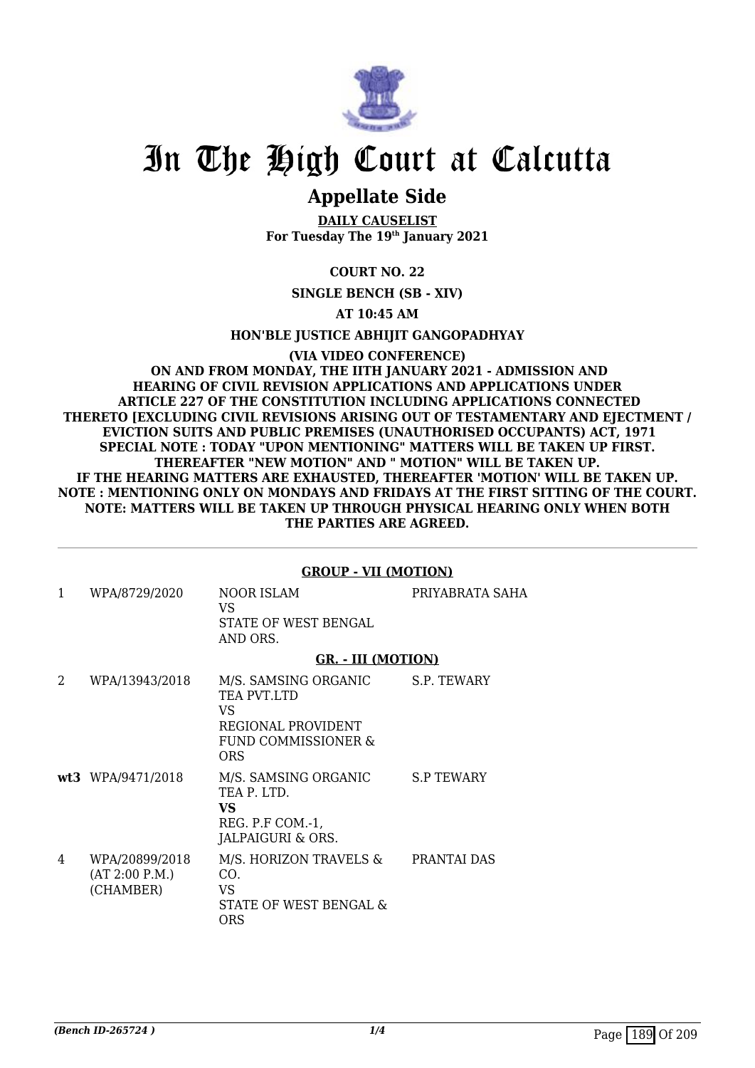# In The High Court at Calcutta

## Appellate Side

**DAILY CAUSELIST**
**For Tuesday The 19th January 2021**

**COURT NO. 22**

**SINGLE BENCH (SB - XIV)**

**AT 10:45 AM**

**HON'BLE JUSTICE ABHIJIT GANGOPADHYAY**

**(VIA VIDEO CONFERENCE)**
**ON AND FROM MONDAY, THE IITH JANUARY 2021 - ADMISSION AND HEARING OF CIVIL REVISION APPLICATIONS AND APPLICATIONS UNDER ARTICLE 227 OF THE CONSTITUTION INCLUDING APPLICATIONS CONNECTED THERETO [EXCLUDING CIVIL REVISIONS ARISING OUT OF TESTAMENTARY AND EJECTMENT / EVICTION SUITS AND PUBLIC PREMISES (UNAUTHORISED OCCUPANTS) ACT, 1971**
**SPECIAL NOTE : TODAY "UPON MENTIONING" MATTERS WILL BE TAKEN UP FIRST. THEREAFTER "NEW MOTION" AND " MOTION" WILL BE TAKEN UP.**
**IF THE HEARING MATTERS ARE EXHAUSTED, THEREAFTER 'MOTION' WILL BE TAKEN UP.**
**NOTE : MENTIONING ONLY ON MONDAYS AND FRIDAYS AT THE FIRST SITTING OF THE COURT.**
**NOTE: MATTERS WILL BE TAKEN UP THROUGH PHYSICAL HEARING ONLY WHEN BOTH THE PARTIES ARE AGREED.**

**GROUP - VII (MOTION)**

| | | | |
|---|---|---|---|
| 1 | WPA/8729/2020 | NOOR ISLAM<br>VS<br>STATE OF WEST BENGAL AND ORS. | PRIYABRATA SAHA |

**GR. - III (MOTION)**

| | | | |
|---|---|---|---|
| 2 | WPA/13943/2018 | M/S. SAMSING ORGANIC TEA PVT.LTD<br>VS<br>REGIONAL PROVIDENT FUND COMMISSIONER & ORS | S.P. TEWARY |
| **wt3** | WPA/9471/2018 | M/S. SAMSING ORGANIC TEA P. LTD.<br>**VS**<br>REG. P.F COM.-1, JALPAIGURI & ORS. | S.P TEWARY |
| 4 | WPA/20899/2018<br>(AT 2:00 P.M.)<br>(CHAMBER) | M/S. HORIZON TRAVELS & CO.<br>VS<br>STATE OF WEST BENGAL & ORS | PRANTAI DAS |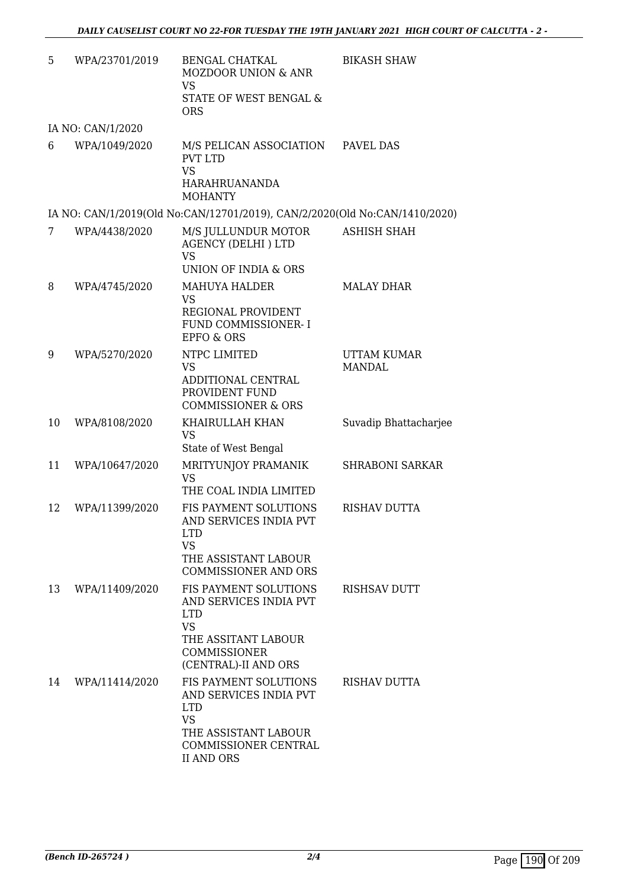| | | | |
|---|---|---|---|
| 5 | WPA/23701/2019 | BENGAL CHATKAL MOZDOOR UNION & ANR VS STATE OF WEST BENGAL & ORS | BIKASH SHAW |
| | IA NO: CAN/1/2020 | | |
| 6 | WPA/1049/2020 | M/S PELICAN ASSOCIATION PVT LTD VS HARAHRUANANDA MOHANTY | PAVEL DAS |
| | IA NO: CAN/1/2019(Old No:CAN/12701/2019), CAN/2/2020(Old No:CAN/1410/2020) | | |
| 7 | WPA/4438/2020 | M/S JULLUNDUR MOTOR AGENCY (DELHI ) LTD VS UNION OF INDIA & ORS | ASHISH SHAH |
| 8 | WPA/4745/2020 | MAHUYA HALDER VS REGIONAL PROVIDENT FUND COMMISSIONER- I EPFO & ORS | MALAY DHAR |
| 9 | WPA/5270/2020 | NTPC LIMITED VS ADDITIONAL CENTRAL PROVIDENT FUND COMMISSIONER & ORS | UTTAM KUMAR MANDAL |
| 10 | WPA/8108/2020 | KHAIRULLAH KHAN VS State of West Bengal | Suvadip Bhattacharjee |
| 11 | WPA/10647/2020 | MRITYUNJOY PRAMANIK VS THE COAL INDIA LIMITED | SHRABONI SARKAR |
| 12 | WPA/11399/2020 | FIS PAYMENT SOLUTIONS AND SERVICES INDIA PVT LTD VS THE ASSISTANT LABOUR COMMISSIONER AND ORS | RISHAV DUTTA |
| 13 | WPA/11409/2020 | FIS PAYMENT SOLUTIONS AND SERVICES INDIA PVT LTD VS THE ASSITANT LABOUR COMMISSIONER (CENTRAL)-II AND ORS | RISHSAV DUTT |
| 14 | WPA/11414/2020 | FIS PAYMENT SOLUTIONS AND SERVICES INDIA PVT LTD VS THE ASSISTANT LABOUR COMMISSIONER CENTRAL II AND ORS | RISHAV DUTTA |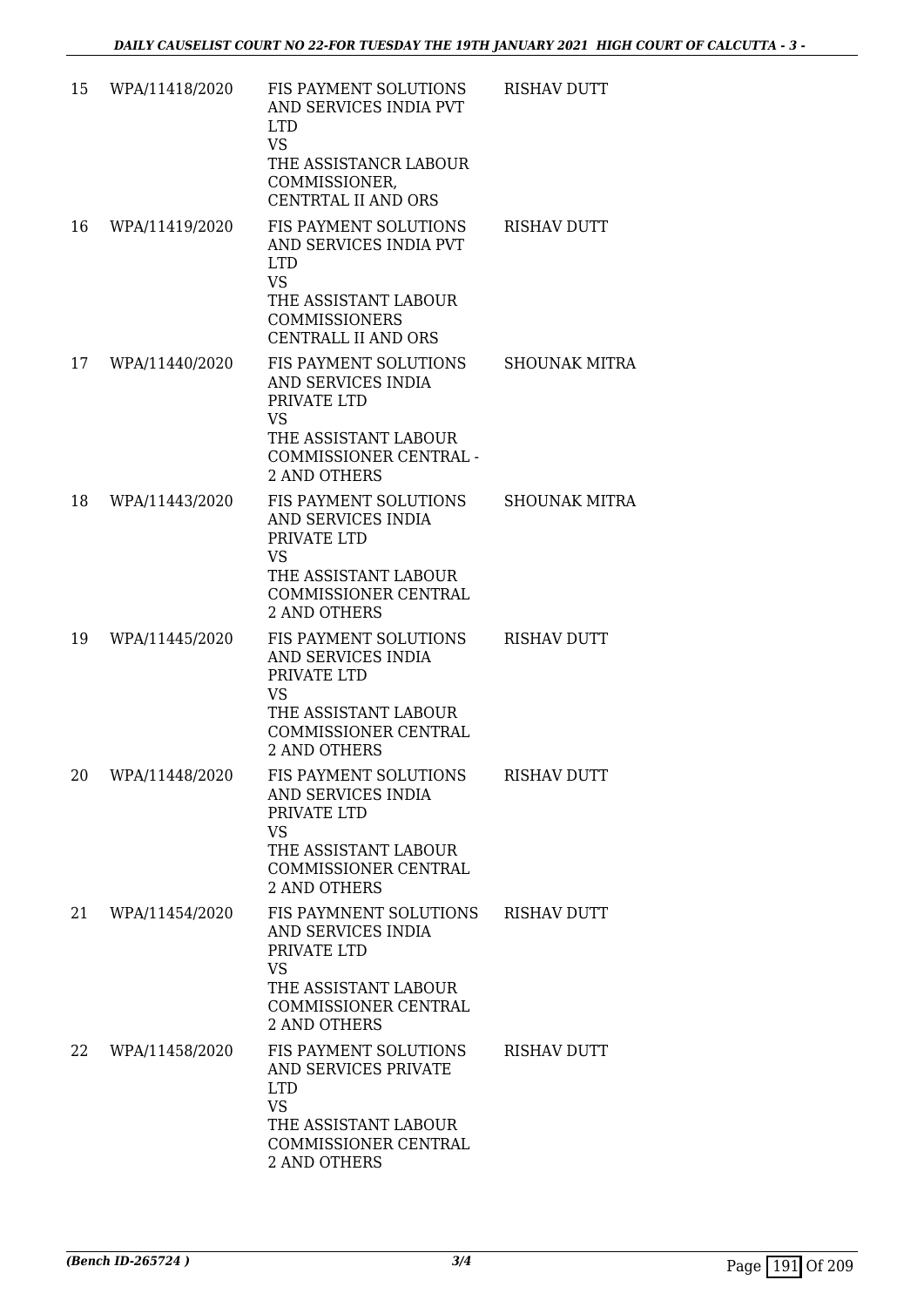| 15 | WPA/11418/2020 | FIS PAYMENT SOLUTIONS AND SERVICES INDIA PVT LTD<br>VS<br>THE ASSISTANCR LABOUR COMMISSIONER, CENTRTAL II AND ORS | RISHAV DUTT |
|---|---|---|---|
| 16 | WPA/11419/2020 | FIS PAYMENT SOLUTIONS AND SERVICES INDIA PVT LTD<br>VS<br>THE ASSISTANT LABOUR COMMISSIONERS CENTRALL II AND ORS | RISHAV DUTT |
| 17 | WPA/11440/2020 | FIS PAYMENT SOLUTIONS AND SERVICES INDIA PRIVATE LTD<br>VS<br>THE ASSISTANT LABOUR COMMISSIONER CENTRAL - 2 AND OTHERS | SHOUNAK MITRA |
| 18 | WPA/11443/2020 | FIS PAYMENT SOLUTIONS AND SERVICES INDIA PRIVATE LTD<br>VS<br>THE ASSISTANT LABOUR COMMISSIONER CENTRAL 2 AND OTHERS | SHOUNAK MITRA |
| 19 | WPA/11445/2020 | FIS PAYMENT SOLUTIONS AND SERVICES INDIA PRIVATE LTD<br>VS<br>THE ASSISTANT LABOUR COMMISSIONER CENTRAL 2 AND OTHERS | RISHAV DUTT |
| 20 | WPA/11448/2020 | FIS PAYMENT SOLUTIONS AND SERVICES INDIA PRIVATE LTD<br>VS<br>THE ASSISTANT LABOUR COMMISSIONER CENTRAL 2 AND OTHERS | RISHAV DUTT |
| 21 | WPA/11454/2020 | FIS PAYMNENT SOLUTIONS AND SERVICES INDIA PRIVATE LTD<br>VS<br>THE ASSISTANT LABOUR COMMISSIONER CENTRAL 2 AND OTHERS | RISHAV DUTT |
| 22 | WPA/11458/2020 | FIS PAYMENT SOLUTIONS AND SERVICES PRIVATE LTD<br>VS<br>THE ASSISTANT LABOUR COMMISSIONER CENTRAL 2 AND OTHERS | RISHAV DUTT |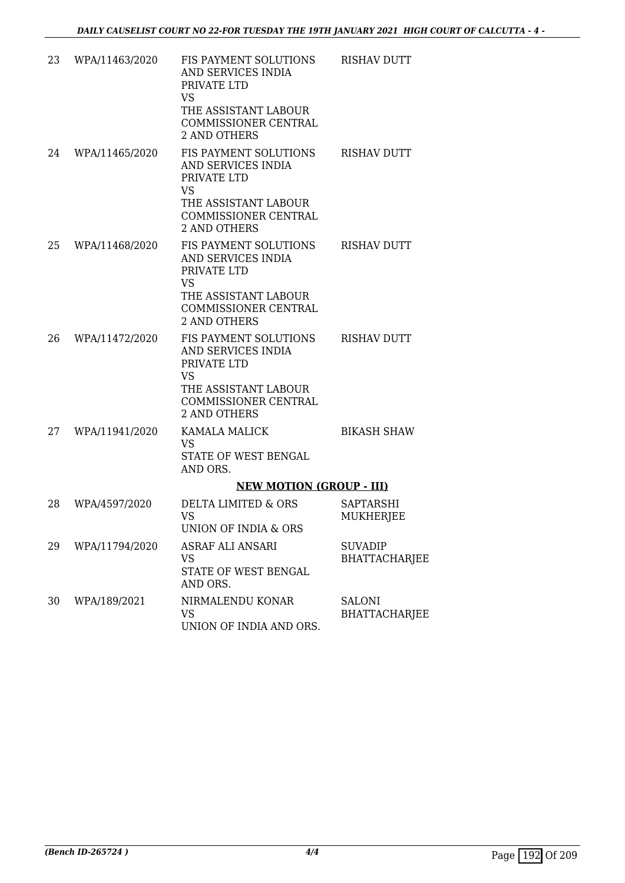| | | | |
|---|---|---|---|
| 23 | WPA/11463/2020 | FIS PAYMENT SOLUTIONS AND SERVICES INDIA PRIVATE LTD<br>VS<br>THE ASSISTANT LABOUR COMMISSIONER CENTRAL 2 AND OTHERS | RISHAV DUTT |
| 24 | WPA/11465/2020 | FIS PAYMENT SOLUTIONS AND SERVICES INDIA PRIVATE LTD<br>VS<br>THE ASSISTANT LABOUR COMMISSIONER CENTRAL 2 AND OTHERS | RISHAV DUTT |
| 25 | WPA/11468/2020 | FIS PAYMENT SOLUTIONS AND SERVICES INDIA PRIVATE LTD<br>VS<br>THE ASSISTANT LABOUR COMMISSIONER CENTRAL 2 AND OTHERS | RISHAV DUTT |
| 26 | WPA/11472/2020 | FIS PAYMENT SOLUTIONS AND SERVICES INDIA PRIVATE LTD<br>VS<br>THE ASSISTANT LABOUR COMMISSIONER CENTRAL 2 AND OTHERS | RISHAV DUTT |
| 27 | WPA/11941/2020 | KAMALA MALICK<br>VS<br>STATE OF WEST BENGAL AND ORS. | BIKASH SHAW |

**NEW MOTION (GROUP - III)**

| | | | |
|---|---|---|---|
| 28 | WPA/4597/2020 | DELTA LIMITED & ORS<br>VS<br>UNION OF INDIA & ORS | SAPTARSHI MUKHERJEE |
| 29 | WPA/11794/2020 | ASRAF ALI ANSARI<br>VS<br>STATE OF WEST BENGAL AND ORS. | SUVADIP BHATTACHARJEE |
| 30 | WPA/189/2021 | NIRMALENDU KONAR<br>VS<br>UNION OF INDIA AND ORS. | SALONI BHATTACHARJEE |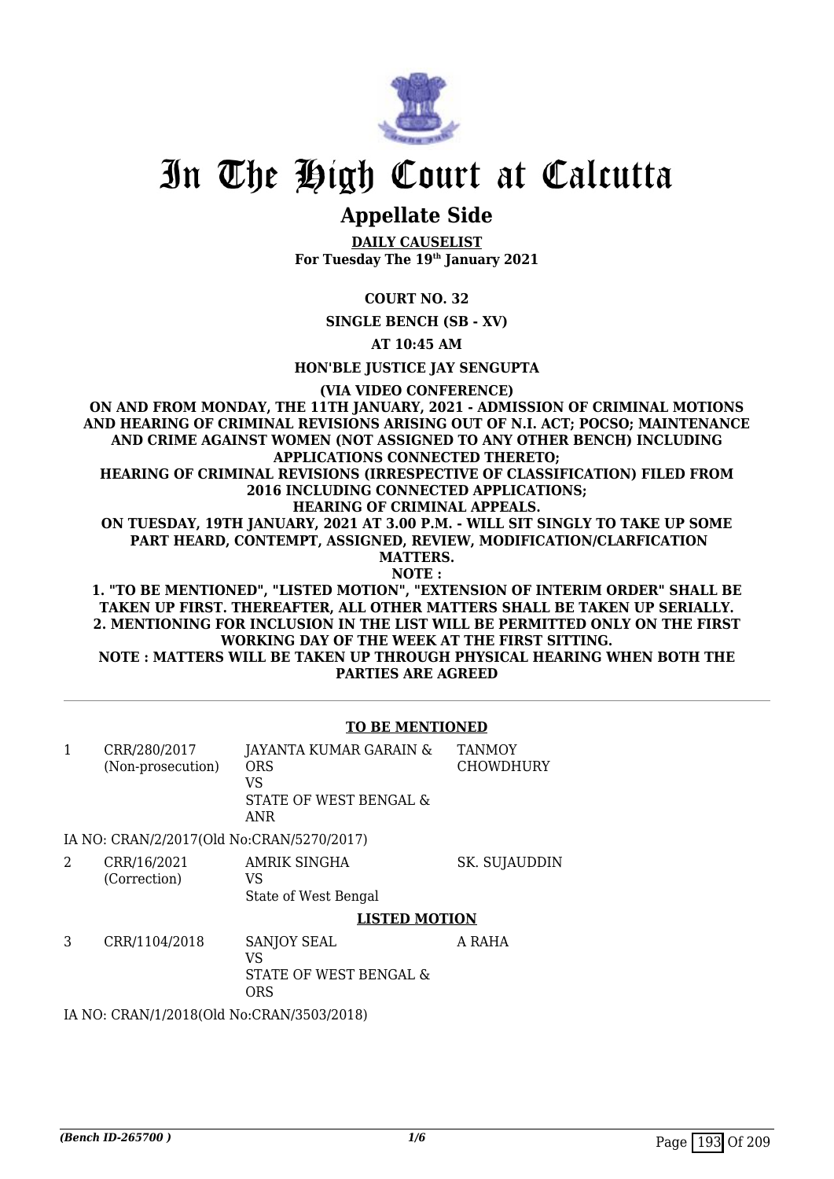# In The High Court at Calcutta

## Appellate Side

**DAILY CAUSELIST**
**For Tuesday The 19th January 2021**

**COURT NO. 32**

**SINGLE BENCH (SB - XV)**

**AT 10:45 AM**

**HON'BLE JUSTICE JAY SENGUPTA**

**(VIA VIDEO CONFERENCE)**

**ON AND FROM MONDAY, THE 11TH JANUARY, 2021 - ADMISSION OF CRIMINAL MOTIONS AND HEARING OF CRIMINAL REVISIONS ARISING OUT OF N.I. ACT; POCSO; MAINTENANCE AND CRIME AGAINST WOMEN (NOT ASSIGNED TO ANY OTHER BENCH) INCLUDING APPLICATIONS CONNECTED THERETO;**
**HEARING OF CRIMINAL REVISIONS (IRRESPECTIVE OF CLASSIFICATION) FILED FROM 2016 INCLUDING CONNECTED APPLICATIONS;**
**HEARING OF CRIMINAL APPEALS.**
**ON TUESDAY, 19TH JANUARY, 2021 AT 3.00 P.M. - WILL SIT SINGLY TO TAKE UP SOME PART HEARD, CONTEMPT, ASSIGNED, REVIEW, MODIFICATION/CLARFICATION MATTERS.**
**NOTE :**
**1. "TO BE MENTIONED", "LISTED MOTION", "EXTENSION OF INTERIM ORDER" SHALL BE TAKEN UP FIRST. THEREAFTER, ALL OTHER MATTERS SHALL BE TAKEN UP SERIALLY.**
**2. MENTIONING FOR INCLUSION IN THE LIST WILL BE PERMITTED ONLY ON THE FIRST WORKING DAY OF THE WEEK AT THE FIRST SITTING.**
**NOTE : MATTERS WILL BE TAKEN UP THROUGH PHYSICAL HEARING WHEN BOTH THE PARTIES ARE AGREED**

---

**TO BE MENTIONED**

| | | | |
|---|---|---|---|
| 1 | CRR/280/2017 (Non-prosecution) | JAYANTA KUMAR GARAIN & ORS VS STATE OF WEST BENGAL & ANR | TANMOY CHOWDHURY |

IA NO: CRAN/2/2017(Old No:CRAN/5270/2017)

| | | | |
|---|---|---|---|
| 2 | CRR/16/2021 (Correction) | AMRIK SINGHA VS State of West Bengal | SK. SUJAUDDIN |

**LISTED MOTION**

| | | | |
|---|---|---|---|
| 3 | CRR/1104/2018 | SANJOY SEAL VS STATE OF WEST BENGAL & ORS | A RAHA |

IA NO: CRAN/1/2018(Old No:CRAN/3503/2018)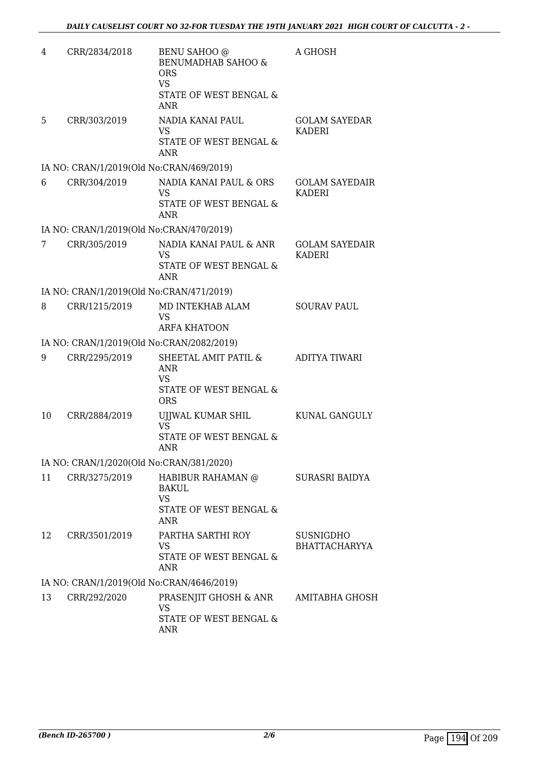| | | | |
|---|---|---|---|
| 4 | CRR/2834/2018 | BENU SAHOO @ BENUMADHAB SAHOO & ORS<br>VS<br>STATE OF WEST BENGAL & ANR | A GHOSH |
| 5 | CRR/303/2019 | NADIA KANAI PAUL<br>VS<br>STATE OF WEST BENGAL & ANR | GOLAM SAYEDAR KADERI |
| | IA NO: CRAN/1/2019(Old No:CRAN/469/2019) | | |
| 6 | CRR/304/2019 | NADIA KANAI PAUL & ORS<br>VS<br>STATE OF WEST BENGAL & ANR | GOLAM SAYEDAIR KADERI |
| | IA NO: CRAN/1/2019(Old No:CRAN/470/2019) | | |
| 7 | CRR/305/2019 | NADIA KANAI PAUL & ANR<br>VS<br>STATE OF WEST BENGAL & ANR | GOLAM SAYEDAIR KADERI |
| | IA NO: CRAN/1/2019(Old No:CRAN/471/2019) | | |
| 8 | CRR/1215/2019 | MD INTEKHAB ALAM<br>VS<br>ARFA KHATOON | SOURAV PAUL |
| | IA NO: CRAN/1/2019(Old No:CRAN/2082/2019) | | |
| 9 | CRR/2295/2019 | SHEETAL AMIT PATIL & ANR<br>VS<br>STATE OF WEST BENGAL & ORS | ADITYA TIWARI |
| 10 | CRR/2884/2019 | UJJWAL KUMAR SHIL<br>VS<br>STATE OF WEST BENGAL & ANR | KUNAL GANGULY |
| | IA NO: CRAN/1/2020(Old No:CRAN/381/2020) | | |
| 11 | CRR/3275/2019 | HABIBUR RAHAMAN @ BAKUL<br>VS<br>STATE OF WEST BENGAL & ANR | SURASRI BAIDYA |
| 12 | CRR/3501/2019 | PARTHA SARTHI ROY<br>VS<br>STATE OF WEST BENGAL & ANR | SUSNIGDHO BHATTACHARYYA |
| | IA NO: CRAN/1/2019(Old No:CRAN/4646/2019) | | |
| 13 | CRR/292/2020 | PRASENJIT GHOSH & ANR<br>VS<br>STATE OF WEST BENGAL & ANR | AMITABHA GHOSH |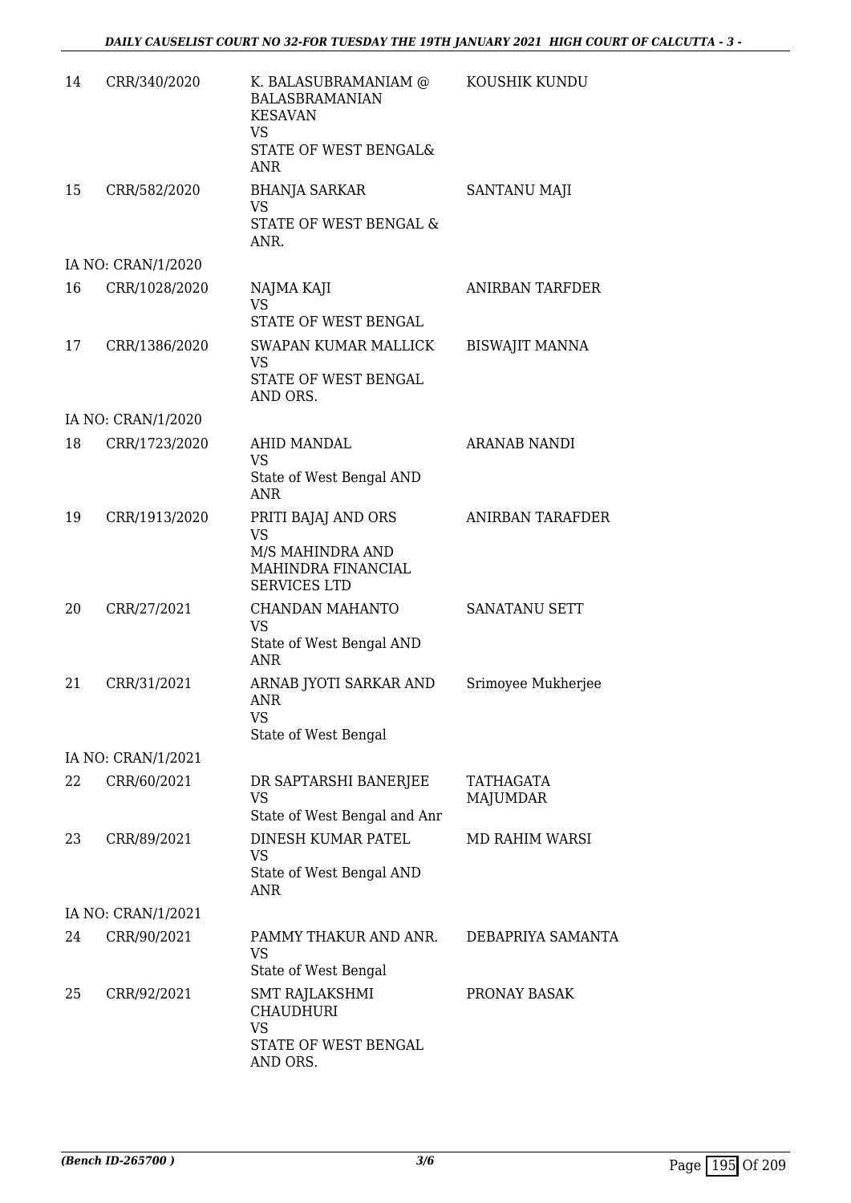| | | | |
|---|---|---|---|
| 14 | CRR/340/2020 | K. BALASUBRAMANIAM @ BALASBRAMANIAN KESAVAN<br>VS<br>STATE OF WEST BENGAL& ANR | KOUSHIK KUNDU |
| 15 | CRR/582/2020 | BHANJA SARKAR<br>VS<br>STATE OF WEST BENGAL & ANR. | SANTANU MAJI |
| | IA NO: CRAN/1/2020 | | |
| 16 | CRR/1028/2020 | NAJMA KAJI<br>VS<br>STATE OF WEST BENGAL | ANIRBAN TARFDER |
| 17 | CRR/1386/2020 | SWAPAN KUMAR MALLICK<br>VS<br>STATE OF WEST BENGAL AND ORS. | BISWAJIT MANNA |
| | IA NO: CRAN/1/2020 | | |
| 18 | CRR/1723/2020 | AHID MANDAL<br>VS<br>State of West Bengal AND ANR | ARANAB NANDI |
| 19 | CRR/1913/2020 | PRITI BAJAJ AND ORS<br>VS<br>M/S MAHINDRA AND MAHINDRA FINANCIAL SERVICES LTD | ANIRBAN TARAFDER |
| 20 | CRR/27/2021 | CHANDAN MAHANTO<br>VS<br>State of West Bengal AND ANR | SANATANU SETT |
| 21 | CRR/31/2021 | ARNAB JYOTI SARKAR AND ANR<br>VS<br>State of West Bengal | Srimoyee Mukherjee |
| | IA NO: CRAN/1/2021 | | |
| 22 | CRR/60/2021 | DR SAPTARSHI BANERJEE<br>VS<br>State of West Bengal and Anr | TATHAGATA MAJUMDAR |
| 23 | CRR/89/2021 | DINESH KUMAR PATEL<br>VS<br>State of West Bengal AND ANR | MD RAHIM WARSI |
| | IA NO: CRAN/1/2021 | | |
| 24 | CRR/90/2021 | PAMMY THAKUR AND ANR.<br>VS<br>State of West Bengal | DEBAPRIYA SAMANTA |
| 25 | CRR/92/2021 | SMT RAJLAKSHMI CHAUDHURI<br>VS<br>STATE OF WEST BENGAL AND ORS. | PRONAY BASAK |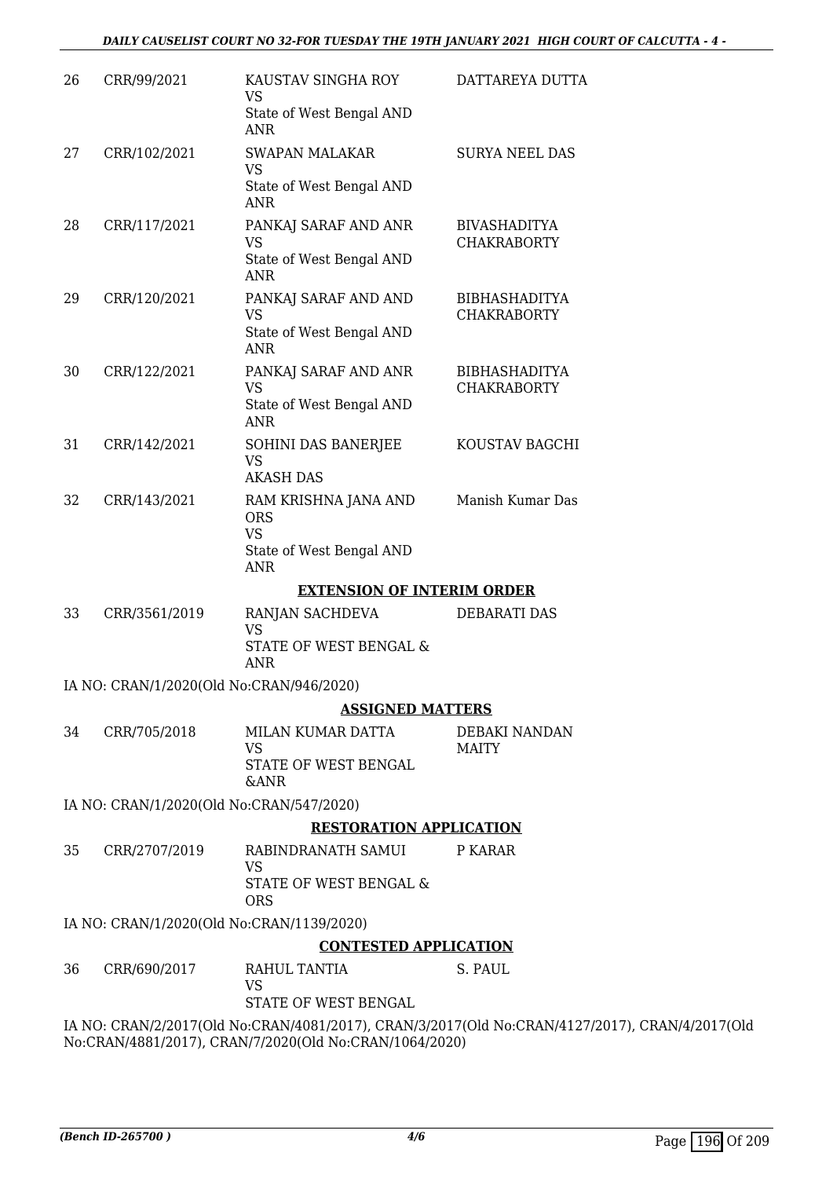| | | | |
|---|---|---|---|
| 26 | CRR/99/2021 | KAUSTAV SINGHA ROY<br>VS<br>State of West Bengal AND ANR | DATTAREYA DUTTA |
| 27 | CRR/102/2021 | SWAPAN MALAKAR<br>VS<br>State of West Bengal AND ANR | SURYA NEEL DAS |
| 28 | CRR/117/2021 | PANKAJ SARAF AND ANR<br>VS<br>State of West Bengal AND ANR | BIVASHADITYA CHAKRABORTY |
| 29 | CRR/120/2021 | PANKAJ SARAF AND AND<br>VS<br>State of West Bengal AND ANR | BIBHASHADITYA CHAKRABORTY |
| 30 | CRR/122/2021 | PANKAJ SARAF AND ANR<br>VS<br>State of West Bengal AND ANR | BIBHASHADITYA CHAKRABORTY |
| 31 | CRR/142/2021 | SOHINI DAS BANERJEE<br>VS<br>AKASH DAS | KOUSTAV BAGCHI |
| 32 | CRR/143/2021 | RAM KRISHNA JANA AND ORS<br>VS<br>State of West Bengal AND ANR | Manish Kumar Das |

**EXTENSION OF INTERIM ORDER**

| | | | |
|---|---|---|---|
| 33 | CRR/3561/2019 | RANJAN SACHDEVA<br>VS<br>STATE OF WEST BENGAL & ANR | DEBARATI DAS |

IA NO: CRAN/1/2020(Old No:CRAN/946/2020)

**ASSIGNED MATTERS**

| | | | |
|---|---|---|---|
| 34 | CRR/705/2018 | MILAN KUMAR DATTA<br>VS<br>STATE OF WEST BENGAL &ANR | DEBAKI NANDAN MAITY |

IA NO: CRAN/1/2020(Old No:CRAN/547/2020)

**RESTORATION APPLICATION**

| | | | |
|---|---|---|---|
| 35 | CRR/2707/2019 | RABINDRANATH SAMUI<br>VS<br>STATE OF WEST BENGAL & ORS | P KARAR |

IA NO: CRAN/1/2020(Old No:CRAN/1139/2020)

**CONTESTED APPLICATION**

| | | | |
|---|---|---|---|
| 36 | CRR/690/2017 | RAHUL TANTIA<br>VS<br>STATE OF WEST BENGAL | S. PAUL |

IA NO: CRAN/2/2017(Old No:CRAN/4081/2017), CRAN/3/2017(Old No:CRAN/4127/2017), CRAN/4/2017(Old No:CRAN/4881/2017), CRAN/7/2020(Old No:CRAN/1064/2020)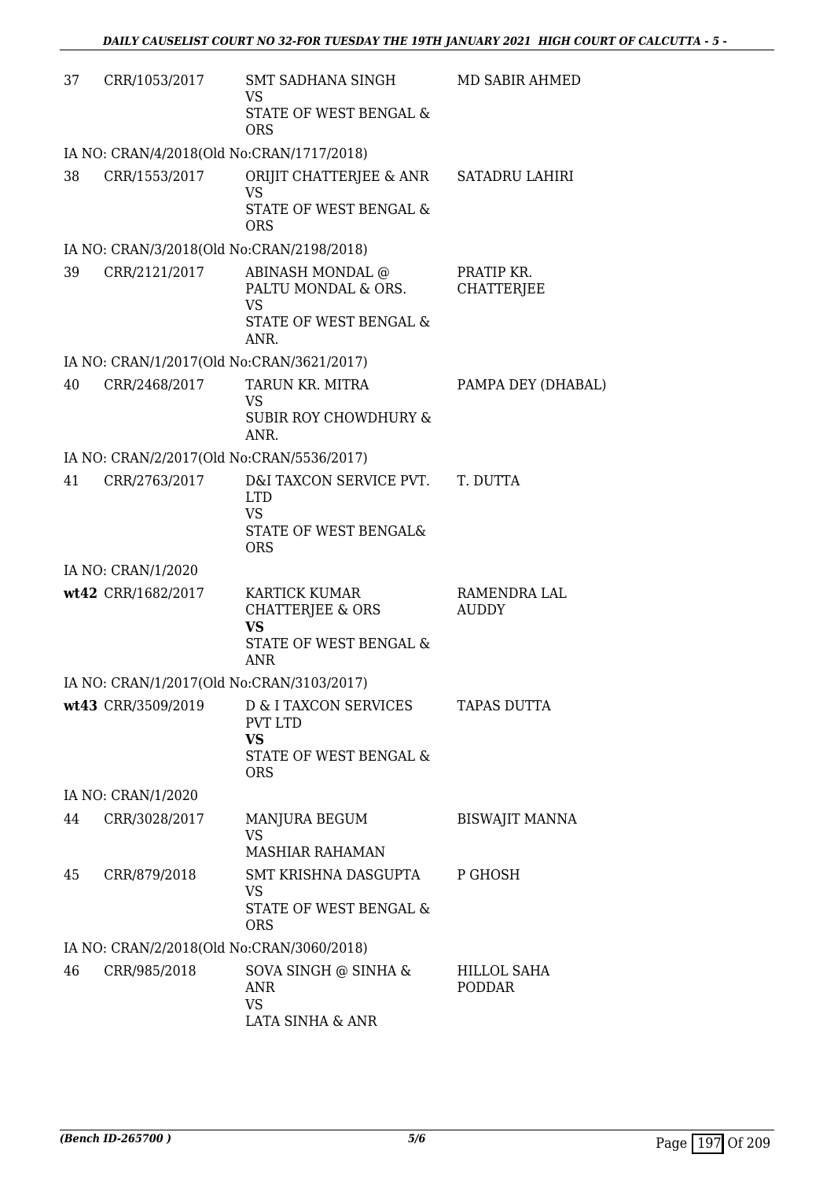| | | | |
|---|---|---|---|
| 37 | CRR/1053/2017 | SMT SADHANA SINGH<br>VS<br>STATE OF WEST BENGAL & ORS | MD SABIR AHMED |
| IA NO: CRAN/4/2018(Old No:CRAN/1717/2018) | | | |
| 38 | CRR/1553/2017 | ORIJIT CHATTERJEE & ANR<br>VS<br>STATE OF WEST BENGAL & ORS | SATADRU LAHIRI |
| IA NO: CRAN/3/2018(Old No:CRAN/2198/2018) | | | |
| 39 | CRR/2121/2017 | ABINASH MONDAL @ PALTU MONDAL & ORS.<br>VS<br>STATE OF WEST BENGAL & ANR. | PRATIP KR. CHATTERJEE |
| IA NO: CRAN/1/2017(Old No:CRAN/3621/2017) | | | |
| 40 | CRR/2468/2017 | TARUN KR. MITRA<br>VS<br>SUBIR ROY CHOWDHURY & ANR. | PAMPA DEY (DHABAL) |
| IA NO: CRAN/2/2017(Old No:CRAN/5536/2017) | | | |
| 41 | CRR/2763/2017 | D&I TAXCON SERVICE PVT. LTD<br>VS<br>STATE OF WEST BENGAL& ORS | T. DUTTA |
| IA NO: CRAN/1/2020 | | | |
| **wt42** | CRR/1682/2017 | KARTICK KUMAR CHATTERJEE & ORS<br>**VS**<br>STATE OF WEST BENGAL & ANR | RAMENDRA LAL AUDDY |
| IA NO: CRAN/1/2017(Old No:CRAN/3103/2017) | | | |
| **wt43** | CRR/3509/2019 | D & I TAXCON SERVICES PVT LTD<br>**VS**<br>STATE OF WEST BENGAL & ORS | TAPAS DUTTA |
| IA NO: CRAN/1/2020 | | | |
| 44 | CRR/3028/2017 | MANJURA BEGUM<br>VS<br>MASHIAR RAHAMAN | BISWAJIT MANNA |
| 45 | CRR/879/2018 | SMT KRISHNA DASGUPTA<br>VS<br>STATE OF WEST BENGAL & ORS | P GHOSH |
| IA NO: CRAN/2/2018(Old No:CRAN/3060/2018) | | | |
| 46 | CRR/985/2018 | SOVA SINGH @ SINHA & ANR<br>VS<br>LATA SINHA & ANR | HILLOL SAHA PODDAR |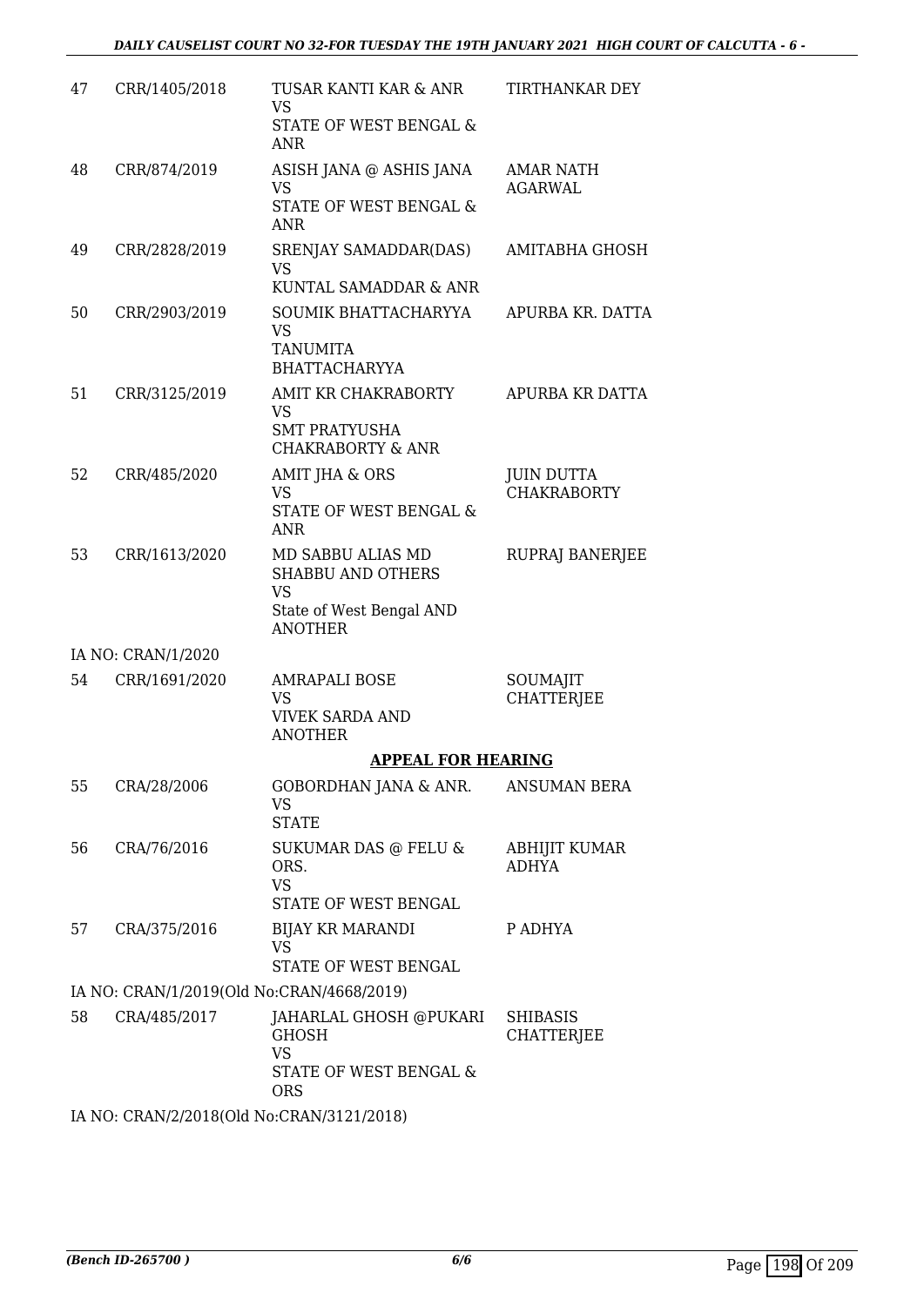| | | | |
|---|---|---|---|
| 47 | CRR/1405/2018 | TUSAR KANTI KAR & ANR<br>VS<br>STATE OF WEST BENGAL & ANR | TIRTHANKAR DEY |
| 48 | CRR/874/2019 | ASISH JANA @ ASHIS JANA<br>VS<br>STATE OF WEST BENGAL & ANR | AMAR NATH AGARWAL |
| 49 | CRR/2828/2019 | SRENJAY SAMADDAR(DAS)<br>VS<br>KUNTAL SAMADDAR & ANR | AMITABHA GHOSH |
| 50 | CRR/2903/2019 | SOUMIK BHATTACHARYYA<br>VS<br>TANUMITA BHATTACHARYYA | APURBA KR. DATTA |
| 51 | CRR/3125/2019 | AMIT KR CHAKRABORTY<br>VS<br>SMT PRATYUSHA CHAKRABORTY & ANR | APURBA KR DATTA |
| 52 | CRR/485/2020 | AMIT JHA & ORS<br>VS<br>STATE OF WEST BENGAL & ANR | JUIN DUTTA CHAKRABORTY |
| 53 | CRR/1613/2020 | MD SABBU ALIAS MD SHABBU AND OTHERS<br>VS<br>State of West Bengal AND ANOTHER | RUPRAJ BANERJEE |
| | IA NO: CRAN/1/2020 | | |
| 54 | CRR/1691/2020 | AMRAPALI BOSE<br>VS<br>VIVEK SARDA AND ANOTHER | SOUMAJIT CHATTERJEE |

## APPEAL FOR HEARING

| | | | |
|---|---|---|---|
| 55 | CRA/28/2006 | GOBORDHAN JANA & ANR.<br>VS<br>STATE | ANSUMAN BERA |
| 56 | CRA/76/2016 | SUKUMAR DAS @ FELU & ORS.<br>VS<br>STATE OF WEST BENGAL | ABHIJIT KUMAR ADHYA |
| 57 | CRA/375/2016 | BIJAY KR MARANDI<br>VS<br>STATE OF WEST BENGAL | P ADHYA |
| | IA NO: CRAN/1/2019(Old No:CRAN/4668/2019) | | |
| 58 | CRA/485/2017 | JAHARLAL GHOSH @PUKARI GHOSH<br>VS<br>STATE OF WEST BENGAL & ORS | SHIBASIS CHATTERJEE |
| | IA NO: CRAN/2/2018(Old No:CRAN/3121/2018) | | |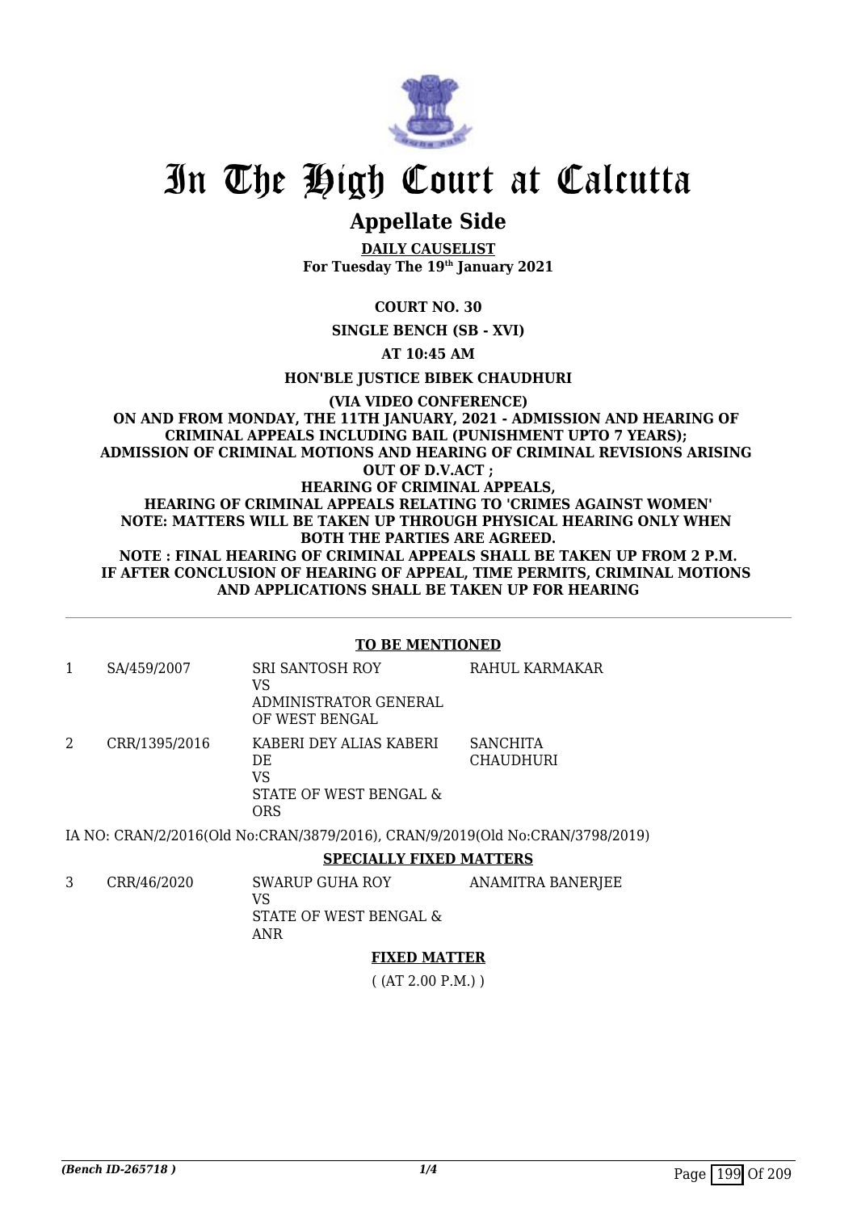# In The High Court at Calcutta

## Appellate Side

**DAILY CAUSELIST**
**For Tuesday The 19th January 2021**

**COURT NO. 30**

**SINGLE BENCH (SB - XVI)**

**AT 10:45 AM**

**HON'BLE JUSTICE BIBEK CHAUDHURI**

**(VIA VIDEO CONFERENCE)**
**ON AND FROM MONDAY, THE 11TH JANUARY, 2021 - ADMISSION AND HEARING OF CRIMINAL APPEALS INCLUDING BAIL (PUNISHMENT UPTO 7 YEARS); ADMISSION OF CRIMINAL MOTIONS AND HEARING OF CRIMINAL REVISIONS ARISING OUT OF D.V.ACT ;**
**HEARING OF CRIMINAL APPEALS,**
**HEARING OF CRIMINAL APPEALS RELATING TO 'CRIMES AGAINST WOMEN'**
**NOTE: MATTERS WILL BE TAKEN UP THROUGH PHYSICAL HEARING ONLY WHEN BOTH THE PARTIES ARE AGREED.**
**NOTE : FINAL HEARING OF CRIMINAL APPEALS SHALL BE TAKEN UP FROM 2 P.M. IF AFTER CONCLUSION OF HEARING OF APPEAL, TIME PERMITS, CRIMINAL MOTIONS AND APPLICATIONS SHALL BE TAKEN UP FOR HEARING**

**TO BE MENTIONED**

| | | | |
|---|---|---|---|
| 1 | SA/459/2007 | SRI SANTOSH ROY<br>VS<br>ADMINISTRATOR GENERAL OF WEST BENGAL | RAHUL KARMAKAR |
| 2 | CRR/1395/2016 | KABERI DEY ALIAS KABERI DE<br>VS<br>STATE OF WEST BENGAL & ORS | SANCHITA CHAUDHURI |

IA NO: CRAN/2/2016(Old No:CRAN/3879/2016), CRAN/9/2019(Old No:CRAN/3798/2019)

**SPECIALLY FIXED MATTERS**

| | | | |
|---|---|---|---|
| 3 | CRR/46/2020 | SWARUP GUHA ROY<br>VS<br>STATE OF WEST BENGAL & ANR | ANAMITRA BANERJEE |

**FIXED MATTER**

( (AT 2.00 P.M.) )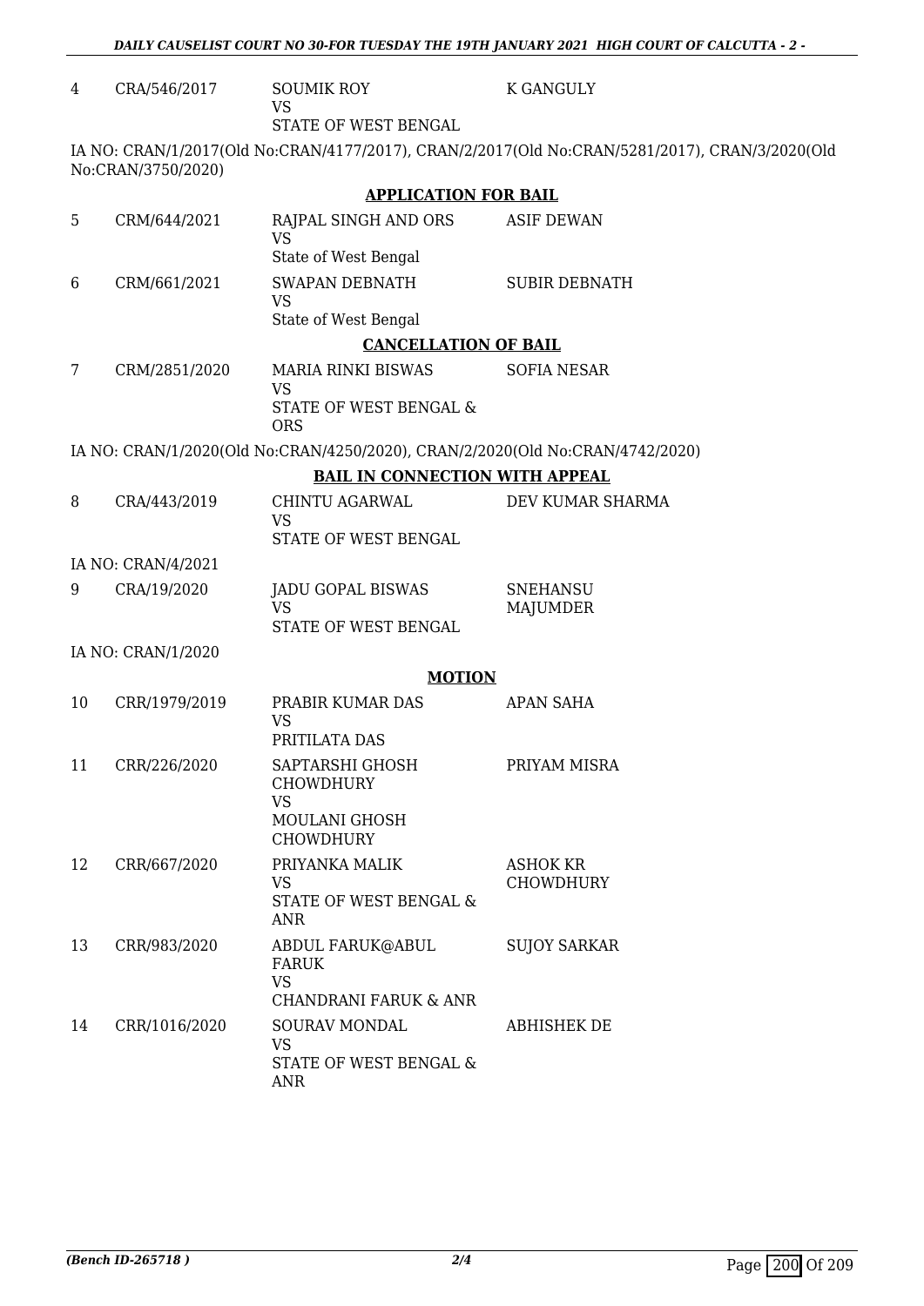| | | | |
|---|---|---|---|
| 4 | CRA/546/2017 | SOUMIK ROY<br>VS<br>STATE OF WEST BENGAL | K GANGULY |

IA NO: CRAN/1/2017(Old No:CRAN/4177/2017), CRAN/2/2017(Old No:CRAN/5281/2017), CRAN/3/2020(Old No:CRAN/3750/2020)

**APPLICATION FOR BAIL**

| | | | |
|---|---|---|---|
| 5 | CRM/644/2021 | RAJPAL SINGH AND ORS<br>VS<br>State of West Bengal | ASIF DEWAN |
| 6 | CRM/661/2021 | SWAPAN DEBNATH<br>VS<br>State of West Bengal | SUBIR DEBNATH |

**CANCELLATION OF BAIL**

| | | | |
|---|---|---|---|
| 7 | CRM/2851/2020 | MARIA RINKI BISWAS<br>VS<br>STATE OF WEST BENGAL & ORS | SOFIA NESAR |

IA NO: CRAN/1/2020(Old No:CRAN/4250/2020), CRAN/2/2020(Old No:CRAN/4742/2020)

**BAIL IN CONNECTION WITH APPEAL**

| | | | |
|---|---|---|---|
| 8 | CRA/443/2019 | CHINTU AGARWAL<br>VS<br>STATE OF WEST BENGAL | DEV KUMAR SHARMA |

IA NO: CRAN/4/2021

| | | | |
|---|---|---|---|
| 9 | CRA/19/2020 | JADU GOPAL BISWAS<br>VS<br>STATE OF WEST BENGAL | SNEHANSU MAJUMDER |

IA NO: CRAN/1/2020

**MOTION**

| | | | |
|---|---|---|---|
| 10 | CRR/1979/2019 | PRABIR KUMAR DAS<br>VS<br>PRITILATA DAS | APAN SAHA |
| 11 | CRR/226/2020 | SAPTARSHI GHOSH CHOWDHURY<br>VS<br>MOULANI GHOSH CHOWDHURY | PRIYAM MISRA |
| 12 | CRR/667/2020 | PRIYANKA MALIK<br>VS<br>STATE OF WEST BENGAL & ANR | ASHOK KR CHOWDHURY |
| 13 | CRR/983/2020 | ABDUL FARUK@ABUL FARUK<br>VS<br>CHANDRANI FARUK & ANR | SUJOY SARKAR |
| 14 | CRR/1016/2020 | SOURAV MONDAL<br>VS<br>STATE OF WEST BENGAL & ANR | ABHISHEK DE |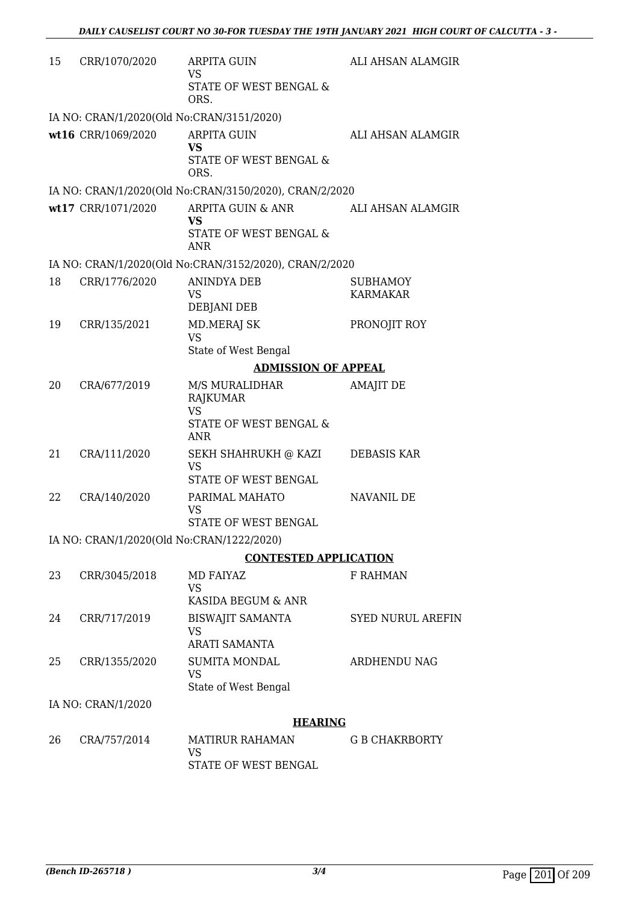| | | | |
|---|---|---|---|
| 15 | CRR/1070/2020 | ARPITA GUIN<br>VS<br>STATE OF WEST BENGAL & ORS. | ALI AHSAN ALAMGIR |
| | IA NO: CRAN/1/2020(Old No:CRAN/3151/2020) | | |
| wt16 | CRR/1069/2020 | ARPITA GUIN<br>**VS**<br>STATE OF WEST BENGAL & ORS. | ALI AHSAN ALAMGIR |
| | IA NO: CRAN/1/2020(Old No:CRAN/3150/2020), CRAN/2/2020 | | |
| wt17 | CRR/1071/2020 | ARPITA GUIN & ANR<br>**VS**<br>STATE OF WEST BENGAL & ANR | ALI AHSAN ALAMGIR |
| | IA NO: CRAN/1/2020(Old No:CRAN/3152/2020), CRAN/2/2020 | | |
| 18 | CRR/1776/2020 | ANINDYA DEB<br>VS<br>DEBJANI DEB | SUBHAMOY KARMAKAR |
| 19 | CRR/135/2021 | MD.MERAJ SK<br>VS<br>State of West Bengal | PRONOJIT ROY |

**ADMISSION OF APPEAL**

| | | | |
|---|---|---|---|
| 20 | CRA/677/2019 | M/S MURALIDHAR RAJKUMAR<br>VS<br>STATE OF WEST BENGAL & ANR | AMAJIT DE |
| 21 | CRA/111/2020 | SEKH SHAHRUKH @ KAZI<br>VS<br>STATE OF WEST BENGAL | DEBASIS KAR |
| 22 | CRA/140/2020 | PARIMAL MAHATO<br>VS<br>STATE OF WEST BENGAL | NAVANIL DE |
| | IA NO: CRAN/1/2020(Old No:CRAN/1222/2020) | | |

**CONTESTED APPLICATION**

| | | | |
|---|---|---|---|
| 23 | CRR/3045/2018 | MD FAIYAZ<br>VS<br>KASIDA BEGUM & ANR | F RAHMAN |
| 24 | CRR/717/2019 | BISWAJIT SAMANTA<br>VS<br>ARATI SAMANTA | SYED NURUL AREFIN |
| 25 | CRR/1355/2020 | SUMITA MONDAL<br>VS<br>State of West Bengal | ARDHENDU NAG |
| | IA NO: CRAN/1/2020 | | |

**HEARING**

| | | | |
|---|---|---|---|
| 26 | CRA/757/2014 | MATIRUR RAHAMAN<br>VS<br>STATE OF WEST BENGAL | G B CHAKRBORTY |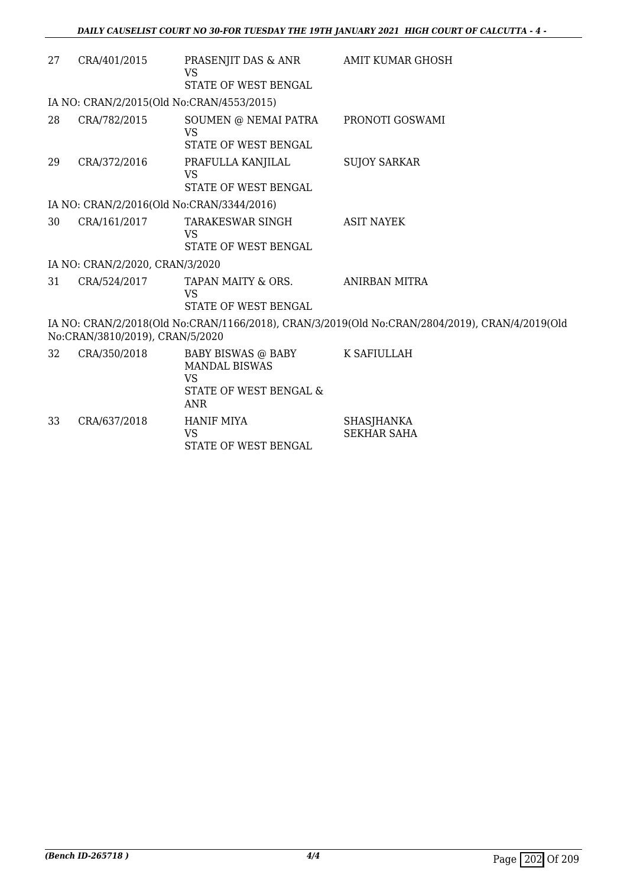| | | | |
|---|---|---|---|
| 27 | CRA/401/2015 | PRASENJIT DAS & ANR<br>VS<br>STATE OF WEST BENGAL | AMIT KUMAR GHOSH |

IA NO: CRAN/2/2015(Old No:CRAN/4553/2015)

| | | | |
|---|---|---|---|
| 28 | CRA/782/2015 | SOUMEN @ NEMAI PATRA<br>VS<br>STATE OF WEST BENGAL | PRONOTI GOSWAMI |
| 29 | CRA/372/2016 | PRAFULLA KANJILAL<br>VS<br>STATE OF WEST BENGAL | SUJOY SARKAR |

IA NO: CRAN/2/2016(Old No:CRAN/3344/2016)

| | | | |
|---|---|---|---|
| 30 | CRA/161/2017 | TARAKESWAR SINGH<br>VS<br>STATE OF WEST BENGAL | ASIT NAYEK |

IA NO: CRAN/2/2020, CRAN/3/2020

| | | | |
|---|---|---|---|
| 31 | CRA/524/2017 | TAPAN MAITY & ORS.<br>VS<br>STATE OF WEST BENGAL | ANIRBAN MITRA |

IA NO: CRAN/2/2018(Old No:CRAN/1166/2018), CRAN/3/2019(Old No:CRAN/2804/2019), CRAN/4/2019(Old No:CRAN/3810/2019), CRAN/5/2020

| | | | |
|---|---|---|---|
| 32 | CRA/350/2018 | BABY BISWAS @ BABY MANDAL BISWAS<br>VS<br>STATE OF WEST BENGAL & ANR | K SAFIULLAH |
| 33 | CRA/637/2018 | HANIF MIYA<br>VS<br>STATE OF WEST BENGAL | SHASJHANKA SEKHAR SAHA |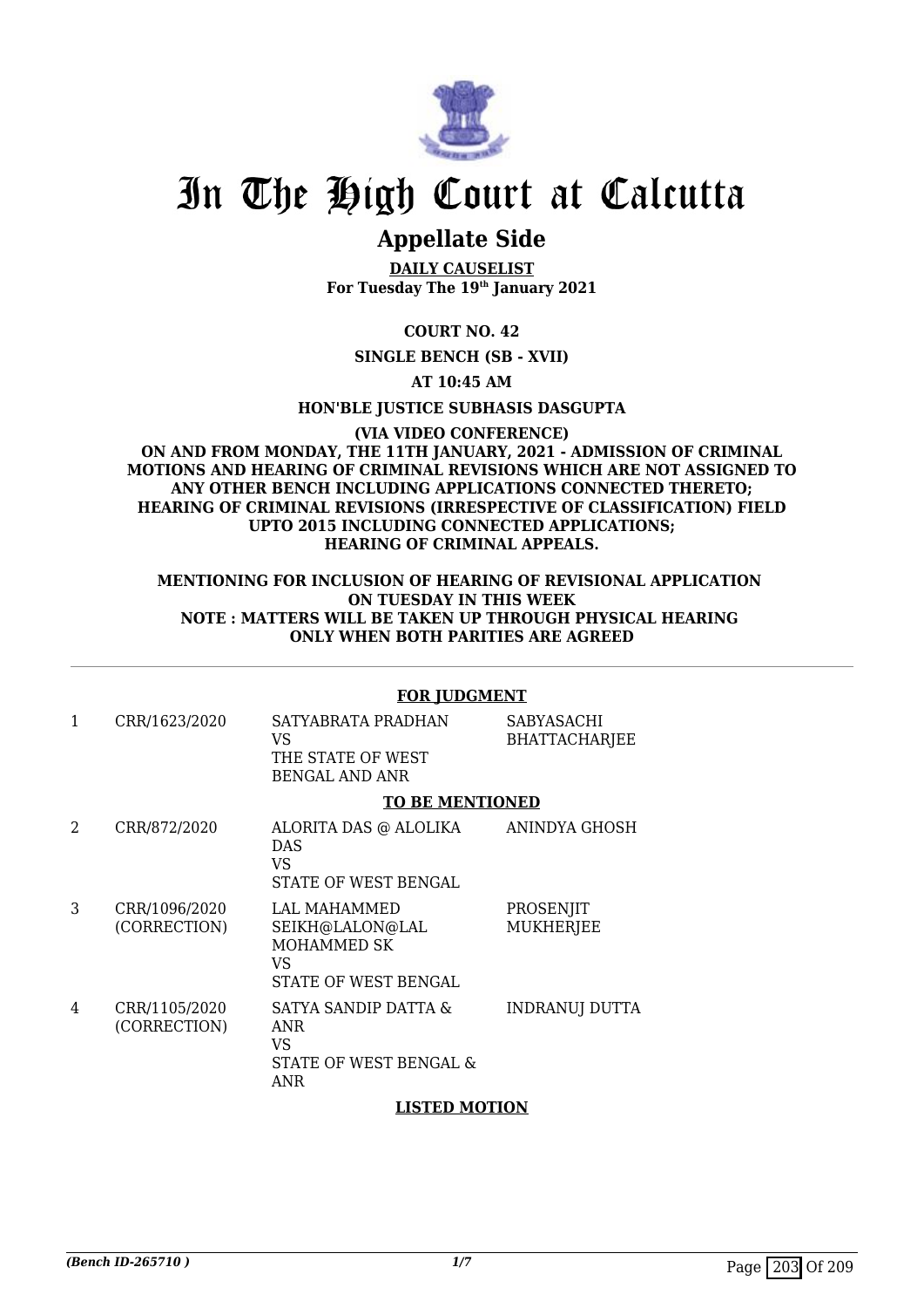# In The High Court at Calcutta

## Appellate Side

**DAILY CAUSELIST**
**For Tuesday The 19th January 2021**

**COURT NO. 42**

**SINGLE BENCH (SB - XVII)**

**AT 10:45 AM**

**HON'BLE JUSTICE SUBHASIS DASGUPTA**

**(VIA VIDEO CONFERENCE)**
**ON AND FROM MONDAY, THE 11TH JANUARY, 2021 - ADMISSION OF CRIMINAL MOTIONS AND HEARING OF CRIMINAL REVISIONS WHICH ARE NOT ASSIGNED TO ANY OTHER BENCH INCLUDING APPLICATIONS CONNECTED THERETO; HEARING OF CRIMINAL REVISIONS (IRRESPECTIVE OF CLASSIFICATION) FIELD UPTO 2015 INCLUDING CONNECTED APPLICATIONS; HEARING OF CRIMINAL APPEALS.**

**MENTIONING FOR INCLUSION OF HEARING OF REVISIONAL APPLICATION ON TUESDAY IN THIS WEEK**
**NOTE : MATTERS WILL BE TAKEN UP THROUGH PHYSICAL HEARING ONLY WHEN BOTH PARITIES ARE AGREED**

**FOR JUDGMENT**

| | | | |
|---|---|---|---|
| 1 | CRR/1623/2020 | SATYABRATA PRADHAN VS THE STATE OF WEST BENGAL AND ANR | SABYASACHI BHATTACHARJEE |

**TO BE MENTIONED**

| | | | |
|---|---|---|---|
| 2 | CRR/872/2020 | ALORITA DAS @ ALOLIKA DAS VS STATE OF WEST BENGAL | ANINDYA GHOSH |
| 3 | CRR/1096/2020 (CORRECTION) | LAL MAHAMMED SEIKH@LALON@LAL MOHAMMED SK VS STATE OF WEST BENGAL | PROSENJIT MUKHERJEE |
| 4 | CRR/1105/2020 (CORRECTION) | SATYA SANDIP DATTA & ANR VS STATE OF WEST BENGAL & ANR | INDRANUJ DUTTA |

**LISTED MOTION**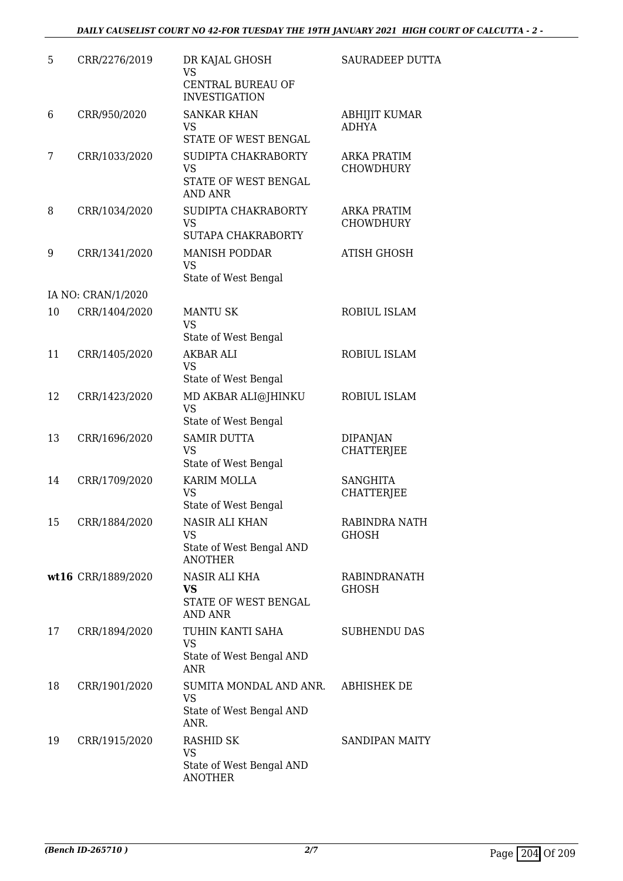| 5 | CRR/2276/2019 | DR KAJAL GHOSH<br>VS<br>CENTRAL BUREAU OF INVESTIGATION | SAURADEEP DUTTA |
|---|---|---|---|
| 6 | CRR/950/2020 | SANKAR KHAN<br>VS<br>STATE OF WEST BENGAL | ABHIJIT KUMAR ADHYA |
| 7 | CRR/1033/2020 | SUDIPTA CHAKRABORTY<br>VS<br>STATE OF WEST BENGAL AND ANR | ARKA PRATIM CHOWDHURY |
| 8 | CRR/1034/2020 | SUDIPTA CHAKRABORTY<br>VS<br>SUTAPA CHAKRABORTY | ARKA PRATIM CHOWDHURY |
| 9 | CRR/1341/2020 | MANISH PODDAR<br>VS<br>State of West Bengal | ATISH GHOSH |
| | IA NO: CRAN/1/2020 | | |
| 10 | CRR/1404/2020 | MANTU SK<br>VS<br>State of West Bengal | ROBIUL ISLAM |
| 11 | CRR/1405/2020 | AKBAR ALI<br>VS<br>State of West Bengal | ROBIUL ISLAM |
| 12 | CRR/1423/2020 | MD AKBAR ALI@JHINKU<br>VS<br>State of West Bengal | ROBIUL ISLAM |
| 13 | CRR/1696/2020 | SAMIR DUTTA<br>VS<br>State of West Bengal | DIPANJAN CHATTERJEE |
| 14 | CRR/1709/2020 | KARIM MOLLA<br>VS<br>State of West Bengal | SANGHITA CHATTERJEE |
| 15 | CRR/1884/2020 | NASIR ALI KHAN<br>VS<br>State of West Bengal AND ANOTHER | RABINDRA NATH GHOSH |
| **wt16** | CRR/1889/2020 | NASIR ALI KHA<br>**VS**<br>STATE OF WEST BENGAL AND ANR | RABINDRANATH GHOSH |
| 17 | CRR/1894/2020 | TUHIN KANTI SAHA<br>VS<br>State of West Bengal AND ANR | SUBHENDU DAS |
| 18 | CRR/1901/2020 | SUMITA MONDAL AND ANR.<br>VS<br>State of West Bengal AND ANR. | ABHISHEK DE |
| 19 | CRR/1915/2020 | RASHID SK<br>VS<br>State of West Bengal AND ANOTHER | SANDIPAN MAITY |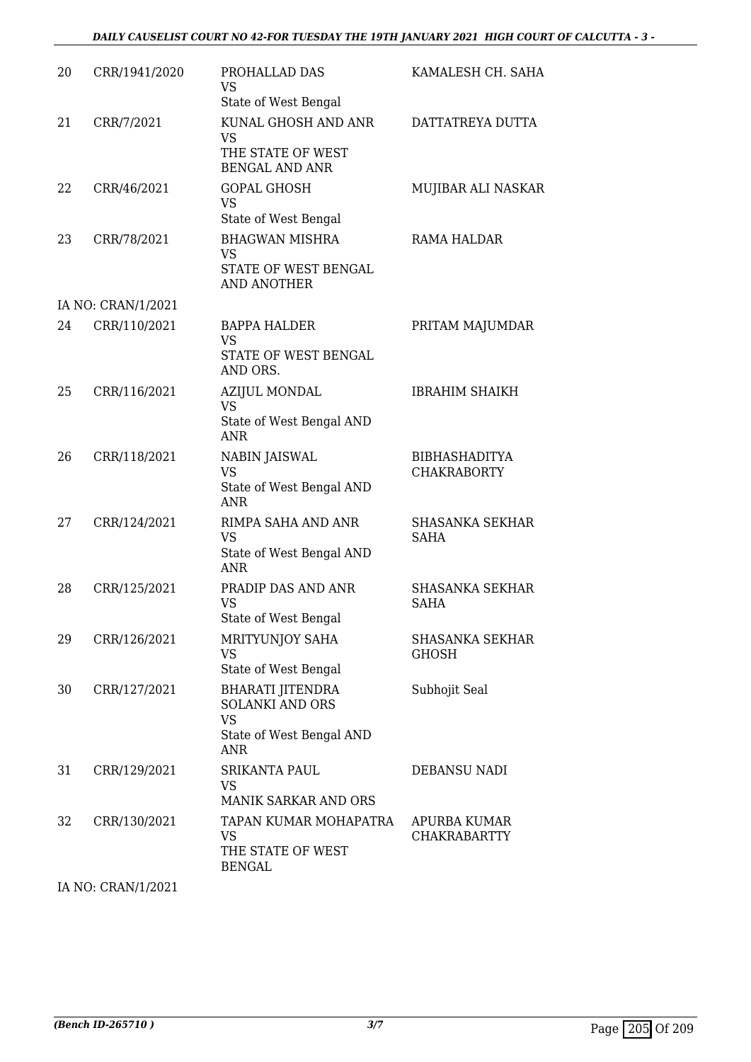| | | | |
|---|---|---|---|
| 20 | CRR/1941/2020 | PROHALLAD DAS<br>VS<br>State of West Bengal | KAMALESH CH. SAHA |
| 21 | CRR/7/2021 | KUNAL GHOSH AND ANR<br>VS<br>THE STATE OF WEST BENGAL AND ANR | DATTATREYA DUTTA |
| 22 | CRR/46/2021 | GOPAL GHOSH<br>VS<br>State of West Bengal | MUJIBAR ALI NASKAR |
| 23 | CRR/78/2021 | BHAGWAN MISHRA<br>VS<br>STATE OF WEST BENGAL AND ANOTHER | RAMA HALDAR |
| | IA NO: CRAN/1/2021 | | |
| 24 | CRR/110/2021 | BAPPA HALDER<br>VS<br>STATE OF WEST BENGAL AND ORS. | PRITAM MAJUMDAR |
| 25 | CRR/116/2021 | AZIJUL MONDAL<br>VS<br>State of West Bengal AND ANR | IBRAHIM SHAIKH |
| 26 | CRR/118/2021 | NABIN JAISWAL<br>VS<br>State of West Bengal AND ANR | BIBHASHADITYA CHAKRABORTY |
| 27 | CRR/124/2021 | RIMPA SAHA AND ANR<br>VS<br>State of West Bengal AND ANR | SHASANKA SEKHAR SAHA |
| 28 | CRR/125/2021 | PRADIP DAS AND ANR<br>VS<br>State of West Bengal | SHASANKA SEKHAR SAHA |
| 29 | CRR/126/2021 | MRITYUNJOY SAHA<br>VS<br>State of West Bengal | SHASANKA SEKHAR GHOSH |
| 30 | CRR/127/2021 | BHARATI JITENDRA SOLANKI AND ORS<br>VS<br>State of West Bengal AND ANR | Subhojit Seal |
| 31 | CRR/129/2021 | SRIKANTA PAUL<br>VS<br>MANIK SARKAR AND ORS | DEBANSU NADI |
| 32 | CRR/130/2021 | TAPAN KUMAR MOHAPATRA<br>VS<br>THE STATE OF WEST BENGAL | APURBA KUMAR CHAKRABARTTY |
| | IA NO: CRAN/1/2021 | | |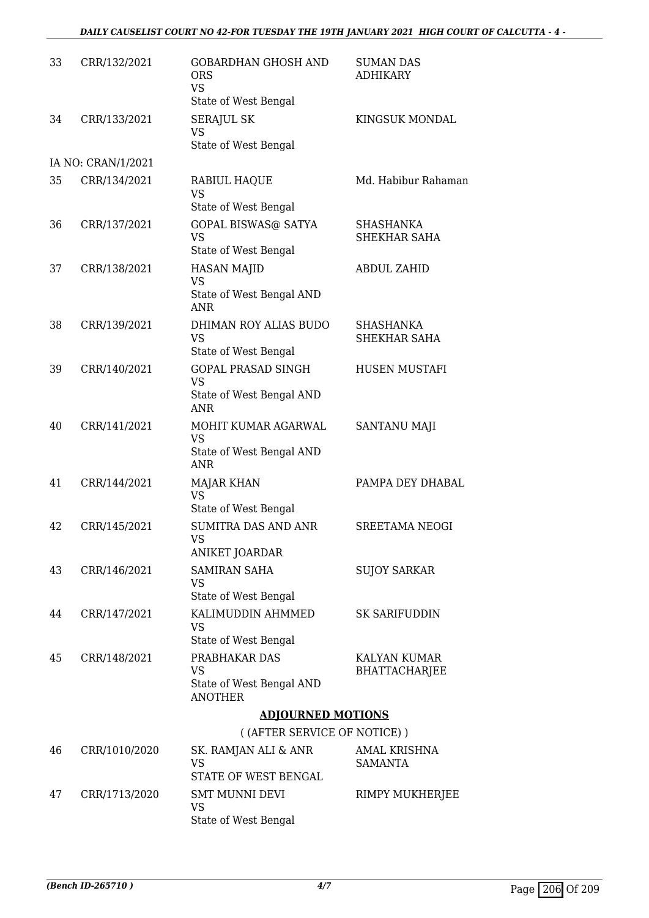| | | | |
|---|---|---|---|
| 33 | CRR/132/2021 | GOBARDHAN GHOSH AND ORS VS State of West Bengal | SUMAN DAS ADHIKARY |
| 34 | CRR/133/2021 | SERAJUL SK VS State of West Bengal | KINGSUK MONDAL |
| | IA NO: CRAN/1/2021 | | |
| 35 | CRR/134/2021 | RABIUL HAQUE VS State of West Bengal | Md. Habibur Rahaman |
| 36 | CRR/137/2021 | GOPAL BISWAS@ SATYA VS State of West Bengal | SHASHANKA SHEKHAR SAHA |
| 37 | CRR/138/2021 | HASAN MAJID VS State of West Bengal AND ANR | ABDUL ZAHID |
| 38 | CRR/139/2021 | DHIMAN ROY ALIAS BUDO VS State of West Bengal | SHASHANKA SHEKHAR SAHA |
| 39 | CRR/140/2021 | GOPAL PRASAD SINGH VS State of West Bengal AND ANR | HUSEN MUSTAFI |
| 40 | CRR/141/2021 | MOHIT KUMAR AGARWAL VS State of West Bengal AND ANR | SANTANU MAJI |
| 41 | CRR/144/2021 | MAJAR KHAN VS State of West Bengal | PAMPA DEY DHABAL |
| 42 | CRR/145/2021 | SUMITRA DAS AND ANR VS ANIKET JOARDAR | SREETAMA NEOGI |
| 43 | CRR/146/2021 | SAMIRAN SAHA VS State of West Bengal | SUJOY SARKAR |
| 44 | CRR/147/2021 | KALIMUDDIN AHMMED VS State of West Bengal | SK SARIFUDDIN |
| 45 | CRR/148/2021 | PRABHAKAR DAS VS State of West Bengal AND ANOTHER | KALYAN KUMAR BHATTACHARJEE |

## ADJOURNED MOTIONS

( (AFTER SERVICE OF NOTICE) )

| | | | |
|---|---|---|---|
| 46 | CRR/1010/2020 | SK. RAMJAN ALI & ANR VS STATE OF WEST BENGAL | AMAL KRISHNA SAMANTA |
| 47 | CRR/1713/2020 | SMT MUNNI DEVI VS State of West Bengal | RIMPY MUKHERJEE |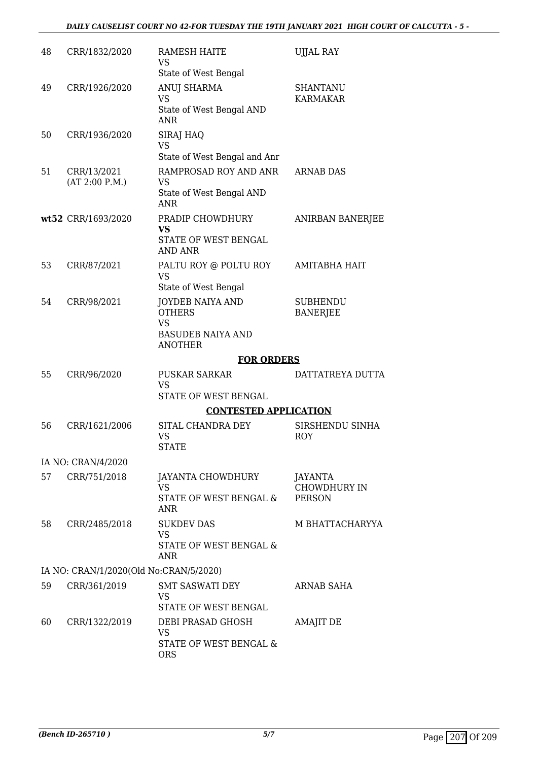| | | | |
|---|---|---|---|
| 48 | CRR/1832/2020 | RAMESH HAITE<br>VS<br>State of West Bengal | UJJAL RAY |
| 49 | CRR/1926/2020 | ANUJ SHARMA<br>VS<br>State of West Bengal AND ANR | SHANTANU KARMAKAR |
| 50 | CRR/1936/2020 | SIRAJ HAQ<br>VS<br>State of West Bengal and Anr | |
| 51 | CRR/13/2021<br>(AT 2:00 P.M.) | RAMPROSAD ROY AND ANR<br>VS<br>State of West Bengal AND ANR | ARNAB DAS |
| **wt52** | CRR/1693/2020 | PRADIP CHOWDHURY<br>**VS**<br>STATE OF WEST BENGAL AND ANR | ANIRBAN BANERJEE |
| 53 | CRR/87/2021 | PALTU ROY @ POLTU ROY<br>VS<br>State of West Bengal | AMITABHA HAIT |
| 54 | CRR/98/2021 | JOYDEB NAIYA AND OTHERS<br>VS<br>BASUDEB NAIYA AND ANOTHER | SUBHENDU BANERJEE |

**FOR ORDERS**

| | | | |
|---|---|---|---|
| 55 | CRR/96/2020 | PUSKAR SARKAR<br>VS<br>STATE OF WEST BENGAL | DATTATREYA DUTTA |

**CONTESTED APPLICATION**

| | | | |
|---|---|---|---|
| 56 | CRR/1621/2006 | SITAL CHANDRA DEY<br>VS<br>STATE | SIRSHENDU SINHA ROY |
| | IA NO: CRAN/4/2020 | | |
| 57 | CRR/751/2018 | JAYANTA CHOWDHURY<br>VS<br>STATE OF WEST BENGAL & ANR | JAYANTA CHOWDHURY IN PERSON |
| 58 | CRR/2485/2018 | SUKDEV DAS<br>VS<br>STATE OF WEST BENGAL & ANR | M BHATTACHARYYA |
| | IA NO: CRAN/1/2020(Old No:CRAN/5/2020) | | |
| 59 | CRR/361/2019 | SMT SASWATI DEY<br>VS<br>STATE OF WEST BENGAL | ARNAB SAHA |
| 60 | CRR/1322/2019 | DEBI PRASAD GHOSH<br>VS<br>STATE OF WEST BENGAL & ORS | AMAJIT DE |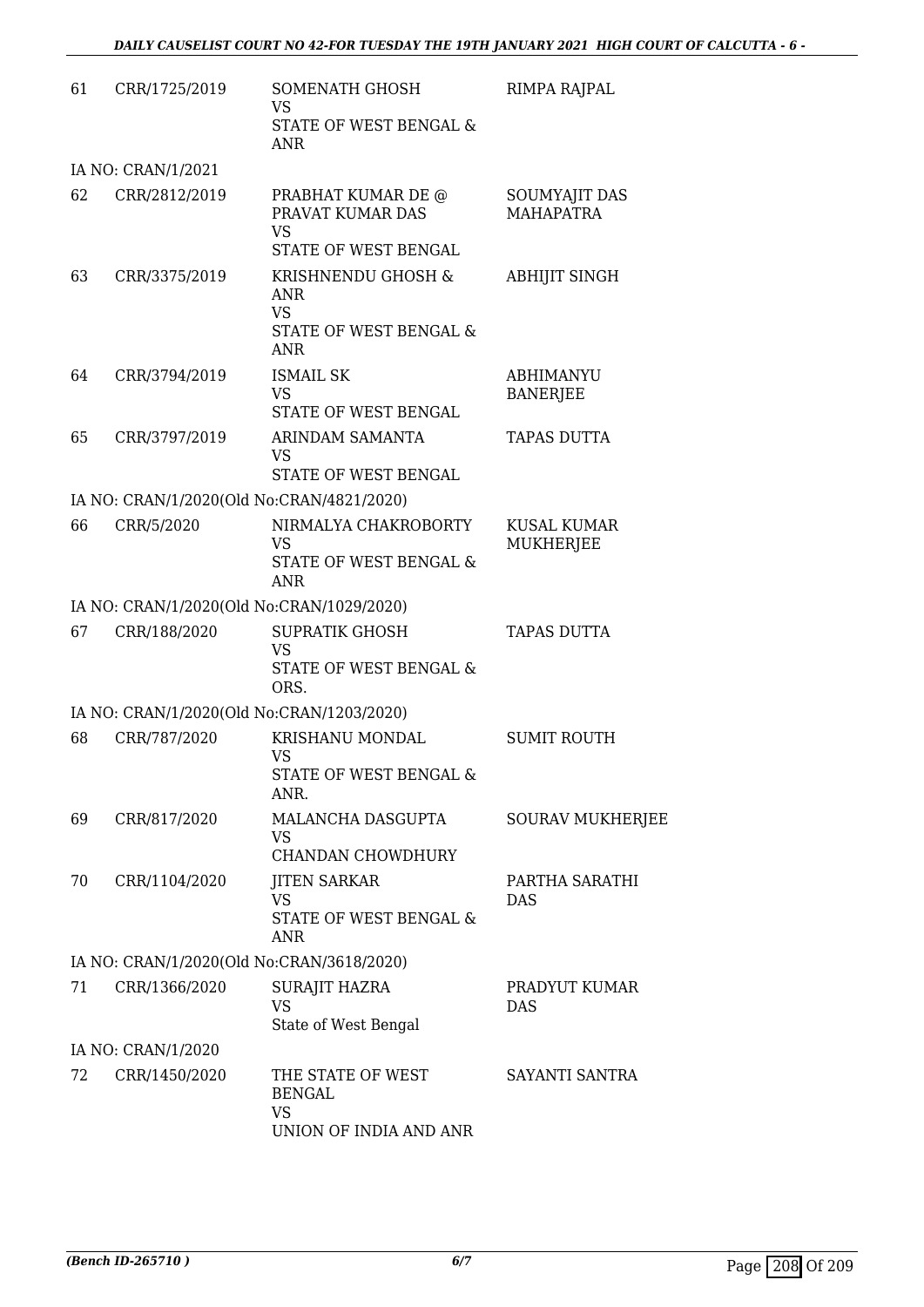| | | | |
|---|---|---|---|
| 61 | CRR/1725/2019 | SOMENATH GHOSH<br>VS<br>STATE OF WEST BENGAL & ANR | RIMPA RAJPAL |
| | IA NO: CRAN/1/2021 | | |
| 62 | CRR/2812/2019 | PRABHAT KUMAR DE @ PRAVAT KUMAR DAS<br>VS<br>STATE OF WEST BENGAL | SOUMYAJIT DAS MAHAPATRA |
| 63 | CRR/3375/2019 | KRISHNENDU GHOSH & ANR<br>VS<br>STATE OF WEST BENGAL & ANR | ABHIJIT SINGH |
| 64 | CRR/3794/2019 | ISMAIL SK<br>VS<br>STATE OF WEST BENGAL | ABHIMANYU BANERJEE |
| 65 | CRR/3797/2019 | ARINDAM SAMANTA<br>VS<br>STATE OF WEST BENGAL | TAPAS DUTTA |
| | IA NO: CRAN/1/2020(Old No:CRAN/4821/2020) | | |
| 66 | CRR/5/2020 | NIRMALYA CHAKROBORTY<br>VS<br>STATE OF WEST BENGAL & ANR | KUSAL KUMAR MUKHERJEE |
| | IA NO: CRAN/1/2020(Old No:CRAN/1029/2020) | | |
| 67 | CRR/188/2020 | SUPRATIK GHOSH<br>VS<br>STATE OF WEST BENGAL & ORS. | TAPAS DUTTA |
| | IA NO: CRAN/1/2020(Old No:CRAN/1203/2020) | | |
| 68 | CRR/787/2020 | KRISHANU MONDAL<br>VS<br>STATE OF WEST BENGAL & ANR. | SUMIT ROUTH |
| 69 | CRR/817/2020 | MALANCHA DASGUPTA<br>VS<br>CHANDAN CHOWDHURY | SOURAV MUKHERJEE |
| 70 | CRR/1104/2020 | JITEN SARKAR<br>VS<br>STATE OF WEST BENGAL & ANR | PARTHA SARATHI DAS |
| | IA NO: CRAN/1/2020(Old No:CRAN/3618/2020) | | |
| 71 | CRR/1366/2020 | SURAJIT HAZRA<br>VS<br>State of West Bengal | PRADYUT KUMAR DAS |
| | IA NO: CRAN/1/2020 | | |
| 72 | CRR/1450/2020 | THE STATE OF WEST BENGAL<br>VS<br>UNION OF INDIA AND ANR | SAYANTI SANTRA |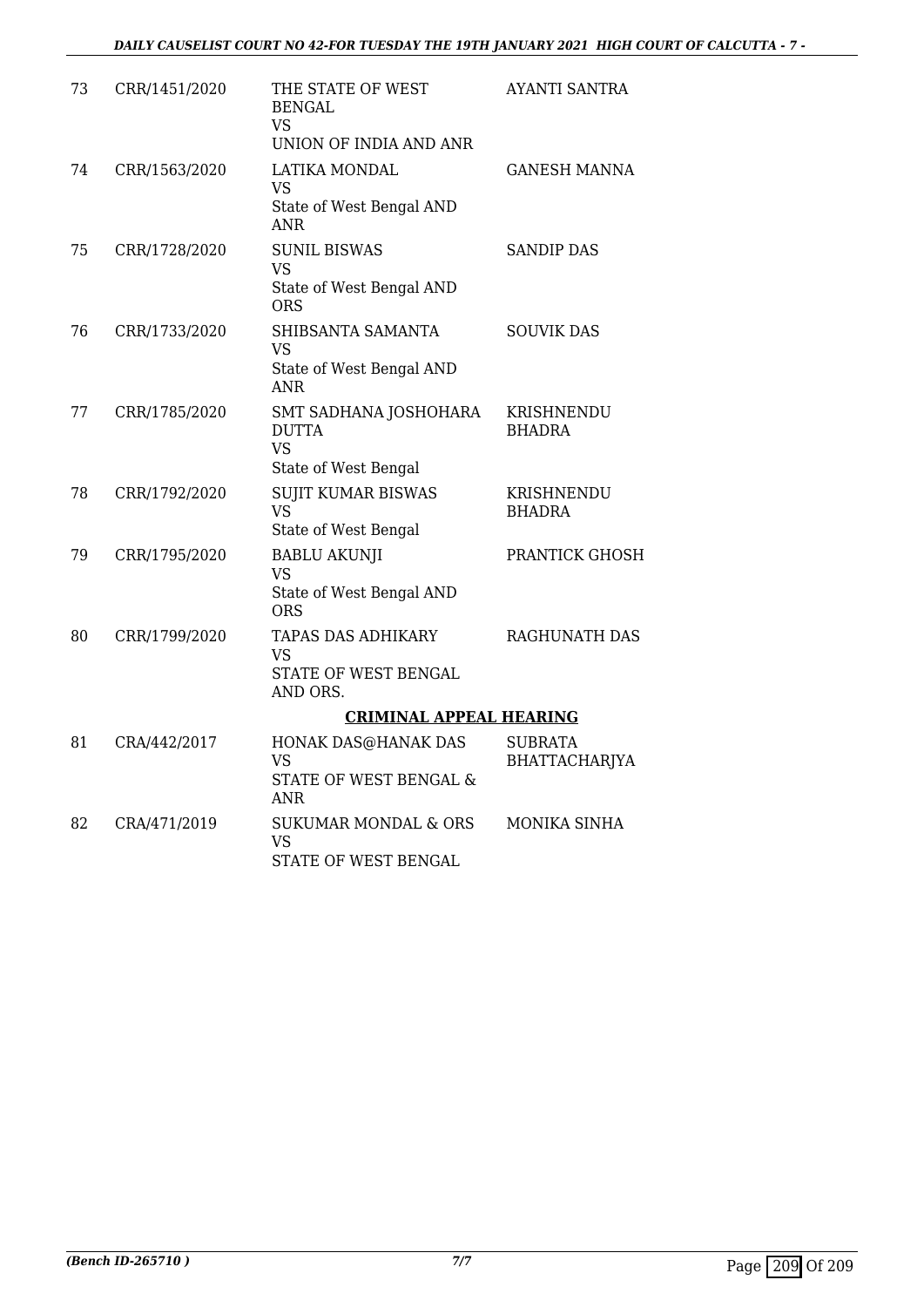| | | | |
|---|---|---|---|
| 73 | CRR/1451/2020 | THE STATE OF WEST BENGAL<br>VS<br>UNION OF INDIA AND ANR | AYANTI SANTRA |
| 74 | CRR/1563/2020 | LATIKA MONDAL<br>VS<br>State of West Bengal AND ANR | GANESH MANNA |
| 75 | CRR/1728/2020 | SUNIL BISWAS<br>VS<br>State of West Bengal AND ORS | SANDIP DAS |
| 76 | CRR/1733/2020 | SHIBSANTA SAMANTA<br>VS<br>State of West Bengal AND ANR | SOUVIK DAS |
| 77 | CRR/1785/2020 | SMT SADHANA JOSHOHARA DUTTA<br>VS<br>State of West Bengal | KRISHNENDU BHADRA |
| 78 | CRR/1792/2020 | SUJIT KUMAR BISWAS<br>VS<br>State of West Bengal | KRISHNENDU BHADRA |
| 79 | CRR/1795/2020 | BABLU AKUNJI<br>VS<br>State of West Bengal AND ORS | PRANTICK GHOSH |
| 80 | CRR/1799/2020 | TAPAS DAS ADHIKARY<br>VS<br>STATE OF WEST BENGAL AND ORS. | RAGHUNATH DAS |

**CRIMINAL APPEAL HEARING**

| | | | |
|---|---|---|---|
| 81 | CRA/442/2017 | HONAK DAS@HANAK DAS<br>VS<br>STATE OF WEST BENGAL & ANR | SUBRATA BHATTACHARJYA |
| 82 | CRA/471/2019 | SUKUMAR MONDAL & ORS<br>VS<br>STATE OF WEST BENGAL | MONIKA SINHA |